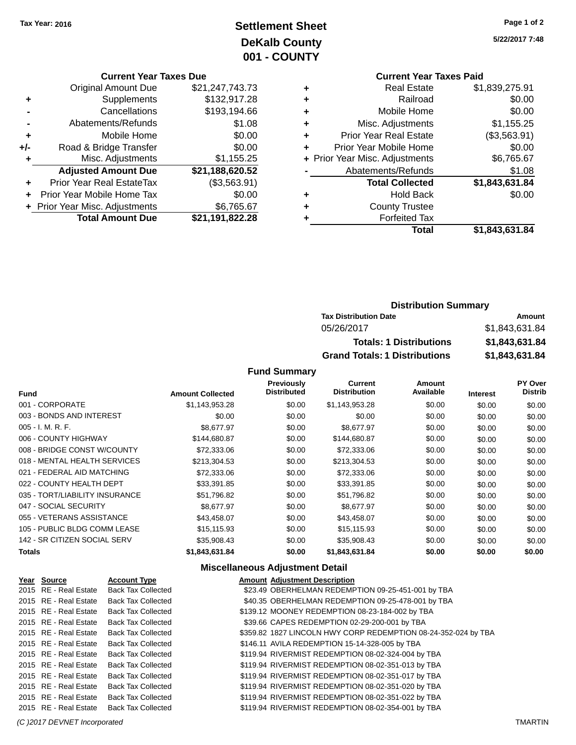Tax Year: 2016

# Settlement Sheet
## DeKalb County
## 001 - COUNTY

5/22/2017 7:48

### Current Year Taxes Due

| | | |
|---|---|---|
| | Original Amount Due | $21,247,743.73 |
| + | Supplements | $132,917.28 |
| - | Cancellations | $193,194.66 |
| - | Abatements/Refunds | $1.08 |
| + | Mobile Home | $0.00 |
| +/- | Road & Bridge Transfer | $0.00 |
| + | Misc. Adjustments | $1,155.25 |
| | **Adjusted Amount Due** | **$21,188,620.52** |
| + | Prior Year Real EstateTax | ($3,563.91) |
| + | Prior Year Mobile Home Tax | $0.00 |
| + | Prior Year Misc. Adjustments | $6,765.67 |
| | **Total Amount Due** | **$21,191,822.28** |

### Current Year Taxes Paid

| | | |
|---|---|---|
| + | Real Estate | $1,839,275.91 |
| + | Railroad | $0.00 |
| + | Mobile Home | $0.00 |
| + | Misc. Adjustments | $1,155.25 |
| + | Prior Year Real Estate | ($3,563.91) |
| + | Prior Year Mobile Home | $0.00 |
| + | Prior Year Misc. Adjustments | $6,765.67 |
| - | Abatements/Refunds | $1.08 |
| | **Total Collected** | **$1,843,631.84** |
| + | Hold Back | $0.00 |
| + | County Trustee | |
| + | Forfeited Tax | |
| | **Total** | **$1,843,631.84** |

### Distribution Summary

| Tax Distribution Date | Amount |
|---|---|
| 05/26/2017 | $1,843,631.84 |
| **Totals: 1 Distributions** | **$1,843,631.84** |
| **Grand Totals: 1 Distributions** | **$1,843,631.84** |

### Fund Summary

| Fund | Amount Collected | Previously Distributed | Current Distribution | Amount Available | Interest | PY Over Distrib |
|---|---|---|---|---|---|---|
| 001 - CORPORATE | $1,143,953.28 | $0.00 | $1,143,953.28 | $0.00 | $0.00 | $0.00 |
| 003 - BONDS AND INTEREST | $0.00 | $0.00 | $0.00 | $0.00 | $0.00 | $0.00 |
| 005 - I. M. R. F. | $8,677.97 | $0.00 | $8,677.97 | $0.00 | $0.00 | $0.00 |
| 006 - COUNTY HIGHWAY | $144,680.87 | $0.00 | $144,680.87 | $0.00 | $0.00 | $0.00 |
| 008 - BRIDGE CONST W/COUNTY | $72,333.06 | $0.00 | $72,333.06 | $0.00 | $0.00 | $0.00 |
| 018 - MENTAL HEALTH SERVICES | $213,304.53 | $0.00 | $213,304.53 | $0.00 | $0.00 | $0.00 |
| 021 - FEDERAL AID MATCHING | $72,333.06 | $0.00 | $72,333.06 | $0.00 | $0.00 | $0.00 |
| 022 - COUNTY HEALTH DEPT | $33,391.85 | $0.00 | $33,391.85 | $0.00 | $0.00 | $0.00 |
| 035 - TORT/LIABILITY INSURANCE | $51,796.82 | $0.00 | $51,796.82 | $0.00 | $0.00 | $0.00 |
| 047 - SOCIAL SECURITY | $8,677.97 | $0.00 | $8,677.97 | $0.00 | $0.00 | $0.00 |
| 055 - VETERANS ASSISTANCE | $43,458.07 | $0.00 | $43,458.07 | $0.00 | $0.00 | $0.00 |
| 105 - PUBLIC BLDG COMM LEASE | $15,115.93 | $0.00 | $15,115.93 | $0.00 | $0.00 | $0.00 |
| 142 - SR CITIZEN SOCIAL SERV | $35,908.43 | $0.00 | $35,908.43 | $0.00 | $0.00 | $0.00 |
| **Totals** | **$1,843,631.84** | **$0.00** | **$1,843,631.84** | **$0.00** | **$0.00** | **$0.00** |

### Miscellaneous Adjustment Detail

| Year | Source | Account Type | Amount | Adjustment Description |
|---|---|---|---|---|
| 2015 | RE - Real Estate | Back Tax Collected | $23.49 | OBERHELMAN REDEMPTION 09-25-451-001 by TBA |
| 2015 | RE - Real Estate | Back Tax Collected | $40.35 | OBERHELMAN REDEMPTION 09-25-478-001 by TBA |
| 2015 | RE - Real Estate | Back Tax Collected | $139.12 | MOONEY REDEMPTION 08-23-184-002 by TBA |
| 2015 | RE - Real Estate | Back Tax Collected | $39.66 | CAPES REDEMPTION 02-29-200-001 by TBA |
| 2015 | RE - Real Estate | Back Tax Collected | $359.82 | 1827 LINCOLN HWY CORP REDEMPTION 08-24-352-024 by TBA |
| 2015 | RE - Real Estate | Back Tax Collected | $146.11 | AVILA REDEMPTION 15-14-328-005 by TBA |
| 2015 | RE - Real Estate | Back Tax Collected | $119.94 | RIVERMIST REDEMPTION 08-02-324-004 by TBA |
| 2015 | RE - Real Estate | Back Tax Collected | $119.94 | RIVERMIST REDEMPTION 08-02-351-013 by TBA |
| 2015 | RE - Real Estate | Back Tax Collected | $119.94 | RIVERMIST REDEMPTION 08-02-351-017 by TBA |
| 2015 | RE - Real Estate | Back Tax Collected | $119.94 | RIVERMIST REDEMPTION 08-02-351-020 by TBA |
| 2015 | RE - Real Estate | Back Tax Collected | $119.94 | RIVERMIST REDEMPTION 08-02-351-022 by TBA |
| 2015 | RE - Real Estate | Back Tax Collected | $119.94 | RIVERMIST REDEMPTION 08-02-354-001 by TBA |

(C )2017 DEVNET Incorporated TMARTIN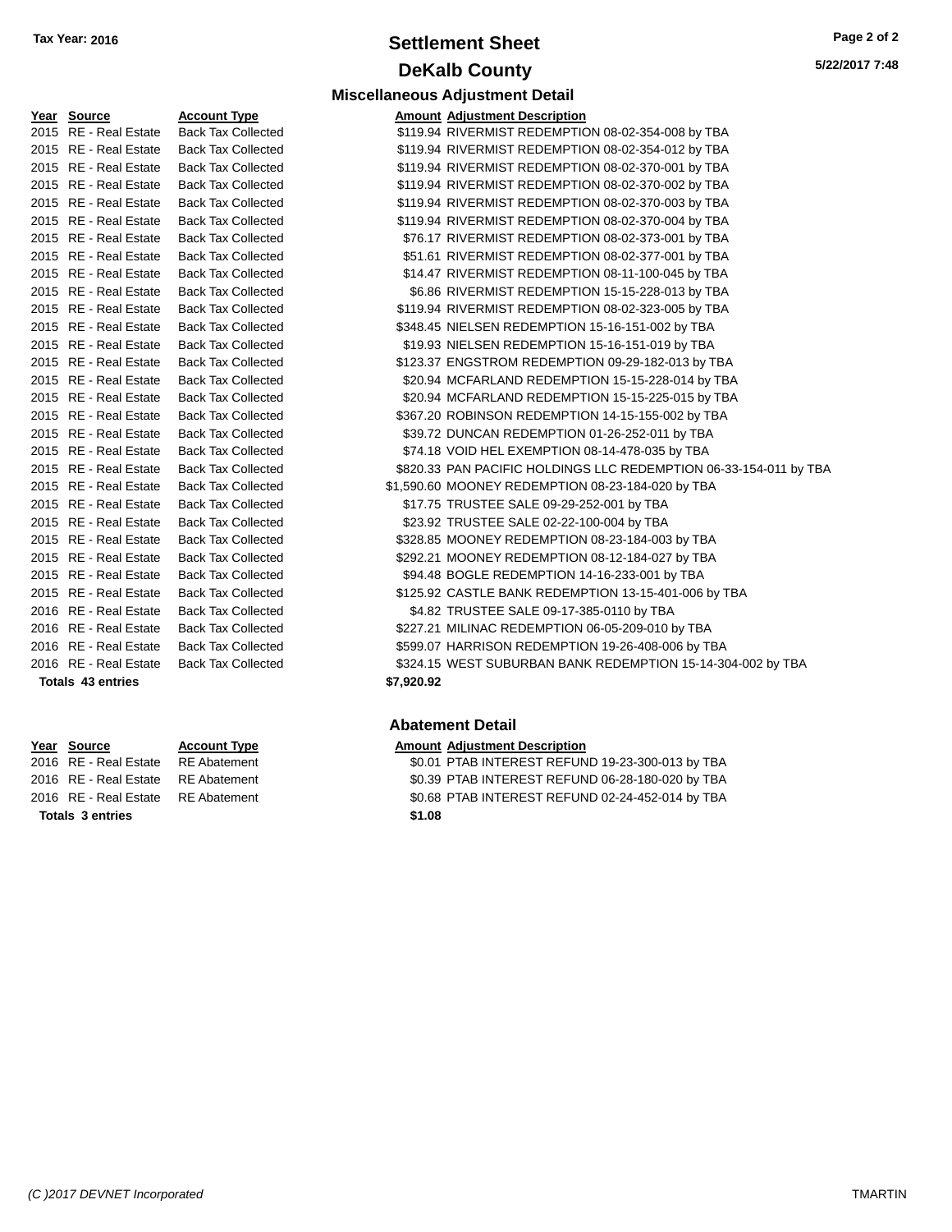# Settlement Sheet

## DeKalb County

Tax Year: 2016

5/22/2017 7:48

### Miscellaneous Adjustment Detail

| Year | Source | Account Type | Amount | Adjustment Description |
|---|---|---|---|---|
| 2015 | RE - Real Estate | Back Tax Collected | $119.94 | RIVERMIST REDEMPTION 08-02-354-008 by TBA |
| 2015 | RE - Real Estate | Back Tax Collected | $119.94 | RIVERMIST REDEMPTION 08-02-354-012 by TBA |
| 2015 | RE - Real Estate | Back Tax Collected | $119.94 | RIVERMIST REDEMPTION 08-02-370-001 by TBA |
| 2015 | RE - Real Estate | Back Tax Collected | $119.94 | RIVERMIST REDEMPTION 08-02-370-002 by TBA |
| 2015 | RE - Real Estate | Back Tax Collected | $119.94 | RIVERMIST REDEMPTION 08-02-370-003 by TBA |
| 2015 | RE - Real Estate | Back Tax Collected | $119.94 | RIVERMIST REDEMPTION 08-02-370-004 by TBA |
| 2015 | RE - Real Estate | Back Tax Collected | $76.17 | RIVERMIST REDEMPTION 08-02-373-001 by TBA |
| 2015 | RE - Real Estate | Back Tax Collected | $51.61 | RIVERMIST REDEMPTION 08-02-377-001 by TBA |
| 2015 | RE - Real Estate | Back Tax Collected | $14.47 | RIVERMIST REDEMPTION 08-11-100-045 by TBA |
| 2015 | RE - Real Estate | Back Tax Collected | $6.86 | RIVERMIST REDEMPTION 15-15-228-013 by TBA |
| 2015 | RE - Real Estate | Back Tax Collected | $119.94 | RIVERMIST REDEMPTION 08-02-323-005 by TBA |
| 2015 | RE - Real Estate | Back Tax Collected | $348.45 | NIELSEN REDEMPTION 15-16-151-002 by TBA |
| 2015 | RE - Real Estate | Back Tax Collected | $19.93 | NIELSEN REDEMPTION 15-16-151-019 by TBA |
| 2015 | RE - Real Estate | Back Tax Collected | $123.37 | ENGSTROM REDEMPTION 09-29-182-013 by TBA |
| 2015 | RE - Real Estate | Back Tax Collected | $20.94 | MCFARLAND REDEMPTION 15-15-228-014 by TBA |
| 2015 | RE - Real Estate | Back Tax Collected | $20.94 | MCFARLAND REDEMPTION 15-15-225-015 by TBA |
| 2015 | RE - Real Estate | Back Tax Collected | $367.20 | ROBINSON REDEMPTION 14-15-155-002 by TBA |
| 2015 | RE - Real Estate | Back Tax Collected | $39.72 | DUNCAN REDEMPTION 01-26-252-011 by TBA |
| 2015 | RE - Real Estate | Back Tax Collected | $74.18 | VOID HEL EXEMPTION 08-14-478-035 by TBA |
| 2015 | RE - Real Estate | Back Tax Collected | $820.33 | PAN PACIFIC HOLDINGS LLC REDEMPTION 06-33-154-011 by TBA |
| 2015 | RE - Real Estate | Back Tax Collected | $1,590.60 | MOONEY REDEMPTION 08-23-184-020 by TBA |
| 2015 | RE - Real Estate | Back Tax Collected | $17.75 | TRUSTEE SALE 09-29-252-001 by TBA |
| 2015 | RE - Real Estate | Back Tax Collected | $23.92 | TRUSTEE SALE 02-22-100-004 by TBA |
| 2015 | RE - Real Estate | Back Tax Collected | $328.85 | MOONEY REDEMPTION 08-23-184-003 by TBA |
| 2015 | RE - Real Estate | Back Tax Collected | $292.21 | MOONEY REDEMPTION 08-12-184-027 by TBA |
| 2015 | RE - Real Estate | Back Tax Collected | $94.48 | BOGLE REDEMPTION 14-16-233-001 by TBA |
| 2015 | RE - Real Estate | Back Tax Collected | $125.92 | CASTLE BANK REDEMPTION 13-15-401-006 by TBA |
| 2016 | RE - Real Estate | Back Tax Collected | $4.82 | TRUSTEE SALE 09-17-385-0110 by TBA |
| 2016 | RE - Real Estate | Back Tax Collected | $227.21 | MILINAC REDEMPTION 06-05-209-010 by TBA |
| 2016 | RE - Real Estate | Back Tax Collected | $599.07 | HARRISON REDEMPTION 19-26-408-006 by TBA |
| 2016 | RE - Real Estate | Back Tax Collected | $324.15 | WEST SUBURBAN BANK REDEMPTION 15-14-304-002 by TBA |
| **Totals 43 entries** | | | **$7,920.92** | |

### Abatement Detail

| Year | Source | Account Type | Amount | Adjustment Description |
|---|---|---|---|---|
| 2016 | RE - Real Estate | RE Abatement | $0.01 | PTAB INTEREST REFUND 19-23-300-013 by TBA |
| 2016 | RE - Real Estate | RE Abatement | $0.39 | PTAB INTEREST REFUND 06-28-180-020 by TBA |
| 2016 | RE - Real Estate | RE Abatement | $0.68 | PTAB INTEREST REFUND 02-24-452-014 by TBA |
| **Totals 3 entries** | | | **$1.08** | |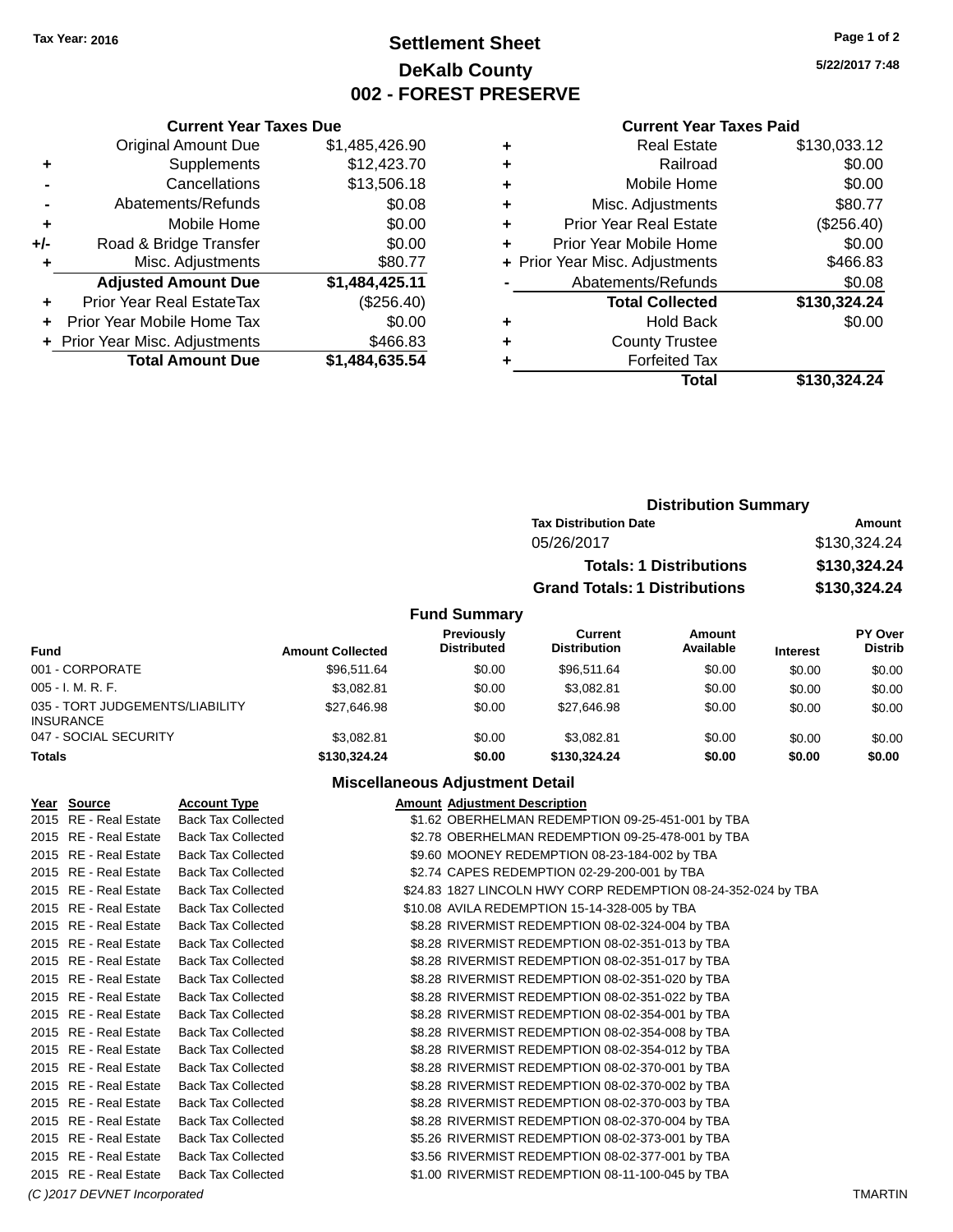Tax Year: 2016

# Settlement Sheet
## DeKalb County
## 002 - FOREST PRESERVE

5/22/2017 7:48

### Current Year Taxes Due

| | | |
|---|---|---|
| | Original Amount Due | $1,485,426.90 |
| + | Supplements | $12,423.70 |
| - | Cancellations | $13,506.18 |
| - | Abatements/Refunds | $0.08 |
| + | Mobile Home | $0.00 |
| +/- | Road & Bridge Transfer | $0.00 |
| + | Misc. Adjustments | $80.77 |
| | **Adjusted Amount Due** | **$1,484,425.11** |
| + | Prior Year Real EstateTax | ($256.40) |
| + | Prior Year Mobile Home Tax | $0.00 |
| + | Prior Year Misc. Adjustments | $466.83 |
| | **Total Amount Due** | **$1,484,635.54** |

### Current Year Taxes Paid

| | | |
|---|---|---|
| + | Real Estate | $130,033.12 |
| + | Railroad | $0.00 |
| + | Mobile Home | $0.00 |
| + | Misc. Adjustments | $80.77 |
| + | Prior Year Real Estate | ($256.40) |
| + | Prior Year Mobile Home | $0.00 |
| + | Prior Year Misc. Adjustments | $466.83 |
| - | Abatements/Refunds | $0.08 |
| | **Total Collected** | **$130,324.24** |
| + | Hold Back | $0.00 |
| + | County Trustee | |
| + | Forfeited Tax | |
| | **Total** | **$130,324.24** |

### Distribution Summary

| Tax Distribution Date | Amount |
|---|---|
| 05/26/2017 | $130,324.24 |
| **Totals: 1 Distributions** | **$130,324.24** |
| **Grand Totals: 1 Distributions** | **$130,324.24** |

### Fund Summary

| Fund | Amount Collected | Previously Distributed | Current Distribution | Amount Available | Interest | PY Over Distrib |
|---|---|---|---|---|---|---|
| 001 - CORPORATE | $96,511.64 | $0.00 | $96,511.64 | $0.00 | $0.00 | $0.00 |
| 005 - I. M. R. F. | $3,082.81 | $0.00 | $3,082.81 | $0.00 | $0.00 | $0.00 |
| 035 - TORT JUDGEMENTS/LIABILITY INSURANCE | $27,646.98 | $0.00 | $27,646.98 | $0.00 | $0.00 | $0.00 |
| 047 - SOCIAL SECURITY | $3,082.81 | $0.00 | $3,082.81 | $0.00 | $0.00 | $0.00 |
| **Totals** | **$130,324.24** | **$0.00** | **$130,324.24** | **$0.00** | **$0.00** | **$0.00** |

### Miscellaneous Adjustment Detail

| Year | Source | Account Type | Amount | Adjustment Description |
|---|---|---|---|---|
| 2015 | RE - Real Estate | Back Tax Collected | $1.62 | OBERHELMAN REDEMPTION 09-25-451-001 by TBA |
| 2015 | RE - Real Estate | Back Tax Collected | $2.78 | OBERHELMAN REDEMPTION 09-25-478-001 by TBA |
| 2015 | RE - Real Estate | Back Tax Collected | $9.60 | MOONEY REDEMPTION 08-23-184-002 by TBA |
| 2015 | RE - Real Estate | Back Tax Collected | $2.74 | CAPES REDEMPTION 02-29-200-001 by TBA |
| 2015 | RE - Real Estate | Back Tax Collected | $24.83 | 1827 LINCOLN HWY CORP REDEMPTION 08-24-352-024 by TBA |
| 2015 | RE - Real Estate | Back Tax Collected | $10.08 | AVILA REDEMPTION 15-14-328-005 by TBA |
| 2015 | RE - Real Estate | Back Tax Collected | $8.28 | RIVERMIST REDEMPTION 08-02-324-004 by TBA |
| 2015 | RE - Real Estate | Back Tax Collected | $8.28 | RIVERMIST REDEMPTION 08-02-351-013 by TBA |
| 2015 | RE - Real Estate | Back Tax Collected | $8.28 | RIVERMIST REDEMPTION 08-02-351-017 by TBA |
| 2015 | RE - Real Estate | Back Tax Collected | $8.28 | RIVERMIST REDEMPTION 08-02-351-020 by TBA |
| 2015 | RE - Real Estate | Back Tax Collected | $8.28 | RIVERMIST REDEMPTION 08-02-351-022 by TBA |
| 2015 | RE - Real Estate | Back Tax Collected | $8.28 | RIVERMIST REDEMPTION 08-02-354-001 by TBA |
| 2015 | RE - Real Estate | Back Tax Collected | $8.28 | RIVERMIST REDEMPTION 08-02-354-008 by TBA |
| 2015 | RE - Real Estate | Back Tax Collected | $8.28 | RIVERMIST REDEMPTION 08-02-354-012 by TBA |
| 2015 | RE - Real Estate | Back Tax Collected | $8.28 | RIVERMIST REDEMPTION 08-02-370-001 by TBA |
| 2015 | RE - Real Estate | Back Tax Collected | $8.28 | RIVERMIST REDEMPTION 08-02-370-002 by TBA |
| 2015 | RE - Real Estate | Back Tax Collected | $8.28 | RIVERMIST REDEMPTION 08-02-370-003 by TBA |
| 2015 | RE - Real Estate | Back Tax Collected | $8.28 | RIVERMIST REDEMPTION 08-02-370-004 by TBA |
| 2015 | RE - Real Estate | Back Tax Collected | $5.26 | RIVERMIST REDEMPTION 08-02-373-001 by TBA |
| 2015 | RE - Real Estate | Back Tax Collected | $3.56 | RIVERMIST REDEMPTION 08-02-377-001 by TBA |
| 2015 | RE - Real Estate | Back Tax Collected | $1.00 | RIVERMIST REDEMPTION 08-11-100-045 by TBA |

(C )2017 DEVNET Incorporated — TMARTIN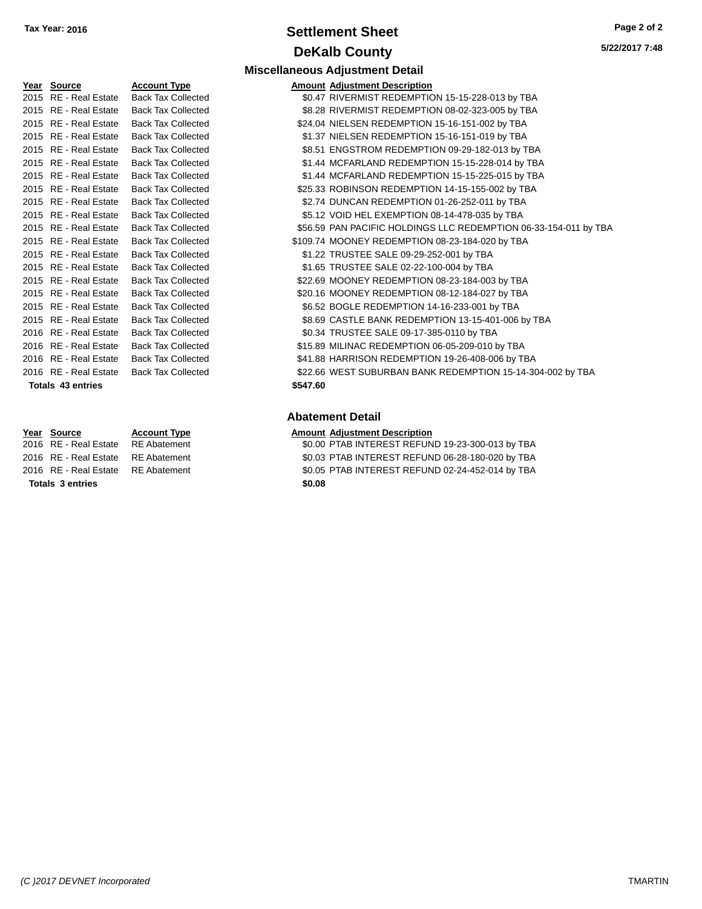Tax Year: 2016

# Settlement Sheet

## DeKalb County

### Miscellaneous Adjustment Detail

| Year | Source | Account Type | Amount | Adjustment Description |
|---|---|---|---|---|
| 2015 | RE - Real Estate | Back Tax Collected | $0.47 | RIVERMIST REDEMPTION 15-15-228-013 by TBA |
| 2015 | RE - Real Estate | Back Tax Collected | $8.28 | RIVERMIST REDEMPTION 08-02-323-005 by TBA |
| 2015 | RE - Real Estate | Back Tax Collected | $24.04 | NIELSEN REDEMPTION 15-16-151-002 by TBA |
| 2015 | RE - Real Estate | Back Tax Collected | $1.37 | NIELSEN REDEMPTION 15-16-151-019 by TBA |
| 2015 | RE - Real Estate | Back Tax Collected | $8.51 | ENGSTROM REDEMPTION 09-29-182-013 by TBA |
| 2015 | RE - Real Estate | Back Tax Collected | $1.44 | MCFARLAND REDEMPTION 15-15-228-014 by TBA |
| 2015 | RE - Real Estate | Back Tax Collected | $1.44 | MCFARLAND REDEMPTION 15-15-225-015 by TBA |
| 2015 | RE - Real Estate | Back Tax Collected | $25.33 | ROBINSON REDEMPTION 14-15-155-002 by TBA |
| 2015 | RE - Real Estate | Back Tax Collected | $2.74 | DUNCAN REDEMPTION 01-26-252-011 by TBA |
| 2015 | RE - Real Estate | Back Tax Collected | $5.12 | VOID HEL EXEMPTION 08-14-478-035 by TBA |
| 2015 | RE - Real Estate | Back Tax Collected | $56.59 | PAN PACIFIC HOLDINGS LLC REDEMPTION 06-33-154-011 by TBA |
| 2015 | RE - Real Estate | Back Tax Collected | $109.74 | MOONEY REDEMPTION 08-23-184-020 by TBA |
| 2015 | RE - Real Estate | Back Tax Collected | $1.22 | TRUSTEE SALE 09-29-252-001 by TBA |
| 2015 | RE - Real Estate | Back Tax Collected | $1.65 | TRUSTEE SALE 02-22-100-004 by TBA |
| 2015 | RE - Real Estate | Back Tax Collected | $22.69 | MOONEY REDEMPTION 08-23-184-003 by TBA |
| 2015 | RE - Real Estate | Back Tax Collected | $20.16 | MOONEY REDEMPTION 08-12-184-027 by TBA |
| 2015 | RE - Real Estate | Back Tax Collected | $6.52 | BOGLE REDEMPTION 14-16-233-001 by TBA |
| 2015 | RE - Real Estate | Back Tax Collected | $8.69 | CASTLE BANK REDEMPTION 13-15-401-006 by TBA |
| 2016 | RE - Real Estate | Back Tax Collected | $0.34 | TRUSTEE SALE 09-17-385-0110 by TBA |
| 2016 | RE - Real Estate | Back Tax Collected | $15.89 | MILINAC REDEMPTION 06-05-209-010 by TBA |
| 2016 | RE - Real Estate | Back Tax Collected | $41.88 | HARRISON REDEMPTION 19-26-408-006 by TBA |
| 2016 | RE - Real Estate | Back Tax Collected | $22.66 | WEST SUBURBAN BANK REDEMPTION 15-14-304-002 by TBA |
| **Totals 43 entries** | | | **$547.60** | |

### Abatement Detail

| Year | Source | Account Type | Amount | Adjustment Description |
|---|---|---|---|---|
| 2016 | RE - Real Estate | RE Abatement | $0.00 | PTAB INTEREST REFUND 19-23-300-013 by TBA |
| 2016 | RE - Real Estate | RE Abatement | $0.03 | PTAB INTEREST REFUND 06-28-180-020 by TBA |
| 2016 | RE - Real Estate | RE Abatement | $0.05 | PTAB INTEREST REFUND 02-24-452-014 by TBA |
| **Totals 3 entries** | | | **$0.08** | |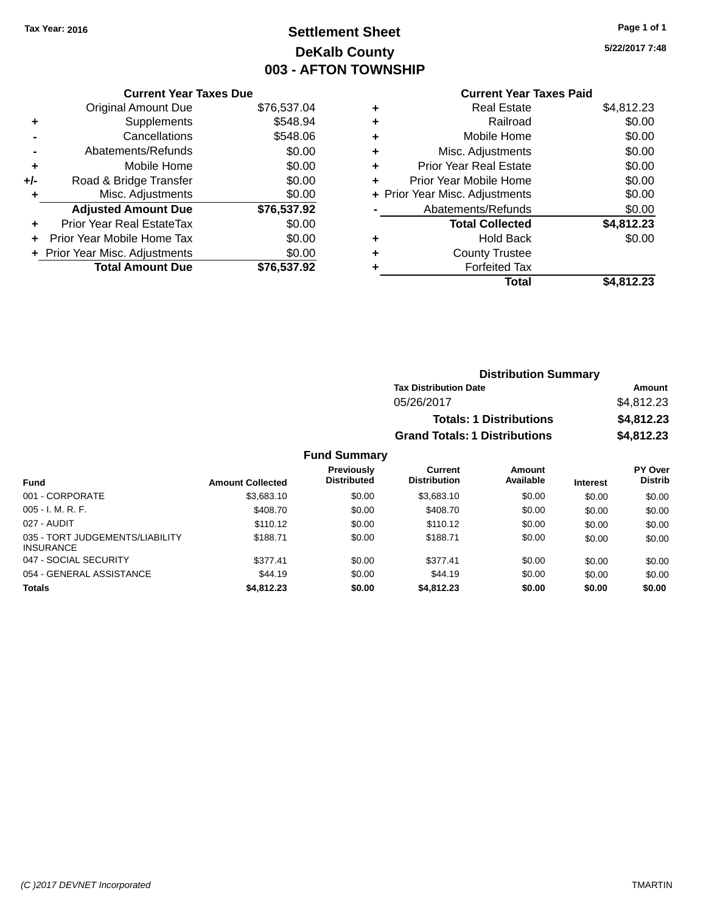**Tax Year: 2016**

# Settlement Sheet
## DeKalb County
## 003 - AFTON TOWNSHIP

5/22/2017 7:48

### Current Year Taxes Due

| | | |
|---|---|---|
| | Original Amount Due | $76,537.04 |
| + | Supplements | $548.94 |
| - | Cancellations | $548.06 |
| - | Abatements/Refunds | $0.00 |
| + | Mobile Home | $0.00 |
| +/- | Road & Bridge Transfer | $0.00 |
| + | Misc. Adjustments | $0.00 |
| | **Adjusted Amount Due** | **$76,537.92** |
| + | Prior Year Real EstateTax | $0.00 |
| + | Prior Year Mobile Home Tax | $0.00 |
| + | Prior Year Misc. Adjustments | $0.00 |
| | **Total Amount Due** | **$76,537.92** |

### Current Year Taxes Paid

| | | |
|---|---|---|
| + | Real Estate | $4,812.23 |
| + | Railroad | $0.00 |
| + | Mobile Home | $0.00 |
| + | Misc. Adjustments | $0.00 |
| + | Prior Year Real Estate | $0.00 |
| + | Prior Year Mobile Home | $0.00 |
| + | Prior Year Misc. Adjustments | $0.00 |
| - | Abatements/Refunds | $0.00 |
| | **Total Collected** | **$4,812.23** |
| + | Hold Back | $0.00 |
| + | County Trustee | |
| + | Forfeited Tax | |
| | **Total** | **$4,812.23** |

### Distribution Summary

| Tax Distribution Date | Amount |
|---|---|
| 05/26/2017 | $4,812.23 |
| **Totals: 1 Distributions** | **$4,812.23** |
| **Grand Totals: 1 Distributions** | **$4,812.23** |

### Fund Summary

| Fund | Amount Collected | Previously Distributed | Current Distribution | Amount Available | Interest | PY Over Distrib |
|---|---|---|---|---|---|---|
| 001 - CORPORATE | $3,683.10 | $0.00 | $3,683.10 | $0.00 | $0.00 | $0.00 |
| 005 - I. M. R. F. | $408.70 | $0.00 | $408.70 | $0.00 | $0.00 | $0.00 |
| 027 - AUDIT | $110.12 | $0.00 | $110.12 | $0.00 | $0.00 | $0.00 |
| 035 - TORT JUDGEMENTS/LIABILITY INSURANCE | $188.71 | $0.00 | $188.71 | $0.00 | $0.00 | $0.00 |
| 047 - SOCIAL SECURITY | $377.41 | $0.00 | $377.41 | $0.00 | $0.00 | $0.00 |
| 054 - GENERAL ASSISTANCE | $44.19 | $0.00 | $44.19 | $0.00 | $0.00 | $0.00 |
| **Totals** | **$4,812.23** | **$0.00** | **$4,812.23** | **$0.00** | **$0.00** | **$0.00** |

(C )2017 DEVNET Incorporated TMARTIN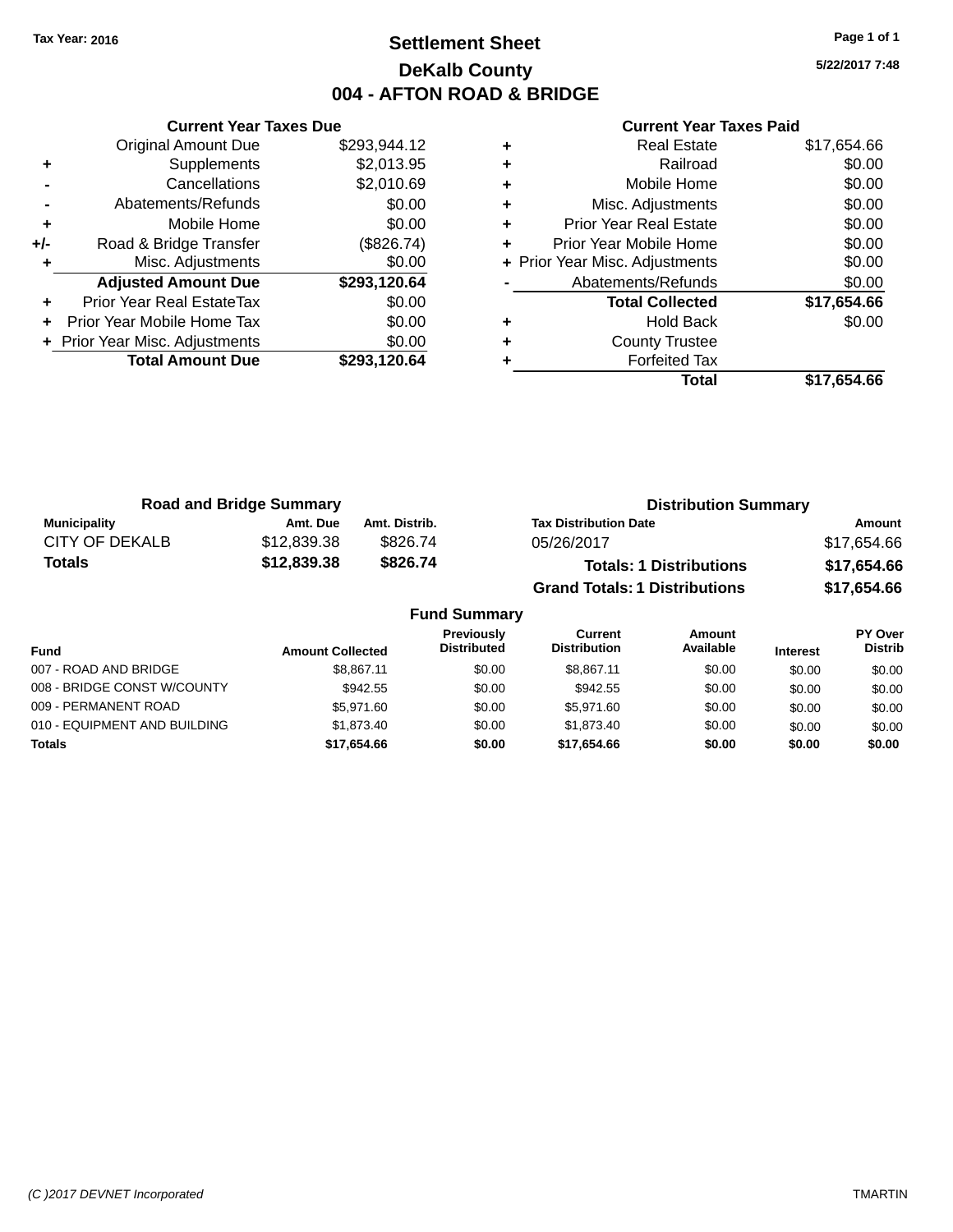**Tax Year: 2016**

# Settlement Sheet
## DeKalb County
## 004 - AFTON ROAD & BRIDGE

5/22/2017 7:48

### Current Year Taxes Due

| | | |
|---|---|---|
| | Original Amount Due | $293,944.12 |
| + | Supplements | $2,013.95 |
| - | Cancellations | $2,010.69 |
| - | Abatements/Refunds | $0.00 |
| + | Mobile Home | $0.00 |
| +/- | Road & Bridge Transfer | ($826.74) |
| + | Misc. Adjustments | $0.00 |
| | **Adjusted Amount Due** | **$293,120.64** |
| + | Prior Year Real EstateTax | $0.00 |
| + | Prior Year Mobile Home Tax | $0.00 |
| + | Prior Year Misc. Adjustments | $0.00 |
| | **Total Amount Due** | **$293,120.64** |

### Current Year Taxes Paid

| | | |
|---|---|---|
| + | Real Estate | $17,654.66 |
| + | Railroad | $0.00 |
| + | Mobile Home | $0.00 |
| + | Misc. Adjustments | $0.00 |
| + | Prior Year Real Estate | $0.00 |
| + | Prior Year Mobile Home | $0.00 |
| + | Prior Year Misc. Adjustments | $0.00 |
| - | Abatements/Refunds | $0.00 |
| | **Total Collected** | **$17,654.66** |
| + | Hold Back | $0.00 |
| + | County Trustee | |
| + | Forfeited Tax | |
| | **Total** | **$17,654.66** |

### Road and Bridge Summary

| Municipality | Amt. Due | Amt. Distrib. |
|---|---|---|
| CITY OF DEKALB | $12,839.38 | $826.74 |
| **Totals** | **$12,839.38** | **$826.74** |

### Distribution Summary

| Tax Distribution Date | Amount |
|---|---|
| 05/26/2017 | $17,654.66 |
| **Totals: 1 Distributions** | **$17,654.66** |
| **Grand Totals: 1 Distributions** | **$17,654.66** |

### Fund Summary

| Fund | Amount Collected | Previously Distributed | Current Distribution | Amount Available | Interest | PY Over Distrib |
|---|---|---|---|---|---|---|
| 007 - ROAD AND BRIDGE | $8,867.11 | $0.00 | $8,867.11 | $0.00 | $0.00 | $0.00 |
| 008 - BRIDGE CONST W/COUNTY | $942.55 | $0.00 | $942.55 | $0.00 | $0.00 | $0.00 |
| 009 - PERMANENT ROAD | $5,971.60 | $0.00 | $5,971.60 | $0.00 | $0.00 | $0.00 |
| 010 - EQUIPMENT AND BUILDING | $1,873.40 | $0.00 | $1,873.40 | $0.00 | $0.00 | $0.00 |
| **Totals** | **$17,654.66** | **$0.00** | **$17,654.66** | **$0.00** | **$0.00** | **$0.00** |

(C )2017 DEVNET Incorporated TMARTIN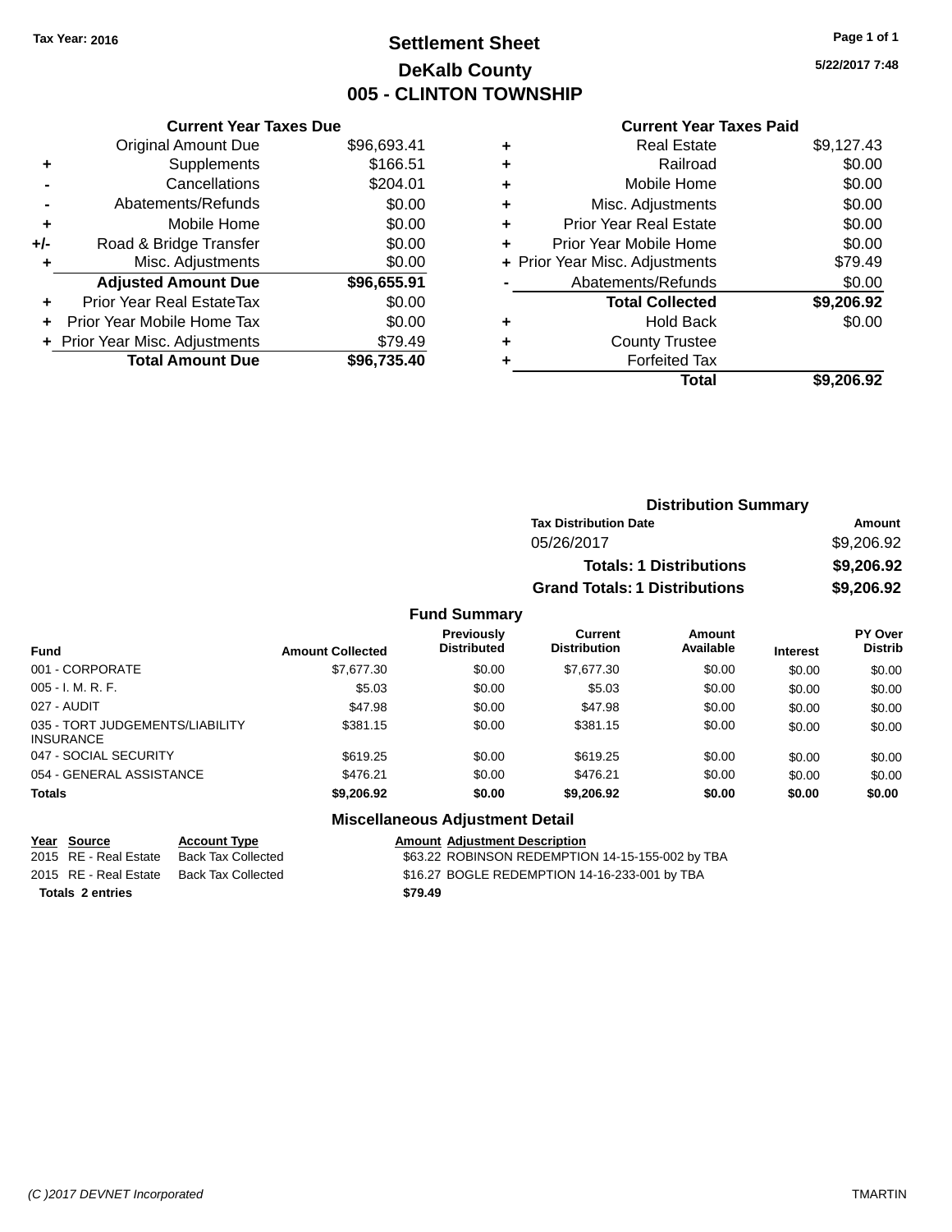Tax Year: 2016

# Settlement Sheet
## DeKalb County
## 005 - CLINTON TOWNSHIP

5/22/2017 7:48

| | Current Year Taxes Due | |
|---|---|---|
| | Original Amount Due | $96,693.41 |
| + | Supplements | $166.51 |
| - | Cancellations | $204.01 |
| - | Abatements/Refunds | $0.00 |
| + | Mobile Home | $0.00 |
| +/- | Road & Bridge Transfer | $0.00 |
| + | Misc. Adjustments | $0.00 |
| | **Adjusted Amount Due** | **$96,655.91** |
| + | Prior Year Real EstateTax | $0.00 |
| + | Prior Year Mobile Home Tax | $0.00 |
| + | Prior Year Misc. Adjustments | $79.49 |
| | **Total Amount Due** | **$96,735.40** |

| | Current Year Taxes Paid | |
|---|---|---|
| + | Real Estate | $9,127.43 |
| + | Railroad | $0.00 |
| + | Mobile Home | $0.00 |
| + | Misc. Adjustments | $0.00 |
| + | Prior Year Real Estate | $0.00 |
| + | Prior Year Mobile Home | $0.00 |
| + | Prior Year Misc. Adjustments | $79.49 |
| - | Abatements/Refunds | $0.00 |
| | **Total Collected** | **$9,206.92** |
| + | Hold Back | $0.00 |
| + | County Trustee | |
| + | Forfeited Tax | |
| | **Total** | **$9,206.92** |

### Distribution Summary

| Tax Distribution Date | Amount |
|---|---|
| 05/26/2017 | $9,206.92 |
| **Totals: 1 Distributions** | **$9,206.92** |
| **Grand Totals: 1 Distributions** | **$9,206.92** |

### Fund Summary

| Fund | Amount Collected | Previously Distributed | Current Distribution | Amount Available | Interest | PY Over Distrib |
|---|---|---|---|---|---|---|
| 001 - CORPORATE | $7,677.30 | $0.00 | $7,677.30 | $0.00 | $0.00 | $0.00 |
| 005 - I. M. R. F. | $5.03 | $0.00 | $5.03 | $0.00 | $0.00 | $0.00 |
| 027 - AUDIT | $47.98 | $0.00 | $47.98 | $0.00 | $0.00 | $0.00 |
| 035 - TORT JUDGEMENTS/LIABILITY INSURANCE | $381.15 | $0.00 | $381.15 | $0.00 | $0.00 | $0.00 |
| 047 - SOCIAL SECURITY | $619.25 | $0.00 | $619.25 | $0.00 | $0.00 | $0.00 |
| 054 - GENERAL ASSISTANCE | $476.21 | $0.00 | $476.21 | $0.00 | $0.00 | $0.00 |
| **Totals** | **$9,206.92** | **$0.00** | **$9,206.92** | **$0.00** | **$0.00** | **$0.00** |

### Miscellaneous Adjustment Detail

| Year | Source | Account Type | Amount | Adjustment Description |
|---|---|---|---|---|
| 2015 | RE - Real Estate | Back Tax Collected | $63.22 | ROBINSON REDEMPTION 14-15-155-002 by TBA |
| 2015 | RE - Real Estate | Back Tax Collected | $16.27 | BOGLE REDEMPTION 14-16-233-001 by TBA |
| **Totals** | **2 entries** | | **$79.49** | |

(C )2017 DEVNET Incorporated TMARTIN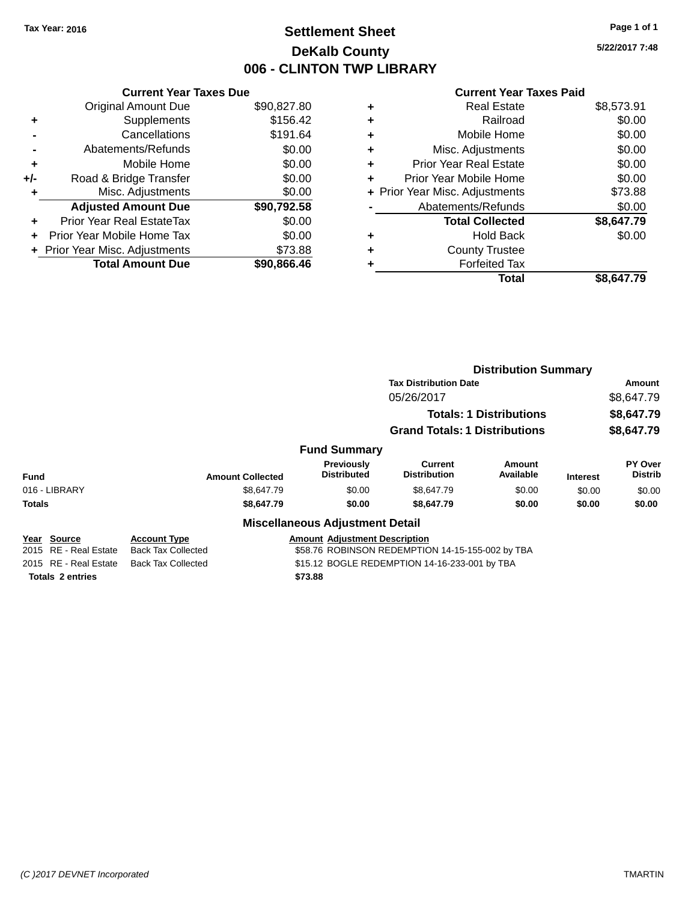Tax Year: 2016

# Settlement Sheet

## DeKalb County

## 006 - CLINTON TWP LIBRARY

5/22/2017 7:48

### Current Year Taxes Due

| | | |
|---|---|---|
| | Original Amount Due | $90,827.80 |
| + | Supplements | $156.42 |
| - | Cancellations | $191.64 |
| - | Abatements/Refunds | $0.00 |
| + | Mobile Home | $0.00 |
| +/- | Road & Bridge Transfer | $0.00 |
| + | Misc. Adjustments | $0.00 |
| | **Adjusted Amount Due** | **$90,792.58** |
| + | Prior Year Real EstateTax | $0.00 |
| + | Prior Year Mobile Home Tax | $0.00 |
| + | Prior Year Misc. Adjustments | $73.88 |
| | **Total Amount Due** | **$90,866.46** |

### Current Year Taxes Paid

| | | |
|---|---|---|
| + | Real Estate | $8,573.91 |
| + | Railroad | $0.00 |
| + | Mobile Home | $0.00 |
| + | Misc. Adjustments | $0.00 |
| + | Prior Year Real Estate | $0.00 |
| + | Prior Year Mobile Home | $0.00 |
| + | Prior Year Misc. Adjustments | $73.88 |
| - | Abatements/Refunds | $0.00 |
| | **Total Collected** | **$8,647.79** |
| + | Hold Back | $0.00 |
| + | County Trustee | |
| + | Forfeited Tax | |
| | **Total** | **$8,647.79** |

### Distribution Summary

| Tax Distribution Date | Amount |
|---|---|
| 05/26/2017 | $8,647.79 |
| **Totals: 1 Distributions** | **$8,647.79** |
| **Grand Totals: 1 Distributions** | **$8,647.79** |

### Fund Summary

| Fund | Amount Collected | Previously Distributed | Current Distribution | Amount Available | Interest | PY Over Distrib |
|---|---|---|---|---|---|---|
| 016 - LIBRARY | $8,647.79 | $0.00 | $8,647.79 | $0.00 | $0.00 | $0.00 |
| **Totals** | **$8,647.79** | **$0.00** | **$8,647.79** | **$0.00** | **$0.00** | **$0.00** |

### Miscellaneous Adjustment Detail

| Year | Source | Account Type | Amount | Adjustment Description |
|---|---|---|---|---|
| 2015 | RE - Real Estate | Back Tax Collected | $58.76 | ROBINSON REDEMPTION 14-15-155-002 by TBA |
| 2015 | RE - Real Estate | Back Tax Collected | $15.12 | BOGLE REDEMPTION 14-16-233-001 by TBA |
| **Totals** | **2 entries** | | **$73.88** | |

(C )2017 DEVNET Incorporated TMARTIN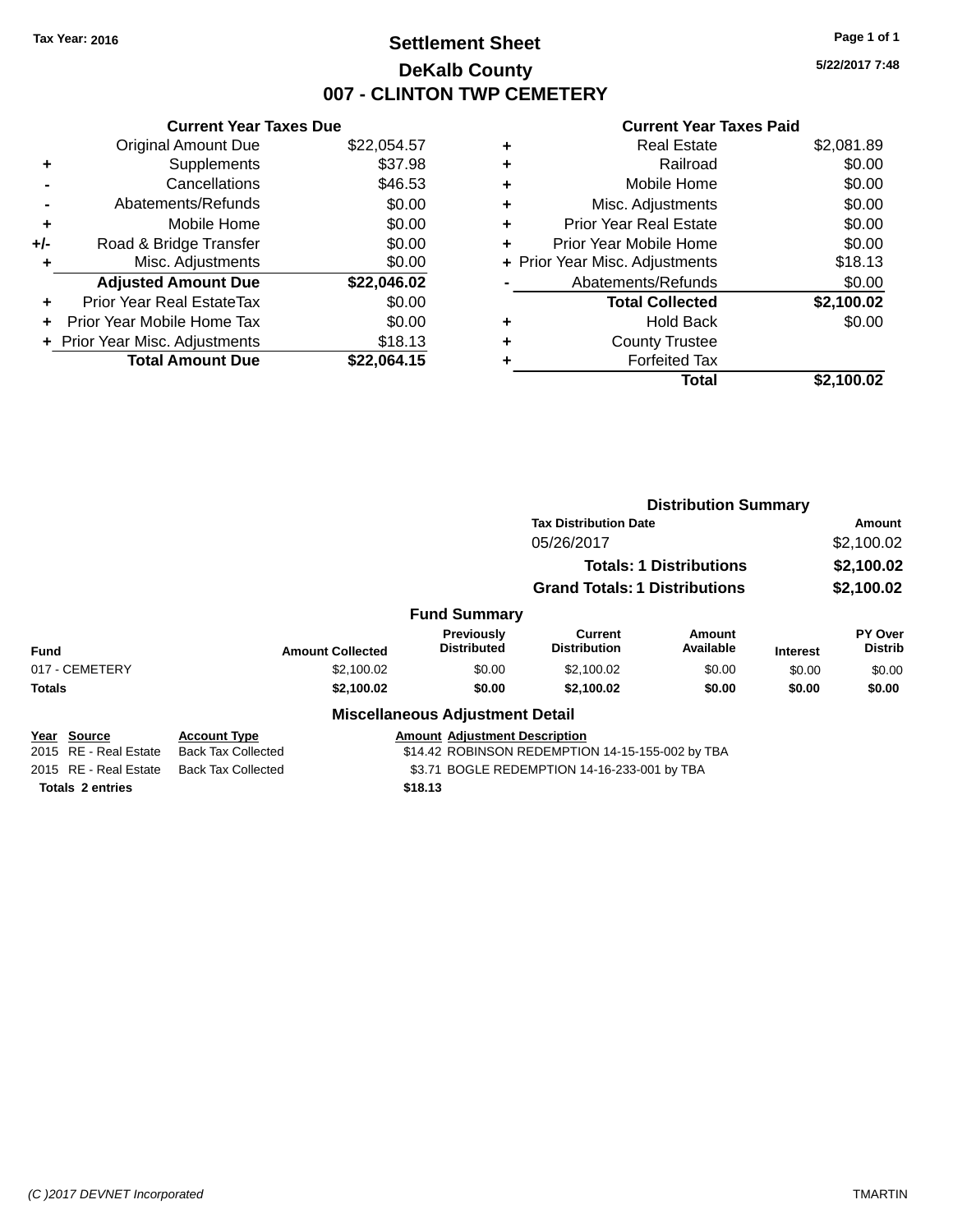Tax Year: 2016

# Settlement Sheet
## DeKalb County
## 007 - CLINTON TWP CEMETERY

5/22/2017 7:48

### Current Year Taxes Due

| | | |
|---|---|---|
| | Original Amount Due | $22,054.57 |
| + | Supplements | $37.98 |
| - | Cancellations | $46.53 |
| - | Abatements/Refunds | $0.00 |
| + | Mobile Home | $0.00 |
| +/- | Road & Bridge Transfer | $0.00 |
| + | Misc. Adjustments | $0.00 |
| | **Adjusted Amount Due** | **$22,046.02** |
| + | Prior Year Real EstateTax | $0.00 |
| + | Prior Year Mobile Home Tax | $0.00 |
| + | Prior Year Misc. Adjustments | $18.13 |
| | **Total Amount Due** | **$22,064.15** |

### Current Year Taxes Paid

| | | |
|---|---|---|
| + | Real Estate | $2,081.89 |
| + | Railroad | $0.00 |
| + | Mobile Home | $0.00 |
| + | Misc. Adjustments | $0.00 |
| + | Prior Year Real Estate | $0.00 |
| + | Prior Year Mobile Home | $0.00 |
| + | Prior Year Misc. Adjustments | $18.13 |
| - | Abatements/Refunds | $0.00 |
| | **Total Collected** | **$2,100.02** |
| + | Hold Back | $0.00 |
| + | County Trustee | |
| + | Forfeited Tax | |
| | **Total** | **$2,100.02** |

### Distribution Summary

| Tax Distribution Date | Amount |
|---|---|
| 05/26/2017 | $2,100.02 |
| **Totals: 1 Distributions** | **$2,100.02** |
| **Grand Totals: 1 Distributions** | **$2,100.02** |

### Fund Summary

| Fund | Amount Collected | Previously Distributed | Current Distribution | Amount Available | Interest | PY Over Distrib |
|---|---|---|---|---|---|---|
| 017 - CEMETERY | $2,100.02 | $0.00 | $2,100.02 | $0.00 | $0.00 | $0.00 |
| **Totals** | **$2,100.02** | **$0.00** | **$2,100.02** | **$0.00** | **$0.00** | **$0.00** |

### Miscellaneous Adjustment Detail

| Year | Source | Account Type | Amount | Adjustment Description |
|---|---|---|---|---|
| 2015 | RE - Real Estate | Back Tax Collected | $14.42 | ROBINSON REDEMPTION 14-15-155-002 by TBA |
| 2015 | RE - Real Estate | Back Tax Collected | $3.71 | BOGLE REDEMPTION 14-16-233-001 by TBA |
| **Totals** | **2 entries** | | **$18.13** | |

(C )2017 DEVNET Incorporated TMARTIN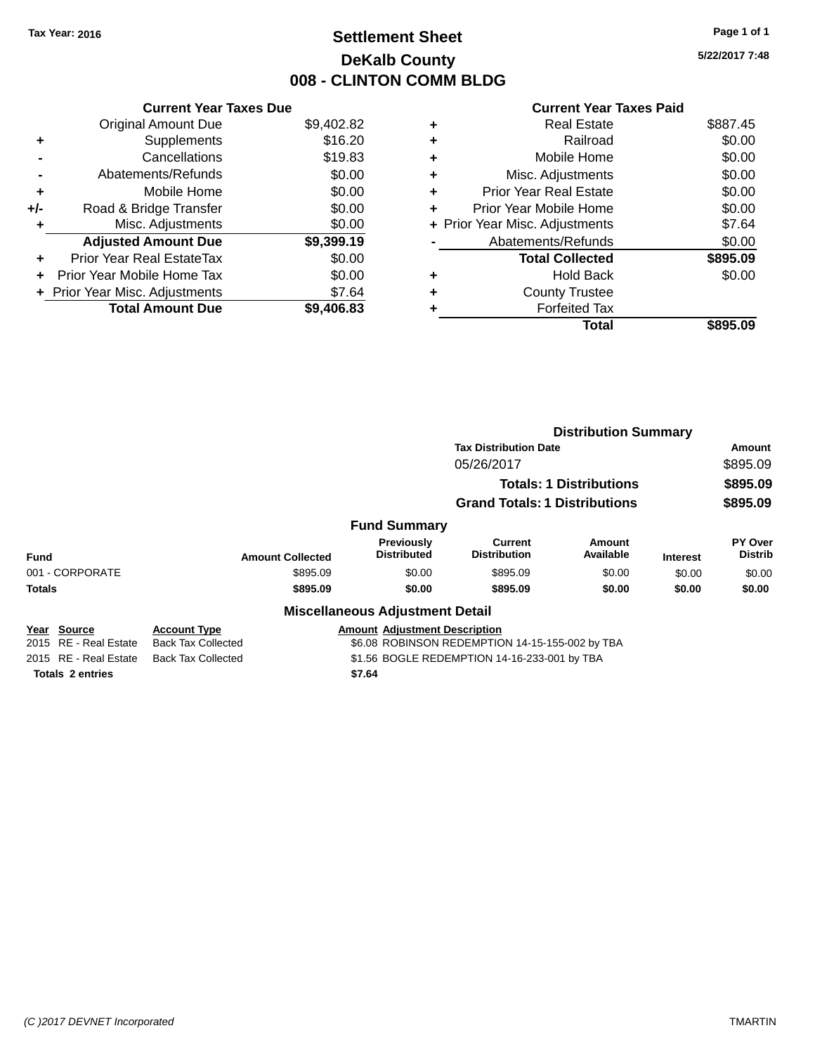Tax Year: 2016

# Settlement Sheet
## DeKalb County
## 008 - CLINTON COMM BLDG

5/22/2017 7:48

### Current Year Taxes Due

| | | |
|---|---|---|
| | Original Amount Due | $9,402.82 |
| + | Supplements | $16.20 |
| - | Cancellations | $19.83 |
| - | Abatements/Refunds | $0.00 |
| + | Mobile Home | $0.00 |
| +/- | Road & Bridge Transfer | $0.00 |
| + | Misc. Adjustments | $0.00 |
| | **Adjusted Amount Due** | **$9,399.19** |
| + | Prior Year Real EstateTax | $0.00 |
| + | Prior Year Mobile Home Tax | $0.00 |
| + | Prior Year Misc. Adjustments | $7.64 |
| | **Total Amount Due** | **$9,406.83** |

### Current Year Taxes Paid

| | | |
|---|---|---|
| + | Real Estate | $887.45 |
| + | Railroad | $0.00 |
| + | Mobile Home | $0.00 |
| + | Misc. Adjustments | $0.00 |
| + | Prior Year Real Estate | $0.00 |
| + | Prior Year Mobile Home | $0.00 |
| + | Prior Year Misc. Adjustments | $7.64 |
| - | Abatements/Refunds | $0.00 |
| | **Total Collected** | **$895.09** |
| + | Hold Back | $0.00 |
| + | County Trustee | |
| + | Forfeited Tax | |
| | **Total** | **$895.09** |

### Distribution Summary

| Tax Distribution Date | Amount |
|---|---|
| 05/26/2017 | $895.09 |
| **Totals: 1 Distributions** | **$895.09** |
| **Grand Totals: 1 Distributions** | **$895.09** |

### Fund Summary

| Fund | Amount Collected | Previously Distributed | Current Distribution | Amount Available | Interest | PY Over Distrib |
|---|---|---|---|---|---|---|
| 001 - CORPORATE | $895.09 | $0.00 | $895.09 | $0.00 | $0.00 | $0.00 |
| **Totals** | **$895.09** | **$0.00** | **$895.09** | **$0.00** | **$0.00** | **$0.00** |

### Miscellaneous Adjustment Detail

| Year | Source | Account Type | Amount | Adjustment Description |
|---|---|---|---|---|
| 2015 | RE - Real Estate | Back Tax Collected | $6.08 | ROBINSON REDEMPTION 14-15-155-002 by TBA |
| 2015 | RE - Real Estate | Back Tax Collected | $1.56 | BOGLE REDEMPTION 14-16-233-001 by TBA |
| **Totals** | **2 entries** | | **$7.64** | |

(C )2017 DEVNET Incorporated — TMARTIN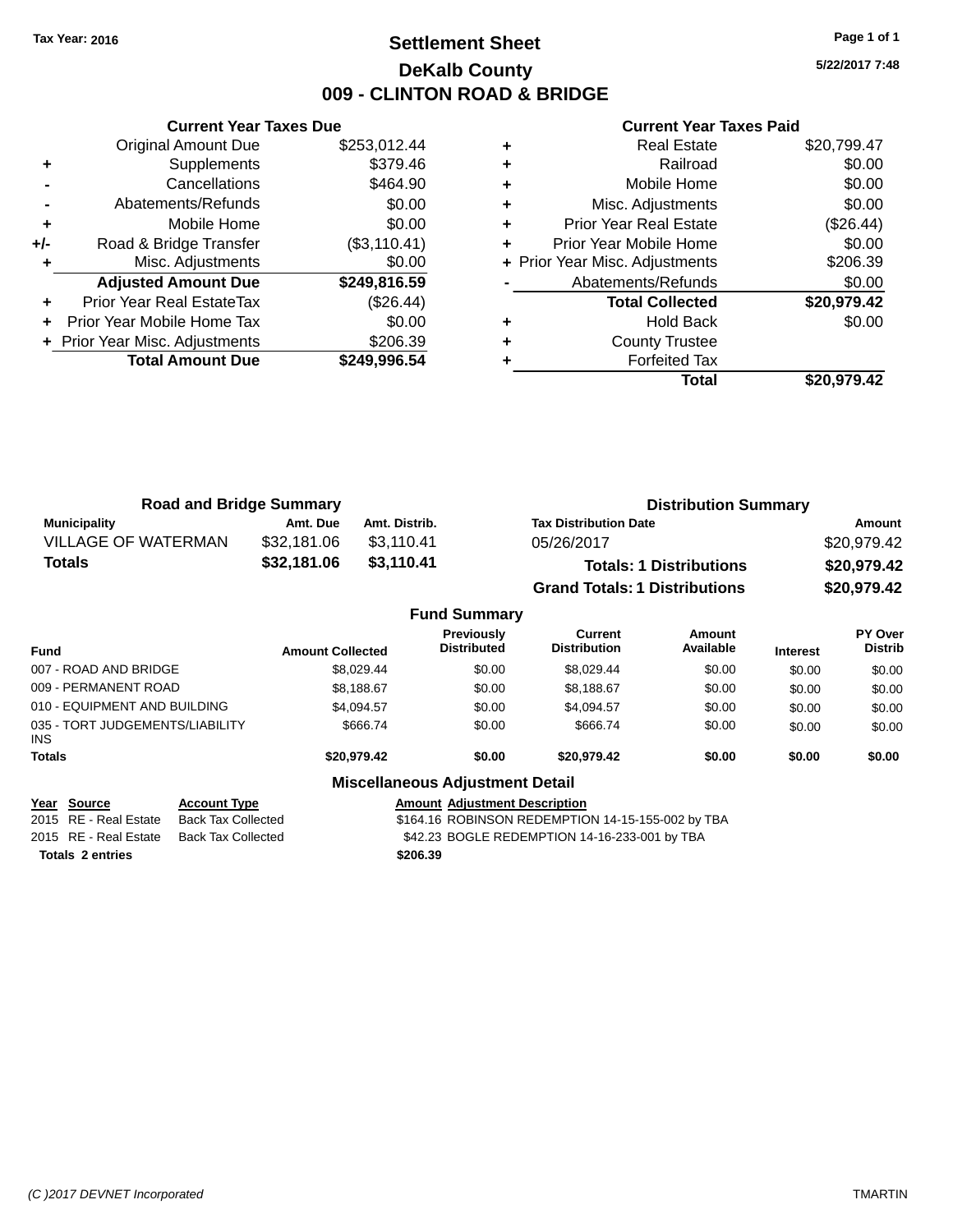Tax Year: 2016

# Settlement Sheet
# DeKalb County
# 009 - CLINTON ROAD & BRIDGE

5/22/2017 7:48

### Current Year Taxes Due

| | | |
|---|---|---|
| | Original Amount Due | $253,012.44 |
| + | Supplements | $379.46 |
| - | Cancellations | $464.90 |
| - | Abatements/Refunds | $0.00 |
| + | Mobile Home | $0.00 |
| +/- | Road & Bridge Transfer | ($3,110.41) |
| + | Misc. Adjustments | $0.00 |
| | **Adjusted Amount Due** | **$249,816.59** |
| + | Prior Year Real EstateTax | ($26.44) |
| + | Prior Year Mobile Home Tax | $0.00 |
| + | Prior Year Misc. Adjustments | $206.39 |
| | **Total Amount Due** | **$249,996.54** |

### Current Year Taxes Paid

| | | |
|---|---|---|
| + | Real Estate | $20,799.47 |
| + | Railroad | $0.00 |
| + | Mobile Home | $0.00 |
| + | Misc. Adjustments | $0.00 |
| + | Prior Year Real Estate | ($26.44) |
| + | Prior Year Mobile Home | $0.00 |
| + | Prior Year Misc. Adjustments | $206.39 |
| - | Abatements/Refunds | $0.00 |
| | **Total Collected** | **$20,979.42** |
| + | Hold Back | $0.00 |
| + | County Trustee | |
| + | Forfeited Tax | |
| | **Total** | **$20,979.42** |

### Road and Bridge Summary

| Municipality | Amt. Due | Amt. Distrib. |
|---|---|---|
| VILLAGE OF WATERMAN | $32,181.06 | $3,110.41 |
| **Totals** | **$32,181.06** | **$3,110.41** |

### Distribution Summary

| Tax Distribution Date | Amount |
|---|---|
| 05/26/2017 | $20,979.42 |
| **Totals: 1 Distributions** | **$20,979.42** |
| **Grand Totals: 1 Distributions** | **$20,979.42** |

### Fund Summary

| Fund | Amount Collected | Previously Distributed | Current Distribution | Amount Available | Interest | PY Over Distrib |
|---|---|---|---|---|---|---|
| 007 - ROAD AND BRIDGE | $8,029.44 | $0.00 | $8,029.44 | $0.00 | $0.00 | $0.00 |
| 009 - PERMANENT ROAD | $8,188.67 | $0.00 | $8,188.67 | $0.00 | $0.00 | $0.00 |
| 010 - EQUIPMENT AND BUILDING | $4,094.57 | $0.00 | $4,094.57 | $0.00 | $0.00 | $0.00 |
| 035 - TORT JUDGEMENTS/LIABILITY INS | $666.74 | $0.00 | $666.74 | $0.00 | $0.00 | $0.00 |
| **Totals** | **$20,979.42** | **$0.00** | **$20,979.42** | **$0.00** | **$0.00** | **$0.00** |

### Miscellaneous Adjustment Detail

| Year | Source | Account Type | Amount | Adjustment Description |
|---|---|---|---|---|
| 2015 | RE - Real Estate | Back Tax Collected | $164.16 | ROBINSON REDEMPTION 14-15-155-002 by TBA |
| 2015 | RE - Real Estate | Back Tax Collected | $42.23 | BOGLE REDEMPTION 14-16-233-001 by TBA |
| **Totals 2 entries** | | | **$206.39** | |

(C )2017 DEVNET Incorporated — TMARTIN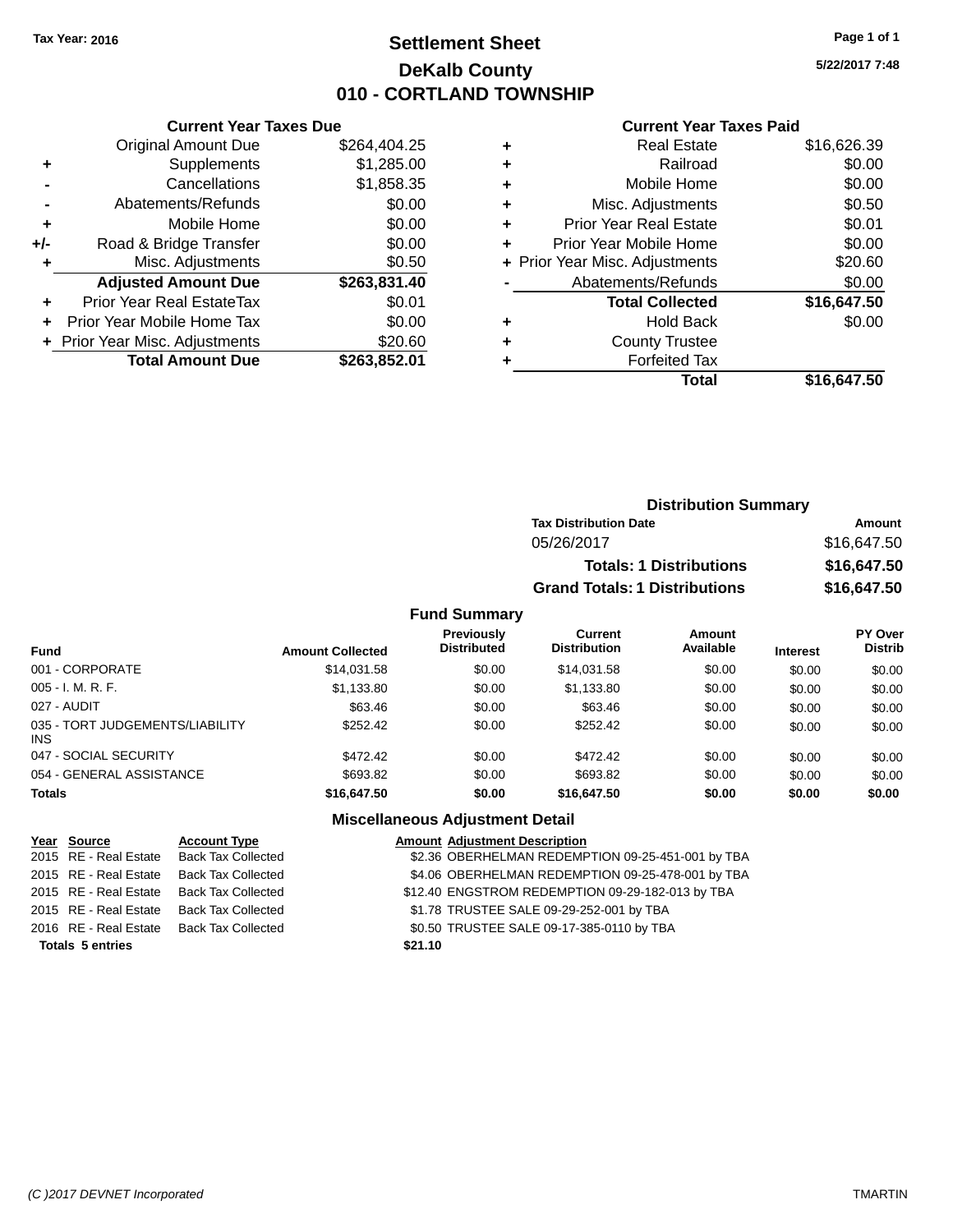Tax Year: 2016

# Settlement Sheet
## DeKalb County
## 010 - CORTLAND TOWNSHIP

5/22/2017 7:48

| | Current Year Taxes Due | |
|---|---|---|
| | Original Amount Due | $264,404.25 |
| + | Supplements | $1,285.00 |
| - | Cancellations | $1,858.35 |
| - | Abatements/Refunds | $0.00 |
| + | Mobile Home | $0.00 |
| +/- | Road & Bridge Transfer | $0.00 |
| + | Misc. Adjustments | $0.50 |
| | **Adjusted Amount Due** | **$263,831.40** |
| + | Prior Year Real EstateTax | $0.01 |
| + | Prior Year Mobile Home Tax | $0.00 |
| + | Prior Year Misc. Adjustments | $20.60 |
| | **Total Amount Due** | **$263,852.01** |

| | Current Year Taxes Paid | |
|---|---|---|
| + | Real Estate | $16,626.39 |
| + | Railroad | $0.00 |
| + | Mobile Home | $0.00 |
| + | Misc. Adjustments | $0.50 |
| + | Prior Year Real Estate | $0.01 |
| + | Prior Year Mobile Home | $0.00 |
| + | Prior Year Misc. Adjustments | $20.60 |
| - | Abatements/Refunds | $0.00 |
| | **Total Collected** | **$16,647.50** |
| + | Hold Back | $0.00 |
| + | County Trustee | |
| + | Forfeited Tax | |
| | **Total** | **$16,647.50** |

### Distribution Summary

| Tax Distribution Date | Amount |
|---|---|
| 05/26/2017 | $16,647.50 |
| **Totals: 1 Distributions** | **$16,647.50** |
| **Grand Totals: 1 Distributions** | **$16,647.50** |

### Fund Summary

| Fund | Amount Collected | Previously Distributed | Current Distribution | Amount Available | Interest | PY Over Distrib |
|---|---|---|---|---|---|---|
| 001 - CORPORATE | $14,031.58 | $0.00 | $14,031.58 | $0.00 | $0.00 | $0.00 |
| 005 - I. M. R. F. | $1,133.80 | $0.00 | $1,133.80 | $0.00 | $0.00 | $0.00 |
| 027 - AUDIT | $63.46 | $0.00 | $63.46 | $0.00 | $0.00 | $0.00 |
| 035 - TORT JUDGEMENTS/LIABILITY INS | $252.42 | $0.00 | $252.42 | $0.00 | $0.00 | $0.00 |
| 047 - SOCIAL SECURITY | $472.42 | $0.00 | $472.42 | $0.00 | $0.00 | $0.00 |
| 054 - GENERAL ASSISTANCE | $693.82 | $0.00 | $693.82 | $0.00 | $0.00 | $0.00 |
| **Totals** | **$16,647.50** | **$0.00** | **$16,647.50** | **$0.00** | **$0.00** | **$0.00** |

### Miscellaneous Adjustment Detail

| Year | Source | Account Type | Amount | Adjustment Description |
|---|---|---|---|---|
| 2015 | RE - Real Estate | Back Tax Collected | $2.36 | OBERHELMAN REDEMPTION 09-25-451-001 by TBA |
| 2015 | RE - Real Estate | Back Tax Collected | $4.06 | OBERHELMAN REDEMPTION 09-25-478-001 by TBA |
| 2015 | RE - Real Estate | Back Tax Collected | $12.40 | ENGSTROM REDEMPTION 09-29-182-013 by TBA |
| 2015 | RE - Real Estate | Back Tax Collected | $1.78 | TRUSTEE SALE 09-29-252-001 by TBA |
| 2016 | RE - Real Estate | Back Tax Collected | $0.50 | TRUSTEE SALE 09-17-385-0110 by TBA |
| **Totals 5 entries** | | | **$21.10** | |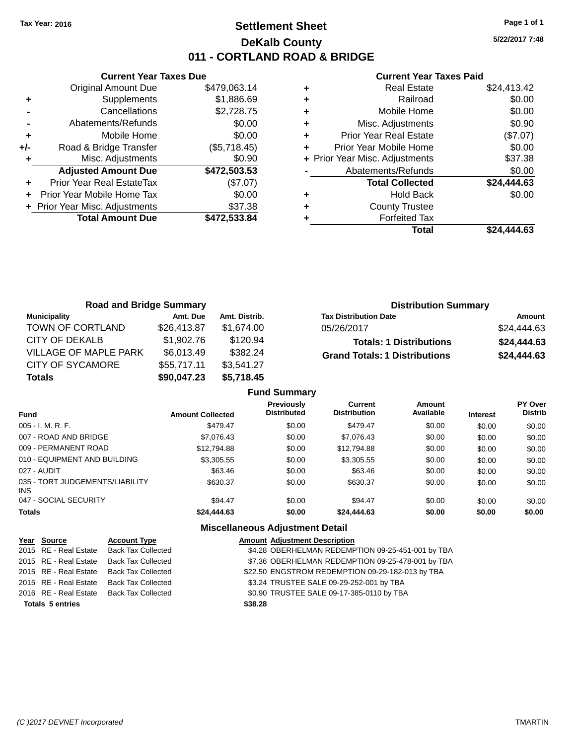Tax Year: 2016

# Settlement Sheet

## DeKalb County

## 011 - CORTLAND ROAD & BRIDGE

5/22/2017 7:48

### Current Year Taxes Due

| | | |
|---|---|---|
| | Original Amount Due | $479,063.14 |
| + | Supplements | $1,886.69 |
| - | Cancellations | $2,728.75 |
| - | Abatements/Refunds | $0.00 |
| + | Mobile Home | $0.00 |
| +/- | Road & Bridge Transfer | ($5,718.45) |
| + | Misc. Adjustments | $0.90 |
| | **Adjusted Amount Due** | **$472,503.53** |
| + | Prior Year Real EstateTax | ($7.07) |
| + | Prior Year Mobile Home Tax | $0.00 |
| + | Prior Year Misc. Adjustments | $37.38 |
| | **Total Amount Due** | **$472,533.84** |

### Current Year Taxes Paid

| | | |
|---|---|---|
| + | Real Estate | $24,413.42 |
| + | Railroad | $0.00 |
| + | Mobile Home | $0.00 |
| + | Misc. Adjustments | $0.90 |
| + | Prior Year Real Estate | ($7.07) |
| + | Prior Year Mobile Home | $0.00 |
| + | Prior Year Misc. Adjustments | $37.38 |
| - | Abatements/Refunds | $0.00 |
| | **Total Collected** | **$24,444.63** |
| + | Hold Back | $0.00 |
| + | County Trustee | |
| + | Forfeited Tax | |
| | **Total** | **$24,444.63** |

### Road and Bridge Summary

| Municipality | Amt. Due | Amt. Distrib. |
|---|---|---|
| TOWN OF CORTLAND | $26,413.87 | $1,674.00 |
| CITY OF DEKALB | $1,902.76 | $120.94 |
| VILLAGE OF MAPLE PARK | $6,013.49 | $382.24 |
| CITY OF SYCAMORE | $55,717.11 | $3,541.27 |
| **Totals** | **$90,047.23** | **$5,718.45** |

### Distribution Summary

| Tax Distribution Date | Amount |
|---|---|
| 05/26/2017 | $24,444.63 |
| **Totals: 1 Distributions** | **$24,444.63** |
| **Grand Totals: 1 Distributions** | **$24,444.63** |

### Fund Summary

| Fund | Amount Collected | Previously Distributed | Current Distribution | Amount Available | Interest | PY Over Distrib |
|---|---|---|---|---|---|---|
| 005 - I. M. R. F. | $479.47 | $0.00 | $479.47 | $0.00 | $0.00 | $0.00 |
| 007 - ROAD AND BRIDGE | $7,076.43 | $0.00 | $7,076.43 | $0.00 | $0.00 | $0.00 |
| 009 - PERMANENT ROAD | $12,794.88 | $0.00 | $12,794.88 | $0.00 | $0.00 | $0.00 |
| 010 - EQUIPMENT AND BUILDING | $3,305.55 | $0.00 | $3,305.55 | $0.00 | $0.00 | $0.00 |
| 027 - AUDIT | $63.46 | $0.00 | $63.46 | $0.00 | $0.00 | $0.00 |
| 035 - TORT JUDGEMENTS/LIABILITY INS | $630.37 | $0.00 | $630.37 | $0.00 | $0.00 | $0.00 |
| 047 - SOCIAL SECURITY | $94.47 | $0.00 | $94.47 | $0.00 | $0.00 | $0.00 |
| **Totals** | **$24,444.63** | **$0.00** | **$24,444.63** | **$0.00** | **$0.00** | **$0.00** |

### Miscellaneous Adjustment Detail

| Year | Source | Account Type | Amount | Adjustment Description |
|---|---|---|---|---|
| 2015 | RE - Real Estate | Back Tax Collected | $4.28 | OBERHELMAN REDEMPTION 09-25-451-001 by TBA |
| 2015 | RE - Real Estate | Back Tax Collected | $7.36 | OBERHELMAN REDEMPTION 09-25-478-001 by TBA |
| 2015 | RE - Real Estate | Back Tax Collected | $22.50 | ENGSTROM REDEMPTION 09-29-182-013 by TBA |
| 2015 | RE - Real Estate | Back Tax Collected | $3.24 | TRUSTEE SALE 09-29-252-001 by TBA |
| 2016 | RE - Real Estate | Back Tax Collected | $0.90 | TRUSTEE SALE 09-17-385-0110 by TBA |
| **Totals 5 entries** | | | **$38.28** | |

(C )2017 DEVNET Incorporated TMARTIN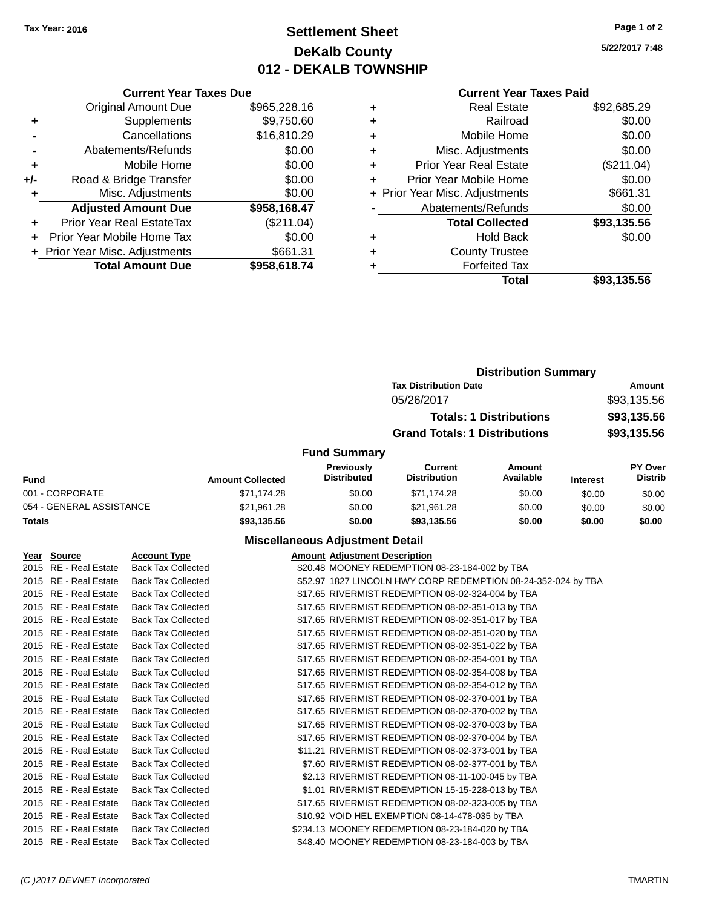Tax Year: 2016

# Settlement Sheet
## DeKalb County
## 012 - DEKALB TOWNSHIP

5/22/2017 7:48

### Current Year Taxes Due

| | | |
|---|---|---|
| | Original Amount Due | $965,228.16 |
| + | Supplements | $9,750.60 |
| - | Cancellations | $16,810.29 |
| - | Abatements/Refunds | $0.00 |
| + | Mobile Home | $0.00 |
| +/- | Road & Bridge Transfer | $0.00 |
| + | Misc. Adjustments | $0.00 |
| | **Adjusted Amount Due** | **$958,168.47** |
| + | Prior Year Real EstateTax | ($211.04) |
| + | Prior Year Mobile Home Tax | $0.00 |
| + | Prior Year Misc. Adjustments | $661.31 |
| | **Total Amount Due** | **$958,618.74** |

### Current Year Taxes Paid

| | | |
|---|---|---|
| + | Real Estate | $92,685.29 |
| + | Railroad | $0.00 |
| + | Mobile Home | $0.00 |
| + | Misc. Adjustments | $0.00 |
| + | Prior Year Real Estate | ($211.04) |
| + | Prior Year Mobile Home | $0.00 |
| + | Prior Year Misc. Adjustments | $661.31 |
| - | Abatements/Refunds | $0.00 |
| | **Total Collected** | **$93,135.56** |
| + | Hold Back | $0.00 |
| + | County Trustee | |
| + | Forfeited Tax | |
| | **Total** | **$93,135.56** |

### Distribution Summary

| Tax Distribution Date | | Amount |
|---|---|---|
| 05/26/2017 | | $93,135.56 |
| | **Totals: 1 Distributions** | **$93,135.56** |
| | **Grand Totals: 1 Distributions** | **$93,135.56** |

### Fund Summary

| Fund | Amount Collected | Previously Distributed | Current Distribution | Amount Available | Interest | PY Over Distrib |
|---|---|---|---|---|---|---|
| 001 - CORPORATE | $71,174.28 | $0.00 | $71,174.28 | $0.00 | $0.00 | $0.00 |
| 054 - GENERAL ASSISTANCE | $21,961.28 | $0.00 | $21,961.28 | $0.00 | $0.00 | $0.00 |
| **Totals** | **$93,135.56** | **$0.00** | **$93,135.56** | **$0.00** | **$0.00** | **$0.00** |

### Miscellaneous Adjustment Detail

| Year | Source | Account Type | Amount | Adjustment Description |
|---|---|---|---|---|
| 2015 | RE - Real Estate | Back Tax Collected | $20.48 | MOONEY REDEMPTION 08-23-184-002 by TBA |
| 2015 | RE - Real Estate | Back Tax Collected | $52.97 | 1827 LINCOLN HWY CORP REDEMPTION 08-24-352-024 by TBA |
| 2015 | RE - Real Estate | Back Tax Collected | $17.65 | RIVERMIST REDEMPTION 08-02-324-004 by TBA |
| 2015 | RE - Real Estate | Back Tax Collected | $17.65 | RIVERMIST REDEMPTION 08-02-351-013 by TBA |
| 2015 | RE - Real Estate | Back Tax Collected | $17.65 | RIVERMIST REDEMPTION 08-02-351-017 by TBA |
| 2015 | RE - Real Estate | Back Tax Collected | $17.65 | RIVERMIST REDEMPTION 08-02-351-020 by TBA |
| 2015 | RE - Real Estate | Back Tax Collected | $17.65 | RIVERMIST REDEMPTION 08-02-351-022 by TBA |
| 2015 | RE - Real Estate | Back Tax Collected | $17.65 | RIVERMIST REDEMPTION 08-02-354-001 by TBA |
| 2015 | RE - Real Estate | Back Tax Collected | $17.65 | RIVERMIST REDEMPTION 08-02-354-008 by TBA |
| 2015 | RE - Real Estate | Back Tax Collected | $17.65 | RIVERMIST REDEMPTION 08-02-354-012 by TBA |
| 2015 | RE - Real Estate | Back Tax Collected | $17.65 | RIVERMIST REDEMPTION 08-02-370-001 by TBA |
| 2015 | RE - Real Estate | Back Tax Collected | $17.65 | RIVERMIST REDEMPTION 08-02-370-002 by TBA |
| 2015 | RE - Real Estate | Back Tax Collected | $17.65 | RIVERMIST REDEMPTION 08-02-370-003 by TBA |
| 2015 | RE - Real Estate | Back Tax Collected | $17.65 | RIVERMIST REDEMPTION 08-02-370-004 by TBA |
| 2015 | RE - Real Estate | Back Tax Collected | $11.21 | RIVERMIST REDEMPTION 08-02-373-001 by TBA |
| 2015 | RE - Real Estate | Back Tax Collected | $7.60 | RIVERMIST REDEMPTION 08-02-377-001 by TBA |
| 2015 | RE - Real Estate | Back Tax Collected | $2.13 | RIVERMIST REDEMPTION 08-11-100-045 by TBA |
| 2015 | RE - Real Estate | Back Tax Collected | $1.01 | RIVERMIST REDEMPTION 15-15-228-013 by TBA |
| 2015 | RE - Real Estate | Back Tax Collected | $17.65 | RIVERMIST REDEMPTION 08-02-323-005 by TBA |
| 2015 | RE - Real Estate | Back Tax Collected | $10.92 | VOID HEL EXEMPTION 08-14-478-035 by TBA |
| 2015 | RE - Real Estate | Back Tax Collected | $234.13 | MOONEY REDEMPTION 08-23-184-020 by TBA |
| 2015 | RE - Real Estate | Back Tax Collected | $48.40 | MOONEY REDEMPTION 08-23-184-003 by TBA |

(C )2017 DEVNET Incorporated — TMARTIN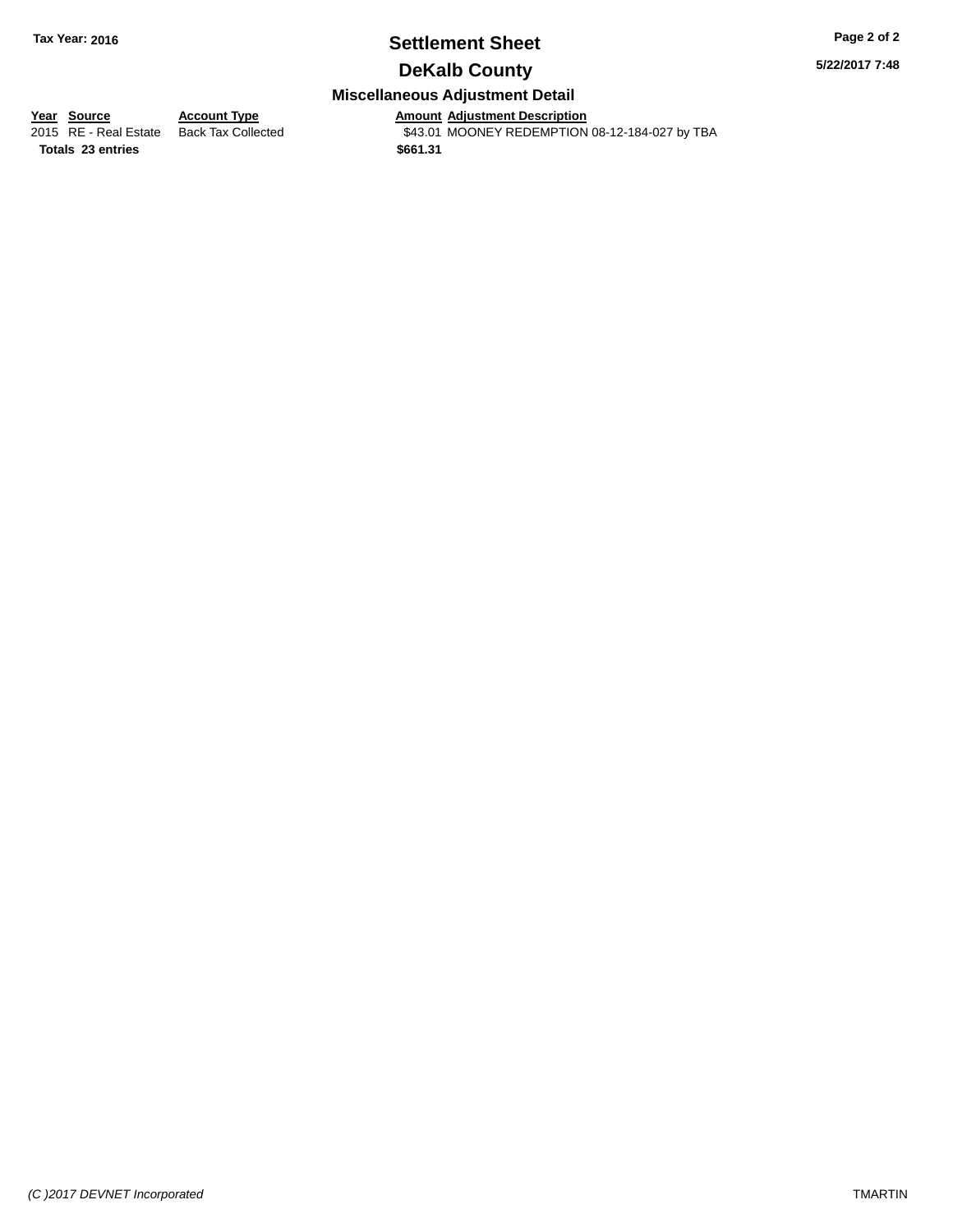## Settlement Sheet

## DeKalb County

### Miscellaneous Adjustment Detail

| Year | Source | Account Type | Amount | Adjustment Description |
| --- | --- | --- | --- | --- |
| 2015 | RE - Real Estate | Back Tax Collected | $43.01 | MOONEY REDEMPTION 08-12-184-027 by TBA |
| **Totals** | **23 entries** | | **$661.31** | |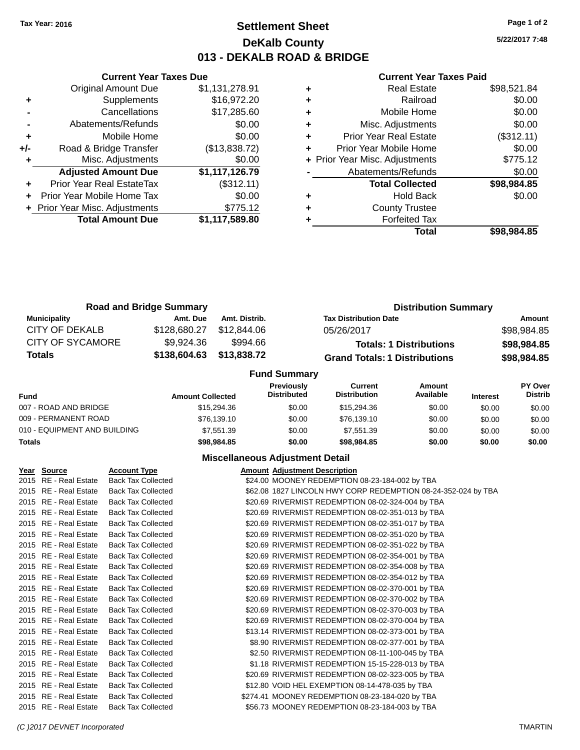Tax Year: 2016

# Settlement Sheet
## DeKalb County
## 013 - DEKALB ROAD & BRIDGE

5/22/2017 7:48

### Current Year Taxes Due

| | | |
|---|---|---|
| | Original Amount Due | $1,131,278.91 |
| + | Supplements | $16,972.20 |
| - | Cancellations | $17,285.60 |
| - | Abatements/Refunds | $0.00 |
| + | Mobile Home | $0.00 |
| +/- | Road & Bridge Transfer | ($13,838.72) |
| + | Misc. Adjustments | $0.00 |
| | **Adjusted Amount Due** | **$1,117,126.79** |
| + | Prior Year Real EstateTax | ($312.11) |
| + | Prior Year Mobile Home Tax | $0.00 |
| + | Prior Year Misc. Adjustments | $775.12 |
| | **Total Amount Due** | **$1,117,589.80** |

### Current Year Taxes Paid

| | | |
|---|---|---|
| + | Real Estate | $98,521.84 |
| + | Railroad | $0.00 |
| + | Mobile Home | $0.00 |
| + | Misc. Adjustments | $0.00 |
| + | Prior Year Real Estate | ($312.11) |
| + | Prior Year Mobile Home | $0.00 |
| + | Prior Year Misc. Adjustments | $775.12 |
| - | Abatements/Refunds | $0.00 |
| | **Total Collected** | **$98,984.85** |
| + | Hold Back | $0.00 |
| + | County Trustee | |
| + | Forfeited Tax | |
| | **Total** | **$98,984.85** |

### Road and Bridge Summary

| Municipality | Amt. Due | Amt. Distrib. |
|---|---|---|
| CITY OF DEKALB | $128,680.27 | $12,844.06 |
| CITY OF SYCAMORE | $9,924.36 | $994.66 |
| **Totals** | **$138,604.63** | **$13,838.72** |

### Distribution Summary

| Tax Distribution Date | Amount |
|---|---|
| 05/26/2017 | $98,984.85 |
| **Totals: 1 Distributions** | **$98,984.85** |
| **Grand Totals: 1 Distributions** | **$98,984.85** |

### Fund Summary

| Fund | Amount Collected | Previously Distributed | Current Distribution | Amount Available | Interest | PY Over Distrib |
|---|---|---|---|---|---|---|
| 007 - ROAD AND BRIDGE | $15,294.36 | $0.00 | $15,294.36 | $0.00 | $0.00 | $0.00 |
| 009 - PERMANENT ROAD | $76,139.10 | $0.00 | $76,139.10 | $0.00 | $0.00 | $0.00 |
| 010 - EQUIPMENT AND BUILDING | $7,551.39 | $0.00 | $7,551.39 | $0.00 | $0.00 | $0.00 |
| **Totals** | **$98,984.85** | **$0.00** | **$98,984.85** | **$0.00** | **$0.00** | **$0.00** |

### Miscellaneous Adjustment Detail

| Year | Source | Account Type | Amount | Adjustment Description |
|---|---|---|---|---|
| 2015 | RE - Real Estate | Back Tax Collected | $24.00 | MOONEY REDEMPTION 08-23-184-002 by TBA |
| 2015 | RE - Real Estate | Back Tax Collected | $62.08 | 1827 LINCOLN HWY CORP REDEMPTION 08-24-352-024 by TBA |
| 2015 | RE - Real Estate | Back Tax Collected | $20.69 | RIVERMIST REDEMPTION 08-02-324-004 by TBA |
| 2015 | RE - Real Estate | Back Tax Collected | $20.69 | RIVERMIST REDEMPTION 08-02-351-013 by TBA |
| 2015 | RE - Real Estate | Back Tax Collected | $20.69 | RIVERMIST REDEMPTION 08-02-351-017 by TBA |
| 2015 | RE - Real Estate | Back Tax Collected | $20.69 | RIVERMIST REDEMPTION 08-02-351-020 by TBA |
| 2015 | RE - Real Estate | Back Tax Collected | $20.69 | RIVERMIST REDEMPTION 08-02-351-022 by TBA |
| 2015 | RE - Real Estate | Back Tax Collected | $20.69 | RIVERMIST REDEMPTION 08-02-354-001 by TBA |
| 2015 | RE - Real Estate | Back Tax Collected | $20.69 | RIVERMIST REDEMPTION 08-02-354-008 by TBA |
| 2015 | RE - Real Estate | Back Tax Collected | $20.69 | RIVERMIST REDEMPTION 08-02-354-012 by TBA |
| 2015 | RE - Real Estate | Back Tax Collected | $20.69 | RIVERMIST REDEMPTION 08-02-370-001 by TBA |
| 2015 | RE - Real Estate | Back Tax Collected | $20.69 | RIVERMIST REDEMPTION 08-02-370-002 by TBA |
| 2015 | RE - Real Estate | Back Tax Collected | $20.69 | RIVERMIST REDEMPTION 08-02-370-003 by TBA |
| 2015 | RE - Real Estate | Back Tax Collected | $20.69 | RIVERMIST REDEMPTION 08-02-370-004 by TBA |
| 2015 | RE - Real Estate | Back Tax Collected | $13.14 | RIVERMIST REDEMPTION 08-02-373-001 by TBA |
| 2015 | RE - Real Estate | Back Tax Collected | $8.90 | RIVERMIST REDEMPTION 08-02-377-001 by TBA |
| 2015 | RE - Real Estate | Back Tax Collected | $2.50 | RIVERMIST REDEMPTION 08-11-100-045 by TBA |
| 2015 | RE - Real Estate | Back Tax Collected | $1.18 | RIVERMIST REDEMPTION 15-15-228-013 by TBA |
| 2015 | RE - Real Estate | Back Tax Collected | $20.69 | RIVERMIST REDEMPTION 08-02-323-005 by TBA |
| 2015 | RE - Real Estate | Back Tax Collected | $12.80 | VOID HEL EXEMPTION 08-14-478-035 by TBA |
| 2015 | RE - Real Estate | Back Tax Collected | $274.41 | MOONEY REDEMPTION 08-23-184-020 by TBA |
| 2015 | RE - Real Estate | Back Tax Collected | $56.73 | MOONEY REDEMPTION 08-23-184-003 by TBA |

(C )2017 DEVNET Incorporated TMARTIN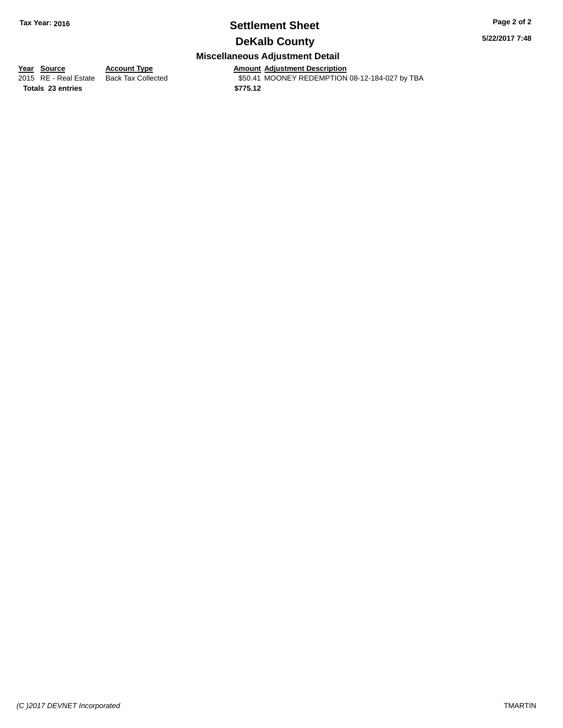# Settlement Sheet

## DeKalb County

Tax Year: 2016

5/22/2017 7:48

### Miscellaneous Adjustment Detail

| Year | Source | Account Type | Amount | Adjustment Description |
| --- | --- | --- | --- | --- |
| 2015 | RE - Real Estate | Back Tax Collected | $50.41 | MOONEY REDEMPTION 08-12-184-027 by TBA |
| **Totals** | **23 entries** | | **$775.12** | |

*(C )2017 DEVNET Incorporated*

TMARTIN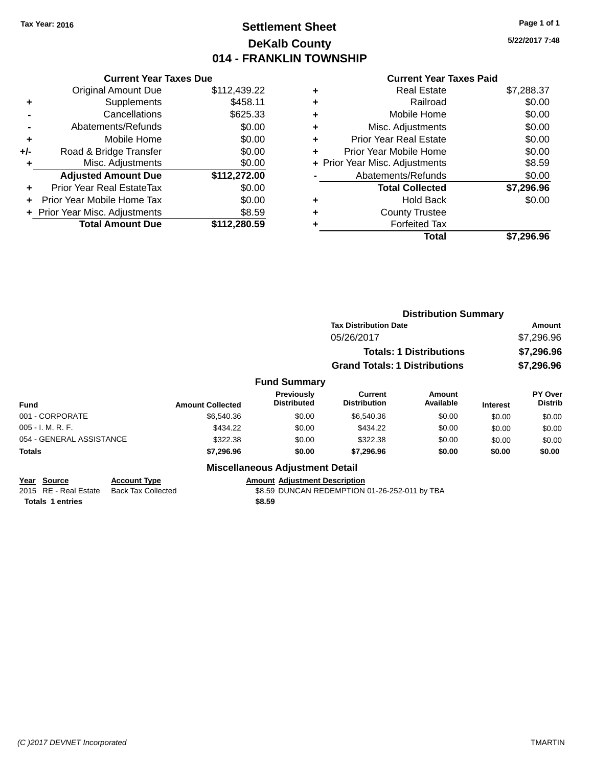Tax Year: 2016

# Settlement Sheet

## DeKalb County

## 014 - FRANKLIN TOWNSHIP

5/22/2017 7:48

### Current Year Taxes Due

| | | |
|---|---|---|
| | Original Amount Due | $112,439.22 |
| + | Supplements | $458.11 |
| - | Cancellations | $625.33 |
| - | Abatements/Refunds | $0.00 |
| + | Mobile Home | $0.00 |
| +/- | Road & Bridge Transfer | $0.00 |
| + | Misc. Adjustments | $0.00 |
| | **Adjusted Amount Due** | **$112,272.00** |
| + | Prior Year Real EstateTax | $0.00 |
| + | Prior Year Mobile Home Tax | $0.00 |
| + | Prior Year Misc. Adjustments | $8.59 |
| | **Total Amount Due** | **$112,280.59** |

### Current Year Taxes Paid

| | | |
|---|---|---|
| + | Real Estate | $7,288.37 |
| + | Railroad | $0.00 |
| + | Mobile Home | $0.00 |
| + | Misc. Adjustments | $0.00 |
| + | Prior Year Real Estate | $0.00 |
| + | Prior Year Mobile Home | $0.00 |
| + | Prior Year Misc. Adjustments | $8.59 |
| - | Abatements/Refunds | $0.00 |
| | **Total Collected** | **$7,296.96** |
| + | Hold Back | $0.00 |
| + | County Trustee | |
| + | Forfeited Tax | |
| | **Total** | **$7,296.96** |

### Distribution Summary

| Tax Distribution Date | Amount |
|---|---|
| 05/26/2017 | $7,296.96 |
| **Totals: 1 Distributions** | **$7,296.96** |
| **Grand Totals: 1 Distributions** | **$7,296.96** |

### Fund Summary

| Fund | Amount Collected | Previously Distributed | Current Distribution | Amount Available | Interest | PY Over Distrib |
|---|---|---|---|---|---|---|
| 001 - CORPORATE | $6,540.36 | $0.00 | $6,540.36 | $0.00 | $0.00 | $0.00 |
| 005 - I. M. R. F. | $434.22 | $0.00 | $434.22 | $0.00 | $0.00 | $0.00 |
| 054 - GENERAL ASSISTANCE | $322.38 | $0.00 | $322.38 | $0.00 | $0.00 | $0.00 |
| **Totals** | **$7,296.96** | **$0.00** | **$7,296.96** | **$0.00** | **$0.00** | **$0.00** |

### Miscellaneous Adjustment Detail

| Year | Source | Account Type | Amount | Adjustment Description |
|---|---|---|---|---|
| 2015 | RE - Real Estate | Back Tax Collected | $8.59 | DUNCAN REDEMPTION 01-26-252-011 by TBA |
| **Totals 1 entries** | | | **$8.59** | |

(C )2017 DEVNET Incorporated TMARTIN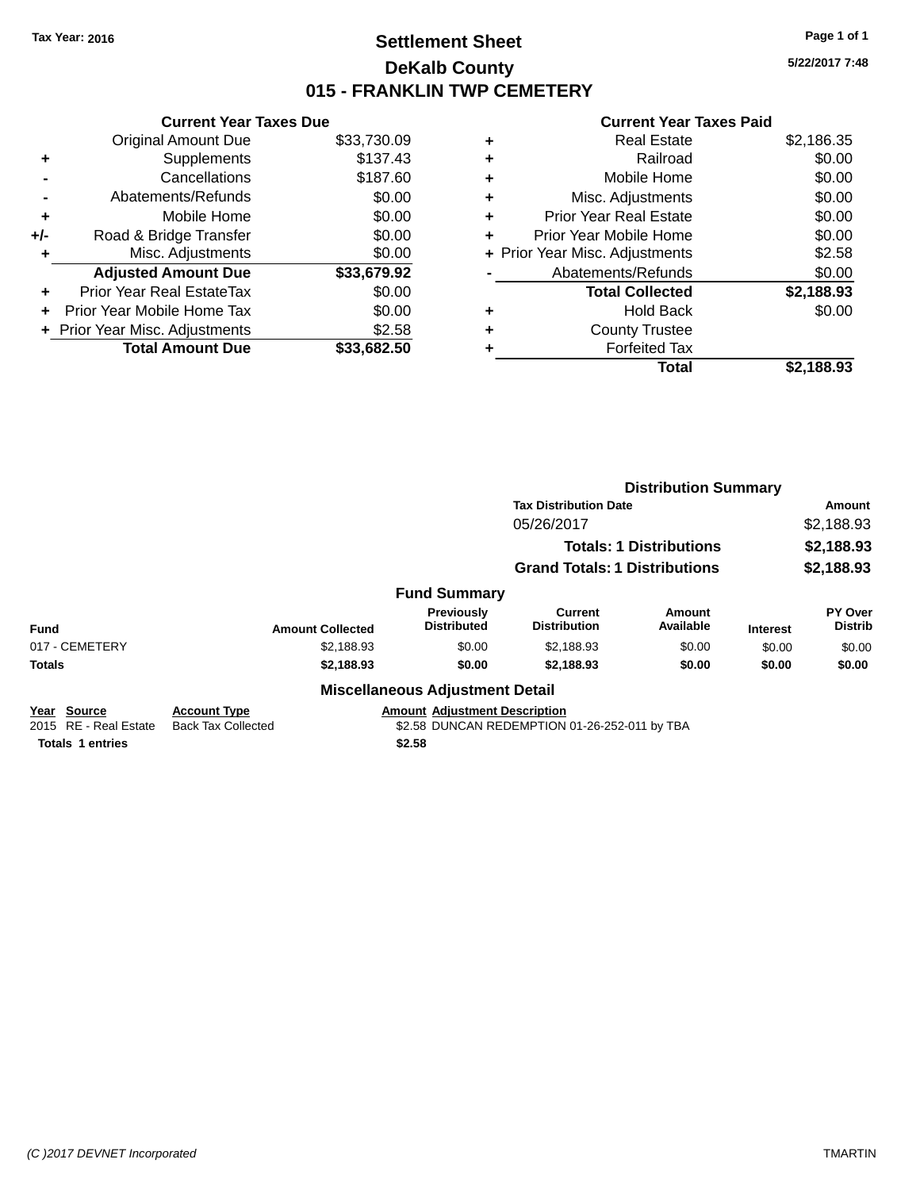Tax Year: 2016

# Settlement Sheet

## DeKalb County

## 015 - FRANKLIN TWP CEMETERY

5/22/2017 7:48

**Current Year Taxes Due**

| | | |
|---|---|---|
| | Original Amount Due | $33,730.09 |
| + | Supplements | $137.43 |
| - | Cancellations | $187.60 |
| - | Abatements/Refunds | $0.00 |
| + | Mobile Home | $0.00 |
| +/- | Road & Bridge Transfer | $0.00 |
| + | Misc. Adjustments | $0.00 |
| | **Adjusted Amount Due** | **$33,679.92** |
| + | Prior Year Real EstateTax | $0.00 |
| + | Prior Year Mobile Home Tax | $0.00 |
| + | Prior Year Misc. Adjustments | $2.58 |
| | **Total Amount Due** | **$33,682.50** |

**Current Year Taxes Paid**

| | | |
|---|---|---|
| + | Real Estate | $2,186.35 |
| + | Railroad | $0.00 |
| + | Mobile Home | $0.00 |
| + | Misc. Adjustments | $0.00 |
| + | Prior Year Real Estate | $0.00 |
| + | Prior Year Mobile Home | $0.00 |
| + | Prior Year Misc. Adjustments | $2.58 |
| - | Abatements/Refunds | $0.00 |
| | **Total Collected** | **$2,188.93** |
| + | Hold Back | $0.00 |
| + | County Trustee | |
| + | Forfeited Tax | |
| | **Total** | **$2,188.93** |

**Distribution Summary**

| Tax Distribution Date | Amount |
|---|---|
| 05/26/2017 | $2,188.93 |
| **Totals: 1 Distributions** | **$2,188.93** |
| **Grand Totals: 1 Distributions** | **$2,188.93** |

**Fund Summary**

| Fund | Amount Collected | Previously Distributed | Current Distribution | Amount Available | Interest | PY Over Distrib |
|---|---|---|---|---|---|---|
| 017 - CEMETERY | $2,188.93 | $0.00 | $2,188.93 | $0.00 | $0.00 | $0.00 |
| **Totals** | **$2,188.93** | **$0.00** | **$2,188.93** | **$0.00** | **$0.00** | **$0.00** |

**Miscellaneous Adjustment Detail**

| Year | Source | Account Type | Amount | Adjustment Description |
|---|---|---|---|---|
| 2015 | RE - Real Estate | Back Tax Collected | $2.58 | DUNCAN REDEMPTION 01-26-252-011 by TBA |
| **Totals** | **1 entries** | | **$2.58** | |

(C )2017 DEVNET Incorporated TMARTIN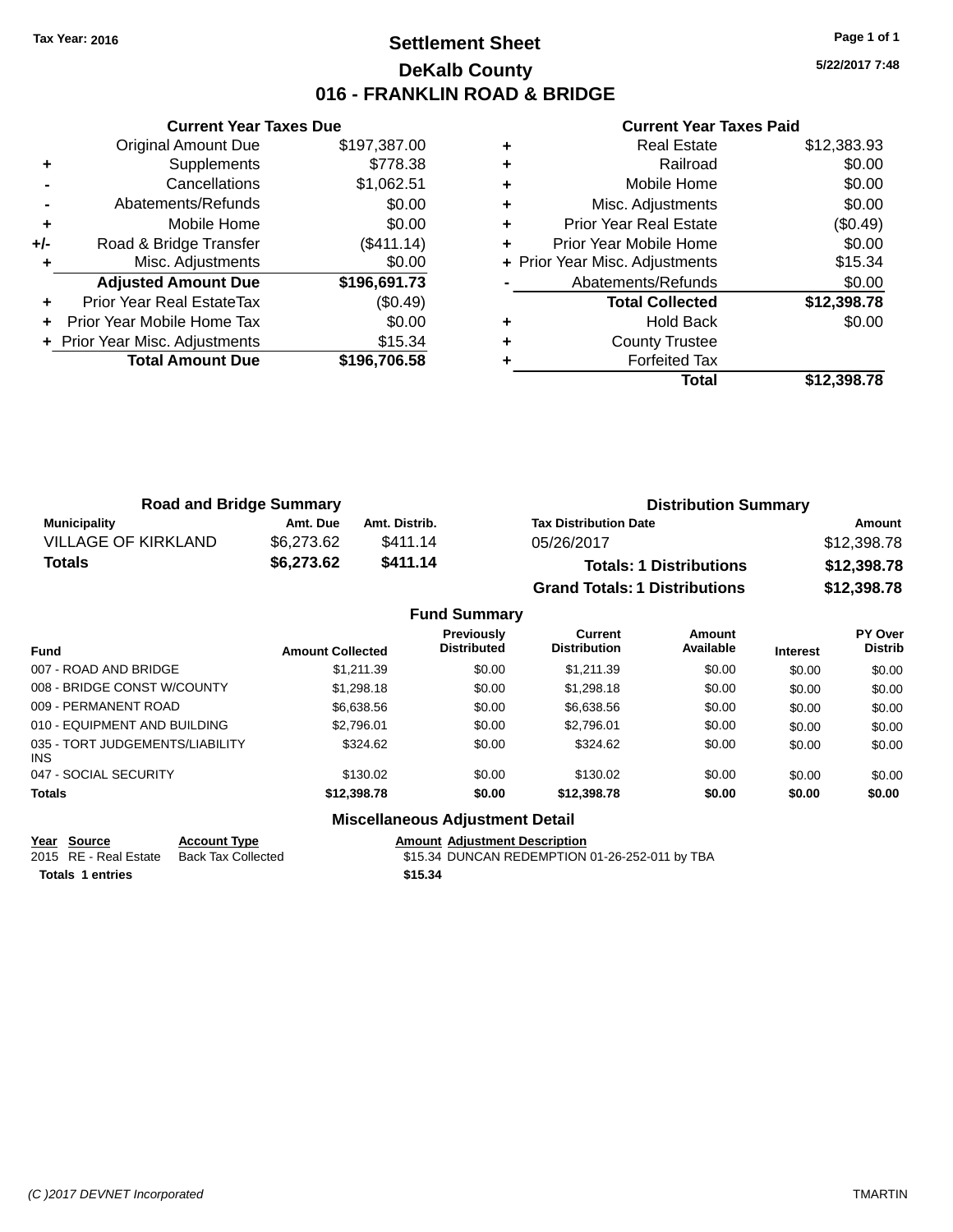Tax Year: 2016

# Settlement Sheet
## DeKalb County
## 016 - FRANKLIN ROAD & BRIDGE

5/22/2017 7:48

### Current Year Taxes Due

| | | |
|---|---|---|
| | Original Amount Due | $197,387.00 |
| + | Supplements | $778.38 |
| - | Cancellations | $1,062.51 |
| - | Abatements/Refunds | $0.00 |
| + | Mobile Home | $0.00 |
| +/- | Road & Bridge Transfer | ($411.14) |
| + | Misc. Adjustments | $0.00 |
| | **Adjusted Amount Due** | **$196,691.73** |
| + | Prior Year Real EstateTax | ($0.49) |
| + | Prior Year Mobile Home Tax | $0.00 |
| + | Prior Year Misc. Adjustments | $15.34 |
| | **Total Amount Due** | **$196,706.58** |

### Current Year Taxes Paid

| | | |
|---|---|---|
| + | Real Estate | $12,383.93 |
| + | Railroad | $0.00 |
| + | Mobile Home | $0.00 |
| + | Misc. Adjustments | $0.00 |
| + | Prior Year Real Estate | ($0.49) |
| + | Prior Year Mobile Home | $0.00 |
| + | Prior Year Misc. Adjustments | $15.34 |
| - | Abatements/Refunds | $0.00 |
| | **Total Collected** | **$12,398.78** |
| + | Hold Back | $0.00 |
| + | County Trustee | |
| + | Forfeited Tax | |
| | **Total** | **$12,398.78** |

### Road and Bridge Summary

| Municipality | Amt. Due | Amt. Distrib. |
|---|---|---|
| VILLAGE OF KIRKLAND | $6,273.62 | $411.14 |
| **Totals** | **$6,273.62** | **$411.14** |

### Distribution Summary

| Tax Distribution Date | Amount |
|---|---|
| 05/26/2017 | $12,398.78 |
| **Totals: 1 Distributions** | **$12,398.78** |
| **Grand Totals: 1 Distributions** | **$12,398.78** |

### Fund Summary

| Fund | Amount Collected | Previously Distributed | Current Distribution | Amount Available | Interest | PY Over Distrib |
|---|---|---|---|---|---|---|
| 007 - ROAD AND BRIDGE | $1,211.39 | $0.00 | $1,211.39 | $0.00 | $0.00 | $0.00 |
| 008 - BRIDGE CONST W/COUNTY | $1,298.18 | $0.00 | $1,298.18 | $0.00 | $0.00 | $0.00 |
| 009 - PERMANENT ROAD | $6,638.56 | $0.00 | $6,638.56 | $0.00 | $0.00 | $0.00 |
| 010 - EQUIPMENT AND BUILDING | $2,796.01 | $0.00 | $2,796.01 | $0.00 | $0.00 | $0.00 |
| 035 - TORT JUDGEMENTS/LIABILITY INS | $324.62 | $0.00 | $324.62 | $0.00 | $0.00 | $0.00 |
| 047 - SOCIAL SECURITY | $130.02 | $0.00 | $130.02 | $0.00 | $0.00 | $0.00 |
| **Totals** | **$12,398.78** | **$0.00** | **$12,398.78** | **$0.00** | **$0.00** | **$0.00** |

### Miscellaneous Adjustment Detail

| Year | Source | Account Type | Amount | Adjustment Description |
|---|---|---|---|---|
| 2015 | RE - Real Estate | Back Tax Collected | $15.34 | DUNCAN REDEMPTION 01-26-252-011 by TBA |
| **Totals** | **1 entries** | | **$15.34** | |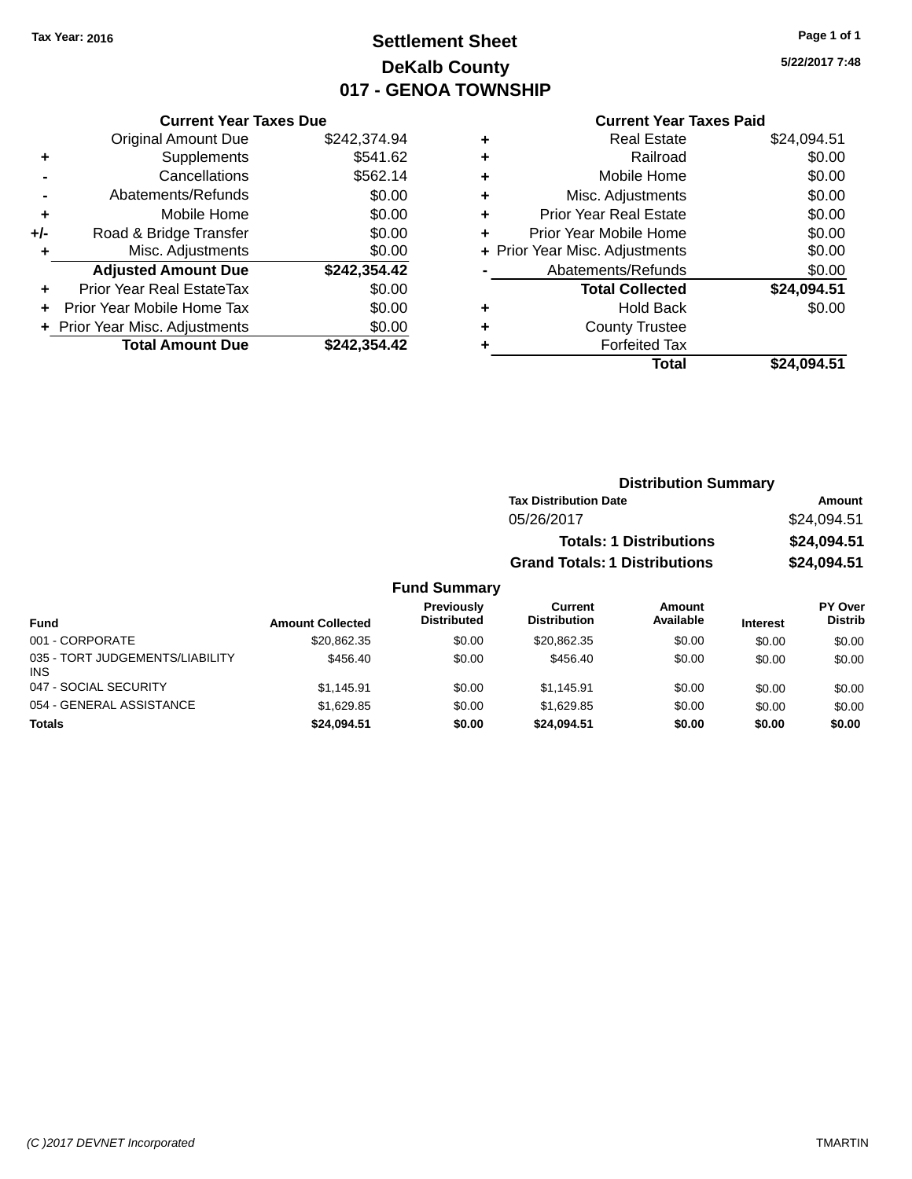Tax Year: 2016

# Settlement Sheet
## DeKalb County
## 017 - GENOA TOWNSHIP

5/22/2017 7:48

### Current Year Taxes Due

| | | |
|---|---|---|
| | Original Amount Due | $242,374.94 |
| + | Supplements | $541.62 |
| - | Cancellations | $562.14 |
| - | Abatements/Refunds | $0.00 |
| + | Mobile Home | $0.00 |
| +/- | Road & Bridge Transfer | $0.00 |
| + | Misc. Adjustments | $0.00 |
| | **Adjusted Amount Due** | **$242,354.42** |
| + | Prior Year Real EstateTax | $0.00 |
| + | Prior Year Mobile Home Tax | $0.00 |
| + | Prior Year Misc. Adjustments | $0.00 |
| | **Total Amount Due** | **$242,354.42** |

### Current Year Taxes Paid

| | | |
|---|---|---|
| + | Real Estate | $24,094.51 |
| + | Railroad | $0.00 |
| + | Mobile Home | $0.00 |
| + | Misc. Adjustments | $0.00 |
| + | Prior Year Real Estate | $0.00 |
| + | Prior Year Mobile Home | $0.00 |
| + | Prior Year Misc. Adjustments | $0.00 |
| - | Abatements/Refunds | $0.00 |
| | **Total Collected** | **$24,094.51** |
| + | Hold Back | $0.00 |
| + | County Trustee | |
| + | Forfeited Tax | |
| | **Total** | **$24,094.51** |

### Distribution Summary

| Tax Distribution Date | Amount |
|---|---|
| 05/26/2017 | $24,094.51 |
| **Totals: 1 Distributions** | **$24,094.51** |
| **Grand Totals: 1 Distributions** | **$24,094.51** |

### Fund Summary

| Fund | Amount Collected | Previously Distributed | Current Distribution | Amount Available | Interest | PY Over Distrib |
|---|---|---|---|---|---|---|
| 001 - CORPORATE | $20,862.35 | $0.00 | $20,862.35 | $0.00 | $0.00 | $0.00 |
| 035 - TORT JUDGEMENTS/LIABILITY INS | $456.40 | $0.00 | $456.40 | $0.00 | $0.00 | $0.00 |
| 047 - SOCIAL SECURITY | $1,145.91 | $0.00 | $1,145.91 | $0.00 | $0.00 | $0.00 |
| 054 - GENERAL ASSISTANCE | $1,629.85 | $0.00 | $1,629.85 | $0.00 | $0.00 | $0.00 |
| **Totals** | **$24,094.51** | **$0.00** | **$24,094.51** | **$0.00** | **$0.00** | **$0.00** |

(C )2017 DEVNET Incorporated TMARTIN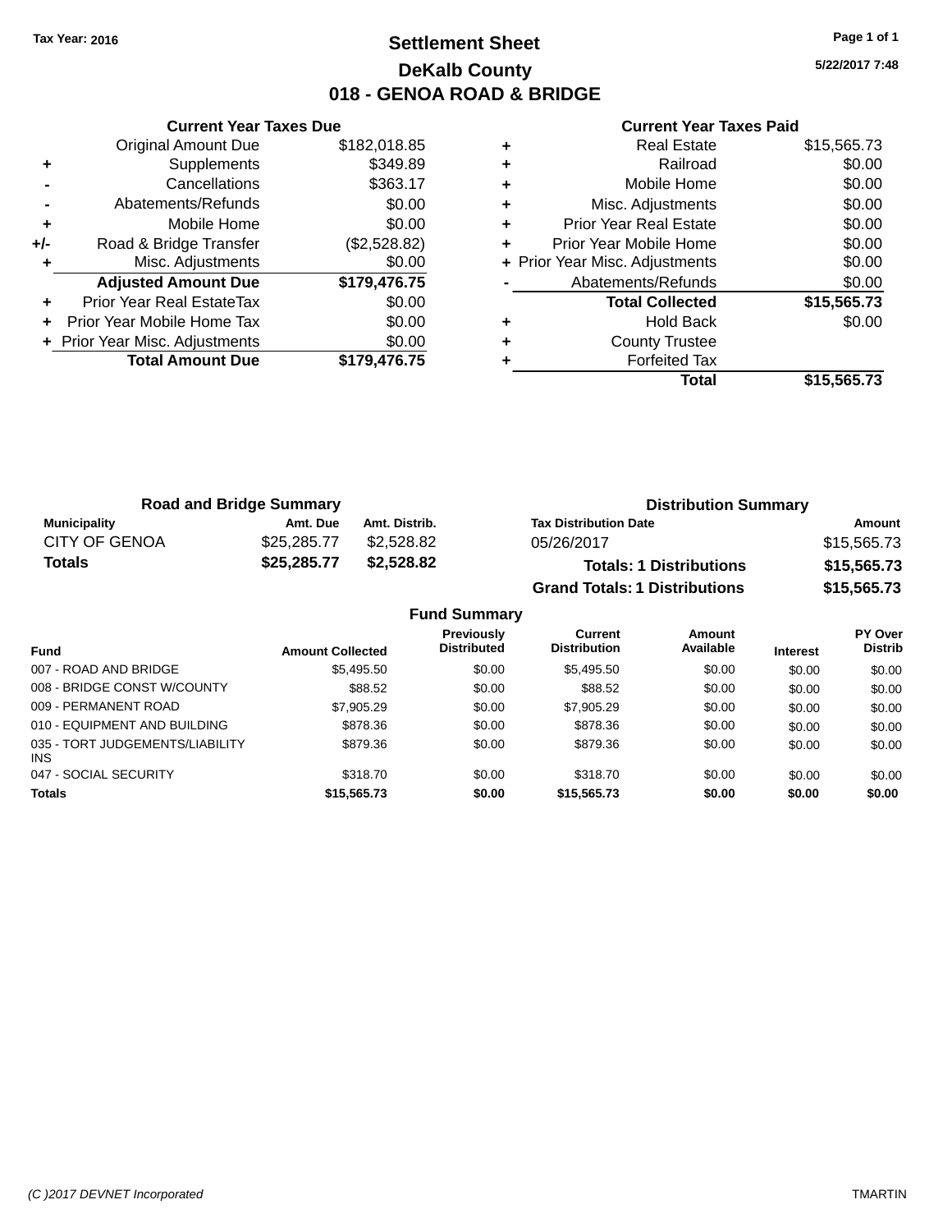Tax Year: 2016

# Settlement Sheet

## DeKalb County

## 018 - GENOA ROAD & BRIDGE

5/22/2017 7:48

### Current Year Taxes Due

| | | |
|---|---|---|
| | Original Amount Due | $182,018.85 |
| + | Supplements | $349.89 |
| - | Cancellations | $363.17 |
| - | Abatements/Refunds | $0.00 |
| + | Mobile Home | $0.00 |
| +/- | Road & Bridge Transfer | ($2,528.82) |
| + | Misc. Adjustments | $0.00 |
| | **Adjusted Amount Due** | **$179,476.75** |
| + | Prior Year Real EstateTax | $0.00 |
| + | Prior Year Mobile Home Tax | $0.00 |
| + | Prior Year Misc. Adjustments | $0.00 |
| | **Total Amount Due** | **$179,476.75** |

### Current Year Taxes Paid

| | | |
|---|---|---|
| + | Real Estate | $15,565.73 |
| + | Railroad | $0.00 |
| + | Mobile Home | $0.00 |
| + | Misc. Adjustments | $0.00 |
| + | Prior Year Real Estate | $0.00 |
| + | Prior Year Mobile Home | $0.00 |
| + | Prior Year Misc. Adjustments | $0.00 |
| - | Abatements/Refunds | $0.00 |
| | **Total Collected** | **$15,565.73** |
| + | Hold Back | $0.00 |
| + | County Trustee | |
| + | Forfeited Tax | |
| | **Total** | **$15,565.73** |

### Road and Bridge Summary

| Municipality | Amt. Due | Amt. Distrib. |
|---|---|---|
| CITY OF GENOA | $25,285.77 | $2,528.82 |
| **Totals** | **$25,285.77** | **$2,528.82** |

### Distribution Summary

| Tax Distribution Date | Amount |
|---|---|
| 05/26/2017 | $15,565.73 |
| **Totals: 1 Distributions** | **$15,565.73** |
| **Grand Totals: 1 Distributions** | **$15,565.73** |

### Fund Summary

| Fund | Amount Collected | Previously Distributed | Current Distribution | Amount Available | Interest | PY Over Distrib |
|---|---|---|---|---|---|---|
| 007 - ROAD AND BRIDGE | $5,495.50 | $0.00 | $5,495.50 | $0.00 | $0.00 | $0.00 |
| 008 - BRIDGE CONST W/COUNTY | $88.52 | $0.00 | $88.52 | $0.00 | $0.00 | $0.00 |
| 009 - PERMANENT ROAD | $7,905.29 | $0.00 | $7,905.29 | $0.00 | $0.00 | $0.00 |
| 010 - EQUIPMENT AND BUILDING | $878.36 | $0.00 | $878.36 | $0.00 | $0.00 | $0.00 |
| 035 - TORT JUDGEMENTS/LIABILITY INS | $879.36 | $0.00 | $879.36 | $0.00 | $0.00 | $0.00 |
| 047 - SOCIAL SECURITY | $318.70 | $0.00 | $318.70 | $0.00 | $0.00 | $0.00 |
| **Totals** | **$15,565.73** | **$0.00** | **$15,565.73** | **$0.00** | **$0.00** | **$0.00** |

(C )2017 DEVNET Incorporated TMARTIN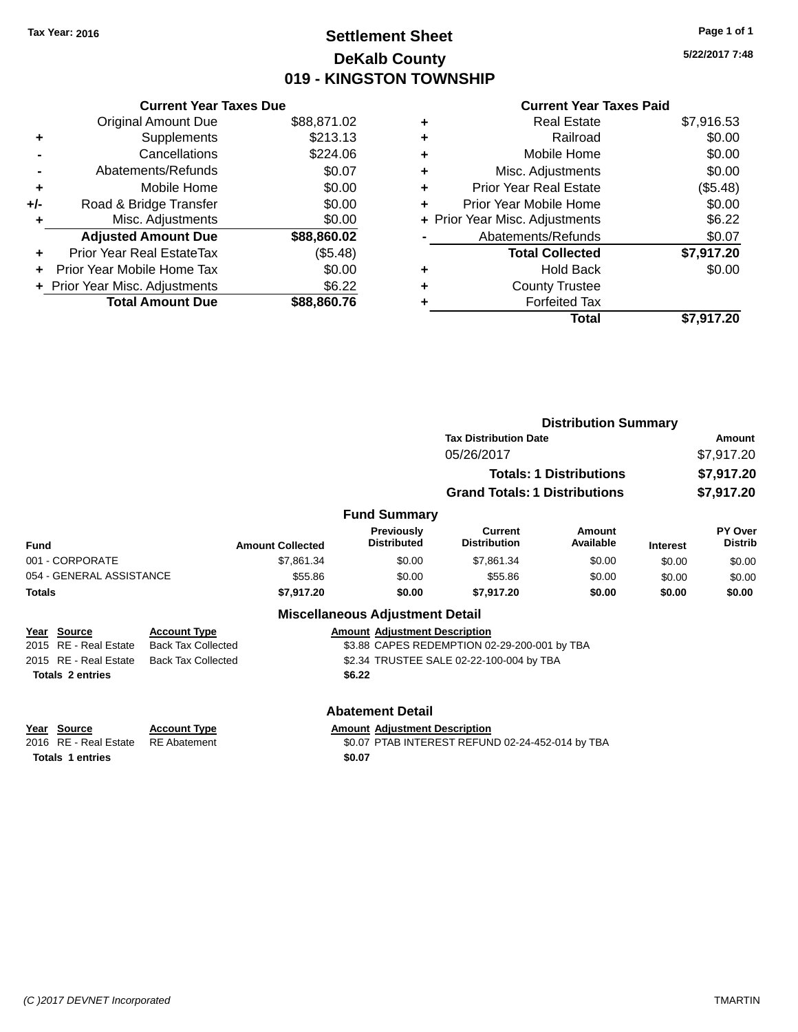Tax Year: 2016

# Settlement Sheet
## DeKalb County
## 019 - KINGSTON TOWNSHIP

5/22/2017 7:48

### Current Year Taxes Due

| | | |
|---|---|---|
| | Original Amount Due | $88,871.02 |
| + | Supplements | $213.13 |
| - | Cancellations | $224.06 |
| - | Abatements/Refunds | $0.07 |
| + | Mobile Home | $0.00 |
| +/- | Road & Bridge Transfer | $0.00 |
| + | Misc. Adjustments | $0.00 |
| | **Adjusted Amount Due** | **$88,860.02** |
| + | Prior Year Real EstateTax | ($5.48) |
| + | Prior Year Mobile Home Tax | $0.00 |
| + | Prior Year Misc. Adjustments | $6.22 |
| | **Total Amount Due** | **$88,860.76** |

### Current Year Taxes Paid

| | | |
|---|---|---|
| + | Real Estate | $7,916.53 |
| + | Railroad | $0.00 |
| + | Mobile Home | $0.00 |
| + | Misc. Adjustments | $0.00 |
| + | Prior Year Real Estate | ($5.48) |
| + | Prior Year Mobile Home | $0.00 |
| + | Prior Year Misc. Adjustments | $6.22 |
| - | Abatements/Refunds | $0.07 |
| | **Total Collected** | **$7,917.20** |
| + | Hold Back | $0.00 |
| + | County Trustee | |
| + | Forfeited Tax | |
| | **Total** | **$7,917.20** |

### Distribution Summary

| Tax Distribution Date | Amount |
|---|---|
| 05/26/2017 | $7,917.20 |
| **Totals: 1 Distributions** | **$7,917.20** |
| **Grand Totals: 1 Distributions** | **$7,917.20** |

### Fund Summary

| Fund | Amount Collected | Previously Distributed | Current Distribution | Amount Available | Interest | PY Over Distrib |
|---|---|---|---|---|---|---|
| 001 - CORPORATE | $7,861.34 | $0.00 | $7,861.34 | $0.00 | $0.00 | $0.00 |
| 054 - GENERAL ASSISTANCE | $55.86 | $0.00 | $55.86 | $0.00 | $0.00 | $0.00 |
| **Totals** | **$7,917.20** | **$0.00** | **$7,917.20** | **$0.00** | **$0.00** | **$0.00** |

### Miscellaneous Adjustment Detail

| Year | Source | Account Type | Amount | Adjustment Description |
|---|---|---|---|---|
| 2015 | RE - Real Estate | Back Tax Collected | $3.88 | CAPES REDEMPTION 02-29-200-001 by TBA |
| 2015 | RE - Real Estate | Back Tax Collected | $2.34 | TRUSTEE SALE 02-22-100-004 by TBA |
| **Totals 2 entries** | | | **$6.22** | |

### Abatement Detail

| Year | Source | Account Type | Amount | Adjustment Description |
|---|---|---|---|---|
| 2016 | RE - Real Estate | RE Abatement | $0.07 | PTAB INTEREST REFUND 02-24-452-014 by TBA |
| **Totals 1 entries** | | | **$0.07** | |

(C )2017 DEVNET Incorporated TMARTIN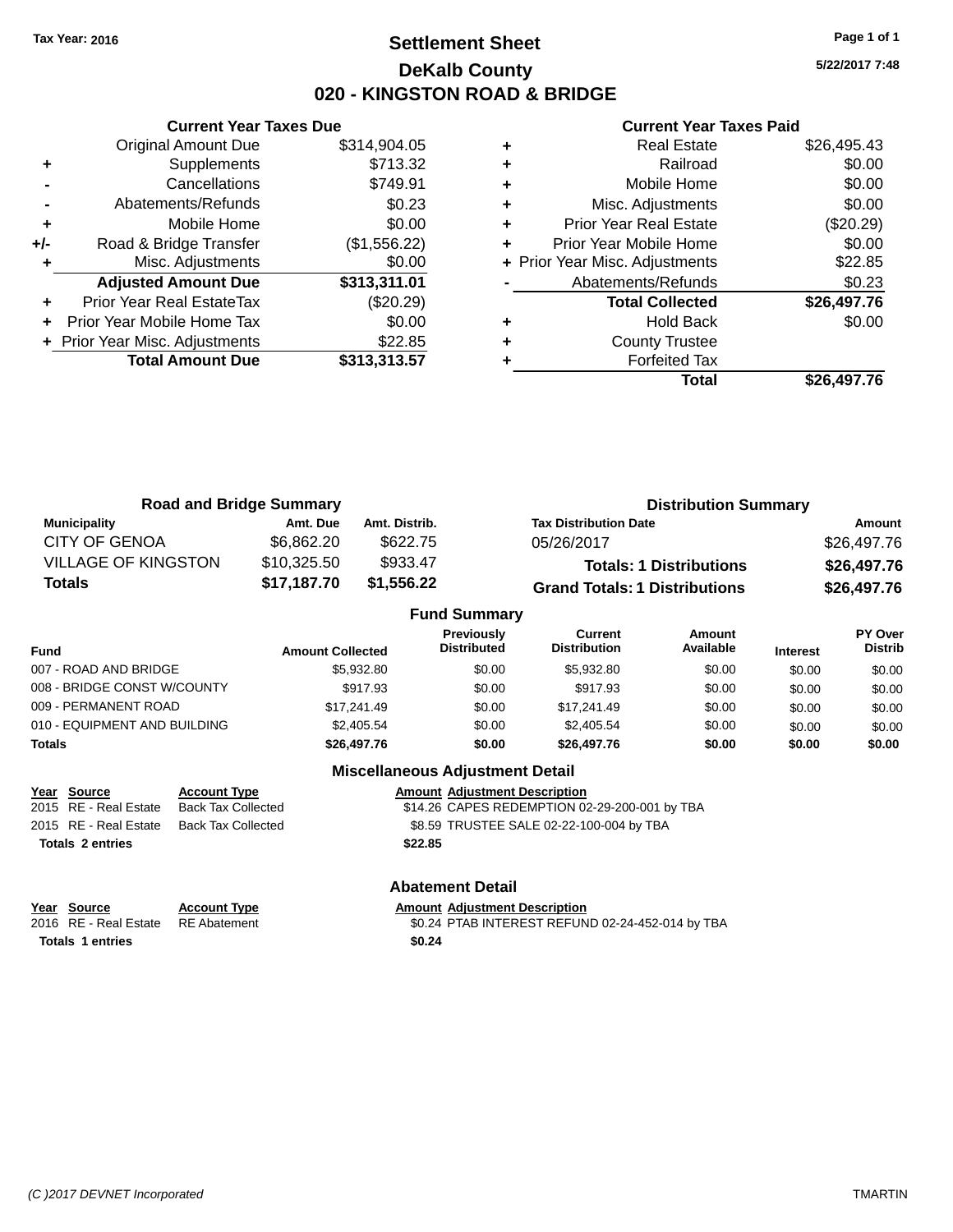Tax Year: 2016

# Settlement Sheet

## DeKalb County

## 020 - KINGSTON ROAD & BRIDGE

5/22/2017 7:48

### Current Year Taxes Due

| | | |
|---|---|---|
| | Original Amount Due | $314,904.05 |
| + | Supplements | $713.32 |
| - | Cancellations | $749.91 |
| - | Abatements/Refunds | $0.23 |
| + | Mobile Home | $0.00 |
| +/- | Road & Bridge Transfer | ($1,556.22) |
| + | Misc. Adjustments | $0.00 |
| | **Adjusted Amount Due** | **$313,311.01** |
| + | Prior Year Real EstateTax | ($20.29) |
| + | Prior Year Mobile Home Tax | $0.00 |
| + | Prior Year Misc. Adjustments | $22.85 |
| | **Total Amount Due** | **$313,313.57** |

### Current Year Taxes Paid

| | | |
|---|---|---|
| + | Real Estate | $26,495.43 |
| + | Railroad | $0.00 |
| + | Mobile Home | $0.00 |
| + | Misc. Adjustments | $0.00 |
| + | Prior Year Real Estate | ($20.29) |
| + | Prior Year Mobile Home | $0.00 |
| + | Prior Year Misc. Adjustments | $22.85 |
| - | Abatements/Refunds | $0.23 |
| | **Total Collected** | **$26,497.76** |
| + | Hold Back | $0.00 |
| + | County Trustee | |
| + | Forfeited Tax | |
| | **Total** | **$26,497.76** |

### Road and Bridge Summary

| Municipality | Amt. Due | Amt. Distrib. |
|---|---|---|
| CITY OF GENOA | $6,862.20 | $622.75 |
| VILLAGE OF KINGSTON | $10,325.50 | $933.47 |
| **Totals** | **$17,187.70** | **$1,556.22** |

### Distribution Summary

| Tax Distribution Date | Amount |
|---|---|
| 05/26/2017 | $26,497.76 |
| **Totals: 1 Distributions** | **$26,497.76** |
| **Grand Totals: 1 Distributions** | **$26,497.76** |

### Fund Summary

| Fund | Amount Collected | Previously Distributed | Current Distribution | Amount Available | Interest | PY Over Distrib |
|---|---|---|---|---|---|---|
| 007 - ROAD AND BRIDGE | $5,932.80 | $0.00 | $5,932.80 | $0.00 | $0.00 | $0.00 |
| 008 - BRIDGE CONST W/COUNTY | $917.93 | $0.00 | $917.93 | $0.00 | $0.00 | $0.00 |
| 009 - PERMANENT ROAD | $17,241.49 | $0.00 | $17,241.49 | $0.00 | $0.00 | $0.00 |
| 010 - EQUIPMENT AND BUILDING | $2,405.54 | $0.00 | $2,405.54 | $0.00 | $0.00 | $0.00 |
| **Totals** | **$26,497.76** | **$0.00** | **$26,497.76** | **$0.00** | **$0.00** | **$0.00** |

### Miscellaneous Adjustment Detail

| Year | Source | Account Type | Amount | Adjustment Description |
|---|---|---|---|---|
| 2015 | RE - Real Estate | Back Tax Collected | $14.26 | CAPES REDEMPTION 02-29-200-001 by TBA |
| 2015 | RE - Real Estate | Back Tax Collected | $8.59 | TRUSTEE SALE 02-22-100-004 by TBA |
| **Totals 2 entries** | | | **$22.85** | |

### Abatement Detail

| Year | Source | Account Type | Amount | Adjustment Description |
|---|---|---|---|---|
| 2016 | RE - Real Estate | RE Abatement | $0.24 | PTAB INTEREST REFUND 02-24-452-014 by TBA |
| **Totals 1 entries** | | | **$0.24** | |

(C )2017 DEVNET Incorporated TMARTIN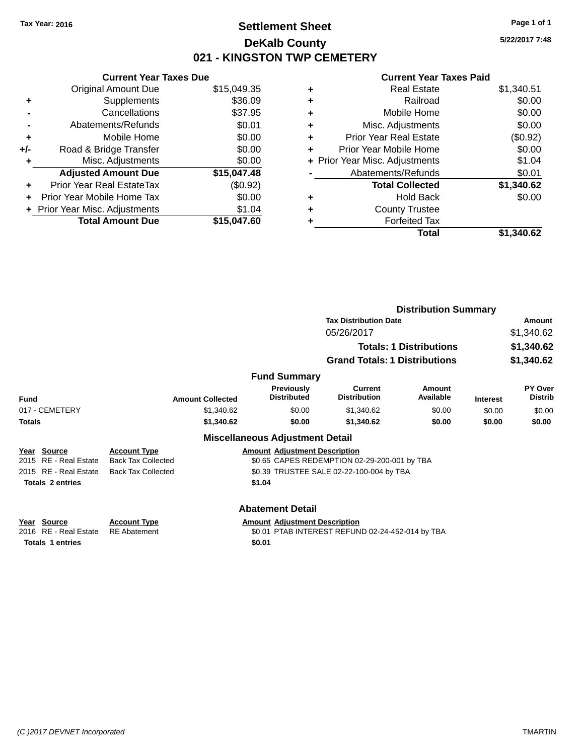Tax Year: 2016

# Settlement Sheet
## DeKalb County
## 021 - KINGSTON TWP CEMETERY

5/22/2017 7:48

### Current Year Taxes Due

| | | |
|---|---|---|
| | Original Amount Due | $15,049.35 |
| + | Supplements | $36.09 |
| - | Cancellations | $37.95 |
| - | Abatements/Refunds | $0.01 |
| + | Mobile Home | $0.00 |
| +/- | Road & Bridge Transfer | $0.00 |
| + | Misc. Adjustments | $0.00 |
| | **Adjusted Amount Due** | **$15,047.48** |
| + | Prior Year Real EstateTax | ($0.92) |
| + | Prior Year Mobile Home Tax | $0.00 |
| + | Prior Year Misc. Adjustments | $1.04 |
| | **Total Amount Due** | **$15,047.60** |

### Current Year Taxes Paid

| | | |
|---|---|---|
| + | Real Estate | $1,340.51 |
| + | Railroad | $0.00 |
| + | Mobile Home | $0.00 |
| + | Misc. Adjustments | $0.00 |
| + | Prior Year Real Estate | ($0.92) |
| + | Prior Year Mobile Home | $0.00 |
| + | Prior Year Misc. Adjustments | $1.04 |
| - | Abatements/Refunds | $0.01 |
| | **Total Collected** | **$1,340.62** |
| + | Hold Back | $0.00 |
| + | County Trustee | |
| + | Forfeited Tax | |
| | **Total** | **$1,340.62** |

### Distribution Summary

| Tax Distribution Date | Amount |
|---|---|
| 05/26/2017 | $1,340.62 |
| **Totals: 1 Distributions** | **$1,340.62** |
| **Grand Totals: 1 Distributions** | **$1,340.62** |

### Fund Summary

| Fund | Amount Collected | Previously Distributed | Current Distribution | Amount Available | Interest | PY Over Distrib |
|---|---|---|---|---|---|---|
| 017 - CEMETERY | $1,340.62 | $0.00 | $1,340.62 | $0.00 | $0.00 | $0.00 |
| **Totals** | **$1,340.62** | **$0.00** | **$1,340.62** | **$0.00** | **$0.00** | **$0.00** |

### Miscellaneous Adjustment Detail

| Year | Source | Account Type | Amount | Adjustment Description |
|---|---|---|---|---|
| 2015 | RE - Real Estate | Back Tax Collected | $0.65 | CAPES REDEMPTION 02-29-200-001 by TBA |
| 2015 | RE - Real Estate | Back Tax Collected | $0.39 | TRUSTEE SALE 02-22-100-004 by TBA |
| **Totals 2 entries** | | | **$1.04** | |

### Abatement Detail

| Year | Source | Account Type | Amount | Adjustment Description |
|---|---|---|---|---|
| 2016 | RE - Real Estate | RE Abatement | $0.01 | PTAB INTEREST REFUND 02-24-452-014 by TBA |
| **Totals 1 entries** | | | **$0.01** | |

(C )2017 DEVNET Incorporated TMARTIN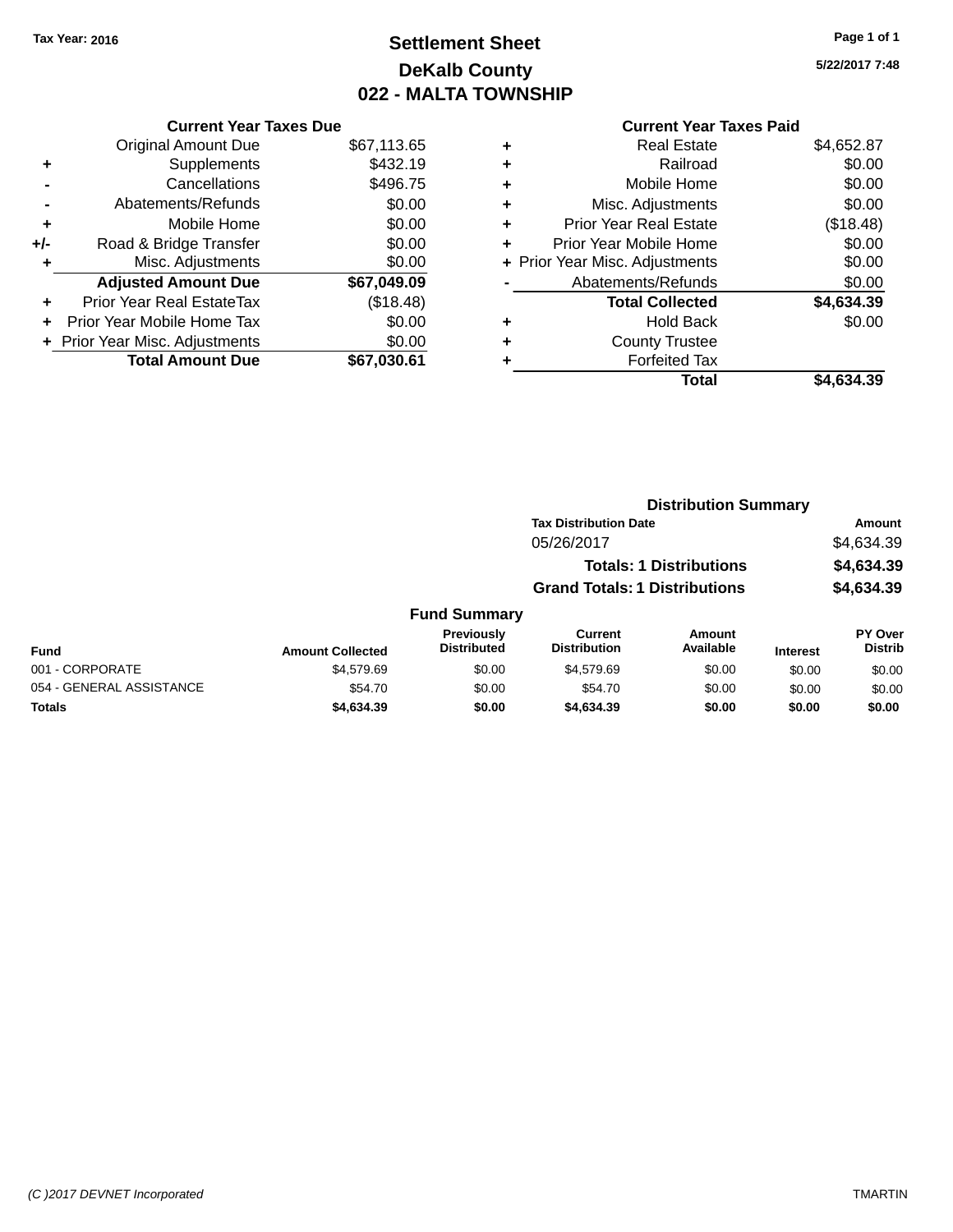Tax Year: 2016

# Settlement Sheet
## DeKalb County
## 022 - MALTA TOWNSHIP

5/22/2017 7:48

### Current Year Taxes Due

| | | |
|---|---|---|
| | Original Amount Due | $67,113.65 |
| + | Supplements | $432.19 |
| - | Cancellations | $496.75 |
| - | Abatements/Refunds | $0.00 |
| + | Mobile Home | $0.00 |
| +/- | Road & Bridge Transfer | $0.00 |
| + | Misc. Adjustments | $0.00 |
| | **Adjusted Amount Due** | **$67,049.09** |
| + | Prior Year Real EstateTax | ($18.48) |
| + | Prior Year Mobile Home Tax | $0.00 |
| + | Prior Year Misc. Adjustments | $0.00 |
| | **Total Amount Due** | **$67,030.61** |

### Current Year Taxes Paid

| | | |
|---|---|---|
| + | Real Estate | $4,652.87 |
| + | Railroad | $0.00 |
| + | Mobile Home | $0.00 |
| + | Misc. Adjustments | $0.00 |
| + | Prior Year Real Estate | ($18.48) |
| + | Prior Year Mobile Home | $0.00 |
| + | Prior Year Misc. Adjustments | $0.00 |
| - | Abatements/Refunds | $0.00 |
| | **Total Collected** | **$4,634.39** |
| + | Hold Back | $0.00 |
| + | County Trustee | |
| + | Forfeited Tax | |
| | **Total** | **$4,634.39** |

### Distribution Summary

| Tax Distribution Date | Amount |
|---|---|
| 05/26/2017 | $4,634.39 |
| **Totals: 1 Distributions** | **$4,634.39** |
| **Grand Totals: 1 Distributions** | **$4,634.39** |

### Fund Summary

| Fund | Amount Collected | Previously Distributed | Current Distribution | Amount Available | Interest | PY Over Distrib |
|---|---|---|---|---|---|---|
| 001 - CORPORATE | $4,579.69 | $0.00 | $4,579.69 | $0.00 | $0.00 | $0.00 |
| 054 - GENERAL ASSISTANCE | $54.70 | $0.00 | $54.70 | $0.00 | $0.00 | $0.00 |
| **Totals** | **$4,634.39** | **$0.00** | **$4,634.39** | **$0.00** | **$0.00** | **$0.00** |

(C )2017 DEVNET Incorporated — TMARTIN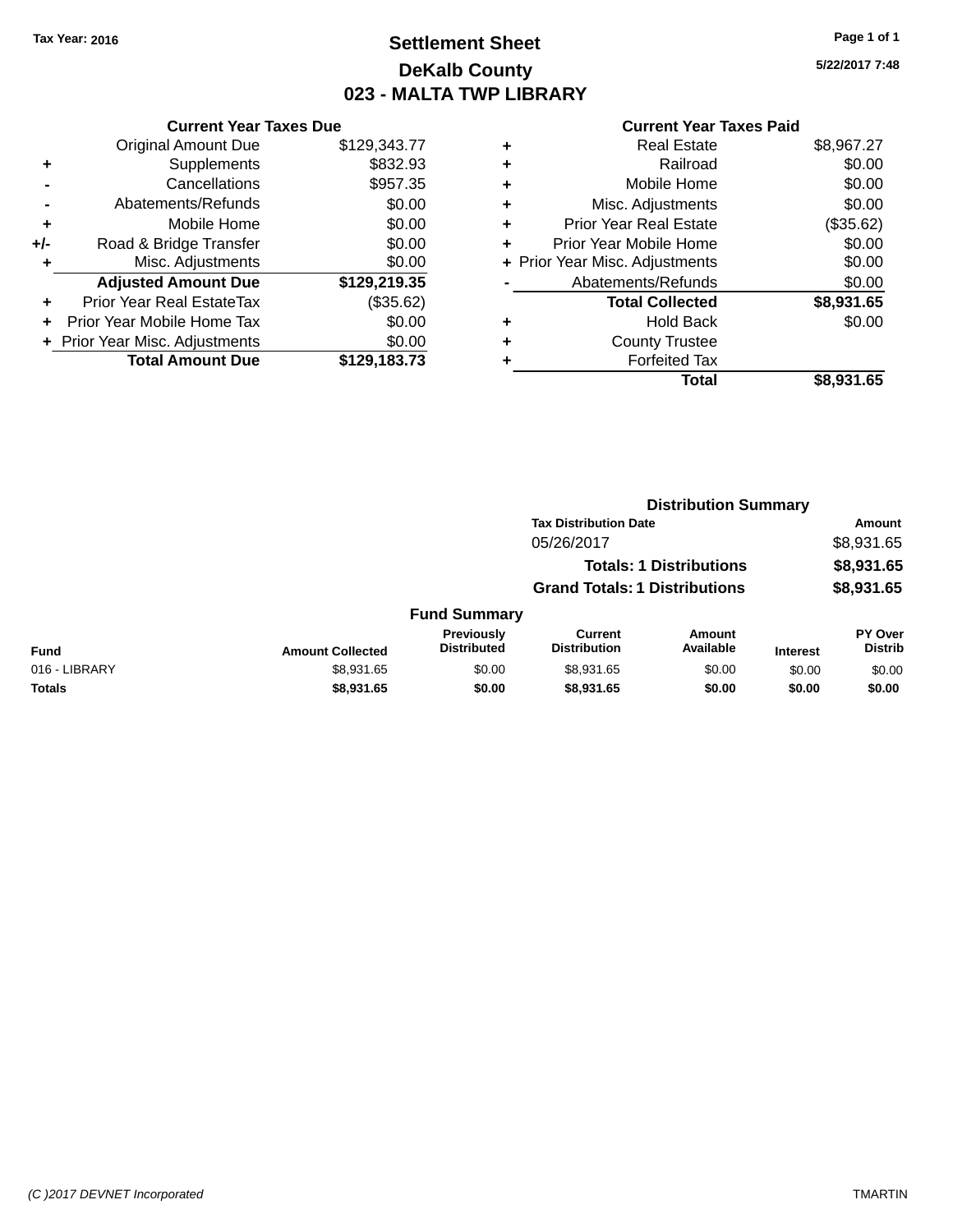Tax Year: 2016

# Settlement Sheet

## DeKalb County

## 023 - MALTA TWP LIBRARY

5/22/2017 7:48

### Current Year Taxes Due

| | | |
|---|---|---|
| | Original Amount Due | $129,343.77 |
| + | Supplements | $832.93 |
| - | Cancellations | $957.35 |
| - | Abatements/Refunds | $0.00 |
| + | Mobile Home | $0.00 |
| +/- | Road & Bridge Transfer | $0.00 |
| + | Misc. Adjustments | $0.00 |
| | **Adjusted Amount Due** | **$129,219.35** |
| + | Prior Year Real EstateTax | ($35.62) |
| + | Prior Year Mobile Home Tax | $0.00 |
| + | Prior Year Misc. Adjustments | $0.00 |
| | **Total Amount Due** | **$129,183.73** |

### Current Year Taxes Paid

| | | |
|---|---|---|
| + | Real Estate | $8,967.27 |
| + | Railroad | $0.00 |
| + | Mobile Home | $0.00 |
| + | Misc. Adjustments | $0.00 |
| + | Prior Year Real Estate | ($35.62) |
| + | Prior Year Mobile Home | $0.00 |
| + | Prior Year Misc. Adjustments | $0.00 |
| - | Abatements/Refunds | $0.00 |
| | **Total Collected** | **$8,931.65** |
| + | Hold Back | $0.00 |
| + | County Trustee | |
| + | Forfeited Tax | |
| | **Total** | **$8,931.65** |

### Distribution Summary

| Tax Distribution Date | Amount |
|---|---|
| 05/26/2017 | $8,931.65 |
| **Totals: 1 Distributions** | **$8,931.65** |
| **Grand Totals: 1 Distributions** | **$8,931.65** |

### Fund Summary

| Fund | Amount Collected | Previously Distributed | Current Distribution | Amount Available | Interest | PY Over Distrib |
|---|---|---|---|---|---|---|
| 016 - LIBRARY | $8,931.65 | $0.00 | $8,931.65 | $0.00 | $0.00 | $0.00 |
| **Totals** | **$8,931.65** | **$0.00** | **$8,931.65** | **$0.00** | **$0.00** | **$0.00** |

(C )2017 DEVNET Incorporated — TMARTIN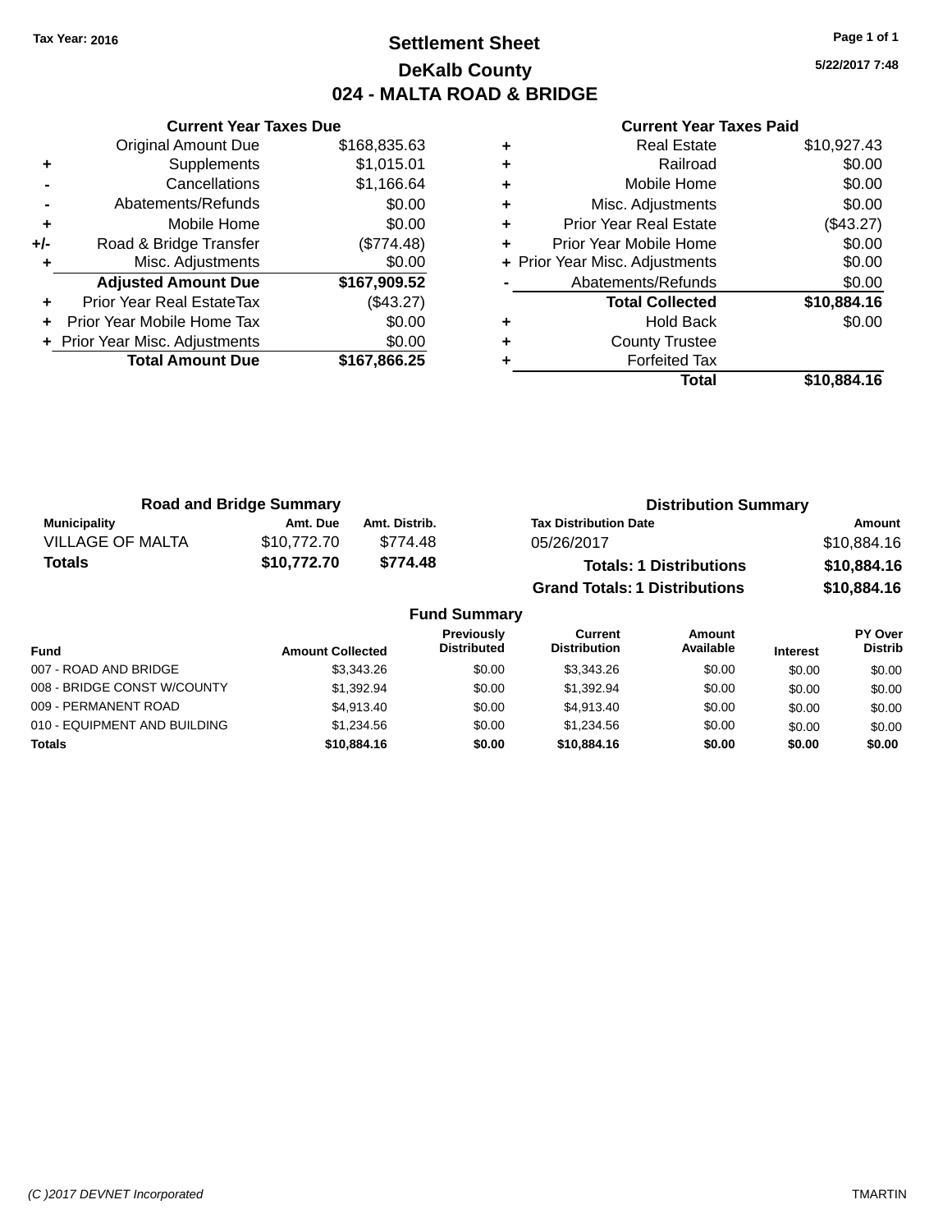Tax Year: 2016

# Settlement Sheet

## DeKalb County

## 024 - MALTA ROAD & BRIDGE

5/22/2017 7:48

### Current Year Taxes Due

| | | |
|---|---|---|
| | Original Amount Due | $168,835.63 |
| + | Supplements | $1,015.01 |
| - | Cancellations | $1,166.64 |
| - | Abatements/Refunds | $0.00 |
| + | Mobile Home | $0.00 |
| +/- | Road & Bridge Transfer | ($774.48) |
| + | Misc. Adjustments | $0.00 |
| | **Adjusted Amount Due** | **$167,909.52** |
| + | Prior Year Real EstateTax | ($43.27) |
| + | Prior Year Mobile Home Tax | $0.00 |
| + | Prior Year Misc. Adjustments | $0.00 |
| | **Total Amount Due** | **$167,866.25** |

### Current Year Taxes Paid

| | | |
|---|---|---|
| + | Real Estate | $10,927.43 |
| + | Railroad | $0.00 |
| + | Mobile Home | $0.00 |
| + | Misc. Adjustments | $0.00 |
| + | Prior Year Real Estate | ($43.27) |
| + | Prior Year Mobile Home | $0.00 |
| + | Prior Year Misc. Adjustments | $0.00 |
| - | Abatements/Refunds | $0.00 |
| | **Total Collected** | **$10,884.16** |
| + | Hold Back | $0.00 |
| + | County Trustee | |
| + | Forfeited Tax | |
| | **Total** | **$10,884.16** |

### Road and Bridge Summary

| Municipality | Amt. Due | Amt. Distrib. |
|---|---|---|
| VILLAGE OF MALTA | $10,772.70 | $774.48 |
| **Totals** | **$10,772.70** | **$774.48** |

### Distribution Summary

| Tax Distribution Date | Amount |
|---|---|
| 05/26/2017 | $10,884.16 |
| **Totals: 1 Distributions** | **$10,884.16** |
| **Grand Totals: 1 Distributions** | **$10,884.16** |

### Fund Summary

| Fund | Amount Collected | Previously Distributed | Current Distribution | Amount Available | Interest | PY Over Distrib |
|---|---|---|---|---|---|---|
| 007 - ROAD AND BRIDGE | $3,343.26 | $0.00 | $3,343.26 | $0.00 | $0.00 | $0.00 |
| 008 - BRIDGE CONST W/COUNTY | $1,392.94 | $0.00 | $1,392.94 | $0.00 | $0.00 | $0.00 |
| 009 - PERMANENT ROAD | $4,913.40 | $0.00 | $4,913.40 | $0.00 | $0.00 | $0.00 |
| 010 - EQUIPMENT AND BUILDING | $1,234.56 | $0.00 | $1,234.56 | $0.00 | $0.00 | $0.00 |
| **Totals** | **$10,884.16** | **$0.00** | **$10,884.16** | **$0.00** | **$0.00** | **$0.00** |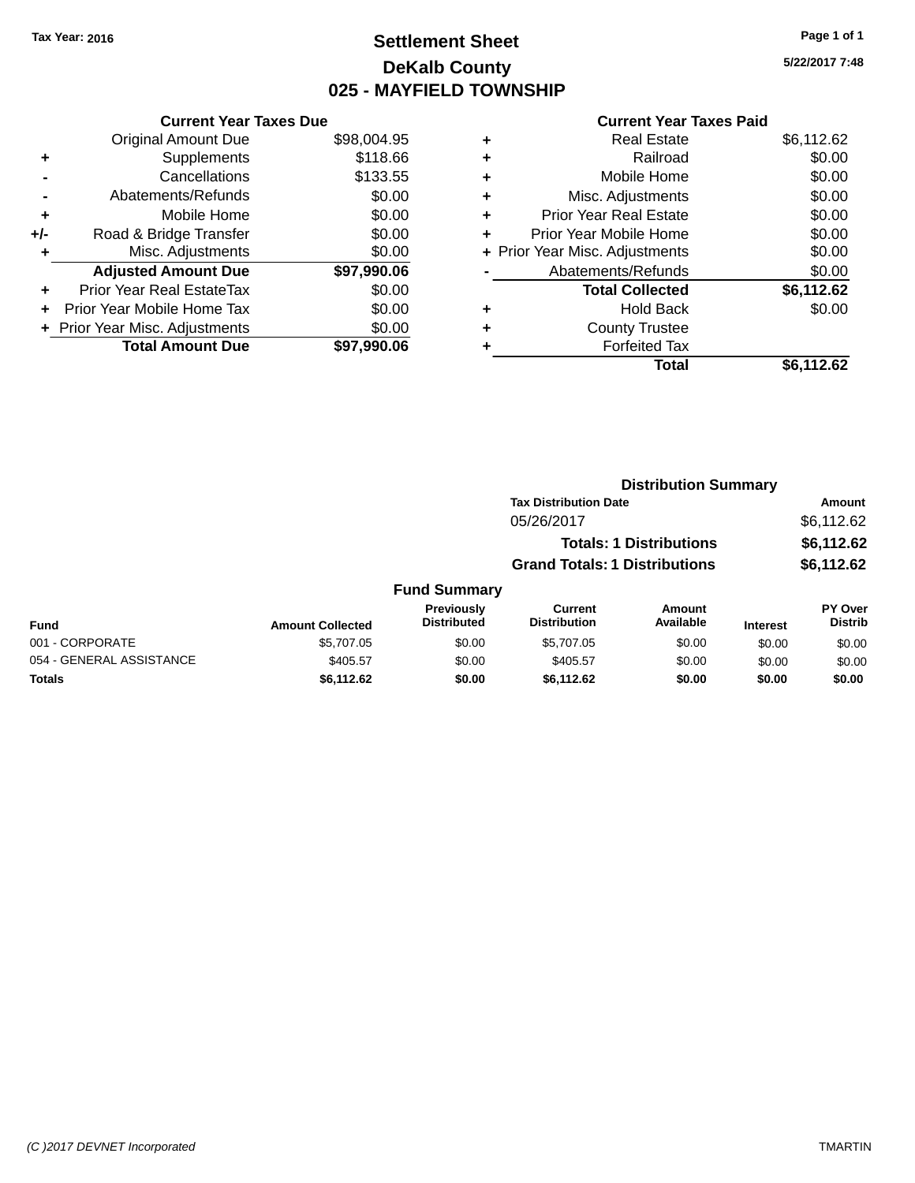Tax Year: 2016

# Settlement Sheet
## DeKalb County
## 025 - MAYFIELD TOWNSHIP

5/22/2017 7:48

### Current Year Taxes Due

| | | |
|---|---|---|
| | Original Amount Due | $98,004.95 |
| + | Supplements | $118.66 |
| - | Cancellations | $133.55 |
| - | Abatements/Refunds | $0.00 |
| + | Mobile Home | $0.00 |
| +/- | Road & Bridge Transfer | $0.00 |
| + | Misc. Adjustments | $0.00 |
| | **Adjusted Amount Due** | **$97,990.06** |
| + | Prior Year Real EstateTax | $0.00 |
| + | Prior Year Mobile Home Tax | $0.00 |
| + | Prior Year Misc. Adjustments | $0.00 |
| | **Total Amount Due** | **$97,990.06** |

### Current Year Taxes Paid

| | | |
|---|---|---|
| + | Real Estate | $6,112.62 |
| + | Railroad | $0.00 |
| + | Mobile Home | $0.00 |
| + | Misc. Adjustments | $0.00 |
| + | Prior Year Real Estate | $0.00 |
| + | Prior Year Mobile Home | $0.00 |
| + | Prior Year Misc. Adjustments | $0.00 |
| - | Abatements/Refunds | $0.00 |
| | **Total Collected** | **$6,112.62** |
| + | Hold Back | $0.00 |
| + | County Trustee | |
| + | Forfeited Tax | |
| | **Total** | **$6,112.62** |

### Distribution Summary

| Tax Distribution Date | Amount |
|---|---|
| 05/26/2017 | $6,112.62 |
| **Totals: 1 Distributions** | **$6,112.62** |
| **Grand Totals: 1 Distributions** | **$6,112.62** |

### Fund Summary

| Fund | Amount Collected | Previously Distributed | Current Distribution | Amount Available | Interest | PY Over Distrib |
|---|---|---|---|---|---|---|
| 001 - CORPORATE | $5,707.05 | $0.00 | $5,707.05 | $0.00 | $0.00 | $0.00 |
| 054 - GENERAL ASSISTANCE | $405.57 | $0.00 | $405.57 | $0.00 | $0.00 | $0.00 |
| **Totals** | **$6,112.62** | **$0.00** | **$6,112.62** | **$0.00** | **$0.00** | **$0.00** |

(C )2017 DEVNET Incorporated

TMARTIN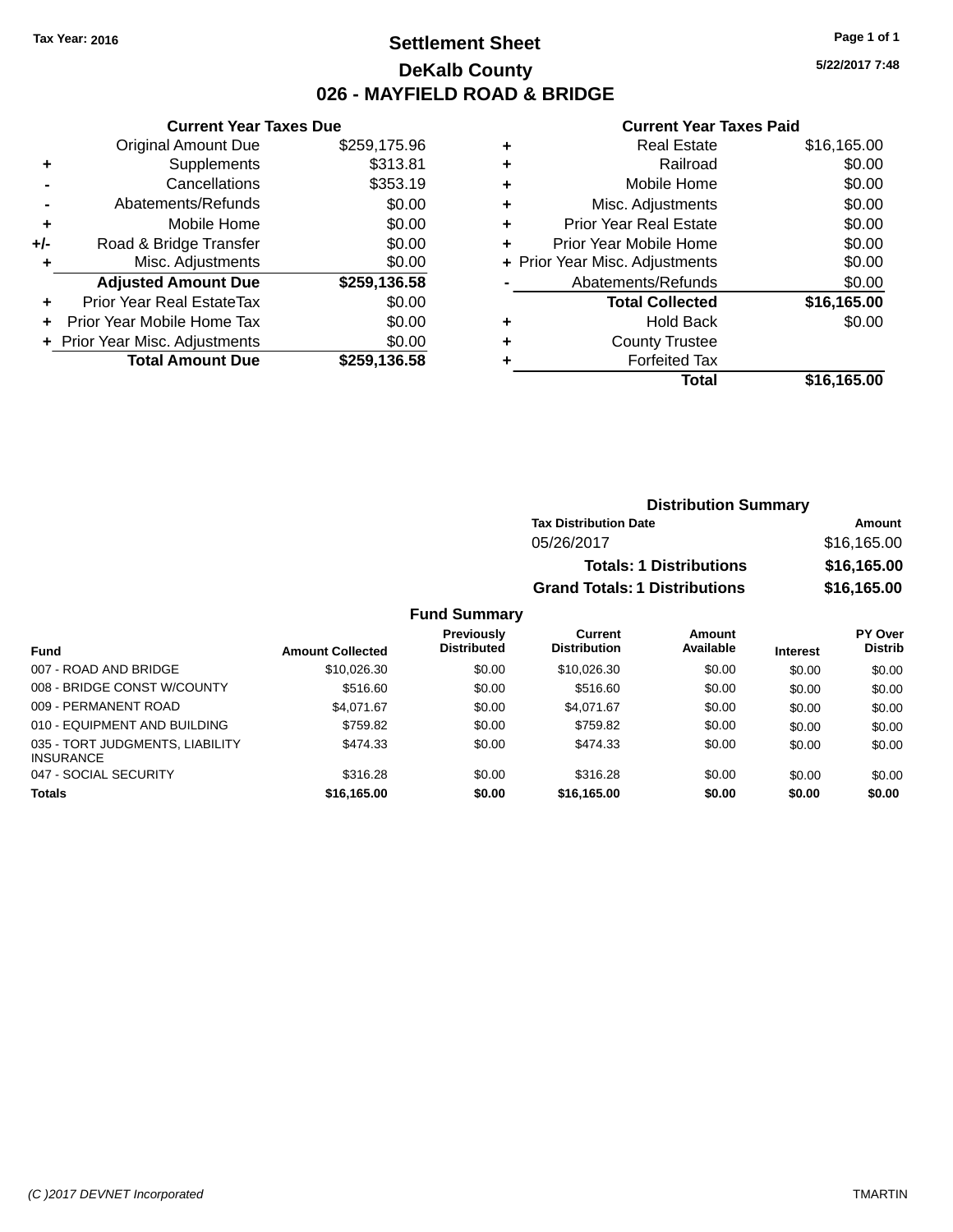Tax Year: 2016

# Settlement Sheet

## DeKalb County

## 026 - MAYFIELD ROAD & BRIDGE

5/22/2017 7:48

### Current Year Taxes Due

| | | |
|---|---|---|
| | Original Amount Due | $259,175.96 |
| + | Supplements | $313.81 |
| - | Cancellations | $353.19 |
| - | Abatements/Refunds | $0.00 |
| + | Mobile Home | $0.00 |
| +/- | Road & Bridge Transfer | $0.00 |
| + | Misc. Adjustments | $0.00 |
| | **Adjusted Amount Due** | **$259,136.58** |
| + | Prior Year Real EstateTax | $0.00 |
| + | Prior Year Mobile Home Tax | $0.00 |
| + | Prior Year Misc. Adjustments | $0.00 |
| | **Total Amount Due** | **$259,136.58** |

### Current Year Taxes Paid

| | | |
|---|---|---|
| + | Real Estate | $16,165.00 |
| + | Railroad | $0.00 |
| + | Mobile Home | $0.00 |
| + | Misc. Adjustments | $0.00 |
| + | Prior Year Real Estate | $0.00 |
| + | Prior Year Mobile Home | $0.00 |
| + | Prior Year Misc. Adjustments | $0.00 |
| - | Abatements/Refunds | $0.00 |
| | **Total Collected** | **$16,165.00** |
| + | Hold Back | $0.00 |
| + | County Trustee | |
| + | Forfeited Tax | |
| | **Total** | **$16,165.00** |

### Distribution Summary

| Tax Distribution Date | Amount |
|---|---|
| 05/26/2017 | $16,165.00 |
| **Totals: 1 Distributions** | **$16,165.00** |
| **Grand Totals: 1 Distributions** | **$16,165.00** |

### Fund Summary

| Fund | Amount Collected | Previously Distributed | Current Distribution | Amount Available | Interest | PY Over Distrib |
|---|---|---|---|---|---|---|
| 007 - ROAD AND BRIDGE | $10,026.30 | $0.00 | $10,026.30 | $0.00 | $0.00 | $0.00 |
| 008 - BRIDGE CONST W/COUNTY | $516.60 | $0.00 | $516.60 | $0.00 | $0.00 | $0.00 |
| 009 - PERMANENT ROAD | $4,071.67 | $0.00 | $4,071.67 | $0.00 | $0.00 | $0.00 |
| 010 - EQUIPMENT AND BUILDING | $759.82 | $0.00 | $759.82 | $0.00 | $0.00 | $0.00 |
| 035 - TORT JUDGMENTS, LIABILITY INSURANCE | $474.33 | $0.00 | $474.33 | $0.00 | $0.00 | $0.00 |
| 047 - SOCIAL SECURITY | $316.28 | $0.00 | $316.28 | $0.00 | $0.00 | $0.00 |
| **Totals** | **$16,165.00** | **$0.00** | **$16,165.00** | **$0.00** | **$0.00** | **$0.00** |

(C )2017 DEVNET Incorporated TMARTIN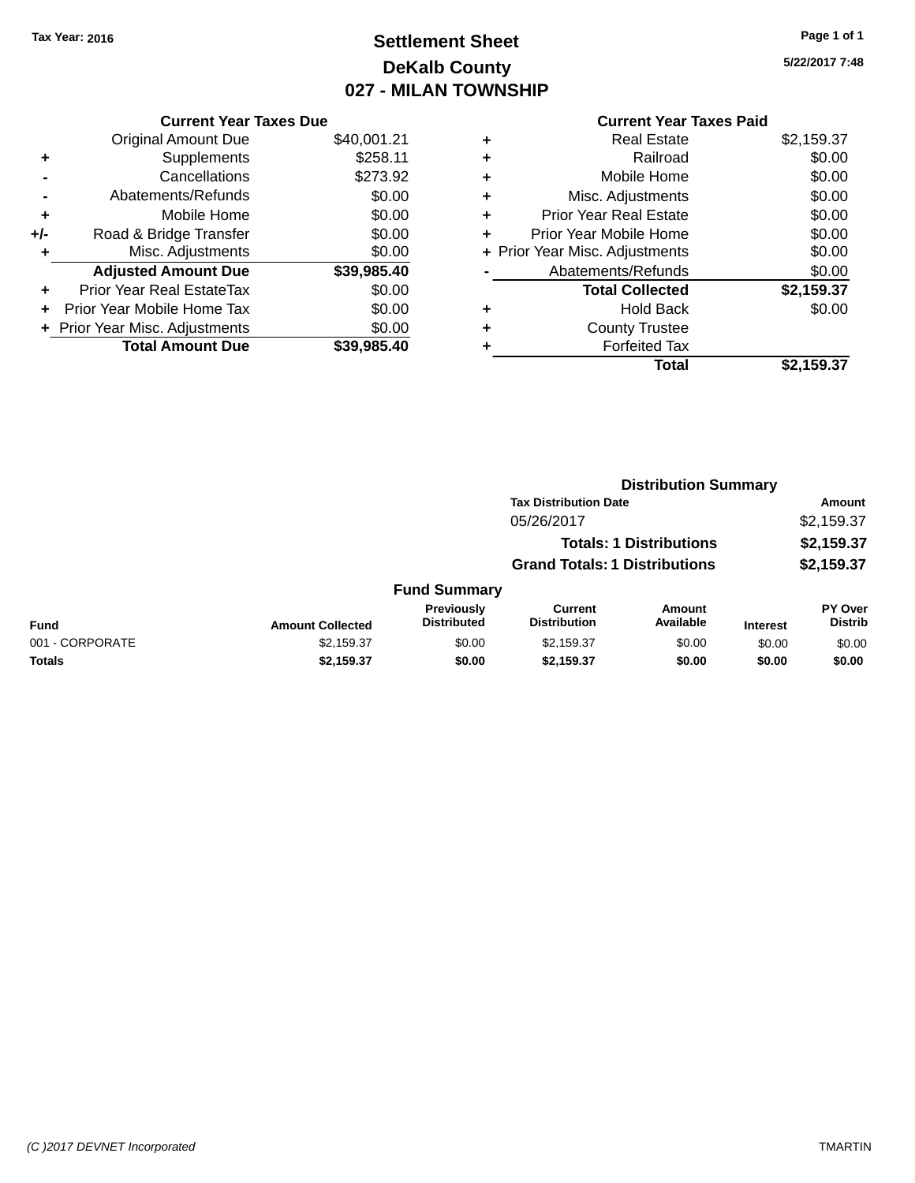Tax Year: 2016

# Settlement Sheet
## DeKalb County
## 027 - MILAN TOWNSHIP

5/22/2017 7:48

### Current Year Taxes Due

| | | |
|---|---|---|
| | Original Amount Due | $40,001.21 |
| + | Supplements | $258.11 |
| - | Cancellations | $273.92 |
| - | Abatements/Refunds | $0.00 |
| + | Mobile Home | $0.00 |
| +/- | Road & Bridge Transfer | $0.00 |
| + | Misc. Adjustments | $0.00 |
| | **Adjusted Amount Due** | **$39,985.40** |
| + | Prior Year Real EstateTax | $0.00 |
| + | Prior Year Mobile Home Tax | $0.00 |
| + | Prior Year Misc. Adjustments | $0.00 |
| | **Total Amount Due** | **$39,985.40** |

### Current Year Taxes Paid

| | | |
|---|---|---|
| + | Real Estate | $2,159.37 |
| + | Railroad | $0.00 |
| + | Mobile Home | $0.00 |
| + | Misc. Adjustments | $0.00 |
| + | Prior Year Real Estate | $0.00 |
| + | Prior Year Mobile Home | $0.00 |
| + | Prior Year Misc. Adjustments | $0.00 |
| - | Abatements/Refunds | $0.00 |
| | **Total Collected** | **$2,159.37** |
| + | Hold Back | $0.00 |
| + | County Trustee | |
| + | Forfeited Tax | |
| | **Total** | **$2,159.37** |

### Distribution Summary

| Tax Distribution Date | Amount |
|---|---|
| 05/26/2017 | $2,159.37 |
| **Totals: 1 Distributions** | **$2,159.37** |
| **Grand Totals: 1 Distributions** | **$2,159.37** |

### Fund Summary

| Fund | Amount Collected | Previously Distributed | Current Distribution | Amount Available | Interest | PY Over Distrib |
|---|---|---|---|---|---|---|
| 001 - CORPORATE | $2,159.37 | $0.00 | $2,159.37 | $0.00 | $0.00 | $0.00 |
| **Totals** | **$2,159.37** | **$0.00** | **$2,159.37** | **$0.00** | **$0.00** | **$0.00** |

(C )2017 DEVNET Incorporated TMARTIN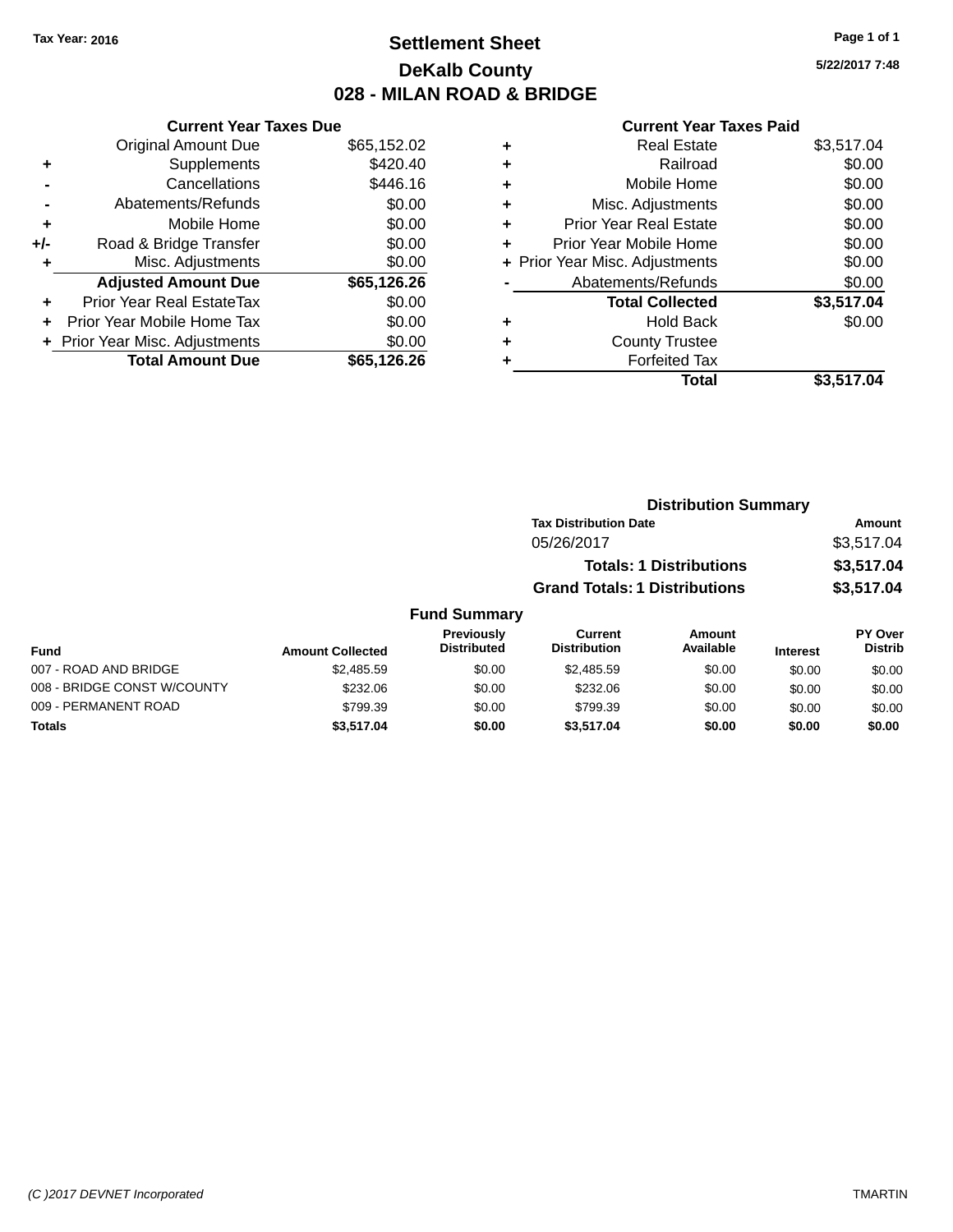Tax Year: 2016

# Settlement Sheet
## DeKalb County
## 028 - MILAN ROAD & BRIDGE

5/22/2017 7:48

### Current Year Taxes Due

| | | |
|---|---|---|
| | Original Amount Due | $65,152.02 |
| + | Supplements | $420.40 |
| - | Cancellations | $446.16 |
| - | Abatements/Refunds | $0.00 |
| + | Mobile Home | $0.00 |
| +/- | Road & Bridge Transfer | $0.00 |
| + | Misc. Adjustments | $0.00 |
| | **Adjusted Amount Due** | **$65,126.26** |
| + | Prior Year Real EstateTax | $0.00 |
| + | Prior Year Mobile Home Tax | $0.00 |
| + | Prior Year Misc. Adjustments | $0.00 |
| | **Total Amount Due** | **$65,126.26** |

### Current Year Taxes Paid

| | | |
|---|---|---|
| + | Real Estate | $3,517.04 |
| + | Railroad | $0.00 |
| + | Mobile Home | $0.00 |
| + | Misc. Adjustments | $0.00 |
| + | Prior Year Real Estate | $0.00 |
| + | Prior Year Mobile Home | $0.00 |
| + | Prior Year Misc. Adjustments | $0.00 |
| - | Abatements/Refunds | $0.00 |
| | **Total Collected** | **$3,517.04** |
| + | Hold Back | $0.00 |
| + | County Trustee | |
| + | Forfeited Tax | |
| | **Total** | **$3,517.04** |

### Distribution Summary

| Tax Distribution Date | Amount |
|---|---|
| 05/26/2017 | $3,517.04 |
| **Totals: 1 Distributions** | **$3,517.04** |
| **Grand Totals: 1 Distributions** | **$3,517.04** |

### Fund Summary

| Fund | Amount Collected | Previously Distributed | Current Distribution | Amount Available | Interest | PY Over Distrib |
|---|---|---|---|---|---|---|
| 007 - ROAD AND BRIDGE | $2,485.59 | $0.00 | $2,485.59 | $0.00 | $0.00 | $0.00 |
| 008 - BRIDGE CONST W/COUNTY | $232.06 | $0.00 | $232.06 | $0.00 | $0.00 | $0.00 |
| 009 - PERMANENT ROAD | $799.39 | $0.00 | $799.39 | $0.00 | $0.00 | $0.00 |
| **Totals** | **$3,517.04** | **$0.00** | **$3,517.04** | **$0.00** | **$0.00** | **$0.00** |

(C )2017 DEVNET Incorporated TMARTIN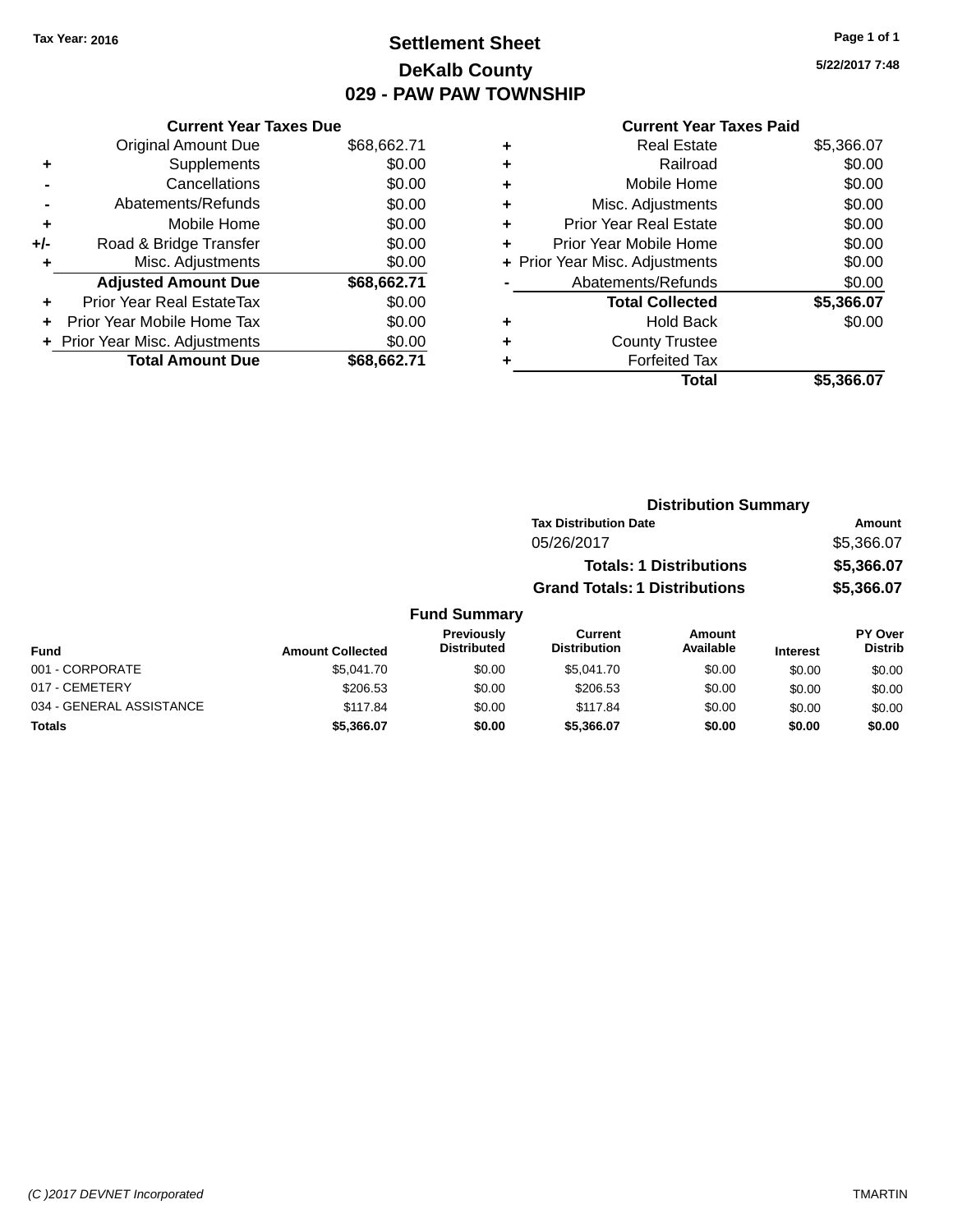Tax Year: 2016

# Settlement Sheet
## DeKalb County
## 029 - PAW PAW TOWNSHIP

5/22/2017 7:48

### Current Year Taxes Due

| | | |
|---|---|---|
| | Original Amount Due | $68,662.71 |
| + | Supplements | $0.00 |
| - | Cancellations | $0.00 |
| - | Abatements/Refunds | $0.00 |
| + | Mobile Home | $0.00 |
| +/- | Road & Bridge Transfer | $0.00 |
| + | Misc. Adjustments | $0.00 |
| | **Adjusted Amount Due** | **$68,662.71** |
| + | Prior Year Real EstateTax | $0.00 |
| + | Prior Year Mobile Home Tax | $0.00 |
| + | Prior Year Misc. Adjustments | $0.00 |
| | **Total Amount Due** | **$68,662.71** |

### Current Year Taxes Paid

| | | |
|---|---|---|
| + | Real Estate | $5,366.07 |
| + | Railroad | $0.00 |
| + | Mobile Home | $0.00 |
| + | Misc. Adjustments | $0.00 |
| + | Prior Year Real Estate | $0.00 |
| + | Prior Year Mobile Home | $0.00 |
| + | Prior Year Misc. Adjustments | $0.00 |
| - | Abatements/Refunds | $0.00 |
| | **Total Collected** | **$5,366.07** |
| + | Hold Back | $0.00 |
| + | County Trustee | |
| + | Forfeited Tax | |
| | **Total** | **$5,366.07** |

### Distribution Summary

| Tax Distribution Date | Amount |
|---|---|
| 05/26/2017 | $5,366.07 |
| **Totals: 1 Distributions** | **$5,366.07** |
| **Grand Totals: 1 Distributions** | **$5,366.07** |

### Fund Summary

| Fund | Amount Collected | Previously Distributed | Current Distribution | Amount Available | Interest | PY Over Distrib |
|---|---|---|---|---|---|---|
| 001 - CORPORATE | $5,041.70 | $0.00 | $5,041.70 | $0.00 | $0.00 | $0.00 |
| 017 - CEMETERY | $206.53 | $0.00 | $206.53 | $0.00 | $0.00 | $0.00 |
| 034 - GENERAL ASSISTANCE | $117.84 | $0.00 | $117.84 | $0.00 | $0.00 | $0.00 |
| **Totals** | **$5,366.07** | **$0.00** | **$5,366.07** | **$0.00** | **$0.00** | **$0.00** |

(C )2017 DEVNET Incorporated TMARTIN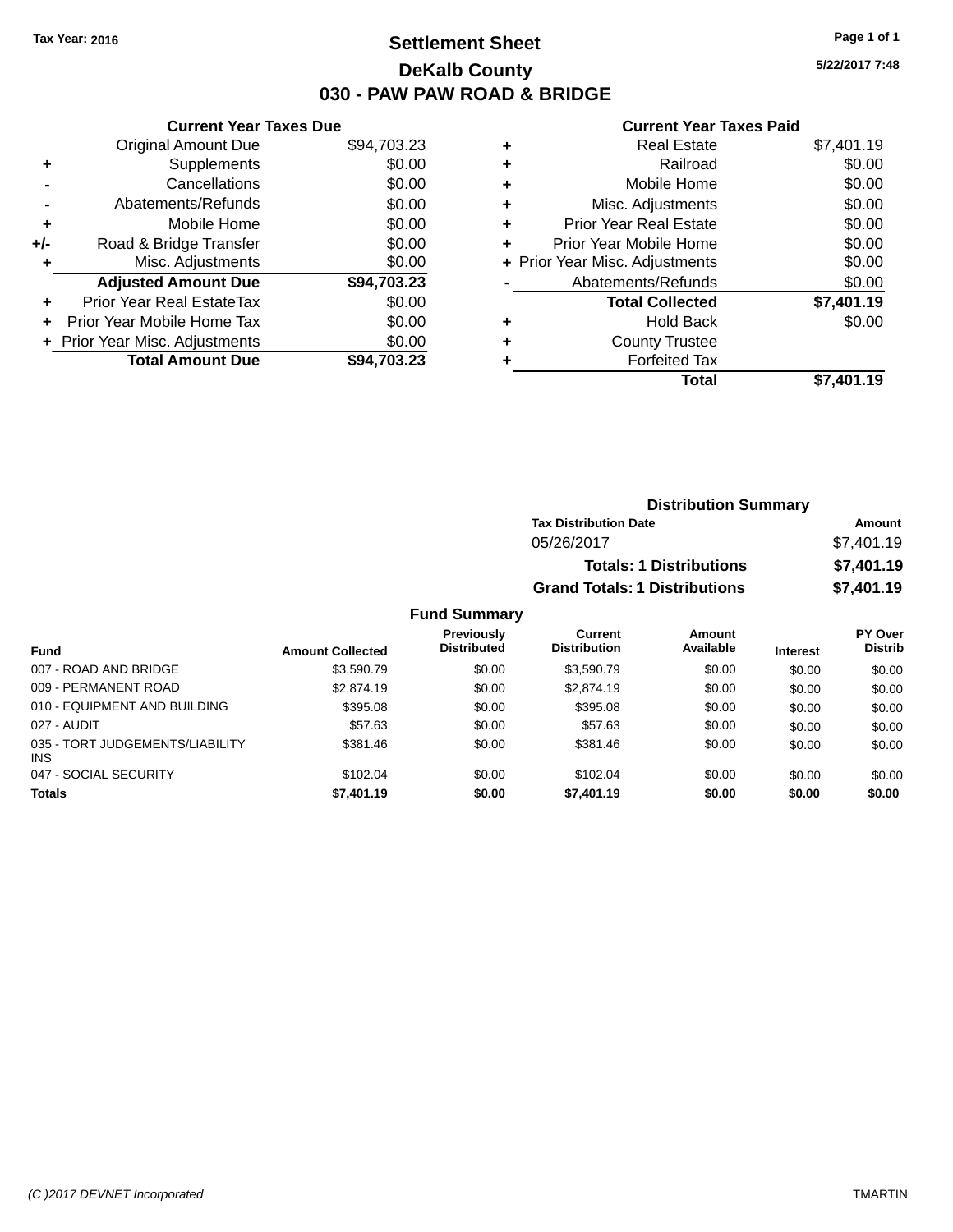Tax Year: 2016

# Settlement Sheet

## DeKalb County

## 030 - PAW PAW ROAD & BRIDGE

5/22/2017 7:48

### Current Year Taxes Due

| | | |
|---|---|---|
| | Original Amount Due | $94,703.23 |
| + | Supplements | $0.00 |
| - | Cancellations | $0.00 |
| - | Abatements/Refunds | $0.00 |
| + | Mobile Home | $0.00 |
| +/- | Road & Bridge Transfer | $0.00 |
| + | Misc. Adjustments | $0.00 |
| | **Adjusted Amount Due** | **$94,703.23** |
| + | Prior Year Real EstateTax | $0.00 |
| + | Prior Year Mobile Home Tax | $0.00 |
| + | Prior Year Misc. Adjustments | $0.00 |
| | **Total Amount Due** | **$94,703.23** |

### Current Year Taxes Paid

| | | |
|---|---|---|
| + | Real Estate | $7,401.19 |
| + | Railroad | $0.00 |
| + | Mobile Home | $0.00 |
| + | Misc. Adjustments | $0.00 |
| + | Prior Year Real Estate | $0.00 |
| + | Prior Year Mobile Home | $0.00 |
| + | Prior Year Misc. Adjustments | $0.00 |
| - | Abatements/Refunds | $0.00 |
| | **Total Collected** | **$7,401.19** |
| + | Hold Back | $0.00 |
| + | County Trustee | |
| + | Forfeited Tax | |
| | **Total** | **$7,401.19** |

### Distribution Summary

| Tax Distribution Date | Amount |
|---|---|
| 05/26/2017 | $7,401.19 |
| **Totals: 1 Distributions** | **$7,401.19** |
| **Grand Totals: 1 Distributions** | **$7,401.19** |

### Fund Summary

| Fund | Amount Collected | Previously Distributed | Current Distribution | Amount Available | Interest | PY Over Distrib |
|---|---|---|---|---|---|---|
| 007 - ROAD AND BRIDGE | $3,590.79 | $0.00 | $3,590.79 | $0.00 | $0.00 | $0.00 |
| 009 - PERMANENT ROAD | $2,874.19 | $0.00 | $2,874.19 | $0.00 | $0.00 | $0.00 |
| 010 - EQUIPMENT AND BUILDING | $395.08 | $0.00 | $395.08 | $0.00 | $0.00 | $0.00 |
| 027 - AUDIT | $57.63 | $0.00 | $57.63 | $0.00 | $0.00 | $0.00 |
| 035 - TORT JUDGEMENTS/LIABILITY INS | $381.46 | $0.00 | $381.46 | $0.00 | $0.00 | $0.00 |
| 047 - SOCIAL SECURITY | $102.04 | $0.00 | $102.04 | $0.00 | $0.00 | $0.00 |
| **Totals** | **$7,401.19** | **$0.00** | **$7,401.19** | **$0.00** | **$0.00** | **$0.00** |

(C )2017 DEVNET Incorporated TMARTIN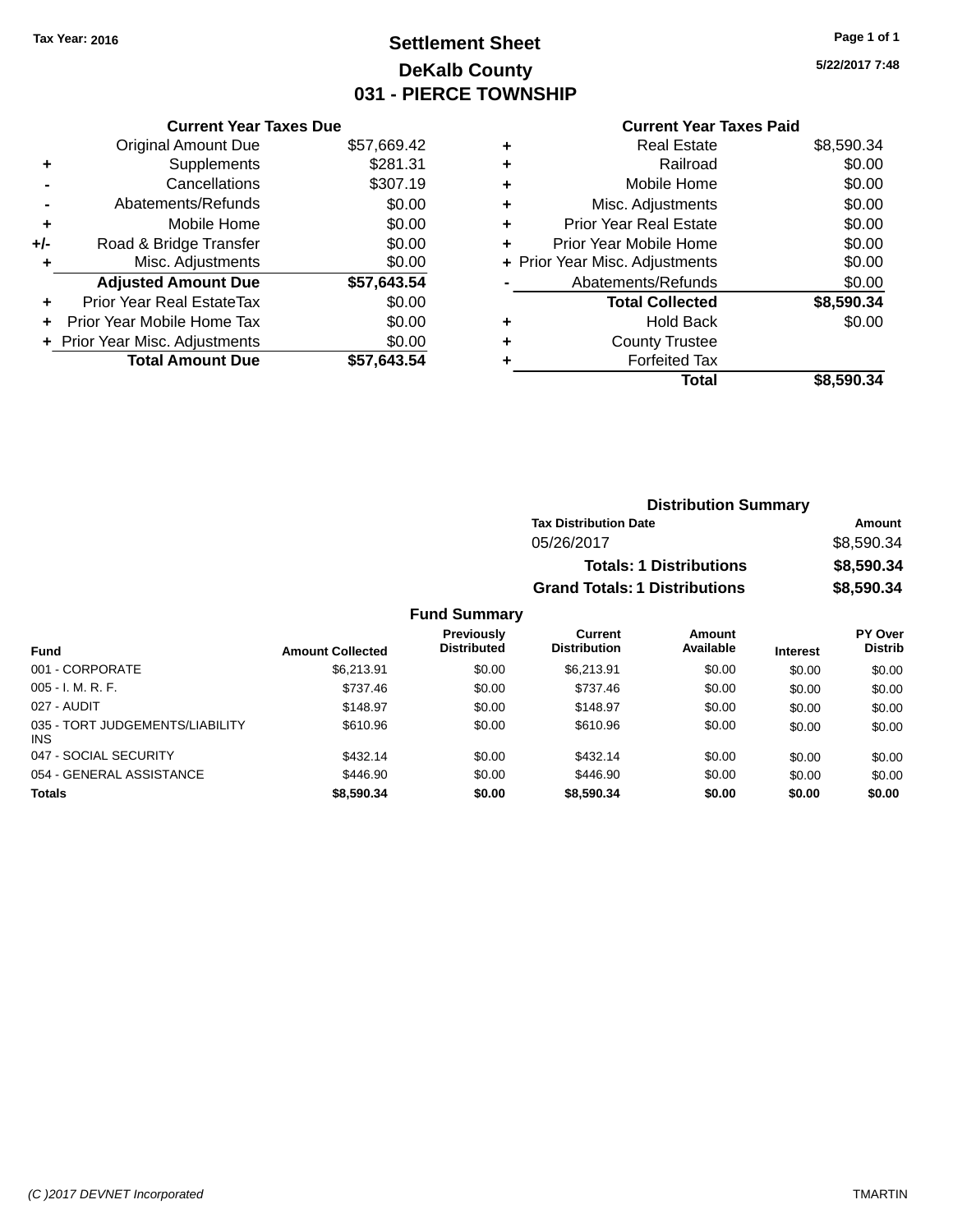Tax Year: 2016

# Settlement Sheet
## DeKalb County
## 031 - PIERCE TOWNSHIP

5/22/2017 7:48

### Current Year Taxes Due

| | | |
|---|---|---|
| | Original Amount Due | $57,669.42 |
| + | Supplements | $281.31 |
| - | Cancellations | $307.19 |
| - | Abatements/Refunds | $0.00 |
| + | Mobile Home | $0.00 |
| +/- | Road & Bridge Transfer | $0.00 |
| + | Misc. Adjustments | $0.00 |
| | **Adjusted Amount Due** | **$57,643.54** |
| + | Prior Year Real EstateTax | $0.00 |
| + | Prior Year Mobile Home Tax | $0.00 |
| + | Prior Year Misc. Adjustments | $0.00 |
| | **Total Amount Due** | **$57,643.54** |

### Current Year Taxes Paid

| | | |
|---|---|---|
| + | Real Estate | $8,590.34 |
| + | Railroad | $0.00 |
| + | Mobile Home | $0.00 |
| + | Misc. Adjustments | $0.00 |
| + | Prior Year Real Estate | $0.00 |
| + | Prior Year Mobile Home | $0.00 |
| + | Prior Year Misc. Adjustments | $0.00 |
| - | Abatements/Refunds | $0.00 |
| | **Total Collected** | **$8,590.34** |
| + | Hold Back | $0.00 |
| + | County Trustee | |
| + | Forfeited Tax | |
| | **Total** | **$8,590.34** |

### Distribution Summary

| Tax Distribution Date | Amount |
|---|---|
| 05/26/2017 | $8,590.34 |
| **Totals: 1 Distributions** | **$8,590.34** |
| **Grand Totals: 1 Distributions** | **$8,590.34** |

### Fund Summary

| Fund | Amount Collected | Previously Distributed | Current Distribution | Amount Available | Interest | PY Over Distrib |
|---|---|---|---|---|---|---|
| 001 - CORPORATE | $6,213.91 | $0.00 | $6,213.91 | $0.00 | $0.00 | $0.00 |
| 005 - I. M. R. F. | $737.46 | $0.00 | $737.46 | $0.00 | $0.00 | $0.00 |
| 027 - AUDIT | $148.97 | $0.00 | $148.97 | $0.00 | $0.00 | $0.00 |
| 035 - TORT JUDGEMENTS/LIABILITY INS | $610.96 | $0.00 | $610.96 | $0.00 | $0.00 | $0.00 |
| 047 - SOCIAL SECURITY | $432.14 | $0.00 | $432.14 | $0.00 | $0.00 | $0.00 |
| 054 - GENERAL ASSISTANCE | $446.90 | $0.00 | $446.90 | $0.00 | $0.00 | $0.00 |
| **Totals** | **$8,590.34** | **$0.00** | **$8,590.34** | **$0.00** | **$0.00** | **$0.00** |

(C )2017 DEVNET Incorporated — TMARTIN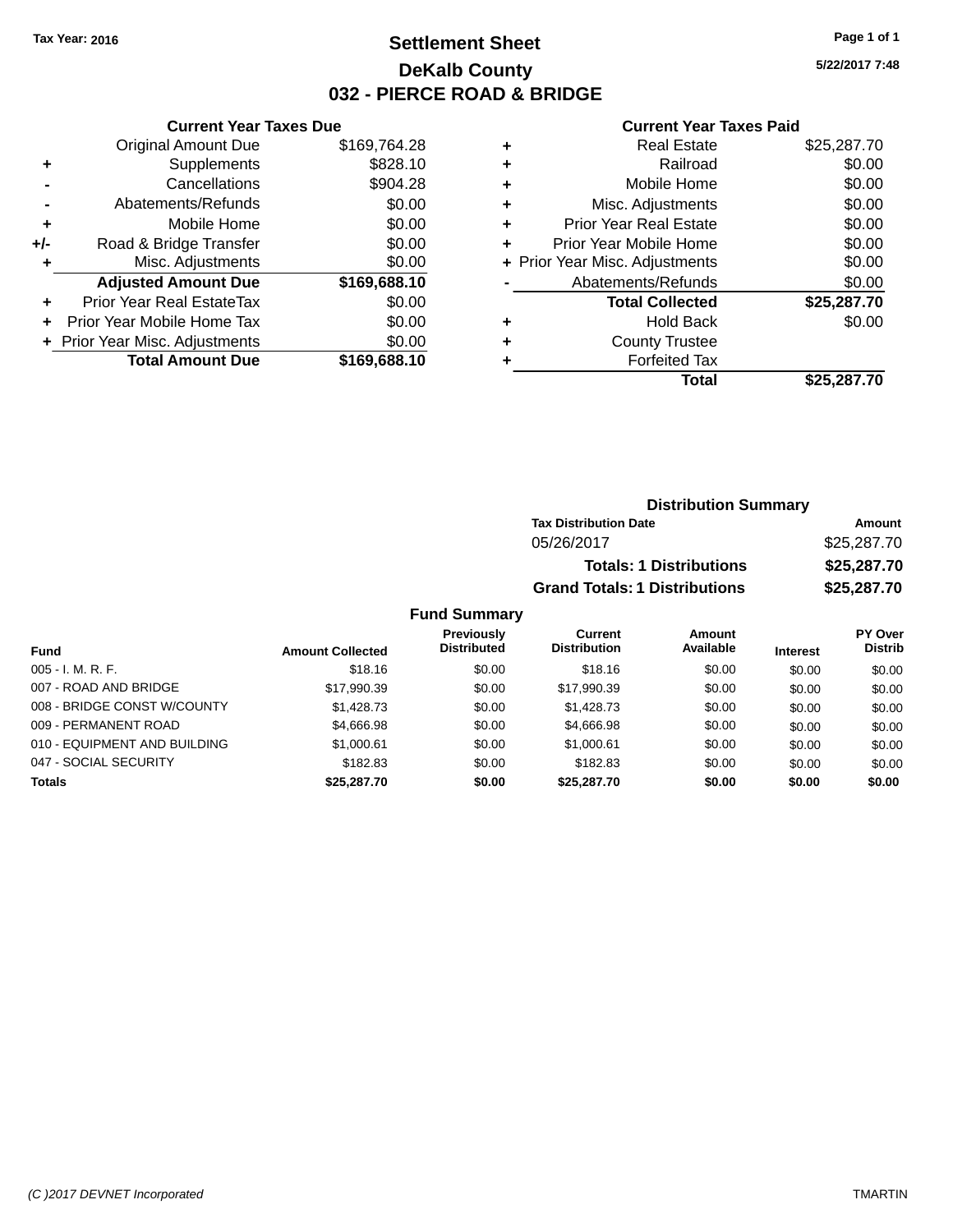Tax Year: 2016

# Settlement Sheet

## DeKalb County

## 032 - PIERCE ROAD & BRIDGE

5/22/2017 7:48

### Current Year Taxes Due

| | | |
|---|---|---|
| | Original Amount Due | $169,764.28 |
| + | Supplements | $828.10 |
| - | Cancellations | $904.28 |
| - | Abatements/Refunds | $0.00 |
| + | Mobile Home | $0.00 |
| +/- | Road & Bridge Transfer | $0.00 |
| + | Misc. Adjustments | $0.00 |
| | **Adjusted Amount Due** | **$169,688.10** |
| + | Prior Year Real EstateTax | $0.00 |
| + | Prior Year Mobile Home Tax | $0.00 |
| + | Prior Year Misc. Adjustments | $0.00 |
| | **Total Amount Due** | **$169,688.10** |

### Current Year Taxes Paid

| | | |
|---|---|---|
| + | Real Estate | $25,287.70 |
| + | Railroad | $0.00 |
| + | Mobile Home | $0.00 |
| + | Misc. Adjustments | $0.00 |
| + | Prior Year Real Estate | $0.00 |
| + | Prior Year Mobile Home | $0.00 |
| + | Prior Year Misc. Adjustments | $0.00 |
| - | Abatements/Refunds | $0.00 |
| | **Total Collected** | **$25,287.70** |
| + | Hold Back | $0.00 |
| + | County Trustee | |
| + | Forfeited Tax | |
| | **Total** | **$25,287.70** |

### Distribution Summary

| Tax Distribution Date | Amount |
|---|---|
| 05/26/2017 | $25,287.70 |
| **Totals: 1 Distributions** | **$25,287.70** |
| **Grand Totals: 1 Distributions** | **$25,287.70** |

### Fund Summary

| Fund | Amount Collected | Previously Distributed | Current Distribution | Amount Available | Interest | PY Over Distrib |
|---|---|---|---|---|---|---|
| 005 - I. M. R. F. | $18.16 | $0.00 | $18.16 | $0.00 | $0.00 | $0.00 |
| 007 - ROAD AND BRIDGE | $17,990.39 | $0.00 | $17,990.39 | $0.00 | $0.00 | $0.00 |
| 008 - BRIDGE CONST W/COUNTY | $1,428.73 | $0.00 | $1,428.73 | $0.00 | $0.00 | $0.00 |
| 009 - PERMANENT ROAD | $4,666.98 | $0.00 | $4,666.98 | $0.00 | $0.00 | $0.00 |
| 010 - EQUIPMENT AND BUILDING | $1,000.61 | $0.00 | $1,000.61 | $0.00 | $0.00 | $0.00 |
| 047 - SOCIAL SECURITY | $182.83 | $0.00 | $182.83 | $0.00 | $0.00 | $0.00 |
| **Totals** | **$25,287.70** | **$0.00** | **$25,287.70** | **$0.00** | **$0.00** | **$0.00** |

(C )2017 DEVNET Incorporated TMARTIN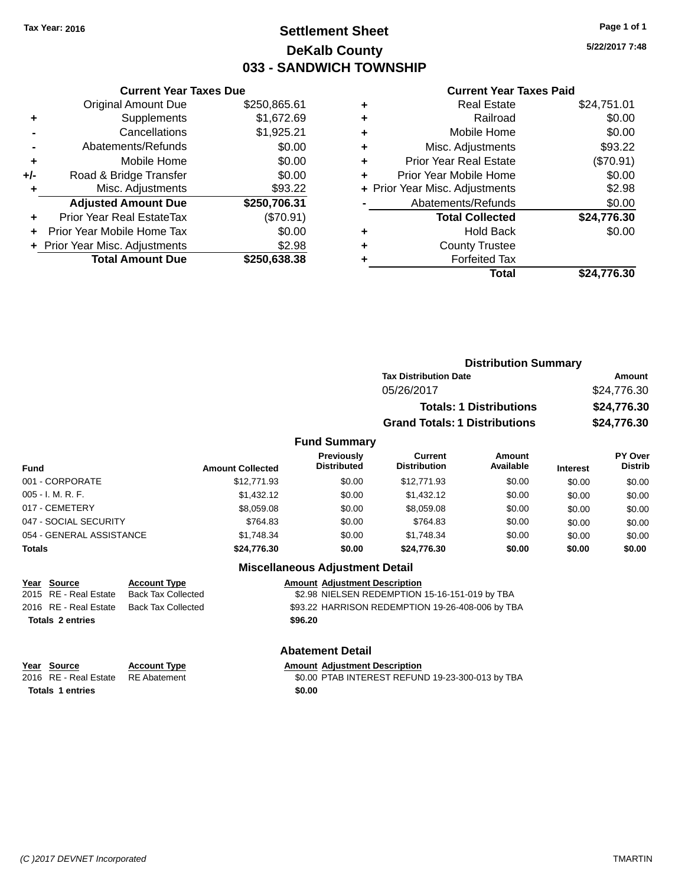Tax Year: 2016

# Settlement Sheet
## DeKalb County
## 033 - SANDWICH TOWNSHIP

5/22/2017 7:48

### Current Year Taxes Due

| | | |
|---|---|---|
| | Original Amount Due | $250,865.61 |
| + | Supplements | $1,672.69 |
| - | Cancellations | $1,925.21 |
| - | Abatements/Refunds | $0.00 |
| + | Mobile Home | $0.00 |
| +/- | Road & Bridge Transfer | $0.00 |
| + | Misc. Adjustments | $93.22 |
| | **Adjusted Amount Due** | **$250,706.31** |
| + | Prior Year Real EstateTax | ($70.91) |
| + | Prior Year Mobile Home Tax | $0.00 |
| + | Prior Year Misc. Adjustments | $2.98 |
| | **Total Amount Due** | **$250,638.38** |

### Current Year Taxes Paid

| | | |
|---|---|---|
| + | Real Estate | $24,751.01 |
| + | Railroad | $0.00 |
| + | Mobile Home | $0.00 |
| + | Misc. Adjustments | $93.22 |
| + | Prior Year Real Estate | ($70.91) |
| + | Prior Year Mobile Home | $0.00 |
| + | Prior Year Misc. Adjustments | $2.98 |
| - | Abatements/Refunds | $0.00 |
| | **Total Collected** | **$24,776.30** |
| + | Hold Back | $0.00 |
| + | County Trustee | |
| + | Forfeited Tax | |
| | **Total** | **$24,776.30** |

### Distribution Summary

| Tax Distribution Date | Amount |
|---|---|
| 05/26/2017 | $24,776.30 |
| **Totals: 1 Distributions** | **$24,776.30** |
| **Grand Totals: 1 Distributions** | **$24,776.30** |

### Fund Summary

| Fund | Amount Collected | Previously Distributed | Current Distribution | Amount Available | Interest | PY Over Distrib |
|---|---|---|---|---|---|---|
| 001 - CORPORATE | $12,771.93 | $0.00 | $12,771.93 | $0.00 | $0.00 | $0.00 |
| 005 - I. M. R. F. | $1,432.12 | $0.00 | $1,432.12 | $0.00 | $0.00 | $0.00 |
| 017 - CEMETERY | $8,059.08 | $0.00 | $8,059.08 | $0.00 | $0.00 | $0.00 |
| 047 - SOCIAL SECURITY | $764.83 | $0.00 | $764.83 | $0.00 | $0.00 | $0.00 |
| 054 - GENERAL ASSISTANCE | $1,748.34 | $0.00 | $1,748.34 | $0.00 | $0.00 | $0.00 |
| **Totals** | **$24,776.30** | **$0.00** | **$24,776.30** | **$0.00** | **$0.00** | **$0.00** |

### Miscellaneous Adjustment Detail

| Year | Source | Account Type | Amount | Adjustment Description |
|---|---|---|---|---|
| 2015 | RE - Real Estate | Back Tax Collected | $2.98 | NIELSEN REDEMPTION 15-16-151-019 by TBA |
| 2016 | RE - Real Estate | Back Tax Collected | $93.22 | HARRISON REDEMPTION 19-26-408-006 by TBA |
| **Totals 2 entries** | | | **$96.20** | |

### Abatement Detail

| Year | Source | Account Type | Amount | Adjustment Description |
|---|---|---|---|---|
| 2016 | RE - Real Estate | RE Abatement | $0.00 | PTAB INTEREST REFUND 19-23-300-013 by TBA |
| **Totals 1 entries** | | | **$0.00** | |

(C )2017 DEVNET Incorporated TMARTIN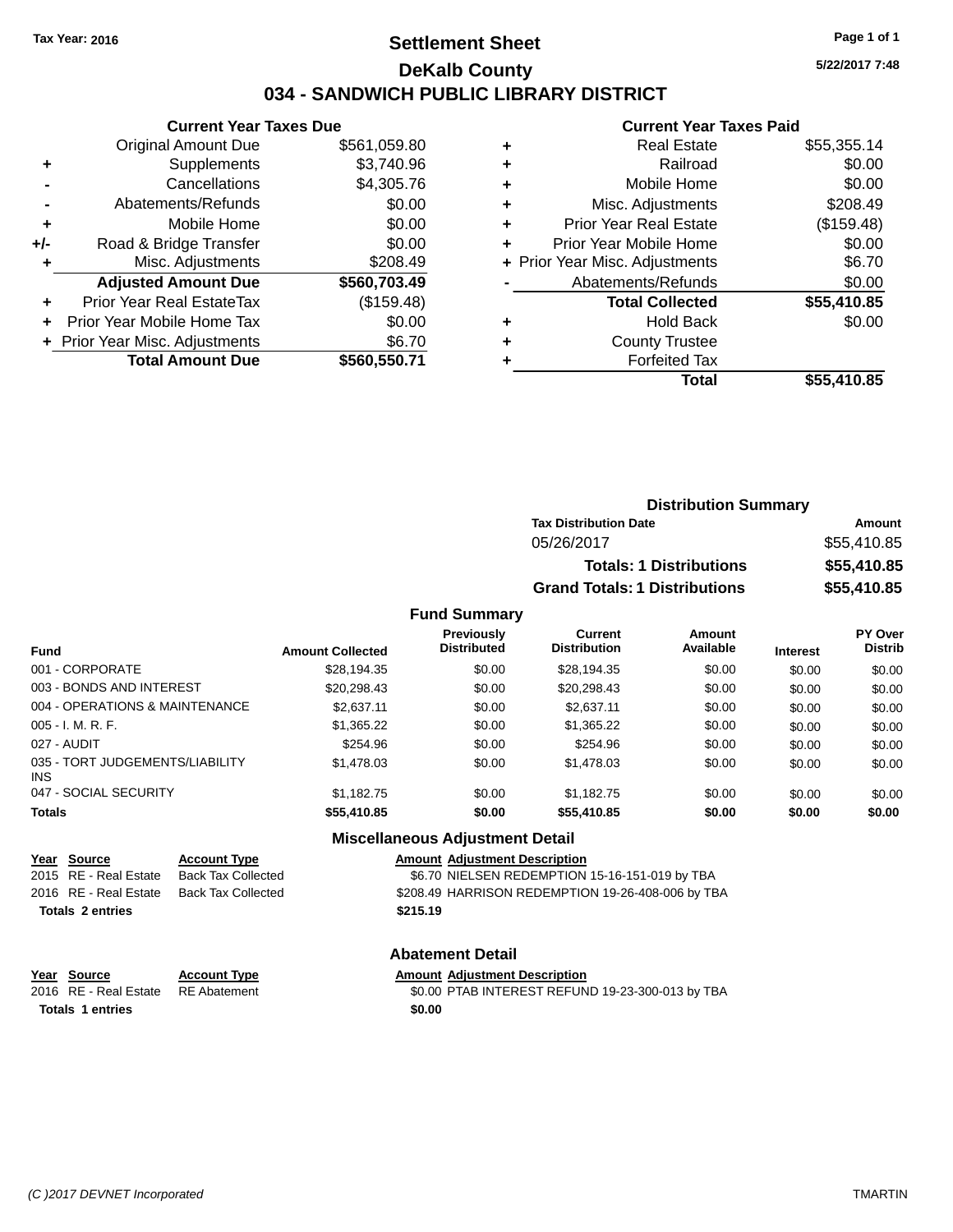Tax Year: 2016

# Settlement Sheet

## DeKalb County

## 034 - SANDWICH PUBLIC LIBRARY DISTRICT

5/22/2017 7:48

### Current Year Taxes Due

| | | |
|---|---|---|
| | Original Amount Due | $561,059.80 |
| + | Supplements | $3,740.96 |
| - | Cancellations | $4,305.76 |
| - | Abatements/Refunds | $0.00 |
| + | Mobile Home | $0.00 |
| +/- | Road & Bridge Transfer | $0.00 |
| + | Misc. Adjustments | $208.49 |
| | **Adjusted Amount Due** | **$560,703.49** |
| + | Prior Year Real EstateTax | ($159.48) |
| + | Prior Year Mobile Home Tax | $0.00 |
| + | Prior Year Misc. Adjustments | $6.70 |
| | **Total Amount Due** | **$560,550.71** |

### Current Year Taxes Paid

| | | |
|---|---|---|
| + | Real Estate | $55,355.14 |
| + | Railroad | $0.00 |
| + | Mobile Home | $0.00 |
| + | Misc. Adjustments | $208.49 |
| + | Prior Year Real Estate | ($159.48) |
| + | Prior Year Mobile Home | $0.00 |
| + | Prior Year Misc. Adjustments | $6.70 |
| - | Abatements/Refunds | $0.00 |
| | **Total Collected** | **$55,410.85** |
| + | Hold Back | $0.00 |
| + | County Trustee | |
| + | Forfeited Tax | |
| | **Total** | **$55,410.85** |

### Distribution Summary

| Tax Distribution Date | Amount |
|---|---|
| 05/26/2017 | $55,410.85 |
| **Totals: 1 Distributions** | **$55,410.85** |
| **Grand Totals: 1 Distributions** | **$55,410.85** |

### Fund Summary

| Fund | Amount Collected | Previously Distributed | Current Distribution | Amount Available | Interest | PY Over Distrib |
|---|---|---|---|---|---|---|
| 001 - CORPORATE | $28,194.35 | $0.00 | $28,194.35 | $0.00 | $0.00 | $0.00 |
| 003 - BONDS AND INTEREST | $20,298.43 | $0.00 | $20,298.43 | $0.00 | $0.00 | $0.00 |
| 004 - OPERATIONS & MAINTENANCE | $2,637.11 | $0.00 | $2,637.11 | $0.00 | $0.00 | $0.00 |
| 005 - I. M. R. F. | $1,365.22 | $0.00 | $1,365.22 | $0.00 | $0.00 | $0.00 |
| 027 - AUDIT | $254.96 | $0.00 | $254.96 | $0.00 | $0.00 | $0.00 |
| 035 - TORT JUDGEMENTS/LIABILITY INS | $1,478.03 | $0.00 | $1,478.03 | $0.00 | $0.00 | $0.00 |
| 047 - SOCIAL SECURITY | $1,182.75 | $0.00 | $1,182.75 | $0.00 | $0.00 | $0.00 |
| **Totals** | **$55,410.85** | **$0.00** | **$55,410.85** | **$0.00** | **$0.00** | **$0.00** |

### Miscellaneous Adjustment Detail

| Year | Source | Account Type | Amount | Adjustment Description |
|---|---|---|---|---|
| 2015 | RE - Real Estate | Back Tax Collected | $6.70 | NIELSEN REDEMPTION 15-16-151-019 by TBA |
| 2016 | RE - Real Estate | Back Tax Collected | $208.49 | HARRISON REDEMPTION 19-26-408-006 by TBA |
| **Totals 2 entries** | | | **$215.19** | |

### Abatement Detail

| Year | Source | Account Type | Amount | Adjustment Description |
|---|---|---|---|---|
| 2016 | RE - Real Estate | RE Abatement | $0.00 | PTAB INTEREST REFUND 19-23-300-013 by TBA |
| **Totals 1 entries** | | | **$0.00** | |

(C )2017 DEVNET Incorporated — TMARTIN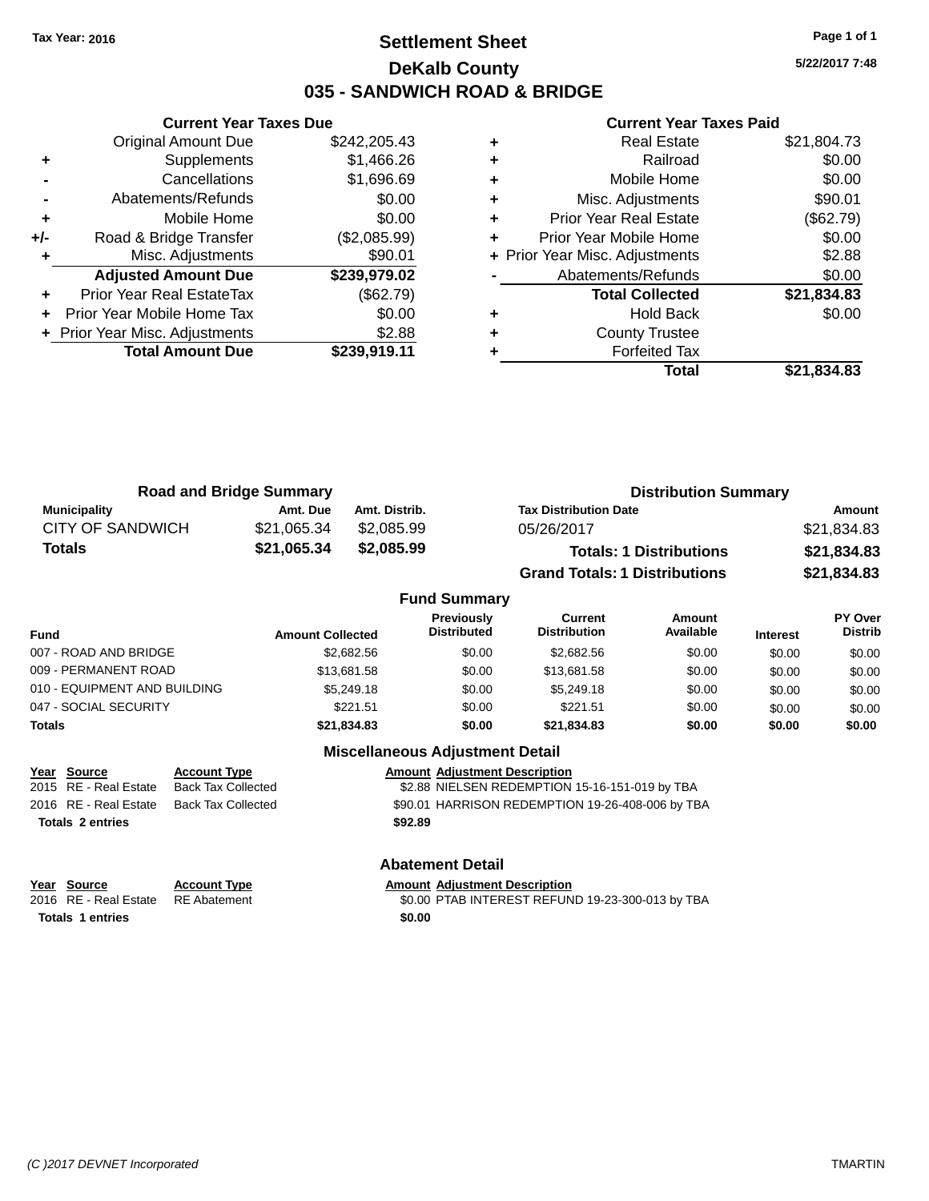Tax Year: 2016

# Settlement Sheet

## DeKalb County

## 035 - SANDWICH ROAD & BRIDGE

5/22/2017 7:48

### Current Year Taxes Due

| | | |
|---|---|---|
| | Original Amount Due | $242,205.43 |
| + | Supplements | $1,466.26 |
| - | Cancellations | $1,696.69 |
| - | Abatements/Refunds | $0.00 |
| + | Mobile Home | $0.00 |
| +/- | Road & Bridge Transfer | ($2,085.99) |
| + | Misc. Adjustments | $90.01 |
| | **Adjusted Amount Due** | **$239,979.02** |
| + | Prior Year Real EstateTax | ($62.79) |
| + | Prior Year Mobile Home Tax | $0.00 |
| + | Prior Year Misc. Adjustments | $2.88 |
| | **Total Amount Due** | **$239,919.11** |

### Current Year Taxes Paid

| | | |
|---|---|---|
| + | Real Estate | $21,804.73 |
| + | Railroad | $0.00 |
| + | Mobile Home | $0.00 |
| + | Misc. Adjustments | $90.01 |
| + | Prior Year Real Estate | ($62.79) |
| + | Prior Year Mobile Home | $0.00 |
| + | Prior Year Misc. Adjustments | $2.88 |
| - | Abatements/Refunds | $0.00 |
| | **Total Collected** | **$21,834.83** |
| + | Hold Back | $0.00 |
| + | County Trustee | |
| + | Forfeited Tax | |
| | **Total** | **$21,834.83** |

### Road and Bridge Summary

| Municipality | Amt. Due | Amt. Distrib. |
|---|---|---|
| CITY OF SANDWICH | $21,065.34 | $2,085.99 |
| **Totals** | **$21,065.34** | **$2,085.99** |

### Distribution Summary

| Tax Distribution Date | Amount |
|---|---|
| 05/26/2017 | $21,834.83 |
| **Totals: 1 Distributions** | **$21,834.83** |
| **Grand Totals: 1 Distributions** | **$21,834.83** |

### Fund Summary

| Fund | Amount Collected | Previously Distributed | Current Distribution | Amount Available | Interest | PY Over Distrib |
|---|---|---|---|---|---|---|
| 007 - ROAD AND BRIDGE | $2,682.56 | $0.00 | $2,682.56 | $0.00 | $0.00 | $0.00 |
| 009 - PERMANENT ROAD | $13,681.58 | $0.00 | $13,681.58 | $0.00 | $0.00 | $0.00 |
| 010 - EQUIPMENT AND BUILDING | $5,249.18 | $0.00 | $5,249.18 | $0.00 | $0.00 | $0.00 |
| 047 - SOCIAL SECURITY | $221.51 | $0.00 | $221.51 | $0.00 | $0.00 | $0.00 |
| **Totals** | **$21,834.83** | **$0.00** | **$21,834.83** | **$0.00** | **$0.00** | **$0.00** |

### Miscellaneous Adjustment Detail

| Year | Source | Account Type | Amount | Adjustment Description |
|---|---|---|---|---|
| 2015 | RE - Real Estate | Back Tax Collected | $2.88 | NIELSEN REDEMPTION 15-16-151-019 by TBA |
| 2016 | RE - Real Estate | Back Tax Collected | $90.01 | HARRISON REDEMPTION 19-26-408-006 by TBA |
| **Totals 2 entries** | | | **$92.89** | |

### Abatement Detail

| Year | Source | Account Type | Amount | Adjustment Description |
|---|---|---|---|---|
| 2016 | RE - Real Estate | RE Abatement | $0.00 | PTAB INTEREST REFUND 19-23-300-013 by TBA |
| **Totals 1 entries** | | | **$0.00** | |

(C )2017 DEVNET Incorporated TMARTIN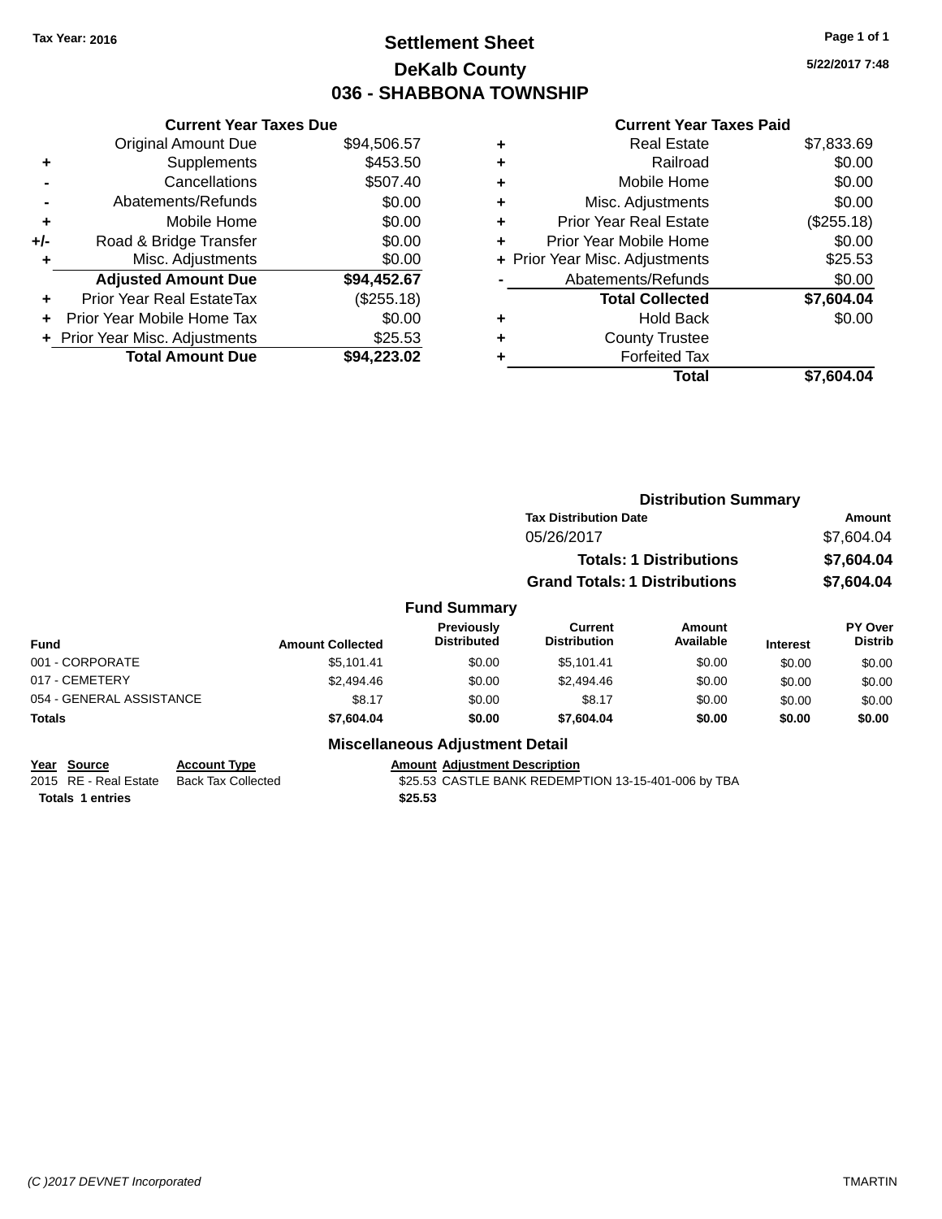Tax Year: 2016

# Settlement Sheet

## DeKalb County

## 036 - SHABBONA TOWNSHIP

5/22/2017 7:48

### Current Year Taxes Due

| | | |
|---|---|---|
| | Original Amount Due | $94,506.57 |
| + | Supplements | $453.50 |
| - | Cancellations | $507.40 |
| - | Abatements/Refunds | $0.00 |
| + | Mobile Home | $0.00 |
| +/- | Road & Bridge Transfer | $0.00 |
| + | Misc. Adjustments | $0.00 |
| | **Adjusted Amount Due** | **$94,452.67** |
| + | Prior Year Real EstateTax | ($255.18) |
| + | Prior Year Mobile Home Tax | $0.00 |
| + | Prior Year Misc. Adjustments | $25.53 |
| | **Total Amount Due** | **$94,223.02** |

### Current Year Taxes Paid

| | | |
|---|---|---|
| + | Real Estate | $7,833.69 |
| + | Railroad | $0.00 |
| + | Mobile Home | $0.00 |
| + | Misc. Adjustments | $0.00 |
| + | Prior Year Real Estate | ($255.18) |
| + | Prior Year Mobile Home | $0.00 |
| + | Prior Year Misc. Adjustments | $25.53 |
| - | Abatements/Refunds | $0.00 |
| | **Total Collected** | **$7,604.04** |
| + | Hold Back | $0.00 |
| + | County Trustee | |
| + | Forfeited Tax | |
| | **Total** | **$7,604.04** |

### Distribution Summary

| Tax Distribution Date | Amount |
|---|---|
| 05/26/2017 | $7,604.04 |
| **Totals: 1 Distributions** | **$7,604.04** |
| **Grand Totals: 1 Distributions** | **$7,604.04** |

### Fund Summary

| Fund | Amount Collected | Previously Distributed | Current Distribution | Amount Available | Interest | PY Over Distrib |
|---|---|---|---|---|---|---|
| 001 - CORPORATE | $5,101.41 | $0.00 | $5,101.41 | $0.00 | $0.00 | $0.00 |
| 017 - CEMETERY | $2,494.46 | $0.00 | $2,494.46 | $0.00 | $0.00 | $0.00 |
| 054 - GENERAL ASSISTANCE | $8.17 | $0.00 | $8.17 | $0.00 | $0.00 | $0.00 |
| **Totals** | **$7,604.04** | **$0.00** | **$7,604.04** | **$0.00** | **$0.00** | **$0.00** |

### Miscellaneous Adjustment Detail

| Year | Source | Account Type | Amount | Adjustment Description |
|---|---|---|---|---|
| 2015 | RE - Real Estate | Back Tax Collected | $25.53 | CASTLE BANK REDEMPTION 13-15-401-006 by TBA |
| **Totals** | **1 entries** | | **$25.53** | |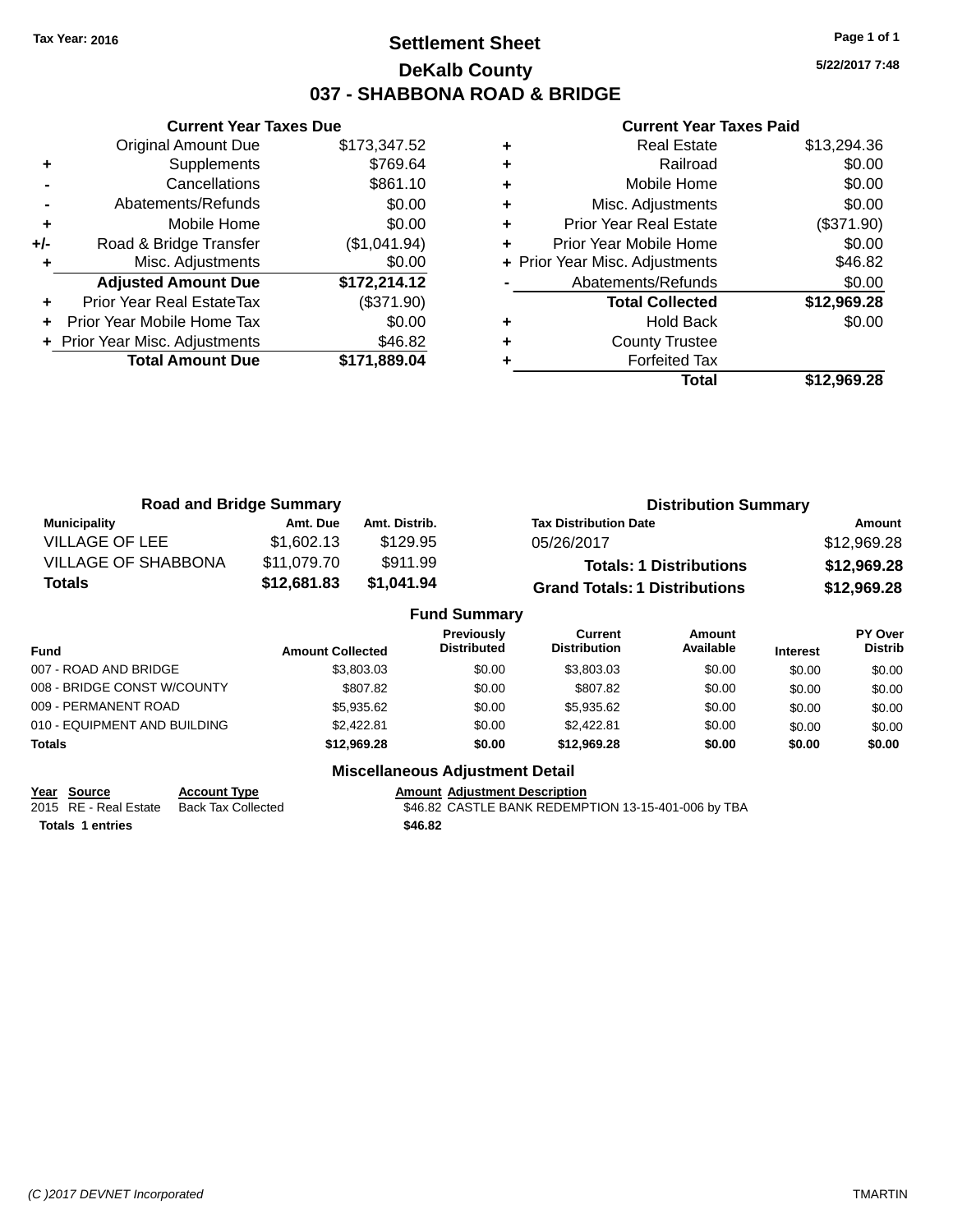Tax Year: 2016

# Settlement Sheet
## DeKalb County
## 037 - SHABBONA ROAD & BRIDGE

5/22/2017 7:48

### Current Year Taxes Due

| | | |
|---|---|---|
| | Original Amount Due | $173,347.52 |
| + | Supplements | $769.64 |
| - | Cancellations | $861.10 |
| - | Abatements/Refunds | $0.00 |
| + | Mobile Home | $0.00 |
| +/- | Road & Bridge Transfer | ($1,041.94) |
| + | Misc. Adjustments | $0.00 |
| | **Adjusted Amount Due** | **$172,214.12** |
| + | Prior Year Real EstateTax | ($371.90) |
| + | Prior Year Mobile Home Tax | $0.00 |
| + | Prior Year Misc. Adjustments | $46.82 |
| | **Total Amount Due** | **$171,889.04** |

### Current Year Taxes Paid

| | | |
|---|---|---|
| + | Real Estate | $13,294.36 |
| + | Railroad | $0.00 |
| + | Mobile Home | $0.00 |
| + | Misc. Adjustments | $0.00 |
| + | Prior Year Real Estate | ($371.90) |
| + | Prior Year Mobile Home | $0.00 |
| + | Prior Year Misc. Adjustments | $46.82 |
| - | Abatements/Refunds | $0.00 |
| | **Total Collected** | **$12,969.28** |
| + | Hold Back | $0.00 |
| + | County Trustee | |
| + | Forfeited Tax | |
| | **Total** | **$12,969.28** |

### Road and Bridge Summary

| Municipality | Amt. Due | Amt. Distrib. |
|---|---|---|
| VILLAGE OF LEE | $1,602.13 | $129.95 |
| VILLAGE OF SHABBONA | $11,079.70 | $911.99 |
| **Totals** | **$12,681.83** | **$1,041.94** |

### Distribution Summary

| Tax Distribution Date | Amount |
|---|---|
| 05/26/2017 | $12,969.28 |
| **Totals: 1 Distributions** | **$12,969.28** |
| **Grand Totals: 1 Distributions** | **$12,969.28** |

### Fund Summary

| Fund | Amount Collected | Previously Distributed | Current Distribution | Amount Available | Interest | PY Over Distrib |
|---|---|---|---|---|---|---|
| 007 - ROAD AND BRIDGE | $3,803.03 | $0.00 | $3,803.03 | $0.00 | $0.00 | $0.00 |
| 008 - BRIDGE CONST W/COUNTY | $807.82 | $0.00 | $807.82 | $0.00 | $0.00 | $0.00 |
| 009 - PERMANENT ROAD | $5,935.62 | $0.00 | $5,935.62 | $0.00 | $0.00 | $0.00 |
| 010 - EQUIPMENT AND BUILDING | $2,422.81 | $0.00 | $2,422.81 | $0.00 | $0.00 | $0.00 |
| **Totals** | **$12,969.28** | **$0.00** | **$12,969.28** | **$0.00** | **$0.00** | **$0.00** |

### Miscellaneous Adjustment Detail

| Year | Source | Account Type | Amount | Adjustment Description |
|---|---|---|---|---|
| 2015 | RE - Real Estate | Back Tax Collected | $46.82 | CASTLE BANK REDEMPTION 13-15-401-006 by TBA |
| **Totals 1 entries** | | | **$46.82** | |

(C )2017 DEVNET Incorporated — TMARTIN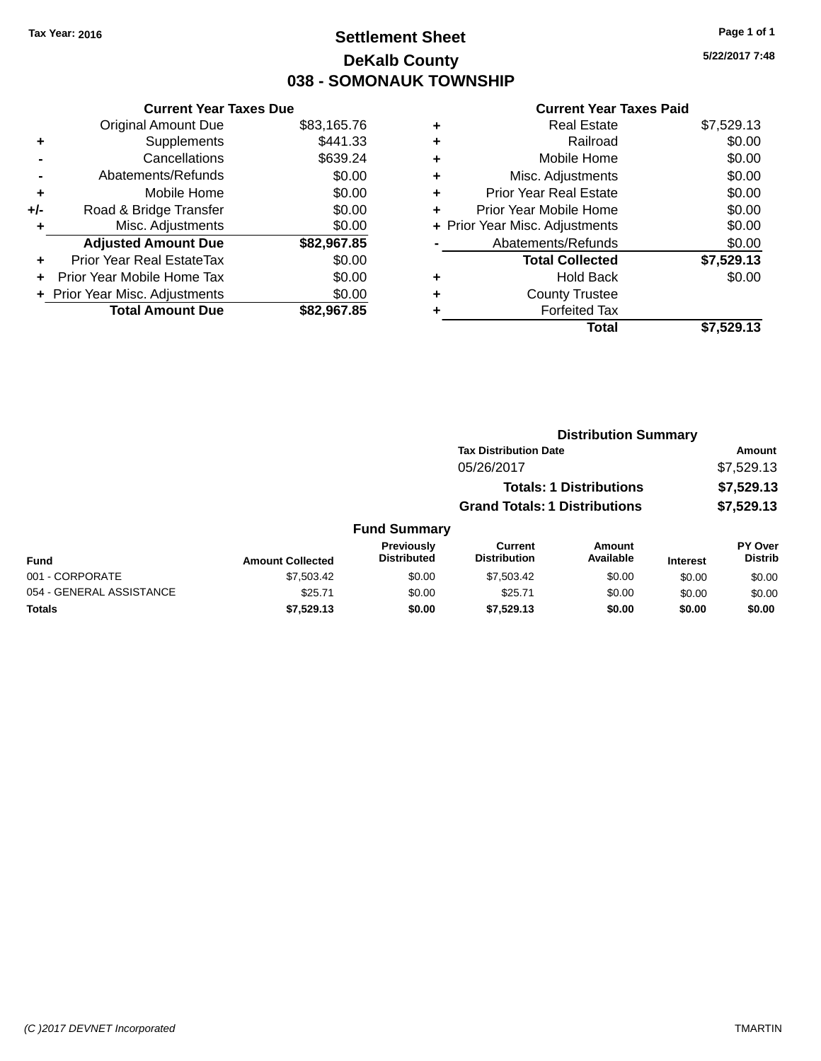Tax Year: 2016

# Settlement Sheet

## DeKalb County

## 038 - SOMONAUK TOWNSHIP

5/22/2017 7:48

| | Current Year Taxes Due | |
|---|---|---|
| | Original Amount Due | $83,165.76 |
| + | Supplements | $441.33 |
| - | Cancellations | $639.24 |
| - | Abatements/Refunds | $0.00 |
| + | Mobile Home | $0.00 |
| +/- | Road & Bridge Transfer | $0.00 |
| + | Misc. Adjustments | $0.00 |
| | **Adjusted Amount Due** | **$82,967.85** |
| + | Prior Year Real EstateTax | $0.00 |
| + | Prior Year Mobile Home Tax | $0.00 |
| + | Prior Year Misc. Adjustments | $0.00 |
| | **Total Amount Due** | **$82,967.85** |

| | Current Year Taxes Paid | |
|---|---|---|
| + | Real Estate | $7,529.13 |
| + | Railroad | $0.00 |
| + | Mobile Home | $0.00 |
| + | Misc. Adjustments | $0.00 |
| + | Prior Year Real Estate | $0.00 |
| + | Prior Year Mobile Home | $0.00 |
| + | Prior Year Misc. Adjustments | $0.00 |
| - | Abatements/Refunds | $0.00 |
| | **Total Collected** | **$7,529.13** |
| + | Hold Back | $0.00 |
| + | County Trustee | |
| + | Forfeited Tax | |
| | **Total** | **$7,529.13** |

### Distribution Summary

| Tax Distribution Date | Amount |
|---|---|
| 05/26/2017 | $7,529.13 |
| **Totals: 1 Distributions** | **$7,529.13** |
| **Grand Totals: 1 Distributions** | **$7,529.13** |

### Fund Summary

| Fund | Amount Collected | Previously Distributed | Current Distribution | Amount Available | Interest | PY Over Distrib |
|---|---|---|---|---|---|---|
| 001 - CORPORATE | $7,503.42 | $0.00 | $7,503.42 | $0.00 | $0.00 | $0.00 |
| 054 - GENERAL ASSISTANCE | $25.71 | $0.00 | $25.71 | $0.00 | $0.00 | $0.00 |
| **Totals** | **$7,529.13** | **$0.00** | **$7,529.13** | **$0.00** | **$0.00** | **$0.00** |

(C )2017 DEVNET Incorporated

TMARTIN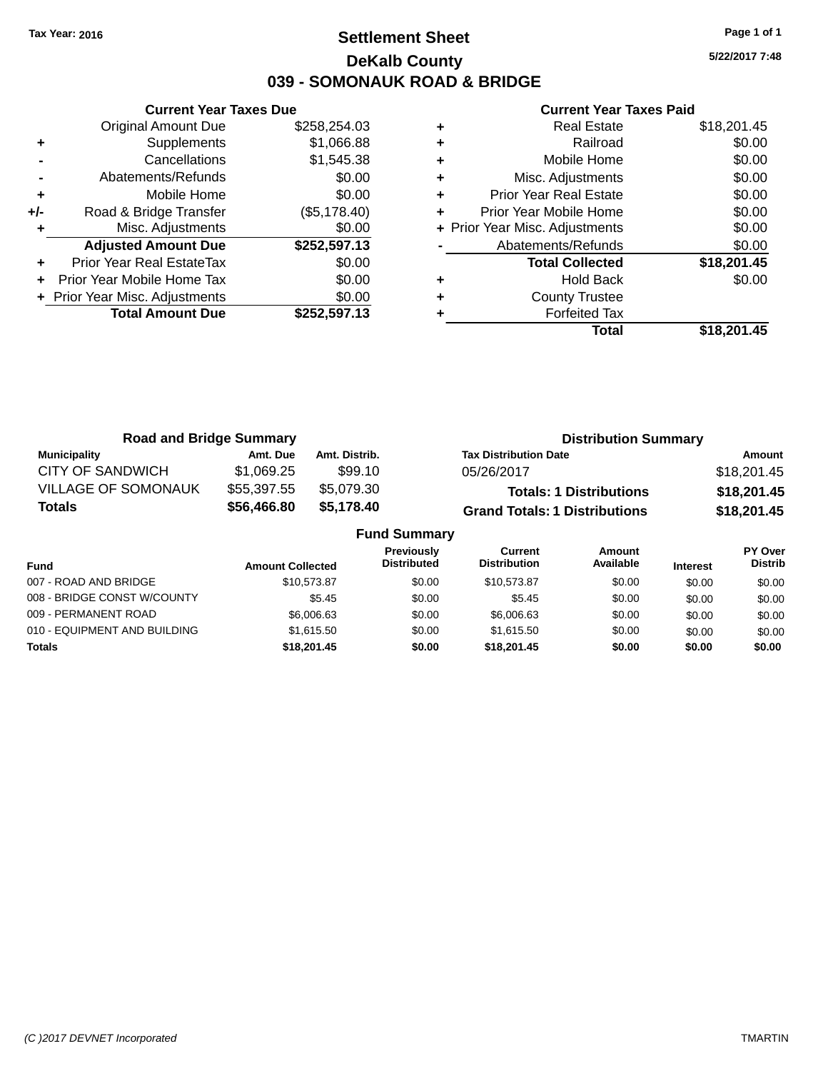Tax Year: 2016

# Settlement Sheet
## DeKalb County
## 039 - SOMONAUK ROAD & BRIDGE

5/22/2017 7:48

### Current Year Taxes Due

| | | |
|---|---|---|
| | Original Amount Due | $258,254.03 |
| + | Supplements | $1,066.88 |
| - | Cancellations | $1,545.38 |
| - | Abatements/Refunds | $0.00 |
| + | Mobile Home | $0.00 |
| +/- | Road & Bridge Transfer | ($5,178.40) |
| + | Misc. Adjustments | $0.00 |
| | **Adjusted Amount Due** | **$252,597.13** |
| + | Prior Year Real EstateTax | $0.00 |
| + | Prior Year Mobile Home Tax | $0.00 |
| + | Prior Year Misc. Adjustments | $0.00 |
| | **Total Amount Due** | **$252,597.13** |

### Current Year Taxes Paid

| | | |
|---|---|---|
| + | Real Estate | $18,201.45 |
| + | Railroad | $0.00 |
| + | Mobile Home | $0.00 |
| + | Misc. Adjustments | $0.00 |
| + | Prior Year Real Estate | $0.00 |
| + | Prior Year Mobile Home | $0.00 |
| + | Prior Year Misc. Adjustments | $0.00 |
| - | Abatements/Refunds | $0.00 |
| | **Total Collected** | **$18,201.45** |
| + | Hold Back | $0.00 |
| + | County Trustee | |
| + | Forfeited Tax | |
| | **Total** | **$18,201.45** |

### Road and Bridge Summary

| Municipality | Amt. Due | Amt. Distrib. |
|---|---|---|
| CITY OF SANDWICH | $1,069.25 | $99.10 |
| VILLAGE OF SOMONAUK | $55,397.55 | $5,079.30 |
| **Totals** | **$56,466.80** | **$5,178.40** |

### Distribution Summary

| Tax Distribution Date | Amount |
|---|---|
| 05/26/2017 | $18,201.45 |
| **Totals: 1 Distributions** | **$18,201.45** |
| **Grand Totals: 1 Distributions** | **$18,201.45** |

### Fund Summary

| Fund | Amount Collected | Previously Distributed | Current Distribution | Amount Available | Interest | PY Over Distrib |
|---|---|---|---|---|---|---|
| 007 - ROAD AND BRIDGE | $10,573.87 | $0.00 | $10,573.87 | $0.00 | $0.00 | $0.00 |
| 008 - BRIDGE CONST W/COUNTY | $5.45 | $0.00 | $5.45 | $0.00 | $0.00 | $0.00 |
| 009 - PERMANENT ROAD | $6,006.63 | $0.00 | $6,006.63 | $0.00 | $0.00 | $0.00 |
| 010 - EQUIPMENT AND BUILDING | $1,615.50 | $0.00 | $1,615.50 | $0.00 | $0.00 | $0.00 |
| **Totals** | **$18,201.45** | **$0.00** | **$18,201.45** | **$0.00** | **$0.00** | **$0.00** |

(C )2017 DEVNET Incorporated TMARTIN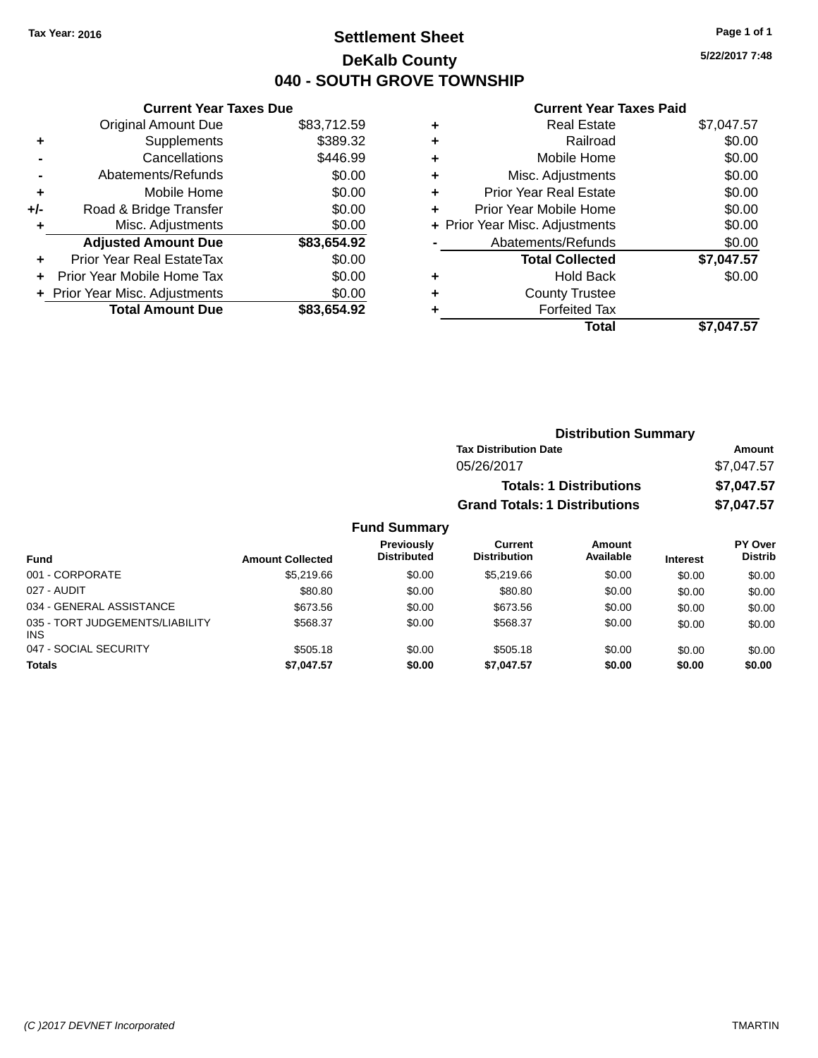Tax Year: 2016

# Settlement Sheet

## DeKalb County

## 040 - SOUTH GROVE TOWNSHIP

5/22/2017 7:48

### Current Year Taxes Due

| | | |
|---|---|---|
| | Original Amount Due | $83,712.59 |
| + | Supplements | $389.32 |
| - | Cancellations | $446.99 |
| - | Abatements/Refunds | $0.00 |
| + | Mobile Home | $0.00 |
| +/- | Road & Bridge Transfer | $0.00 |
| + | Misc. Adjustments | $0.00 |
| | **Adjusted Amount Due** | **$83,654.92** |
| + | Prior Year Real EstateTax | $0.00 |
| + | Prior Year Mobile Home Tax | $0.00 |
| + | Prior Year Misc. Adjustments | $0.00 |
| | **Total Amount Due** | **$83,654.92** |

### Current Year Taxes Paid

| | | |
|---|---|---|
| + | Real Estate | $7,047.57 |
| + | Railroad | $0.00 |
| + | Mobile Home | $0.00 |
| + | Misc. Adjustments | $0.00 |
| + | Prior Year Real Estate | $0.00 |
| + | Prior Year Mobile Home | $0.00 |
| + | Prior Year Misc. Adjustments | $0.00 |
| - | Abatements/Refunds | $0.00 |
| | **Total Collected** | **$7,047.57** |
| + | Hold Back | $0.00 |
| + | County Trustee | |
| + | Forfeited Tax | |
| | **Total** | **$7,047.57** |

### Distribution Summary

| Tax Distribution Date | Amount |
|---|---|
| 05/26/2017 | $7,047.57 |
| **Totals: 1 Distributions** | **$7,047.57** |
| **Grand Totals: 1 Distributions** | **$7,047.57** |

### Fund Summary

| Fund | Amount Collected | Previously Distributed | Current Distribution | Amount Available | Interest | PY Over Distrib |
|---|---|---|---|---|---|---|
| 001 - CORPORATE | $5,219.66 | $0.00 | $5,219.66 | $0.00 | $0.00 | $0.00 |
| 027 - AUDIT | $80.80 | $0.00 | $80.80 | $0.00 | $0.00 | $0.00 |
| 034 - GENERAL ASSISTANCE | $673.56 | $0.00 | $673.56 | $0.00 | $0.00 | $0.00 |
| 035 - TORT JUDGEMENTS/LIABILITY INS | $568.37 | $0.00 | $568.37 | $0.00 | $0.00 | $0.00 |
| 047 - SOCIAL SECURITY | $505.18 | $0.00 | $505.18 | $0.00 | $0.00 | $0.00 |
| **Totals** | **$7,047.57** | **$0.00** | **$7,047.57** | **$0.00** | **$0.00** | **$0.00** |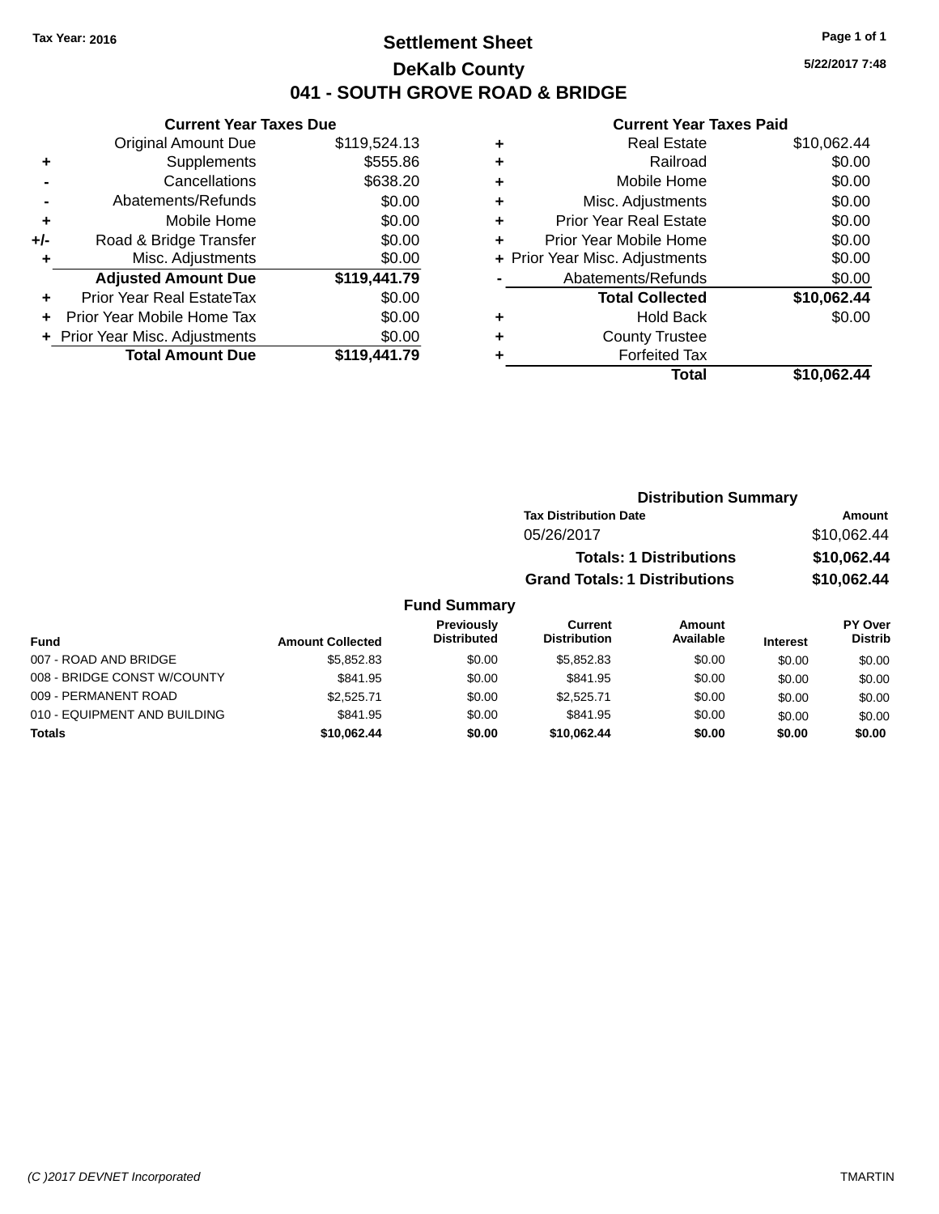Tax Year: 2016

# Settlement Sheet

## DeKalb County

## 041 - SOUTH GROVE ROAD & BRIDGE

5/22/2017 7:48

### Current Year Taxes Due

| | | |
|---|---|---|
| | Original Amount Due | $119,524.13 |
| + | Supplements | $555.86 |
| - | Cancellations | $638.20 |
| - | Abatements/Refunds | $0.00 |
| + | Mobile Home | $0.00 |
| +/- | Road & Bridge Transfer | $0.00 |
| + | Misc. Adjustments | $0.00 |
| | **Adjusted Amount Due** | **$119,441.79** |
| + | Prior Year Real EstateTax | $0.00 |
| + | Prior Year Mobile Home Tax | $0.00 |
| + | Prior Year Misc. Adjustments | $0.00 |
| | **Total Amount Due** | **$119,441.79** |

### Current Year Taxes Paid

| | | |
|---|---|---|
| + | Real Estate | $10,062.44 |
| + | Railroad | $0.00 |
| + | Mobile Home | $0.00 |
| + | Misc. Adjustments | $0.00 |
| + | Prior Year Real Estate | $0.00 |
| + | Prior Year Mobile Home | $0.00 |
| + | Prior Year Misc. Adjustments | $0.00 |
| - | Abatements/Refunds | $0.00 |
| | **Total Collected** | **$10,062.44** |
| + | Hold Back | $0.00 |
| + | County Trustee | |
| + | Forfeited Tax | |
| | **Total** | **$10,062.44** |

### Distribution Summary

| Tax Distribution Date | Amount |
|---|---|
| 05/26/2017 | $10,062.44 |
| **Totals: 1 Distributions** | **$10,062.44** |
| **Grand Totals: 1 Distributions** | **$10,062.44** |

### Fund Summary

| Fund | Amount Collected | Previously Distributed | Current Distribution | Amount Available | Interest | PY Over Distrib |
|---|---|---|---|---|---|---|
| 007 - ROAD AND BRIDGE | $5,852.83 | $0.00 | $5,852.83 | $0.00 | $0.00 | $0.00 |
| 008 - BRIDGE CONST W/COUNTY | $841.95 | $0.00 | $841.95 | $0.00 | $0.00 | $0.00 |
| 009 - PERMANENT ROAD | $2,525.71 | $0.00 | $2,525.71 | $0.00 | $0.00 | $0.00 |
| 010 - EQUIPMENT AND BUILDING | $841.95 | $0.00 | $841.95 | $0.00 | $0.00 | $0.00 |
| **Totals** | **$10,062.44** | **$0.00** | **$10,062.44** | **$0.00** | **$0.00** | **$0.00** |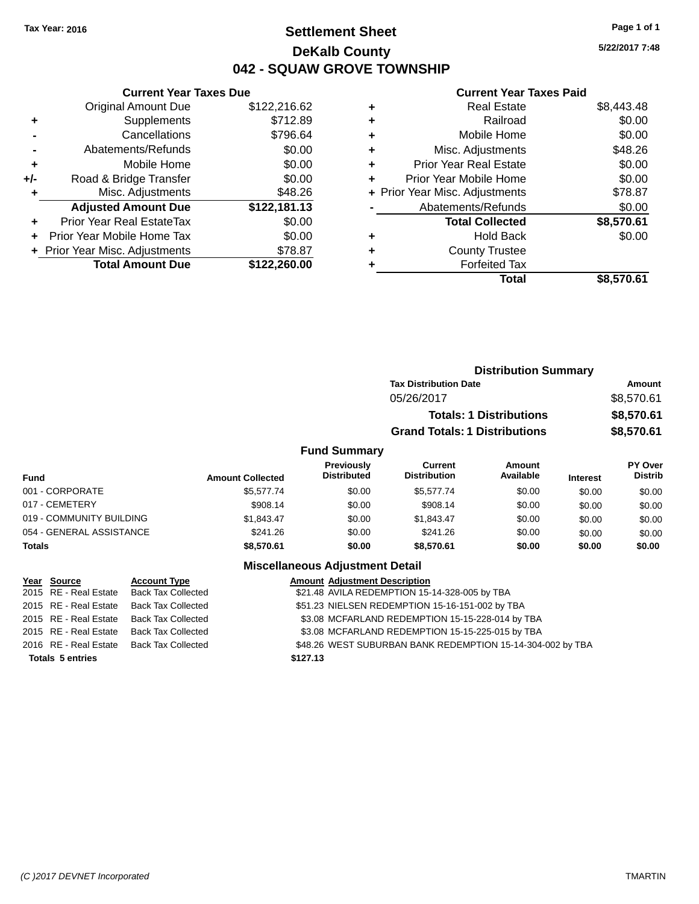Tax Year: 2016

# Settlement Sheet
## DeKalb County
## 042 - SQUAW GROVE TOWNSHIP

5/22/2017 7:48

### Current Year Taxes Due

| | | |
|---|---|---|
| | Original Amount Due | $122,216.62 |
| + | Supplements | $712.89 |
| - | Cancellations | $796.64 |
| - | Abatements/Refunds | $0.00 |
| + | Mobile Home | $0.00 |
| +/- | Road & Bridge Transfer | $0.00 |
| + | Misc. Adjustments | $48.26 |
| | **Adjusted Amount Due** | **$122,181.13** |
| + | Prior Year Real EstateTax | $0.00 |
| + | Prior Year Mobile Home Tax | $0.00 |
| + | Prior Year Misc. Adjustments | $78.87 |
| | **Total Amount Due** | **$122,260.00** |

### Current Year Taxes Paid

| | | |
|---|---|---|
| + | Real Estate | $8,443.48 |
| + | Railroad | $0.00 |
| + | Mobile Home | $0.00 |
| + | Misc. Adjustments | $48.26 |
| + | Prior Year Real Estate | $0.00 |
| + | Prior Year Mobile Home | $0.00 |
| + | Prior Year Misc. Adjustments | $78.87 |
| - | Abatements/Refunds | $0.00 |
| | **Total Collected** | **$8,570.61** |
| + | Hold Back | $0.00 |
| + | County Trustee | |
| + | Forfeited Tax | |
| | **Total** | **$8,570.61** |

### Distribution Summary

| Tax Distribution Date | Amount |
|---|---|
| 05/26/2017 | $8,570.61 |
| **Totals: 1 Distributions** | **$8,570.61** |
| **Grand Totals: 1 Distributions** | **$8,570.61** |

### Fund Summary

| Fund | Amount Collected | Previously Distributed | Current Distribution | Amount Available | Interest | PY Over Distrib |
|---|---|---|---|---|---|---|
| 001 - CORPORATE | $5,577.74 | $0.00 | $5,577.74 | $0.00 | $0.00 | $0.00 |
| 017 - CEMETERY | $908.14 | $0.00 | $908.14 | $0.00 | $0.00 | $0.00 |
| 019 - COMMUNITY BUILDING | $1,843.47 | $0.00 | $1,843.47 | $0.00 | $0.00 | $0.00 |
| 054 - GENERAL ASSISTANCE | $241.26 | $0.00 | $241.26 | $0.00 | $0.00 | $0.00 |
| **Totals** | **$8,570.61** | **$0.00** | **$8,570.61** | **$0.00** | **$0.00** | **$0.00** |

### Miscellaneous Adjustment Detail

| Year | Source | Account Type | Amount | Adjustment Description |
|---|---|---|---|---|
| 2015 | RE - Real Estate | Back Tax Collected | $21.48 | AVILA REDEMPTION 15-14-328-005 by TBA |
| 2015 | RE - Real Estate | Back Tax Collected | $51.23 | NIELSEN REDEMPTION 15-16-151-002 by TBA |
| 2015 | RE - Real Estate | Back Tax Collected | $3.08 | MCFARLAND REDEMPTION 15-15-228-014 by TBA |
| 2015 | RE - Real Estate | Back Tax Collected | $3.08 | MCFARLAND REDEMPTION 15-15-225-015 by TBA |
| 2016 | RE - Real Estate | Back Tax Collected | $48.26 | WEST SUBURBAN BANK REDEMPTION 15-14-304-002 by TBA |
| **Totals 5 entries** | | | **$127.13** | |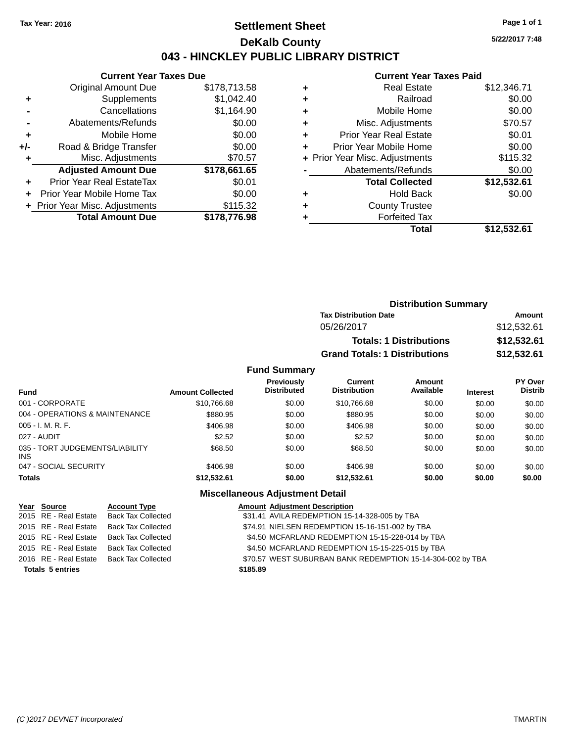Tax Year: 2016

# Settlement Sheet

## DeKalb County

## 043 - HINCKLEY PUBLIC LIBRARY DISTRICT

5/22/2017 7:48

### Current Year Taxes Due

| | | |
|---|---|---|
| | Original Amount Due | $178,713.58 |
| + | Supplements | $1,042.40 |
| - | Cancellations | $1,164.90 |
| - | Abatements/Refunds | $0.00 |
| + | Mobile Home | $0.00 |
| +/- | Road & Bridge Transfer | $0.00 |
| + | Misc. Adjustments | $70.57 |
| | **Adjusted Amount Due** | **$178,661.65** |
| + | Prior Year Real EstateTax | $0.01 |
| + | Prior Year Mobile Home Tax | $0.00 |
| + | Prior Year Misc. Adjustments | $115.32 |
| | **Total Amount Due** | **$178,776.98** |

### Current Year Taxes Paid

| | | |
|---|---|---|
| + | Real Estate | $12,346.71 |
| + | Railroad | $0.00 |
| + | Mobile Home | $0.00 |
| + | Misc. Adjustments | $70.57 |
| + | Prior Year Real Estate | $0.01 |
| + | Prior Year Mobile Home | $0.00 |
| + | Prior Year Misc. Adjustments | $115.32 |
| - | Abatements/Refunds | $0.00 |
| | **Total Collected** | **$12,532.61** |
| + | Hold Back | $0.00 |
| + | County Trustee | |
| + | Forfeited Tax | |
| | **Total** | **$12,532.61** |

### Distribution Summary

| Tax Distribution Date | Amount |
|---|---|
| 05/26/2017 | $12,532.61 |
| **Totals: 1 Distributions** | **$12,532.61** |
| **Grand Totals: 1 Distributions** | **$12,532.61** |

### Fund Summary

| Fund | Amount Collected | Previously Distributed | Current Distribution | Amount Available | Interest | PY Over Distrib |
|---|---|---|---|---|---|---|
| 001 - CORPORATE | $10,766.68 | $0.00 | $10,766.68 | $0.00 | $0.00 | $0.00 |
| 004 - OPERATIONS & MAINTENANCE | $880.95 | $0.00 | $880.95 | $0.00 | $0.00 | $0.00 |
| 005 - I. M. R. F. | $406.98 | $0.00 | $406.98 | $0.00 | $0.00 | $0.00 |
| 027 - AUDIT | $2.52 | $0.00 | $2.52 | $0.00 | $0.00 | $0.00 |
| 035 - TORT JUDGEMENTS/LIABILITY INS | $68.50 | $0.00 | $68.50 | $0.00 | $0.00 | $0.00 |
| 047 - SOCIAL SECURITY | $406.98 | $0.00 | $406.98 | $0.00 | $0.00 | $0.00 |
| **Totals** | **$12,532.61** | **$0.00** | **$12,532.61** | **$0.00** | **$0.00** | **$0.00** |

### Miscellaneous Adjustment Detail

| Year | Source | Account Type | Amount | Adjustment Description |
|---|---|---|---|---|
| 2015 | RE - Real Estate | Back Tax Collected | $31.41 | AVILA REDEMPTION 15-14-328-005 by TBA |
| 2015 | RE - Real Estate | Back Tax Collected | $74.91 | NIELSEN REDEMPTION 15-16-151-002 by TBA |
| 2015 | RE - Real Estate | Back Tax Collected | $4.50 | MCFARLAND REDEMPTION 15-15-228-014 by TBA |
| 2015 | RE - Real Estate | Back Tax Collected | $4.50 | MCFARLAND REDEMPTION 15-15-225-015 by TBA |
| 2016 | RE - Real Estate | Back Tax Collected | $70.57 | WEST SUBURBAN BANK REDEMPTION 15-14-304-002 by TBA |
| **Totals 5 entries** | | | **$185.89** | |

(C )2017 DEVNET Incorporated TMARTIN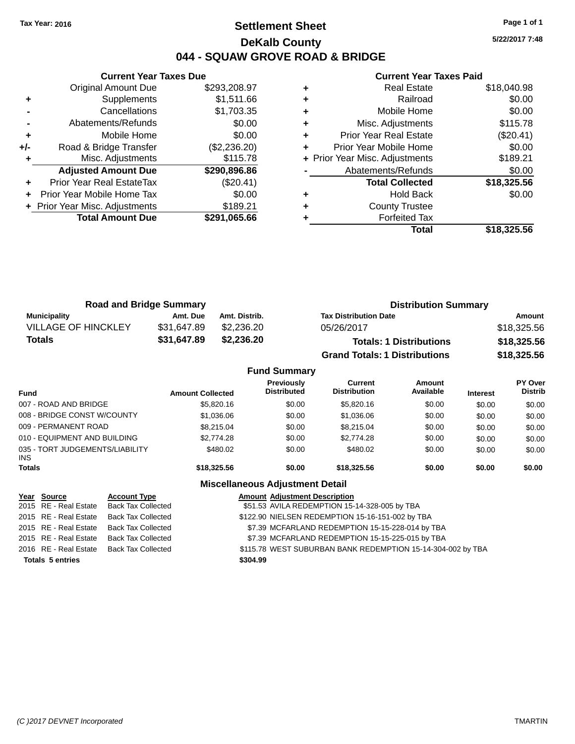**Tax Year: 2016**

# Settlement Sheet

## DeKalb County

## 044 - SQUAW GROVE ROAD & BRIDGE

5/22/2017 7:48

### Current Year Taxes Due

| | | |
|---|---|---|
| | Original Amount Due | $293,208.97 |
| + | Supplements | $1,511.66 |
| - | Cancellations | $1,703.35 |
| - | Abatements/Refunds | $0.00 |
| + | Mobile Home | $0.00 |
| +/- | Road & Bridge Transfer | ($2,236.20) |
| + | Misc. Adjustments | $115.78 |
| | **Adjusted Amount Due** | **$290,896.86** |
| + | Prior Year Real EstateTax | ($20.41) |
| + | Prior Year Mobile Home Tax | $0.00 |
| + | Prior Year Misc. Adjustments | $189.21 |
| | **Total Amount Due** | **$291,065.66** |

### Current Year Taxes Paid

| | | |
|---|---|---|
| + | Real Estate | $18,040.98 |
| + | Railroad | $0.00 |
| + | Mobile Home | $0.00 |
| + | Misc. Adjustments | $115.78 |
| + | Prior Year Real Estate | ($20.41) |
| + | Prior Year Mobile Home | $0.00 |
| + | Prior Year Misc. Adjustments | $189.21 |
| - | Abatements/Refunds | $0.00 |
| | **Total Collected** | **$18,325.56** |
| + | Hold Back | $0.00 |
| + | County Trustee | |
| + | Forfeited Tax | |
| | **Total** | **$18,325.56** |

### Road and Bridge Summary

| Municipality | Amt. Due | Amt. Distrib. |
|---|---|---|
| VILLAGE OF HINCKLEY | $31,647.89 | $2,236.20 |
| **Totals** | **$31,647.89** | **$2,236.20** |

### Distribution Summary

| Tax Distribution Date | Amount |
|---|---|
| 05/26/2017 | $18,325.56 |
| **Totals: 1 Distributions** | **$18,325.56** |
| **Grand Totals: 1 Distributions** | **$18,325.56** |

### Fund Summary

| Fund | Amount Collected | Previously Distributed | Current Distribution | Amount Available | Interest | PY Over Distrib |
|---|---|---|---|---|---|---|
| 007 - ROAD AND BRIDGE | $5,820.16 | $0.00 | $5,820.16 | $0.00 | $0.00 | $0.00 |
| 008 - BRIDGE CONST W/COUNTY | $1,036.06 | $0.00 | $1,036.06 | $0.00 | $0.00 | $0.00 |
| 009 - PERMANENT ROAD | $8,215.04 | $0.00 | $8,215.04 | $0.00 | $0.00 | $0.00 |
| 010 - EQUIPMENT AND BUILDING | $2,774.28 | $0.00 | $2,774.28 | $0.00 | $0.00 | $0.00 |
| 035 - TORT JUDGEMENTS/LIABILITY INS | $480.02 | $0.00 | $480.02 | $0.00 | $0.00 | $0.00 |
| **Totals** | **$18,325.56** | **$0.00** | **$18,325.56** | **$0.00** | **$0.00** | **$0.00** |

### Miscellaneous Adjustment Detail

| Year | Source | Account Type | Amount | Adjustment Description |
|---|---|---|---|---|
| 2015 | RE - Real Estate | Back Tax Collected | $51.53 | AVILA REDEMPTION 15-14-328-005 by TBA |
| 2015 | RE - Real Estate | Back Tax Collected | $122.90 | NIELSEN REDEMPTION 15-16-151-002 by TBA |
| 2015 | RE - Real Estate | Back Tax Collected | $7.39 | MCFARLAND REDEMPTION 15-15-228-014 by TBA |
| 2015 | RE - Real Estate | Back Tax Collected | $7.39 | MCFARLAND REDEMPTION 15-15-225-015 by TBA |
| 2016 | RE - Real Estate | Back Tax Collected | $115.78 | WEST SUBURBAN BANK REDEMPTION 15-14-304-002 by TBA |
| **Totals 5 entries** | | | **$304.99** | |

(C )2017 DEVNET Incorporated TMARTIN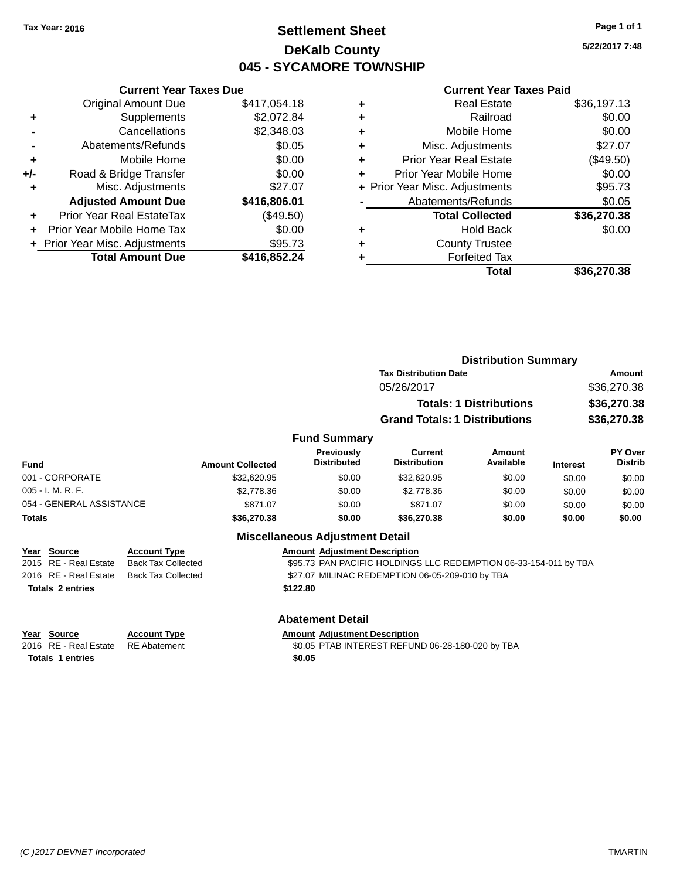Tax Year: 2016

# Settlement Sheet

## DeKalb County

## 045 - SYCAMORE TOWNSHIP

5/22/2017 7:48

### Current Year Taxes Due

| | | |
|---|---|---|
| | Original Amount Due | $417,054.18 |
| + | Supplements | $2,072.84 |
| - | Cancellations | $2,348.03 |
| - | Abatements/Refunds | $0.05 |
| + | Mobile Home | $0.00 |
| +/- | Road & Bridge Transfer | $0.00 |
| + | Misc. Adjustments | $27.07 |
| | **Adjusted Amount Due** | **$416,806.01** |
| + | Prior Year Real EstateTax | ($49.50) |
| + | Prior Year Mobile Home Tax | $0.00 |
| + | Prior Year Misc. Adjustments | $95.73 |
| | **Total Amount Due** | **$416,852.24** |

### Current Year Taxes Paid

| | | |
|---|---|---|
| + | Real Estate | $36,197.13 |
| + | Railroad | $0.00 |
| + | Mobile Home | $0.00 |
| + | Misc. Adjustments | $27.07 |
| + | Prior Year Real Estate | ($49.50) |
| + | Prior Year Mobile Home | $0.00 |
| + | Prior Year Misc. Adjustments | $95.73 |
| - | Abatements/Refunds | $0.05 |
| | **Total Collected** | **$36,270.38** |
| + | Hold Back | $0.00 |
| + | County Trustee | |
| + | Forfeited Tax | |
| | **Total** | **$36,270.38** |

### Distribution Summary

| Tax Distribution Date | Amount |
|---|---|
| 05/26/2017 | $36,270.38 |
| **Totals: 1 Distributions** | **$36,270.38** |
| **Grand Totals: 1 Distributions** | **$36,270.38** |

### Fund Summary

| Fund | Amount Collected | Previously Distributed | Current Distribution | Amount Available | Interest | PY Over Distrib |
|---|---|---|---|---|---|---|
| 001 - CORPORATE | $32,620.95 | $0.00 | $32,620.95 | $0.00 | $0.00 | $0.00 |
| 005 - I. M. R. F. | $2,778.36 | $0.00 | $2,778.36 | $0.00 | $0.00 | $0.00 |
| 054 - GENERAL ASSISTANCE | $871.07 | $0.00 | $871.07 | $0.00 | $0.00 | $0.00 |
| **Totals** | **$36,270.38** | **$0.00** | **$36,270.38** | **$0.00** | **$0.00** | **$0.00** |

### Miscellaneous Adjustment Detail

| Year | Source | Account Type | Amount | Adjustment Description |
|---|---|---|---|---|
| 2015 | RE - Real Estate | Back Tax Collected | $95.73 | PAN PACIFIC HOLDINGS LLC REDEMPTION 06-33-154-011 by TBA |
| 2016 | RE - Real Estate | Back Tax Collected | $27.07 | MILINAC REDEMPTION 06-05-209-010 by TBA |
| **Totals 2 entries** | | | **$122.80** | |

### Abatement Detail

| Year | Source | Account Type | Amount | Adjustment Description |
|---|---|---|---|---|
| 2016 | RE - Real Estate | RE Abatement | $0.05 | PTAB INTEREST REFUND 06-28-180-020 by TBA |
| **Totals 1 entries** | | | **$0.05** | |

(C )2017 DEVNET Incorporated    TMARTIN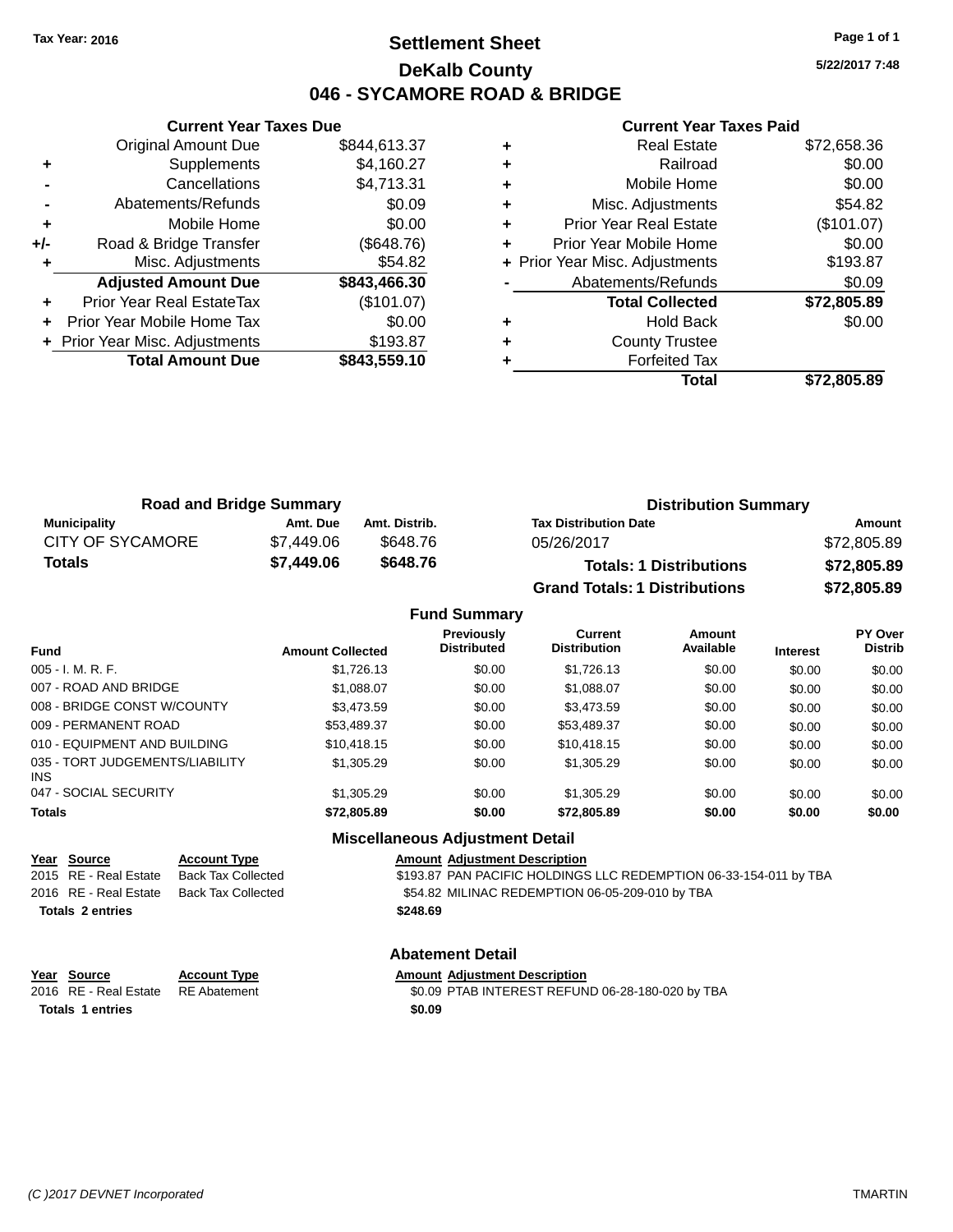**Tax Year: 2016**

# Settlement Sheet

## DeKalb County

## 046 - SYCAMORE ROAD & BRIDGE

5/22/2017 7:48

### Current Year Taxes Due

| | | |
|---|---|---|
| | Original Amount Due | $844,613.37 |
| + | Supplements | $4,160.27 |
| - | Cancellations | $4,713.31 |
| - | Abatements/Refunds | $0.09 |
| + | Mobile Home | $0.00 |
| +/- | Road & Bridge Transfer | ($648.76) |
| + | Misc. Adjustments | $54.82 |
| | **Adjusted Amount Due** | **$843,466.30** |
| + | Prior Year Real EstateTax | ($101.07) |
| + | Prior Year Mobile Home Tax | $0.00 |
| + | Prior Year Misc. Adjustments | $193.87 |
| | **Total Amount Due** | **$843,559.10** |

### Current Year Taxes Paid

| | | |
|---|---|---|
| + | Real Estate | $72,658.36 |
| + | Railroad | $0.00 |
| + | Mobile Home | $0.00 |
| + | Misc. Adjustments | $54.82 |
| + | Prior Year Real Estate | ($101.07) |
| + | Prior Year Mobile Home | $0.00 |
| + | Prior Year Misc. Adjustments | $193.87 |
| - | Abatements/Refunds | $0.09 |
| | **Total Collected** | **$72,805.89** |
| + | Hold Back | $0.00 |
| + | County Trustee | |
| + | Forfeited Tax | |
| | **Total** | **$72,805.89** |

### Road and Bridge Summary

| Municipality | Amt. Due | Amt. Distrib. |
|---|---|---|
| CITY OF SYCAMORE | $7,449.06 | $648.76 |
| **Totals** | **$7,449.06** | **$648.76** |

### Distribution Summary

| Tax Distribution Date | Amount |
|---|---|
| 05/26/2017 | $72,805.89 |
| **Totals: 1 Distributions** | **$72,805.89** |
| **Grand Totals: 1 Distributions** | **$72,805.89** |

### Fund Summary

| Fund | Amount Collected | Previously Distributed | Current Distribution | Amount Available | Interest | PY Over Distrib |
|---|---|---|---|---|---|---|
| 005 - I. M. R. F. | $1,726.13 | $0.00 | $1,726.13 | $0.00 | $0.00 | $0.00 |
| 007 - ROAD AND BRIDGE | $1,088.07 | $0.00 | $1,088.07 | $0.00 | $0.00 | $0.00 |
| 008 - BRIDGE CONST W/COUNTY | $3,473.59 | $0.00 | $3,473.59 | $0.00 | $0.00 | $0.00 |
| 009 - PERMANENT ROAD | $53,489.37 | $0.00 | $53,489.37 | $0.00 | $0.00 | $0.00 |
| 010 - EQUIPMENT AND BUILDING | $10,418.15 | $0.00 | $10,418.15 | $0.00 | $0.00 | $0.00 |
| 035 - TORT JUDGEMENTS/LIABILITY INS | $1,305.29 | $0.00 | $1,305.29 | $0.00 | $0.00 | $0.00 |
| 047 - SOCIAL SECURITY | $1,305.29 | $0.00 | $1,305.29 | $0.00 | $0.00 | $0.00 |
| **Totals** | **$72,805.89** | **$0.00** | **$72,805.89** | **$0.00** | **$0.00** | **$0.00** |

### Miscellaneous Adjustment Detail

| Year | Source | Account Type | Amount | Adjustment Description |
|---|---|---|---|---|
| 2015 | RE - Real Estate | Back Tax Collected | $193.87 | PAN PACIFIC HOLDINGS LLC REDEMPTION 06-33-154-011 by TBA |
| 2016 | RE - Real Estate | Back Tax Collected | $54.82 | MILINAC REDEMPTION 06-05-209-010 by TBA |
| **Totals 2 entries** | | | **$248.69** | |

### Abatement Detail

| Year | Source | Account Type | Amount | Adjustment Description |
|---|---|---|---|---|
| 2016 | RE - Real Estate | RE Abatement | $0.09 | PTAB INTEREST REFUND 06-28-180-020 by TBA |
| **Totals 1 entries** | | | **$0.09** | |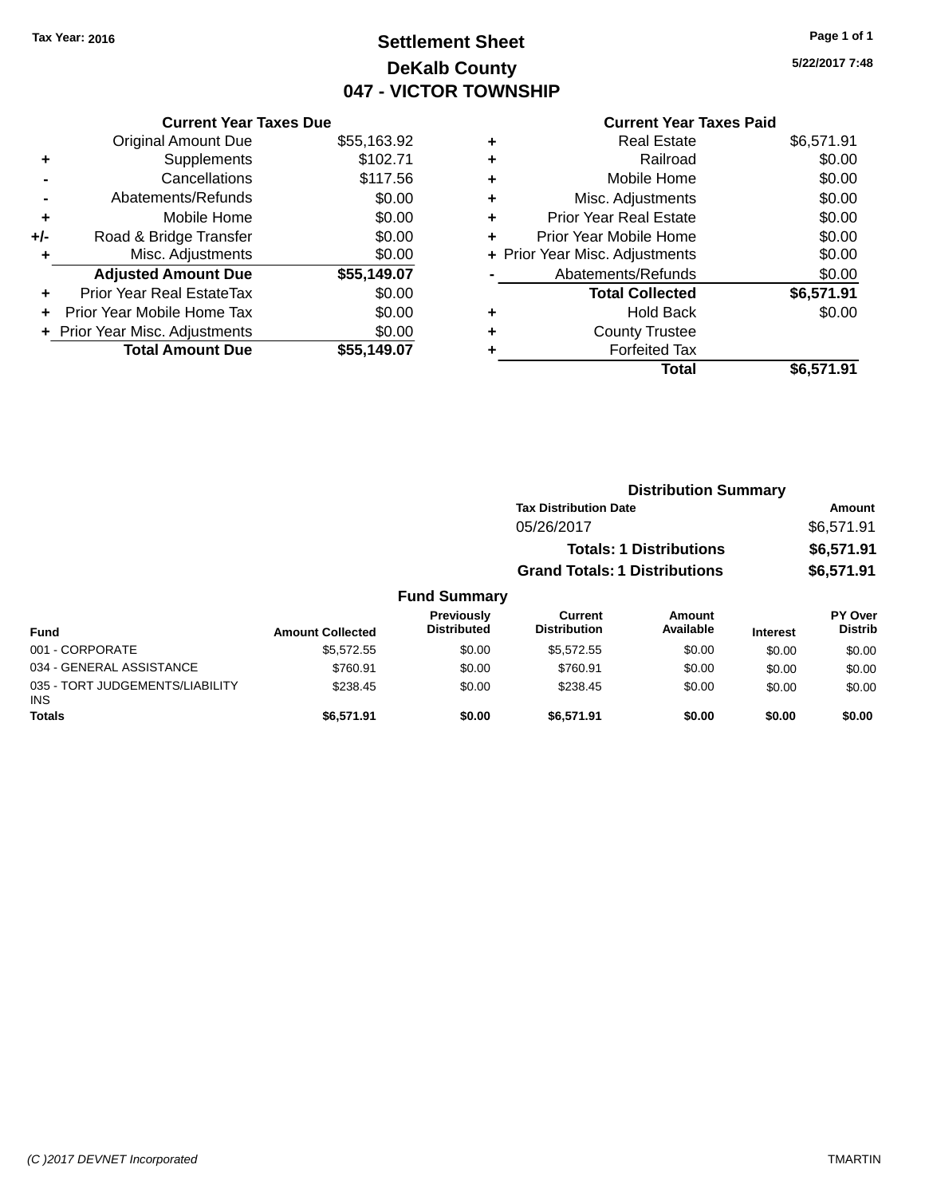Tax Year: 2016

# Settlement Sheet

## DeKalb County

## 047 - VICTOR TOWNSHIP

5/22/2017 7:48

| | Current Year Taxes Due | |
|---|---|---|
| | Original Amount Due | $55,163.92 |
| + | Supplements | $102.71 |
| - | Cancellations | $117.56 |
| - | Abatements/Refunds | $0.00 |
| + | Mobile Home | $0.00 |
| +/- | Road & Bridge Transfer | $0.00 |
| + | Misc. Adjustments | $0.00 |
| | **Adjusted Amount Due** | **$55,149.07** |
| + | Prior Year Real EstateTax | $0.00 |
| + | Prior Year Mobile Home Tax | $0.00 |
| + | Prior Year Misc. Adjustments | $0.00 |
| | **Total Amount Due** | **$55,149.07** |

| | Current Year Taxes Paid | |
|---|---|---|
| + | Real Estate | $6,571.91 |
| + | Railroad | $0.00 |
| + | Mobile Home | $0.00 |
| + | Misc. Adjustments | $0.00 |
| + | Prior Year Real Estate | $0.00 |
| + | Prior Year Mobile Home | $0.00 |
| + | Prior Year Misc. Adjustments | $0.00 |
| - | Abatements/Refunds | $0.00 |
| | **Total Collected** | **$6,571.91** |
| + | Hold Back | $0.00 |
| + | County Trustee | |
| + | Forfeited Tax | |
| | **Total** | **$6,571.91** |

### Distribution Summary

| Tax Distribution Date | Amount |
|---|---|
| 05/26/2017 | $6,571.91 |
| **Totals: 1 Distributions** | **$6,571.91** |
| **Grand Totals: 1 Distributions** | **$6,571.91** |

### Fund Summary

| Fund | Amount Collected | Previously Distributed | Current Distribution | Amount Available | Interest | PY Over Distrib |
|---|---|---|---|---|---|---|
| 001 - CORPORATE | $5,572.55 | $0.00 | $5,572.55 | $0.00 | $0.00 | $0.00 |
| 034 - GENERAL ASSISTANCE | $760.91 | $0.00 | $760.91 | $0.00 | $0.00 | $0.00 |
| 035 - TORT JUDGEMENTS/LIABILITY INS | $238.45 | $0.00 | $238.45 | $0.00 | $0.00 | $0.00 |
| **Totals** | **$6,571.91** | **$0.00** | **$6,571.91** | **$0.00** | **$0.00** | **$0.00** |

(C )2017 DEVNET Incorporated — TMARTIN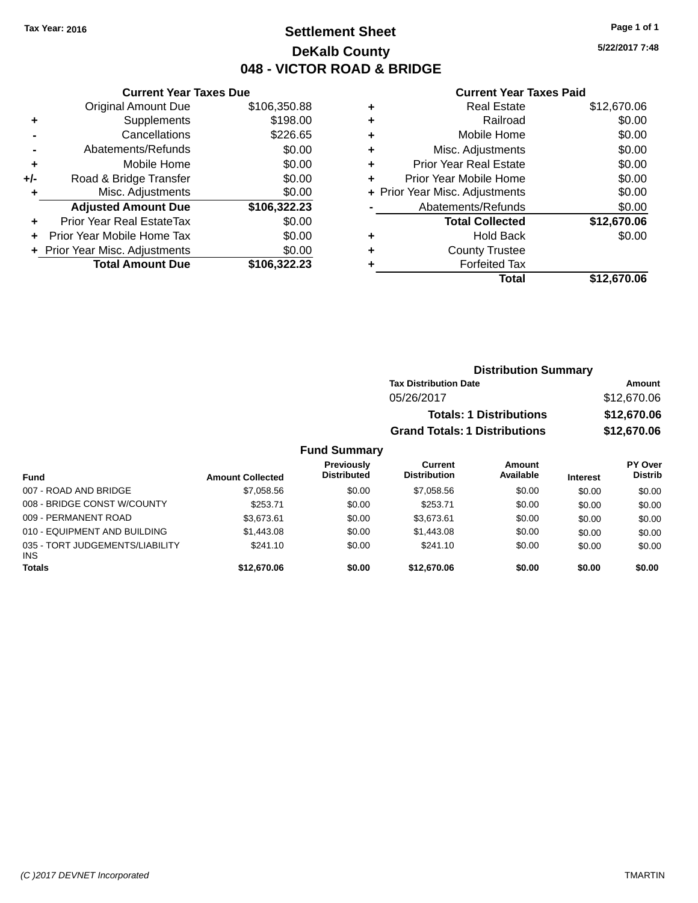Tax Year: 2016

# Settlement Sheet

## DeKalb County

## 048 - VICTOR ROAD & BRIDGE

5/22/2017 7:48

### Current Year Taxes Due

| | | |
|---|---|---|
| | Original Amount Due | $106,350.88 |
| + | Supplements | $198.00 |
| - | Cancellations | $226.65 |
| - | Abatements/Refunds | $0.00 |
| + | Mobile Home | $0.00 |
| +/- | Road & Bridge Transfer | $0.00 |
| + | Misc. Adjustments | $0.00 |
| | **Adjusted Amount Due** | **$106,322.23** |
| + | Prior Year Real EstateTax | $0.00 |
| + | Prior Year Mobile Home Tax | $0.00 |
| + | Prior Year Misc. Adjustments | $0.00 |
| | **Total Amount Due** | **$106,322.23** |

### Current Year Taxes Paid

| | | |
|---|---|---|
| + | Real Estate | $12,670.06 |
| + | Railroad | $0.00 |
| + | Mobile Home | $0.00 |
| + | Misc. Adjustments | $0.00 |
| + | Prior Year Real Estate | $0.00 |
| + | Prior Year Mobile Home | $0.00 |
| + | Prior Year Misc. Adjustments | $0.00 |
| - | Abatements/Refunds | $0.00 |
| | **Total Collected** | **$12,670.06** |
| + | Hold Back | $0.00 |
| + | County Trustee | |
| + | Forfeited Tax | |
| | **Total** | **$12,670.06** |

### Distribution Summary

| Tax Distribution Date | Amount |
|---|---|
| 05/26/2017 | $12,670.06 |
| **Totals: 1 Distributions** | **$12,670.06** |
| **Grand Totals: 1 Distributions** | **$12,670.06** |

### Fund Summary

| Fund | Amount Collected | Previously Distributed | Current Distribution | Amount Available | Interest | PY Over Distrib |
|---|---|---|---|---|---|---|
| 007 - ROAD AND BRIDGE | $7,058.56 | $0.00 | $7,058.56 | $0.00 | $0.00 | $0.00 |
| 008 - BRIDGE CONST W/COUNTY | $253.71 | $0.00 | $253.71 | $0.00 | $0.00 | $0.00 |
| 009 - PERMANENT ROAD | $3,673.61 | $0.00 | $3,673.61 | $0.00 | $0.00 | $0.00 |
| 010 - EQUIPMENT AND BUILDING | $1,443.08 | $0.00 | $1,443.08 | $0.00 | $0.00 | $0.00 |
| 035 - TORT JUDGEMENTS/LIABILITY INS | $241.10 | $0.00 | $241.10 | $0.00 | $0.00 | $0.00 |
| **Totals** | **$12,670.06** | **$0.00** | **$12,670.06** | **$0.00** | **$0.00** | **$0.00** |

(C )2017 DEVNET Incorporated TMARTIN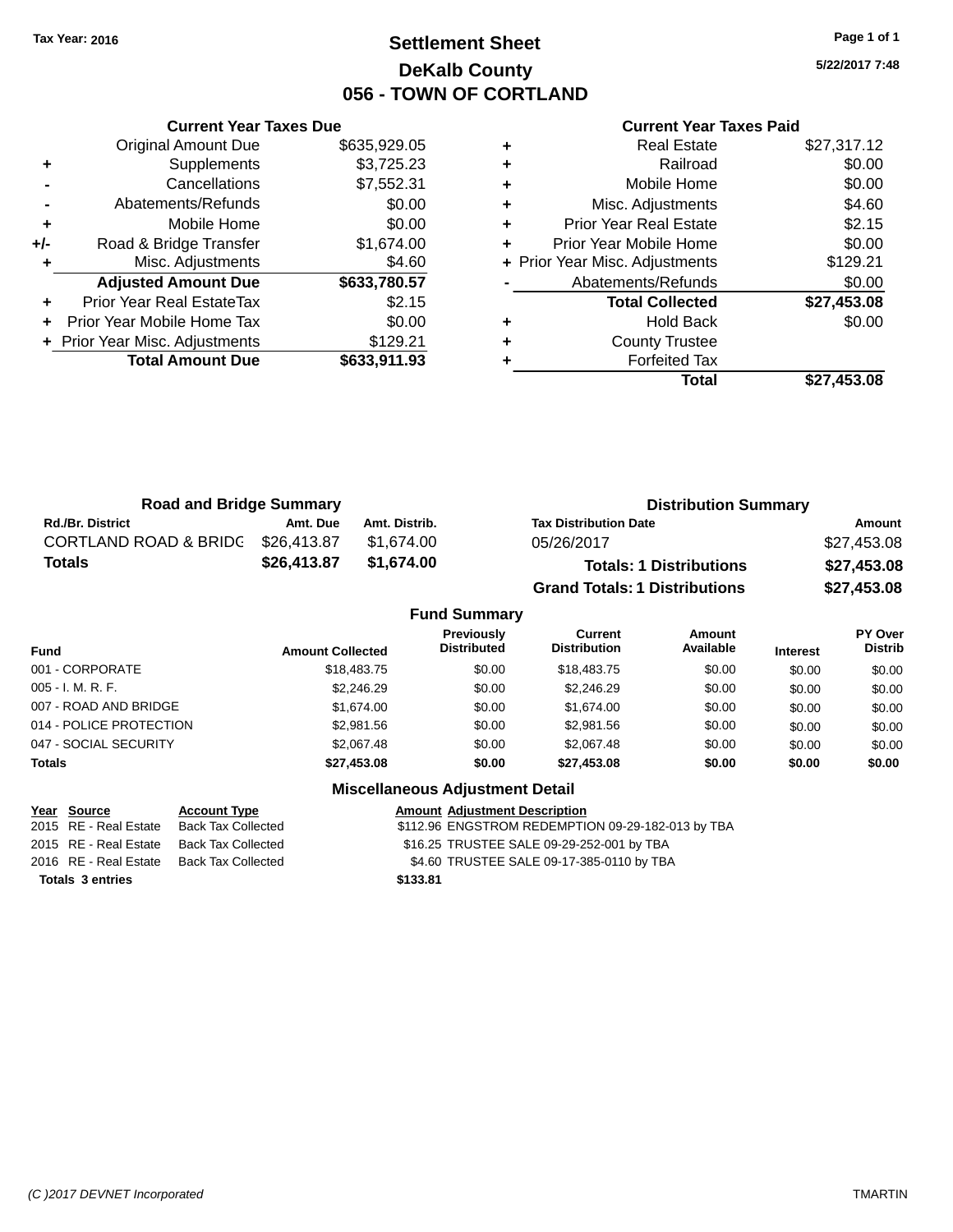Tax Year: 2016

# Settlement Sheet

## DeKalb County

## 056 - TOWN OF CORTLAND

5/22/2017 7:48

### Current Year Taxes Due

| | | |
|---|---|---|
| | Original Amount Due | $635,929.05 |
| + | Supplements | $3,725.23 |
| - | Cancellations | $7,552.31 |
| - | Abatements/Refunds | $0.00 |
| + | Mobile Home | $0.00 |
| +/- | Road & Bridge Transfer | $1,674.00 |
| + | Misc. Adjustments | $4.60 |
| | **Adjusted Amount Due** | **$633,780.57** |
| + | Prior Year Real EstateTax | $2.15 |
| + | Prior Year Mobile Home Tax | $0.00 |
| + | Prior Year Misc. Adjustments | $129.21 |
| | **Total Amount Due** | **$633,911.93** |

### Current Year Taxes Paid

| | | |
|---|---|---|
| + | Real Estate | $27,317.12 |
| + | Railroad | $0.00 |
| + | Mobile Home | $0.00 |
| + | Misc. Adjustments | $4.60 |
| + | Prior Year Real Estate | $2.15 |
| + | Prior Year Mobile Home | $0.00 |
| + | Prior Year Misc. Adjustments | $129.21 |
| - | Abatements/Refunds | $0.00 |
| | **Total Collected** | **$27,453.08** |
| + | Hold Back | $0.00 |
| + | County Trustee | |
| + | Forfeited Tax | |
| | **Total** | **$27,453.08** |

### Road and Bridge Summary

| Rd./Br. District | Amt. Due | Amt. Distrib. |
|---|---|---|
| CORTLAND ROAD & BRIDG | $26,413.87 | $1,674.00 |
| **Totals** | **$26,413.87** | **$1,674.00** |

### Distribution Summary

| Tax Distribution Date | Amount |
|---|---|
| 05/26/2017 | $27,453.08 |
| **Totals: 1 Distributions** | **$27,453.08** |
| **Grand Totals: 1 Distributions** | **$27,453.08** |

### Fund Summary

| Fund | Amount Collected | Previously Distributed | Current Distribution | Amount Available | Interest | PY Over Distrib |
|---|---|---|---|---|---|---|
| 001 - CORPORATE | $18,483.75 | $0.00 | $18,483.75 | $0.00 | $0.00 | $0.00 |
| 005 - I. M. R. F. | $2,246.29 | $0.00 | $2,246.29 | $0.00 | $0.00 | $0.00 |
| 007 - ROAD AND BRIDGE | $1,674.00 | $0.00 | $1,674.00 | $0.00 | $0.00 | $0.00 |
| 014 - POLICE PROTECTION | $2,981.56 | $0.00 | $2,981.56 | $0.00 | $0.00 | $0.00 |
| 047 - SOCIAL SECURITY | $2,067.48 | $0.00 | $2,067.48 | $0.00 | $0.00 | $0.00 |
| **Totals** | **$27,453.08** | **$0.00** | **$27,453.08** | **$0.00** | **$0.00** | **$0.00** |

### Miscellaneous Adjustment Detail

| Year | Source | Account Type | Amount | Adjustment Description |
|---|---|---|---|---|
| 2015 | RE - Real Estate | Back Tax Collected | $112.96 | ENGSTROM REDEMPTION 09-29-182-013 by TBA |
| 2015 | RE - Real Estate | Back Tax Collected | $16.25 | TRUSTEE SALE 09-29-252-001 by TBA |
| 2016 | RE - Real Estate | Back Tax Collected | $4.60 | TRUSTEE SALE 09-17-385-0110 by TBA |
| **Totals** | **3 entries** | | **$133.81** | |

(C )2017 DEVNET Incorporated TMARTIN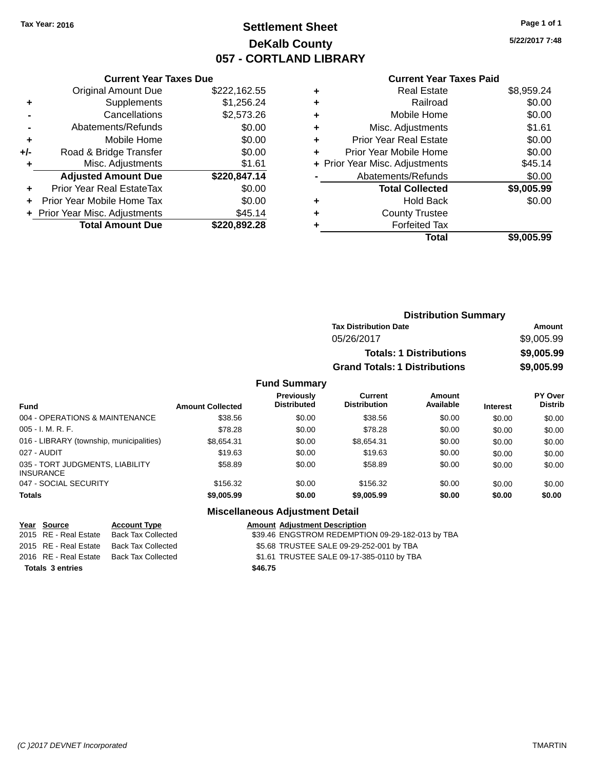Tax Year: 2016

# Settlement Sheet
## DeKalb County
## 057 - CORTLAND LIBRARY

5/22/2017 7:48

### Current Year Taxes Due

| | | |
|---|---|---|
| | Original Amount Due | $222,162.55 |
| + | Supplements | $1,256.24 |
| - | Cancellations | $2,573.26 |
| - | Abatements/Refunds | $0.00 |
| + | Mobile Home | $0.00 |
| +/- | Road & Bridge Transfer | $0.00 |
| + | Misc. Adjustments | $1.61 |
| | **Adjusted Amount Due** | **$220,847.14** |
| + | Prior Year Real EstateTax | $0.00 |
| + | Prior Year Mobile Home Tax | $0.00 |
| + | Prior Year Misc. Adjustments | $45.14 |
| | **Total Amount Due** | **$220,892.28** |

### Current Year Taxes Paid

| | | |
|---|---|---|
| + | Real Estate | $8,959.24 |
| + | Railroad | $0.00 |
| + | Mobile Home | $0.00 |
| + | Misc. Adjustments | $1.61 |
| + | Prior Year Real Estate | $0.00 |
| + | Prior Year Mobile Home | $0.00 |
| + | Prior Year Misc. Adjustments | $45.14 |
| - | Abatements/Refunds | $0.00 |
| | **Total Collected** | **$9,005.99** |
| + | Hold Back | $0.00 |
| + | County Trustee | |
| + | Forfeited Tax | |
| | **Total** | **$9,005.99** |

### Distribution Summary

| Tax Distribution Date | Amount |
|---|---|
| 05/26/2017 | $9,005.99 |
| **Totals: 1 Distributions** | **$9,005.99** |
| **Grand Totals: 1 Distributions** | **$9,005.99** |

### Fund Summary

| Fund | Amount Collected | Previously Distributed | Current Distribution | Amount Available | Interest | PY Over Distrib |
|---|---|---|---|---|---|---|
| 004 - OPERATIONS & MAINTENANCE | $38.56 | $0.00 | $38.56 | $0.00 | $0.00 | $0.00 |
| 005 - I. M. R. F. | $78.28 | $0.00 | $78.28 | $0.00 | $0.00 | $0.00 |
| 016 - LIBRARY (township, municipalities) | $8,654.31 | $0.00 | $8,654.31 | $0.00 | $0.00 | $0.00 |
| 027 - AUDIT | $19.63 | $0.00 | $19.63 | $0.00 | $0.00 | $0.00 |
| 035 - TORT JUDGMENTS, LIABILITY INSURANCE | $58.89 | $0.00 | $58.89 | $0.00 | $0.00 | $0.00 |
| 047 - SOCIAL SECURITY | $156.32 | $0.00 | $156.32 | $0.00 | $0.00 | $0.00 |
| **Totals** | **$9,005.99** | **$0.00** | **$9,005.99** | **$0.00** | **$0.00** | **$0.00** |

### Miscellaneous Adjustment Detail

| Year | Source | Account Type | Amount | Adjustment Description |
|---|---|---|---|---|
| 2015 | RE - Real Estate | Back Tax Collected | $39.46 | ENGSTROM REDEMPTION 09-29-182-013 by TBA |
| 2015 | RE - Real Estate | Back Tax Collected | $5.68 | TRUSTEE SALE 09-29-252-001 by TBA |
| 2016 | RE - Real Estate | Back Tax Collected | $1.61 | TRUSTEE SALE 09-17-385-0110 by TBA |
| **Totals** | **3 entries** | | **$46.75** | |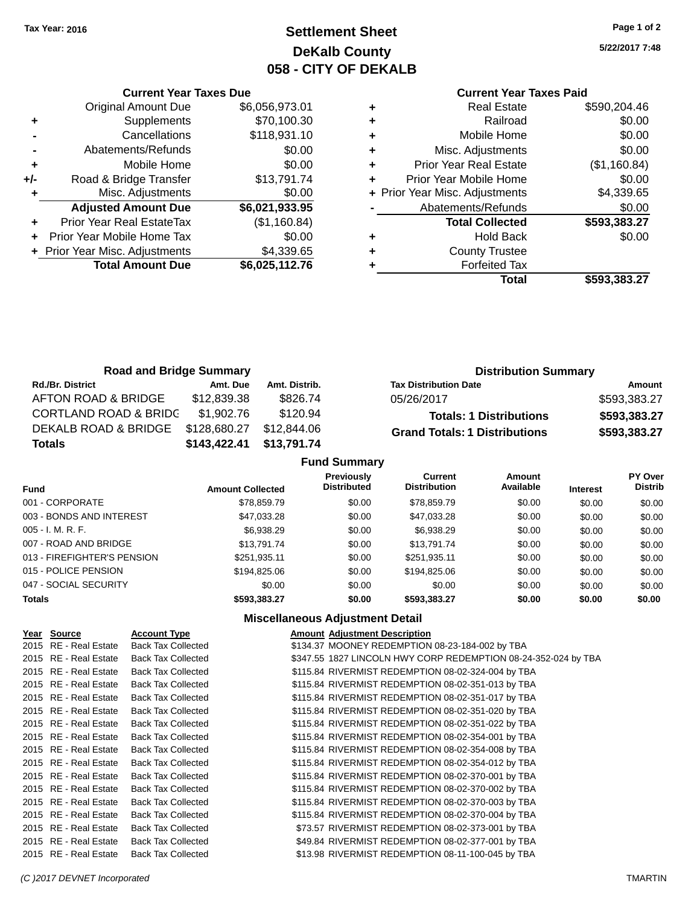Tax Year: 2016

# Settlement Sheet
## DeKalb County
## 058 - CITY OF DEKALB

5/22/2017 7:48

### Current Year Taxes Due

| | | |
|---|---|---|
| | Original Amount Due | $6,056,973.01 |
| + | Supplements | $70,100.30 |
| - | Cancellations | $118,931.10 |
| - | Abatements/Refunds | $0.00 |
| + | Mobile Home | $0.00 |
| +/- | Road & Bridge Transfer | $13,791.74 |
| + | Misc. Adjustments | $0.00 |
| | **Adjusted Amount Due** | **$6,021,933.95** |
| + | Prior Year Real EstateTax | ($1,160.84) |
| + | Prior Year Mobile Home Tax | $0.00 |
| + | Prior Year Misc. Adjustments | $4,339.65 |
| | **Total Amount Due** | **$6,025,112.76** |

### Current Year Taxes Paid

| | | |
|---|---|---|
| + | Real Estate | $590,204.46 |
| + | Railroad | $0.00 |
| + | Mobile Home | $0.00 |
| + | Misc. Adjustments | $0.00 |
| + | Prior Year Real Estate | ($1,160.84) |
| + | Prior Year Mobile Home | $0.00 |
| + | Prior Year Misc. Adjustments | $4,339.65 |
| - | Abatements/Refunds | $0.00 |
| | **Total Collected** | **$593,383.27** |
| + | Hold Back | $0.00 |
| + | County Trustee | |
| + | Forfeited Tax | |
| | **Total** | **$593,383.27** |

### Road and Bridge Summary

| Rd./Br. District | Amt. Due | Amt. Distrib. |
|---|---|---|
| AFTON ROAD & BRIDGE | $12,839.38 | $826.74 |
| CORTLAND ROAD & BRIDG | $1,902.76 | $120.94 |
| DEKALB ROAD & BRIDGE | $128,680.27 | $12,844.06 |
| **Totals** | **$143,422.41** | **$13,791.74** |

### Distribution Summary

| Tax Distribution Date | Amount |
|---|---|
| 05/26/2017 | $593,383.27 |
| **Totals: 1 Distributions** | **$593,383.27** |
| **Grand Totals: 1 Distributions** | **$593,383.27** |

### Fund Summary

| Fund | Amount Collected | Previously Distributed | Current Distribution | Amount Available | Interest | PY Over Distrib |
|---|---|---|---|---|---|---|
| 001 - CORPORATE | $78,859.79 | $0.00 | $78,859.79 | $0.00 | $0.00 | $0.00 |
| 003 - BONDS AND INTEREST | $47,033.28 | $0.00 | $47,033.28 | $0.00 | $0.00 | $0.00 |
| 005 - I. M. R. F. | $6,938.29 | $0.00 | $6,938.29 | $0.00 | $0.00 | $0.00 |
| 007 - ROAD AND BRIDGE | $13,791.74 | $0.00 | $13,791.74 | $0.00 | $0.00 | $0.00 |
| 013 - FIREFIGHTER'S PENSION | $251,935.11 | $0.00 | $251,935.11 | $0.00 | $0.00 | $0.00 |
| 015 - POLICE PENSION | $194,825.06 | $0.00 | $194,825.06 | $0.00 | $0.00 | $0.00 |
| 047 - SOCIAL SECURITY | $0.00 | $0.00 | $0.00 | $0.00 | $0.00 | $0.00 |
| **Totals** | **$593,383.27** | **$0.00** | **$593,383.27** | **$0.00** | **$0.00** | **$0.00** |

### Miscellaneous Adjustment Detail

| Year | Source | Account Type | Amount | Adjustment Description |
|---|---|---|---|---|
| 2015 | RE - Real Estate | Back Tax Collected | $134.37 | MOONEY REDEMPTION 08-23-184-002 by TBA |
| 2015 | RE - Real Estate | Back Tax Collected | $347.55 | 1827 LINCOLN HWY CORP REDEMPTION 08-24-352-024 by TBA |
| 2015 | RE - Real Estate | Back Tax Collected | $115.84 | RIVERMIST REDEMPTION 08-02-324-004 by TBA |
| 2015 | RE - Real Estate | Back Tax Collected | $115.84 | RIVERMIST REDEMPTION 08-02-351-013 by TBA |
| 2015 | RE - Real Estate | Back Tax Collected | $115.84 | RIVERMIST REDEMPTION 08-02-351-017 by TBA |
| 2015 | RE - Real Estate | Back Tax Collected | $115.84 | RIVERMIST REDEMPTION 08-02-351-020 by TBA |
| 2015 | RE - Real Estate | Back Tax Collected | $115.84 | RIVERMIST REDEMPTION 08-02-351-022 by TBA |
| 2015 | RE - Real Estate | Back Tax Collected | $115.84 | RIVERMIST REDEMPTION 08-02-354-001 by TBA |
| 2015 | RE - Real Estate | Back Tax Collected | $115.84 | RIVERMIST REDEMPTION 08-02-354-008 by TBA |
| 2015 | RE - Real Estate | Back Tax Collected | $115.84 | RIVERMIST REDEMPTION 08-02-354-012 by TBA |
| 2015 | RE - Real Estate | Back Tax Collected | $115.84 | RIVERMIST REDEMPTION 08-02-370-001 by TBA |
| 2015 | RE - Real Estate | Back Tax Collected | $115.84 | RIVERMIST REDEMPTION 08-02-370-002 by TBA |
| 2015 | RE - Real Estate | Back Tax Collected | $115.84 | RIVERMIST REDEMPTION 08-02-370-003 by TBA |
| 2015 | RE - Real Estate | Back Tax Collected | $115.84 | RIVERMIST REDEMPTION 08-02-370-004 by TBA |
| 2015 | RE - Real Estate | Back Tax Collected | $73.57 | RIVERMIST REDEMPTION 08-02-373-001 by TBA |
| 2015 | RE - Real Estate | Back Tax Collected | $49.84 | RIVERMIST REDEMPTION 08-02-377-001 by TBA |
| 2015 | RE - Real Estate | Back Tax Collected | $13.98 | RIVERMIST REDEMPTION 08-11-100-045 by TBA |

(C )2017 DEVNET Incorporated — TMARTIN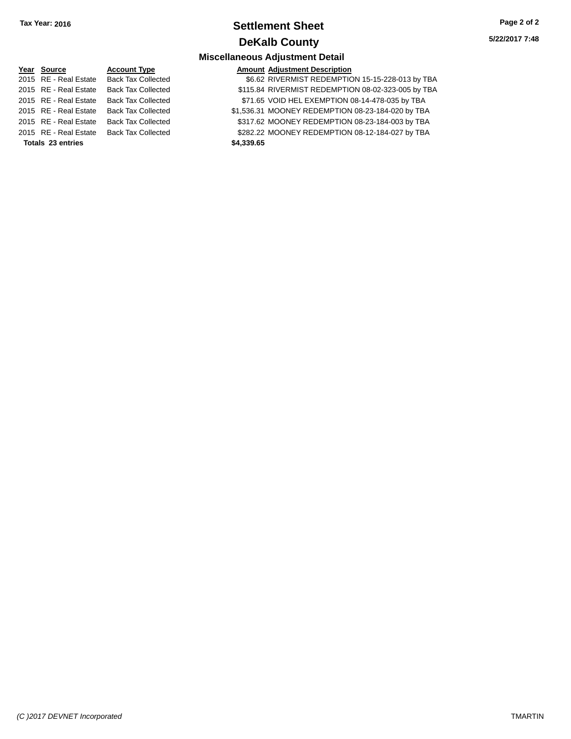**Tax Year: 2016**

# Settlement Sheet

## DeKalb County

### Miscellaneous Adjustment Detail

| Year | Source | Account Type | Amount | Adjustment Description |
|---|---|---|---|---|
| 2015 | RE - Real Estate | Back Tax Collected | $6.62 | RIVERMIST REDEMPTION 15-15-228-013 by TBA |
| 2015 | RE - Real Estate | Back Tax Collected | $115.84 | RIVERMIST REDEMPTION 08-02-323-005 by TBA |
| 2015 | RE - Real Estate | Back Tax Collected | $71.65 | VOID HEL EXEMPTION 08-14-478-035 by TBA |
| 2015 | RE - Real Estate | Back Tax Collected | $1,536.31 | MOONEY REDEMPTION 08-23-184-020 by TBA |
| 2015 | RE - Real Estate | Back Tax Collected | $317.62 | MOONEY REDEMPTION 08-23-184-003 by TBA |
| 2015 | RE - Real Estate | Back Tax Collected | $282.22 | MOONEY REDEMPTION 08-12-184-027 by TBA |
| **Totals 23 entries** | | | **$4,339.65** | |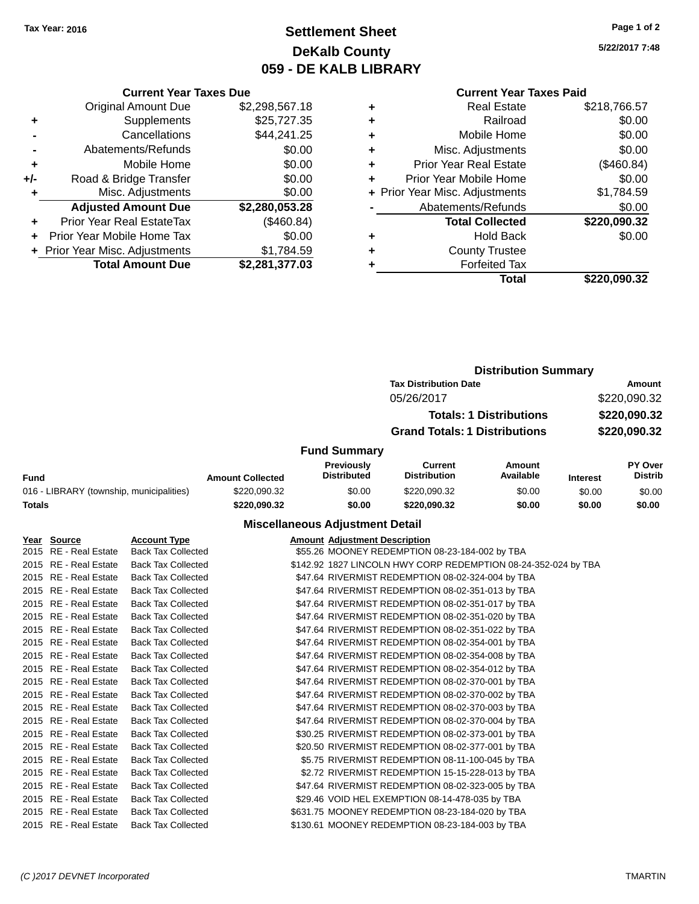**Tax Year: 2016**

# Settlement Sheet
## DeKalb County
## 059 - DE KALB LIBRARY

5/22/2017 7:48

### Current Year Taxes Due

| | | |
|---|---|---|
| | Original Amount Due | $2,298,567.18 |
| + | Supplements | $25,727.35 |
| - | Cancellations | $44,241.25 |
| - | Abatements/Refunds | $0.00 |
| + | Mobile Home | $0.00 |
| +/- | Road & Bridge Transfer | $0.00 |
| + | Misc. Adjustments | $0.00 |
| | **Adjusted Amount Due** | **$2,280,053.28** |
| + | Prior Year Real EstateTax | ($460.84) |
| + | Prior Year Mobile Home Tax | $0.00 |
| + | Prior Year Misc. Adjustments | $1,784.59 |
| | **Total Amount Due** | **$2,281,377.03** |

### Current Year Taxes Paid

| | | |
|---|---|---|
| + | Real Estate | $218,766.57 |
| + | Railroad | $0.00 |
| + | Mobile Home | $0.00 |
| + | Misc. Adjustments | $0.00 |
| + | Prior Year Real Estate | ($460.84) |
| + | Prior Year Mobile Home | $0.00 |
| + | Prior Year Misc. Adjustments | $1,784.59 |
| - | Abatements/Refunds | $0.00 |
| | **Total Collected** | **$220,090.32** |
| + | Hold Back | $0.00 |
| + | County Trustee | |
| + | Forfeited Tax | |
| | **Total** | **$220,090.32** |

### Distribution Summary

| Tax Distribution Date | Amount |
|---|---|
| 05/26/2017 | $220,090.32 |
| **Totals: 1 Distributions** | **$220,090.32** |
| **Grand Totals: 1 Distributions** | **$220,090.32** |

### Fund Summary

| Fund | Amount Collected | Previously Distributed | Current Distribution | Amount Available | Interest | PY Over Distrib |
|---|---|---|---|---|---|---|
| 016 - LIBRARY (township, municipalities) | $220,090.32 | $0.00 | $220,090.32 | $0.00 | $0.00 | $0.00 |
| **Totals** | **$220,090.32** | **$0.00** | **$220,090.32** | **$0.00** | **$0.00** | **$0.00** |

### Miscellaneous Adjustment Detail

| Year | Source | Account Type | Amount | Adjustment Description |
|---|---|---|---|---|
| 2015 | RE - Real Estate | Back Tax Collected | $55.26 | MOONEY REDEMPTION 08-23-184-002 by TBA |
| 2015 | RE - Real Estate | Back Tax Collected | $142.92 | 1827 LINCOLN HWY CORP REDEMPTION 08-24-352-024 by TBA |
| 2015 | RE - Real Estate | Back Tax Collected | $47.64 | RIVERMIST REDEMPTION 08-02-324-004 by TBA |
| 2015 | RE - Real Estate | Back Tax Collected | $47.64 | RIVERMIST REDEMPTION 08-02-351-013 by TBA |
| 2015 | RE - Real Estate | Back Tax Collected | $47.64 | RIVERMIST REDEMPTION 08-02-351-017 by TBA |
| 2015 | RE - Real Estate | Back Tax Collected | $47.64 | RIVERMIST REDEMPTION 08-02-351-020 by TBA |
| 2015 | RE - Real Estate | Back Tax Collected | $47.64 | RIVERMIST REDEMPTION 08-02-351-022 by TBA |
| 2015 | RE - Real Estate | Back Tax Collected | $47.64 | RIVERMIST REDEMPTION 08-02-354-001 by TBA |
| 2015 | RE - Real Estate | Back Tax Collected | $47.64 | RIVERMIST REDEMPTION 08-02-354-008 by TBA |
| 2015 | RE - Real Estate | Back Tax Collected | $47.64 | RIVERMIST REDEMPTION 08-02-354-012 by TBA |
| 2015 | RE - Real Estate | Back Tax Collected | $47.64 | RIVERMIST REDEMPTION 08-02-370-001 by TBA |
| 2015 | RE - Real Estate | Back Tax Collected | $47.64 | RIVERMIST REDEMPTION 08-02-370-002 by TBA |
| 2015 | RE - Real Estate | Back Tax Collected | $47.64 | RIVERMIST REDEMPTION 08-02-370-003 by TBA |
| 2015 | RE - Real Estate | Back Tax Collected | $47.64 | RIVERMIST REDEMPTION 08-02-370-004 by TBA |
| 2015 | RE - Real Estate | Back Tax Collected | $30.25 | RIVERMIST REDEMPTION 08-02-373-001 by TBA |
| 2015 | RE - Real Estate | Back Tax Collected | $20.50 | RIVERMIST REDEMPTION 08-02-377-001 by TBA |
| 2015 | RE - Real Estate | Back Tax Collected | $5.75 | RIVERMIST REDEMPTION 08-11-100-045 by TBA |
| 2015 | RE - Real Estate | Back Tax Collected | $2.72 | RIVERMIST REDEMPTION 15-15-228-013 by TBA |
| 2015 | RE - Real Estate | Back Tax Collected | $47.64 | RIVERMIST REDEMPTION 08-02-323-005 by TBA |
| 2015 | RE - Real Estate | Back Tax Collected | $29.46 | VOID HEL EXEMPTION 08-14-478-035 by TBA |
| 2015 | RE - Real Estate | Back Tax Collected | $631.75 | MOONEY REDEMPTION 08-23-184-020 by TBA |
| 2015 | RE - Real Estate | Back Tax Collected | $130.61 | MOONEY REDEMPTION 08-23-184-003 by TBA |

(C )2017 DEVNET Incorporated TMARTIN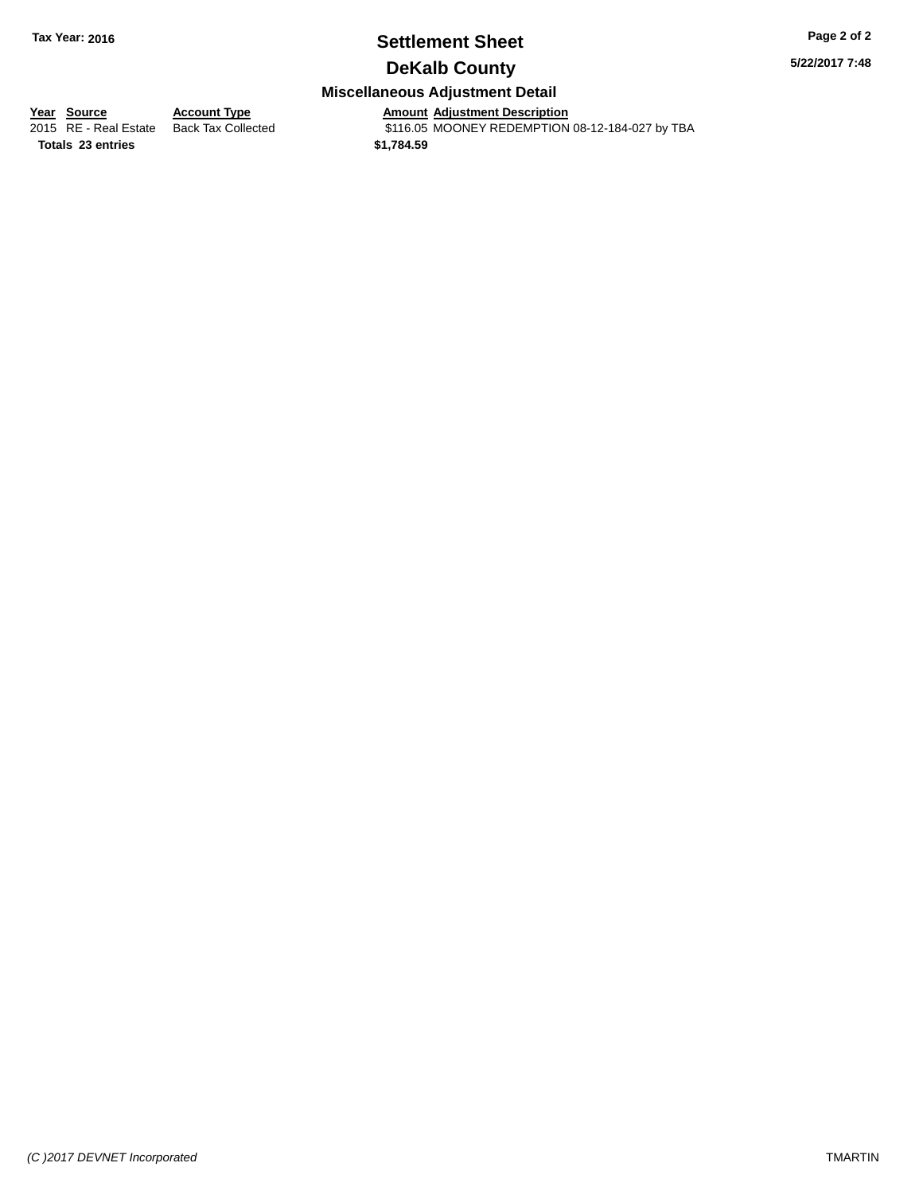## Settlement Sheet

## DeKalb County

### Miscellaneous Adjustment Detail

| Year | Source | Account Type | Amount | Adjustment Description |
|---|---|---|---|---|
| 2015 | RE - Real Estate | Back Tax Collected | $116.05 | MOONEY REDEMPTION 08-12-184-027 by TBA |
| **Totals** | **23 entries** | | **$1,784.59** | |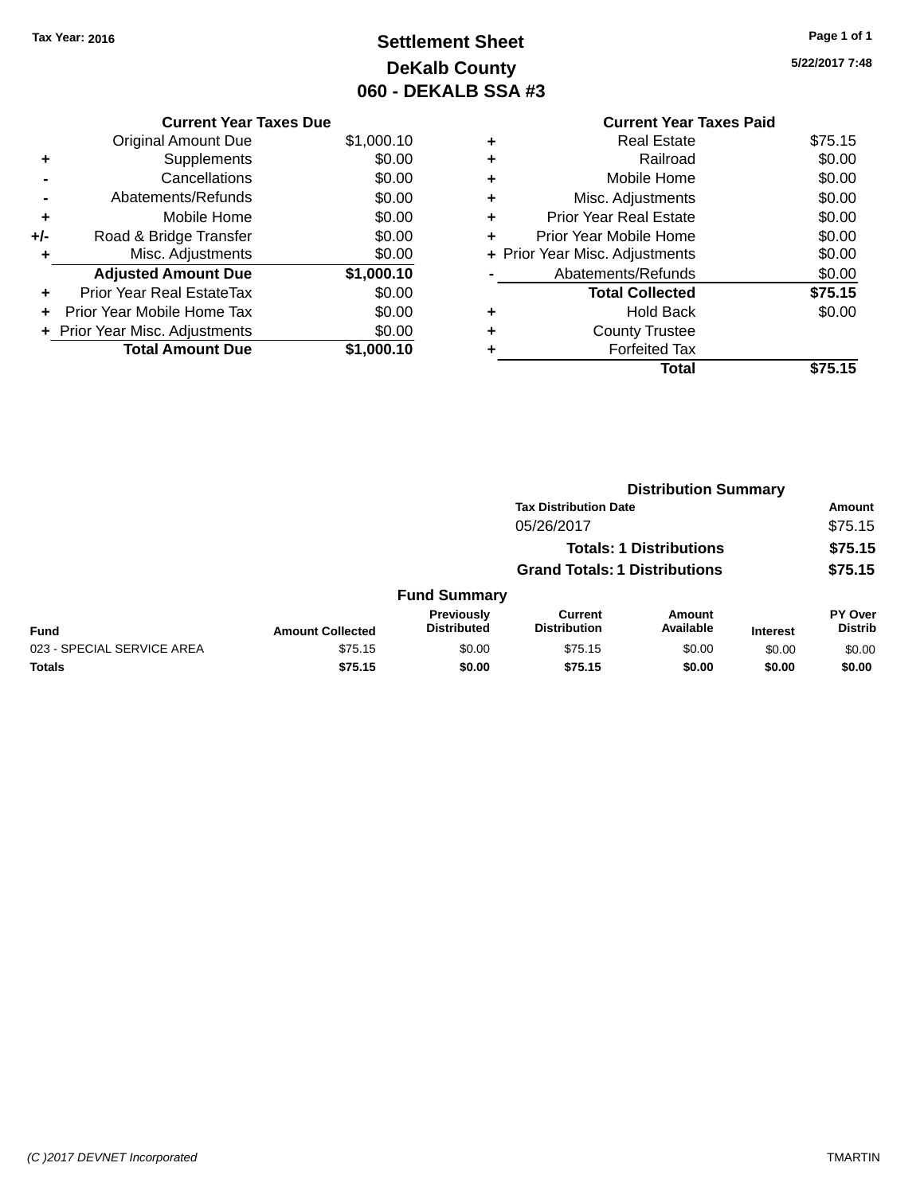Tax Year: 2016

# Settlement Sheet

## DeKalb County

## 060 - DEKALB SSA #3

5/22/2017 7:48

### Current Year Taxes Due

| | | |
|---|---|---|
| | Original Amount Due | $1,000.10 |
| + | Supplements | $0.00 |
| - | Cancellations | $0.00 |
| - | Abatements/Refunds | $0.00 |
| + | Mobile Home | $0.00 |
| +/- | Road & Bridge Transfer | $0.00 |
| + | Misc. Adjustments | $0.00 |
| | **Adjusted Amount Due** | **$1,000.10** |
| + | Prior Year Real EstateTax | $0.00 |
| + | Prior Year Mobile Home Tax | $0.00 |
| + | Prior Year Misc. Adjustments | $0.00 |
| | **Total Amount Due** | **$1,000.10** |

### Current Year Taxes Paid

| | | |
|---|---|---|
| + | Real Estate | $75.15 |
| + | Railroad | $0.00 |
| + | Mobile Home | $0.00 |
| + | Misc. Adjustments | $0.00 |
| + | Prior Year Real Estate | $0.00 |
| + | Prior Year Mobile Home | $0.00 |
| + | Prior Year Misc. Adjustments | $0.00 |
| - | Abatements/Refunds | $0.00 |
| | **Total Collected** | **$75.15** |
| + | Hold Back | $0.00 |
| + | County Trustee | |
| + | Forfeited Tax | |
| | **Total** | **$75.15** |

### Distribution Summary

| Tax Distribution Date | Amount |
|---|---|
| 05/26/2017 | $75.15 |
| **Totals: 1 Distributions** | **$75.15** |
| **Grand Totals: 1 Distributions** | **$75.15** |

### Fund Summary

| Fund | Amount Collected | Previously Distributed | Current Distribution | Amount Available | Interest | PY Over Distrib |
|---|---|---|---|---|---|---|
| 023 - SPECIAL SERVICE AREA | $75.15 | $0.00 | $75.15 | $0.00 | $0.00 | $0.00 |
| **Totals** | **$75.15** | **$0.00** | **$75.15** | **$0.00** | **$0.00** | **$0.00** |

(C )2017 DEVNET Incorporated TMARTIN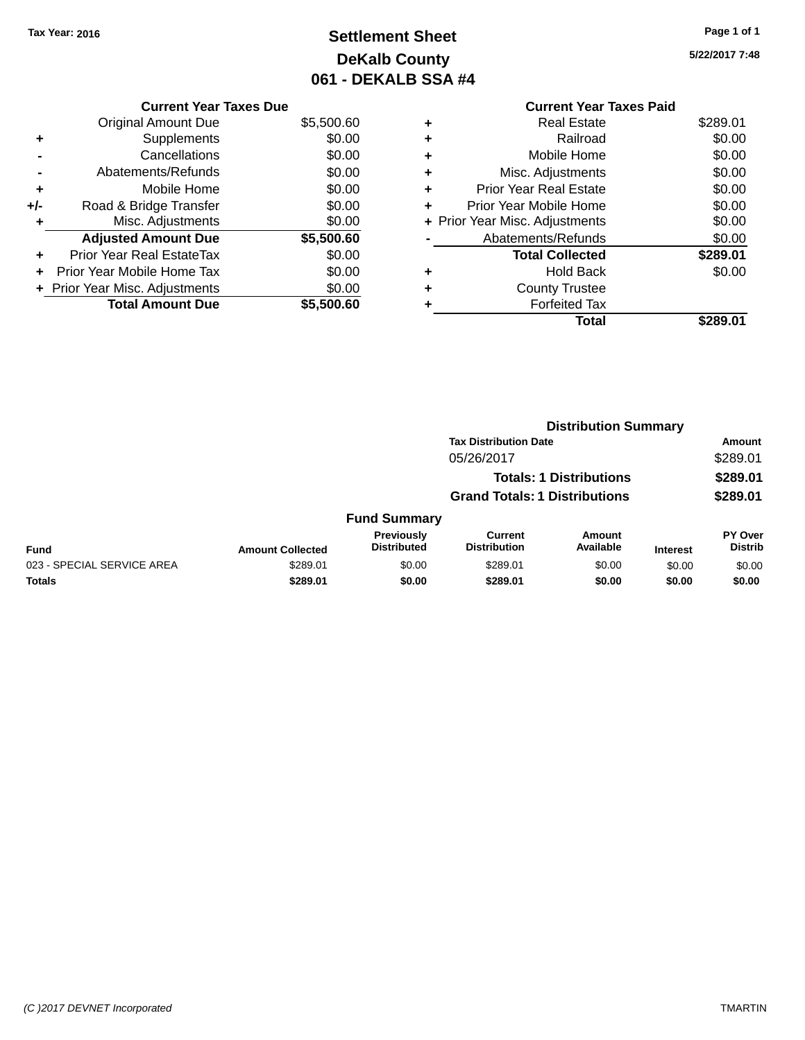Tax Year: 2016

# Settlement Sheet
## DeKalb County
## 061 - DEKALB SSA #4

5/22/2017 7:48

### Current Year Taxes Due

| | | |
|---|---|---|
| | Original Amount Due | $5,500.60 |
| + | Supplements | $0.00 |
| - | Cancellations | $0.00 |
| - | Abatements/Refunds | $0.00 |
| + | Mobile Home | $0.00 |
| +/- | Road & Bridge Transfer | $0.00 |
| + | Misc. Adjustments | $0.00 |
| | **Adjusted Amount Due** | **$5,500.60** |
| + | Prior Year Real EstateTax | $0.00 |
| + | Prior Year Mobile Home Tax | $0.00 |
| + | Prior Year Misc. Adjustments | $0.00 |
| | **Total Amount Due** | **$5,500.60** |

### Current Year Taxes Paid

| | | |
|---|---|---|
| + | Real Estate | $289.01 |
| + | Railroad | $0.00 |
| + | Mobile Home | $0.00 |
| + | Misc. Adjustments | $0.00 |
| + | Prior Year Real Estate | $0.00 |
| + | Prior Year Mobile Home | $0.00 |
| + | Prior Year Misc. Adjustments | $0.00 |
| - | Abatements/Refunds | $0.00 |
| | **Total Collected** | **$289.01** |
| + | Hold Back | $0.00 |
| + | County Trustee | |
| + | Forfeited Tax | |
| | **Total** | **$289.01** |

### Distribution Summary

| Tax Distribution Date | Amount |
|---|---|
| 05/26/2017 | $289.01 |
| **Totals: 1 Distributions** | **$289.01** |
| **Grand Totals: 1 Distributions** | **$289.01** |

### Fund Summary

| Fund | Amount Collected | Previously Distributed | Current Distribution | Amount Available | Interest | PY Over Distrib |
|---|---|---|---|---|---|---|
| 023 - SPECIAL SERVICE AREA | $289.01 | $0.00 | $289.01 | $0.00 | $0.00 | $0.00 |
| **Totals** | **$289.01** | **$0.00** | **$289.01** | **$0.00** | **$0.00** | **$0.00** |

(C )2017 DEVNET Incorporated TMARTIN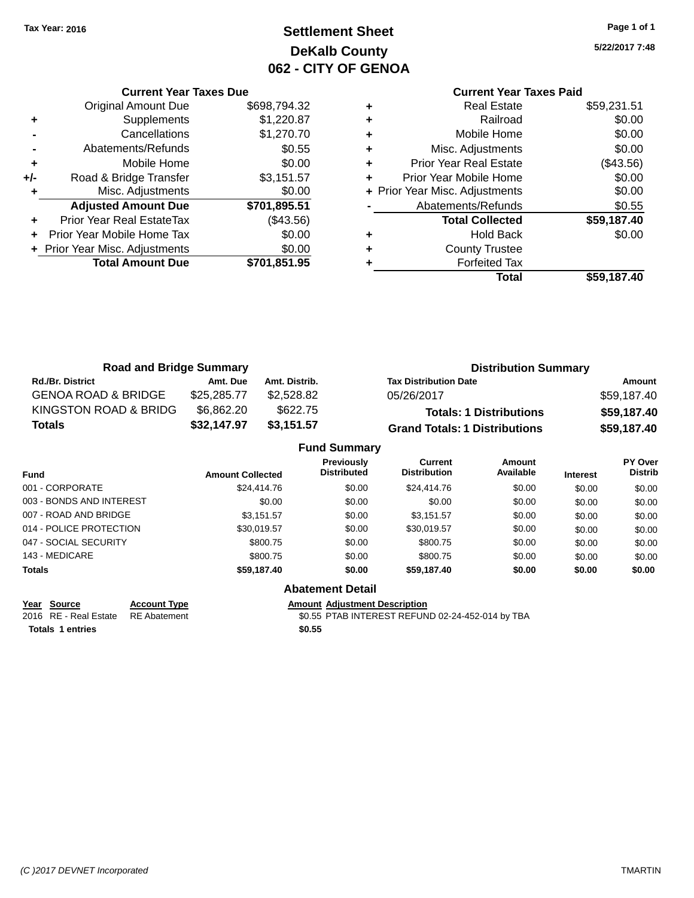Tax Year: 2016

# Settlement Sheet
## DeKalb County
## 062 - CITY OF GENOA

5/22/2017 7:48

| | Current Year Taxes Due | |
|---|---|---|
| | Original Amount Due | $698,794.32 |
| + | Supplements | $1,220.87 |
| - | Cancellations | $1,270.70 |
| - | Abatements/Refunds | $0.55 |
| + | Mobile Home | $0.00 |
| +/- | Road & Bridge Transfer | $3,151.57 |
| + | Misc. Adjustments | $0.00 |
| | **Adjusted Amount Due** | **$701,895.51** |
| + | Prior Year Real EstateTax | ($43.56) |
| + | Prior Year Mobile Home Tax | $0.00 |
| + | Prior Year Misc. Adjustments | $0.00 |
| | **Total Amount Due** | **$701,851.95** |

| | Current Year Taxes Paid | |
|---|---|---|
| + | Real Estate | $59,231.51 |
| + | Railroad | $0.00 |
| + | Mobile Home | $0.00 |
| + | Misc. Adjustments | $0.00 |
| + | Prior Year Real Estate | ($43.56) |
| + | Prior Year Mobile Home | $0.00 |
| + | Prior Year Misc. Adjustments | $0.00 |
| - | Abatements/Refunds | $0.55 |
| | **Total Collected** | **$59,187.40** |
| + | Hold Back | $0.00 |
| + | County Trustee | |
| + | Forfeited Tax | |
| | **Total** | **$59,187.40** |

### Road and Bridge Summary

| Rd./Br. District | Amt. Due | Amt. Distrib. |
|---|---|---|
| GENOA ROAD & BRIDGE | $25,285.77 | $2,528.82 |
| KINGSTON ROAD & BRIDG | $6,862.20 | $622.75 |
| **Totals** | **$32,147.97** | **$3,151.57** |

### Distribution Summary

| Tax Distribution Date | Amount |
|---|---|
| 05/26/2017 | $59,187.40 |
| **Totals: 1 Distributions** | **$59,187.40** |
| **Grand Totals: 1 Distributions** | **$59,187.40** |

### Fund Summary

| Fund | Amount Collected | Previously Distributed | Current Distribution | Amount Available | Interest | PY Over Distrib |
|---|---|---|---|---|---|---|
| 001 - CORPORATE | $24,414.76 | $0.00 | $24,414.76 | $0.00 | $0.00 | $0.00 |
| 003 - BONDS AND INTEREST | $0.00 | $0.00 | $0.00 | $0.00 | $0.00 | $0.00 |
| 007 - ROAD AND BRIDGE | $3,151.57 | $0.00 | $3,151.57 | $0.00 | $0.00 | $0.00 |
| 014 - POLICE PROTECTION | $30,019.57 | $0.00 | $30,019.57 | $0.00 | $0.00 | $0.00 |
| 047 - SOCIAL SECURITY | $800.75 | $0.00 | $800.75 | $0.00 | $0.00 | $0.00 |
| 143 - MEDICARE | $800.75 | $0.00 | $800.75 | $0.00 | $0.00 | $0.00 |
| **Totals** | **$59,187.40** | **$0.00** | **$59,187.40** | **$0.00** | **$0.00** | **$0.00** |

### Abatement Detail

| Year | Source | Account Type | Amount | Adjustment Description |
|---|---|---|---|---|
| 2016 | RE - Real Estate | RE Abatement | $0.55 | PTAB INTEREST REFUND 02-24-452-014 by TBA |
| **Totals 1 entries** | | | **$0.55** | |

(C )2017 DEVNET Incorporated TMARTIN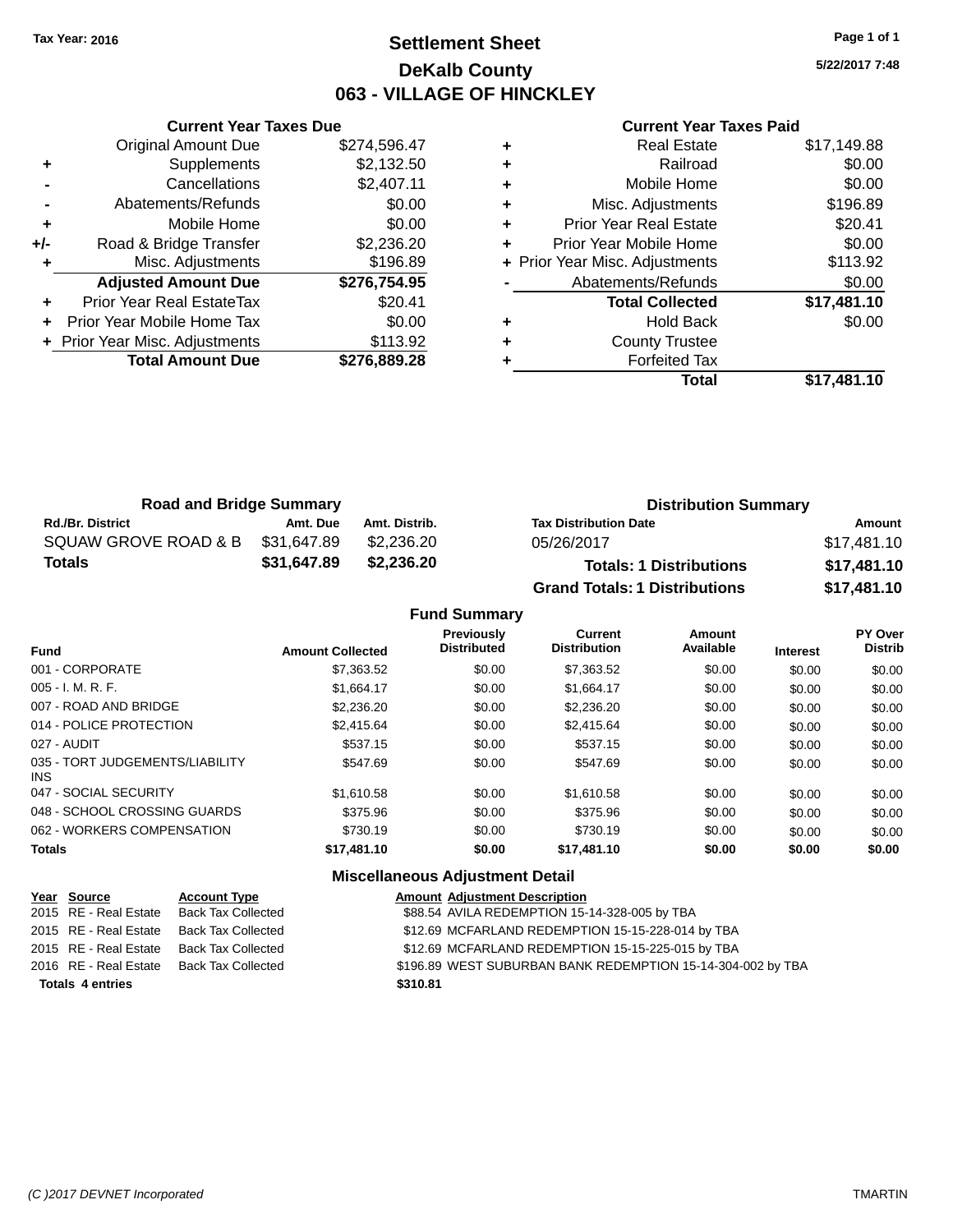**Tax Year: 2016**

# Settlement Sheet
## DeKalb County
## 063 - VILLAGE OF HINCKLEY

5/22/2017 7:48

### Current Year Taxes Due

| | | |
|---|---|---|
| | Original Amount Due | $274,596.47 |
| + | Supplements | $2,132.50 |
| - | Cancellations | $2,407.11 |
| - | Abatements/Refunds | $0.00 |
| + | Mobile Home | $0.00 |
| +/- | Road & Bridge Transfer | $2,236.20 |
| + | Misc. Adjustments | $196.89 |
| | **Adjusted Amount Due** | **$276,754.95** |
| + | Prior Year Real EstateTax | $20.41 |
| + | Prior Year Mobile Home Tax | $0.00 |
| + | Prior Year Misc. Adjustments | $113.92 |
| | **Total Amount Due** | **$276,889.28** |

### Current Year Taxes Paid

| | | |
|---|---|---|
| + | Real Estate | $17,149.88 |
| + | Railroad | $0.00 |
| + | Mobile Home | $0.00 |
| + | Misc. Adjustments | $196.89 |
| + | Prior Year Real Estate | $20.41 |
| + | Prior Year Mobile Home | $0.00 |
| + | Prior Year Misc. Adjustments | $113.92 |
| - | Abatements/Refunds | $0.00 |
| | **Total Collected** | **$17,481.10** |
| + | Hold Back | $0.00 |
| + | County Trustee | |
| + | Forfeited Tax | |
| | **Total** | **$17,481.10** |

### Road and Bridge Summary

| Rd./Br. District | Amt. Due | Amt. Distrib. |
|---|---|---|
| SQUAW GROVE ROAD & B | $31,647.89 | $2,236.20 |
| **Totals** | **$31,647.89** | **$2,236.20** |

### Distribution Summary

| Tax Distribution Date | Amount |
|---|---|
| 05/26/2017 | $17,481.10 |
| **Totals: 1 Distributions** | **$17,481.10** |
| **Grand Totals: 1 Distributions** | **$17,481.10** |

### Fund Summary

| Fund | Amount Collected | Previously Distributed | Current Distribution | Amount Available | Interest | PY Over Distrib |
|---|---|---|---|---|---|---|
| 001 - CORPORATE | $7,363.52 | $0.00 | $7,363.52 | $0.00 | $0.00 | $0.00 |
| 005 - I. M. R. F. | $1,664.17 | $0.00 | $1,664.17 | $0.00 | $0.00 | $0.00 |
| 007 - ROAD AND BRIDGE | $2,236.20 | $0.00 | $2,236.20 | $0.00 | $0.00 | $0.00 |
| 014 - POLICE PROTECTION | $2,415.64 | $0.00 | $2,415.64 | $0.00 | $0.00 | $0.00 |
| 027 - AUDIT | $537.15 | $0.00 | $537.15 | $0.00 | $0.00 | $0.00 |
| 035 - TORT JUDGEMENTS/LIABILITY INS | $547.69 | $0.00 | $547.69 | $0.00 | $0.00 | $0.00 |
| 047 - SOCIAL SECURITY | $1,610.58 | $0.00 | $1,610.58 | $0.00 | $0.00 | $0.00 |
| 048 - SCHOOL CROSSING GUARDS | $375.96 | $0.00 | $375.96 | $0.00 | $0.00 | $0.00 |
| 062 - WORKERS COMPENSATION | $730.19 | $0.00 | $730.19 | $0.00 | $0.00 | $0.00 |
| **Totals** | **$17,481.10** | **$0.00** | **$17,481.10** | **$0.00** | **$0.00** | **$0.00** |

### Miscellaneous Adjustment Detail

| Year | Source | Account Type | Amount | Adjustment Description |
|---|---|---|---|---|
| 2015 | RE - Real Estate | Back Tax Collected | $88.54 | AVILA REDEMPTION 15-14-328-005 by TBA |
| 2015 | RE - Real Estate | Back Tax Collected | $12.69 | MCFARLAND REDEMPTION 15-15-228-014 by TBA |
| 2015 | RE - Real Estate | Back Tax Collected | $12.69 | MCFARLAND REDEMPTION 15-15-225-015 by TBA |
| 2016 | RE - Real Estate | Back Tax Collected | $196.89 | WEST SUBURBAN BANK REDEMPTION 15-14-304-002 by TBA |
| **Totals 4 entries** | | | **$310.81** | |

(C )2017 DEVNET Incorporated TMARTIN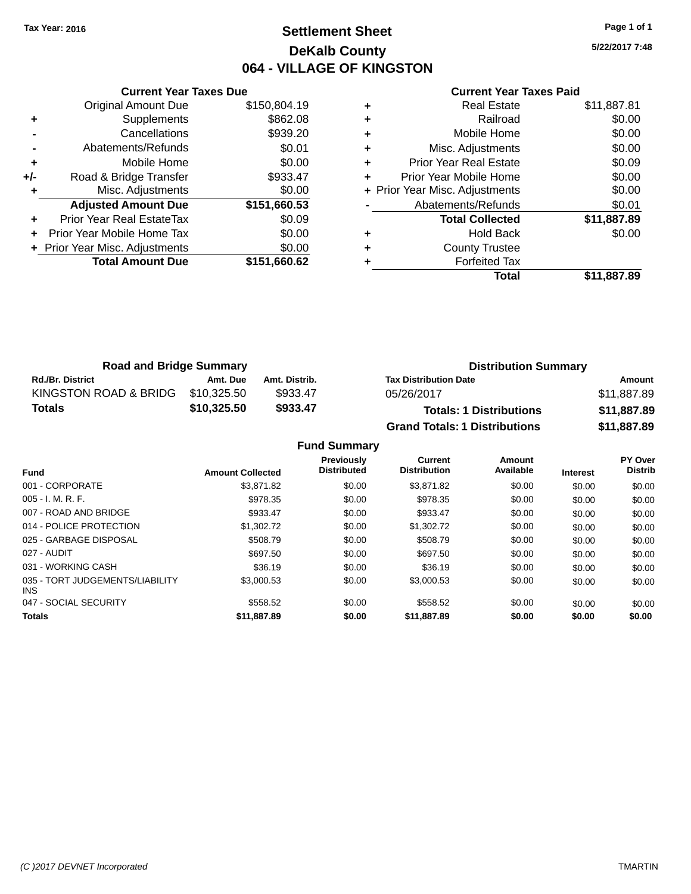Tax Year: 2016

# Settlement Sheet

## DeKalb County

## 064 - VILLAGE OF KINGSTON

5/22/2017 7:48

### Current Year Taxes Due

| | | |
|---|---|---|
| | Original Amount Due | $150,804.19 |
| + | Supplements | $862.08 |
| - | Cancellations | $939.20 |
| - | Abatements/Refunds | $0.01 |
| + | Mobile Home | $0.00 |
| +/- | Road & Bridge Transfer | $933.47 |
| + | Misc. Adjustments | $0.00 |
| | **Adjusted Amount Due** | **$151,660.53** |
| + | Prior Year Real EstateTax | $0.09 |
| + | Prior Year Mobile Home Tax | $0.00 |
| + | Prior Year Misc. Adjustments | $0.00 |
| | **Total Amount Due** | **$151,660.62** |

### Current Year Taxes Paid

| | | |
|---|---|---|
| + | Real Estate | $11,887.81 |
| + | Railroad | $0.00 |
| + | Mobile Home | $0.00 |
| + | Misc. Adjustments | $0.00 |
| + | Prior Year Real Estate | $0.09 |
| + | Prior Year Mobile Home | $0.00 |
| + | Prior Year Misc. Adjustments | $0.00 |
| - | Abatements/Refunds | $0.01 |
| | **Total Collected** | **$11,887.89** |
| + | Hold Back | $0.00 |
| + | County Trustee | |
| + | Forfeited Tax | |
| | **Total** | **$11,887.89** |

### Road and Bridge Summary

| Rd./Br. District | Amt. Due | Amt. Distrib. |
|---|---|---|
| KINGSTON ROAD & BRIDG | $10,325.50 | $933.47 |
| **Totals** | **$10,325.50** | **$933.47** |

### Distribution Summary

| Tax Distribution Date | Amount |
|---|---|
| 05/26/2017 | $11,887.89 |
| **Totals: 1 Distributions** | **$11,887.89** |
| **Grand Totals: 1 Distributions** | **$11,887.89** |

### Fund Summary

| Fund | Amount Collected | Previously Distributed | Current Distribution | Amount Available | Interest | PY Over Distrib |
|---|---|---|---|---|---|---|
| 001 - CORPORATE | $3,871.82 | $0.00 | $3,871.82 | $0.00 | $0.00 | $0.00 |
| 005 - I. M. R. F. | $978.35 | $0.00 | $978.35 | $0.00 | $0.00 | $0.00 |
| 007 - ROAD AND BRIDGE | $933.47 | $0.00 | $933.47 | $0.00 | $0.00 | $0.00 |
| 014 - POLICE PROTECTION | $1,302.72 | $0.00 | $1,302.72 | $0.00 | $0.00 | $0.00 |
| 025 - GARBAGE DISPOSAL | $508.79 | $0.00 | $508.79 | $0.00 | $0.00 | $0.00 |
| 027 - AUDIT | $697.50 | $0.00 | $697.50 | $0.00 | $0.00 | $0.00 |
| 031 - WORKING CASH | $36.19 | $0.00 | $36.19 | $0.00 | $0.00 | $0.00 |
| 035 - TORT JUDGEMENTS/LIABILITY INS | $3,000.53 | $0.00 | $3,000.53 | $0.00 | $0.00 | $0.00 |
| 047 - SOCIAL SECURITY | $558.52 | $0.00 | $558.52 | $0.00 | $0.00 | $0.00 |
| **Totals** | **$11,887.89** | **$0.00** | **$11,887.89** | **$0.00** | **$0.00** | **$0.00** |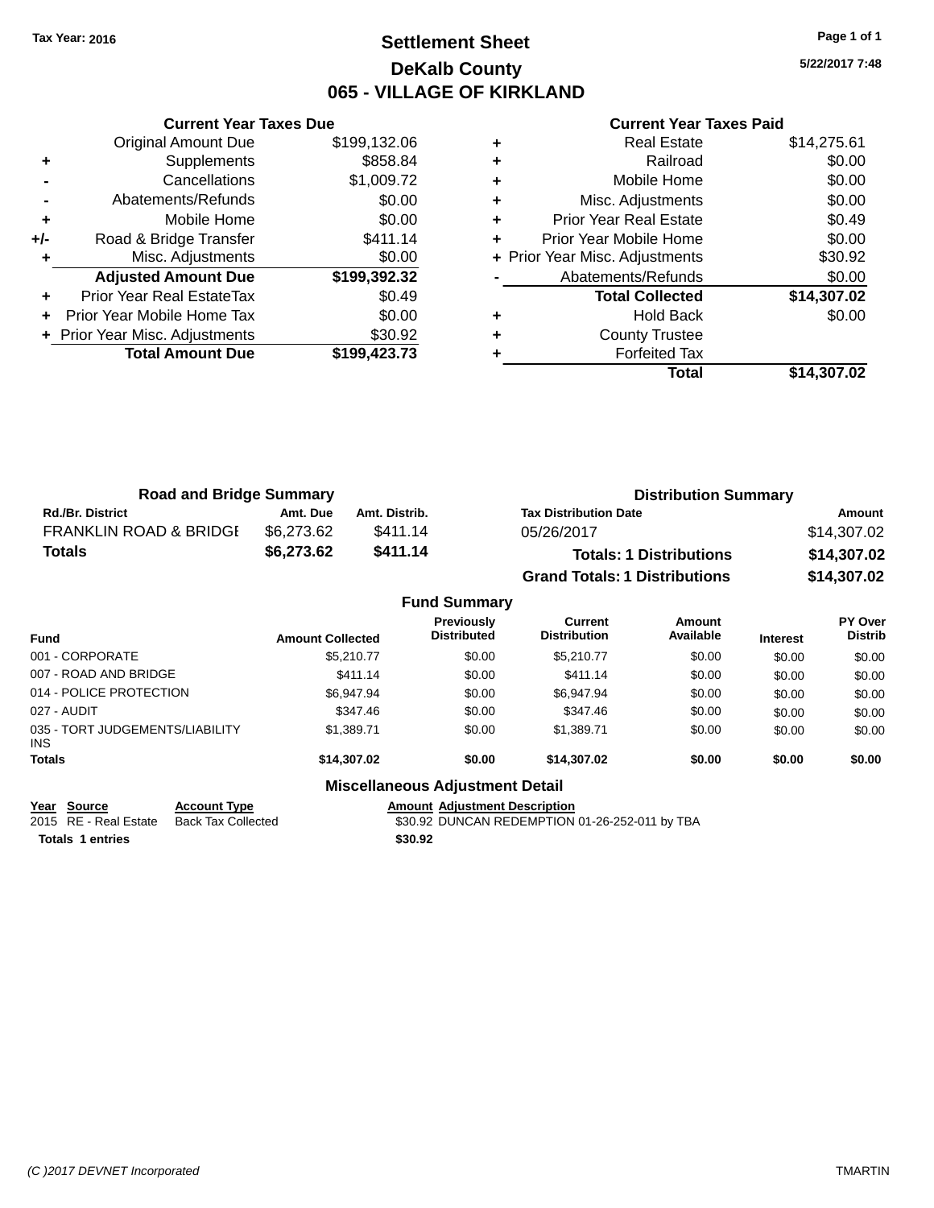**Tax Year: 2016**

# Settlement Sheet
## DeKalb County
## 065 - VILLAGE OF KIRKLAND

5/22/2017 7:48

### Current Year Taxes Due

| | | |
|---|---|---|
| | Original Amount Due | $199,132.06 |
| + | Supplements | $858.84 |
| - | Cancellations | $1,009.72 |
| - | Abatements/Refunds | $0.00 |
| + | Mobile Home | $0.00 |
| +/- | Road & Bridge Transfer | $411.14 |
| + | Misc. Adjustments | $0.00 |
| | **Adjusted Amount Due** | **$199,392.32** |
| + | Prior Year Real EstateTax | $0.49 |
| + | Prior Year Mobile Home Tax | $0.00 |
| + | Prior Year Misc. Adjustments | $30.92 |
| | **Total Amount Due** | **$199,423.73** |

### Current Year Taxes Paid

| | | |
|---|---|---|
| + | Real Estate | $14,275.61 |
| + | Railroad | $0.00 |
| + | Mobile Home | $0.00 |
| + | Misc. Adjustments | $0.00 |
| + | Prior Year Real Estate | $0.49 |
| + | Prior Year Mobile Home | $0.00 |
| + | Prior Year Misc. Adjustments | $30.92 |
| - | Abatements/Refunds | $0.00 |
| | **Total Collected** | **$14,307.02** |
| + | Hold Back | $0.00 |
| + | County Trustee | |
| + | Forfeited Tax | |
| | **Total** | **$14,307.02** |

### Road and Bridge Summary

| Rd./Br. District | Amt. Due | Amt. Distrib. |
|---|---|---|
| FRANKLIN ROAD & BRIDGE | $6,273.62 | $411.14 |
| **Totals** | **$6,273.62** | **$411.14** |

### Distribution Summary

| Tax Distribution Date | Amount |
|---|---|
| 05/26/2017 | $14,307.02 |
| **Totals: 1 Distributions** | **$14,307.02** |
| **Grand Totals: 1 Distributions** | **$14,307.02** |

### Fund Summary

| Fund | Amount Collected | Previously Distributed | Current Distribution | Amount Available | Interest | PY Over Distrib |
|---|---|---|---|---|---|---|
| 001 - CORPORATE | $5,210.77 | $0.00 | $5,210.77 | $0.00 | $0.00 | $0.00 |
| 007 - ROAD AND BRIDGE | $411.14 | $0.00 | $411.14 | $0.00 | $0.00 | $0.00 |
| 014 - POLICE PROTECTION | $6,947.94 | $0.00 | $6,947.94 | $0.00 | $0.00 | $0.00 |
| 027 - AUDIT | $347.46 | $0.00 | $347.46 | $0.00 | $0.00 | $0.00 |
| 035 - TORT JUDGEMENTS/LIABILITY INS | $1,389.71 | $0.00 | $1,389.71 | $0.00 | $0.00 | $0.00 |
| **Totals** | **$14,307.02** | **$0.00** | **$14,307.02** | **$0.00** | **$0.00** | **$0.00** |

### Miscellaneous Adjustment Detail

| Year | Source | Account Type | Amount | Adjustment Description |
|---|---|---|---|---|
| 2015 | RE - Real Estate | Back Tax Collected | $30.92 | DUNCAN REDEMPTION 01-26-252-011 by TBA |
| **Totals** | **1 entries** | | **$30.92** | |

(C )2017 DEVNET Incorporated — TMARTIN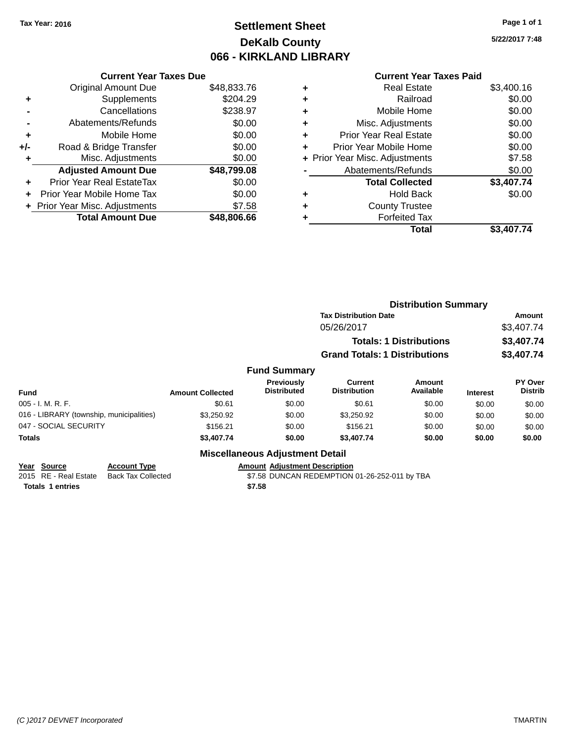Tax Year: 2016

# Settlement Sheet
## DeKalb County
## 066 - KIRKLAND LIBRARY

5/22/2017 7:48

| | Current Year Taxes Due | |
|---|---|---|
| | Original Amount Due | $48,833.76 |
| + | Supplements | $204.29 |
| - | Cancellations | $238.97 |
| - | Abatements/Refunds | $0.00 |
| + | Mobile Home | $0.00 |
| +/- | Road & Bridge Transfer | $0.00 |
| + | Misc. Adjustments | $0.00 |
| | **Adjusted Amount Due** | **$48,799.08** |
| + | Prior Year Real EstateTax | $0.00 |
| + | Prior Year Mobile Home Tax | $0.00 |
| + | Prior Year Misc. Adjustments | $7.58 |
| | **Total Amount Due** | **$48,806.66** |

| | Current Year Taxes Paid | |
|---|---|---|
| + | Real Estate | $3,400.16 |
| + | Railroad | $0.00 |
| + | Mobile Home | $0.00 |
| + | Misc. Adjustments | $0.00 |
| + | Prior Year Real Estate | $0.00 |
| + | Prior Year Mobile Home | $0.00 |
| + | Prior Year Misc. Adjustments | $7.58 |
| - | Abatements/Refunds | $0.00 |
| | **Total Collected** | **$3,407.74** |
| + | Hold Back | $0.00 |
| + | County Trustee | |
| + | Forfeited Tax | |
| | **Total** | **$3,407.74** |

### Distribution Summary

| Tax Distribution Date | Amount |
|---|---|
| 05/26/2017 | $3,407.74 |
| **Totals: 1 Distributions** | **$3,407.74** |
| **Grand Totals: 1 Distributions** | **$3,407.74** |

### Fund Summary

| Fund | Amount Collected | Previously Distributed | Current Distribution | Amount Available | Interest | PY Over Distrib |
|---|---|---|---|---|---|---|
| 005 - I. M. R. F. | $0.61 | $0.00 | $0.61 | $0.00 | $0.00 | $0.00 |
| 016 - LIBRARY (township, municipalities) | $3,250.92 | $0.00 | $3,250.92 | $0.00 | $0.00 | $0.00 |
| 047 - SOCIAL SECURITY | $156.21 | $0.00 | $156.21 | $0.00 | $0.00 | $0.00 |
| **Totals** | **$3,407.74** | **$0.00** | **$3,407.74** | **$0.00** | **$0.00** | **$0.00** |

### Miscellaneous Adjustment Detail

| Year | Source | Account Type | Amount | Adjustment Description |
|---|---|---|---|---|
| 2015 | RE - Real Estate | Back Tax Collected | $7.58 | DUNCAN REDEMPTION 01-26-252-011 by TBA |
| **Totals** | **1 entries** | | **$7.58** | |

(C )2017 DEVNET Incorporated TMARTIN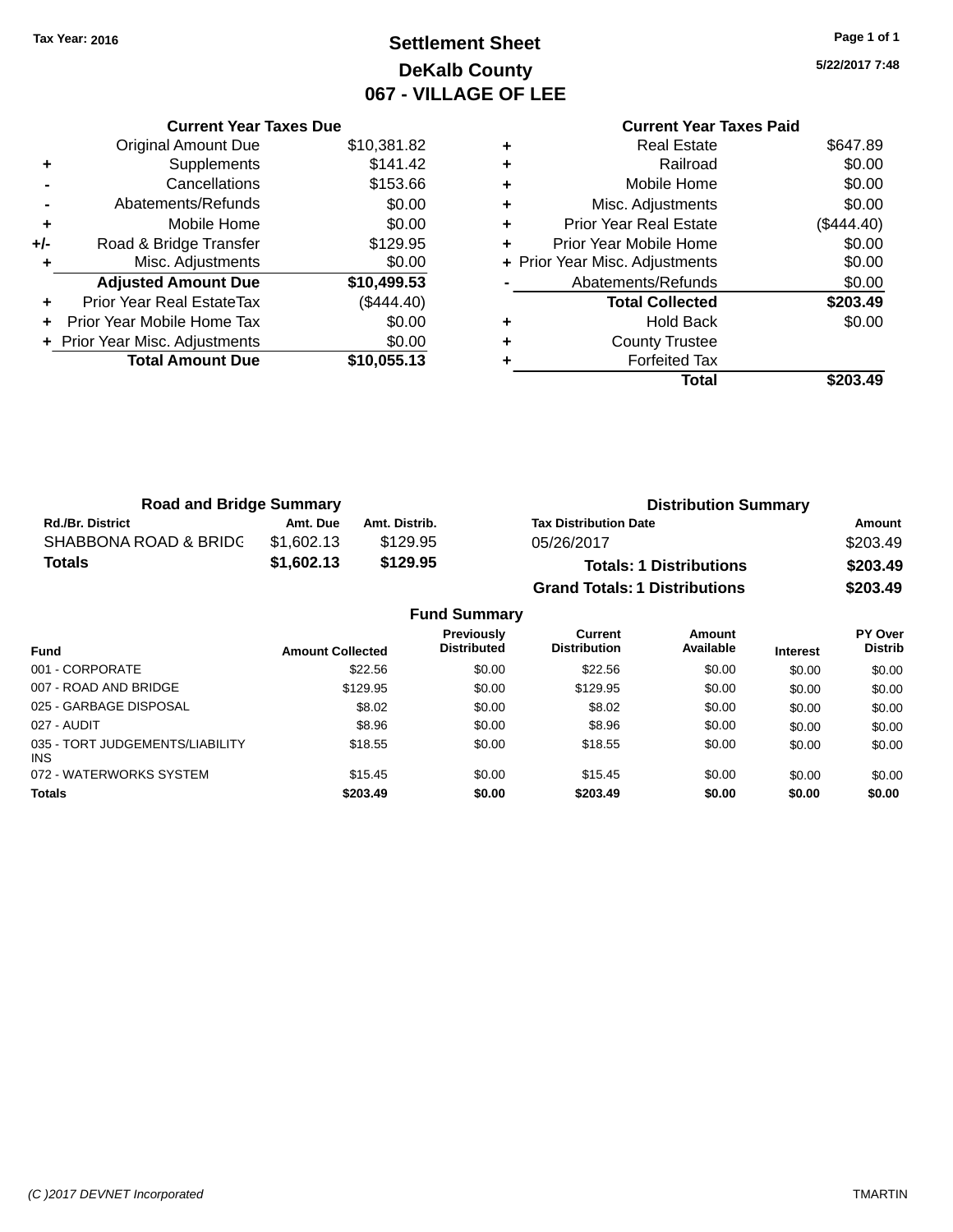Tax Year: 2016

# Settlement Sheet
## DeKalb County
## 067 - VILLAGE OF LEE

5/22/2017 7:48

| | Current Year Taxes Due | |
|---|---|---|
| | Original Amount Due | $10,381.82 |
| + | Supplements | $141.42 |
| - | Cancellations | $153.66 |
| - | Abatements/Refunds | $0.00 |
| + | Mobile Home | $0.00 |
| +/- | Road & Bridge Transfer | $129.95 |
| + | Misc. Adjustments | $0.00 |
| | **Adjusted Amount Due** | **$10,499.53** |
| + | Prior Year Real EstateTax | ($444.40) |
| + | Prior Year Mobile Home Tax | $0.00 |
| + | Prior Year Misc. Adjustments | $0.00 |
| | **Total Amount Due** | **$10,055.13** |

| | Current Year Taxes Paid | |
|---|---|---|
| + | Real Estate | $647.89 |
| + | Railroad | $0.00 |
| + | Mobile Home | $0.00 |
| + | Misc. Adjustments | $0.00 |
| + | Prior Year Real Estate | ($444.40) |
| + | Prior Year Mobile Home | $0.00 |
| + | Prior Year Misc. Adjustments | $0.00 |
| - | Abatements/Refunds | $0.00 |
| | **Total Collected** | **$203.49** |
| + | Hold Back | $0.00 |
| + | County Trustee | |
| + | Forfeited Tax | |
| | **Total** | **$203.49** |

### Road and Bridge Summary

| Rd./Br. District | Amt. Due | Amt. Distrib. |
|---|---|---|
| SHABBONA ROAD & BRIDG | $1,602.13 | $129.95 |
| **Totals** | **$1,602.13** | **$129.95** |

### Distribution Summary

| Tax Distribution Date | Amount |
|---|---|
| 05/26/2017 | $203.49 |
| **Totals: 1 Distributions** | **$203.49** |
| **Grand Totals: 1 Distributions** | **$203.49** |

### Fund Summary

| Fund | Amount Collected | Previously Distributed | Current Distribution | Amount Available | Interest | PY Over Distrib |
|---|---|---|---|---|---|---|
| 001 - CORPORATE | $22.56 | $0.00 | $22.56 | $0.00 | $0.00 | $0.00 |
| 007 - ROAD AND BRIDGE | $129.95 | $0.00 | $129.95 | $0.00 | $0.00 | $0.00 |
| 025 - GARBAGE DISPOSAL | $8.02 | $0.00 | $8.02 | $0.00 | $0.00 | $0.00 |
| 027 - AUDIT | $8.96 | $0.00 | $8.96 | $0.00 | $0.00 | $0.00 |
| 035 - TORT JUDGEMENTS/LIABILITY INS | $18.55 | $0.00 | $18.55 | $0.00 | $0.00 | $0.00 |
| 072 - WATERWORKS SYSTEM | $15.45 | $0.00 | $15.45 | $0.00 | $0.00 | $0.00 |
| **Totals** | **$203.49** | **$0.00** | **$203.49** | **$0.00** | **$0.00** | **$0.00** |

(C )2017 DEVNET Incorporated TMARTIN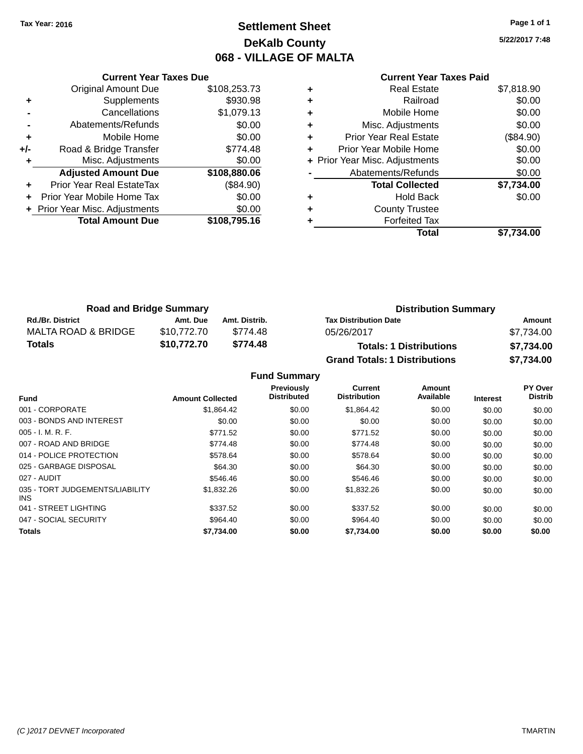Tax Year: 2016

# Settlement Sheet
## DeKalb County
## 068 - VILLAGE OF MALTA

5/22/2017 7:48

| | Current Year Taxes Due | |
|---|---|---|
| | Original Amount Due | $108,253.73 |
| + | Supplements | $930.98 |
| - | Cancellations | $1,079.13 |
| - | Abatements/Refunds | $0.00 |
| + | Mobile Home | $0.00 |
| +/- | Road & Bridge Transfer | $774.48 |
| + | Misc. Adjustments | $0.00 |
| | **Adjusted Amount Due** | **$108,880.06** |
| + | Prior Year Real EstateTax | ($84.90) |
| + | Prior Year Mobile Home Tax | $0.00 |
| + | Prior Year Misc. Adjustments | $0.00 |
| | **Total Amount Due** | **$108,795.16** |

| | Current Year Taxes Paid | |
|---|---|---|
| + | Real Estate | $7,818.90 |
| + | Railroad | $0.00 |
| + | Mobile Home | $0.00 |
| + | Misc. Adjustments | $0.00 |
| + | Prior Year Real Estate | ($84.90) |
| + | Prior Year Mobile Home | $0.00 |
| + | Prior Year Misc. Adjustments | $0.00 |
| - | Abatements/Refunds | $0.00 |
| | **Total Collected** | **$7,734.00** |
| + | Hold Back | $0.00 |
| + | County Trustee | |
| + | Forfeited Tax | |
| | **Total** | **$7,734.00** |

### Road and Bridge Summary

| Rd./Br. District | Amt. Due | Amt. Distrib. |
|---|---|---|
| MALTA ROAD & BRIDGE | $10,772.70 | $774.48 |
| **Totals** | **$10,772.70** | **$774.48** |

### Distribution Summary

| Tax Distribution Date | Amount |
|---|---|
| 05/26/2017 | $7,734.00 |
| **Totals: 1 Distributions** | **$7,734.00** |
| **Grand Totals: 1 Distributions** | **$7,734.00** |

### Fund Summary

| Fund | Amount Collected | Previously Distributed | Current Distribution | Amount Available | Interest | PY Over Distrib |
|---|---|---|---|---|---|---|
| 001 - CORPORATE | $1,864.42 | $0.00 | $1,864.42 | $0.00 | $0.00 | $0.00 |
| 003 - BONDS AND INTEREST | $0.00 | $0.00 | $0.00 | $0.00 | $0.00 | $0.00 |
| 005 - I. M. R. F. | $771.52 | $0.00 | $771.52 | $0.00 | $0.00 | $0.00 |
| 007 - ROAD AND BRIDGE | $774.48 | $0.00 | $774.48 | $0.00 | $0.00 | $0.00 |
| 014 - POLICE PROTECTION | $578.64 | $0.00 | $578.64 | $0.00 | $0.00 | $0.00 |
| 025 - GARBAGE DISPOSAL | $64.30 | $0.00 | $64.30 | $0.00 | $0.00 | $0.00 |
| 027 - AUDIT | $546.46 | $0.00 | $546.46 | $0.00 | $0.00 | $0.00 |
| 035 - TORT JUDGEMENTS/LIABILITY INS | $1,832.26 | $0.00 | $1,832.26 | $0.00 | $0.00 | $0.00 |
| 041 - STREET LIGHTING | $337.52 | $0.00 | $337.52 | $0.00 | $0.00 | $0.00 |
| 047 - SOCIAL SECURITY | $964.40 | $0.00 | $964.40 | $0.00 | $0.00 | $0.00 |
| **Totals** | **$7,734.00** | **$0.00** | **$7,734.00** | **$0.00** | **$0.00** | **$0.00** |

(C )2017 DEVNET Incorporated TMARTIN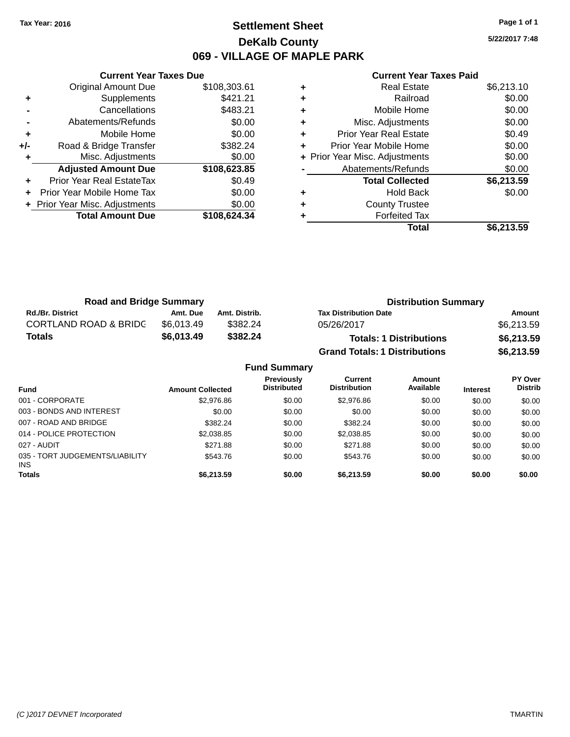Tax Year: 2016

# Settlement Sheet

## DeKalb County

## 069 - VILLAGE OF MAPLE PARK

5/22/2017 7:48

**Current Year Taxes Due**

| | | |
|---|---|---|
| | Original Amount Due | $108,303.61 |
| + | Supplements | $421.21 |
| - | Cancellations | $483.21 |
| - | Abatements/Refunds | $0.00 |
| + | Mobile Home | $0.00 |
| +/- | Road & Bridge Transfer | $382.24 |
| + | Misc. Adjustments | $0.00 |
| | **Adjusted Amount Due** | **$108,623.85** |
| + | Prior Year Real EstateTax | $0.49 |
| + | Prior Year Mobile Home Tax | $0.00 |
| + | Prior Year Misc. Adjustments | $0.00 |
| | **Total Amount Due** | **$108,624.34** |

**Current Year Taxes Paid**

| | | |
|---|---|---|
| + | Real Estate | $6,213.10 |
| + | Railroad | $0.00 |
| + | Mobile Home | $0.00 |
| + | Misc. Adjustments | $0.00 |
| + | Prior Year Real Estate | $0.49 |
| + | Prior Year Mobile Home | $0.00 |
| + | Prior Year Misc. Adjustments | $0.00 |
| - | Abatements/Refunds | $0.00 |
| | **Total Collected** | **$6,213.59** |
| + | Hold Back | $0.00 |
| + | County Trustee | |
| + | Forfeited Tax | |
| | **Total** | **$6,213.59** |

**Road and Bridge Summary**

| Rd./Br. District | Amt. Due | Amt. Distrib. |
|---|---|---|
| CORTLAND ROAD & BRIDG | $6,013.49 | $382.24 |
| **Totals** | **$6,013.49** | **$382.24** |

**Distribution Summary**

| Tax Distribution Date | Amount |
|---|---|
| 05/26/2017 | $6,213.59 |
| **Totals: 1 Distributions** | **$6,213.59** |
| **Grand Totals: 1 Distributions** | **$6,213.59** |

**Fund Summary**

| Fund | Amount Collected | Previously Distributed | Current Distribution | Amount Available | Interest | PY Over Distrib |
|---|---|---|---|---|---|---|
| 001 - CORPORATE | $2,976.86 | $0.00 | $2,976.86 | $0.00 | $0.00 | $0.00 |
| 003 - BONDS AND INTEREST | $0.00 | $0.00 | $0.00 | $0.00 | $0.00 | $0.00 |
| 007 - ROAD AND BRIDGE | $382.24 | $0.00 | $382.24 | $0.00 | $0.00 | $0.00 |
| 014 - POLICE PROTECTION | $2,038.85 | $0.00 | $2,038.85 | $0.00 | $0.00 | $0.00 |
| 027 - AUDIT | $271.88 | $0.00 | $271.88 | $0.00 | $0.00 | $0.00 |
| 035 - TORT JUDGEMENTS/LIABILITY INS | $543.76 | $0.00 | $543.76 | $0.00 | $0.00 | $0.00 |
| **Totals** | **$6,213.59** | **$0.00** | **$6,213.59** | **$0.00** | **$0.00** | **$0.00** |

(C )2017 DEVNET Incorporated TMARTIN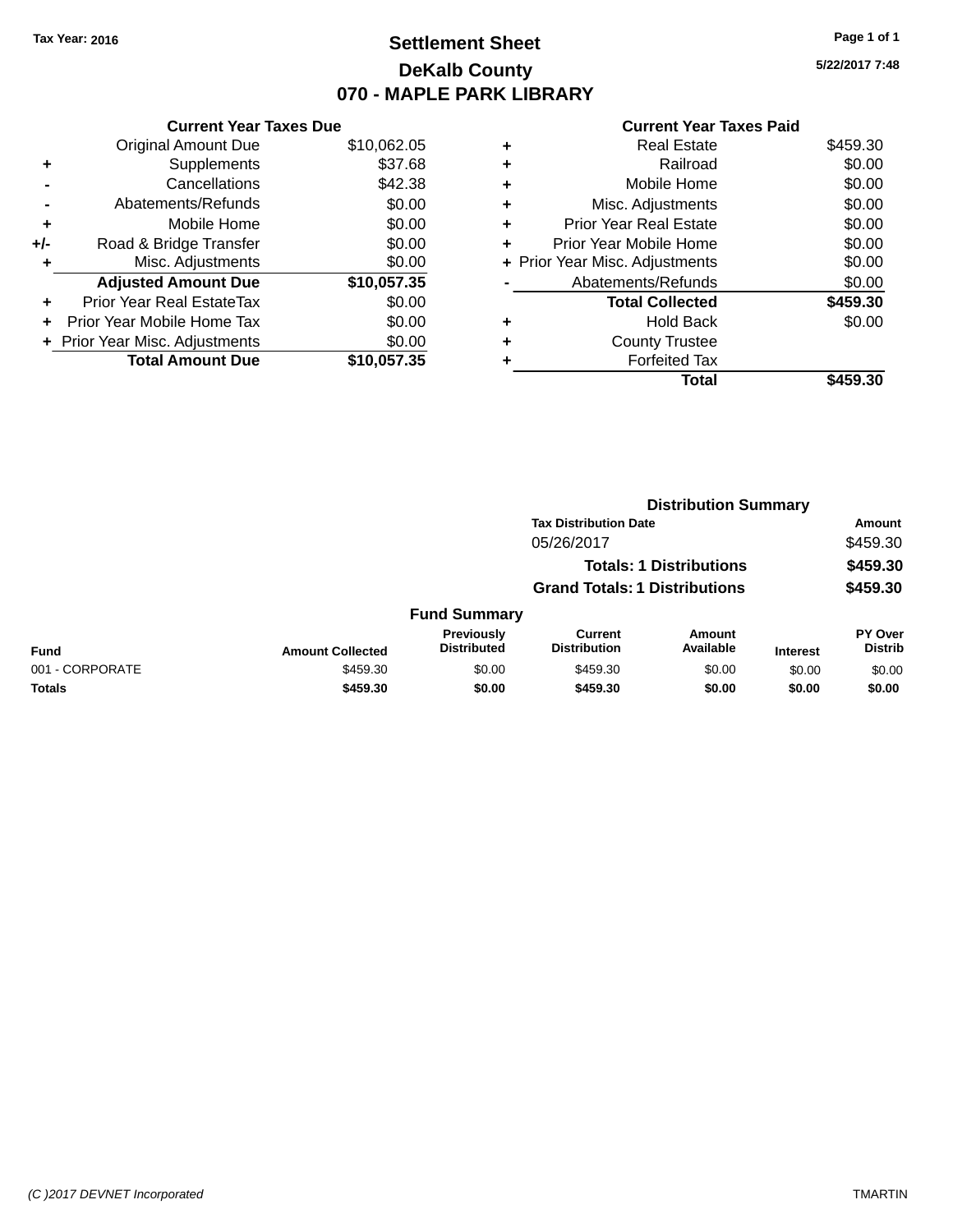Tax Year: 2016

# Settlement Sheet

## DeKalb County

## 070 - MAPLE PARK LIBRARY

5/22/2017 7:48

### Current Year Taxes Due

| | | |
|---|---|---|
| | Original Amount Due | $10,062.05 |
| + | Supplements | $37.68 |
| - | Cancellations | $42.38 |
| - | Abatements/Refunds | $0.00 |
| + | Mobile Home | $0.00 |
| +/- | Road & Bridge Transfer | $0.00 |
| + | Misc. Adjustments | $0.00 |
| | **Adjusted Amount Due** | **$10,057.35** |
| + | Prior Year Real EstateTax | $0.00 |
| + | Prior Year Mobile Home Tax | $0.00 |
| + | Prior Year Misc. Adjustments | $0.00 |
| | **Total Amount Due** | **$10,057.35** |

### Current Year Taxes Paid

| | | |
|---|---|---|
| + | Real Estate | $459.30 |
| + | Railroad | $0.00 |
| + | Mobile Home | $0.00 |
| + | Misc. Adjustments | $0.00 |
| + | Prior Year Real Estate | $0.00 |
| + | Prior Year Mobile Home | $0.00 |
| + | Prior Year Misc. Adjustments | $0.00 |
| - | Abatements/Refunds | $0.00 |
| | **Total Collected** | **$459.30** |
| + | Hold Back | $0.00 |
| + | County Trustee | |
| + | Forfeited Tax | |
| | **Total** | **$459.30** |

### Distribution Summary

| Tax Distribution Date | Amount |
|---|---|
| 05/26/2017 | $459.30 |
| **Totals: 1 Distributions** | **$459.30** |
| **Grand Totals: 1 Distributions** | **$459.30** |

### Fund Summary

| Fund | Amount Collected | Previously Distributed | Current Distribution | Amount Available | Interest | PY Over Distrib |
|---|---|---|---|---|---|---|
| 001 - CORPORATE | $459.30 | $0.00 | $459.30 | $0.00 | $0.00 | $0.00 |
| **Totals** | **$459.30** | **$0.00** | **$459.30** | **$0.00** | **$0.00** | **$0.00** |

(C )2017 DEVNET Incorporated TMARTIN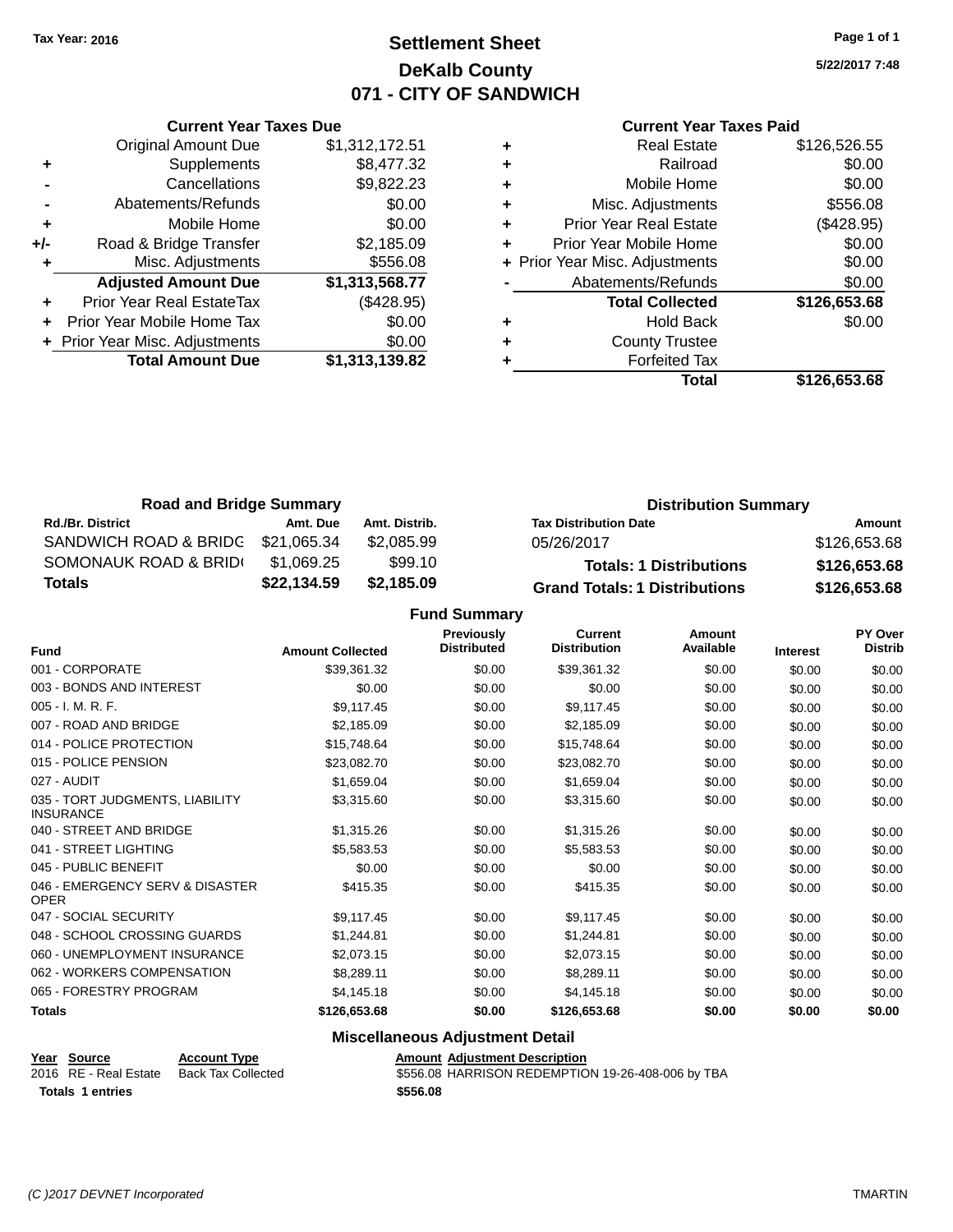Tax Year: 2016

# Settlement Sheet
## DeKalb County
## 071 - CITY OF SANDWICH

5/22/2017 7:48

### Current Year Taxes Due

| | | |
|---|---|---|
| | Original Amount Due | $1,312,172.51 |
| + | Supplements | $8,477.32 |
| - | Cancellations | $9,822.23 |
| - | Abatements/Refunds | $0.00 |
| + | Mobile Home | $0.00 |
| +/- | Road & Bridge Transfer | $2,185.09 |
| + | Misc. Adjustments | $556.08 |
| | **Adjusted Amount Due** | **$1,313,568.77** |
| + | Prior Year Real EstateTax | ($428.95) |
| + | Prior Year Mobile Home Tax | $0.00 |
| + | Prior Year Misc. Adjustments | $0.00 |
| | **Total Amount Due** | **$1,313,139.82** |

### Current Year Taxes Paid

| | | |
|---|---|---|
| + | Real Estate | $126,526.55 |
| + | Railroad | $0.00 |
| + | Mobile Home | $0.00 |
| + | Misc. Adjustments | $556.08 |
| + | Prior Year Real Estate | ($428.95) |
| + | Prior Year Mobile Home | $0.00 |
| + | Prior Year Misc. Adjustments | $0.00 |
| - | Abatements/Refunds | $0.00 |
| | **Total Collected** | **$126,653.68** |
| + | Hold Back | $0.00 |
| + | County Trustee | |
| + | Forfeited Tax | |
| | **Total** | **$126,653.68** |

### Road and Bridge Summary

| Rd./Br. District | Amt. Due | Amt. Distrib. |
|---|---|---|
| SANDWICH ROAD & BRIDG | $21,065.34 | $2,085.99 |
| SOMONAUK ROAD & BRID( | $1,069.25 | $99.10 |
| **Totals** | **$22,134.59** | **$2,185.09** |

### Distribution Summary

| Tax Distribution Date | Amount |
|---|---|
| 05/26/2017 | $126,653.68 |
| **Totals: 1 Distributions** | **$126,653.68** |
| **Grand Totals: 1 Distributions** | **$126,653.68** |

### Fund Summary

| Fund | Amount Collected | Previously Distributed | Current Distribution | Amount Available | Interest | PY Over Distrib |
|---|---|---|---|---|---|---|
| 001 - CORPORATE | $39,361.32 | $0.00 | $39,361.32 | $0.00 | $0.00 | $0.00 |
| 003 - BONDS AND INTEREST | $0.00 | $0.00 | $0.00 | $0.00 | $0.00 | $0.00 |
| 005 - I. M. R. F. | $9,117.45 | $0.00 | $9,117.45 | $0.00 | $0.00 | $0.00 |
| 007 - ROAD AND BRIDGE | $2,185.09 | $0.00 | $2,185.09 | $0.00 | $0.00 | $0.00 |
| 014 - POLICE PROTECTION | $15,748.64 | $0.00 | $15,748.64 | $0.00 | $0.00 | $0.00 |
| 015 - POLICE PENSION | $23,082.70 | $0.00 | $23,082.70 | $0.00 | $0.00 | $0.00 |
| 027 - AUDIT | $1,659.04 | $0.00 | $1,659.04 | $0.00 | $0.00 | $0.00 |
| 035 - TORT JUDGMENTS, LIABILITY INSURANCE | $3,315.60 | $0.00 | $3,315.60 | $0.00 | $0.00 | $0.00 |
| 040 - STREET AND BRIDGE | $1,315.26 | $0.00 | $1,315.26 | $0.00 | $0.00 | $0.00 |
| 041 - STREET LIGHTING | $5,583.53 | $0.00 | $5,583.53 | $0.00 | $0.00 | $0.00 |
| 045 - PUBLIC BENEFIT | $0.00 | $0.00 | $0.00 | $0.00 | $0.00 | $0.00 |
| 046 - EMERGENCY SERV & DISASTER OPER | $415.35 | $0.00 | $415.35 | $0.00 | $0.00 | $0.00 |
| 047 - SOCIAL SECURITY | $9,117.45 | $0.00 | $9,117.45 | $0.00 | $0.00 | $0.00 |
| 048 - SCHOOL CROSSING GUARDS | $1,244.81 | $0.00 | $1,244.81 | $0.00 | $0.00 | $0.00 |
| 060 - UNEMPLOYMENT INSURANCE | $2,073.15 | $0.00 | $2,073.15 | $0.00 | $0.00 | $0.00 |
| 062 - WORKERS COMPENSATION | $8,289.11 | $0.00 | $8,289.11 | $0.00 | $0.00 | $0.00 |
| 065 - FORESTRY PROGRAM | $4,145.18 | $0.00 | $4,145.18 | $0.00 | $0.00 | $0.00 |
| **Totals** | **$126,653.68** | **$0.00** | **$126,653.68** | **$0.00** | **$0.00** | **$0.00** |

### Miscellaneous Adjustment Detail

| Year | Source | Account Type | Amount | Adjustment Description |
|---|---|---|---|---|
| 2016 | RE - Real Estate | Back Tax Collected | $556.08 | HARRISON REDEMPTION 19-26-408-006 by TBA |
| **Totals 1 entries** | | | **$556.08** | |

(C )2017 DEVNET Incorporated TMARTIN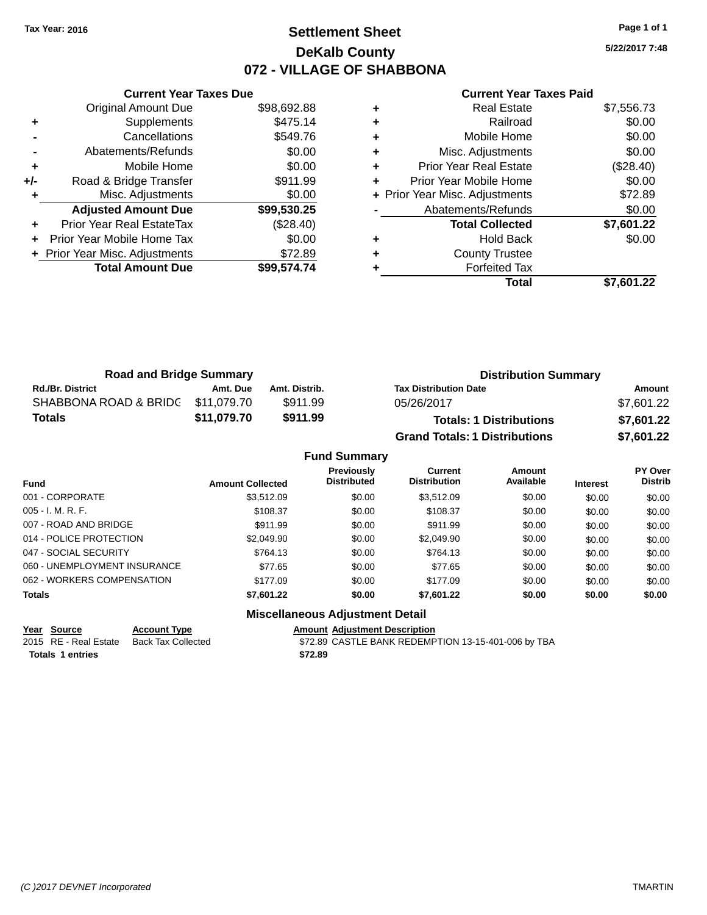Tax Year: 2016

# Settlement Sheet

## DeKalb County

## 072 - VILLAGE OF SHABBONA

5/22/2017 7:48

### Current Year Taxes Due

| | | |
|---|---|---|
| | Original Amount Due | $98,692.88 |
| + | Supplements | $475.14 |
| - | Cancellations | $549.76 |
| - | Abatements/Refunds | $0.00 |
| + | Mobile Home | $0.00 |
| +/- | Road & Bridge Transfer | $911.99 |
| + | Misc. Adjustments | $0.00 |
| | **Adjusted Amount Due** | **$99,530.25** |
| + | Prior Year Real EstateTax | ($28.40) |
| + | Prior Year Mobile Home Tax | $0.00 |
| + | Prior Year Misc. Adjustments | $72.89 |
| | **Total Amount Due** | **$99,574.74** |

### Current Year Taxes Paid

| | | |
|---|---|---|
| + | Real Estate | $7,556.73 |
| + | Railroad | $0.00 |
| + | Mobile Home | $0.00 |
| + | Misc. Adjustments | $0.00 |
| + | Prior Year Real Estate | ($28.40) |
| + | Prior Year Mobile Home | $0.00 |
| + | Prior Year Misc. Adjustments | $72.89 |
| - | Abatements/Refunds | $0.00 |
| | **Total Collected** | **$7,601.22** |
| + | Hold Back | $0.00 |
| + | County Trustee | |
| + | Forfeited Tax | |
| | **Total** | **$7,601.22** |

### Road and Bridge Summary

| Rd./Br. District | Amt. Due | Amt. Distrib. |
|---|---|---|
| SHABBONA ROAD & BRIDG | $11,079.70 | $911.99 |
| **Totals** | **$11,079.70** | **$911.99** |

### Distribution Summary

| Tax Distribution Date | Amount |
|---|---|
| 05/26/2017 | $7,601.22 |
| **Totals: 1 Distributions** | **$7,601.22** |
| **Grand Totals: 1 Distributions** | **$7,601.22** |

### Fund Summary

| Fund | Amount Collected | Previously Distributed | Current Distribution | Amount Available | Interest | PY Over Distrib |
|---|---|---|---|---|---|---|
| 001 - CORPORATE | $3,512.09 | $0.00 | $3,512.09 | $0.00 | $0.00 | $0.00 |
| 005 - I. M. R. F. | $108.37 | $0.00 | $108.37 | $0.00 | $0.00 | $0.00 |
| 007 - ROAD AND BRIDGE | $911.99 | $0.00 | $911.99 | $0.00 | $0.00 | $0.00 |
| 014 - POLICE PROTECTION | $2,049.90 | $0.00 | $2,049.90 | $0.00 | $0.00 | $0.00 |
| 047 - SOCIAL SECURITY | $764.13 | $0.00 | $764.13 | $0.00 | $0.00 | $0.00 |
| 060 - UNEMPLOYMENT INSURANCE | $77.65 | $0.00 | $77.65 | $0.00 | $0.00 | $0.00 |
| 062 - WORKERS COMPENSATION | $177.09 | $0.00 | $177.09 | $0.00 | $0.00 | $0.00 |
| **Totals** | **$7,601.22** | **$0.00** | **$7,601.22** | **$0.00** | **$0.00** | **$0.00** |

### Miscellaneous Adjustment Detail

| Year | Source | Account Type | Amount | Adjustment Description |
|---|---|---|---|---|
| 2015 | RE - Real Estate | Back Tax Collected | $72.89 | CASTLE BANK REDEMPTION 13-15-401-006 by TBA |
| **Totals** | **1 entries** | | **$72.89** | |

(C )2017 DEVNET Incorporated — TMARTIN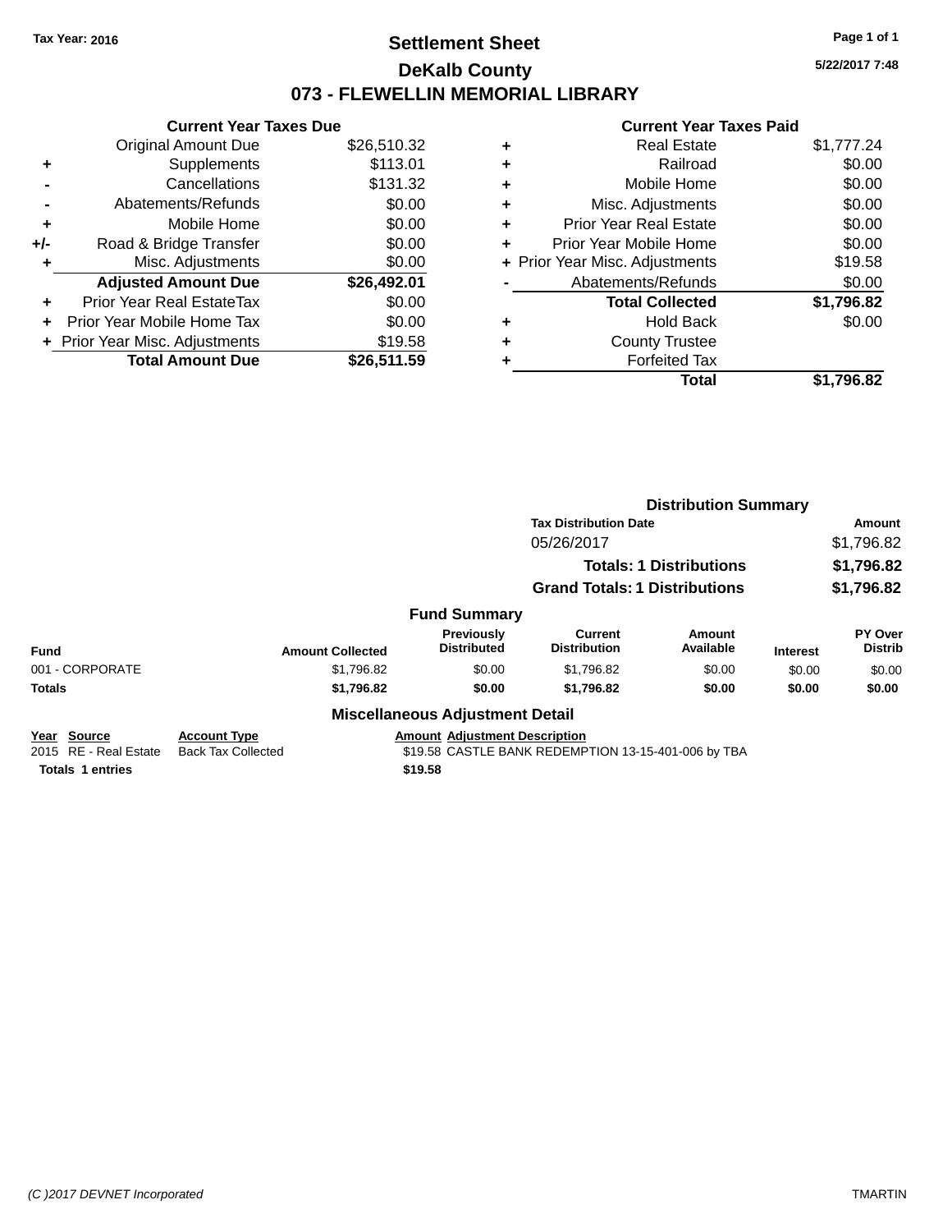Tax Year: 2016

# Settlement Sheet

## DeKalb County

## 073 - FLEWELLIN MEMORIAL LIBRARY

5/22/2017 7:48

### Current Year Taxes Due

| | | |
|---|---|---|
| | Original Amount Due | $26,510.32 |
| + | Supplements | $113.01 |
| - | Cancellations | $131.32 |
| - | Abatements/Refunds | $0.00 |
| + | Mobile Home | $0.00 |
| +/- | Road & Bridge Transfer | $0.00 |
| + | Misc. Adjustments | $0.00 |
| | **Adjusted Amount Due** | **$26,492.01** |
| + | Prior Year Real EstateTax | $0.00 |
| + | Prior Year Mobile Home Tax | $0.00 |
| + | Prior Year Misc. Adjustments | $19.58 |
| | **Total Amount Due** | **$26,511.59** |

### Current Year Taxes Paid

| | | |
|---|---|---|
| + | Real Estate | $1,777.24 |
| + | Railroad | $0.00 |
| + | Mobile Home | $0.00 |
| + | Misc. Adjustments | $0.00 |
| + | Prior Year Real Estate | $0.00 |
| + | Prior Year Mobile Home | $0.00 |
| + | Prior Year Misc. Adjustments | $19.58 |
| - | Abatements/Refunds | $0.00 |
| | **Total Collected** | **$1,796.82** |
| + | Hold Back | $0.00 |
| + | County Trustee | |
| + | Forfeited Tax | |
| | **Total** | **$1,796.82** |

### Distribution Summary

| Tax Distribution Date | Amount |
|---|---|
| 05/26/2017 | $1,796.82 |
| **Totals: 1 Distributions** | **$1,796.82** |
| **Grand Totals: 1 Distributions** | **$1,796.82** |

### Fund Summary

| Fund | Amount Collected | Previously Distributed | Current Distribution | Amount Available | Interest | PY Over Distrib |
|---|---|---|---|---|---|---|
| 001 - CORPORATE | $1,796.82 | $0.00 | $1,796.82 | $0.00 | $0.00 | $0.00 |
| **Totals** | **$1,796.82** | **$0.00** | **$1,796.82** | **$0.00** | **$0.00** | **$0.00** |

### Miscellaneous Adjustment Detail

| Year | Source | Account Type | Amount | Adjustment Description |
|---|---|---|---|---|
| 2015 | RE - Real Estate | Back Tax Collected | $19.58 | CASTLE BANK REDEMPTION 13-15-401-006 by TBA |
| **Totals** | **1 entries** | | **$19.58** | |

(C )2017 DEVNET Incorporated TMARTIN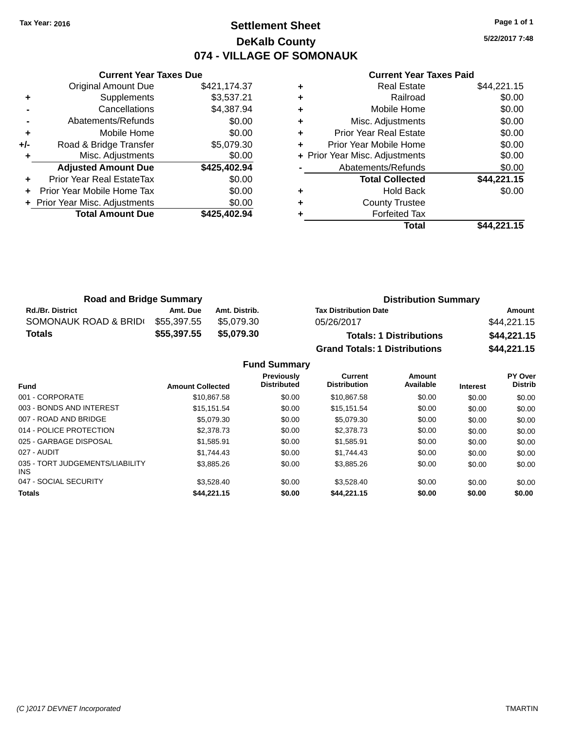Tax Year: 2016

# Settlement Sheet

## DeKalb County

## 074 - VILLAGE OF SOMONAUK

5/22/2017 7:48

### Current Year Taxes Due

| | | |
|---|---|---|
| | Original Amount Due | $421,174.37 |
| + | Supplements | $3,537.21 |
| - | Cancellations | $4,387.94 |
| - | Abatements/Refunds | $0.00 |
| + | Mobile Home | $0.00 |
| +/- | Road & Bridge Transfer | $5,079.30 |
| + | Misc. Adjustments | $0.00 |
| | **Adjusted Amount Due** | **$425,402.94** |
| + | Prior Year Real EstateTax | $0.00 |
| + | Prior Year Mobile Home Tax | $0.00 |
| + | Prior Year Misc. Adjustments | $0.00 |
| | **Total Amount Due** | **$425,402.94** |

### Current Year Taxes Paid

| | | |
|---|---|---|
| + | Real Estate | $44,221.15 |
| + | Railroad | $0.00 |
| + | Mobile Home | $0.00 |
| + | Misc. Adjustments | $0.00 |
| + | Prior Year Real Estate | $0.00 |
| + | Prior Year Mobile Home | $0.00 |
| + | Prior Year Misc. Adjustments | $0.00 |
| - | Abatements/Refunds | $0.00 |
| | **Total Collected** | **$44,221.15** |
| + | Hold Back | $0.00 |
| + | County Trustee | |
| + | Forfeited Tax | |
| | **Total** | **$44,221.15** |

### Road and Bridge Summary

| Rd./Br. District | Amt. Due | Amt. Distrib. |
|---|---|---|
| SOMONAUK ROAD & BRID( | $55,397.55 | $5,079.30 |
| **Totals** | **$55,397.55** | **$5,079.30** |

### Distribution Summary

| Tax Distribution Date | Amount |
|---|---|
| 05/26/2017 | $44,221.15 |
| **Totals: 1 Distributions** | **$44,221.15** |
| **Grand Totals: 1 Distributions** | **$44,221.15** |

### Fund Summary

| Fund | Amount Collected | Previously Distributed | Current Distribution | Amount Available | Interest | PY Over Distrib |
|---|---|---|---|---|---|---|
| 001 - CORPORATE | $10,867.58 | $0.00 | $10,867.58 | $0.00 | $0.00 | $0.00 |
| 003 - BONDS AND INTEREST | $15,151.54 | $0.00 | $15,151.54 | $0.00 | $0.00 | $0.00 |
| 007 - ROAD AND BRIDGE | $5,079.30 | $0.00 | $5,079.30 | $0.00 | $0.00 | $0.00 |
| 014 - POLICE PROTECTION | $2,378.73 | $0.00 | $2,378.73 | $0.00 | $0.00 | $0.00 |
| 025 - GARBAGE DISPOSAL | $1,585.91 | $0.00 | $1,585.91 | $0.00 | $0.00 | $0.00 |
| 027 - AUDIT | $1,744.43 | $0.00 | $1,744.43 | $0.00 | $0.00 | $0.00 |
| 035 - TORT JUDGEMENTS/LIABILITY INS | $3,885.26 | $0.00 | $3,885.26 | $0.00 | $0.00 | $0.00 |
| 047 - SOCIAL SECURITY | $3,528.40 | $0.00 | $3,528.40 | $0.00 | $0.00 | $0.00 |
| **Totals** | **$44,221.15** | **$0.00** | **$44,221.15** | **$0.00** | **$0.00** | **$0.00** |

(C )2017 DEVNET Incorporated TMARTIN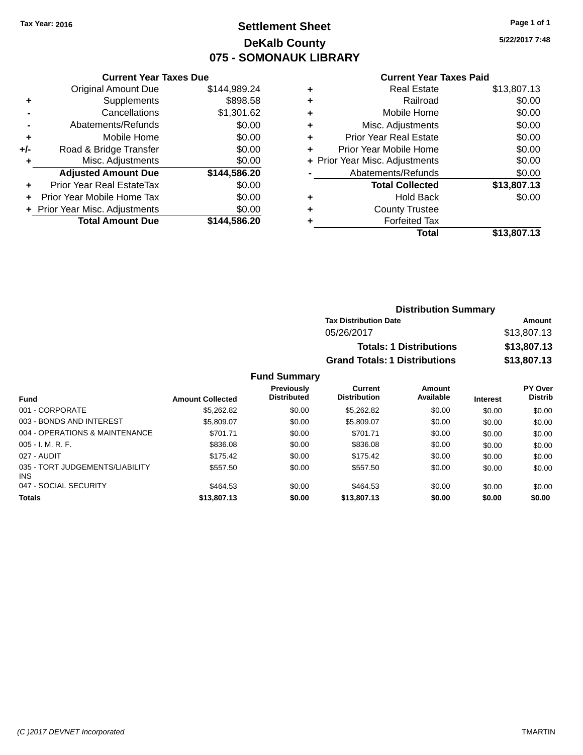Tax Year: 2016

# Settlement Sheet

## DeKalb County

## 075 - SOMONAUK LIBRARY

5/22/2017 7:48

### Current Year Taxes Due

| | | |
|---|---|---|
| | Original Amount Due | $144,989.24 |
| + | Supplements | $898.58 |
| - | Cancellations | $1,301.62 |
| - | Abatements/Refunds | $0.00 |
| + | Mobile Home | $0.00 |
| +/- | Road & Bridge Transfer | $0.00 |
| + | Misc. Adjustments | $0.00 |
| | **Adjusted Amount Due** | **$144,586.20** |
| + | Prior Year Real EstateTax | $0.00 |
| + | Prior Year Mobile Home Tax | $0.00 |
| + | Prior Year Misc. Adjustments | $0.00 |
| | **Total Amount Due** | **$144,586.20** |

### Current Year Taxes Paid

| | | |
|---|---|---|
| + | Real Estate | $13,807.13 |
| + | Railroad | $0.00 |
| + | Mobile Home | $0.00 |
| + | Misc. Adjustments | $0.00 |
| + | Prior Year Real Estate | $0.00 |
| + | Prior Year Mobile Home | $0.00 |
| + | Prior Year Misc. Adjustments | $0.00 |
| - | Abatements/Refunds | $0.00 |
| | **Total Collected** | **$13,807.13** |
| + | Hold Back | $0.00 |
| + | County Trustee | |
| + | Forfeited Tax | |
| | **Total** | **$13,807.13** |

### Distribution Summary

| Tax Distribution Date | Amount |
|---|---|
| 05/26/2017 | $13,807.13 |
| **Totals: 1 Distributions** | **$13,807.13** |
| **Grand Totals: 1 Distributions** | **$13,807.13** |

### Fund Summary

| Fund | Amount Collected | Previously Distributed | Current Distribution | Amount Available | Interest | PY Over Distrib |
|---|---|---|---|---|---|---|
| 001 - CORPORATE | $5,262.82 | $0.00 | $5,262.82 | $0.00 | $0.00 | $0.00 |
| 003 - BONDS AND INTEREST | $5,809.07 | $0.00 | $5,809.07 | $0.00 | $0.00 | $0.00 |
| 004 - OPERATIONS & MAINTENANCE | $701.71 | $0.00 | $701.71 | $0.00 | $0.00 | $0.00 |
| 005 - I. M. R. F. | $836.08 | $0.00 | $836.08 | $0.00 | $0.00 | $0.00 |
| 027 - AUDIT | $175.42 | $0.00 | $175.42 | $0.00 | $0.00 | $0.00 |
| 035 - TORT JUDGEMENTS/LIABILITY INS | $557.50 | $0.00 | $557.50 | $0.00 | $0.00 | $0.00 |
| 047 - SOCIAL SECURITY | $464.53 | $0.00 | $464.53 | $0.00 | $0.00 | $0.00 |
| **Totals** | **$13,807.13** | **$0.00** | **$13,807.13** | **$0.00** | **$0.00** | **$0.00** |

(C )2017 DEVNET Incorporated TMARTIN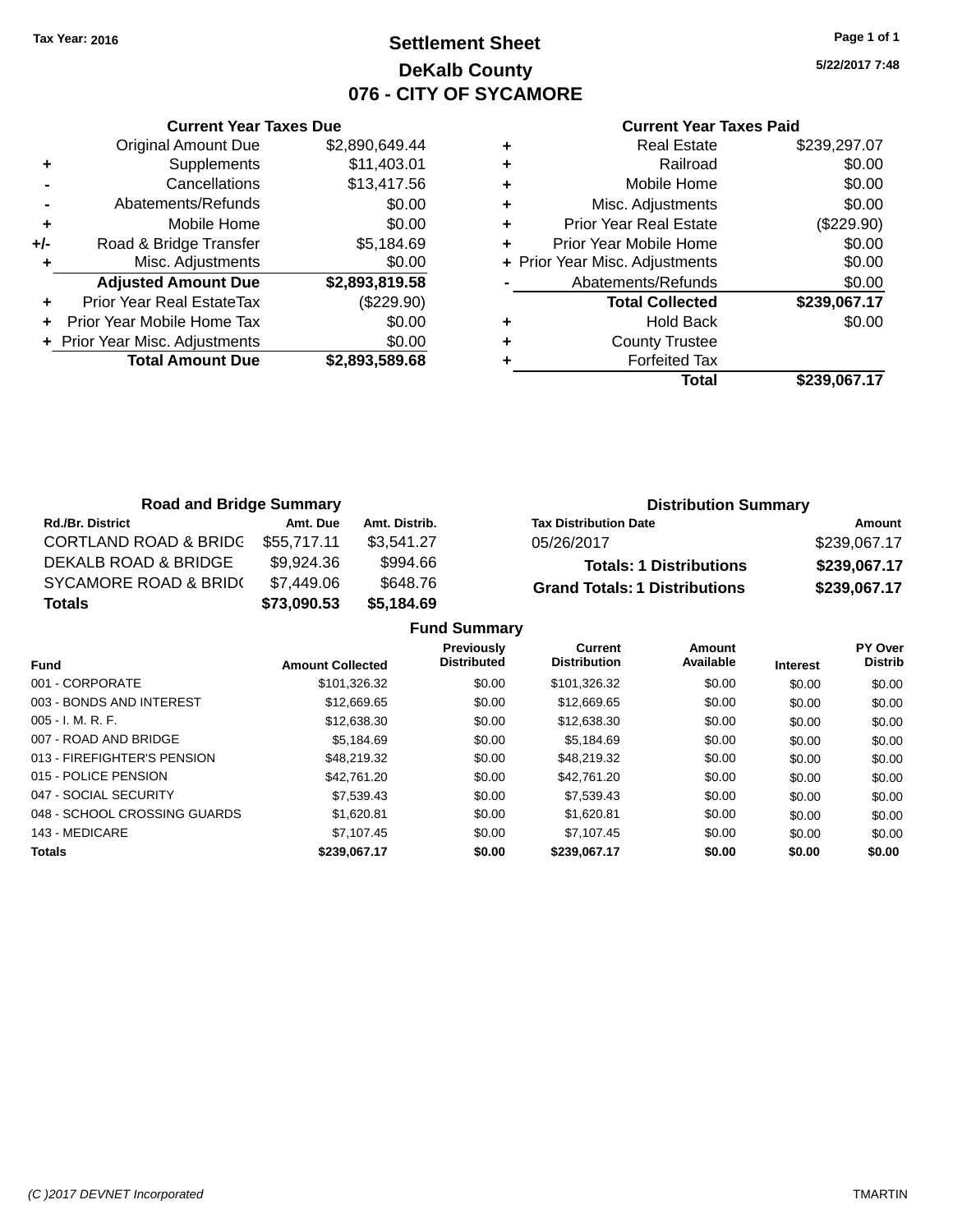Tax Year: 2016

# Settlement Sheet
## DeKalb County
## 076 - CITY OF SYCAMORE

5/22/2017 7:48

**Current Year Taxes Due**

| | | |
|---|---|---|
| | Original Amount Due | $2,890,649.44 |
| + | Supplements | $11,403.01 |
| - | Cancellations | $13,417.56 |
| - | Abatements/Refunds | $0.00 |
| + | Mobile Home | $0.00 |
| +/- | Road & Bridge Transfer | $5,184.69 |
| + | Misc. Adjustments | $0.00 |
| | **Adjusted Amount Due** | **$2,893,819.58** |
| + | Prior Year Real EstateTax | ($229.90) |
| + | Prior Year Mobile Home Tax | $0.00 |
| + | Prior Year Misc. Adjustments | $0.00 |
| | **Total Amount Due** | **$2,893,589.68** |

**Current Year Taxes Paid**

| | | |
|---|---|---|
| + | Real Estate | $239,297.07 |
| + | Railroad | $0.00 |
| + | Mobile Home | $0.00 |
| + | Misc. Adjustments | $0.00 |
| + | Prior Year Real Estate | ($229.90) |
| + | Prior Year Mobile Home | $0.00 |
| + | Prior Year Misc. Adjustments | $0.00 |
| - | Abatements/Refunds | $0.00 |
| | **Total Collected** | **$239,067.17** |
| + | Hold Back | $0.00 |
| + | County Trustee | |
| + | Forfeited Tax | |
| | **Total** | **$239,067.17** |

**Road and Bridge Summary**

| Rd./Br. District | Amt. Due | Amt. Distrib. |
|---|---|---|
| CORTLAND ROAD & BRIDG | $55,717.11 | $3,541.27 |
| DEKALB ROAD & BRIDGE | $9,924.36 | $994.66 |
| SYCAMORE ROAD & BRID( | $7,449.06 | $648.76 |
| **Totals** | **$73,090.53** | **$5,184.69** |

**Distribution Summary**

| Tax Distribution Date | Amount |
|---|---|
| 05/26/2017 | $239,067.17 |
| **Totals: 1 Distributions** | **$239,067.17** |
| **Grand Totals: 1 Distributions** | **$239,067.17** |

**Fund Summary**

| Fund | Amount Collected | Previously Distributed | Current Distribution | Amount Available | Interest | PY Over Distrib |
|---|---|---|---|---|---|---|
| 001 - CORPORATE | $101,326.32 | $0.00 | $101,326.32 | $0.00 | $0.00 | $0.00 |
| 003 - BONDS AND INTEREST | $12,669.65 | $0.00 | $12,669.65 | $0.00 | $0.00 | $0.00 |
| 005 - I. M. R. F. | $12,638.30 | $0.00 | $12,638.30 | $0.00 | $0.00 | $0.00 |
| 007 - ROAD AND BRIDGE | $5,184.69 | $0.00 | $5,184.69 | $0.00 | $0.00 | $0.00 |
| 013 - FIREFIGHTER'S PENSION | $48,219.32 | $0.00 | $48,219.32 | $0.00 | $0.00 | $0.00 |
| 015 - POLICE PENSION | $42,761.20 | $0.00 | $42,761.20 | $0.00 | $0.00 | $0.00 |
| 047 - SOCIAL SECURITY | $7,539.43 | $0.00 | $7,539.43 | $0.00 | $0.00 | $0.00 |
| 048 - SCHOOL CROSSING GUARDS | $1,620.81 | $0.00 | $1,620.81 | $0.00 | $0.00 | $0.00 |
| 143 - MEDICARE | $7,107.45 | $0.00 | $7,107.45 | $0.00 | $0.00 | $0.00 |
| **Totals** | **$239,067.17** | **$0.00** | **$239,067.17** | **$0.00** | **$0.00** | **$0.00** |

(C )2017 DEVNET Incorporated TMARTIN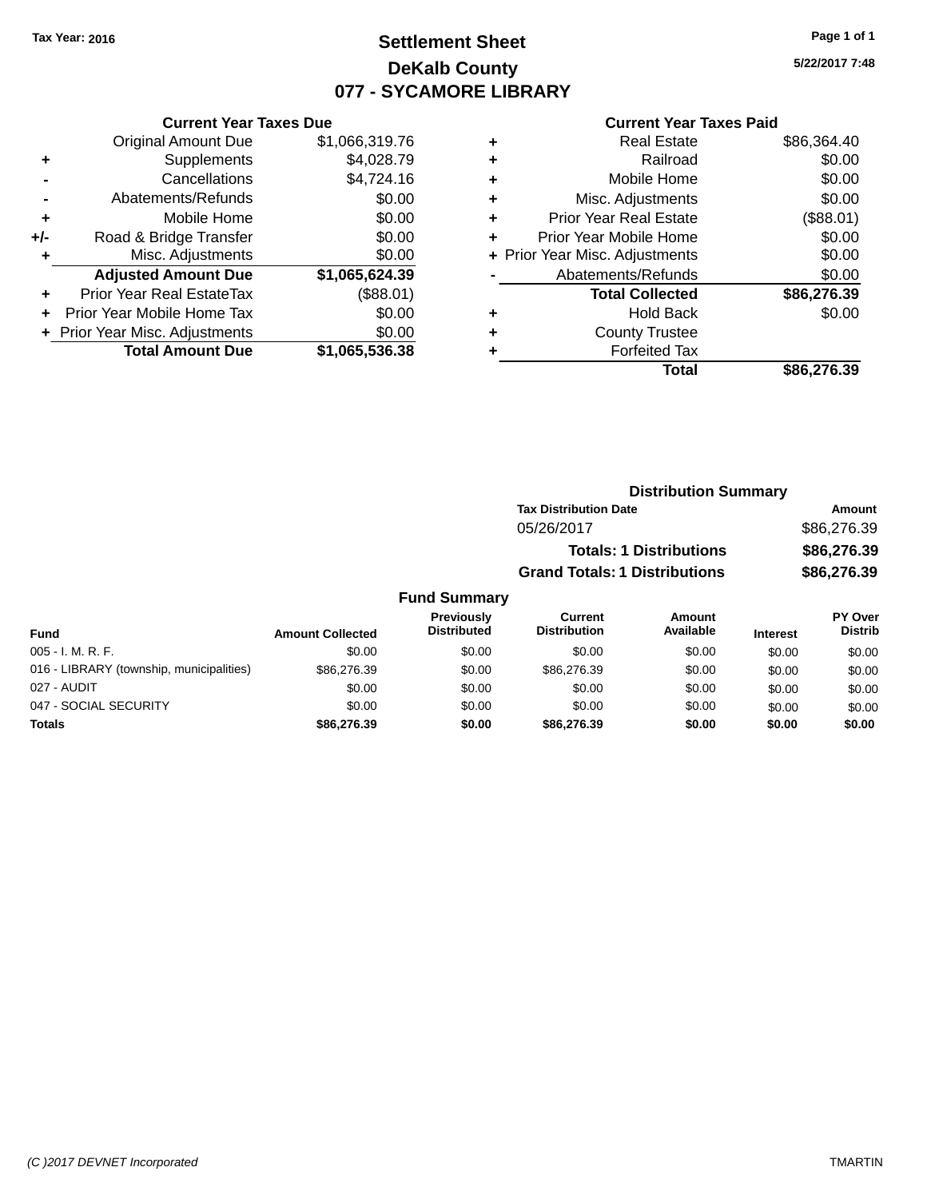Tax Year: 2016

# Settlement Sheet

## DeKalb County

## 077 - SYCAMORE LIBRARY

5/22/2017 7:48

### Current Year Taxes Due

| | | |
|---|---|---|
| | Original Amount Due | $1,066,319.76 |
| + | Supplements | $4,028.79 |
| - | Cancellations | $4,724.16 |
| - | Abatements/Refunds | $0.00 |
| + | Mobile Home | $0.00 |
| +/- | Road & Bridge Transfer | $0.00 |
| + | Misc. Adjustments | $0.00 |
| | **Adjusted Amount Due** | **$1,065,624.39** |
| + | Prior Year Real EstateTax | ($88.01) |
| + | Prior Year Mobile Home Tax | $0.00 |
| + | Prior Year Misc. Adjustments | $0.00 |
| | **Total Amount Due** | **$1,065,536.38** |

### Current Year Taxes Paid

| | | |
|---|---|---|
| + | Real Estate | $86,364.40 |
| + | Railroad | $0.00 |
| + | Mobile Home | $0.00 |
| + | Misc. Adjustments | $0.00 |
| + | Prior Year Real Estate | ($88.01) |
| + | Prior Year Mobile Home | $0.00 |
| + | Prior Year Misc. Adjustments | $0.00 |
| - | Abatements/Refunds | $0.00 |
| | **Total Collected** | **$86,276.39** |
| + | Hold Back | $0.00 |
| + | County Trustee | |
| + | Forfeited Tax | |
| | **Total** | **$86,276.39** |

### Distribution Summary

| Tax Distribution Date | Amount |
|---|---|
| 05/26/2017 | $86,276.39 |
| **Totals: 1 Distributions** | **$86,276.39** |
| **Grand Totals: 1 Distributions** | **$86,276.39** |

### Fund Summary

| Fund | Amount Collected | Previously Distributed | Current Distribution | Amount Available | Interest | PY Over Distrib |
|---|---|---|---|---|---|---|
| 005 - I. M. R. F. | $0.00 | $0.00 | $0.00 | $0.00 | $0.00 | $0.00 |
| 016 - LIBRARY (township, municipalities) | $86,276.39 | $0.00 | $86,276.39 | $0.00 | $0.00 | $0.00 |
| 027 - AUDIT | $0.00 | $0.00 | $0.00 | $0.00 | $0.00 | $0.00 |
| 047 - SOCIAL SECURITY | $0.00 | $0.00 | $0.00 | $0.00 | $0.00 | $0.00 |
| **Totals** | **$86,276.39** | **$0.00** | **$86,276.39** | **$0.00** | **$0.00** | **$0.00** |

(C )2017 DEVNET Incorporated TMARTIN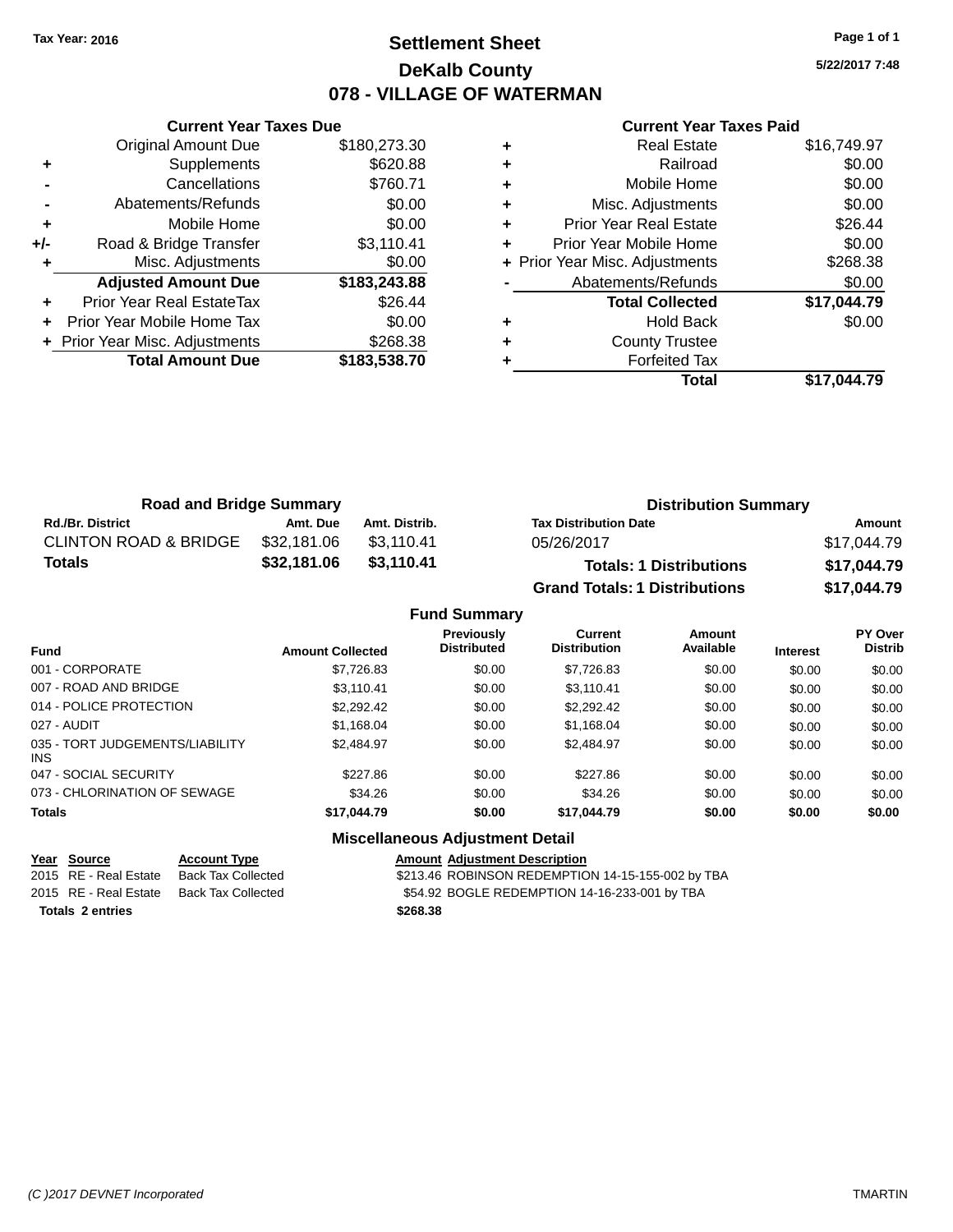Tax Year: 2016

# Settlement Sheet

## DeKalb County

## 078 - VILLAGE OF WATERMAN

5/22/2017 7:48

### Current Year Taxes Due

| | | |
|---|---|---|
| | Original Amount Due | $180,273.30 |
| + | Supplements | $620.88 |
| - | Cancellations | $760.71 |
| - | Abatements/Refunds | $0.00 |
| + | Mobile Home | $0.00 |
| +/- | Road & Bridge Transfer | $3,110.41 |
| + | Misc. Adjustments | $0.00 |
| | **Adjusted Amount Due** | **$183,243.88** |
| + | Prior Year Real EstateTax | $26.44 |
| + | Prior Year Mobile Home Tax | $0.00 |
| + | Prior Year Misc. Adjustments | $268.38 |
| | **Total Amount Due** | **$183,538.70** |

### Current Year Taxes Paid

| | | |
|---|---|---|
| + | Real Estate | $16,749.97 |
| + | Railroad | $0.00 |
| + | Mobile Home | $0.00 |
| + | Misc. Adjustments | $0.00 |
| + | Prior Year Real Estate | $26.44 |
| + | Prior Year Mobile Home | $0.00 |
| + | Prior Year Misc. Adjustments | $268.38 |
| - | Abatements/Refunds | $0.00 |
| | **Total Collected** | **$17,044.79** |
| + | Hold Back | $0.00 |
| + | County Trustee | |
| + | Forfeited Tax | |
| | **Total** | **$17,044.79** |

### Road and Bridge Summary

| Rd./Br. District | Amt. Due | Amt. Distrib. |
|---|---|---|
| CLINTON ROAD & BRIDGE | $32,181.06 | $3,110.41 |
| **Totals** | **$32,181.06** | **$3,110.41** |

### Distribution Summary

| Tax Distribution Date | Amount |
|---|---|
| 05/26/2017 | $17,044.79 |
| **Totals: 1 Distributions** | **$17,044.79** |
| **Grand Totals: 1 Distributions** | **$17,044.79** |

### Fund Summary

| Fund | Amount Collected | Previously Distributed | Current Distribution | Amount Available | Interest | PY Over Distrib |
|---|---|---|---|---|---|---|
| 001 - CORPORATE | $7,726.83 | $0.00 | $7,726.83 | $0.00 | $0.00 | $0.00 |
| 007 - ROAD AND BRIDGE | $3,110.41 | $0.00 | $3,110.41 | $0.00 | $0.00 | $0.00 |
| 014 - POLICE PROTECTION | $2,292.42 | $0.00 | $2,292.42 | $0.00 | $0.00 | $0.00 |
| 027 - AUDIT | $1,168.04 | $0.00 | $1,168.04 | $0.00 | $0.00 | $0.00 |
| 035 - TORT JUDGEMENTS/LIABILITY INS | $2,484.97 | $0.00 | $2,484.97 | $0.00 | $0.00 | $0.00 |
| 047 - SOCIAL SECURITY | $227.86 | $0.00 | $227.86 | $0.00 | $0.00 | $0.00 |
| 073 - CHLORINATION OF SEWAGE | $34.26 | $0.00 | $34.26 | $0.00 | $0.00 | $0.00 |
| **Totals** | **$17,044.79** | **$0.00** | **$17,044.79** | **$0.00** | **$0.00** | **$0.00** |

### Miscellaneous Adjustment Detail

| Year | Source | Account Type | Amount | Adjustment Description |
|---|---|---|---|---|
| 2015 | RE - Real Estate | Back Tax Collected | $213.46 | ROBINSON REDEMPTION 14-15-155-002 by TBA |
| 2015 | RE - Real Estate | Back Tax Collected | $54.92 | BOGLE REDEMPTION 14-16-233-001 by TBA |
| **Totals 2 entries** | | | **$268.38** | |

(C )2017 DEVNET Incorporated TMARTIN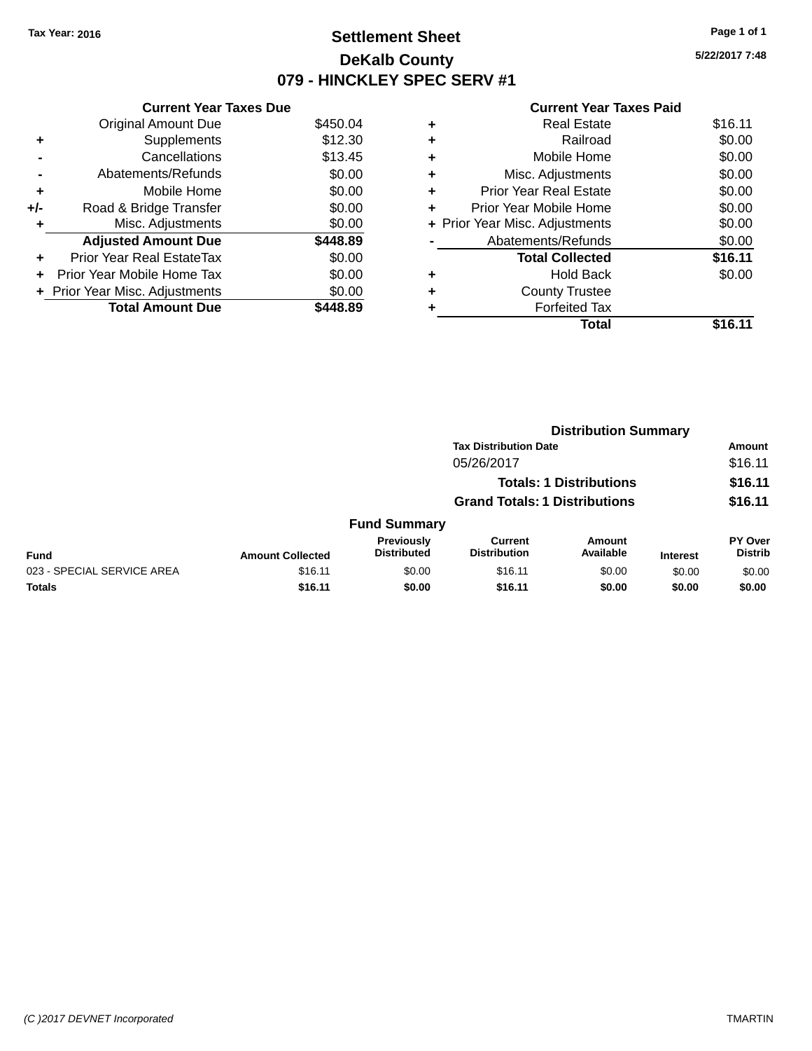Tax Year: 2016

# Settlement Sheet

## DeKalb County

## 079 - HINCKLEY SPEC SERV #1

5/22/2017 7:48

### Current Year Taxes Due

| | | |
|---|---|---|
| | Original Amount Due | $450.04 |
| + | Supplements | $12.30 |
| - | Cancellations | $13.45 |
| - | Abatements/Refunds | $0.00 |
| + | Mobile Home | $0.00 |
| +/- | Road & Bridge Transfer | $0.00 |
| + | Misc. Adjustments | $0.00 |
| | **Adjusted Amount Due** | **$448.89** |
| + | Prior Year Real EstateTax | $0.00 |
| + | Prior Year Mobile Home Tax | $0.00 |
| + | Prior Year Misc. Adjustments | $0.00 |
| | **Total Amount Due** | **$448.89** |

### Current Year Taxes Paid

| | | |
|---|---|---|
| + | Real Estate | $16.11 |
| + | Railroad | $0.00 |
| + | Mobile Home | $0.00 |
| + | Misc. Adjustments | $0.00 |
| + | Prior Year Real Estate | $0.00 |
| + | Prior Year Mobile Home | $0.00 |
| + | Prior Year Misc. Adjustments | $0.00 |
| - | Abatements/Refunds | $0.00 |
| | **Total Collected** | **$16.11** |
| + | Hold Back | $0.00 |
| + | County Trustee | |
| + | Forfeited Tax | |
| | **Total** | **$16.11** |

### Distribution Summary

| Tax Distribution Date | Amount |
|---|---|
| 05/26/2017 | $16.11 |
| **Totals: 1 Distributions** | **$16.11** |
| **Grand Totals: 1 Distributions** | **$16.11** |

### Fund Summary

| Fund | Amount Collected | Previously Distributed | Current Distribution | Amount Available | Interest | PY Over Distrib |
|---|---|---|---|---|---|---|
| 023 - SPECIAL SERVICE AREA | $16.11 | $0.00 | $16.11 | $0.00 | $0.00 | $0.00 |
| **Totals** | **$16.11** | **$0.00** | **$16.11** | **$0.00** | **$0.00** | **$0.00** |

(C )2017 DEVNET Incorporated TMARTIN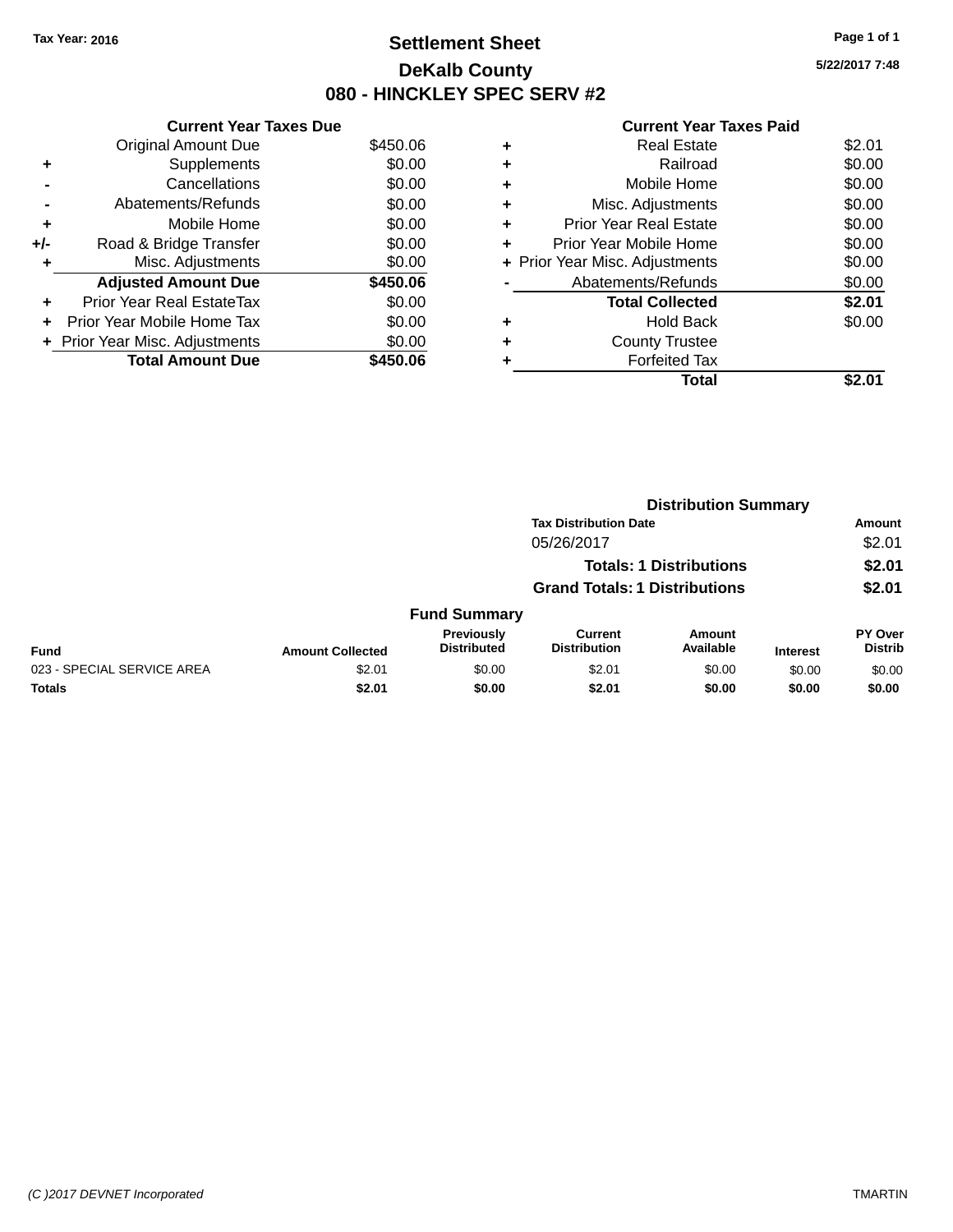Tax Year: 2016

# Settlement Sheet

## DeKalb County

## 080 - HINCKLEY SPEC SERV #2

5/22/2017 7:48

### Current Year Taxes Due

| | | |
|---|---|---|
| | Original Amount Due | $450.06 |
| + | Supplements | $0.00 |
| - | Cancellations | $0.00 |
| - | Abatements/Refunds | $0.00 |
| + | Mobile Home | $0.00 |
| +/- | Road & Bridge Transfer | $0.00 |
| + | Misc. Adjustments | $0.00 |
| | **Adjusted Amount Due** | **$450.06** |
| + | Prior Year Real EstateTax | $0.00 |
| + | Prior Year Mobile Home Tax | $0.00 |
| + | Prior Year Misc. Adjustments | $0.00 |
| | **Total Amount Due** | **$450.06** |

### Current Year Taxes Paid

| | | |
|---|---|---|
| + | Real Estate | $2.01 |
| + | Railroad | $0.00 |
| + | Mobile Home | $0.00 |
| + | Misc. Adjustments | $0.00 |
| + | Prior Year Real Estate | $0.00 |
| + | Prior Year Mobile Home | $0.00 |
| + | Prior Year Misc. Adjustments | $0.00 |
| - | Abatements/Refunds | $0.00 |
| | **Total Collected** | **$2.01** |
| + | Hold Back | $0.00 |
| + | County Trustee | |
| + | Forfeited Tax | |
| | **Total** | **$2.01** |

### Distribution Summary

| Tax Distribution Date | Amount |
|---|---|
| 05/26/2017 | $2.01 |
| **Totals: 1 Distributions** | **$2.01** |
| **Grand Totals: 1 Distributions** | **$2.01** |

### Fund Summary

| Fund | Amount Collected | Previously Distributed | Current Distribution | Amount Available | Interest | PY Over Distrib |
|---|---|---|---|---|---|---|
| 023 - SPECIAL SERVICE AREA | $2.01 | $0.00 | $2.01 | $0.00 | $0.00 | $0.00 |
| **Totals** | **$2.01** | **$0.00** | **$2.01** | **$0.00** | **$0.00** | **$0.00** |

(C )2017 DEVNET Incorporated TMARTIN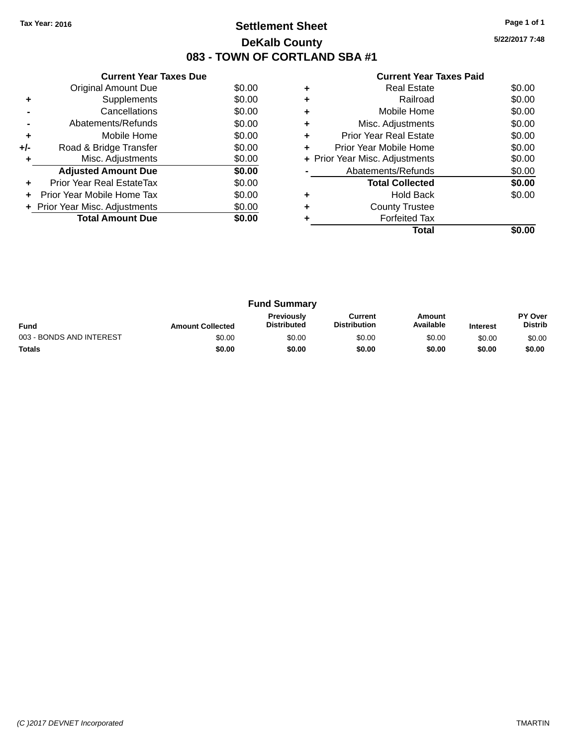**Tax Year: 2016**

# Settlement Sheet

## DeKalb County

## 083 - TOWN OF CORTLAND SBA #1

5/22/2017 7:48

### Current Year Taxes Due

| | | |
|---|---|---|
| | Original Amount Due | $0.00 |
| + | Supplements | $0.00 |
| - | Cancellations | $0.00 |
| - | Abatements/Refunds | $0.00 |
| + | Mobile Home | $0.00 |
| +/- | Road & Bridge Transfer | $0.00 |
| + | Misc. Adjustments | $0.00 |
| | **Adjusted Amount Due** | **$0.00** |
| + | Prior Year Real EstateTax | $0.00 |
| + | Prior Year Mobile Home Tax | $0.00 |
| + | Prior Year Misc. Adjustments | $0.00 |
| | **Total Amount Due** | **$0.00** |

### Current Year Taxes Paid

| | | |
|---|---|---|
| + | Real Estate | $0.00 |
| + | Railroad | $0.00 |
| + | Mobile Home | $0.00 |
| + | Misc. Adjustments | $0.00 |
| + | Prior Year Real Estate | $0.00 |
| + | Prior Year Mobile Home | $0.00 |
| + | Prior Year Misc. Adjustments | $0.00 |
| - | Abatements/Refunds | $0.00 |
| | **Total Collected** | **$0.00** |
| + | Hold Back | $0.00 |
| + | County Trustee | |
| + | Forfeited Tax | |
| | **Total** | **$0.00** |

### Fund Summary

| Fund | Amount Collected | Previously Distributed | Current Distribution | Amount Available | Interest | PY Over Distrib |
|---|---|---|---|---|---|---|
| 003 - BONDS AND INTEREST | $0.00 | $0.00 | $0.00 | $0.00 | $0.00 | $0.00 |
| **Totals** | **$0.00** | **$0.00** | **$0.00** | **$0.00** | **$0.00** | **$0.00** |

*(C )2017 DEVNET Incorporated* TMARTIN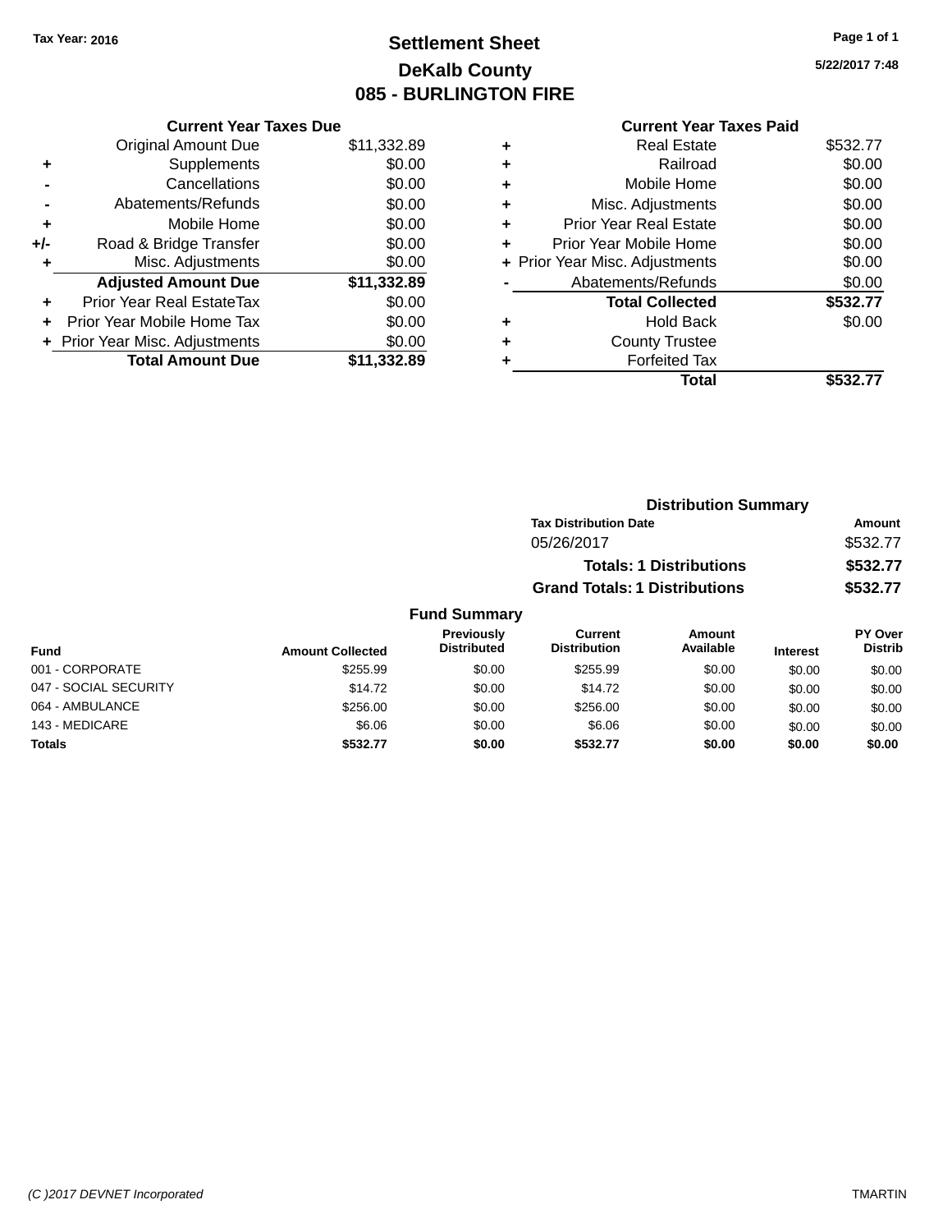Tax Year: 2016

# Settlement Sheet

## DeKalb County

## 085 - BURLINGTON FIRE

5/22/2017 7:48

### Current Year Taxes Due

| | | |
|---|---|---|
| | Original Amount Due | $11,332.89 |
| + | Supplements | $0.00 |
| - | Cancellations | $0.00 |
| - | Abatements/Refunds | $0.00 |
| + | Mobile Home | $0.00 |
| +/- | Road & Bridge Transfer | $0.00 |
| + | Misc. Adjustments | $0.00 |
| | **Adjusted Amount Due** | **$11,332.89** |
| + | Prior Year Real EstateTax | $0.00 |
| + | Prior Year Mobile Home Tax | $0.00 |
| + | Prior Year Misc. Adjustments | $0.00 |
| | **Total Amount Due** | **$11,332.89** |

### Current Year Taxes Paid

| | | |
|---|---|---|
| + | Real Estate | $532.77 |
| + | Railroad | $0.00 |
| + | Mobile Home | $0.00 |
| + | Misc. Adjustments | $0.00 |
| + | Prior Year Real Estate | $0.00 |
| + | Prior Year Mobile Home | $0.00 |
| + | Prior Year Misc. Adjustments | $0.00 |
| - | Abatements/Refunds | $0.00 |
| | **Total Collected** | **$532.77** |
| + | Hold Back | $0.00 |
| + | County Trustee | |
| + | Forfeited Tax | |
| | **Total** | **$532.77** |

### Distribution Summary

| Tax Distribution Date | Amount |
|---|---|
| 05/26/2017 | $532.77 |
| **Totals: 1 Distributions** | **$532.77** |
| **Grand Totals: 1 Distributions** | **$532.77** |

### Fund Summary

| Fund | Amount Collected | Previously Distributed | Current Distribution | Amount Available | Interest | PY Over Distrib |
|---|---|---|---|---|---|---|
| 001 - CORPORATE | $255.99 | $0.00 | $255.99 | $0.00 | $0.00 | $0.00 |
| 047 - SOCIAL SECURITY | $14.72 | $0.00 | $14.72 | $0.00 | $0.00 | $0.00 |
| 064 - AMBULANCE | $256.00 | $0.00 | $256.00 | $0.00 | $0.00 | $0.00 |
| 143 - MEDICARE | $6.06 | $0.00 | $6.06 | $0.00 | $0.00 | $0.00 |
| **Totals** | **$532.77** | **$0.00** | **$532.77** | **$0.00** | **$0.00** | **$0.00** |

(C )2017 DEVNET Incorporated — TMARTIN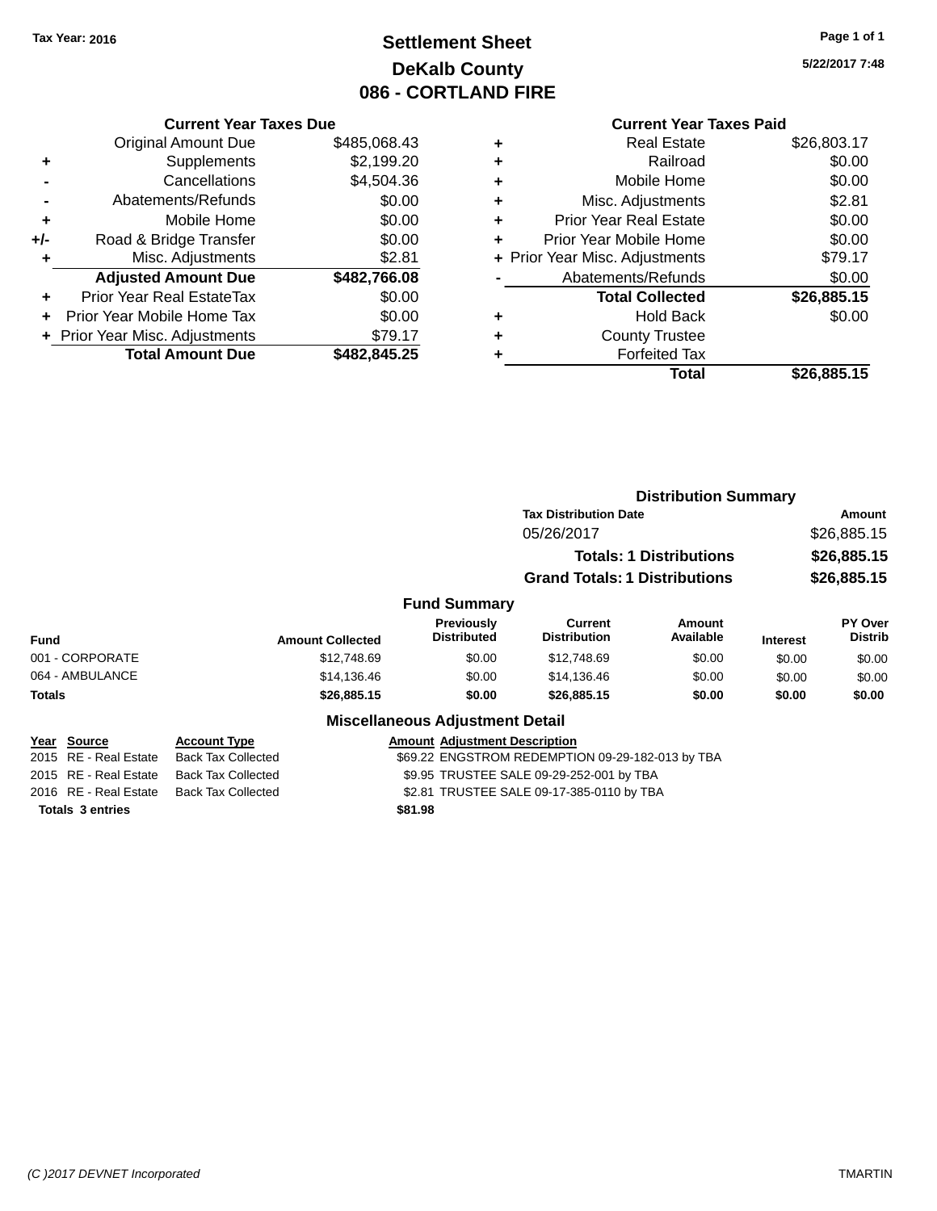Tax Year: 2016

# Settlement Sheet
## DeKalb County
## 086 - CORTLAND FIRE

5/22/2017 7:48

### Current Year Taxes Due

| | | |
|---|---|---|
| | Original Amount Due | $485,068.43 |
| + | Supplements | $2,199.20 |
| - | Cancellations | $4,504.36 |
| - | Abatements/Refunds | $0.00 |
| + | Mobile Home | $0.00 |
| +/- | Road & Bridge Transfer | $0.00 |
| + | Misc. Adjustments | $2.81 |
| | **Adjusted Amount Due** | **$482,766.08** |
| + | Prior Year Real EstateTax | $0.00 |
| + | Prior Year Mobile Home Tax | $0.00 |
| + | Prior Year Misc. Adjustments | $79.17 |
| | **Total Amount Due** | **$482,845.25** |

### Current Year Taxes Paid

| | | |
|---|---|---|
| + | Real Estate | $26,803.17 |
| + | Railroad | $0.00 |
| + | Mobile Home | $0.00 |
| + | Misc. Adjustments | $2.81 |
| + | Prior Year Real Estate | $0.00 |
| + | Prior Year Mobile Home | $0.00 |
| + | Prior Year Misc. Adjustments | $79.17 |
| - | Abatements/Refunds | $0.00 |
| | **Total Collected** | **$26,885.15** |
| + | Hold Back | $0.00 |
| + | County Trustee | |
| + | Forfeited Tax | |
| | **Total** | **$26,885.15** |

### Distribution Summary

| Tax Distribution Date | Amount |
|---|---|
| 05/26/2017 | $26,885.15 |
| **Totals: 1 Distributions** | **$26,885.15** |
| **Grand Totals: 1 Distributions** | **$26,885.15** |

### Fund Summary

| Fund | Amount Collected | Previously Distributed | Current Distribution | Amount Available | Interest | PY Over Distrib |
|---|---|---|---|---|---|---|
| 001 - CORPORATE | $12,748.69 | $0.00 | $12,748.69 | $0.00 | $0.00 | $0.00 |
| 064 - AMBULANCE | $14,136.46 | $0.00 | $14,136.46 | $0.00 | $0.00 | $0.00 |
| **Totals** | **$26,885.15** | **$0.00** | **$26,885.15** | **$0.00** | **$0.00** | **$0.00** |

### Miscellaneous Adjustment Detail

| Year | Source | Account Type | Amount | Adjustment Description |
|---|---|---|---|---|
| 2015 | RE - Real Estate | Back Tax Collected | $69.22 | ENGSTROM REDEMPTION 09-29-182-013 by TBA |
| 2015 | RE - Real Estate | Back Tax Collected | $9.95 | TRUSTEE SALE 09-29-252-001 by TBA |
| 2016 | RE - Real Estate | Back Tax Collected | $2.81 | TRUSTEE SALE 09-17-385-0110 by TBA |
| **Totals 3 entries** | | | **$81.98** | |

(C )2017 DEVNET Incorporated — TMARTIN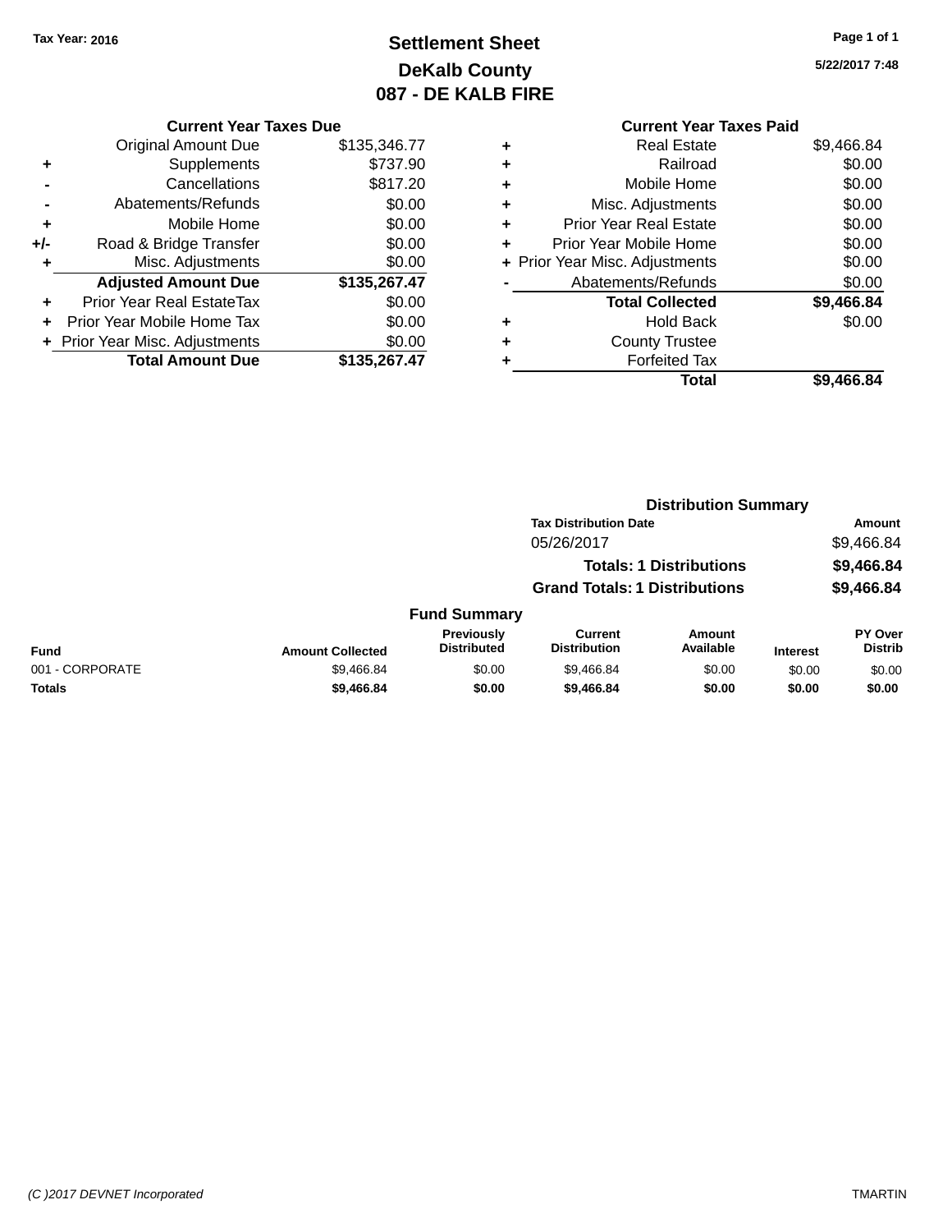Tax Year: 2016

# Settlement Sheet
## DeKalb County
## 087 - DE KALB FIRE

5/22/2017 7:48

### Current Year Taxes Due

| | | |
|---|---|---|
| | Original Amount Due | $135,346.77 |
| + | Supplements | $737.90 |
| - | Cancellations | $817.20 |
| - | Abatements/Refunds | $0.00 |
| + | Mobile Home | $0.00 |
| +/- | Road & Bridge Transfer | $0.00 |
| + | Misc. Adjustments | $0.00 |
| | **Adjusted Amount Due** | **$135,267.47** |
| + | Prior Year Real EstateTax | $0.00 |
| + | Prior Year Mobile Home Tax | $0.00 |
| + | Prior Year Misc. Adjustments | $0.00 |
| | **Total Amount Due** | **$135,267.47** |

### Current Year Taxes Paid

| | | |
|---|---|---|
| + | Real Estate | $9,466.84 |
| + | Railroad | $0.00 |
| + | Mobile Home | $0.00 |
| + | Misc. Adjustments | $0.00 |
| + | Prior Year Real Estate | $0.00 |
| + | Prior Year Mobile Home | $0.00 |
| + | Prior Year Misc. Adjustments | $0.00 |
| - | Abatements/Refunds | $0.00 |
| | **Total Collected** | **$9,466.84** |
| + | Hold Back | $0.00 |
| + | County Trustee | |
| + | Forfeited Tax | |
| | **Total** | **$9,466.84** |

### Distribution Summary

| Tax Distribution Date | Amount |
|---|---|
| 05/26/2017 | $9,466.84 |
| **Totals: 1 Distributions** | **$9,466.84** |
| **Grand Totals: 1 Distributions** | **$9,466.84** |

### Fund Summary

| Fund | Amount Collected | Previously Distributed | Current Distribution | Amount Available | Interest | PY Over Distrib |
|---|---|---|---|---|---|---|
| 001 - CORPORATE | $9,466.84 | $0.00 | $9,466.84 | $0.00 | $0.00 | $0.00 |
| **Totals** | **$9,466.84** | **$0.00** | **$9,466.84** | **$0.00** | **$0.00** | **$0.00** |

(C )2017 DEVNET Incorporated TMARTIN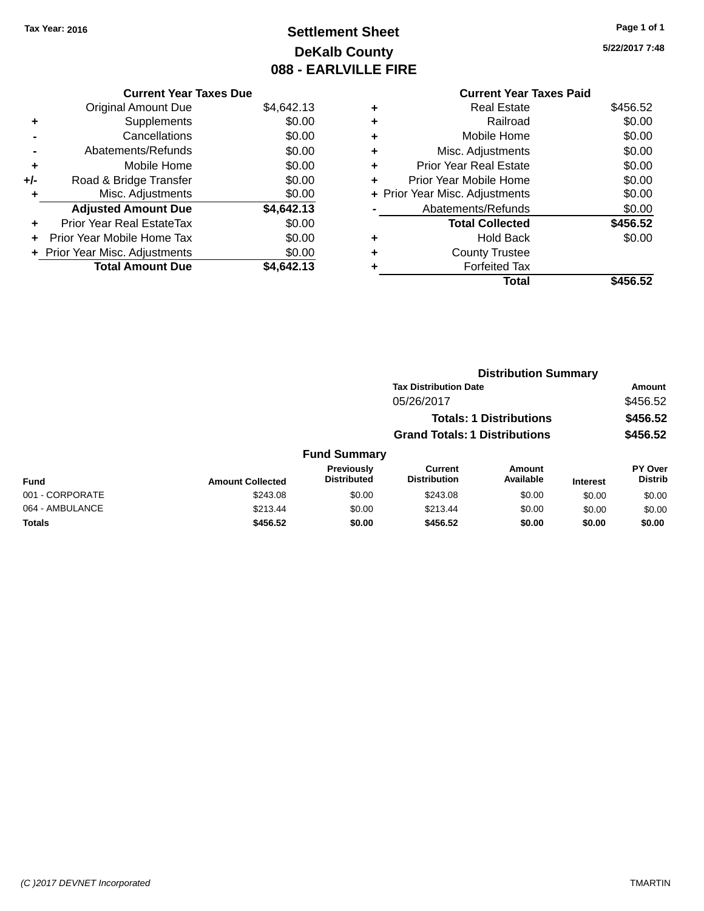Tax Year: 2016

# Settlement Sheet
## DeKalb County
## 088 - EARLVILLE FIRE

5/22/2017 7:48

**Current Year Taxes Due**

| | | |
|---|---|---|
| | Original Amount Due | $4,642.13 |
| + | Supplements | $0.00 |
| - | Cancellations | $0.00 |
| - | Abatements/Refunds | $0.00 |
| + | Mobile Home | $0.00 |
| +/- | Road & Bridge Transfer | $0.00 |
| + | Misc. Adjustments | $0.00 |
| | **Adjusted Amount Due** | **$4,642.13** |
| + | Prior Year Real EstateTax | $0.00 |
| + | Prior Year Mobile Home Tax | $0.00 |
| + | Prior Year Misc. Adjustments | $0.00 |
| | **Total Amount Due** | **$4,642.13** |

**Current Year Taxes Paid**

| | | |
|---|---|---|
| + | Real Estate | $456.52 |
| + | Railroad | $0.00 |
| + | Mobile Home | $0.00 |
| + | Misc. Adjustments | $0.00 |
| + | Prior Year Real Estate | $0.00 |
| + | Prior Year Mobile Home | $0.00 |
| + | Prior Year Misc. Adjustments | $0.00 |
| - | Abatements/Refunds | $0.00 |
| | **Total Collected** | **$456.52** |
| + | Hold Back | $0.00 |
| + | County Trustee | |
| + | Forfeited Tax | |
| | **Total** | **$456.52** |

**Distribution Summary**

| Tax Distribution Date | Amount |
|---|---|
| 05/26/2017 | $456.52 |
| **Totals: 1 Distributions** | **$456.52** |
| **Grand Totals: 1 Distributions** | **$456.52** |

**Fund Summary**

| Fund | Amount Collected | Previously Distributed | Current Distribution | Amount Available | Interest | PY Over Distrib |
|---|---|---|---|---|---|---|
| 001 - CORPORATE | $243.08 | $0.00 | $243.08 | $0.00 | $0.00 | $0.00 |
| 064 - AMBULANCE | $213.44 | $0.00 | $213.44 | $0.00 | $0.00 | $0.00 |
| **Totals** | **$456.52** | **$0.00** | **$456.52** | **$0.00** | **$0.00** | **$0.00** |

(C )2017 DEVNET Incorporated TMARTIN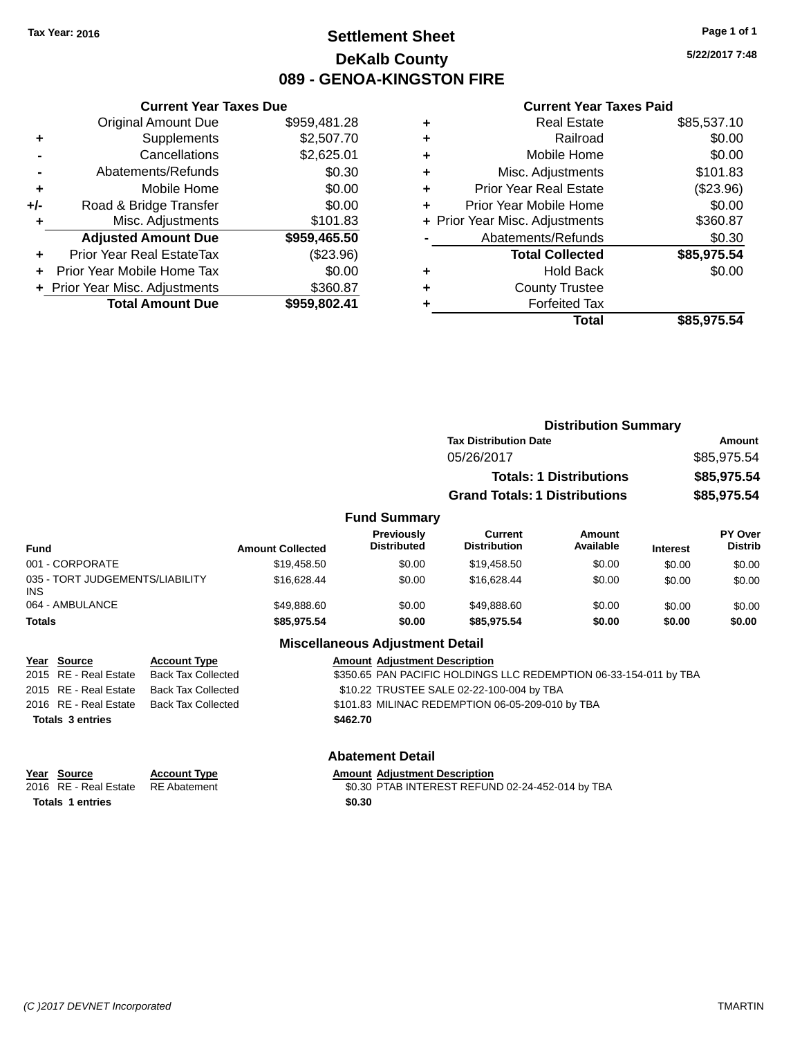Tax Year: 2016

# Settlement Sheet
## DeKalb County
## 089 - GENOA-KINGSTON FIRE

5/22/2017 7:48

### Current Year Taxes Due

| | | |
|---|---|---|
| | Original Amount Due | $959,481.28 |
| + | Supplements | $2,507.70 |
| - | Cancellations | $2,625.01 |
| - | Abatements/Refunds | $0.30 |
| + | Mobile Home | $0.00 |
| +/- | Road & Bridge Transfer | $0.00 |
| + | Misc. Adjustments | $101.83 |
| | **Adjusted Amount Due** | **$959,465.50** |
| + | Prior Year Real EstateTax | ($23.96) |
| + | Prior Year Mobile Home Tax | $0.00 |
| + | Prior Year Misc. Adjustments | $360.87 |
| | **Total Amount Due** | **$959,802.41** |

### Current Year Taxes Paid

| | | |
|---|---|---|
| + | Real Estate | $85,537.10 |
| + | Railroad | $0.00 |
| + | Mobile Home | $0.00 |
| + | Misc. Adjustments | $101.83 |
| + | Prior Year Real Estate | ($23.96) |
| + | Prior Year Mobile Home | $0.00 |
| + | Prior Year Misc. Adjustments | $360.87 |
| - | Abatements/Refunds | $0.30 |
| | **Total Collected** | **$85,975.54** |
| + | Hold Back | $0.00 |
| + | County Trustee | |
| + | Forfeited Tax | |
| | **Total** | **$85,975.54** |

### Distribution Summary

| Tax Distribution Date | Amount |
|---|---|
| 05/26/2017 | $85,975.54 |
| **Totals: 1 Distributions** | **$85,975.54** |
| **Grand Totals: 1 Distributions** | **$85,975.54** |

### Fund Summary

| Fund | Amount Collected | Previously Distributed | Current Distribution | Amount Available | Interest | PY Over Distrib |
|---|---|---|---|---|---|---|
| 001 - CORPORATE | $19,458.50 | $0.00 | $19,458.50 | $0.00 | $0.00 | $0.00 |
| 035 - TORT JUDGEMENTS/LIABILITY INS | $16,628.44 | $0.00 | $16,628.44 | $0.00 | $0.00 | $0.00 |
| 064 - AMBULANCE | $49,888.60 | $0.00 | $49,888.60 | $0.00 | $0.00 | $0.00 |
| **Totals** | **$85,975.54** | **$0.00** | **$85,975.54** | **$0.00** | **$0.00** | **$0.00** |

### Miscellaneous Adjustment Detail

| Year | Source | Account Type | Amount | Adjustment Description |
|---|---|---|---|---|
| 2015 | RE - Real Estate | Back Tax Collected | $350.65 | PAN PACIFIC HOLDINGS LLC REDEMPTION 06-33-154-011 by TBA |
| 2015 | RE - Real Estate | Back Tax Collected | $10.22 | TRUSTEE SALE 02-22-100-004 by TBA |
| 2016 | RE - Real Estate | Back Tax Collected | $101.83 | MILINAC REDEMPTION 06-05-209-010 by TBA |
| **Totals 3 entries** | | | **$462.70** | |

### Abatement Detail

| Year | Source | Account Type | Amount | Adjustment Description |
|---|---|---|---|---|
| 2016 | RE - Real Estate | RE Abatement | $0.30 | PTAB INTEREST REFUND 02-24-452-014 by TBA |
| **Totals 1 entries** | | | **$0.30** | |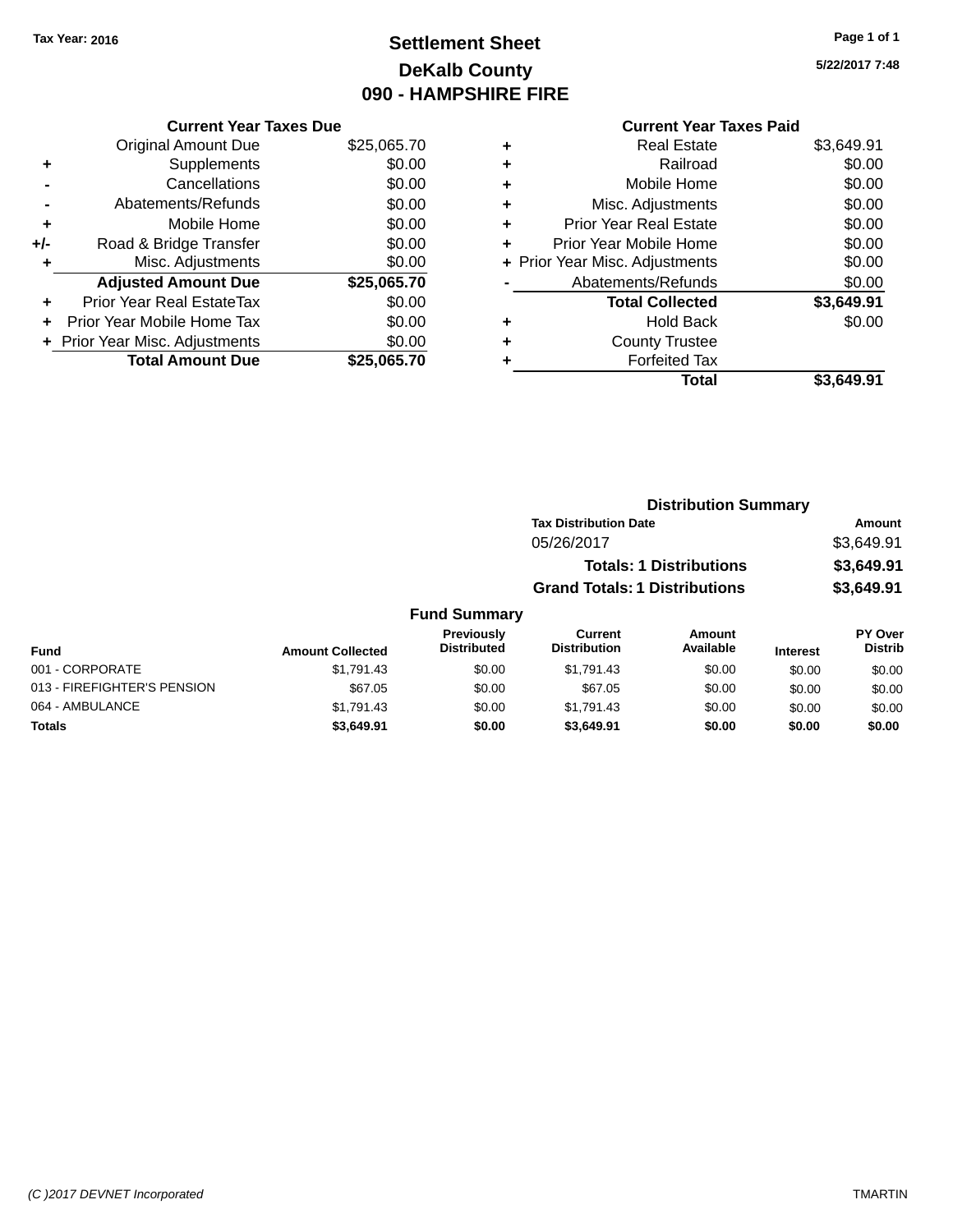Tax Year: 2016

# Settlement Sheet
## DeKalb County
## 090 - HAMPSHIRE FIRE

5/22/2017 7:48

### Current Year Taxes Due

| | | |
|---|---|---|
| | Original Amount Due | $25,065.70 |
| + | Supplements | $0.00 |
| - | Cancellations | $0.00 |
| - | Abatements/Refunds | $0.00 |
| + | Mobile Home | $0.00 |
| +/- | Road & Bridge Transfer | $0.00 |
| + | Misc. Adjustments | $0.00 |
| | **Adjusted Amount Due** | **$25,065.70** |
| + | Prior Year Real EstateTax | $0.00 |
| + | Prior Year Mobile Home Tax | $0.00 |
| + | Prior Year Misc. Adjustments | $0.00 |
| | **Total Amount Due** | **$25,065.70** |

### Current Year Taxes Paid

| | | |
|---|---|---|
| + | Real Estate | $3,649.91 |
| + | Railroad | $0.00 |
| + | Mobile Home | $0.00 |
| + | Misc. Adjustments | $0.00 |
| + | Prior Year Real Estate | $0.00 |
| + | Prior Year Mobile Home | $0.00 |
| + | Prior Year Misc. Adjustments | $0.00 |
| - | Abatements/Refunds | $0.00 |
| | **Total Collected** | **$3,649.91** |
| + | Hold Back | $0.00 |
| + | County Trustee | |
| + | Forfeited Tax | |
| | **Total** | **$3,649.91** |

### Distribution Summary

| Tax Distribution Date | Amount |
|---|---|
| 05/26/2017 | $3,649.91 |
| **Totals: 1 Distributions** | **$3,649.91** |
| **Grand Totals: 1 Distributions** | **$3,649.91** |

### Fund Summary

| Fund | Amount Collected | Previously Distributed | Current Distribution | Amount Available | Interest | PY Over Distrib |
|---|---|---|---|---|---|---|
| 001 - CORPORATE | $1,791.43 | $0.00 | $1,791.43 | $0.00 | $0.00 | $0.00 |
| 013 - FIREFIGHTER'S PENSION | $67.05 | $0.00 | $67.05 | $0.00 | $0.00 | $0.00 |
| 064 - AMBULANCE | $1,791.43 | $0.00 | $1,791.43 | $0.00 | $0.00 | $0.00 |
| **Totals** | **$3,649.91** | **$0.00** | **$3,649.91** | **$0.00** | **$0.00** | **$0.00** |

(C )2017 DEVNET Incorporated — TMARTIN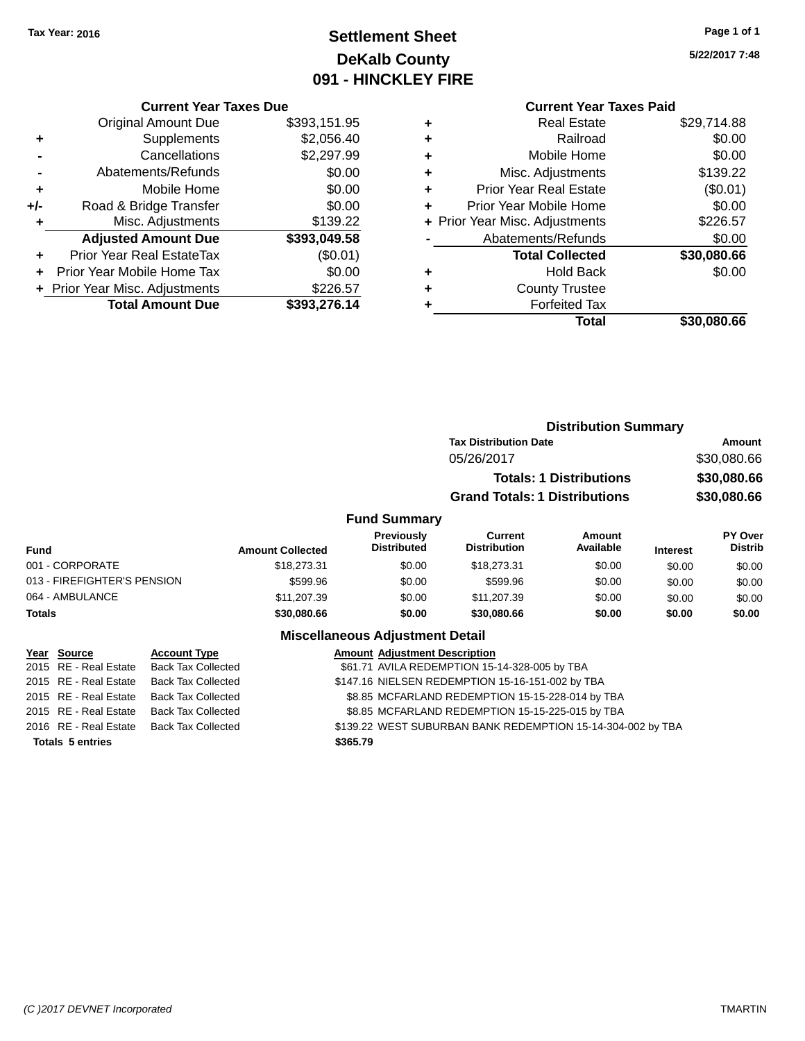Tax Year: 2016

# Settlement Sheet
## DeKalb County
## 091 - HINCKLEY FIRE

5/22/2017 7:48

### Current Year Taxes Due

| | | |
|---|---|---|
| | Original Amount Due | $393,151.95 |
| + | Supplements | $2,056.40 |
| - | Cancellations | $2,297.99 |
| - | Abatements/Refunds | $0.00 |
| + | Mobile Home | $0.00 |
| +/- | Road & Bridge Transfer | $0.00 |
| + | Misc. Adjustments | $139.22 |
| | **Adjusted Amount Due** | **$393,049.58** |
| + | Prior Year Real EstateTax | ($0.01) |
| + | Prior Year Mobile Home Tax | $0.00 |
| + | Prior Year Misc. Adjustments | $226.57 |
| | **Total Amount Due** | **$393,276.14** |

### Current Year Taxes Paid

| | | |
|---|---|---|
| + | Real Estate | $29,714.88 |
| + | Railroad | $0.00 |
| + | Mobile Home | $0.00 |
| + | Misc. Adjustments | $139.22 |
| + | Prior Year Real Estate | ($0.01) |
| + | Prior Year Mobile Home | $0.00 |
| + | Prior Year Misc. Adjustments | $226.57 |
| - | Abatements/Refunds | $0.00 |
| | **Total Collected** | **$30,080.66** |
| + | Hold Back | $0.00 |
| + | County Trustee | |
| + | Forfeited Tax | |
| | **Total** | **$30,080.66** |

### Distribution Summary

| Tax Distribution Date | Amount |
|---|---|
| 05/26/2017 | $30,080.66 |
| **Totals: 1 Distributions** | **$30,080.66** |
| **Grand Totals: 1 Distributions** | **$30,080.66** |

### Fund Summary

| Fund | Amount Collected | Previously Distributed | Current Distribution | Amount Available | Interest | PY Over Distrib |
|---|---|---|---|---|---|---|
| 001 - CORPORATE | $18,273.31 | $0.00 | $18,273.31 | $0.00 | $0.00 | $0.00 |
| 013 - FIREFIGHTER'S PENSION | $599.96 | $0.00 | $599.96 | $0.00 | $0.00 | $0.00 |
| 064 - AMBULANCE | $11,207.39 | $0.00 | $11,207.39 | $0.00 | $0.00 | $0.00 |
| **Totals** | **$30,080.66** | **$0.00** | **$30,080.66** | **$0.00** | **$0.00** | **$0.00** |

### Miscellaneous Adjustment Detail

| Year | Source | Account Type | Amount | Adjustment Description |
|---|---|---|---|---|
| 2015 | RE - Real Estate | Back Tax Collected | $61.71 | AVILA REDEMPTION 15-14-328-005 by TBA |
| 2015 | RE - Real Estate | Back Tax Collected | $147.16 | NIELSEN REDEMPTION 15-16-151-002 by TBA |
| 2015 | RE - Real Estate | Back Tax Collected | $8.85 | MCFARLAND REDEMPTION 15-15-228-014 by TBA |
| 2015 | RE - Real Estate | Back Tax Collected | $8.85 | MCFARLAND REDEMPTION 15-15-225-015 by TBA |
| 2016 | RE - Real Estate | Back Tax Collected | $139.22 | WEST SUBURBAN BANK REDEMPTION 15-14-304-002 by TBA |
| **Totals 5 entries** | | | **$365.79** | |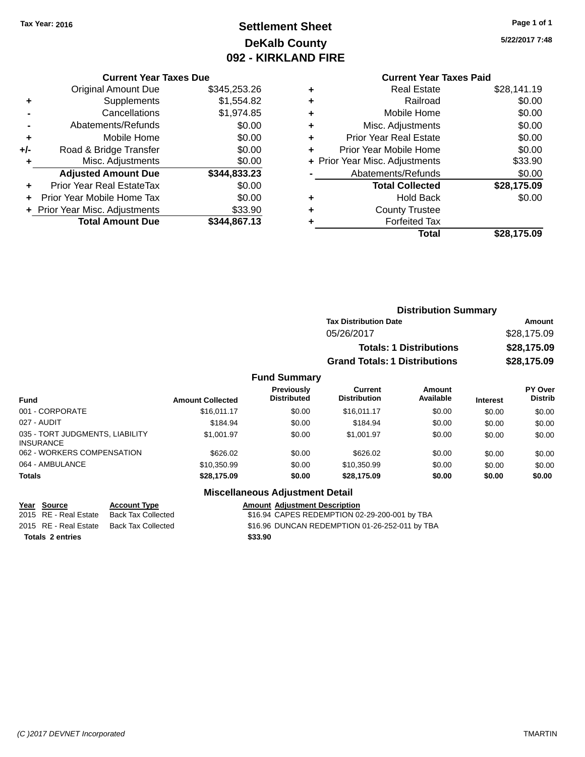Tax Year: 2016

# Settlement Sheet
## DeKalb County
## 092 - KIRKLAND FIRE

5/22/2017 7:48

### Current Year Taxes Due

| | | |
|---|---|---|
| | Original Amount Due | $345,253.26 |
| + | Supplements | $1,554.82 |
| - | Cancellations | $1,974.85 |
| - | Abatements/Refunds | $0.00 |
| + | Mobile Home | $0.00 |
| +/- | Road & Bridge Transfer | $0.00 |
| + | Misc. Adjustments | $0.00 |
| | **Adjusted Amount Due** | **$344,833.23** |
| + | Prior Year Real EstateTax | $0.00 |
| + | Prior Year Mobile Home Tax | $0.00 |
| + | Prior Year Misc. Adjustments | $33.90 |
| | **Total Amount Due** | **$344,867.13** |

### Current Year Taxes Paid

| | | |
|---|---|---|
| + | Real Estate | $28,141.19 |
| + | Railroad | $0.00 |
| + | Mobile Home | $0.00 |
| + | Misc. Adjustments | $0.00 |
| + | Prior Year Real Estate | $0.00 |
| + | Prior Year Mobile Home | $0.00 |
| + | Prior Year Misc. Adjustments | $33.90 |
| - | Abatements/Refunds | $0.00 |
| | **Total Collected** | **$28,175.09** |
| + | Hold Back | $0.00 |
| + | County Trustee | |
| + | Forfeited Tax | |
| | **Total** | **$28,175.09** |

### Distribution Summary

| Tax Distribution Date | Amount |
|---|---|
| 05/26/2017 | $28,175.09 |
| **Totals: 1 Distributions** | **$28,175.09** |
| **Grand Totals: 1 Distributions** | **$28,175.09** |

### Fund Summary

| Fund | Amount Collected | Previously Distributed | Current Distribution | Amount Available | Interest | PY Over Distrib |
|---|---|---|---|---|---|---|
| 001 - CORPORATE | $16,011.17 | $0.00 | $16,011.17 | $0.00 | $0.00 | $0.00 |
| 027 - AUDIT | $184.94 | $0.00 | $184.94 | $0.00 | $0.00 | $0.00 |
| 035 - TORT JUDGMENTS, LIABILITY INSURANCE | $1,001.97 | $0.00 | $1,001.97 | $0.00 | $0.00 | $0.00 |
| 062 - WORKERS COMPENSATION | $626.02 | $0.00 | $626.02 | $0.00 | $0.00 | $0.00 |
| 064 - AMBULANCE | $10,350.99 | $0.00 | $10,350.99 | $0.00 | $0.00 | $0.00 |
| **Totals** | **$28,175.09** | **$0.00** | **$28,175.09** | **$0.00** | **$0.00** | **$0.00** |

### Miscellaneous Adjustment Detail

| Year | Source | Account Type | Amount | Adjustment Description |
|---|---|---|---|---|
| 2015 | RE - Real Estate | Back Tax Collected | $16.94 | CAPES REDEMPTION 02-29-200-001 by TBA |
| 2015 | RE - Real Estate | Back Tax Collected | $16.96 | DUNCAN REDEMPTION 01-26-252-011 by TBA |
| **Totals 2 entries** | | | **$33.90** | |

(C )2017 DEVNET Incorporated TMARTIN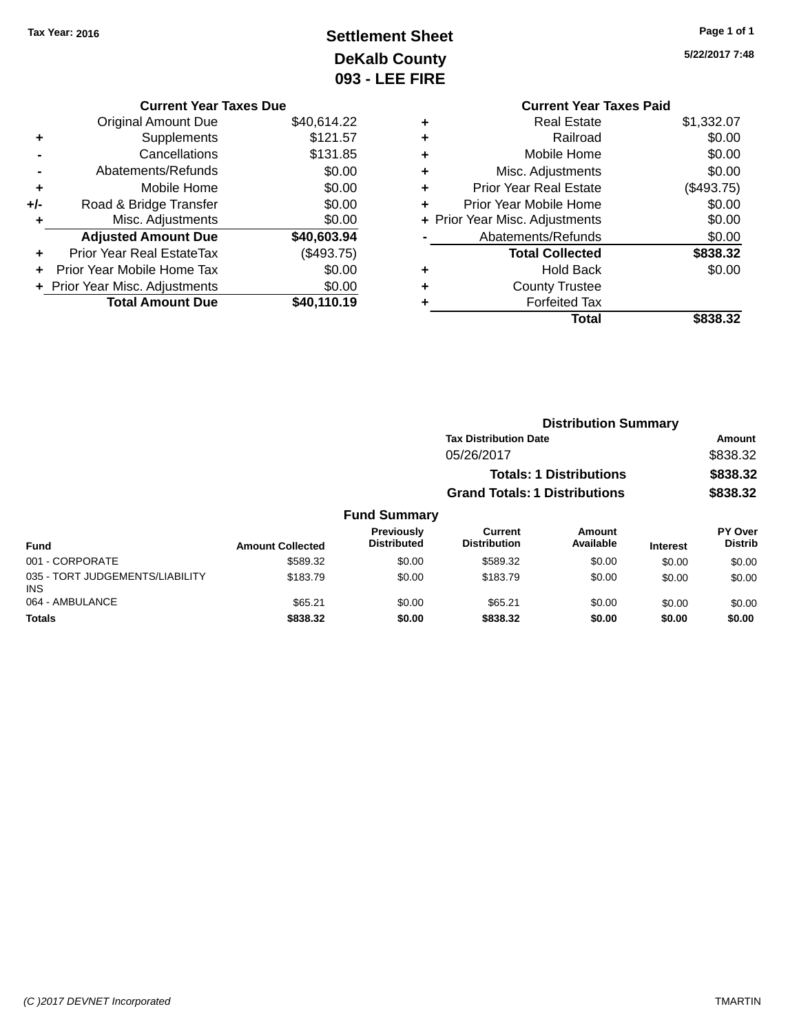**Tax Year: 2016**

# Settlement Sheet
## DeKalb County
## 093 - LEE FIRE

5/22/2017 7:48

| | Current Year Taxes Due | |
|---|---|---|
| | Original Amount Due | $40,614.22 |
| + | Supplements | $121.57 |
| - | Cancellations | $131.85 |
| - | Abatements/Refunds | $0.00 |
| + | Mobile Home | $0.00 |
| +/- | Road & Bridge Transfer | $0.00 |
| + | Misc. Adjustments | $0.00 |
| | **Adjusted Amount Due** | **$40,603.94** |
| + | Prior Year Real EstateTax | ($493.75) |
| + | Prior Year Mobile Home Tax | $0.00 |
| + | Prior Year Misc. Adjustments | $0.00 |
| | **Total Amount Due** | **$40,110.19** |

| | Current Year Taxes Paid | |
|---|---|---|
| + | Real Estate | $1,332.07 |
| + | Railroad | $0.00 |
| + | Mobile Home | $0.00 |
| + | Misc. Adjustments | $0.00 |
| + | Prior Year Real Estate | ($493.75) |
| + | Prior Year Mobile Home | $0.00 |
| + | Prior Year Misc. Adjustments | $0.00 |
| - | Abatements/Refunds | $0.00 |
| | **Total Collected** | **$838.32** |
| + | Hold Back | $0.00 |
| + | County Trustee | |
| + | Forfeited Tax | |
| | **Total** | **$838.32** |

### Distribution Summary

| Tax Distribution Date | Amount |
|---|---|
| 05/26/2017 | $838.32 |
| **Totals: 1 Distributions** | **$838.32** |
| **Grand Totals: 1 Distributions** | **$838.32** |

### Fund Summary

| Fund | Amount Collected | Previously Distributed | Current Distribution | Amount Available | Interest | PY Over Distrib |
|---|---|---|---|---|---|---|
| 001 - CORPORATE | $589.32 | $0.00 | $589.32 | $0.00 | $0.00 | $0.00 |
| 035 - TORT JUDGEMENTS/LIABILITY INS | $183.79 | $0.00 | $183.79 | $0.00 | $0.00 | $0.00 |
| 064 - AMBULANCE | $65.21 | $0.00 | $65.21 | $0.00 | $0.00 | $0.00 |
| **Totals** | **$838.32** | **$0.00** | **$838.32** | **$0.00** | **$0.00** | **$0.00** |

(C )2017 DEVNET Incorporated — TMARTIN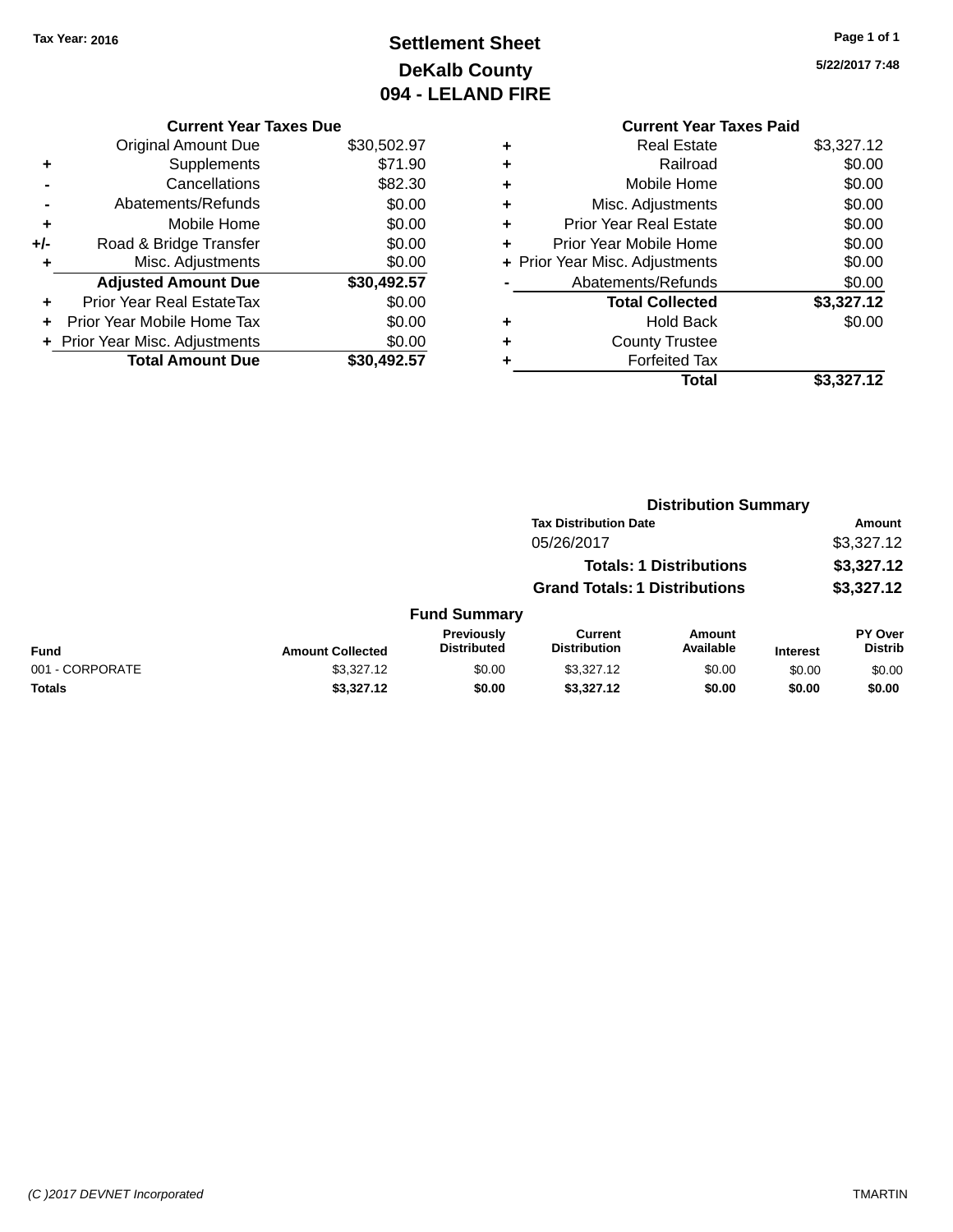Tax Year: 2016

# Settlement Sheet
## DeKalb County
## 094 - LELAND FIRE

5/22/2017 7:48

### Current Year Taxes Due

| | | |
|---|---|---|
| | Original Amount Due | $30,502.97 |
| + | Supplements | $71.90 |
| - | Cancellations | $82.30 |
| - | Abatements/Refunds | $0.00 |
| + | Mobile Home | $0.00 |
| +/- | Road & Bridge Transfer | $0.00 |
| + | Misc. Adjustments | $0.00 |
| | **Adjusted Amount Due** | **$30,492.57** |
| + | Prior Year Real EstateTax | $0.00 |
| + | Prior Year Mobile Home Tax | $0.00 |
| + | Prior Year Misc. Adjustments | $0.00 |
| | **Total Amount Due** | **$30,492.57** |

### Current Year Taxes Paid

| | | |
|---|---|---|
| + | Real Estate | $3,327.12 |
| + | Railroad | $0.00 |
| + | Mobile Home | $0.00 |
| + | Misc. Adjustments | $0.00 |
| + | Prior Year Real Estate | $0.00 |
| + | Prior Year Mobile Home | $0.00 |
| + | Prior Year Misc. Adjustments | $0.00 |
| - | Abatements/Refunds | $0.00 |
| | **Total Collected** | **$3,327.12** |
| + | Hold Back | $0.00 |
| + | County Trustee | |
| + | Forfeited Tax | |
| | **Total** | **$3,327.12** |

### Distribution Summary

| Tax Distribution Date | Amount |
|---|---|
| 05/26/2017 | $3,327.12 |
| **Totals: 1 Distributions** | **$3,327.12** |
| **Grand Totals: 1 Distributions** | **$3,327.12** |

### Fund Summary

| Fund | Amount Collected | Previously Distributed | Current Distribution | Amount Available | Interest | PY Over Distrib |
|---|---|---|---|---|---|---|
| 001 - CORPORATE | $3,327.12 | $0.00 | $3,327.12 | $0.00 | $0.00 | $0.00 |
| **Totals** | **$3,327.12** | **$0.00** | **$3,327.12** | **$0.00** | **$0.00** | **$0.00** |

(C )2017 DEVNET Incorporated — TMARTIN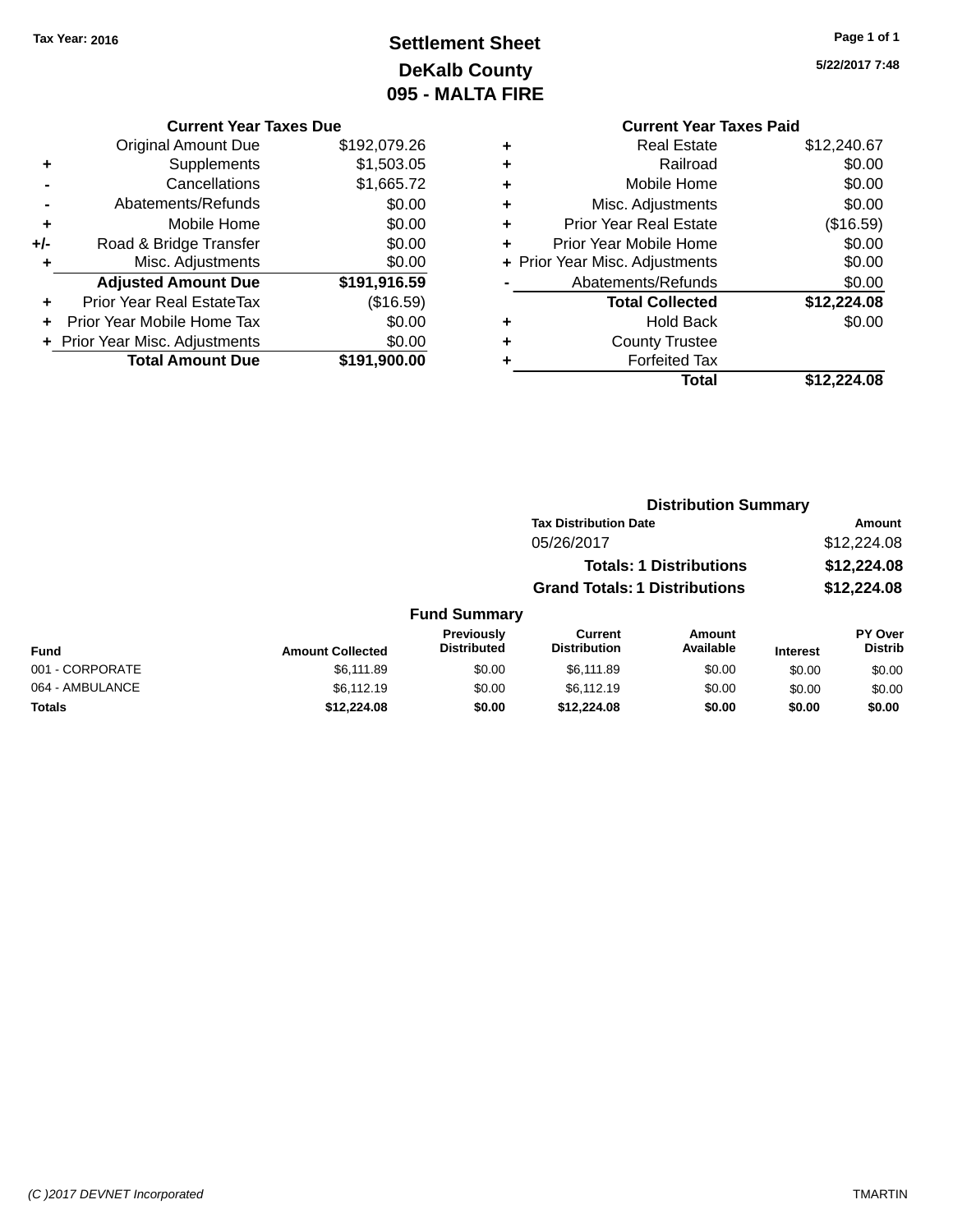Tax Year: 2016

# Settlement Sheet
## DeKalb County
## 095 - MALTA FIRE

5/22/2017 7:48

### Current Year Taxes Due

| | | |
|---|---|---|
| | Original Amount Due | $192,079.26 |
| + | Supplements | $1,503.05 |
| - | Cancellations | $1,665.72 |
| - | Abatements/Refunds | $0.00 |
| + | Mobile Home | $0.00 |
| +/- | Road & Bridge Transfer | $0.00 |
| + | Misc. Adjustments | $0.00 |
| | **Adjusted Amount Due** | **$191,916.59** |
| + | Prior Year Real EstateTax | ($16.59) |
| + | Prior Year Mobile Home Tax | $0.00 |
| + | Prior Year Misc. Adjustments | $0.00 |
| | **Total Amount Due** | **$191,900.00** |

### Current Year Taxes Paid

| | | |
|---|---|---|
| + | Real Estate | $12,240.67 |
| + | Railroad | $0.00 |
| + | Mobile Home | $0.00 |
| + | Misc. Adjustments | $0.00 |
| + | Prior Year Real Estate | ($16.59) |
| + | Prior Year Mobile Home | $0.00 |
| + | Prior Year Misc. Adjustments | $0.00 |
| - | Abatements/Refunds | $0.00 |
| | **Total Collected** | **$12,224.08** |
| + | Hold Back | $0.00 |
| + | County Trustee | |
| + | Forfeited Tax | |
| | **Total** | **$12,224.08** |

### Distribution Summary

| Tax Distribution Date | Amount |
|---|---|
| 05/26/2017 | $12,224.08 |
| **Totals: 1 Distributions** | **$12,224.08** |
| **Grand Totals: 1 Distributions** | **$12,224.08** |

### Fund Summary

| Fund | Amount Collected | Previously Distributed | Current Distribution | Amount Available | Interest | PY Over Distrib |
|---|---|---|---|---|---|---|
| 001 - CORPORATE | $6,111.89 | $0.00 | $6,111.89 | $0.00 | $0.00 | $0.00 |
| 064 - AMBULANCE | $6,112.19 | $0.00 | $6,112.19 | $0.00 | $0.00 | $0.00 |
| **Totals** | **$12,224.08** | **$0.00** | **$12,224.08** | **$0.00** | **$0.00** | **$0.00** |

(C )2017 DEVNET Incorporated — TMARTIN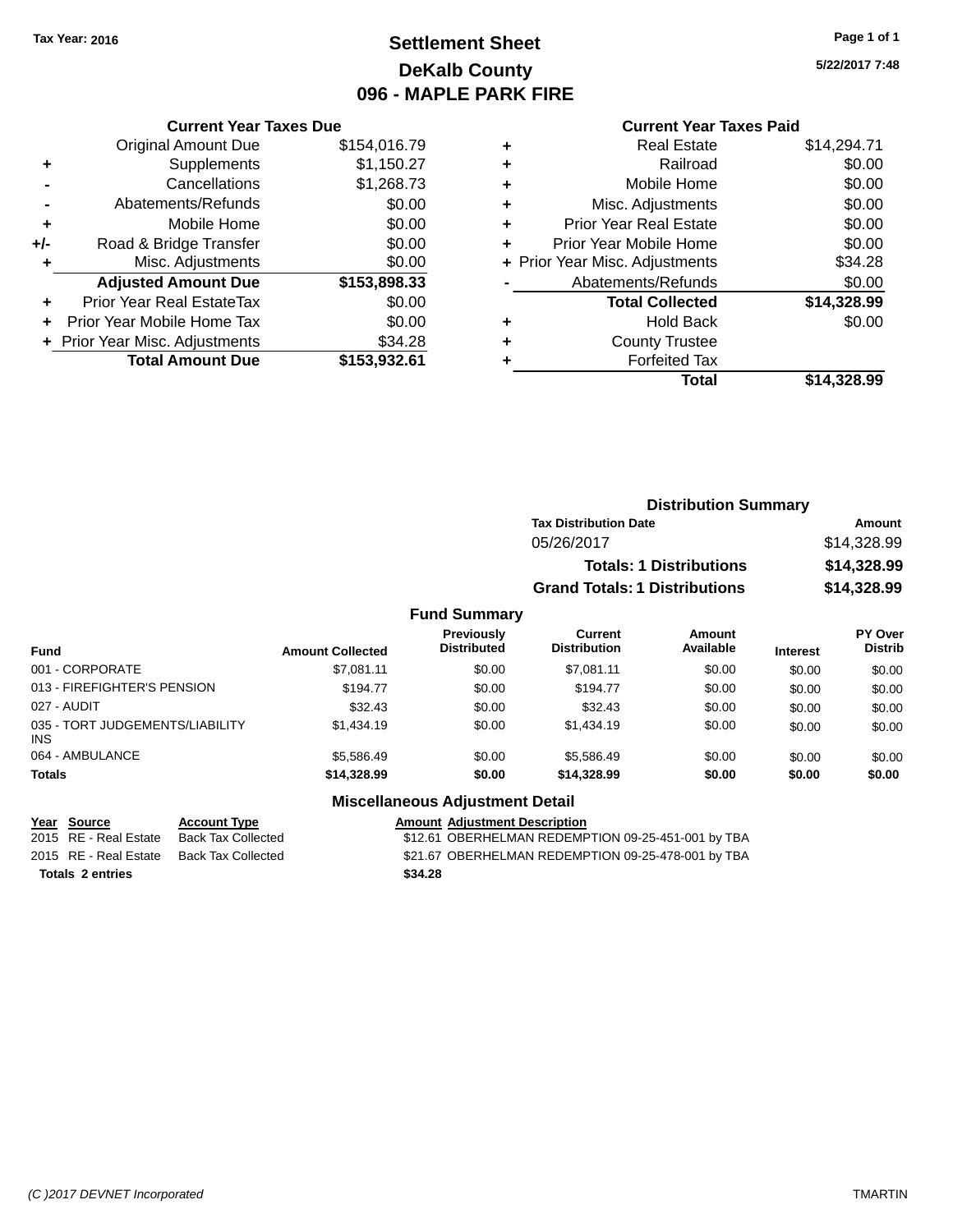Tax Year: 2016

# Settlement Sheet
## DeKalb County
## 096 - MAPLE PARK FIRE

5/22/2017 7:48

### Current Year Taxes Due

| | | |
|---|---|---|
| | Original Amount Due | $154,016.79 |
| + | Supplements | $1,150.27 |
| - | Cancellations | $1,268.73 |
| - | Abatements/Refunds | $0.00 |
| + | Mobile Home | $0.00 |
| +/- | Road & Bridge Transfer | $0.00 |
| + | Misc. Adjustments | $0.00 |
| | **Adjusted Amount Due** | **$153,898.33** |
| + | Prior Year Real EstateTax | $0.00 |
| + | Prior Year Mobile Home Tax | $0.00 |
| + | Prior Year Misc. Adjustments | $34.28 |
| | **Total Amount Due** | **$153,932.61** |

### Current Year Taxes Paid

| | | |
|---|---|---|
| + | Real Estate | $14,294.71 |
| + | Railroad | $0.00 |
| + | Mobile Home | $0.00 |
| + | Misc. Adjustments | $0.00 |
| + | Prior Year Real Estate | $0.00 |
| + | Prior Year Mobile Home | $0.00 |
| + | Prior Year Misc. Adjustments | $34.28 |
| - | Abatements/Refunds | $0.00 |
| | **Total Collected** | **$14,328.99** |
| + | Hold Back | $0.00 |
| + | County Trustee | |
| + | Forfeited Tax | |
| | **Total** | **$14,328.99** |

### Distribution Summary

| Tax Distribution Date | Amount |
|---|---|
| 05/26/2017 | $14,328.99 |
| **Totals: 1 Distributions** | **$14,328.99** |
| **Grand Totals: 1 Distributions** | **$14,328.99** |

### Fund Summary

| Fund | Amount Collected | Previously Distributed | Current Distribution | Amount Available | Interest | PY Over Distrib |
|---|---|---|---|---|---|---|
| 001 - CORPORATE | $7,081.11 | $0.00 | $7,081.11 | $0.00 | $0.00 | $0.00 |
| 013 - FIREFIGHTER'S PENSION | $194.77 | $0.00 | $194.77 | $0.00 | $0.00 | $0.00 |
| 027 - AUDIT | $32.43 | $0.00 | $32.43 | $0.00 | $0.00 | $0.00 |
| 035 - TORT JUDGEMENTS/LIABILITY INS | $1,434.19 | $0.00 | $1,434.19 | $0.00 | $0.00 | $0.00 |
| 064 - AMBULANCE | $5,586.49 | $0.00 | $5,586.49 | $0.00 | $0.00 | $0.00 |
| **Totals** | **$14,328.99** | **$0.00** | **$14,328.99** | **$0.00** | **$0.00** | **$0.00** |

### Miscellaneous Adjustment Detail

| Year | Source | Account Type | Amount | Adjustment Description |
|---|---|---|---|---|
| 2015 | RE - Real Estate | Back Tax Collected | $12.61 | OBERHELMAN REDEMPTION 09-25-451-001 by TBA |
| 2015 | RE - Real Estate | Back Tax Collected | $21.67 | OBERHELMAN REDEMPTION 09-25-478-001 by TBA |
| **Totals 2 entries** | | | **$34.28** | |

(C )2017 DEVNET Incorporated TMARTIN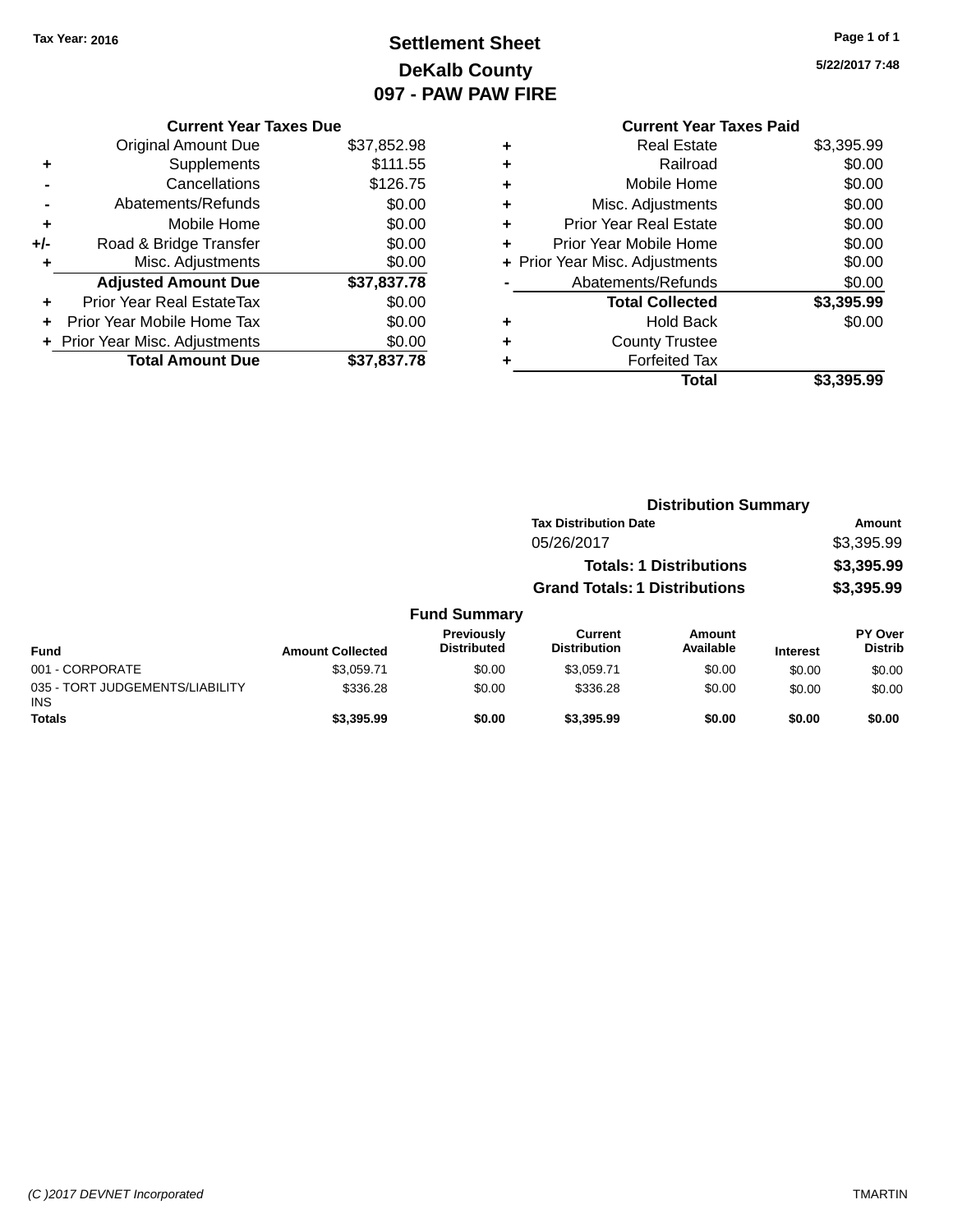Tax Year: 2016

# Settlement Sheet
## DeKalb County
## 097 - PAW PAW FIRE

5/22/2017 7:48

### Current Year Taxes Due

| | | |
|---|---|---|
| | Original Amount Due | $37,852.98 |
| + | Supplements | $111.55 |
| - | Cancellations | $126.75 |
| - | Abatements/Refunds | $0.00 |
| + | Mobile Home | $0.00 |
| +/- | Road & Bridge Transfer | $0.00 |
| + | Misc. Adjustments | $0.00 |
| | **Adjusted Amount Due** | **$37,837.78** |
| + | Prior Year Real EstateTax | $0.00 |
| + | Prior Year Mobile Home Tax | $0.00 |
| + | Prior Year Misc. Adjustments | $0.00 |
| | **Total Amount Due** | **$37,837.78** |

### Current Year Taxes Paid

| | | |
|---|---|---|
| + | Real Estate | $3,395.99 |
| + | Railroad | $0.00 |
| + | Mobile Home | $0.00 |
| + | Misc. Adjustments | $0.00 |
| + | Prior Year Real Estate | $0.00 |
| + | Prior Year Mobile Home | $0.00 |
| + | Prior Year Misc. Adjustments | $0.00 |
| - | Abatements/Refunds | $0.00 |
| | **Total Collected** | **$3,395.99** |
| + | Hold Back | $0.00 |
| + | County Trustee | |
| + | Forfeited Tax | |
| | **Total** | **$3,395.99** |

### Distribution Summary

| Tax Distribution Date | Amount |
|---|---|
| 05/26/2017 | $3,395.99 |
| **Totals: 1 Distributions** | **$3,395.99** |
| **Grand Totals: 1 Distributions** | **$3,395.99** |

### Fund Summary

| Fund | Amount Collected | Previously Distributed | Current Distribution | Amount Available | Interest | PY Over Distrib |
|---|---|---|---|---|---|---|
| 001 - CORPORATE | $3,059.71 | $0.00 | $3,059.71 | $0.00 | $0.00 | $0.00 |
| 035 - TORT JUDGEMENTS/LIABILITY INS | $336.28 | $0.00 | $336.28 | $0.00 | $0.00 | $0.00 |
| **Totals** | **$3,395.99** | **$0.00** | **$3,395.99** | **$0.00** | **$0.00** | **$0.00** |

(C )2017 DEVNET Incorporated TMARTIN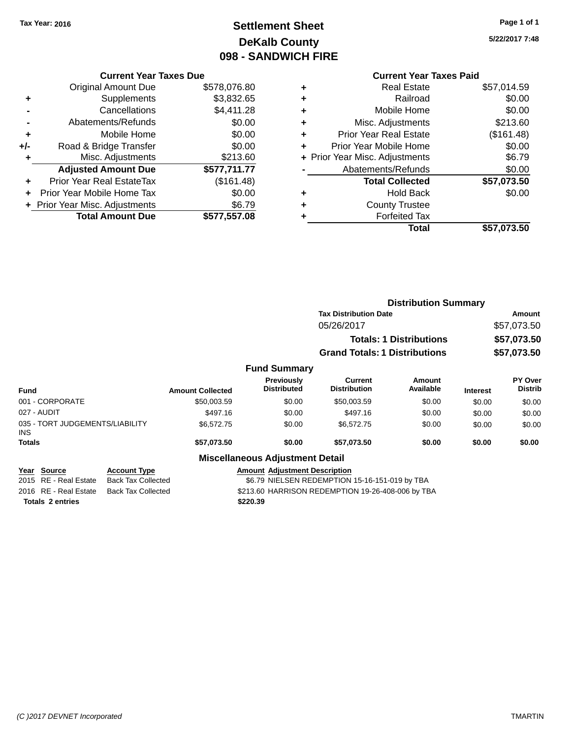Tax Year: 2016

# Settlement Sheet
# DeKalb County
# 098 - SANDWICH FIRE

5/22/2017 7:48

### Current Year Taxes Due

| | | |
|---|---|---|
| | Original Amount Due | $578,076.80 |
| + | Supplements | $3,832.65 |
| - | Cancellations | $4,411.28 |
| - | Abatements/Refunds | $0.00 |
| + | Mobile Home | $0.00 |
| +/- | Road & Bridge Transfer | $0.00 |
| + | Misc. Adjustments | $213.60 |
| | **Adjusted Amount Due** | **$577,711.77** |
| + | Prior Year Real EstateTax | ($161.48) |
| + | Prior Year Mobile Home Tax | $0.00 |
| + | Prior Year Misc. Adjustments | $6.79 |
| | **Total Amount Due** | **$577,557.08** |

### Current Year Taxes Paid

| | | |
|---|---|---|
| + | Real Estate | $57,014.59 |
| + | Railroad | $0.00 |
| + | Mobile Home | $0.00 |
| + | Misc. Adjustments | $213.60 |
| + | Prior Year Real Estate | ($161.48) |
| + | Prior Year Mobile Home | $0.00 |
| + | Prior Year Misc. Adjustments | $6.79 |
| - | Abatements/Refunds | $0.00 |
| | **Total Collected** | **$57,073.50** |
| + | Hold Back | $0.00 |
| + | County Trustee | |
| + | Forfeited Tax | |
| | **Total** | **$57,073.50** |

### Distribution Summary

| Tax Distribution Date | Amount |
|---|---|
| 05/26/2017 | $57,073.50 |
| **Totals: 1 Distributions** | **$57,073.50** |
| **Grand Totals: 1 Distributions** | **$57,073.50** |

### Fund Summary

| Fund | Amount Collected | Previously Distributed | Current Distribution | Amount Available | Interest | PY Over Distrib |
|---|---|---|---|---|---|---|
| 001 - CORPORATE | $50,003.59 | $0.00 | $50,003.59 | $0.00 | $0.00 | $0.00 |
| 027 - AUDIT | $497.16 | $0.00 | $497.16 | $0.00 | $0.00 | $0.00 |
| 035 - TORT JUDGEMENTS/LIABILITY INS | $6,572.75 | $0.00 | $6,572.75 | $0.00 | $0.00 | $0.00 |
| **Totals** | **$57,073.50** | **$0.00** | **$57,073.50** | **$0.00** | **$0.00** | **$0.00** |

### Miscellaneous Adjustment Detail

| Year | Source | Account Type | Amount | Adjustment Description |
|---|---|---|---|---|
| 2015 | RE - Real Estate | Back Tax Collected | $6.79 | NIELSEN REDEMPTION 15-16-151-019 by TBA |
| 2016 | RE - Real Estate | Back Tax Collected | $213.60 | HARRISON REDEMPTION 19-26-408-006 by TBA |
| **Totals 2 entries** | | | **$220.39** | |

(C )2017 DEVNET Incorporated TMARTIN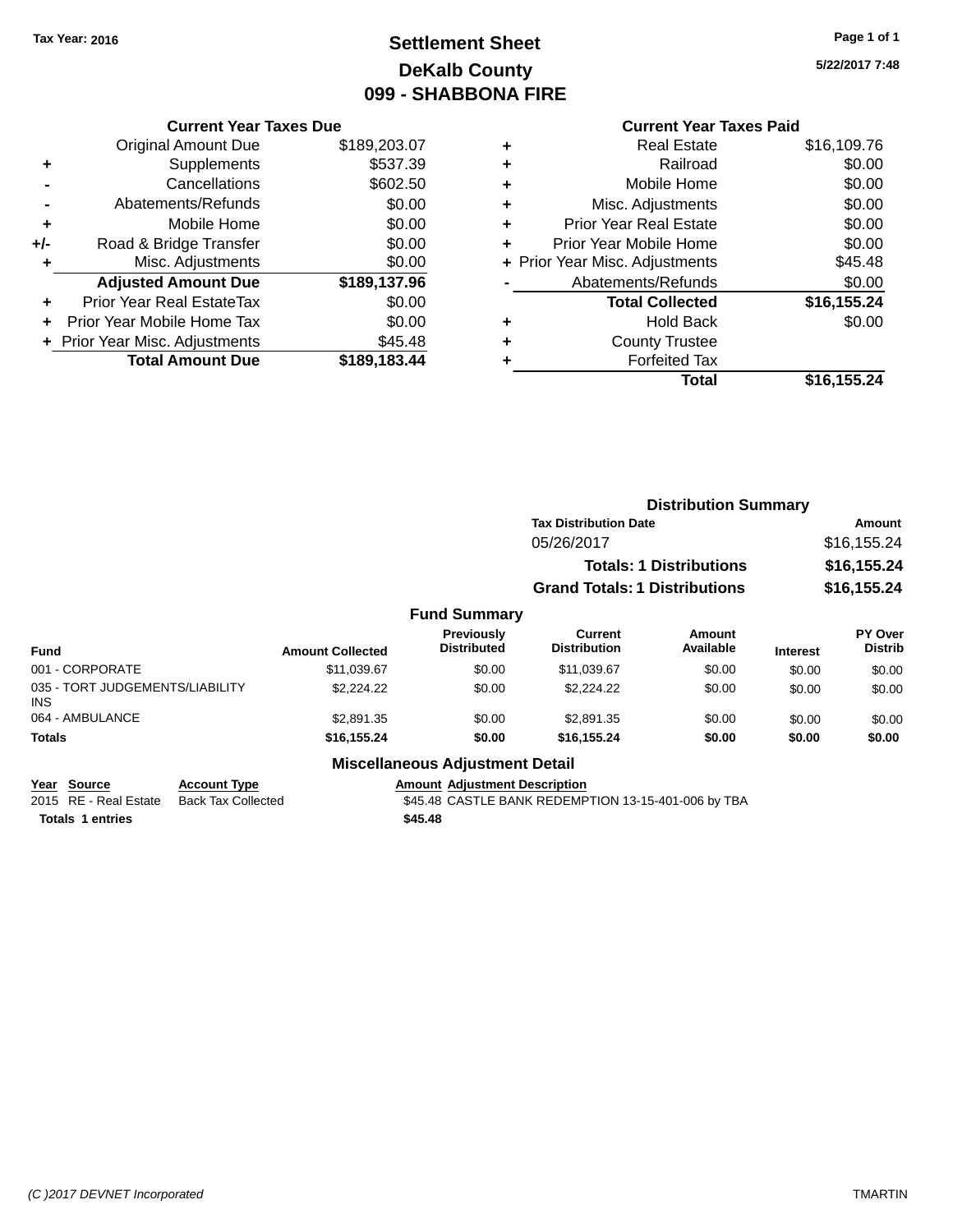Tax Year: 2016

# Settlement Sheet
## DeKalb County
## 099 - SHABBONA FIRE

5/22/2017 7:48

### Current Year Taxes Due

| | | |
|---|---|---|
| | Original Amount Due | $189,203.07 |
| + | Supplements | $537.39 |
| - | Cancellations | $602.50 |
| - | Abatements/Refunds | $0.00 |
| + | Mobile Home | $0.00 |
| +/- | Road & Bridge Transfer | $0.00 |
| + | Misc. Adjustments | $0.00 |
| | **Adjusted Amount Due** | **$189,137.96** |
| + | Prior Year Real EstateTax | $0.00 |
| + | Prior Year Mobile Home Tax | $0.00 |
| + | Prior Year Misc. Adjustments | $45.48 |
| | **Total Amount Due** | **$189,183.44** |

### Current Year Taxes Paid

| | | |
|---|---|---|
| + | Real Estate | $16,109.76 |
| + | Railroad | $0.00 |
| + | Mobile Home | $0.00 |
| + | Misc. Adjustments | $0.00 |
| + | Prior Year Real Estate | $0.00 |
| + | Prior Year Mobile Home | $0.00 |
| + | Prior Year Misc. Adjustments | $45.48 |
| - | Abatements/Refunds | $0.00 |
| | **Total Collected** | **$16,155.24** |
| + | Hold Back | $0.00 |
| + | County Trustee | |
| + | Forfeited Tax | |
| | **Total** | **$16,155.24** |

### Distribution Summary

| Tax Distribution Date | Amount |
|---|---|
| 05/26/2017 | $16,155.24 |
| **Totals: 1 Distributions** | **$16,155.24** |
| **Grand Totals: 1 Distributions** | **$16,155.24** |

### Fund Summary

| Fund | Amount Collected | Previously Distributed | Current Distribution | Amount Available | Interest | PY Over Distrib |
|---|---|---|---|---|---|---|
| 001 - CORPORATE | $11,039.67 | $0.00 | $11,039.67 | $0.00 | $0.00 | $0.00 |
| 035 - TORT JUDGEMENTS/LIABILITY INS | $2,224.22 | $0.00 | $2,224.22 | $0.00 | $0.00 | $0.00 |
| 064 - AMBULANCE | $2,891.35 | $0.00 | $2,891.35 | $0.00 | $0.00 | $0.00 |
| **Totals** | **$16,155.24** | **$0.00** | **$16,155.24** | **$0.00** | **$0.00** | **$0.00** |

### Miscellaneous Adjustment Detail

| Year | Source | Account Type | Amount | Adjustment Description |
|---|---|---|---|---|
| 2015 | RE - Real Estate | Back Tax Collected | $45.48 | CASTLE BANK REDEMPTION 13-15-401-006 by TBA |
| **Totals** | **1 entries** | | **$45.48** | |

(C )2017 DEVNET Incorporated TMARTIN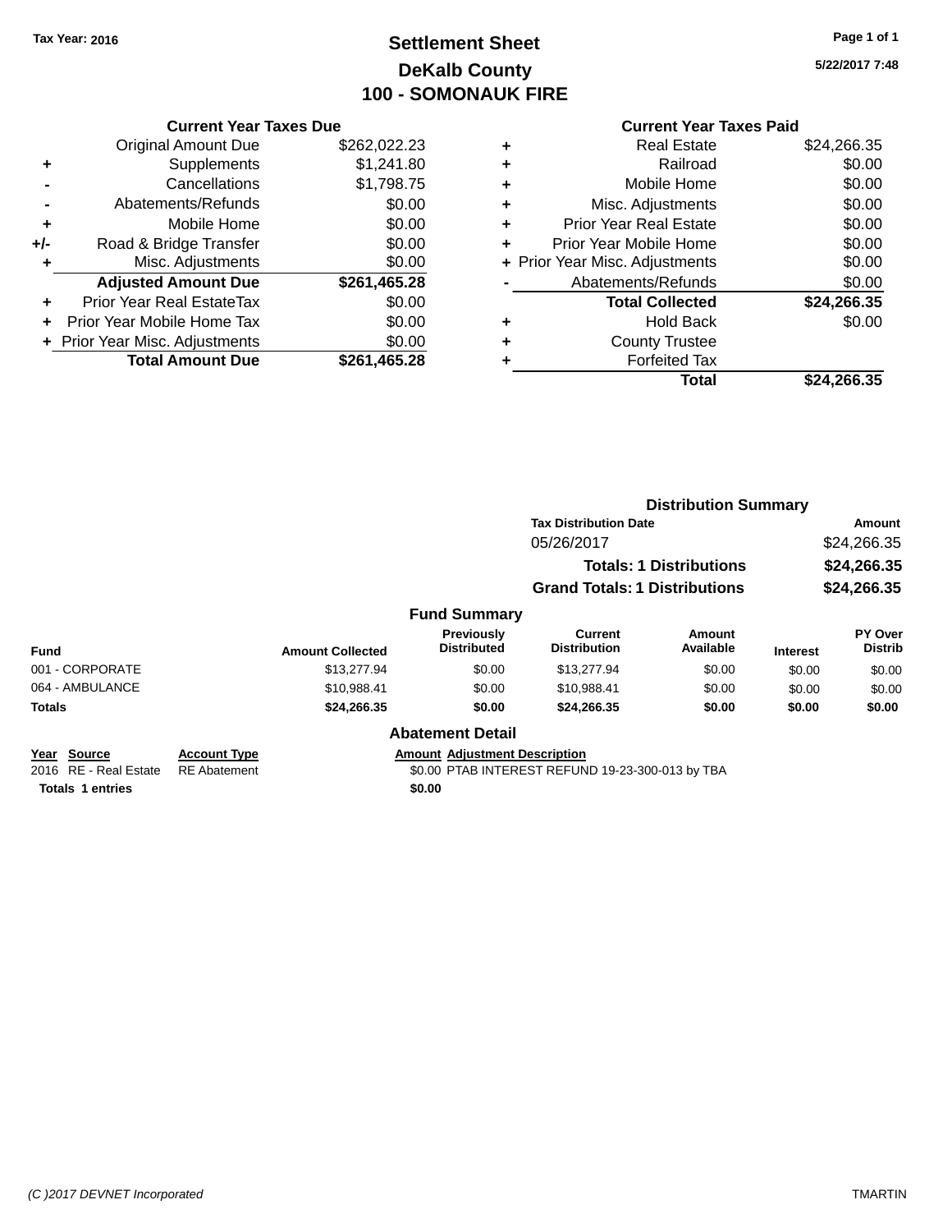Tax Year: 2016

# Settlement Sheet

## DeKalb County

## 100 - SOMONAUK FIRE

5/22/2017 7:48

### Current Year Taxes Due

| | | |
|---|---|---|
| | Original Amount Due | $262,022.23 |
| + | Supplements | $1,241.80 |
| - | Cancellations | $1,798.75 |
| - | Abatements/Refunds | $0.00 |
| + | Mobile Home | $0.00 |
| +/- | Road & Bridge Transfer | $0.00 |
| + | Misc. Adjustments | $0.00 |
| | **Adjusted Amount Due** | **$261,465.28** |
| + | Prior Year Real EstateTax | $0.00 |
| + | Prior Year Mobile Home Tax | $0.00 |
| + | Prior Year Misc. Adjustments | $0.00 |
| | **Total Amount Due** | **$261,465.28** |

### Current Year Taxes Paid

| | | |
|---|---|---|
| + | Real Estate | $24,266.35 |
| + | Railroad | $0.00 |
| + | Mobile Home | $0.00 |
| + | Misc. Adjustments | $0.00 |
| + | Prior Year Real Estate | $0.00 |
| + | Prior Year Mobile Home | $0.00 |
| + | Prior Year Misc. Adjustments | $0.00 |
| - | Abatements/Refunds | $0.00 |
| | **Total Collected** | **$24,266.35** |
| + | Hold Back | $0.00 |
| + | County Trustee | |
| + | Forfeited Tax | |
| | **Total** | **$24,266.35** |

### Distribution Summary

| Tax Distribution Date | Amount |
|---|---|
| 05/26/2017 | $24,266.35 |
| **Totals: 1 Distributions** | **$24,266.35** |
| **Grand Totals: 1 Distributions** | **$24,266.35** |

### Fund Summary

| Fund | Amount Collected | Previously Distributed | Current Distribution | Amount Available | Interest | PY Over Distrib |
|---|---|---|---|---|---|---|
| 001 - CORPORATE | $13,277.94 | $0.00 | $13,277.94 | $0.00 | $0.00 | $0.00 |
| 064 - AMBULANCE | $10,988.41 | $0.00 | $10,988.41 | $0.00 | $0.00 | $0.00 |
| **Totals** | **$24,266.35** | **$0.00** | **$24,266.35** | **$0.00** | **$0.00** | **$0.00** |

### Abatement Detail

| Year | Source | Account Type | Amount | Adjustment Description |
|---|---|---|---|---|
| 2016 | RE - Real Estate | RE Abatement | $0.00 | PTAB INTEREST REFUND 19-23-300-013 by TBA |
| **Totals 1 entries** | | | **$0.00** | |

(C )2017 DEVNET Incorporated TMARTIN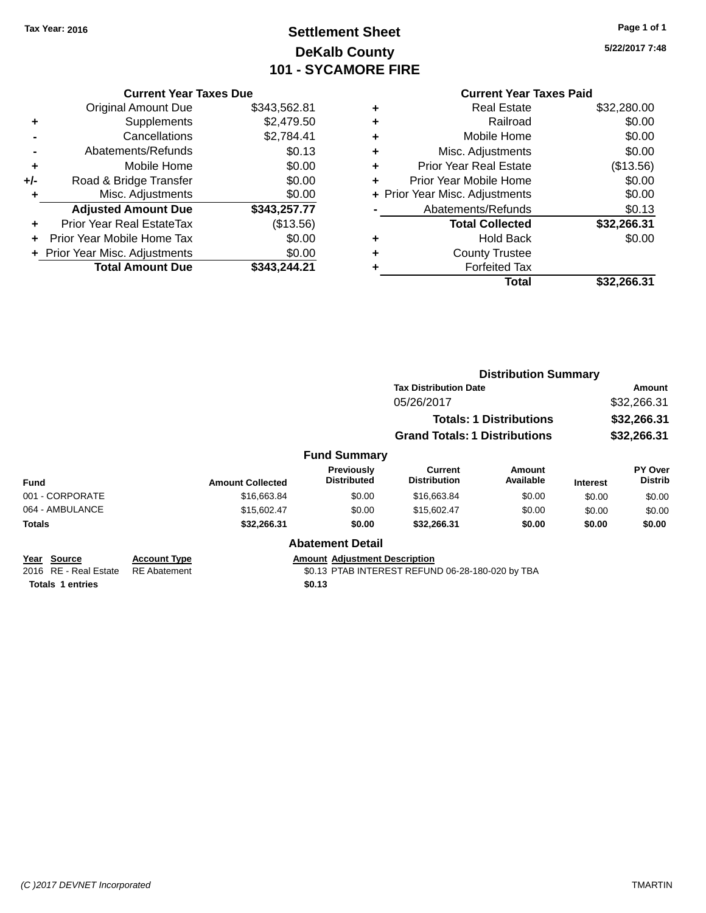Tax Year: 2016

# Settlement Sheet
## DeKalb County
## 101 - SYCAMORE FIRE

5/22/2017 7:48

### Current Year Taxes Due

| | | |
|---|---|---|
| | Original Amount Due | $343,562.81 |
| + | Supplements | $2,479.50 |
| - | Cancellations | $2,784.41 |
| - | Abatements/Refunds | $0.13 |
| + | Mobile Home | $0.00 |
| +/- | Road & Bridge Transfer | $0.00 |
| + | Misc. Adjustments | $0.00 |
| | **Adjusted Amount Due** | **$343,257.77** |
| + | Prior Year Real EstateTax | ($13.56) |
| + | Prior Year Mobile Home Tax | $0.00 |
| + | Prior Year Misc. Adjustments | $0.00 |
| | **Total Amount Due** | **$343,244.21** |

### Current Year Taxes Paid

| | | |
|---|---|---|
| + | Real Estate | $32,280.00 |
| + | Railroad | $0.00 |
| + | Mobile Home | $0.00 |
| + | Misc. Adjustments | $0.00 |
| + | Prior Year Real Estate | ($13.56) |
| + | Prior Year Mobile Home | $0.00 |
| + | Prior Year Misc. Adjustments | $0.00 |
| - | Abatements/Refunds | $0.13 |
| | **Total Collected** | **$32,266.31** |
| + | Hold Back | $0.00 |
| + | County Trustee | |
| + | Forfeited Tax | |
| | **Total** | **$32,266.31** |

### Distribution Summary

| Tax Distribution Date | Amount |
|---|---|
| 05/26/2017 | $32,266.31 |
| **Totals: 1 Distributions** | **$32,266.31** |
| **Grand Totals: 1 Distributions** | **$32,266.31** |

### Fund Summary

| Fund | Amount Collected | Previously Distributed | Current Distribution | Amount Available | Interest | PY Over Distrib |
|---|---|---|---|---|---|---|
| 001 - CORPORATE | $16,663.84 | $0.00 | $16,663.84 | $0.00 | $0.00 | $0.00 |
| 064 - AMBULANCE | $15,602.47 | $0.00 | $15,602.47 | $0.00 | $0.00 | $0.00 |
| **Totals** | **$32,266.31** | **$0.00** | **$32,266.31** | **$0.00** | **$0.00** | **$0.00** |

### Abatement Detail

| Year | Source | Account Type | Amount | Adjustment Description |
|---|---|---|---|---|
| 2016 | RE - Real Estate | RE Abatement | $0.13 | PTAB INTEREST REFUND 06-28-180-020 by TBA |
| **Totals 1 entries** | | | **$0.13** | |

(C )2017 DEVNET Incorporated TMARTIN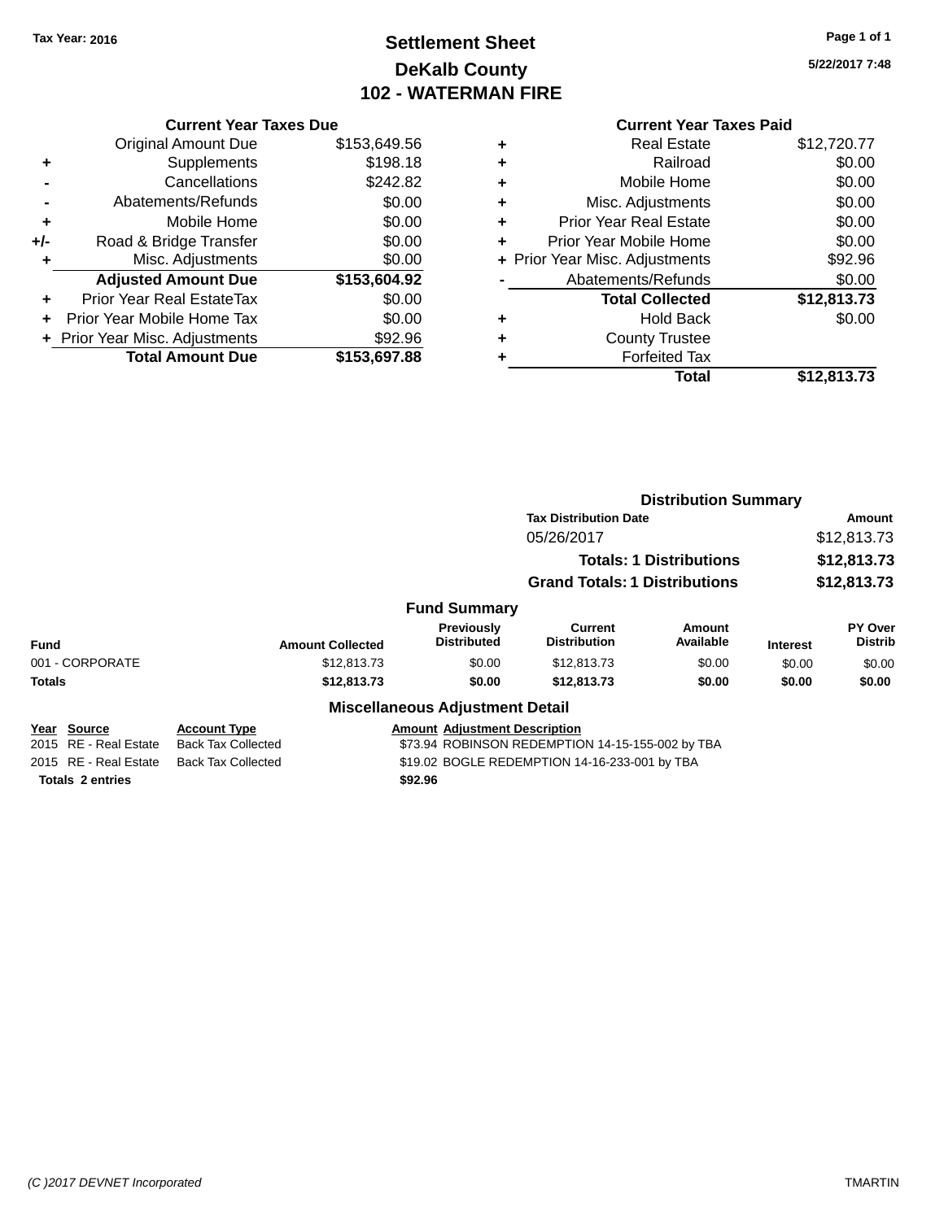Tax Year: 2016

# Settlement Sheet
## DeKalb County
## 102 - WATERMAN FIRE

5/22/2017 7:48

### Current Year Taxes Due

| | | |
|---|---|---|
| | Original Amount Due | $153,649.56 |
| + | Supplements | $198.18 |
| - | Cancellations | $242.82 |
| - | Abatements/Refunds | $0.00 |
| + | Mobile Home | $0.00 |
| +/- | Road & Bridge Transfer | $0.00 |
| + | Misc. Adjustments | $0.00 |
| | **Adjusted Amount Due** | **$153,604.92** |
| + | Prior Year Real EstateTax | $0.00 |
| + | Prior Year Mobile Home Tax | $0.00 |
| + | Prior Year Misc. Adjustments | $92.96 |
| | **Total Amount Due** | **$153,697.88** |

### Current Year Taxes Paid

| | | |
|---|---|---|
| + | Real Estate | $12,720.77 |
| + | Railroad | $0.00 |
| + | Mobile Home | $0.00 |
| + | Misc. Adjustments | $0.00 |
| + | Prior Year Real Estate | $0.00 |
| + | Prior Year Mobile Home | $0.00 |
| + | Prior Year Misc. Adjustments | $92.96 |
| - | Abatements/Refunds | $0.00 |
| | **Total Collected** | **$12,813.73** |
| + | Hold Back | $0.00 |
| + | County Trustee | |
| + | Forfeited Tax | |
| | **Total** | **$12,813.73** |

### Distribution Summary

| Tax Distribution Date | Amount |
|---|---|
| 05/26/2017 | $12,813.73 |
| **Totals: 1 Distributions** | **$12,813.73** |
| **Grand Totals: 1 Distributions** | **$12,813.73** |

### Fund Summary

| Fund | Amount Collected | Previously Distributed | Current Distribution | Amount Available | Interest | PY Over Distrib |
|---|---|---|---|---|---|---|
| 001 - CORPORATE | $12,813.73 | $0.00 | $12,813.73 | $0.00 | $0.00 | $0.00 |
| **Totals** | **$12,813.73** | **$0.00** | **$12,813.73** | **$0.00** | **$0.00** | **$0.00** |

### Miscellaneous Adjustment Detail

| Year | Source | Account Type | Amount | Adjustment Description |
|---|---|---|---|---|
| 2015 | RE - Real Estate | Back Tax Collected | $73.94 | ROBINSON REDEMPTION 14-15-155-002 by TBA |
| 2015 | RE - Real Estate | Back Tax Collected | $19.02 | BOGLE REDEMPTION 14-16-233-001 by TBA |
| **Totals 2 entries** | | | **$92.96** | |

(C )2017 DEVNET Incorporated TMARTIN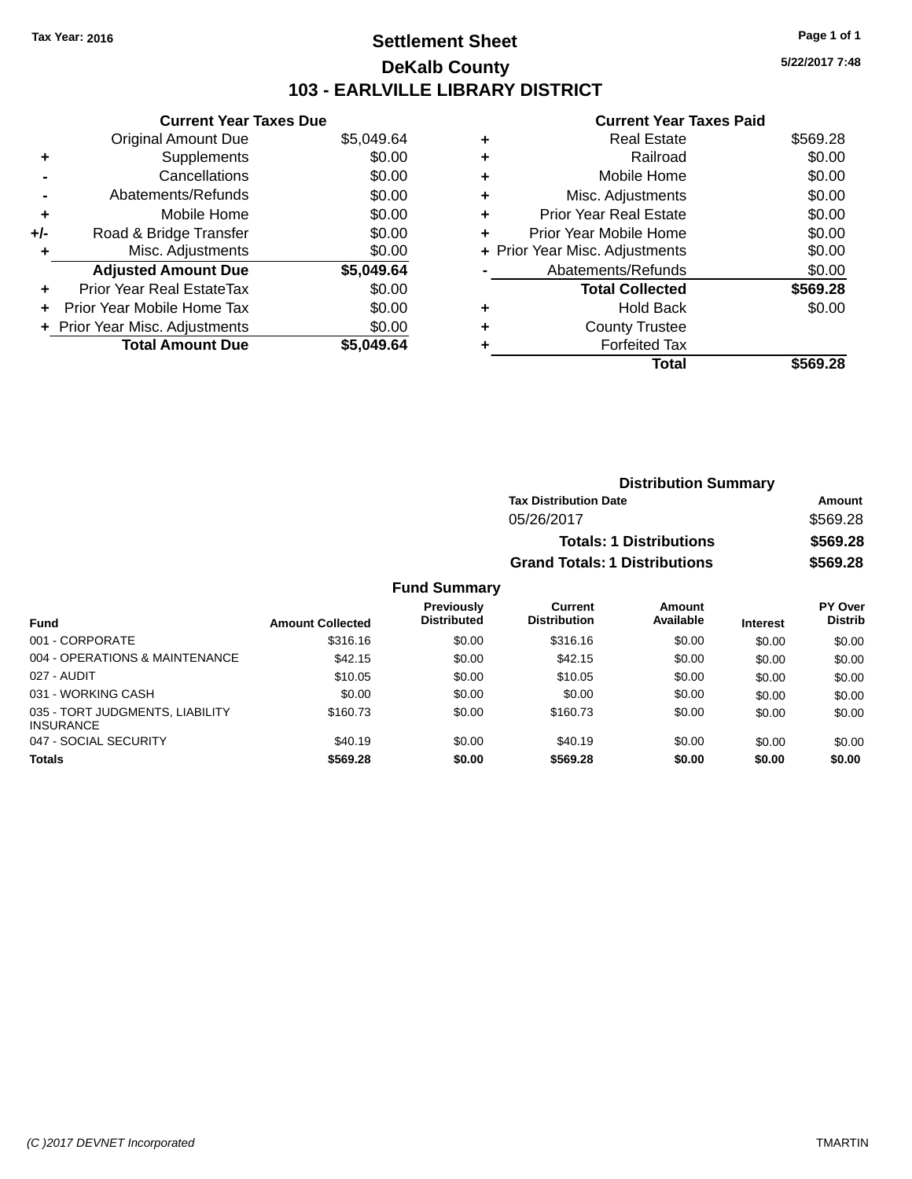Tax Year: 2016

# Settlement Sheet

## DeKalb County

## 103 - EARLVILLE LIBRARY DISTRICT

5/22/2017 7:48

### Current Year Taxes Due

| | | |
|---|---|---|
| | Original Amount Due | $5,049.64 |
| + | Supplements | $0.00 |
| - | Cancellations | $0.00 |
| - | Abatements/Refunds | $0.00 |
| + | Mobile Home | $0.00 |
| +/- | Road & Bridge Transfer | $0.00 |
| + | Misc. Adjustments | $0.00 |
| | **Adjusted Amount Due** | **$5,049.64** |
| + | Prior Year Real EstateTax | $0.00 |
| + | Prior Year Mobile Home Tax | $0.00 |
| + | Prior Year Misc. Adjustments | $0.00 |
| | **Total Amount Due** | **$5,049.64** |

### Current Year Taxes Paid

| | | |
|---|---|---|
| + | Real Estate | $569.28 |
| + | Railroad | $0.00 |
| + | Mobile Home | $0.00 |
| + | Misc. Adjustments | $0.00 |
| + | Prior Year Real Estate | $0.00 |
| + | Prior Year Mobile Home | $0.00 |
| + | Prior Year Misc. Adjustments | $0.00 |
| - | Abatements/Refunds | $0.00 |
| | **Total Collected** | **$569.28** |
| + | Hold Back | $0.00 |
| + | County Trustee | |
| + | Forfeited Tax | |
| | **Total** | **$569.28** |

### Distribution Summary

| Tax Distribution Date | Amount |
|---|---|
| 05/26/2017 | $569.28 |
| **Totals: 1 Distributions** | **$569.28** |
| **Grand Totals: 1 Distributions** | **$569.28** |

### Fund Summary

| Fund | Amount Collected | Previously Distributed | Current Distribution | Amount Available | Interest | PY Over Distrib |
|---|---|---|---|---|---|---|
| 001 - CORPORATE | $316.16 | $0.00 | $316.16 | $0.00 | $0.00 | $0.00 |
| 004 - OPERATIONS & MAINTENANCE | $42.15 | $0.00 | $42.15 | $0.00 | $0.00 | $0.00 |
| 027 - AUDIT | $10.05 | $0.00 | $10.05 | $0.00 | $0.00 | $0.00 |
| 031 - WORKING CASH | $0.00 | $0.00 | $0.00 | $0.00 | $0.00 | $0.00 |
| 035 - TORT JUDGMENTS, LIABILITY INSURANCE | $160.73 | $0.00 | $160.73 | $0.00 | $0.00 | $0.00 |
| 047 - SOCIAL SECURITY | $40.19 | $0.00 | $40.19 | $0.00 | $0.00 | $0.00 |
| **Totals** | **$569.28** | **$0.00** | **$569.28** | **$0.00** | **$0.00** | **$0.00** |

(C )2017 DEVNET Incorporated TMARTIN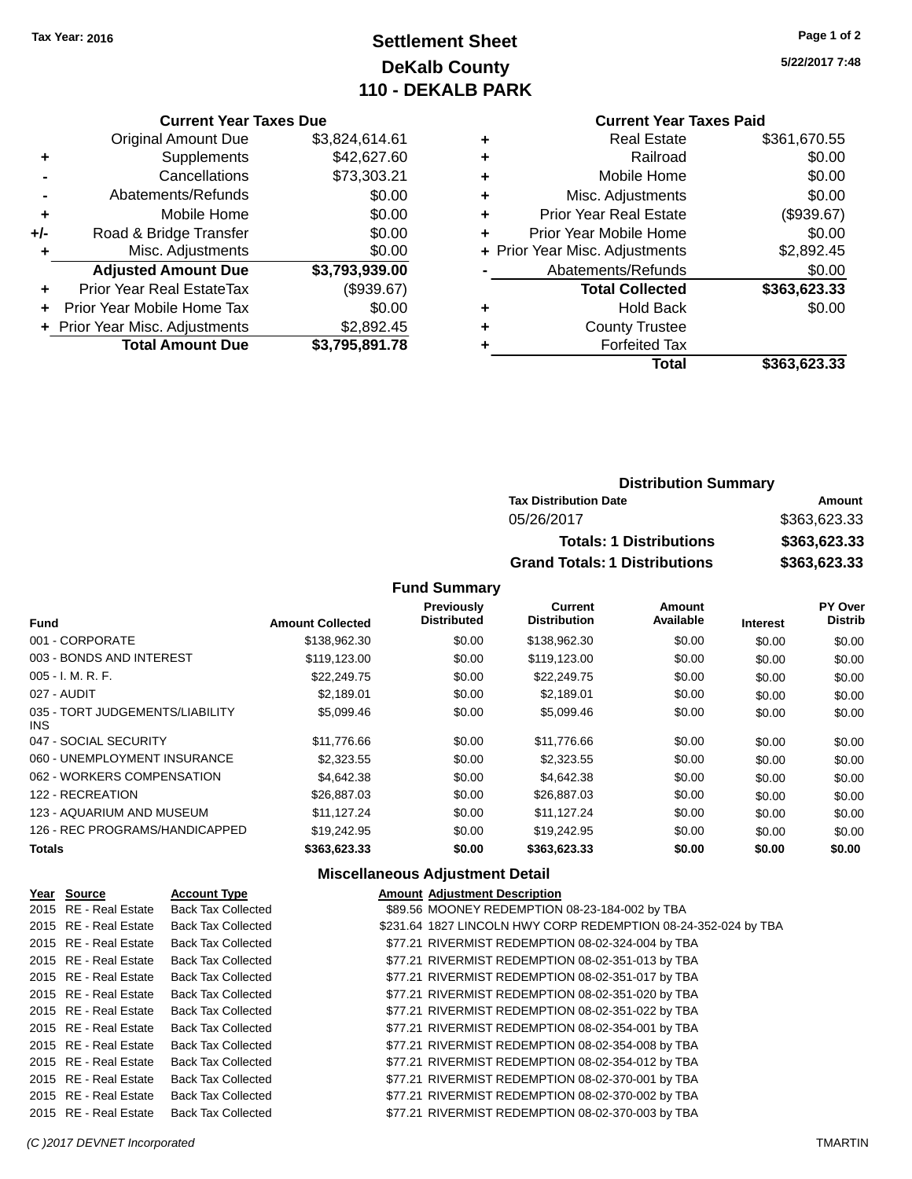**Tax Year: 2016**

# Settlement Sheet
## DeKalb County
## 110 - DEKALB PARK

5/22/2017 7:48

### Current Year Taxes Due

| | | |
|---|---|---|
| | Original Amount Due | $3,824,614.61 |
| + | Supplements | $42,627.60 |
| - | Cancellations | $73,303.21 |
| - | Abatements/Refunds | $0.00 |
| + | Mobile Home | $0.00 |
| +/- | Road & Bridge Transfer | $0.00 |
| + | Misc. Adjustments | $0.00 |
| | **Adjusted Amount Due** | **$3,793,939.00** |
| + | Prior Year Real EstateTax | ($939.67) |
| + | Prior Year Mobile Home Tax | $0.00 |
| + | Prior Year Misc. Adjustments | $2,892.45 |
| | **Total Amount Due** | **$3,795,891.78** |

### Current Year Taxes Paid

| | | |
|---|---|---|
| + | Real Estate | $361,670.55 |
| + | Railroad | $0.00 |
| + | Mobile Home | $0.00 |
| + | Misc. Adjustments | $0.00 |
| + | Prior Year Real Estate | ($939.67) |
| + | Prior Year Mobile Home | $0.00 |
| + | Prior Year Misc. Adjustments | $2,892.45 |
| - | Abatements/Refunds | $0.00 |
| | **Total Collected** | **$363,623.33** |
| + | Hold Back | $0.00 |
| + | County Trustee | |
| + | Forfeited Tax | |
| | **Total** | **$363,623.33** |

### Distribution Summary

| Tax Distribution Date | Amount |
|---|---|
| 05/26/2017 | $363,623.33 |
| **Totals: 1 Distributions** | **$363,623.33** |
| **Grand Totals: 1 Distributions** | **$363,623.33** |

### Fund Summary

| Fund | Amount Collected | Previously Distributed | Current Distribution | Amount Available | Interest | PY Over Distrib |
|---|---|---|---|---|---|---|
| 001 - CORPORATE | $138,962.30 | $0.00 | $138,962.30 | $0.00 | $0.00 | $0.00 |
| 003 - BONDS AND INTEREST | $119,123.00 | $0.00 | $119,123.00 | $0.00 | $0.00 | $0.00 |
| 005 - I. M. R. F. | $22,249.75 | $0.00 | $22,249.75 | $0.00 | $0.00 | $0.00 |
| 027 - AUDIT | $2,189.01 | $0.00 | $2,189.01 | $0.00 | $0.00 | $0.00 |
| 035 - TORT JUDGEMENTS/LIABILITY INS | $5,099.46 | $0.00 | $5,099.46 | $0.00 | $0.00 | $0.00 |
| 047 - SOCIAL SECURITY | $11,776.66 | $0.00 | $11,776.66 | $0.00 | $0.00 | $0.00 |
| 060 - UNEMPLOYMENT INSURANCE | $2,323.55 | $0.00 | $2,323.55 | $0.00 | $0.00 | $0.00 |
| 062 - WORKERS COMPENSATION | $4,642.38 | $0.00 | $4,642.38 | $0.00 | $0.00 | $0.00 |
| 122 - RECREATION | $26,887.03 | $0.00 | $26,887.03 | $0.00 | $0.00 | $0.00 |
| 123 - AQUARIUM AND MUSEUM | $11,127.24 | $0.00 | $11,127.24 | $0.00 | $0.00 | $0.00 |
| 126 - REC PROGRAMS/HANDICAPPED | $19,242.95 | $0.00 | $19,242.95 | $0.00 | $0.00 | $0.00 |
| **Totals** | **$363,623.33** | **$0.00** | **$363,623.33** | **$0.00** | **$0.00** | **$0.00** |

### Miscellaneous Adjustment Detail

| Year | Source | Account Type | Amount | Adjustment Description |
|---|---|---|---|---|
| 2015 | RE - Real Estate | Back Tax Collected | $89.56 | MOONEY REDEMPTION 08-23-184-002 by TBA |
| 2015 | RE - Real Estate | Back Tax Collected | $231.64 | 1827 LINCOLN HWY CORP REDEMPTION 08-24-352-024 by TBA |
| 2015 | RE - Real Estate | Back Tax Collected | $77.21 | RIVERMIST REDEMPTION 08-02-324-004 by TBA |
| 2015 | RE - Real Estate | Back Tax Collected | $77.21 | RIVERMIST REDEMPTION 08-02-351-013 by TBA |
| 2015 | RE - Real Estate | Back Tax Collected | $77.21 | RIVERMIST REDEMPTION 08-02-351-017 by TBA |
| 2015 | RE - Real Estate | Back Tax Collected | $77.21 | RIVERMIST REDEMPTION 08-02-351-020 by TBA |
| 2015 | RE - Real Estate | Back Tax Collected | $77.21 | RIVERMIST REDEMPTION 08-02-351-022 by TBA |
| 2015 | RE - Real Estate | Back Tax Collected | $77.21 | RIVERMIST REDEMPTION 08-02-354-001 by TBA |
| 2015 | RE - Real Estate | Back Tax Collected | $77.21 | RIVERMIST REDEMPTION 08-02-354-008 by TBA |
| 2015 | RE - Real Estate | Back Tax Collected | $77.21 | RIVERMIST REDEMPTION 08-02-354-012 by TBA |
| 2015 | RE - Real Estate | Back Tax Collected | $77.21 | RIVERMIST REDEMPTION 08-02-370-001 by TBA |
| 2015 | RE - Real Estate | Back Tax Collected | $77.21 | RIVERMIST REDEMPTION 08-02-370-002 by TBA |
| 2015 | RE - Real Estate | Back Tax Collected | $77.21 | RIVERMIST REDEMPTION 08-02-370-003 by TBA |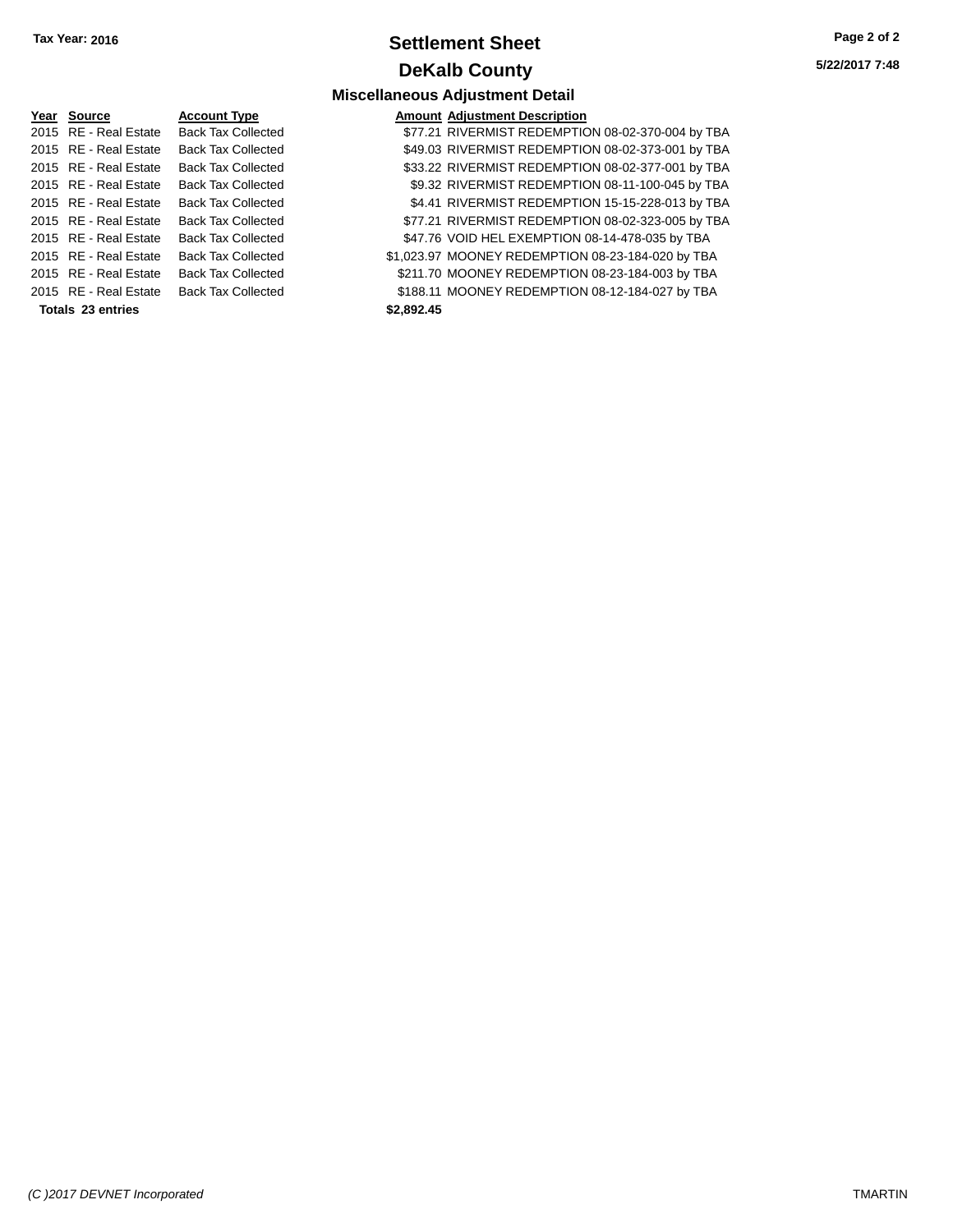**Tax Year: 2016**

# Settlement Sheet

## DeKalb County

### Miscellaneous Adjustment Detail

**5/22/2017 7:48**

| Year | Source | Account Type | Amount | Adjustment Description |
|---|---|---|---|---|
| 2015 | RE - Real Estate | Back Tax Collected | $77.21 | RIVERMIST REDEMPTION 08-02-370-004 by TBA |
| 2015 | RE - Real Estate | Back Tax Collected | $49.03 | RIVERMIST REDEMPTION 08-02-373-001 by TBA |
| 2015 | RE - Real Estate | Back Tax Collected | $33.22 | RIVERMIST REDEMPTION 08-02-377-001 by TBA |
| 2015 | RE - Real Estate | Back Tax Collected | $9.32 | RIVERMIST REDEMPTION 08-11-100-045 by TBA |
| 2015 | RE - Real Estate | Back Tax Collected | $4.41 | RIVERMIST REDEMPTION 15-15-228-013 by TBA |
| 2015 | RE - Real Estate | Back Tax Collected | $77.21 | RIVERMIST REDEMPTION 08-02-323-005 by TBA |
| 2015 | RE - Real Estate | Back Tax Collected | $47.76 | VOID HEL EXEMPTION 08-14-478-035 by TBA |
| 2015 | RE - Real Estate | Back Tax Collected | $1,023.97 | MOONEY REDEMPTION 08-23-184-020 by TBA |
| 2015 | RE - Real Estate | Back Tax Collected | $211.70 | MOONEY REDEMPTION 08-23-184-003 by TBA |
| 2015 | RE - Real Estate | Back Tax Collected | $188.11 | MOONEY REDEMPTION 08-12-184-027 by TBA |
| **Totals** | **23 entries** | | **$2,892.45** | |

*(C )2017 DEVNET Incorporated* TMARTIN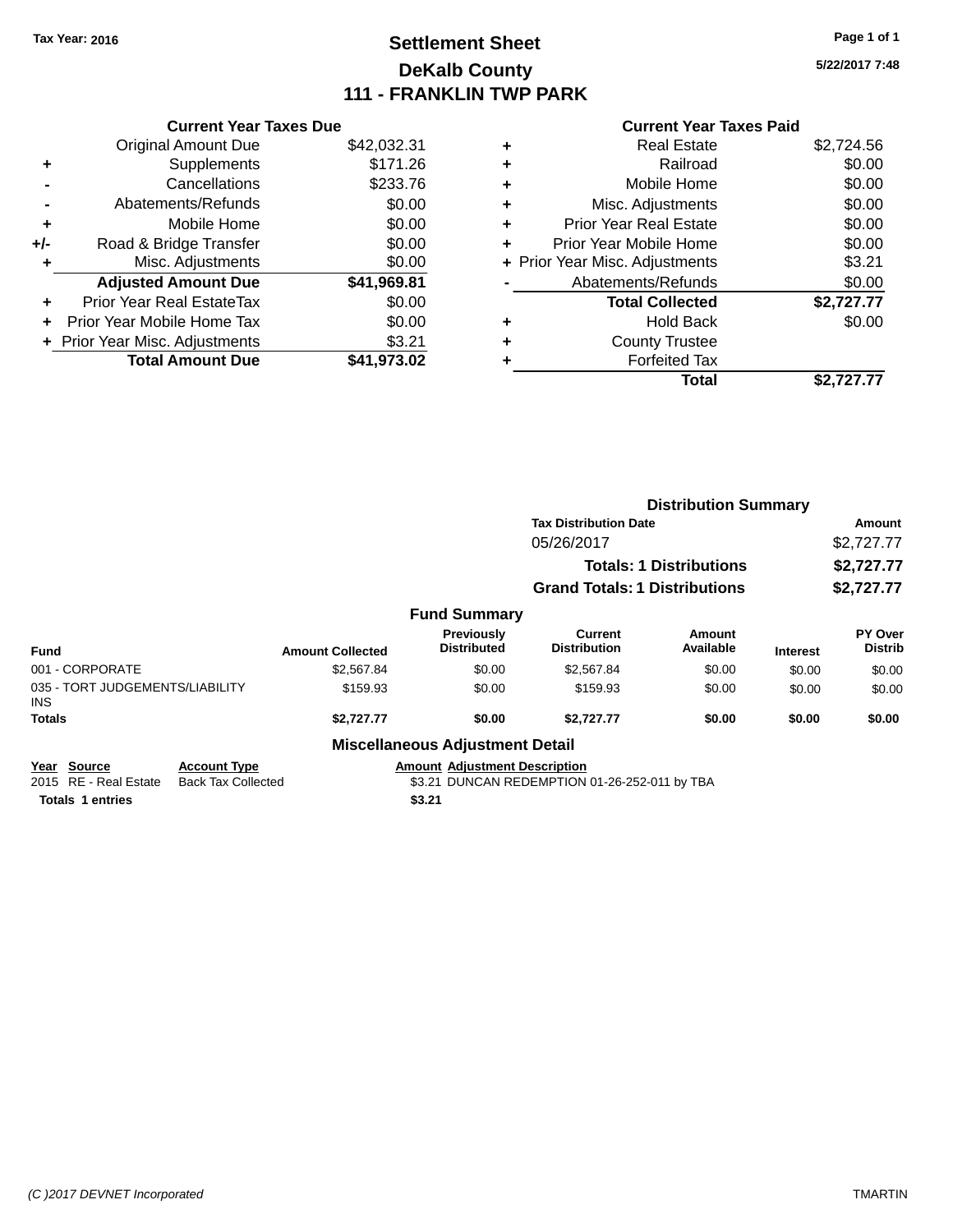Tax Year: 2016

# Settlement Sheet
## DeKalb County
## 111 - FRANKLIN TWP PARK

5/22/2017 7:48

### Current Year Taxes Due

| | | |
|---|---|---|
| | Original Amount Due | $42,032.31 |
| + | Supplements | $171.26 |
| - | Cancellations | $233.76 |
| - | Abatements/Refunds | $0.00 |
| + | Mobile Home | $0.00 |
| +/- | Road & Bridge Transfer | $0.00 |
| + | Misc. Adjustments | $0.00 |
| | **Adjusted Amount Due** | **$41,969.81** |
| + | Prior Year Real EstateTax | $0.00 |
| + | Prior Year Mobile Home Tax | $0.00 |
| + | Prior Year Misc. Adjustments | $3.21 |
| | **Total Amount Due** | **$41,973.02** |

### Current Year Taxes Paid

| | | |
|---|---|---|
| + | Real Estate | $2,724.56 |
| + | Railroad | $0.00 |
| + | Mobile Home | $0.00 |
| + | Misc. Adjustments | $0.00 |
| + | Prior Year Real Estate | $0.00 |
| + | Prior Year Mobile Home | $0.00 |
| + | Prior Year Misc. Adjustments | $3.21 |
| - | Abatements/Refunds | $0.00 |
| | **Total Collected** | **$2,727.77** |
| + | Hold Back | $0.00 |
| + | County Trustee | |
| + | Forfeited Tax | |
| | **Total** | **$2,727.77** |

### Distribution Summary

| Tax Distribution Date | Amount |
|---|---|
| 05/26/2017 | $2,727.77 |
| **Totals: 1 Distributions** | **$2,727.77** |
| **Grand Totals: 1 Distributions** | **$2,727.77** |

### Fund Summary

| Fund | Amount Collected | Previously Distributed | Current Distribution | Amount Available | Interest | PY Over Distrib |
|---|---|---|---|---|---|---|
| 001 - CORPORATE | $2,567.84 | $0.00 | $2,567.84 | $0.00 | $0.00 | $0.00 |
| 035 - TORT JUDGEMENTS/LIABILITY INS | $159.93 | $0.00 | $159.93 | $0.00 | $0.00 | $0.00 |
| **Totals** | **$2,727.77** | **$0.00** | **$2,727.77** | **$0.00** | **$0.00** | **$0.00** |

### Miscellaneous Adjustment Detail

| Year | Source | Account Type | Amount | Adjustment Description |
|---|---|---|---|---|
| 2015 | RE - Real Estate | Back Tax Collected | $3.21 | DUNCAN REDEMPTION 01-26-252-011 by TBA |
| **Totals** | **1 entries** | | **$3.21** | |

(C )2017 DEVNET Incorporated TMARTIN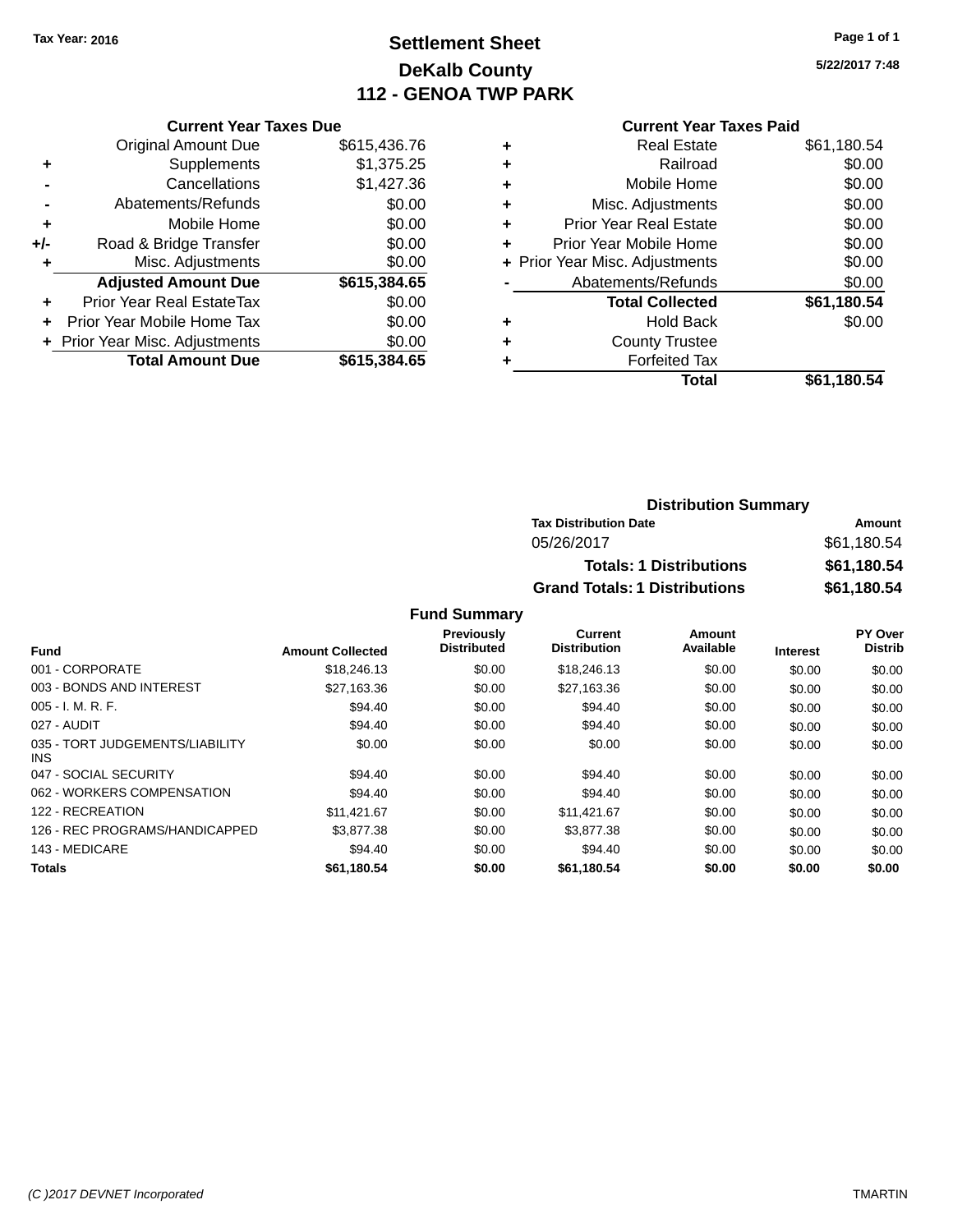Tax Year: 2016

# Settlement Sheet
## DeKalb County
## 112 - GENOA TWP PARK

5/22/2017 7:48

### Current Year Taxes Due

| | | |
|---|---|---|
| | Original Amount Due | $615,436.76 |
| + | Supplements | $1,375.25 |
| - | Cancellations | $1,427.36 |
| - | Abatements/Refunds | $0.00 |
| + | Mobile Home | $0.00 |
| +/- | Road & Bridge Transfer | $0.00 |
| + | Misc. Adjustments | $0.00 |
| | **Adjusted Amount Due** | **$615,384.65** |
| + | Prior Year Real EstateTax | $0.00 |
| + | Prior Year Mobile Home Tax | $0.00 |
| + | Prior Year Misc. Adjustments | $0.00 |
| | **Total Amount Due** | **$615,384.65** |

### Current Year Taxes Paid

| | | |
|---|---|---|
| + | Real Estate | $61,180.54 |
| + | Railroad | $0.00 |
| + | Mobile Home | $0.00 |
| + | Misc. Adjustments | $0.00 |
| + | Prior Year Real Estate | $0.00 |
| + | Prior Year Mobile Home | $0.00 |
| + | Prior Year Misc. Adjustments | $0.00 |
| - | Abatements/Refunds | $0.00 |
| | **Total Collected** | **$61,180.54** |
| + | Hold Back | $0.00 |
| + | County Trustee | |
| + | Forfeited Tax | |
| | **Total** | **$61,180.54** |

### Distribution Summary

| Tax Distribution Date | Amount |
|---|---|
| 05/26/2017 | $61,180.54 |
| **Totals: 1 Distributions** | **$61,180.54** |
| **Grand Totals: 1 Distributions** | **$61,180.54** |

### Fund Summary

| Fund | Amount Collected | Previously Distributed | Current Distribution | Amount Available | Interest | PY Over Distrib |
|---|---|---|---|---|---|---|
| 001 - CORPORATE | $18,246.13 | $0.00 | $18,246.13 | $0.00 | $0.00 | $0.00 |
| 003 - BONDS AND INTEREST | $27,163.36 | $0.00 | $27,163.36 | $0.00 | $0.00 | $0.00 |
| 005 - I. M. R. F. | $94.40 | $0.00 | $94.40 | $0.00 | $0.00 | $0.00 |
| 027 - AUDIT | $94.40 | $0.00 | $94.40 | $0.00 | $0.00 | $0.00 |
| 035 - TORT JUDGEMENTS/LIABILITY INS | $0.00 | $0.00 | $0.00 | $0.00 | $0.00 | $0.00 |
| 047 - SOCIAL SECURITY | $94.40 | $0.00 | $94.40 | $0.00 | $0.00 | $0.00 |
| 062 - WORKERS COMPENSATION | $94.40 | $0.00 | $94.40 | $0.00 | $0.00 | $0.00 |
| 122 - RECREATION | $11,421.67 | $0.00 | $11,421.67 | $0.00 | $0.00 | $0.00 |
| 126 - REC PROGRAMS/HANDICAPPED | $3,877.38 | $0.00 | $3,877.38 | $0.00 | $0.00 | $0.00 |
| 143 - MEDICARE | $94.40 | $0.00 | $94.40 | $0.00 | $0.00 | $0.00 |
| **Totals** | **$61,180.54** | **$0.00** | **$61,180.54** | **$0.00** | **$0.00** | **$0.00** |

(C )2017 DEVNET Incorporated TMARTIN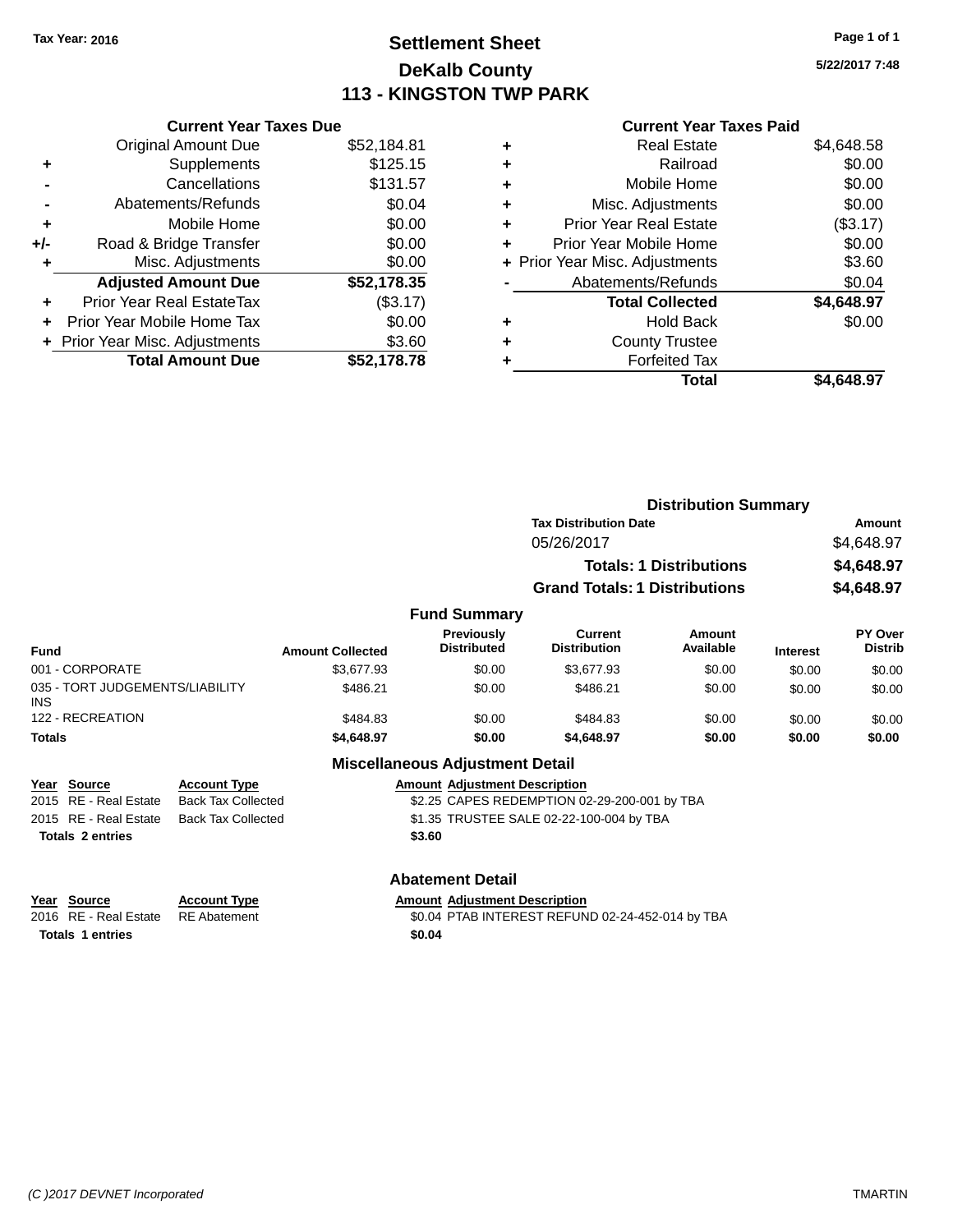Tax Year: 2016

# Settlement Sheet
## DeKalb County
## 113 - KINGSTON TWP PARK

5/22/2017 7:48

### Current Year Taxes Due

| | | |
|---|---|---|
| | Original Amount Due | $52,184.81 |
| + | Supplements | $125.15 |
| - | Cancellations | $131.57 |
| - | Abatements/Refunds | $0.04 |
| + | Mobile Home | $0.00 |
| +/- | Road & Bridge Transfer | $0.00 |
| + | Misc. Adjustments | $0.00 |
| | **Adjusted Amount Due** | **$52,178.35** |
| + | Prior Year Real EstateTax | ($3.17) |
| + | Prior Year Mobile Home Tax | $0.00 |
| + | Prior Year Misc. Adjustments | $3.60 |
| | **Total Amount Due** | **$52,178.78** |

### Current Year Taxes Paid

| | | |
|---|---|---|
| + | Real Estate | $4,648.58 |
| + | Railroad | $0.00 |
| + | Mobile Home | $0.00 |
| + | Misc. Adjustments | $0.00 |
| + | Prior Year Real Estate | ($3.17) |
| + | Prior Year Mobile Home | $0.00 |
| + | Prior Year Misc. Adjustments | $3.60 |
| - | Abatements/Refunds | $0.04 |
| | **Total Collected** | **$4,648.97** |
| + | Hold Back | $0.00 |
| + | County Trustee | |
| + | Forfeited Tax | |
| | **Total** | **$4,648.97** |

### Distribution Summary

| Tax Distribution Date | Amount |
|---|---|
| 05/26/2017 | $4,648.97 |
| **Totals: 1 Distributions** | **$4,648.97** |
| **Grand Totals: 1 Distributions** | **$4,648.97** |

### Fund Summary

| Fund | Amount Collected | Previously Distributed | Current Distribution | Amount Available | Interest | PY Over Distrib |
|---|---|---|---|---|---|---|
| 001 - CORPORATE | $3,677.93 | $0.00 | $3,677.93 | $0.00 | $0.00 | $0.00 |
| 035 - TORT JUDGEMENTS/LIABILITY INS | $486.21 | $0.00 | $486.21 | $0.00 | $0.00 | $0.00 |
| 122 - RECREATION | $484.83 | $0.00 | $484.83 | $0.00 | $0.00 | $0.00 |
| **Totals** | **$4,648.97** | **$0.00** | **$4,648.97** | **$0.00** | **$0.00** | **$0.00** |

### Miscellaneous Adjustment Detail

| Year | Source | Account Type | Amount | Adjustment Description |
|---|---|---|---|---|
| 2015 | RE - Real Estate | Back Tax Collected | $2.25 | CAPES REDEMPTION 02-29-200-001 by TBA |
| 2015 | RE - Real Estate | Back Tax Collected | $1.35 | TRUSTEE SALE 02-22-100-004 by TBA |
| **Totals 2 entries** | | | **$3.60** | |

### Abatement Detail

| Year | Source | Account Type | Amount | Adjustment Description |
|---|---|---|---|---|
| 2016 | RE - Real Estate | RE Abatement | $0.04 | PTAB INTEREST REFUND 02-24-452-014 by TBA |
| **Totals 1 entries** | | | **$0.04** | |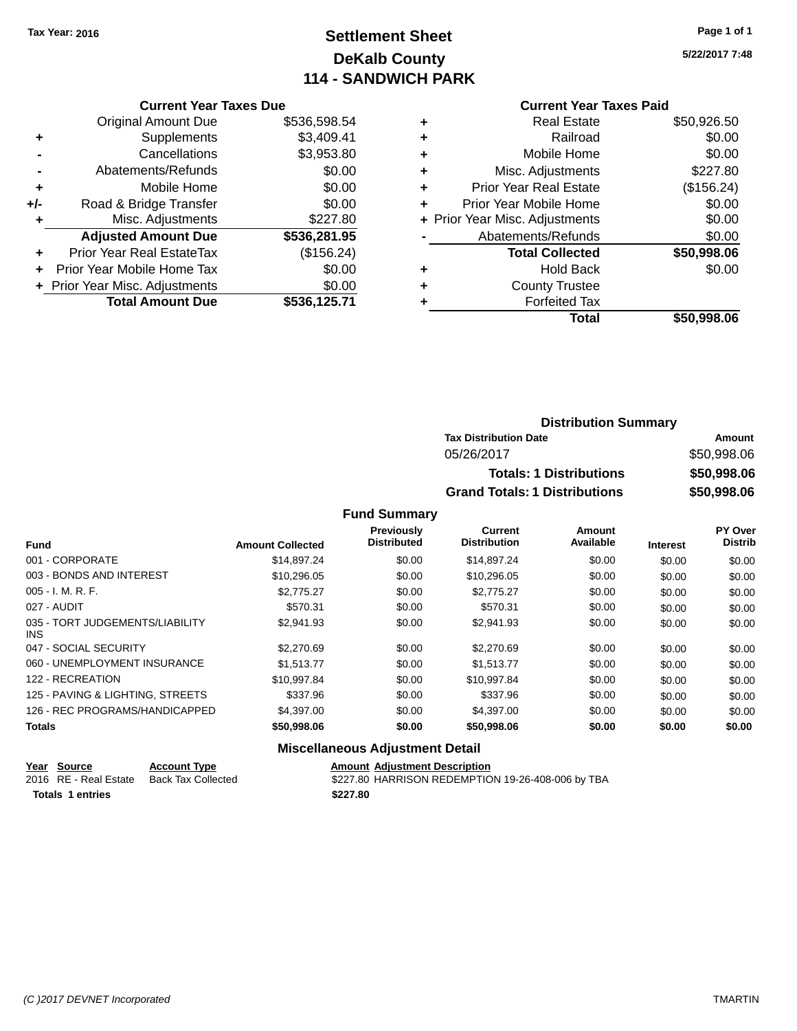Tax Year: 2016

# Settlement Sheet
## DeKalb County
## 114 - SANDWICH PARK

5/22/2017 7:48

### Current Year Taxes Due

| | | |
|---|---|---|
| | Original Amount Due | $536,598.54 |
| + | Supplements | $3,409.41 |
| - | Cancellations | $3,953.80 |
| - | Abatements/Refunds | $0.00 |
| + | Mobile Home | $0.00 |
| +/- | Road & Bridge Transfer | $0.00 |
| + | Misc. Adjustments | $227.80 |
| | **Adjusted Amount Due** | **$536,281.95** |
| + | Prior Year Real EstateTax | ($156.24) |
| + | Prior Year Mobile Home Tax | $0.00 |
| + | Prior Year Misc. Adjustments | $0.00 |
| | **Total Amount Due** | **$536,125.71** |

### Current Year Taxes Paid

| | | |
|---|---|---|
| + | Real Estate | $50,926.50 |
| + | Railroad | $0.00 |
| + | Mobile Home | $0.00 |
| + | Misc. Adjustments | $227.80 |
| + | Prior Year Real Estate | ($156.24) |
| + | Prior Year Mobile Home | $0.00 |
| + | Prior Year Misc. Adjustments | $0.00 |
| - | Abatements/Refunds | $0.00 |
| | **Total Collected** | **$50,998.06** |
| + | Hold Back | $0.00 |
| + | County Trustee | |
| + | Forfeited Tax | |
| | **Total** | **$50,998.06** |

### Distribution Summary

| Tax Distribution Date | Amount |
|---|---|
| 05/26/2017 | $50,998.06 |
| **Totals: 1 Distributions** | **$50,998.06** |
| **Grand Totals: 1 Distributions** | **$50,998.06** |

### Fund Summary

| Fund | Amount Collected | Previously Distributed | Current Distribution | Amount Available | Interest | PY Over Distrib |
|---|---|---|---|---|---|---|
| 001 - CORPORATE | $14,897.24 | $0.00 | $14,897.24 | $0.00 | $0.00 | $0.00 |
| 003 - BONDS AND INTEREST | $10,296.05 | $0.00 | $10,296.05 | $0.00 | $0.00 | $0.00 |
| 005 - I. M. R. F. | $2,775.27 | $0.00 | $2,775.27 | $0.00 | $0.00 | $0.00 |
| 027 - AUDIT | $570.31 | $0.00 | $570.31 | $0.00 | $0.00 | $0.00 |
| 035 - TORT JUDGEMENTS/LIABILITY INS | $2,941.93 | $0.00 | $2,941.93 | $0.00 | $0.00 | $0.00 |
| 047 - SOCIAL SECURITY | $2,270.69 | $0.00 | $2,270.69 | $0.00 | $0.00 | $0.00 |
| 060 - UNEMPLOYMENT INSURANCE | $1,513.77 | $0.00 | $1,513.77 | $0.00 | $0.00 | $0.00 |
| 122 - RECREATION | $10,997.84 | $0.00 | $10,997.84 | $0.00 | $0.00 | $0.00 |
| 125 - PAVING & LIGHTING, STREETS | $337.96 | $0.00 | $337.96 | $0.00 | $0.00 | $0.00 |
| 126 - REC PROGRAMS/HANDICAPPED | $4,397.00 | $0.00 | $4,397.00 | $0.00 | $0.00 | $0.00 |
| **Totals** | **$50,998.06** | **$0.00** | **$50,998.06** | **$0.00** | **$0.00** | **$0.00** |

### Miscellaneous Adjustment Detail

| Year | Source | Account Type | Amount | Adjustment Description |
|---|---|---|---|---|
| 2016 | RE - Real Estate | Back Tax Collected | $227.80 | HARRISON REDEMPTION 19-26-408-006 by TBA |
| **Totals** | **1 entries** | | **$227.80** | |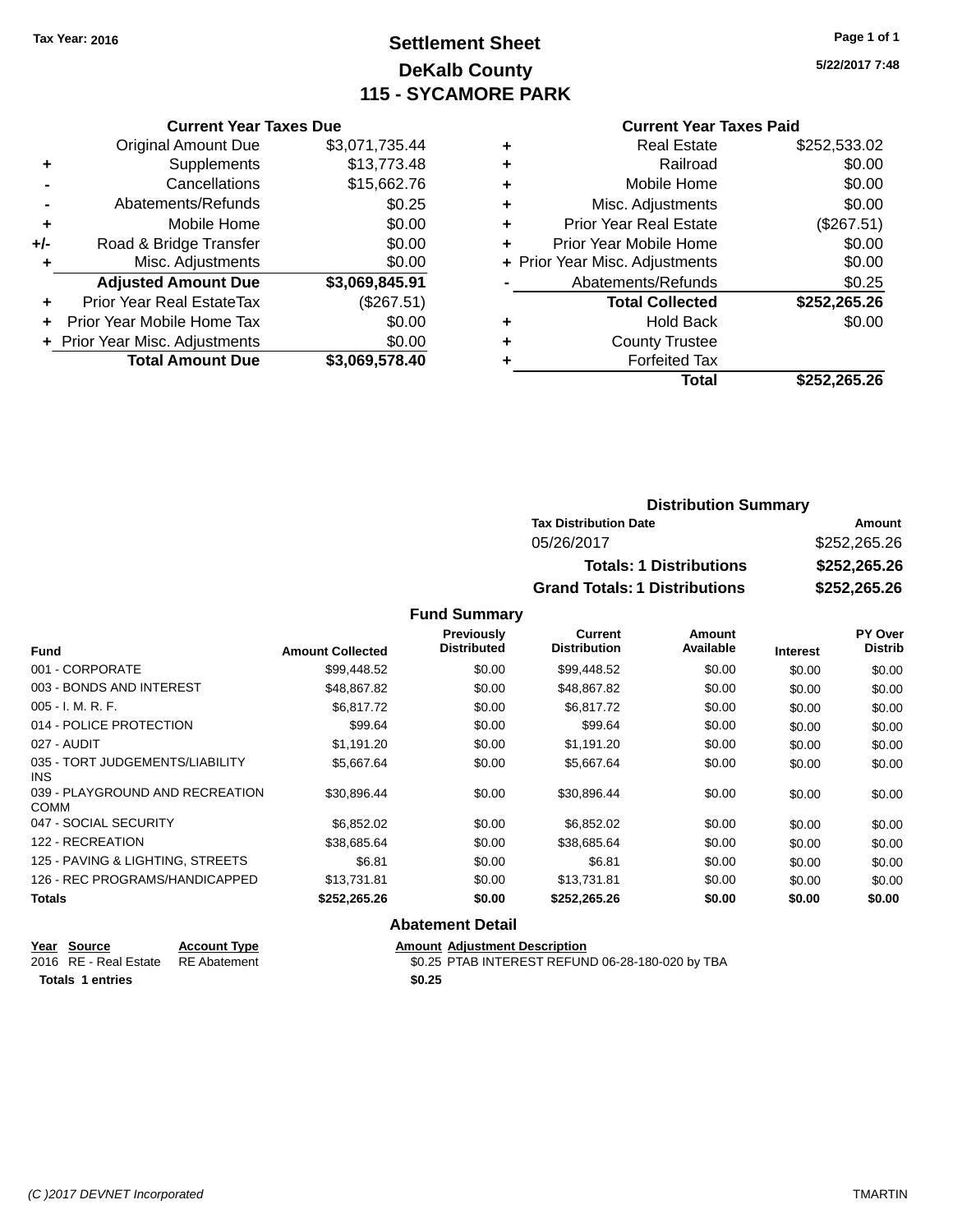Tax Year: 2016

# Settlement Sheet
## DeKalb County
## 115 - SYCAMORE PARK

5/22/2017 7:48

### Current Year Taxes Due

| | | |
|---|---|---|
| | Original Amount Due | $3,071,735.44 |
| + | Supplements | $13,773.48 |
| - | Cancellations | $15,662.76 |
| - | Abatements/Refunds | $0.25 |
| + | Mobile Home | $0.00 |
| +/- | Road & Bridge Transfer | $0.00 |
| + | Misc. Adjustments | $0.00 |
| | **Adjusted Amount Due** | **$3,069,845.91** |
| + | Prior Year Real EstateTax | ($267.51) |
| + | Prior Year Mobile Home Tax | $0.00 |
| + | Prior Year Misc. Adjustments | $0.00 |
| | **Total Amount Due** | **$3,069,578.40** |

### Current Year Taxes Paid

| | | |
|---|---|---|
| + | Real Estate | $252,533.02 |
| + | Railroad | $0.00 |
| + | Mobile Home | $0.00 |
| + | Misc. Adjustments | $0.00 |
| + | Prior Year Real Estate | ($267.51) |
| + | Prior Year Mobile Home | $0.00 |
| + | Prior Year Misc. Adjustments | $0.00 |
| - | Abatements/Refunds | $0.25 |
| | **Total Collected** | **$252,265.26** |
| + | Hold Back | $0.00 |
| + | County Trustee | |
| + | Forfeited Tax | |
| | **Total** | **$252,265.26** |

### Distribution Summary

| Tax Distribution Date | Amount |
|---|---|
| 05/26/2017 | $252,265.26 |
| **Totals: 1 Distributions** | **$252,265.26** |
| **Grand Totals: 1 Distributions** | **$252,265.26** |

### Fund Summary

| Fund | Amount Collected | Previously Distributed | Current Distribution | Amount Available | Interest | PY Over Distrib |
|---|---|---|---|---|---|---|
| 001 - CORPORATE | $99,448.52 | $0.00 | $99,448.52 | $0.00 | $0.00 | $0.00 |
| 003 - BONDS AND INTEREST | $48,867.82 | $0.00 | $48,867.82 | $0.00 | $0.00 | $0.00 |
| 005 - I. M. R. F. | $6,817.72 | $0.00 | $6,817.72 | $0.00 | $0.00 | $0.00 |
| 014 - POLICE PROTECTION | $99.64 | $0.00 | $99.64 | $0.00 | $0.00 | $0.00 |
| 027 - AUDIT | $1,191.20 | $0.00 | $1,191.20 | $0.00 | $0.00 | $0.00 |
| 035 - TORT JUDGEMENTS/LIABILITY INS | $5,667.64 | $0.00 | $5,667.64 | $0.00 | $0.00 | $0.00 |
| 039 - PLAYGROUND AND RECREATION COMM | $30,896.44 | $0.00 | $30,896.44 | $0.00 | $0.00 | $0.00 |
| 047 - SOCIAL SECURITY | $6,852.02 | $0.00 | $6,852.02 | $0.00 | $0.00 | $0.00 |
| 122 - RECREATION | $38,685.64 | $0.00 | $38,685.64 | $0.00 | $0.00 | $0.00 |
| 125 - PAVING & LIGHTING, STREETS | $6.81 | $0.00 | $6.81 | $0.00 | $0.00 | $0.00 |
| 126 - REC PROGRAMS/HANDICAPPED | $13,731.81 | $0.00 | $13,731.81 | $0.00 | $0.00 | $0.00 |
| **Totals** | **$252,265.26** | **$0.00** | **$252,265.26** | **$0.00** | **$0.00** | **$0.00** |

### Abatement Detail

| Year | Source | Account Type | Amount | Adjustment Description |
|---|---|---|---|---|
| 2016 | RE - Real Estate | RE Abatement | $0.25 | PTAB INTEREST REFUND 06-28-180-020 by TBA |
| **Totals** | **1 entries** | | **$0.25** | |

(C )2017 DEVNET Incorporated TMARTIN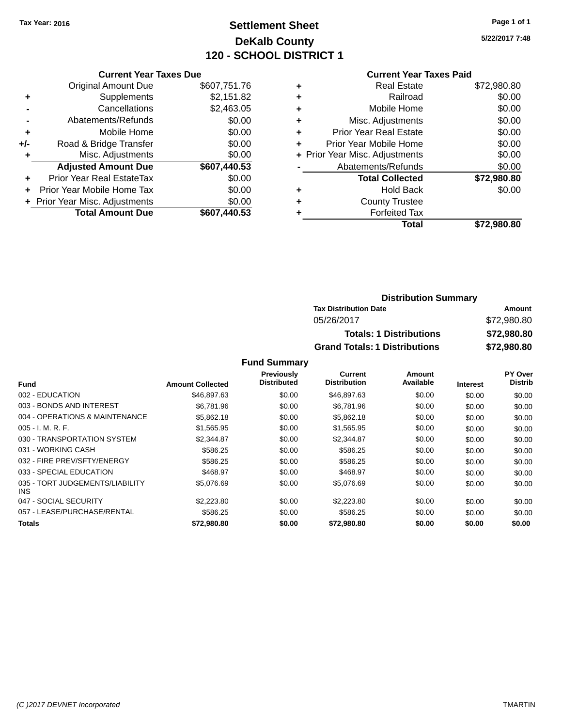Tax Year: 2016

# Settlement Sheet

## DeKalb County

## 120 - SCHOOL DISTRICT 1

5/22/2017 7:48

### Current Year Taxes Due

| | | |
|---|---|---|
| | Original Amount Due | $607,751.76 |
| + | Supplements | $2,151.82 |
| - | Cancellations | $2,463.05 |
| - | Abatements/Refunds | $0.00 |
| + | Mobile Home | $0.00 |
| +/- | Road & Bridge Transfer | $0.00 |
| + | Misc. Adjustments | $0.00 |
| | **Adjusted Amount Due** | **$607,440.53** |
| + | Prior Year Real EstateTax | $0.00 |
| + | Prior Year Mobile Home Tax | $0.00 |
| + | Prior Year Misc. Adjustments | $0.00 |
| | **Total Amount Due** | **$607,440.53** |

### Current Year Taxes Paid

| | | |
|---|---|---|
| + | Real Estate | $72,980.80 |
| + | Railroad | $0.00 |
| + | Mobile Home | $0.00 |
| + | Misc. Adjustments | $0.00 |
| + | Prior Year Real Estate | $0.00 |
| + | Prior Year Mobile Home | $0.00 |
| + | Prior Year Misc. Adjustments | $0.00 |
| - | Abatements/Refunds | $0.00 |
| | **Total Collected** | **$72,980.80** |
| + | Hold Back | $0.00 |
| + | County Trustee | |
| + | Forfeited Tax | |
| | **Total** | **$72,980.80** |

### Distribution Summary

| Tax Distribution Date | Amount |
|---|---|
| 05/26/2017 | $72,980.80 |
| **Totals: 1 Distributions** | **$72,980.80** |
| **Grand Totals: 1 Distributions** | **$72,980.80** |

### Fund Summary

| Fund | Amount Collected | Previously Distributed | Current Distribution | Amount Available | Interest | PY Over Distrib |
|---|---|---|---|---|---|---|
| 002 - EDUCATION | $46,897.63 | $0.00 | $46,897.63 | $0.00 | $0.00 | $0.00 |
| 003 - BONDS AND INTEREST | $6,781.96 | $0.00 | $6,781.96 | $0.00 | $0.00 | $0.00 |
| 004 - OPERATIONS & MAINTENANCE | $5,862.18 | $0.00 | $5,862.18 | $0.00 | $0.00 | $0.00 |
| 005 - I. M. R. F. | $1,565.95 | $0.00 | $1,565.95 | $0.00 | $0.00 | $0.00 |
| 030 - TRANSPORTATION SYSTEM | $2,344.87 | $0.00 | $2,344.87 | $0.00 | $0.00 | $0.00 |
| 031 - WORKING CASH | $586.25 | $0.00 | $586.25 | $0.00 | $0.00 | $0.00 |
| 032 - FIRE PREV/SFTY/ENERGY | $586.25 | $0.00 | $586.25 | $0.00 | $0.00 | $0.00 |
| 033 - SPECIAL EDUCATION | $468.97 | $0.00 | $468.97 | $0.00 | $0.00 | $0.00 |
| 035 - TORT JUDGEMENTS/LIABILITY INS | $5,076.69 | $0.00 | $5,076.69 | $0.00 | $0.00 | $0.00 |
| 047 - SOCIAL SECURITY | $2,223.80 | $0.00 | $2,223.80 | $0.00 | $0.00 | $0.00 |
| 057 - LEASE/PURCHASE/RENTAL | $586.25 | $0.00 | $586.25 | $0.00 | $0.00 | $0.00 |
| **Totals** | **$72,980.80** | **$0.00** | **$72,980.80** | **$0.00** | **$0.00** | **$0.00** |

(C )2017 DEVNET Incorporated TMARTIN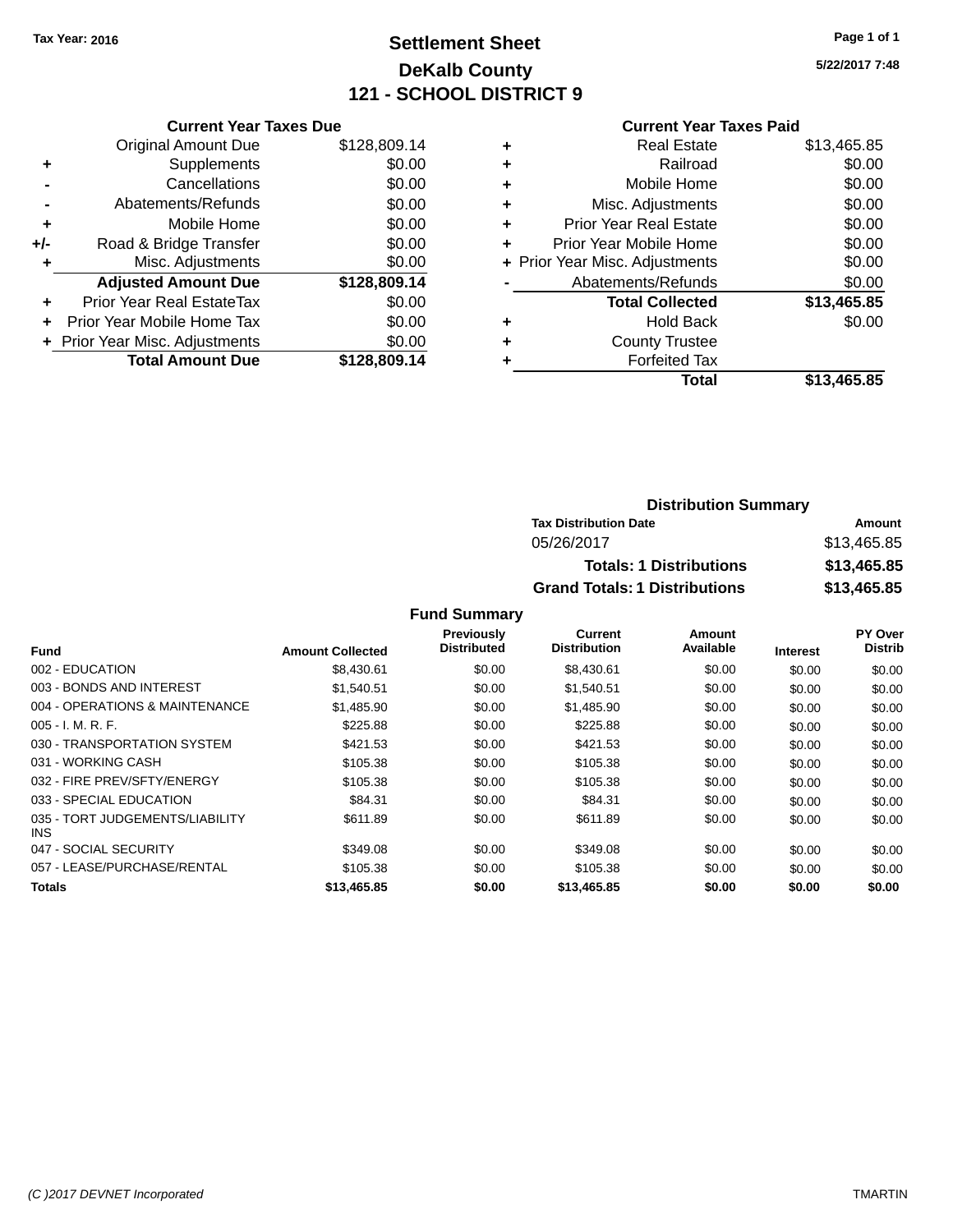**Tax Year: 2016**

# Settlement Sheet
## DeKalb County
## 121 - SCHOOL DISTRICT 9

5/22/2017 7:48

### Current Year Taxes Due

| | | |
|---|---|---|
| | Original Amount Due | $128,809.14 |
| + | Supplements | $0.00 |
| - | Cancellations | $0.00 |
| - | Abatements/Refunds | $0.00 |
| + | Mobile Home | $0.00 |
| +/- | Road & Bridge Transfer | $0.00 |
| + | Misc. Adjustments | $0.00 |
| | **Adjusted Amount Due** | **$128,809.14** |
| + | Prior Year Real EstateTax | $0.00 |
| + | Prior Year Mobile Home Tax | $0.00 |
| + | Prior Year Misc. Adjustments | $0.00 |
| | **Total Amount Due** | **$128,809.14** |

### Current Year Taxes Paid

| | | |
|---|---|---|
| + | Real Estate | $13,465.85 |
| + | Railroad | $0.00 |
| + | Mobile Home | $0.00 |
| + | Misc. Adjustments | $0.00 |
| + | Prior Year Real Estate | $0.00 |
| + | Prior Year Mobile Home | $0.00 |
| + | Prior Year Misc. Adjustments | $0.00 |
| - | Abatements/Refunds | $0.00 |
| | **Total Collected** | **$13,465.85** |
| + | Hold Back | $0.00 |
| + | County Trustee | |
| + | Forfeited Tax | |
| | **Total** | **$13,465.85** |

### Distribution Summary

| Tax Distribution Date | Amount |
|---|---|
| 05/26/2017 | $13,465.85 |
| **Totals: 1 Distributions** | **$13,465.85** |
| **Grand Totals: 1 Distributions** | **$13,465.85** |

### Fund Summary

| Fund | Amount Collected | Previously Distributed | Current Distribution | Amount Available | Interest | PY Over Distrib |
|---|---|---|---|---|---|---|
| 002 - EDUCATION | $8,430.61 | $0.00 | $8,430.61 | $0.00 | $0.00 | $0.00 |
| 003 - BONDS AND INTEREST | $1,540.51 | $0.00 | $1,540.51 | $0.00 | $0.00 | $0.00 |
| 004 - OPERATIONS & MAINTENANCE | $1,485.90 | $0.00 | $1,485.90 | $0.00 | $0.00 | $0.00 |
| 005 - I. M. R. F. | $225.88 | $0.00 | $225.88 | $0.00 | $0.00 | $0.00 |
| 030 - TRANSPORTATION SYSTEM | $421.53 | $0.00 | $421.53 | $0.00 | $0.00 | $0.00 |
| 031 - WORKING CASH | $105.38 | $0.00 | $105.38 | $0.00 | $0.00 | $0.00 |
| 032 - FIRE PREV/SFTY/ENERGY | $105.38 | $0.00 | $105.38 | $0.00 | $0.00 | $0.00 |
| 033 - SPECIAL EDUCATION | $84.31 | $0.00 | $84.31 | $0.00 | $0.00 | $0.00 |
| 035 - TORT JUDGEMENTS/LIABILITY INS | $611.89 | $0.00 | $611.89 | $0.00 | $0.00 | $0.00 |
| 047 - SOCIAL SECURITY | $349.08 | $0.00 | $349.08 | $0.00 | $0.00 | $0.00 |
| 057 - LEASE/PURCHASE/RENTAL | $105.38 | $0.00 | $105.38 | $0.00 | $0.00 | $0.00 |
| **Totals** | **$13,465.85** | **$0.00** | **$13,465.85** | **$0.00** | **$0.00** | **$0.00** |

(C )2017 DEVNET Incorporated TMARTIN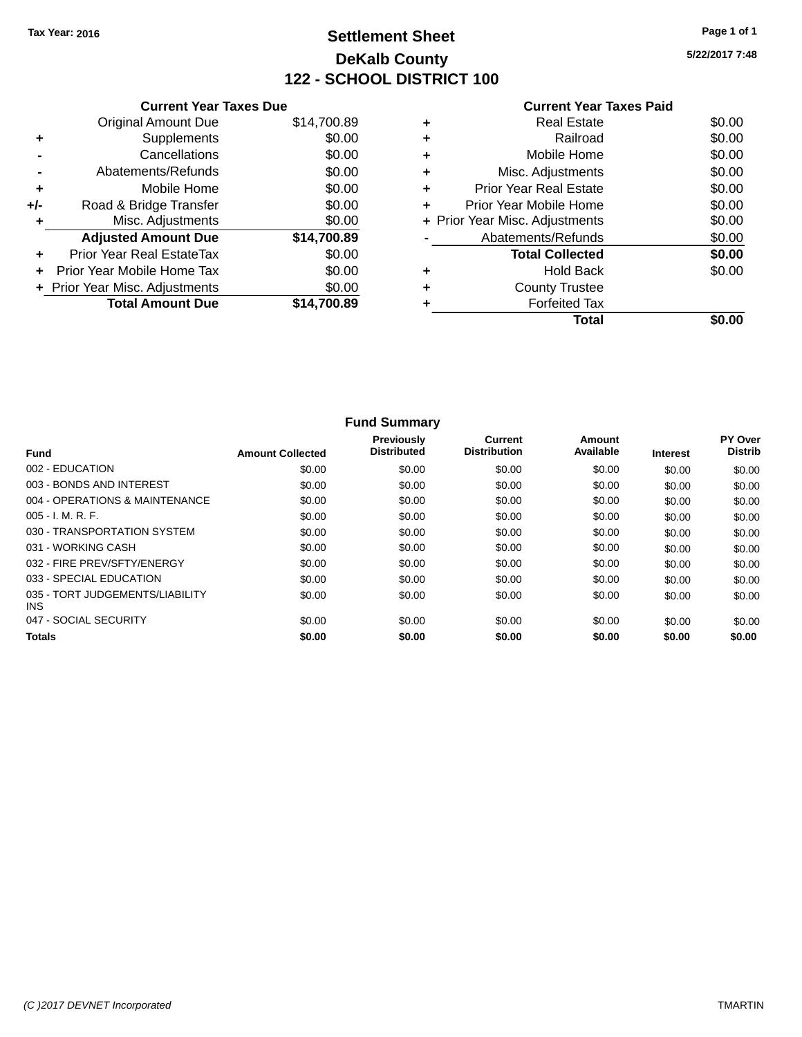Tax Year: 2016

# Settlement Sheet
## DeKalb County
## 122 - SCHOOL DISTRICT 100

5/22/2017 7:48

### Current Year Taxes Due

| | | |
|---|---|---|
| | Original Amount Due | $14,700.89 |
| + | Supplements | $0.00 |
| - | Cancellations | $0.00 |
| - | Abatements/Refunds | $0.00 |
| + | Mobile Home | $0.00 |
| +/- | Road & Bridge Transfer | $0.00 |
| + | Misc. Adjustments | $0.00 |
| | **Adjusted Amount Due** | **$14,700.89** |
| + | Prior Year Real EstateTax | $0.00 |
| + | Prior Year Mobile Home Tax | $0.00 |
| + | Prior Year Misc. Adjustments | $0.00 |
| | **Total Amount Due** | **$14,700.89** |

### Current Year Taxes Paid

| | | |
|---|---|---|
| + | Real Estate | $0.00 |
| + | Railroad | $0.00 |
| + | Mobile Home | $0.00 |
| + | Misc. Adjustments | $0.00 |
| + | Prior Year Real Estate | $0.00 |
| + | Prior Year Mobile Home | $0.00 |
| + | Prior Year Misc. Adjustments | $0.00 |
| - | Abatements/Refunds | $0.00 |
| | **Total Collected** | **$0.00** |
| + | Hold Back | $0.00 |
| + | County Trustee | |
| + | Forfeited Tax | |
| | **Total** | **$0.00** |

### Fund Summary

| Fund | Amount Collected | Previously Distributed | Current Distribution | Amount Available | Interest | PY Over Distrib |
|---|---|---|---|---|---|---|
| 002 - EDUCATION | $0.00 | $0.00 | $0.00 | $0.00 | $0.00 | $0.00 |
| 003 - BONDS AND INTEREST | $0.00 | $0.00 | $0.00 | $0.00 | $0.00 | $0.00 |
| 004 - OPERATIONS & MAINTENANCE | $0.00 | $0.00 | $0.00 | $0.00 | $0.00 | $0.00 |
| 005 - I. M. R. F. | $0.00 | $0.00 | $0.00 | $0.00 | $0.00 | $0.00 |
| 030 - TRANSPORTATION SYSTEM | $0.00 | $0.00 | $0.00 | $0.00 | $0.00 | $0.00 |
| 031 - WORKING CASH | $0.00 | $0.00 | $0.00 | $0.00 | $0.00 | $0.00 |
| 032 - FIRE PREV/SFTY/ENERGY | $0.00 | $0.00 | $0.00 | $0.00 | $0.00 | $0.00 |
| 033 - SPECIAL EDUCATION | $0.00 | $0.00 | $0.00 | $0.00 | $0.00 | $0.00 |
| 035 - TORT JUDGEMENTS/LIABILITY INS | $0.00 | $0.00 | $0.00 | $0.00 | $0.00 | $0.00 |
| 047 - SOCIAL SECURITY | $0.00 | $0.00 | $0.00 | $0.00 | $0.00 | $0.00 |
| **Totals** | **$0.00** | **$0.00** | **$0.00** | **$0.00** | **$0.00** | **$0.00** |

(C )2017 DEVNET Incorporated — TMARTIN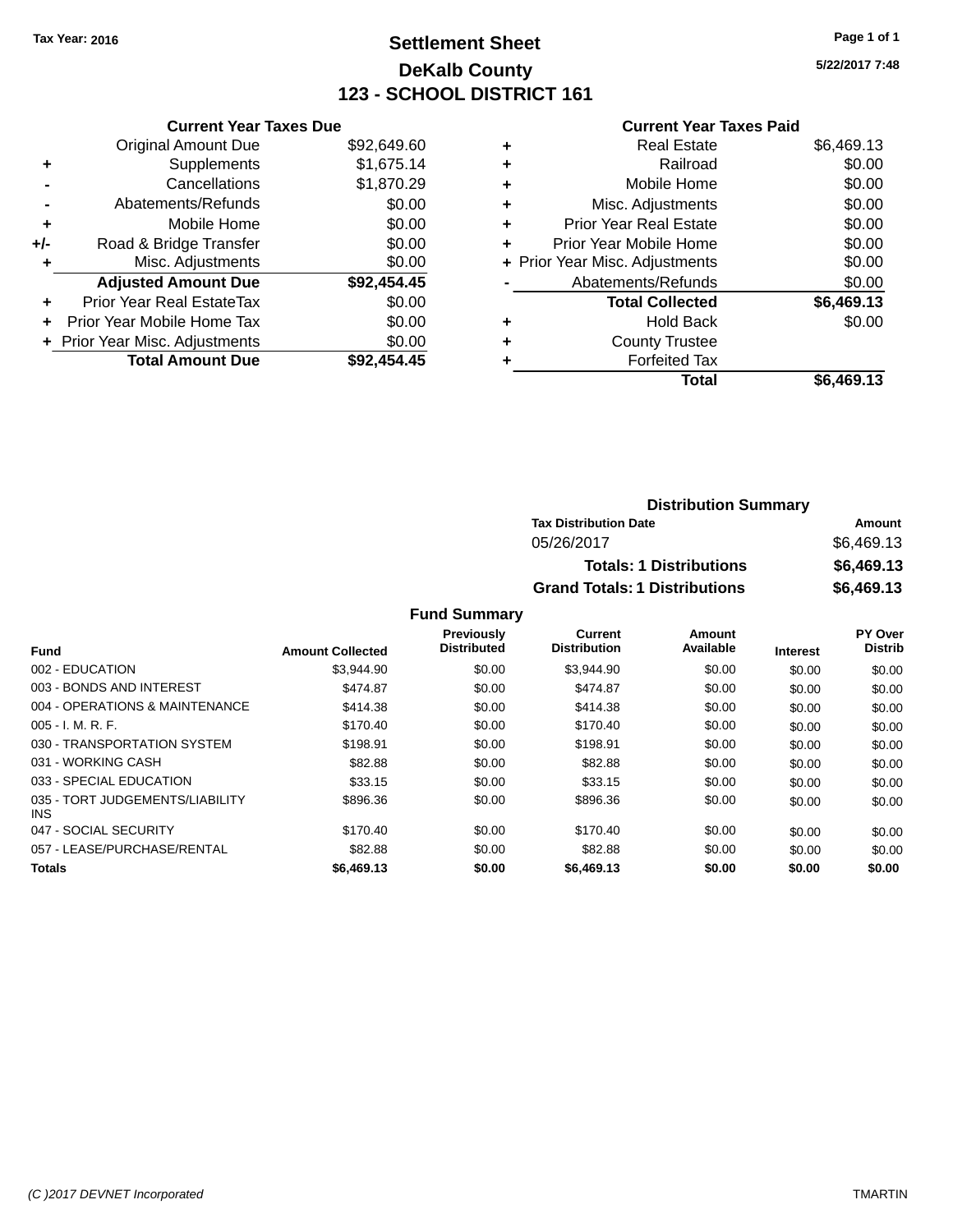Tax Year: 2016

# Settlement Sheet

## DeKalb County

## 123 - SCHOOL DISTRICT 161

5/22/2017 7:48

### Current Year Taxes Due

| | | |
|---|---|---|
| | Original Amount Due | $92,649.60 |
| + | Supplements | $1,675.14 |
| - | Cancellations | $1,870.29 |
| - | Abatements/Refunds | $0.00 |
| + | Mobile Home | $0.00 |
| +/- | Road & Bridge Transfer | $0.00 |
| + | Misc. Adjustments | $0.00 |
| | **Adjusted Amount Due** | **$92,454.45** |
| + | Prior Year Real EstateTax | $0.00 |
| + | Prior Year Mobile Home Tax | $0.00 |
| + | Prior Year Misc. Adjustments | $0.00 |
| | **Total Amount Due** | **$92,454.45** |

### Current Year Taxes Paid

| | | |
|---|---|---|
| + | Real Estate | $6,469.13 |
| + | Railroad | $0.00 |
| + | Mobile Home | $0.00 |
| + | Misc. Adjustments | $0.00 |
| + | Prior Year Real Estate | $0.00 |
| + | Prior Year Mobile Home | $0.00 |
| + | Prior Year Misc. Adjustments | $0.00 |
| - | Abatements/Refunds | $0.00 |
| | **Total Collected** | **$6,469.13** |
| + | Hold Back | $0.00 |
| + | County Trustee | |
| + | Forfeited Tax | |
| | **Total** | **$6,469.13** |

### Distribution Summary

| Tax Distribution Date | Amount |
|---|---|
| 05/26/2017 | $6,469.13 |
| **Totals: 1 Distributions** | **$6,469.13** |
| **Grand Totals: 1 Distributions** | **$6,469.13** |

### Fund Summary

| Fund | Amount Collected | Previously Distributed | Current Distribution | Amount Available | Interest | PY Over Distrib |
|---|---|---|---|---|---|---|
| 002 - EDUCATION | $3,944.90 | $0.00 | $3,944.90 | $0.00 | $0.00 | $0.00 |
| 003 - BONDS AND INTEREST | $474.87 | $0.00 | $474.87 | $0.00 | $0.00 | $0.00 |
| 004 - OPERATIONS & MAINTENANCE | $414.38 | $0.00 | $414.38 | $0.00 | $0.00 | $0.00 |
| 005 - I. M. R. F. | $170.40 | $0.00 | $170.40 | $0.00 | $0.00 | $0.00 |
| 030 - TRANSPORTATION SYSTEM | $198.91 | $0.00 | $198.91 | $0.00 | $0.00 | $0.00 |
| 031 - WORKING CASH | $82.88 | $0.00 | $82.88 | $0.00 | $0.00 | $0.00 |
| 033 - SPECIAL EDUCATION | $33.15 | $0.00 | $33.15 | $0.00 | $0.00 | $0.00 |
| 035 - TORT JUDGEMENTS/LIABILITY INS | $896.36 | $0.00 | $896.36 | $0.00 | $0.00 | $0.00 |
| 047 - SOCIAL SECURITY | $170.40 | $0.00 | $170.40 | $0.00 | $0.00 | $0.00 |
| 057 - LEASE/PURCHASE/RENTAL | $82.88 | $0.00 | $82.88 | $0.00 | $0.00 | $0.00 |
| **Totals** | **$6,469.13** | **$0.00** | **$6,469.13** | **$0.00** | **$0.00** | **$0.00** |

(C )2017 DEVNET Incorporated    TMARTIN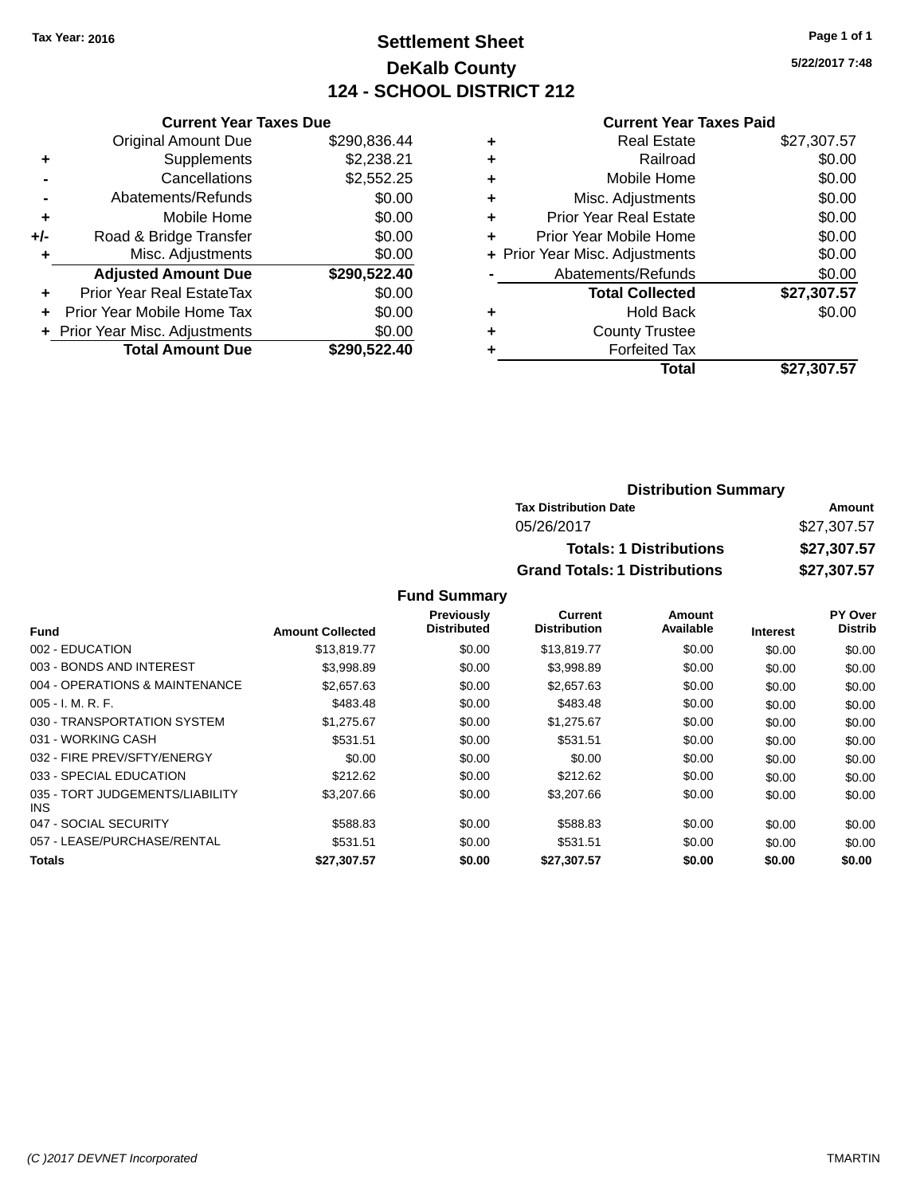Tax Year: 2016

# Settlement Sheet

## DeKalb County

## 124 - SCHOOL DISTRICT 212

5/22/2017 7:48

### Current Year Taxes Due

| | | |
|---|---|---|
| | Original Amount Due | $290,836.44 |
| + | Supplements | $2,238.21 |
| - | Cancellations | $2,552.25 |
| - | Abatements/Refunds | $0.00 |
| + | Mobile Home | $0.00 |
| +/- | Road & Bridge Transfer | $0.00 |
| + | Misc. Adjustments | $0.00 |
| | **Adjusted Amount Due** | **$290,522.40** |
| + | Prior Year Real EstateTax | $0.00 |
| + | Prior Year Mobile Home Tax | $0.00 |
| + | Prior Year Misc. Adjustments | $0.00 |
| | **Total Amount Due** | **$290,522.40** |

### Current Year Taxes Paid

| | | |
|---|---|---|
| + | Real Estate | $27,307.57 |
| + | Railroad | $0.00 |
| + | Mobile Home | $0.00 |
| + | Misc. Adjustments | $0.00 |
| + | Prior Year Real Estate | $0.00 |
| + | Prior Year Mobile Home | $0.00 |
| + | Prior Year Misc. Adjustments | $0.00 |
| - | Abatements/Refunds | $0.00 |
| | **Total Collected** | **$27,307.57** |
| + | Hold Back | $0.00 |
| + | County Trustee | |
| + | Forfeited Tax | |
| | **Total** | **$27,307.57** |

### Distribution Summary

| Tax Distribution Date | Amount |
|---|---|
| 05/26/2017 | $27,307.57 |
| **Totals: 1 Distributions** | **$27,307.57** |
| **Grand Totals: 1 Distributions** | **$27,307.57** |

### Fund Summary

| Fund | Amount Collected | Previously Distributed | Current Distribution | Amount Available | Interest | PY Over Distrib |
|---|---|---|---|---|---|---|
| 002 - EDUCATION | $13,819.77 | $0.00 | $13,819.77 | $0.00 | $0.00 | $0.00 |
| 003 - BONDS AND INTEREST | $3,998.89 | $0.00 | $3,998.89 | $0.00 | $0.00 | $0.00 |
| 004 - OPERATIONS & MAINTENANCE | $2,657.63 | $0.00 | $2,657.63 | $0.00 | $0.00 | $0.00 |
| 005 - I. M. R. F. | $483.48 | $0.00 | $483.48 | $0.00 | $0.00 | $0.00 |
| 030 - TRANSPORTATION SYSTEM | $1,275.67 | $0.00 | $1,275.67 | $0.00 | $0.00 | $0.00 |
| 031 - WORKING CASH | $531.51 | $0.00 | $531.51 | $0.00 | $0.00 | $0.00 |
| 032 - FIRE PREV/SFTY/ENERGY | $0.00 | $0.00 | $0.00 | $0.00 | $0.00 | $0.00 |
| 033 - SPECIAL EDUCATION | $212.62 | $0.00 | $212.62 | $0.00 | $0.00 | $0.00 |
| 035 - TORT JUDGEMENTS/LIABILITY INS | $3,207.66 | $0.00 | $3,207.66 | $0.00 | $0.00 | $0.00 |
| 047 - SOCIAL SECURITY | $588.83 | $0.00 | $588.83 | $0.00 | $0.00 | $0.00 |
| 057 - LEASE/PURCHASE/RENTAL | $531.51 | $0.00 | $531.51 | $0.00 | $0.00 | $0.00 |
| **Totals** | **$27,307.57** | **$0.00** | **$27,307.57** | **$0.00** | **$0.00** | **$0.00** |

(C )2017 DEVNET Incorporated TMARTIN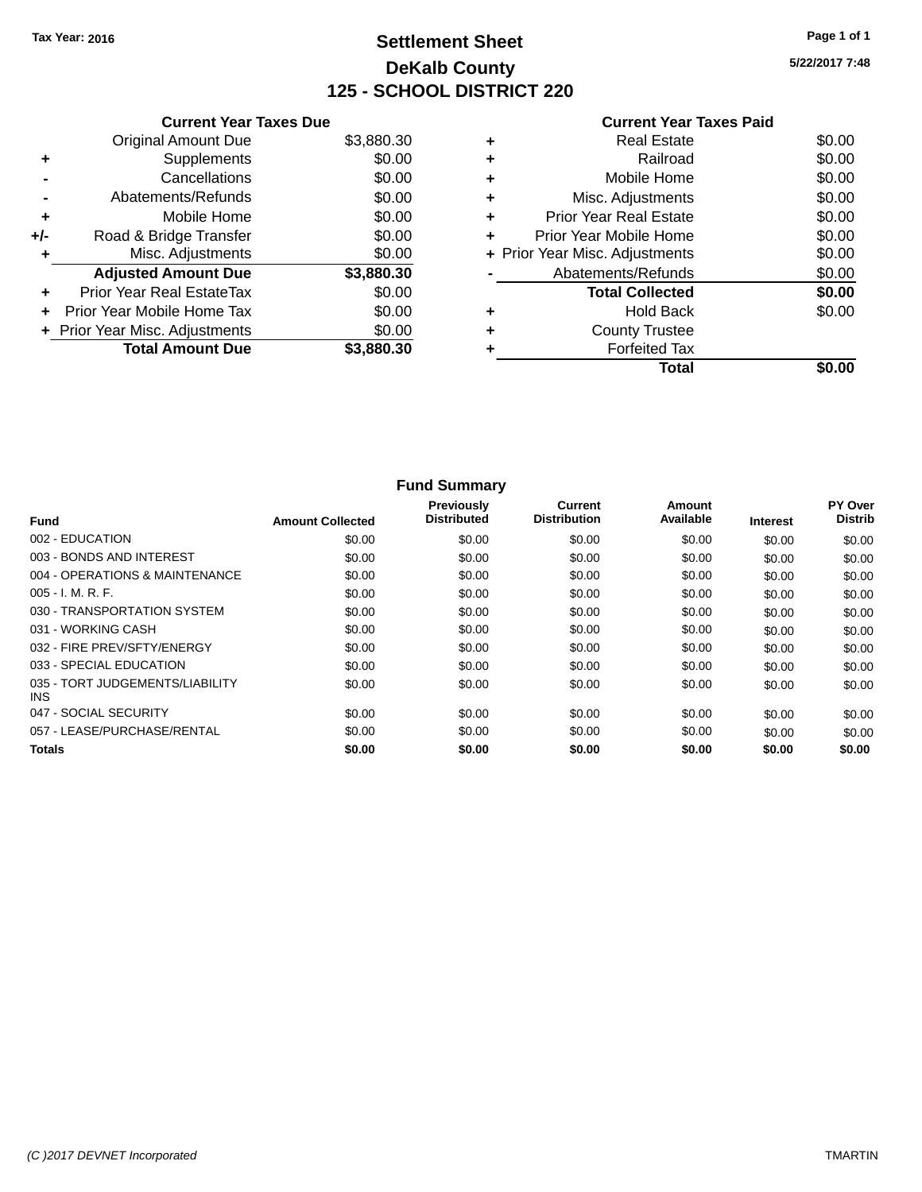Tax Year: 2016

# Settlement Sheet

## DeKalb County

## 125 - SCHOOL DISTRICT 220

5/22/2017 7:48

### Current Year Taxes Due

| | | |
|---|---|---|
| | Original Amount Due | $3,880.30 |
| + | Supplements | $0.00 |
| - | Cancellations | $0.00 |
| - | Abatements/Refunds | $0.00 |
| + | Mobile Home | $0.00 |
| +/- | Road & Bridge Transfer | $0.00 |
| + | Misc. Adjustments | $0.00 |
| | **Adjusted Amount Due** | **$3,880.30** |
| + | Prior Year Real EstateTax | $0.00 |
| + | Prior Year Mobile Home Tax | $0.00 |
| + | Prior Year Misc. Adjustments | $0.00 |
| | **Total Amount Due** | **$3,880.30** |

### Current Year Taxes Paid

| | | |
|---|---|---|
| + | Real Estate | $0.00 |
| + | Railroad | $0.00 |
| + | Mobile Home | $0.00 |
| + | Misc. Adjustments | $0.00 |
| + | Prior Year Real Estate | $0.00 |
| + | Prior Year Mobile Home | $0.00 |
| + | Prior Year Misc. Adjustments | $0.00 |
| - | Abatements/Refunds | $0.00 |
| | **Total Collected** | **$0.00** |
| + | Hold Back | $0.00 |
| + | County Trustee | |
| + | Forfeited Tax | |
| | **Total** | **$0.00** |

### Fund Summary

| Fund | Amount Collected | Previously Distributed | Current Distribution | Amount Available | Interest | PY Over Distrib |
|---|---|---|---|---|---|---|
| 002 - EDUCATION | $0.00 | $0.00 | $0.00 | $0.00 | $0.00 | $0.00 |
| 003 - BONDS AND INTEREST | $0.00 | $0.00 | $0.00 | $0.00 | $0.00 | $0.00 |
| 004 - OPERATIONS & MAINTENANCE | $0.00 | $0.00 | $0.00 | $0.00 | $0.00 | $0.00 |
| 005 - I. M. R. F. | $0.00 | $0.00 | $0.00 | $0.00 | $0.00 | $0.00 |
| 030 - TRANSPORTATION SYSTEM | $0.00 | $0.00 | $0.00 | $0.00 | $0.00 | $0.00 |
| 031 - WORKING CASH | $0.00 | $0.00 | $0.00 | $0.00 | $0.00 | $0.00 |
| 032 - FIRE PREV/SFTY/ENERGY | $0.00 | $0.00 | $0.00 | $0.00 | $0.00 | $0.00 |
| 033 - SPECIAL EDUCATION | $0.00 | $0.00 | $0.00 | $0.00 | $0.00 | $0.00 |
| 035 - TORT JUDGEMENTS/LIABILITY INS | $0.00 | $0.00 | $0.00 | $0.00 | $0.00 | $0.00 |
| 047 - SOCIAL SECURITY | $0.00 | $0.00 | $0.00 | $0.00 | $0.00 | $0.00 |
| 057 - LEASE/PURCHASE/RENTAL | $0.00 | $0.00 | $0.00 | $0.00 | $0.00 | $0.00 |
| **Totals** | **$0.00** | **$0.00** | **$0.00** | **$0.00** | **$0.00** | **$0.00** |

(C )2017 DEVNET Incorporated TMARTIN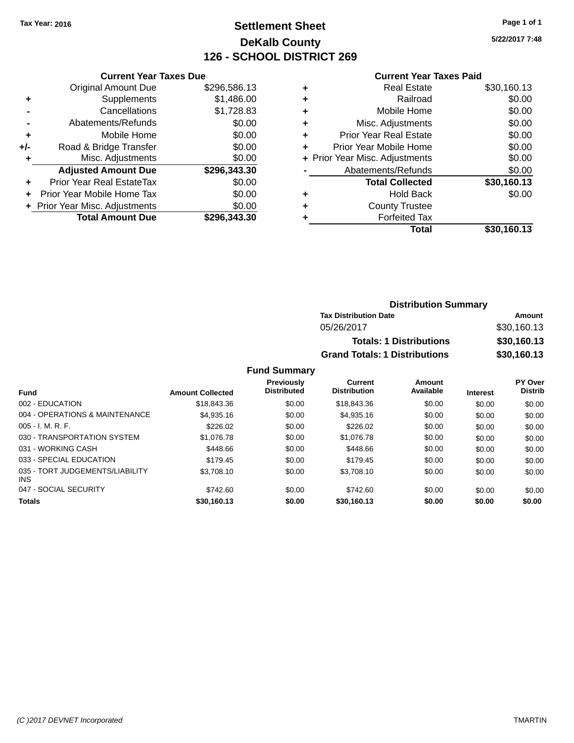Tax Year: 2016

# Settlement Sheet

## DeKalb County

## 126 - SCHOOL DISTRICT 269

5/22/2017 7:48

### Current Year Taxes Due

| | | |
|---|---|---|
| | Original Amount Due | $296,586.13 |
| + | Supplements | $1,486.00 |
| - | Cancellations | $1,728.83 |
| - | Abatements/Refunds | $0.00 |
| + | Mobile Home | $0.00 |
| +/- | Road & Bridge Transfer | $0.00 |
| + | Misc. Adjustments | $0.00 |
| | **Adjusted Amount Due** | **$296,343.30** |
| + | Prior Year Real EstateTax | $0.00 |
| + | Prior Year Mobile Home Tax | $0.00 |
| + | Prior Year Misc. Adjustments | $0.00 |
| | **Total Amount Due** | **$296,343.30** |

### Current Year Taxes Paid

| | | |
|---|---|---|
| + | Real Estate | $30,160.13 |
| + | Railroad | $0.00 |
| + | Mobile Home | $0.00 |
| + | Misc. Adjustments | $0.00 |
| + | Prior Year Real Estate | $0.00 |
| + | Prior Year Mobile Home | $0.00 |
| + | Prior Year Misc. Adjustments | $0.00 |
| - | Abatements/Refunds | $0.00 |
| | **Total Collected** | **$30,160.13** |
| + | Hold Back | $0.00 |
| + | County Trustee | |
| + | Forfeited Tax | |
| | **Total** | **$30,160.13** |

### Distribution Summary

| Tax Distribution Date | Amount |
|---|---|
| 05/26/2017 | $30,160.13 |
| **Totals: 1 Distributions** | **$30,160.13** |
| **Grand Totals: 1 Distributions** | **$30,160.13** |

### Fund Summary

| Fund | Amount Collected | Previously Distributed | Current Distribution | Amount Available | Interest | PY Over Distrib |
|---|---|---|---|---|---|---|
| 002 - EDUCATION | $18,843.36 | $0.00 | $18,843.36 | $0.00 | $0.00 | $0.00 |
| 004 - OPERATIONS & MAINTENANCE | $4,935.16 | $0.00 | $4,935.16 | $0.00 | $0.00 | $0.00 |
| 005 - I. M. R. F. | $226.02 | $0.00 | $226.02 | $0.00 | $0.00 | $0.00 |
| 030 - TRANSPORTATION SYSTEM | $1,076.78 | $0.00 | $1,076.78 | $0.00 | $0.00 | $0.00 |
| 031 - WORKING CASH | $448.66 | $0.00 | $448.66 | $0.00 | $0.00 | $0.00 |
| 033 - SPECIAL EDUCATION | $179.45 | $0.00 | $179.45 | $0.00 | $0.00 | $0.00 |
| 035 - TORT JUDGEMENTS/LIABILITY INS | $3,708.10 | $0.00 | $3,708.10 | $0.00 | $0.00 | $0.00 |
| 047 - SOCIAL SECURITY | $742.60 | $0.00 | $742.60 | $0.00 | $0.00 | $0.00 |
| **Totals** | **$30,160.13** | **$0.00** | **$30,160.13** | **$0.00** | **$0.00** | **$0.00** |

(C )2017 DEVNET Incorporated TMARTIN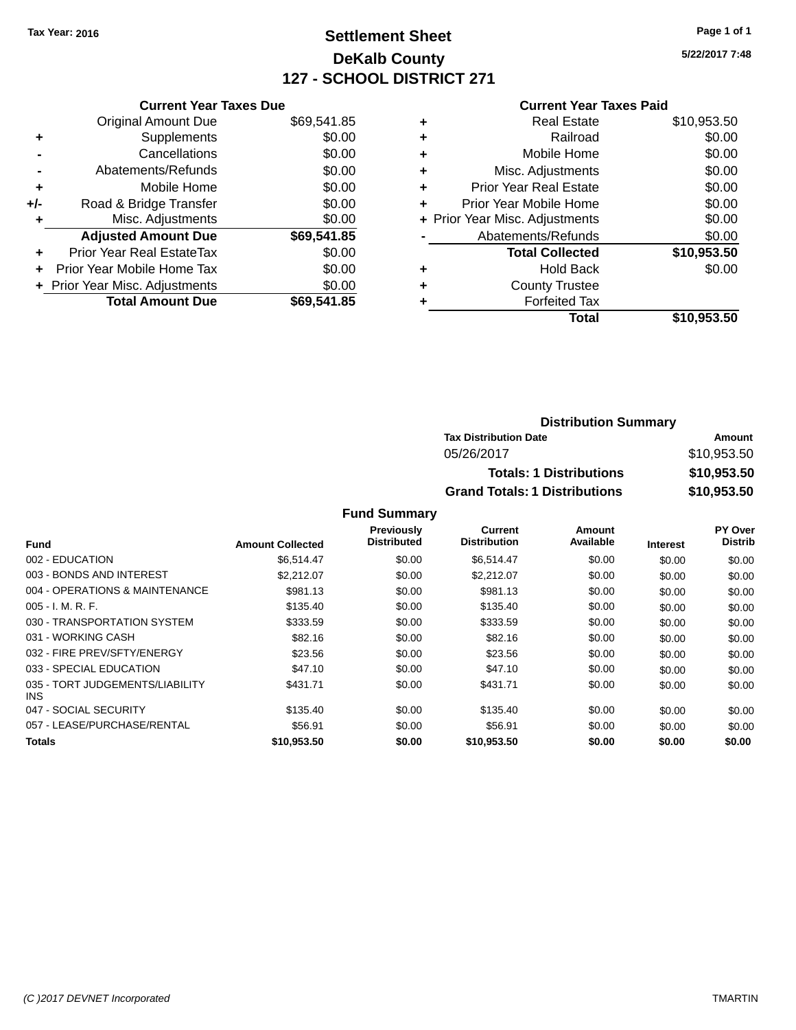**Tax Year: 2016**

# Settlement Sheet
## DeKalb County
## 127 - SCHOOL DISTRICT 271

**5/22/2017 7:48**

### Current Year Taxes Due

| | | |
|---|---|---|
| | Original Amount Due | $69,541.85 |
| + | Supplements | $0.00 |
| - | Cancellations | $0.00 |
| - | Abatements/Refunds | $0.00 |
| + | Mobile Home | $0.00 |
| +/- | Road & Bridge Transfer | $0.00 |
| + | Misc. Adjustments | $0.00 |
| | **Adjusted Amount Due** | **$69,541.85** |
| + | Prior Year Real EstateTax | $0.00 |
| + | Prior Year Mobile Home Tax | $0.00 |
| + | Prior Year Misc. Adjustments | $0.00 |
| | **Total Amount Due** | **$69,541.85** |

### Current Year Taxes Paid

| | | |
|---|---|---|
| + | Real Estate | $10,953.50 |
| + | Railroad | $0.00 |
| + | Mobile Home | $0.00 |
| + | Misc. Adjustments | $0.00 |
| + | Prior Year Real Estate | $0.00 |
| + | Prior Year Mobile Home | $0.00 |
| + | Prior Year Misc. Adjustments | $0.00 |
| - | Abatements/Refunds | $0.00 |
| | **Total Collected** | **$10,953.50** |
| + | Hold Back | $0.00 |
| + | County Trustee | |
| + | Forfeited Tax | |
| | **Total** | **$10,953.50** |

### Distribution Summary

| Tax Distribution Date | Amount |
|---|---|
| 05/26/2017 | $10,953.50 |
| **Totals: 1 Distributions** | **$10,953.50** |
| **Grand Totals: 1 Distributions** | **$10,953.50** |

### Fund Summary

| Fund | Amount Collected | Previously Distributed | Current Distribution | Amount Available | Interest | PY Over Distrib |
|---|---|---|---|---|---|---|
| 002 - EDUCATION | $6,514.47 | $0.00 | $6,514.47 | $0.00 | $0.00 | $0.00 |
| 003 - BONDS AND INTEREST | $2,212.07 | $0.00 | $2,212.07 | $0.00 | $0.00 | $0.00 |
| 004 - OPERATIONS & MAINTENANCE | $981.13 | $0.00 | $981.13 | $0.00 | $0.00 | $0.00 |
| 005 - I. M. R. F. | $135.40 | $0.00 | $135.40 | $0.00 | $0.00 | $0.00 |
| 030 - TRANSPORTATION SYSTEM | $333.59 | $0.00 | $333.59 | $0.00 | $0.00 | $0.00 |
| 031 - WORKING CASH | $82.16 | $0.00 | $82.16 | $0.00 | $0.00 | $0.00 |
| 032 - FIRE PREV/SFTY/ENERGY | $23.56 | $0.00 | $23.56 | $0.00 | $0.00 | $0.00 |
| 033 - SPECIAL EDUCATION | $47.10 | $0.00 | $47.10 | $0.00 | $0.00 | $0.00 |
| 035 - TORT JUDGEMENTS/LIABILITY INS | $431.71 | $0.00 | $431.71 | $0.00 | $0.00 | $0.00 |
| 047 - SOCIAL SECURITY | $135.40 | $0.00 | $135.40 | $0.00 | $0.00 | $0.00 |
| 057 - LEASE/PURCHASE/RENTAL | $56.91 | $0.00 | $56.91 | $0.00 | $0.00 | $0.00 |
| **Totals** | **$10,953.50** | **$0.00** | **$10,953.50** | **$0.00** | **$0.00** | **$0.00** |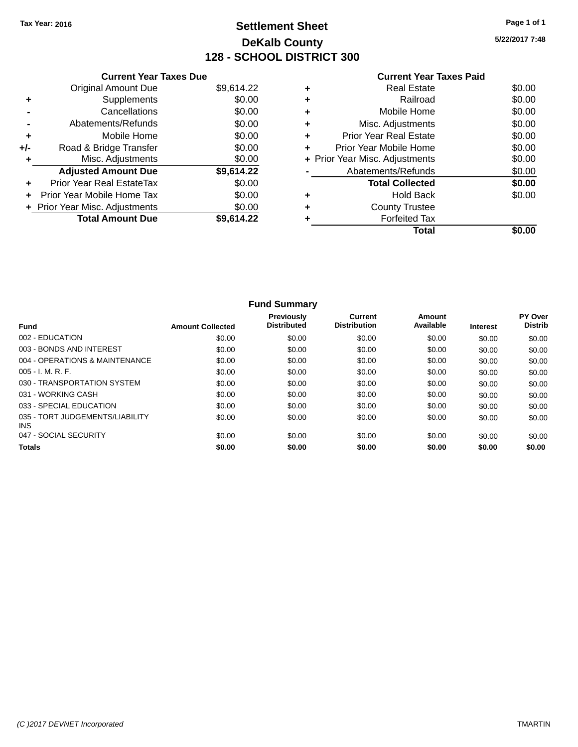Tax Year: 2016

# Settlement Sheet

## DeKalb County

## 128 - SCHOOL DISTRICT 300

5/22/2017 7:48

| | Current Year Taxes Due | |
|---|---|---|
| | Original Amount Due | $9,614.22 |
| + | Supplements | $0.00 |
| - | Cancellations | $0.00 |
| - | Abatements/Refunds | $0.00 |
| + | Mobile Home | $0.00 |
| +/- | Road & Bridge Transfer | $0.00 |
| + | Misc. Adjustments | $0.00 |
| | **Adjusted Amount Due** | **$9,614.22** |
| + | Prior Year Real EstateTax | $0.00 |
| + | Prior Year Mobile Home Tax | $0.00 |
| + | Prior Year Misc. Adjustments | $0.00 |
| | **Total Amount Due** | **$9,614.22** |

| | Current Year Taxes Paid | |
|---|---|---|
| + | Real Estate | $0.00 |
| + | Railroad | $0.00 |
| + | Mobile Home | $0.00 |
| + | Misc. Adjustments | $0.00 |
| + | Prior Year Real Estate | $0.00 |
| + | Prior Year Mobile Home | $0.00 |
| + | Prior Year Misc. Adjustments | $0.00 |
| - | Abatements/Refunds | $0.00 |
| | **Total Collected** | **$0.00** |
| + | Hold Back | $0.00 |
| + | County Trustee | |
| + | Forfeited Tax | |
| | **Total** | **$0.00** |

### Fund Summary

| Fund | Amount Collected | Previously Distributed | Current Distribution | Amount Available | Interest | PY Over Distrib |
|---|---|---|---|---|---|---|
| 002 - EDUCATION | $0.00 | $0.00 | $0.00 | $0.00 | $0.00 | $0.00 |
| 003 - BONDS AND INTEREST | $0.00 | $0.00 | $0.00 | $0.00 | $0.00 | $0.00 |
| 004 - OPERATIONS & MAINTENANCE | $0.00 | $0.00 | $0.00 | $0.00 | $0.00 | $0.00 |
| 005 - I. M. R. F. | $0.00 | $0.00 | $0.00 | $0.00 | $0.00 | $0.00 |
| 030 - TRANSPORTATION SYSTEM | $0.00 | $0.00 | $0.00 | $0.00 | $0.00 | $0.00 |
| 031 - WORKING CASH | $0.00 | $0.00 | $0.00 | $0.00 | $0.00 | $0.00 |
| 033 - SPECIAL EDUCATION | $0.00 | $0.00 | $0.00 | $0.00 | $0.00 | $0.00 |
| 035 - TORT JUDGEMENTS/LIABILITY INS | $0.00 | $0.00 | $0.00 | $0.00 | $0.00 | $0.00 |
| 047 - SOCIAL SECURITY | $0.00 | $0.00 | $0.00 | $0.00 | $0.00 | $0.00 |
| **Totals** | **$0.00** | **$0.00** | **$0.00** | **$0.00** | **$0.00** | **$0.00** |

(C )2017 DEVNET Incorporated TMARTIN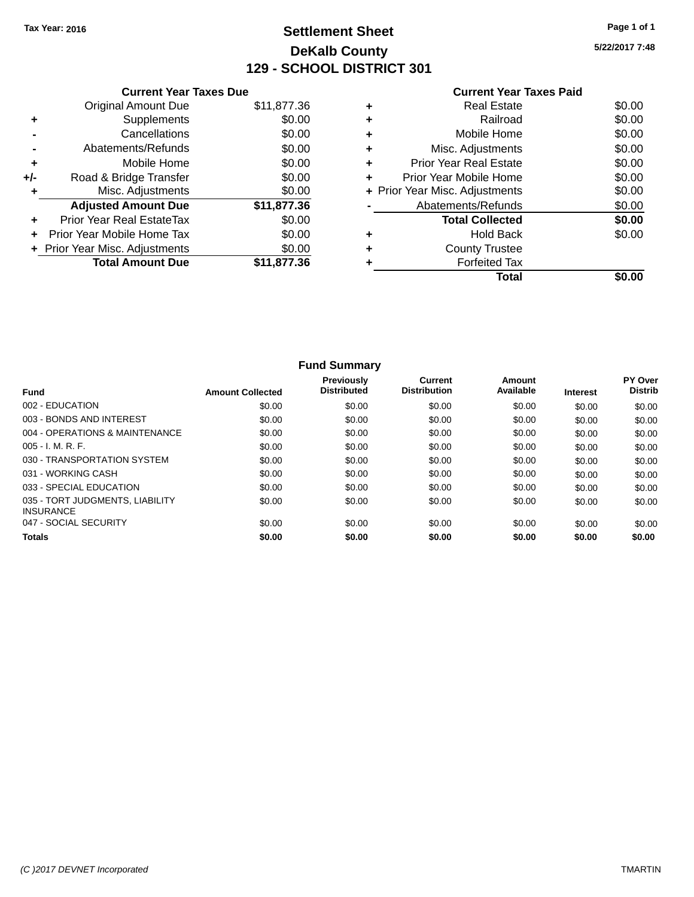Tax Year: 2016

# Settlement Sheet

## DeKalb County

## 129 - SCHOOL DISTRICT 301

5/22/2017 7:48

### Current Year Taxes Due

| | | |
|---|---|---|
| | Original Amount Due | $11,877.36 |
| + | Supplements | $0.00 |
| - | Cancellations | $0.00 |
| - | Abatements/Refunds | $0.00 |
| + | Mobile Home | $0.00 |
| +/- | Road & Bridge Transfer | $0.00 |
| + | Misc. Adjustments | $0.00 |
| | **Adjusted Amount Due** | **$11,877.36** |
| + | Prior Year Real EstateTax | $0.00 |
| + | Prior Year Mobile Home Tax | $0.00 |
| + | Prior Year Misc. Adjustments | $0.00 |
| | **Total Amount Due** | **$11,877.36** |

### Current Year Taxes Paid

| | | |
|---|---|---|
| + | Real Estate | $0.00 |
| + | Railroad | $0.00 |
| + | Mobile Home | $0.00 |
| + | Misc. Adjustments | $0.00 |
| + | Prior Year Real Estate | $0.00 |
| + | Prior Year Mobile Home | $0.00 |
| + | Prior Year Misc. Adjustments | $0.00 |
| - | Abatements/Refunds | $0.00 |
| | **Total Collected** | **$0.00** |
| + | Hold Back | $0.00 |
| + | County Trustee | |
| + | Forfeited Tax | |
| | **Total** | **$0.00** |

### Fund Summary

| Fund | Amount Collected | Previously Distributed | Current Distribution | Amount Available | Interest | PY Over Distrib |
|---|---|---|---|---|---|---|
| 002 - EDUCATION | $0.00 | $0.00 | $0.00 | $0.00 | $0.00 | $0.00 |
| 003 - BONDS AND INTEREST | $0.00 | $0.00 | $0.00 | $0.00 | $0.00 | $0.00 |
| 004 - OPERATIONS & MAINTENANCE | $0.00 | $0.00 | $0.00 | $0.00 | $0.00 | $0.00 |
| 005 - I. M. R. F. | $0.00 | $0.00 | $0.00 | $0.00 | $0.00 | $0.00 |
| 030 - TRANSPORTATION SYSTEM | $0.00 | $0.00 | $0.00 | $0.00 | $0.00 | $0.00 |
| 031 - WORKING CASH | $0.00 | $0.00 | $0.00 | $0.00 | $0.00 | $0.00 |
| 033 - SPECIAL EDUCATION | $0.00 | $0.00 | $0.00 | $0.00 | $0.00 | $0.00 |
| 035 - TORT JUDGMENTS, LIABILITY INSURANCE | $0.00 | $0.00 | $0.00 | $0.00 | $0.00 | $0.00 |
| 047 - SOCIAL SECURITY | $0.00 | $0.00 | $0.00 | $0.00 | $0.00 | $0.00 |
| **Totals** | **$0.00** | **$0.00** | **$0.00** | **$0.00** | **$0.00** | **$0.00** |

(C )2017 DEVNET Incorporated TMARTIN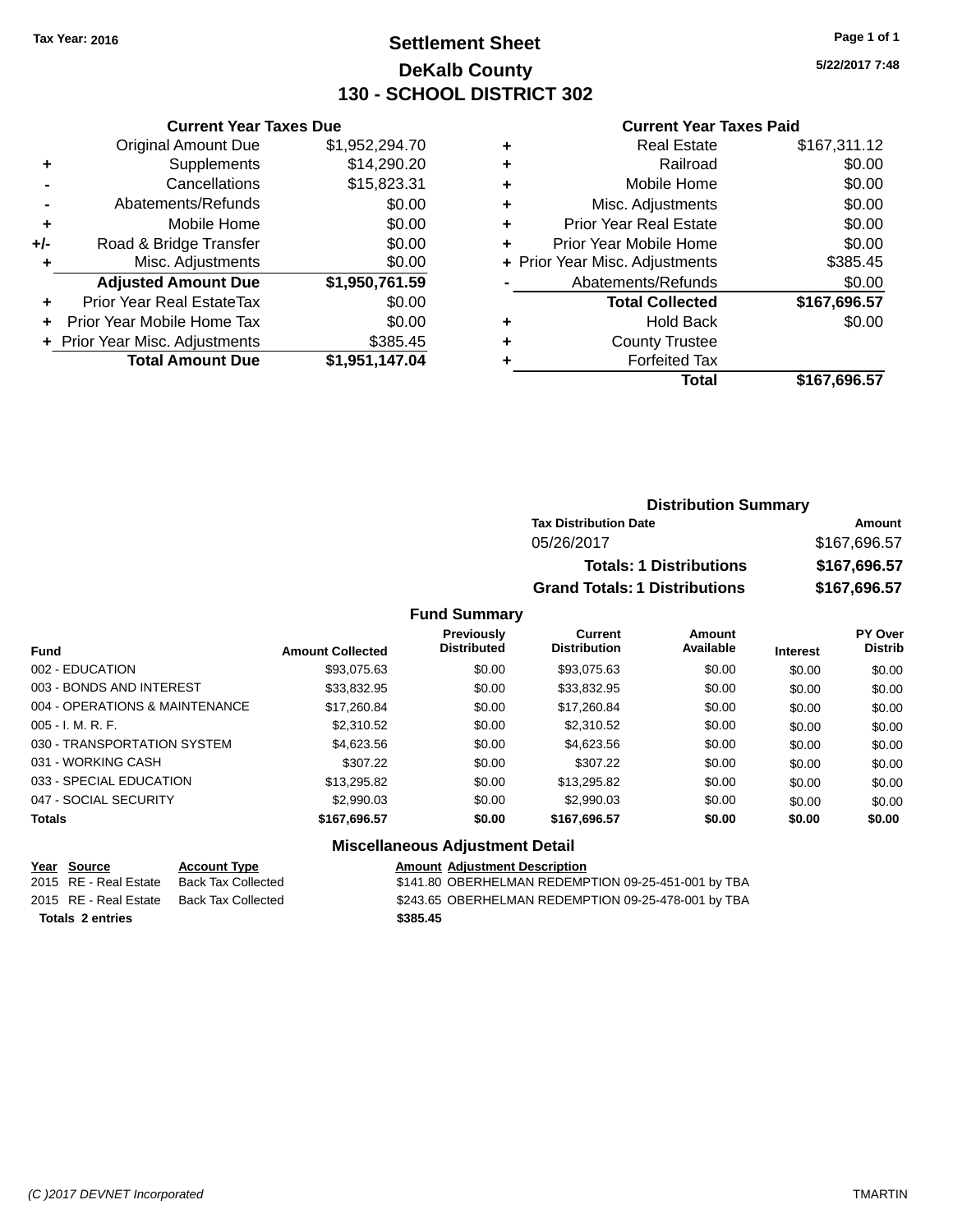Tax Year: 2016

# Settlement Sheet
## DeKalb County
## 130 - SCHOOL DISTRICT 302

5/22/2017 7:48

### Current Year Taxes Due

| | | |
|---|---|---|
| | Original Amount Due | $1,952,294.70 |
| + | Supplements | $14,290.20 |
| - | Cancellations | $15,823.31 |
| - | Abatements/Refunds | $0.00 |
| + | Mobile Home | $0.00 |
| +/- | Road & Bridge Transfer | $0.00 |
| + | Misc. Adjustments | $0.00 |
| | **Adjusted Amount Due** | **$1,950,761.59** |
| + | Prior Year Real EstateTax | $0.00 |
| + | Prior Year Mobile Home Tax | $0.00 |
| + | Prior Year Misc. Adjustments | $385.45 |
| | **Total Amount Due** | **$1,951,147.04** |

### Current Year Taxes Paid

| | | |
|---|---|---|
| + | Real Estate | $167,311.12 |
| + | Railroad | $0.00 |
| + | Mobile Home | $0.00 |
| + | Misc. Adjustments | $0.00 |
| + | Prior Year Real Estate | $0.00 |
| + | Prior Year Mobile Home | $0.00 |
| + | Prior Year Misc. Adjustments | $385.45 |
| - | Abatements/Refunds | $0.00 |
| | **Total Collected** | **$167,696.57** |
| + | Hold Back | $0.00 |
| + | County Trustee | |
| + | Forfeited Tax | |
| | **Total** | **$167,696.57** |

### Distribution Summary

| Tax Distribution Date | Amount |
|---|---|
| 05/26/2017 | $167,696.57 |
| **Totals: 1 Distributions** | **$167,696.57** |
| **Grand Totals: 1 Distributions** | **$167,696.57** |

### Fund Summary

| Fund | Amount Collected | Previously Distributed | Current Distribution | Amount Available | Interest | PY Over Distrib |
|---|---|---|---|---|---|---|
| 002 - EDUCATION | $93,075.63 | $0.00 | $93,075.63 | $0.00 | $0.00 | $0.00 |
| 003 - BONDS AND INTEREST | $33,832.95 | $0.00 | $33,832.95 | $0.00 | $0.00 | $0.00 |
| 004 - OPERATIONS & MAINTENANCE | $17,260.84 | $0.00 | $17,260.84 | $0.00 | $0.00 | $0.00 |
| 005 - I. M. R. F. | $2,310.52 | $0.00 | $2,310.52 | $0.00 | $0.00 | $0.00 |
| 030 - TRANSPORTATION SYSTEM | $4,623.56 | $0.00 | $4,623.56 | $0.00 | $0.00 | $0.00 |
| 031 - WORKING CASH | $307.22 | $0.00 | $307.22 | $0.00 | $0.00 | $0.00 |
| 033 - SPECIAL EDUCATION | $13,295.82 | $0.00 | $13,295.82 | $0.00 | $0.00 | $0.00 |
| 047 - SOCIAL SECURITY | $2,990.03 | $0.00 | $2,990.03 | $0.00 | $0.00 | $0.00 |
| **Totals** | **$167,696.57** | **$0.00** | **$167,696.57** | **$0.00** | **$0.00** | **$0.00** |

### Miscellaneous Adjustment Detail

| Year | Source | Account Type | Amount | Adjustment Description |
|---|---|---|---|---|
| 2015 | RE - Real Estate | Back Tax Collected | $141.80 | OBERHELMAN REDEMPTION 09-25-451-001 by TBA |
| 2015 | RE - Real Estate | Back Tax Collected | $243.65 | OBERHELMAN REDEMPTION 09-25-478-001 by TBA |
| **Totals** | **2 entries** | | **$385.45** | |

(C )2017 DEVNET Incorporated TMARTIN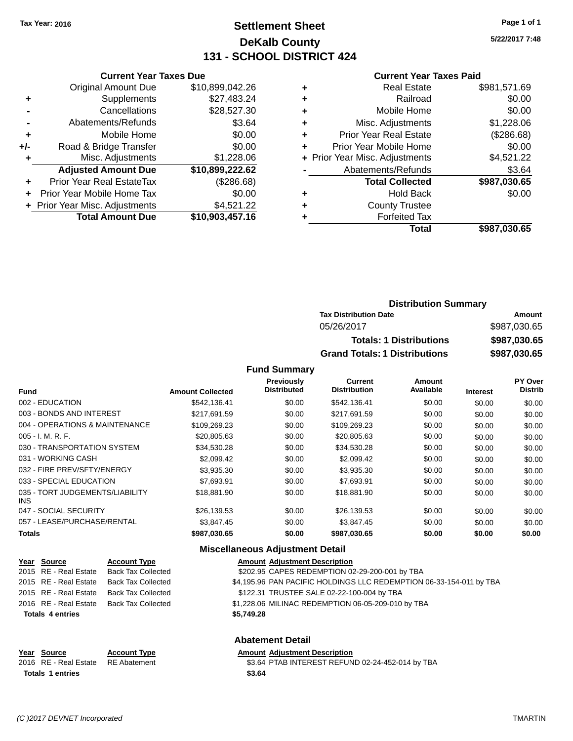Tax Year: 2016

# Settlement Sheet
## DeKalb County
## 131 - SCHOOL DISTRICT 424

5/22/2017 7:48

### Current Year Taxes Due

| | | |
|---|---|---|
| | Original Amount Due | $10,899,042.26 |
| + | Supplements | $27,483.24 |
| - | Cancellations | $28,527.30 |
| - | Abatements/Refunds | $3.64 |
| + | Mobile Home | $0.00 |
| +/- | Road & Bridge Transfer | $0.00 |
| + | Misc. Adjustments | $1,228.06 |
| | **Adjusted Amount Due** | **$10,899,222.62** |
| + | Prior Year Real EstateTax | ($286.68) |
| + | Prior Year Mobile Home Tax | $0.00 |
| + | Prior Year Misc. Adjustments | $4,521.22 |
| | **Total Amount Due** | **$10,903,457.16** |

### Current Year Taxes Paid

| | | |
|---|---|---|
| + | Real Estate | $981,571.69 |
| + | Railroad | $0.00 |
| + | Mobile Home | $0.00 |
| + | Misc. Adjustments | $1,228.06 |
| + | Prior Year Real Estate | ($286.68) |
| + | Prior Year Mobile Home | $0.00 |
| + | Prior Year Misc. Adjustments | $4,521.22 |
| - | Abatements/Refunds | $3.64 |
| | **Total Collected** | **$987,030.65** |
| + | Hold Back | $0.00 |
| + | County Trustee | |
| + | Forfeited Tax | |
| | **Total** | **$987,030.65** |

### Distribution Summary

| Tax Distribution Date | Amount |
|---|---|
| 05/26/2017 | $987,030.65 |
| **Totals: 1 Distributions** | **$987,030.65** |
| **Grand Totals: 1 Distributions** | **$987,030.65** |

### Fund Summary

| Fund | Amount Collected | Previously Distributed | Current Distribution | Amount Available | Interest | PY Over Distrib |
|---|---|---|---|---|---|---|
| 002 - EDUCATION | $542,136.41 | $0.00 | $542,136.41 | $0.00 | $0.00 | $0.00 |
| 003 - BONDS AND INTEREST | $217,691.59 | $0.00 | $217,691.59 | $0.00 | $0.00 | $0.00 |
| 004 - OPERATIONS & MAINTENANCE | $109,269.23 | $0.00 | $109,269.23 | $0.00 | $0.00 | $0.00 |
| 005 - I. M. R. F. | $20,805.63 | $0.00 | $20,805.63 | $0.00 | $0.00 | $0.00 |
| 030 - TRANSPORTATION SYSTEM | $34,530.28 | $0.00 | $34,530.28 | $0.00 | $0.00 | $0.00 |
| 031 - WORKING CASH | $2,099.42 | $0.00 | $2,099.42 | $0.00 | $0.00 | $0.00 |
| 032 - FIRE PREV/SFTY/ENERGY | $3,935.30 | $0.00 | $3,935.30 | $0.00 | $0.00 | $0.00 |
| 033 - SPECIAL EDUCATION | $7,693.91 | $0.00 | $7,693.91 | $0.00 | $0.00 | $0.00 |
| 035 - TORT JUDGEMENTS/LIABILITY INS | $18,881.90 | $0.00 | $18,881.90 | $0.00 | $0.00 | $0.00 |
| 047 - SOCIAL SECURITY | $26,139.53 | $0.00 | $26,139.53 | $0.00 | $0.00 | $0.00 |
| 057 - LEASE/PURCHASE/RENTAL | $3,847.45 | $0.00 | $3,847.45 | $0.00 | $0.00 | $0.00 |
| **Totals** | **$987,030.65** | **$0.00** | **$987,030.65** | **$0.00** | **$0.00** | **$0.00** |

### Miscellaneous Adjustment Detail

| Year | Source | Account Type | Amount | Adjustment Description |
|---|---|---|---|---|
| 2015 | RE - Real Estate | Back Tax Collected | $202.95 | CAPES REDEMPTION 02-29-200-001 by TBA |
| 2015 | RE - Real Estate | Back Tax Collected | $4,195.96 | PAN PACIFIC HOLDINGS LLC REDEMPTION 06-33-154-011 by TBA |
| 2015 | RE - Real Estate | Back Tax Collected | $122.31 | TRUSTEE SALE 02-22-100-004 by TBA |
| 2016 | RE - Real Estate | Back Tax Collected | $1,228.06 | MILINAC REDEMPTION 06-05-209-010 by TBA |
| **Totals 4 entries** | | | **$5,749.28** | |

### Abatement Detail

| Year | Source | Account Type | Amount | Adjustment Description |
|---|---|---|---|---|
| 2016 | RE - Real Estate | RE Abatement | $3.64 | PTAB INTEREST REFUND 02-24-452-014 by TBA |
| **Totals 1 entries** | | | **$3.64** | |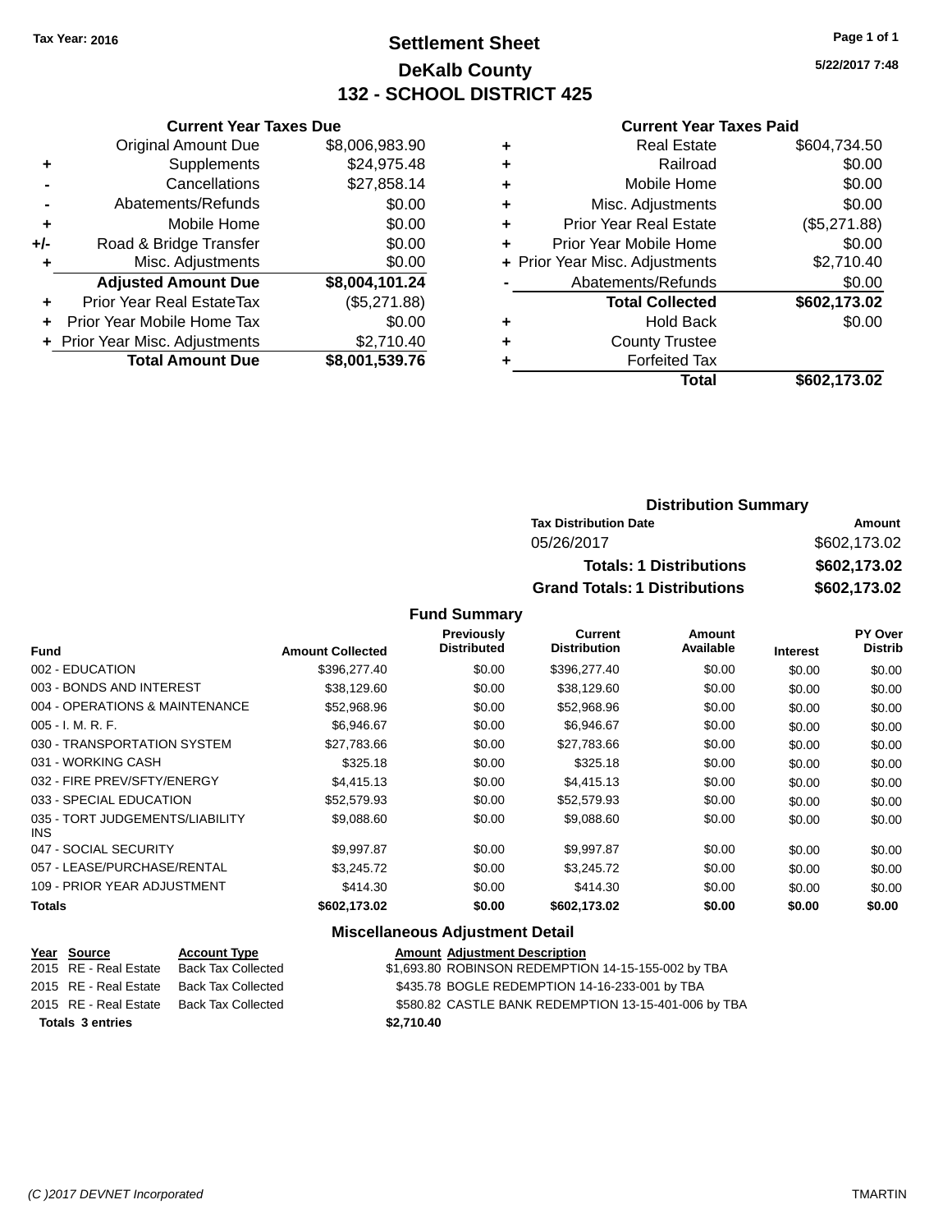Tax Year: 2016

# Settlement Sheet

## DeKalb County

## 132 - SCHOOL DISTRICT 425

5/22/2017 7:48

### Current Year Taxes Due

| | | |
|---|---|---|
| | Original Amount Due | $8,006,983.90 |
| + | Supplements | $24,975.48 |
| - | Cancellations | $27,858.14 |
| - | Abatements/Refunds | $0.00 |
| + | Mobile Home | $0.00 |
| +/- | Road & Bridge Transfer | $0.00 |
| + | Misc. Adjustments | $0.00 |
| | **Adjusted Amount Due** | **$8,004,101.24** |
| + | Prior Year Real EstateTax | ($5,271.88) |
| + | Prior Year Mobile Home Tax | $0.00 |
| + | Prior Year Misc. Adjustments | $2,710.40 |
| | **Total Amount Due** | **$8,001,539.76** |

### Current Year Taxes Paid

| | | |
|---|---|---|
| + | Real Estate | $604,734.50 |
| + | Railroad | $0.00 |
| + | Mobile Home | $0.00 |
| + | Misc. Adjustments | $0.00 |
| + | Prior Year Real Estate | ($5,271.88) |
| + | Prior Year Mobile Home | $0.00 |
| + | Prior Year Misc. Adjustments | $2,710.40 |
| - | Abatements/Refunds | $0.00 |
| | **Total Collected** | **$602,173.02** |
| + | Hold Back | $0.00 |
| + | County Trustee | |
| + | Forfeited Tax | |
| | **Total** | **$602,173.02** |

### Distribution Summary

| Tax Distribution Date | Amount |
|---|---|
| 05/26/2017 | $602,173.02 |
| **Totals: 1 Distributions** | **$602,173.02** |
| **Grand Totals: 1 Distributions** | **$602,173.02** |

### Fund Summary

| Fund | Amount Collected | Previously Distributed | Current Distribution | Amount Available | Interest | PY Over Distrib |
|---|---|---|---|---|---|---|
| 002 - EDUCATION | $396,277.40 | $0.00 | $396,277.40 | $0.00 | $0.00 | $0.00 |
| 003 - BONDS AND INTEREST | $38,129.60 | $0.00 | $38,129.60 | $0.00 | $0.00 | $0.00 |
| 004 - OPERATIONS & MAINTENANCE | $52,968.96 | $0.00 | $52,968.96 | $0.00 | $0.00 | $0.00 |
| 005 - I. M. R. F. | $6,946.67 | $0.00 | $6,946.67 | $0.00 | $0.00 | $0.00 |
| 030 - TRANSPORTATION SYSTEM | $27,783.66 | $0.00 | $27,783.66 | $0.00 | $0.00 | $0.00 |
| 031 - WORKING CASH | $325.18 | $0.00 | $325.18 | $0.00 | $0.00 | $0.00 |
| 032 - FIRE PREV/SFTY/ENERGY | $4,415.13 | $0.00 | $4,415.13 | $0.00 | $0.00 | $0.00 |
| 033 - SPECIAL EDUCATION | $52,579.93 | $0.00 | $52,579.93 | $0.00 | $0.00 | $0.00 |
| 035 - TORT JUDGEMENTS/LIABILITY INS | $9,088.60 | $0.00 | $9,088.60 | $0.00 | $0.00 | $0.00 |
| 047 - SOCIAL SECURITY | $9,997.87 | $0.00 | $9,997.87 | $0.00 | $0.00 | $0.00 |
| 057 - LEASE/PURCHASE/RENTAL | $3,245.72 | $0.00 | $3,245.72 | $0.00 | $0.00 | $0.00 |
| 109 - PRIOR YEAR ADJUSTMENT | $414.30 | $0.00 | $414.30 | $0.00 | $0.00 | $0.00 |
| **Totals** | **$602,173.02** | **$0.00** | **$602,173.02** | **$0.00** | **$0.00** | **$0.00** |

### Miscellaneous Adjustment Detail

| Year | Source | Account Type | Amount | Adjustment Description |
|---|---|---|---|---|
| 2015 | RE - Real Estate | Back Tax Collected | $1,693.80 | ROBINSON REDEMPTION 14-15-155-002 by TBA |
| 2015 | RE - Real Estate | Back Tax Collected | $435.78 | BOGLE REDEMPTION 14-16-233-001 by TBA |
| 2015 | RE - Real Estate | Back Tax Collected | $580.82 | CASTLE BANK REDEMPTION 13-15-401-006 by TBA |
| **Totals 3 entries** | | | **$2,710.40** | |

(C )2017 DEVNET Incorporated TMARTIN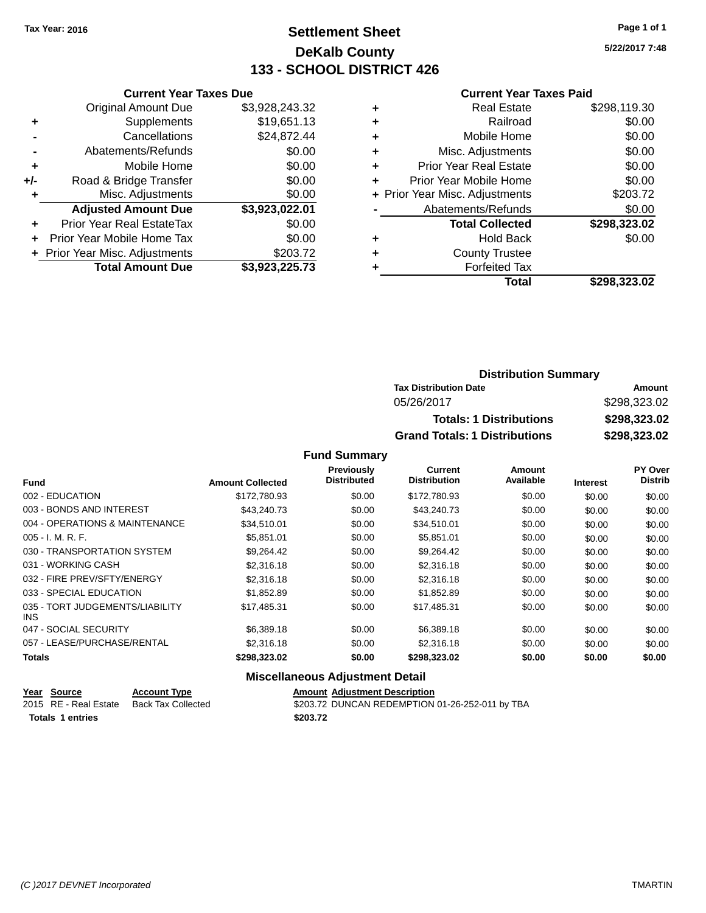Tax Year: 2016

# Settlement Sheet
## DeKalb County
## 133 - SCHOOL DISTRICT 426

5/22/2017 7:48

### Current Year Taxes Due

| | | |
|---|---|---|
| | Original Amount Due | $3,928,243.32 |
| + | Supplements | $19,651.13 |
| - | Cancellations | $24,872.44 |
| - | Abatements/Refunds | $0.00 |
| + | Mobile Home | $0.00 |
| +/- | Road & Bridge Transfer | $0.00 |
| + | Misc. Adjustments | $0.00 |
| | **Adjusted Amount Due** | **$3,923,022.01** |
| + | Prior Year Real EstateTax | $0.00 |
| + | Prior Year Mobile Home Tax | $0.00 |
| + | Prior Year Misc. Adjustments | $203.72 |
| | **Total Amount Due** | **$3,923,225.73** |

### Current Year Taxes Paid

| | | |
|---|---|---|
| + | Real Estate | $298,119.30 |
| + | Railroad | $0.00 |
| + | Mobile Home | $0.00 |
| + | Misc. Adjustments | $0.00 |
| + | Prior Year Real Estate | $0.00 |
| + | Prior Year Mobile Home | $0.00 |
| + | Prior Year Misc. Adjustments | $203.72 |
| - | Abatements/Refunds | $0.00 |
| | **Total Collected** | **$298,323.02** |
| + | Hold Back | $0.00 |
| + | County Trustee | |
| + | Forfeited Tax | |
| | **Total** | **$298,323.02** |

### Distribution Summary

| Tax Distribution Date | Amount |
|---|---|
| 05/26/2017 | $298,323.02 |
| **Totals: 1 Distributions** | **$298,323.02** |
| **Grand Totals: 1 Distributions** | **$298,323.02** |

### Fund Summary

| Fund | Amount Collected | Previously Distributed | Current Distribution | Amount Available | Interest | PY Over Distrib |
|---|---|---|---|---|---|---|
| 002 - EDUCATION | $172,780.93 | $0.00 | $172,780.93 | $0.00 | $0.00 | $0.00 |
| 003 - BONDS AND INTEREST | $43,240.73 | $0.00 | $43,240.73 | $0.00 | $0.00 | $0.00 |
| 004 - OPERATIONS & MAINTENANCE | $34,510.01 | $0.00 | $34,510.01 | $0.00 | $0.00 | $0.00 |
| 005 - I. M. R. F. | $5,851.01 | $0.00 | $5,851.01 | $0.00 | $0.00 | $0.00 |
| 030 - TRANSPORTATION SYSTEM | $9,264.42 | $0.00 | $9,264.42 | $0.00 | $0.00 | $0.00 |
| 031 - WORKING CASH | $2,316.18 | $0.00 | $2,316.18 | $0.00 | $0.00 | $0.00 |
| 032 - FIRE PREV/SFTY/ENERGY | $2,316.18 | $0.00 | $2,316.18 | $0.00 | $0.00 | $0.00 |
| 033 - SPECIAL EDUCATION | $1,852.89 | $0.00 | $1,852.89 | $0.00 | $0.00 | $0.00 |
| 035 - TORT JUDGEMENTS/LIABILITY INS | $17,485.31 | $0.00 | $17,485.31 | $0.00 | $0.00 | $0.00 |
| 047 - SOCIAL SECURITY | $6,389.18 | $0.00 | $6,389.18 | $0.00 | $0.00 | $0.00 |
| 057 - LEASE/PURCHASE/RENTAL | $2,316.18 | $0.00 | $2,316.18 | $0.00 | $0.00 | $0.00 |
| **Totals** | **$298,323.02** | **$0.00** | **$298,323.02** | **$0.00** | **$0.00** | **$0.00** |

### Miscellaneous Adjustment Detail

| Year | Source | Account Type | Amount | Adjustment Description |
|---|---|---|---|---|
| 2015 | RE - Real Estate | Back Tax Collected | $203.72 | DUNCAN REDEMPTION 01-26-252-011 by TBA |
| **Totals** | **1 entries** | | **$203.72** | |

(C )2017 DEVNET Incorporated TMARTIN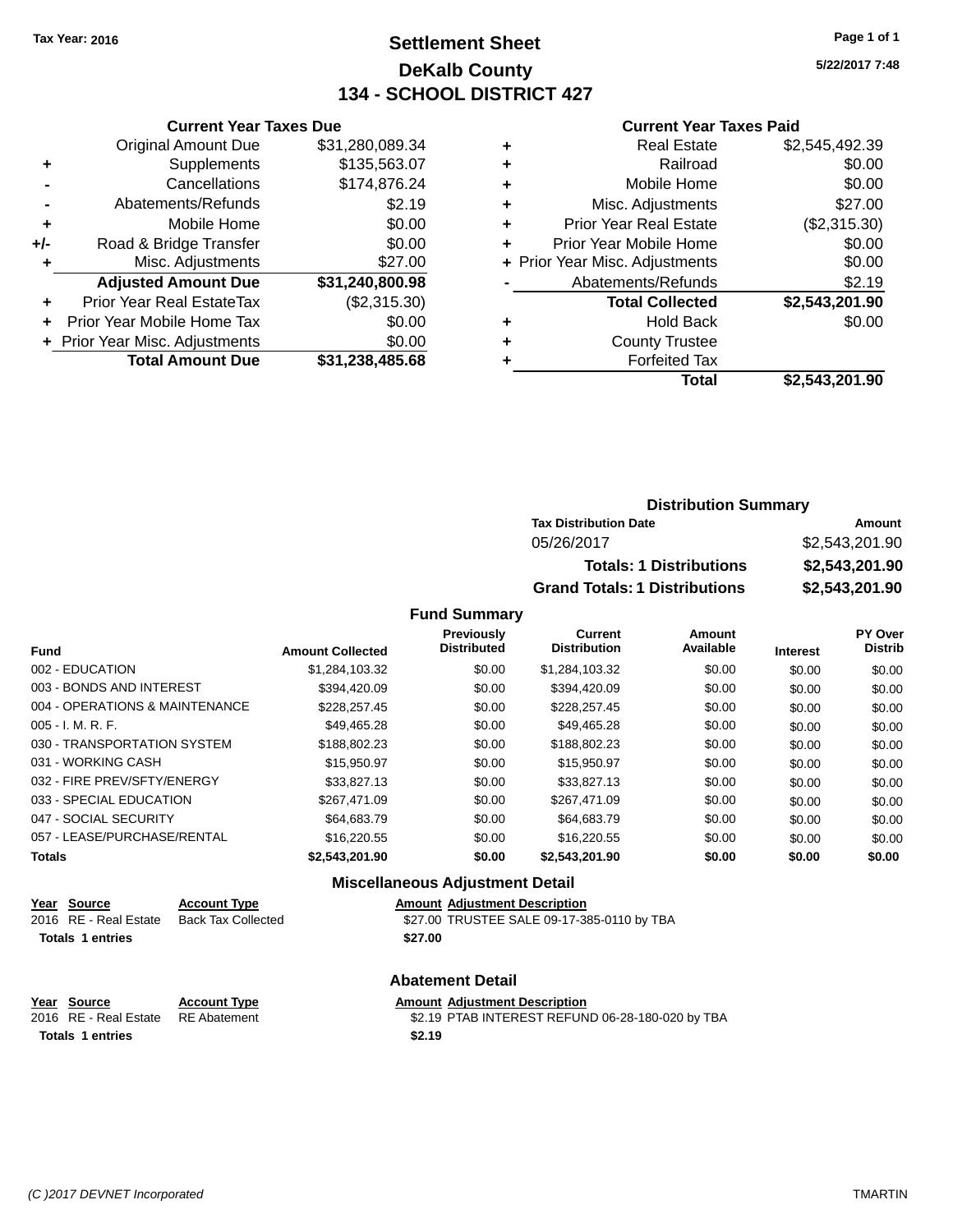Tax Year: 2016

# Settlement Sheet

## DeKalb County

## 134 - SCHOOL DISTRICT 427

5/22/2017 7:48

### Current Year Taxes Due

| | | |
|---|---|---|
| | Original Amount Due | $31,280,089.34 |
| + | Supplements | $135,563.07 |
| - | Cancellations | $174,876.24 |
| - | Abatements/Refunds | $2.19 |
| + | Mobile Home | $0.00 |
| +/- | Road & Bridge Transfer | $0.00 |
| + | Misc. Adjustments | $27.00 |
| | **Adjusted Amount Due** | **$31,240,800.98** |
| + | Prior Year Real EstateTax | ($2,315.30) |
| + | Prior Year Mobile Home Tax | $0.00 |
| + | Prior Year Misc. Adjustments | $0.00 |
| | **Total Amount Due** | **$31,238,485.68** |

### Current Year Taxes Paid

| | | |
|---|---|---|
| + | Real Estate | $2,545,492.39 |
| + | Railroad | $0.00 |
| + | Mobile Home | $0.00 |
| + | Misc. Adjustments | $27.00 |
| + | Prior Year Real Estate | ($2,315.30) |
| + | Prior Year Mobile Home | $0.00 |
| + | Prior Year Misc. Adjustments | $0.00 |
| - | Abatements/Refunds | $2.19 |
| | **Total Collected** | **$2,543,201.90** |
| + | Hold Back | $0.00 |
| + | County Trustee | |
| + | Forfeited Tax | |
| | **Total** | **$2,543,201.90** |

### Distribution Summary

| Tax Distribution Date | Amount |
|---|---|
| 05/26/2017 | $2,543,201.90 |
| **Totals: 1 Distributions** | **$2,543,201.90** |
| **Grand Totals: 1 Distributions** | **$2,543,201.90** |

### Fund Summary

| Fund | Amount Collected | Previously Distributed | Current Distribution | Amount Available | Interest | PY Over Distrib |
|---|---|---|---|---|---|---|
| 002 - EDUCATION | $1,284,103.32 | $0.00 | $1,284,103.32 | $0.00 | $0.00 | $0.00 |
| 003 - BONDS AND INTEREST | $394,420.09 | $0.00 | $394,420.09 | $0.00 | $0.00 | $0.00 |
| 004 - OPERATIONS & MAINTENANCE | $228,257.45 | $0.00 | $228,257.45 | $0.00 | $0.00 | $0.00 |
| 005 - I. M. R. F. | $49,465.28 | $0.00 | $49,465.28 | $0.00 | $0.00 | $0.00 |
| 030 - TRANSPORTATION SYSTEM | $188,802.23 | $0.00 | $188,802.23 | $0.00 | $0.00 | $0.00 |
| 031 - WORKING CASH | $15,950.97 | $0.00 | $15,950.97 | $0.00 | $0.00 | $0.00 |
| 032 - FIRE PREV/SFTY/ENERGY | $33,827.13 | $0.00 | $33,827.13 | $0.00 | $0.00 | $0.00 |
| 033 - SPECIAL EDUCATION | $267,471.09 | $0.00 | $267,471.09 | $0.00 | $0.00 | $0.00 |
| 047 - SOCIAL SECURITY | $64,683.79 | $0.00 | $64,683.79 | $0.00 | $0.00 | $0.00 |
| 057 - LEASE/PURCHASE/RENTAL | $16,220.55 | $0.00 | $16,220.55 | $0.00 | $0.00 | $0.00 |
| **Totals** | **$2,543,201.90** | **$0.00** | **$2,543,201.90** | **$0.00** | **$0.00** | **$0.00** |

### Miscellaneous Adjustment Detail

| Year | Source | Account Type | Amount | Adjustment Description |
|---|---|---|---|---|
| 2016 | RE - Real Estate | Back Tax Collected | $27.00 | TRUSTEE SALE 09-17-385-0110 by TBA |
| **Totals** | **1 entries** | | **$27.00** | |

### Abatement Detail

| Year | Source | Account Type | Amount | Adjustment Description |
|---|---|---|---|---|
| 2016 | RE - Real Estate | RE Abatement | $2.19 | PTAB INTEREST REFUND 06-28-180-020 by TBA |
| **Totals** | **1 entries** | | **$2.19** | |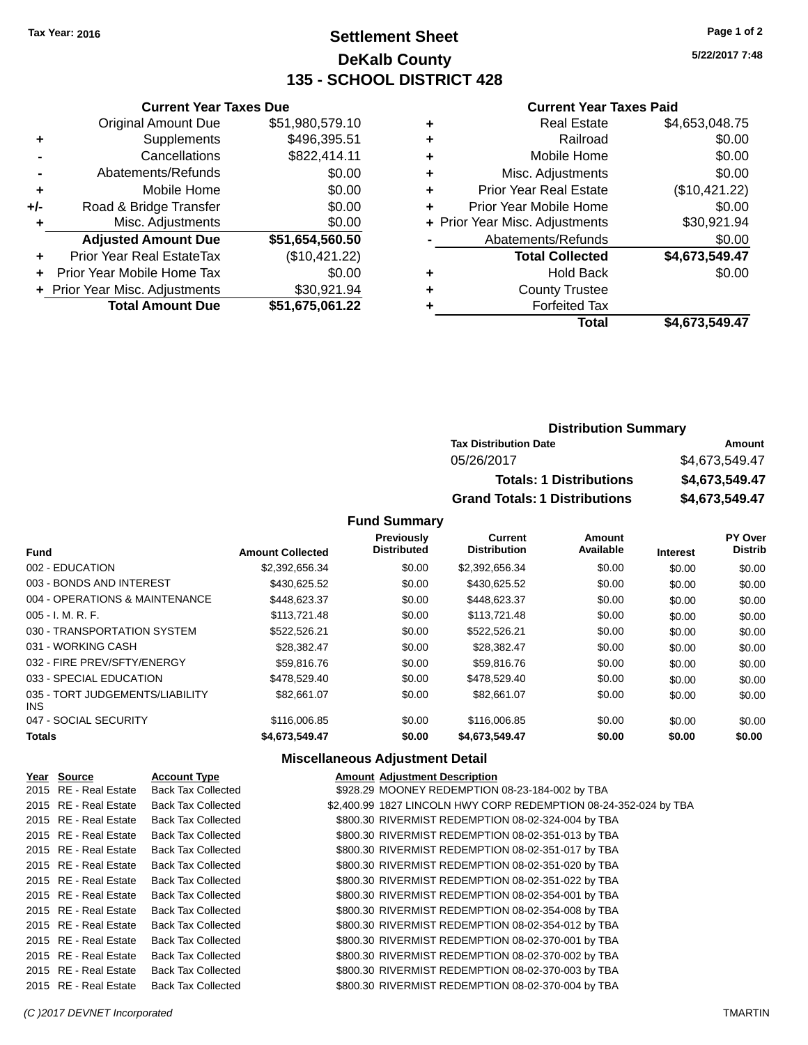Tax Year: 2016

# Settlement Sheet
## DeKalb County
## 135 - SCHOOL DISTRICT 428

5/22/2017 7:48

### Current Year Taxes Due

| | | |
|---|---|---|
| | Original Amount Due | $51,980,579.10 |
| + | Supplements | $496,395.51 |
| - | Cancellations | $822,414.11 |
| - | Abatements/Refunds | $0.00 |
| + | Mobile Home | $0.00 |
| +/- | Road & Bridge Transfer | $0.00 |
| + | Misc. Adjustments | $0.00 |
| | **Adjusted Amount Due** | **$51,654,560.50** |
| + | Prior Year Real EstateTax | ($10,421.22) |
| + | Prior Year Mobile Home Tax | $0.00 |
| + | Prior Year Misc. Adjustments | $30,921.94 |
| | **Total Amount Due** | **$51,675,061.22** |

### Current Year Taxes Paid

| | | |
|---|---|---|
| + | Real Estate | $4,653,048.75 |
| + | Railroad | $0.00 |
| + | Mobile Home | $0.00 |
| + | Misc. Adjustments | $0.00 |
| + | Prior Year Real Estate | ($10,421.22) |
| + | Prior Year Mobile Home | $0.00 |
| + | Prior Year Misc. Adjustments | $30,921.94 |
| - | Abatements/Refunds | $0.00 |
| | **Total Collected** | **$4,673,549.47** |
| + | Hold Back | $0.00 |
| + | County Trustee | |
| + | Forfeited Tax | |
| | **Total** | **$4,673,549.47** |

### Distribution Summary

| Tax Distribution Date | Amount |
|---|---|
| 05/26/2017 | $4,673,549.47 |
| **Totals: 1 Distributions** | **$4,673,549.47** |
| **Grand Totals: 1 Distributions** | **$4,673,549.47** |

### Fund Summary

| Fund | Amount Collected | Previously Distributed | Current Distribution | Amount Available | Interest | PY Over Distrib |
|---|---|---|---|---|---|---|
| 002 - EDUCATION | $2,392,656.34 | $0.00 | $2,392,656.34 | $0.00 | $0.00 | $0.00 |
| 003 - BONDS AND INTEREST | $430,625.52 | $0.00 | $430,625.52 | $0.00 | $0.00 | $0.00 |
| 004 - OPERATIONS & MAINTENANCE | $448,623.37 | $0.00 | $448,623.37 | $0.00 | $0.00 | $0.00 |
| 005 - I. M. R. F. | $113,721.48 | $0.00 | $113,721.48 | $0.00 | $0.00 | $0.00 |
| 030 - TRANSPORTATION SYSTEM | $522,526.21 | $0.00 | $522,526.21 | $0.00 | $0.00 | $0.00 |
| 031 - WORKING CASH | $28,382.47 | $0.00 | $28,382.47 | $0.00 | $0.00 | $0.00 |
| 032 - FIRE PREV/SFTY/ENERGY | $59,816.76 | $0.00 | $59,816.76 | $0.00 | $0.00 | $0.00 |
| 033 - SPECIAL EDUCATION | $478,529.40 | $0.00 | $478,529.40 | $0.00 | $0.00 | $0.00 |
| 035 - TORT JUDGEMENTS/LIABILITY INS | $82,661.07 | $0.00 | $82,661.07 | $0.00 | $0.00 | $0.00 |
| 047 - SOCIAL SECURITY | $116,006.85 | $0.00 | $116,006.85 | $0.00 | $0.00 | $0.00 |
| **Totals** | **$4,673,549.47** | **$0.00** | **$4,673,549.47** | **$0.00** | **$0.00** | **$0.00** |

### Miscellaneous Adjustment Detail

| Year | Source | Account Type | Amount | Adjustment Description |
|---|---|---|---|---|
| 2015 | RE - Real Estate | Back Tax Collected | $928.29 | MOONEY REDEMPTION 08-23-184-002 by TBA |
| 2015 | RE - Real Estate | Back Tax Collected | $2,400.99 | 1827 LINCOLN HWY CORP REDEMPTION 08-24-352-024 by TBA |
| 2015 | RE - Real Estate | Back Tax Collected | $800.30 | RIVERMIST REDEMPTION 08-02-324-004 by TBA |
| 2015 | RE - Real Estate | Back Tax Collected | $800.30 | RIVERMIST REDEMPTION 08-02-351-013 by TBA |
| 2015 | RE - Real Estate | Back Tax Collected | $800.30 | RIVERMIST REDEMPTION 08-02-351-017 by TBA |
| 2015 | RE - Real Estate | Back Tax Collected | $800.30 | RIVERMIST REDEMPTION 08-02-351-020 by TBA |
| 2015 | RE - Real Estate | Back Tax Collected | $800.30 | RIVERMIST REDEMPTION 08-02-351-022 by TBA |
| 2015 | RE - Real Estate | Back Tax Collected | $800.30 | RIVERMIST REDEMPTION 08-02-354-001 by TBA |
| 2015 | RE - Real Estate | Back Tax Collected | $800.30 | RIVERMIST REDEMPTION 08-02-354-008 by TBA |
| 2015 | RE - Real Estate | Back Tax Collected | $800.30 | RIVERMIST REDEMPTION 08-02-354-012 by TBA |
| 2015 | RE - Real Estate | Back Tax Collected | $800.30 | RIVERMIST REDEMPTION 08-02-370-001 by TBA |
| 2015 | RE - Real Estate | Back Tax Collected | $800.30 | RIVERMIST REDEMPTION 08-02-370-002 by TBA |
| 2015 | RE - Real Estate | Back Tax Collected | $800.30 | RIVERMIST REDEMPTION 08-02-370-003 by TBA |
| 2015 | RE - Real Estate | Back Tax Collected | $800.30 | RIVERMIST REDEMPTION 08-02-370-004 by TBA |

(C )2017 DEVNET Incorporated    TMARTIN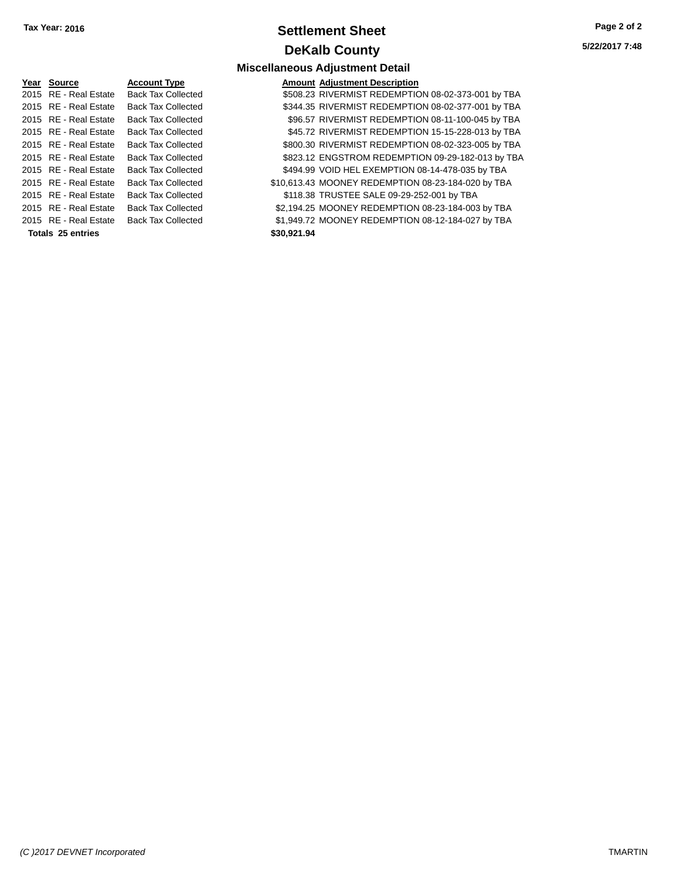Tax Year: 2016

# Settlement Sheet

# DeKalb County

## Miscellaneous Adjustment Detail

5/22/2017 7:48

| Year | Source | Account Type | Amount | Adjustment Description |
|---|---|---|---|---|
| 2015 | RE - Real Estate | Back Tax Collected | $508.23 | RIVERMIST REDEMPTION 08-02-373-001 by TBA |
| 2015 | RE - Real Estate | Back Tax Collected | $344.35 | RIVERMIST REDEMPTION 08-02-377-001 by TBA |
| 2015 | RE - Real Estate | Back Tax Collected | $96.57 | RIVERMIST REDEMPTION 08-11-100-045 by TBA |
| 2015 | RE - Real Estate | Back Tax Collected | $45.72 | RIVERMIST REDEMPTION 15-15-228-013 by TBA |
| 2015 | RE - Real Estate | Back Tax Collected | $800.30 | RIVERMIST REDEMPTION 08-02-323-005 by TBA |
| 2015 | RE - Real Estate | Back Tax Collected | $823.12 | ENGSTROM REDEMPTION 09-29-182-013 by TBA |
| 2015 | RE - Real Estate | Back Tax Collected | $494.99 | VOID HEL EXEMPTION 08-14-478-035 by TBA |
| 2015 | RE - Real Estate | Back Tax Collected | $10,613.43 | MOONEY REDEMPTION 08-23-184-020 by TBA |
| 2015 | RE - Real Estate | Back Tax Collected | $118.38 | TRUSTEE SALE 09-29-252-001 by TBA |
| 2015 | RE - Real Estate | Back Tax Collected | $2,194.25 | MOONEY REDEMPTION 08-23-184-003 by TBA |
| 2015 | RE - Real Estate | Back Tax Collected | $1,949.72 | MOONEY REDEMPTION 08-12-184-027 by TBA |
| **Totals 25 entries** | | | **$30,921.94** | |

*(C )2017 DEVNET Incorporated*

TMARTIN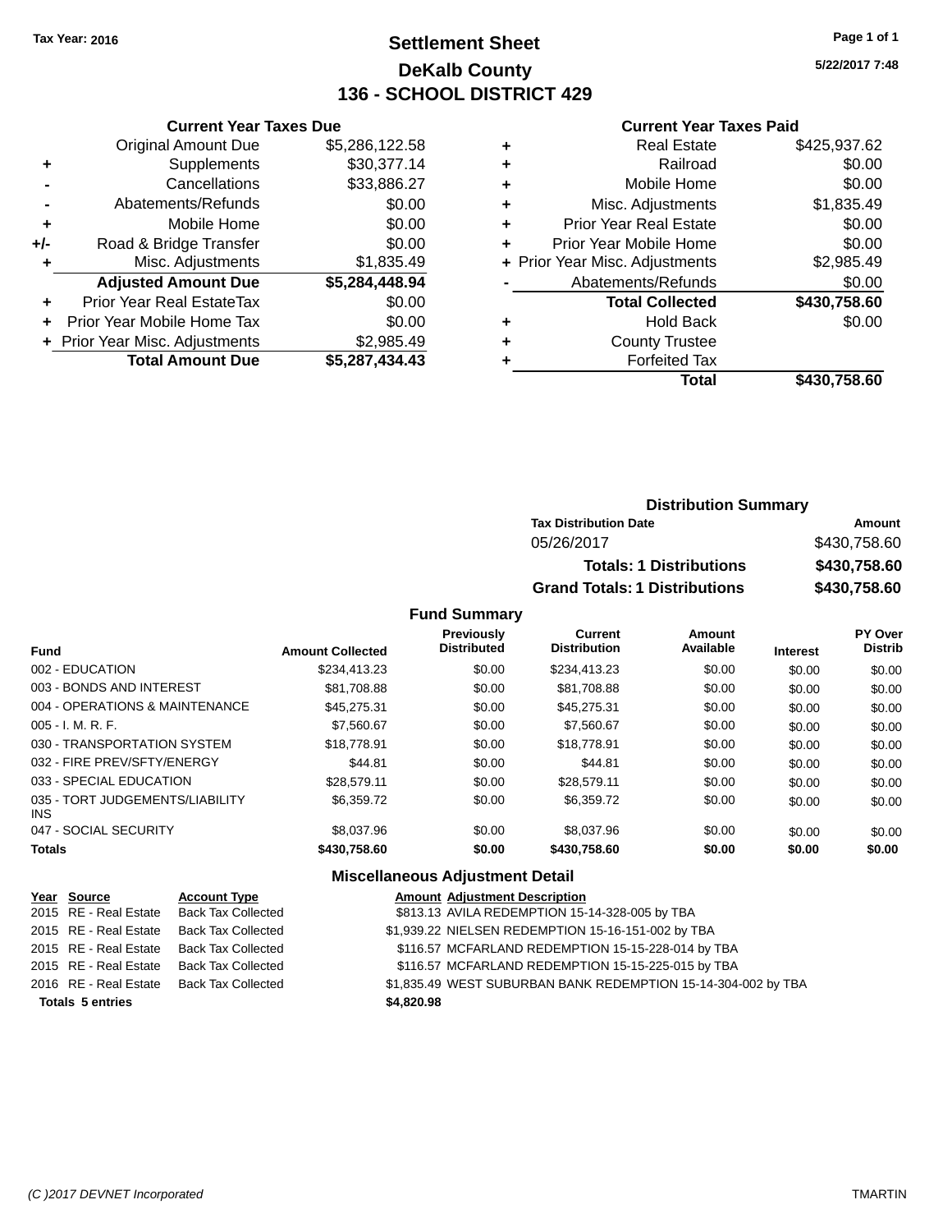Tax Year: 2016

# Settlement Sheet
## DeKalb County
## 136 - SCHOOL DISTRICT 429

5/22/2017 7:48

### Current Year Taxes Due

| | | |
|---|---|---|
| | Original Amount Due | $5,286,122.58 |
| + | Supplements | $30,377.14 |
| - | Cancellations | $33,886.27 |
| - | Abatements/Refunds | $0.00 |
| + | Mobile Home | $0.00 |
| +/- | Road & Bridge Transfer | $0.00 |
| + | Misc. Adjustments | $1,835.49 |
| | **Adjusted Amount Due** | **$5,284,448.94** |
| + | Prior Year Real EstateTax | $0.00 |
| + | Prior Year Mobile Home Tax | $0.00 |
| + | Prior Year Misc. Adjustments | $2,985.49 |
| | **Total Amount Due** | **$5,287,434.43** |

### Current Year Taxes Paid

| | | |
|---|---|---|
| + | Real Estate | $425,937.62 |
| + | Railroad | $0.00 |
| + | Mobile Home | $0.00 |
| + | Misc. Adjustments | $1,835.49 |
| + | Prior Year Real Estate | $0.00 |
| + | Prior Year Mobile Home | $0.00 |
| + | Prior Year Misc. Adjustments | $2,985.49 |
| - | Abatements/Refunds | $0.00 |
| | **Total Collected** | **$430,758.60** |
| + | Hold Back | $0.00 |
| + | County Trustee | |
| + | Forfeited Tax | |
| | **Total** | **$430,758.60** |

### Distribution Summary

| Tax Distribution Date | Amount |
|---|---|
| 05/26/2017 | $430,758.60 |
| **Totals: 1 Distributions** | **$430,758.60** |
| **Grand Totals: 1 Distributions** | **$430,758.60** |

### Fund Summary

| Fund | Amount Collected | Previously Distributed | Current Distribution | Amount Available | Interest | PY Over Distrib |
|---|---|---|---|---|---|---|
| 002 - EDUCATION | $234,413.23 | $0.00 | $234,413.23 | $0.00 | $0.00 | $0.00 |
| 003 - BONDS AND INTEREST | $81,708.88 | $0.00 | $81,708.88 | $0.00 | $0.00 | $0.00 |
| 004 - OPERATIONS & MAINTENANCE | $45,275.31 | $0.00 | $45,275.31 | $0.00 | $0.00 | $0.00 |
| 005 - I. M. R. F. | $7,560.67 | $0.00 | $7,560.67 | $0.00 | $0.00 | $0.00 |
| 030 - TRANSPORTATION SYSTEM | $18,778.91 | $0.00 | $18,778.91 | $0.00 | $0.00 | $0.00 |
| 032 - FIRE PREV/SFTY/ENERGY | $44.81 | $0.00 | $44.81 | $0.00 | $0.00 | $0.00 |
| 033 - SPECIAL EDUCATION | $28,579.11 | $0.00 | $28,579.11 | $0.00 | $0.00 | $0.00 |
| 035 - TORT JUDGEMENTS/LIABILITY INS | $6,359.72 | $0.00 | $6,359.72 | $0.00 | $0.00 | $0.00 |
| 047 - SOCIAL SECURITY | $8,037.96 | $0.00 | $8,037.96 | $0.00 | $0.00 | $0.00 |
| **Totals** | **$430,758.60** | **$0.00** | **$430,758.60** | **$0.00** | **$0.00** | **$0.00** |

### Miscellaneous Adjustment Detail

| Year | Source | Account Type | Amount | Adjustment Description |
|---|---|---|---|---|
| 2015 | RE - Real Estate | Back Tax Collected | $813.13 | AVILA REDEMPTION 15-14-328-005 by TBA |
| 2015 | RE - Real Estate | Back Tax Collected | $1,939.22 | NIELSEN REDEMPTION 15-16-151-002 by TBA |
| 2015 | RE - Real Estate | Back Tax Collected | $116.57 | MCFARLAND REDEMPTION 15-15-228-014 by TBA |
| 2015 | RE - Real Estate | Back Tax Collected | $116.57 | MCFARLAND REDEMPTION 15-15-225-015 by TBA |
| 2016 | RE - Real Estate | Back Tax Collected | $1,835.49 | WEST SUBURBAN BANK REDEMPTION 15-14-304-002 by TBA |
| **Totals 5 entries** | | | **$4,820.98** | |

(C )2017 DEVNET Incorporated TMARTIN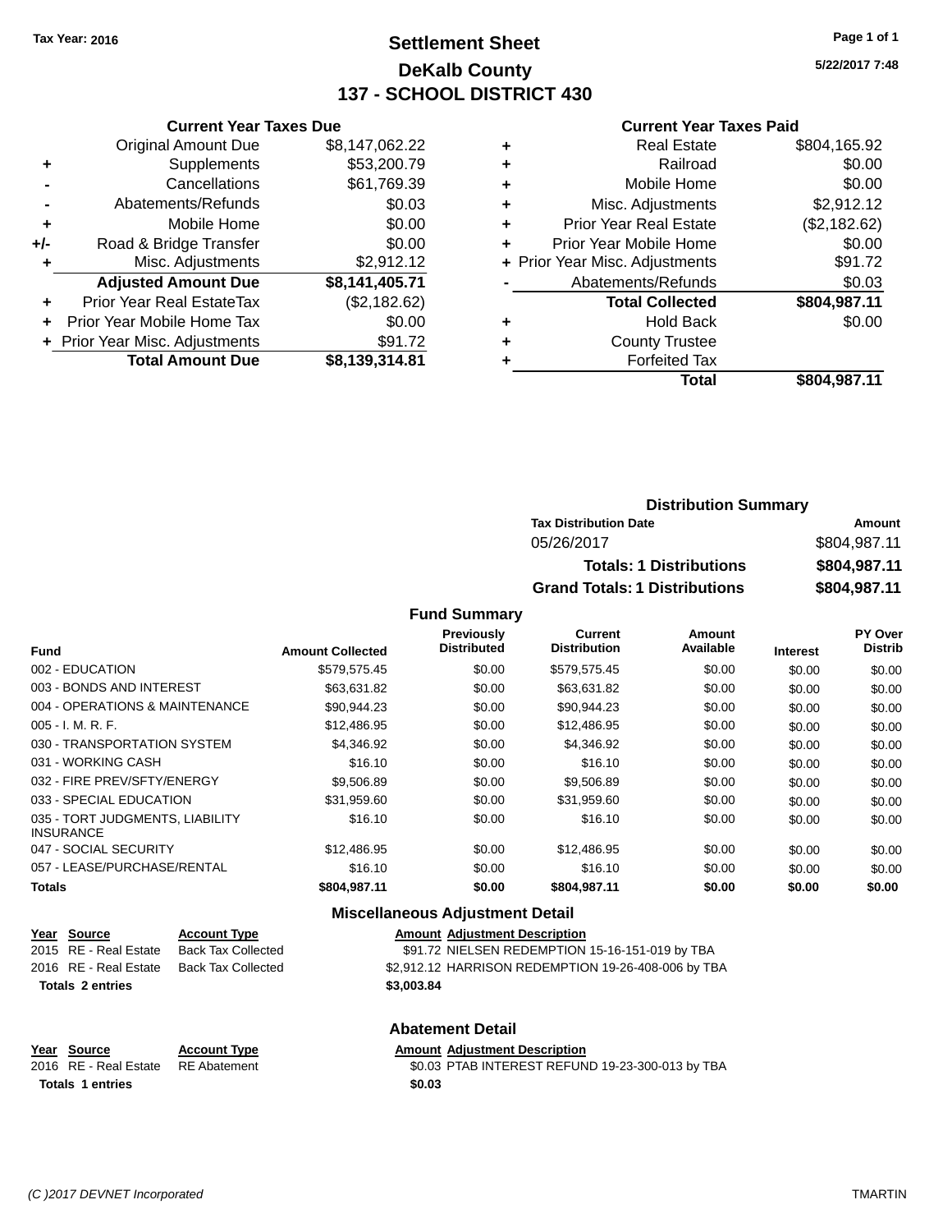Tax Year: 2016

# Settlement Sheet
## DeKalb County
## 137 - SCHOOL DISTRICT 430

5/22/2017 7:48

### Current Year Taxes Due

| | | |
|---|---|---|
| | Original Amount Due | $8,147,062.22 |
| + | Supplements | $53,200.79 |
| - | Cancellations | $61,769.39 |
| - | Abatements/Refunds | $0.03 |
| + | Mobile Home | $0.00 |
| +/- | Road & Bridge Transfer | $0.00 |
| + | Misc. Adjustments | $2,912.12 |
| | **Adjusted Amount Due** | **$8,141,405.71** |
| + | Prior Year Real EstateTax | ($2,182.62) |
| + | Prior Year Mobile Home Tax | $0.00 |
| + | Prior Year Misc. Adjustments | $91.72 |
| | **Total Amount Due** | **$8,139,314.81** |

### Current Year Taxes Paid

| | | |
|---|---|---|
| + | Real Estate | $804,165.92 |
| + | Railroad | $0.00 |
| + | Mobile Home | $0.00 |
| + | Misc. Adjustments | $2,912.12 |
| + | Prior Year Real Estate | ($2,182.62) |
| + | Prior Year Mobile Home | $0.00 |
| + | Prior Year Misc. Adjustments | $91.72 |
| - | Abatements/Refunds | $0.03 |
| | **Total Collected** | **$804,987.11** |
| + | Hold Back | $0.00 |
| + | County Trustee | |
| + | Forfeited Tax | |
| | **Total** | **$804,987.11** |

### Distribution Summary

| Tax Distribution Date | Amount |
|---|---|
| 05/26/2017 | $804,987.11 |
| **Totals: 1 Distributions** | **$804,987.11** |
| **Grand Totals: 1 Distributions** | **$804,987.11** |

### Fund Summary

| Fund | Amount Collected | Previously Distributed | Current Distribution | Amount Available | Interest | PY Over Distrib |
|---|---|---|---|---|---|---|
| 002 - EDUCATION | $579,575.45 | $0.00 | $579,575.45 | $0.00 | $0.00 | $0.00 |
| 003 - BONDS AND INTEREST | $63,631.82 | $0.00 | $63,631.82 | $0.00 | $0.00 | $0.00 |
| 004 - OPERATIONS & MAINTENANCE | $90,944.23 | $0.00 | $90,944.23 | $0.00 | $0.00 | $0.00 |
| 005 - I. M. R. F. | $12,486.95 | $0.00 | $12,486.95 | $0.00 | $0.00 | $0.00 |
| 030 - TRANSPORTATION SYSTEM | $4,346.92 | $0.00 | $4,346.92 | $0.00 | $0.00 | $0.00 |
| 031 - WORKING CASH | $16.10 | $0.00 | $16.10 | $0.00 | $0.00 | $0.00 |
| 032 - FIRE PREV/SFTY/ENERGY | $9,506.89 | $0.00 | $9,506.89 | $0.00 | $0.00 | $0.00 |
| 033 - SPECIAL EDUCATION | $31,959.60 | $0.00 | $31,959.60 | $0.00 | $0.00 | $0.00 |
| 035 - TORT JUDGMENTS, LIABILITY INSURANCE | $16.10 | $0.00 | $16.10 | $0.00 | $0.00 | $0.00 |
| 047 - SOCIAL SECURITY | $12,486.95 | $0.00 | $12,486.95 | $0.00 | $0.00 | $0.00 |
| 057 - LEASE/PURCHASE/RENTAL | $16.10 | $0.00 | $16.10 | $0.00 | $0.00 | $0.00 |
| **Totals** | **$804,987.11** | **$0.00** | **$804,987.11** | **$0.00** | **$0.00** | **$0.00** |

### Miscellaneous Adjustment Detail

| Year | Source | Account Type | Amount | Adjustment Description |
|---|---|---|---|---|
| 2015 | RE - Real Estate | Back Tax Collected | $91.72 | NIELSEN REDEMPTION 15-16-151-019 by TBA |
| 2016 | RE - Real Estate | Back Tax Collected | $2,912.12 | HARRISON REDEMPTION 19-26-408-006 by TBA |
| **Totals 2 entries** | | | **$3,003.84** | |

### Abatement Detail

| Year | Source | Account Type | Amount | Adjustment Description |
|---|---|---|---|---|
| 2016 | RE - Real Estate | RE Abatement | $0.03 | PTAB INTEREST REFUND 19-23-300-013 by TBA |
| **Totals 1 entries** | | | **$0.03** | |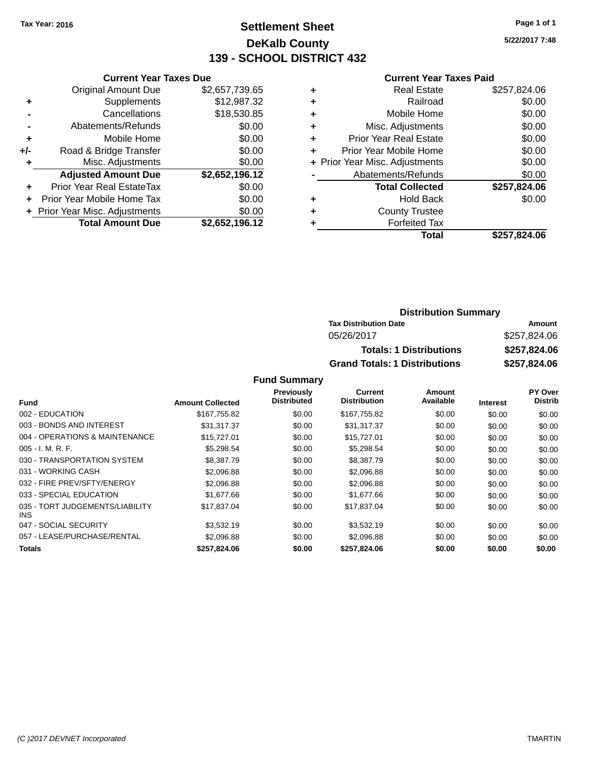Tax Year: 2016

# Settlement Sheet

## DeKalb County

## 139 - SCHOOL DISTRICT 432

5/22/2017 7:48

### Current Year Taxes Due

| | | |
|---|---|---|
| | Original Amount Due | $2,657,739.65 |
| + | Supplements | $12,987.32 |
| - | Cancellations | $18,530.85 |
| - | Abatements/Refunds | $0.00 |
| + | Mobile Home | $0.00 |
| +/- | Road & Bridge Transfer | $0.00 |
| + | Misc. Adjustments | $0.00 |
| | **Adjusted Amount Due** | **$2,652,196.12** |
| + | Prior Year Real EstateTax | $0.00 |
| + | Prior Year Mobile Home Tax | $0.00 |
| + | Prior Year Misc. Adjustments | $0.00 |
| | **Total Amount Due** | **$2,652,196.12** |

### Current Year Taxes Paid

| | | |
|---|---|---|
| + | Real Estate | $257,824.06 |
| + | Railroad | $0.00 |
| + | Mobile Home | $0.00 |
| + | Misc. Adjustments | $0.00 |
| + | Prior Year Real Estate | $0.00 |
| + | Prior Year Mobile Home | $0.00 |
| + | Prior Year Misc. Adjustments | $0.00 |
| - | Abatements/Refunds | $0.00 |
| | **Total Collected** | **$257,824.06** |
| + | Hold Back | $0.00 |
| + | County Trustee | |
| + | Forfeited Tax | |
| | **Total** | **$257,824.06** |

### Distribution Summary

| Tax Distribution Date | Amount |
|---|---|
| 05/26/2017 | $257,824.06 |
| **Totals: 1 Distributions** | **$257,824.06** |
| **Grand Totals: 1 Distributions** | **$257,824.06** |

### Fund Summary

| Fund | Amount Collected | Previously Distributed | Current Distribution | Amount Available | Interest | PY Over Distrib |
|---|---|---|---|---|---|---|
| 002 - EDUCATION | $167,755.82 | $0.00 | $167,755.82 | $0.00 | $0.00 | $0.00 |
| 003 - BONDS AND INTEREST | $31,317.37 | $0.00 | $31,317.37 | $0.00 | $0.00 | $0.00 |
| 004 - OPERATIONS & MAINTENANCE | $15,727.01 | $0.00 | $15,727.01 | $0.00 | $0.00 | $0.00 |
| 005 - I. M. R. F. | $5,298.54 | $0.00 | $5,298.54 | $0.00 | $0.00 | $0.00 |
| 030 - TRANSPORTATION SYSTEM | $8,387.79 | $0.00 | $8,387.79 | $0.00 | $0.00 | $0.00 |
| 031 - WORKING CASH | $2,096.88 | $0.00 | $2,096.88 | $0.00 | $0.00 | $0.00 |
| 032 - FIRE PREV/SFTY/ENERGY | $2,096.88 | $0.00 | $2,096.88 | $0.00 | $0.00 | $0.00 |
| 033 - SPECIAL EDUCATION | $1,677.66 | $0.00 | $1,677.66 | $0.00 | $0.00 | $0.00 |
| 035 - TORT JUDGEMENTS/LIABILITY INS | $17,837.04 | $0.00 | $17,837.04 | $0.00 | $0.00 | $0.00 |
| 047 - SOCIAL SECURITY | $3,532.19 | $0.00 | $3,532.19 | $0.00 | $0.00 | $0.00 |
| 057 - LEASE/PURCHASE/RENTAL | $2,096.88 | $0.00 | $2,096.88 | $0.00 | $0.00 | $0.00 |
| **Totals** | **$257,824.06** | **$0.00** | **$257,824.06** | **$0.00** | **$0.00** | **$0.00** |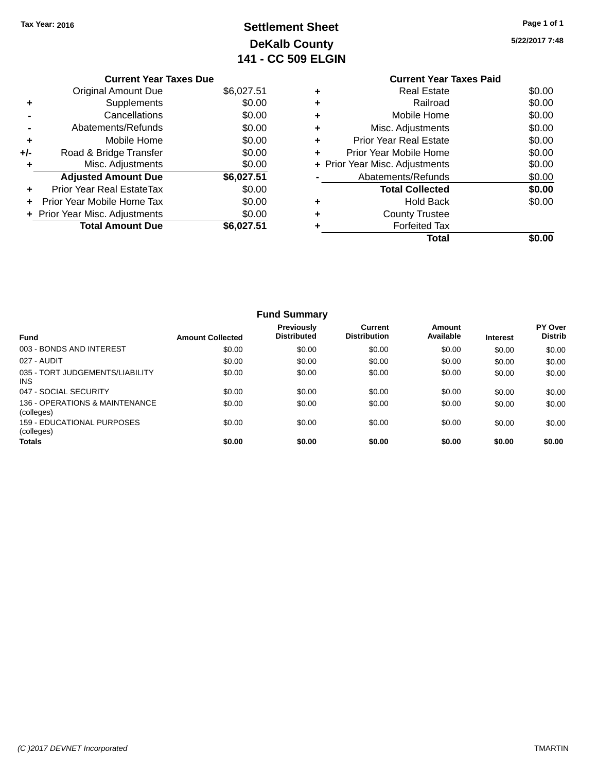Tax Year: 2016

# Settlement Sheet
## DeKalb County
## 141 - CC 509 ELGIN

5/22/2017 7:48

### Current Year Taxes Due

| | | |
|---|---|---|
| | Original Amount Due | $6,027.51 |
| + | Supplements | $0.00 |
| - | Cancellations | $0.00 |
| - | Abatements/Refunds | $0.00 |
| + | Mobile Home | $0.00 |
| +/- | Road & Bridge Transfer | $0.00 |
| + | Misc. Adjustments | $0.00 |
| | **Adjusted Amount Due** | **$6,027.51** |
| + | Prior Year Real EstateTax | $0.00 |
| + | Prior Year Mobile Home Tax | $0.00 |
| + | Prior Year Misc. Adjustments | $0.00 |
| | **Total Amount Due** | **$6,027.51** |

### Current Year Taxes Paid

| | | |
|---|---|---|
| + | Real Estate | $0.00 |
| + | Railroad | $0.00 |
| + | Mobile Home | $0.00 |
| + | Misc. Adjustments | $0.00 |
| + | Prior Year Real Estate | $0.00 |
| + | Prior Year Mobile Home | $0.00 |
| + | Prior Year Misc. Adjustments | $0.00 |
| - | Abatements/Refunds | $0.00 |
| | **Total Collected** | **$0.00** |
| + | Hold Back | $0.00 |
| + | County Trustee | |
| + | Forfeited Tax | |
| | **Total** | **$0.00** |

### Fund Summary

| Fund | Amount Collected | Previously Distributed | Current Distribution | Amount Available | Interest | PY Over Distrib |
|---|---|---|---|---|---|---|
| 003 - BONDS AND INTEREST | $0.00 | $0.00 | $0.00 | $0.00 | $0.00 | $0.00 |
| 027 - AUDIT | $0.00 | $0.00 | $0.00 | $0.00 | $0.00 | $0.00 |
| 035 - TORT JUDGEMENTS/LIABILITY INS | $0.00 | $0.00 | $0.00 | $0.00 | $0.00 | $0.00 |
| 047 - SOCIAL SECURITY | $0.00 | $0.00 | $0.00 | $0.00 | $0.00 | $0.00 |
| 136 - OPERATIONS & MAINTENANCE (colleges) | $0.00 | $0.00 | $0.00 | $0.00 | $0.00 | $0.00 |
| 159 - EDUCATIONAL PURPOSES (colleges) | $0.00 | $0.00 | $0.00 | $0.00 | $0.00 | $0.00 |
| **Totals** | **$0.00** | **$0.00** | **$0.00** | **$0.00** | **$0.00** | **$0.00** |

(C )2017 DEVNET Incorporated TMARTIN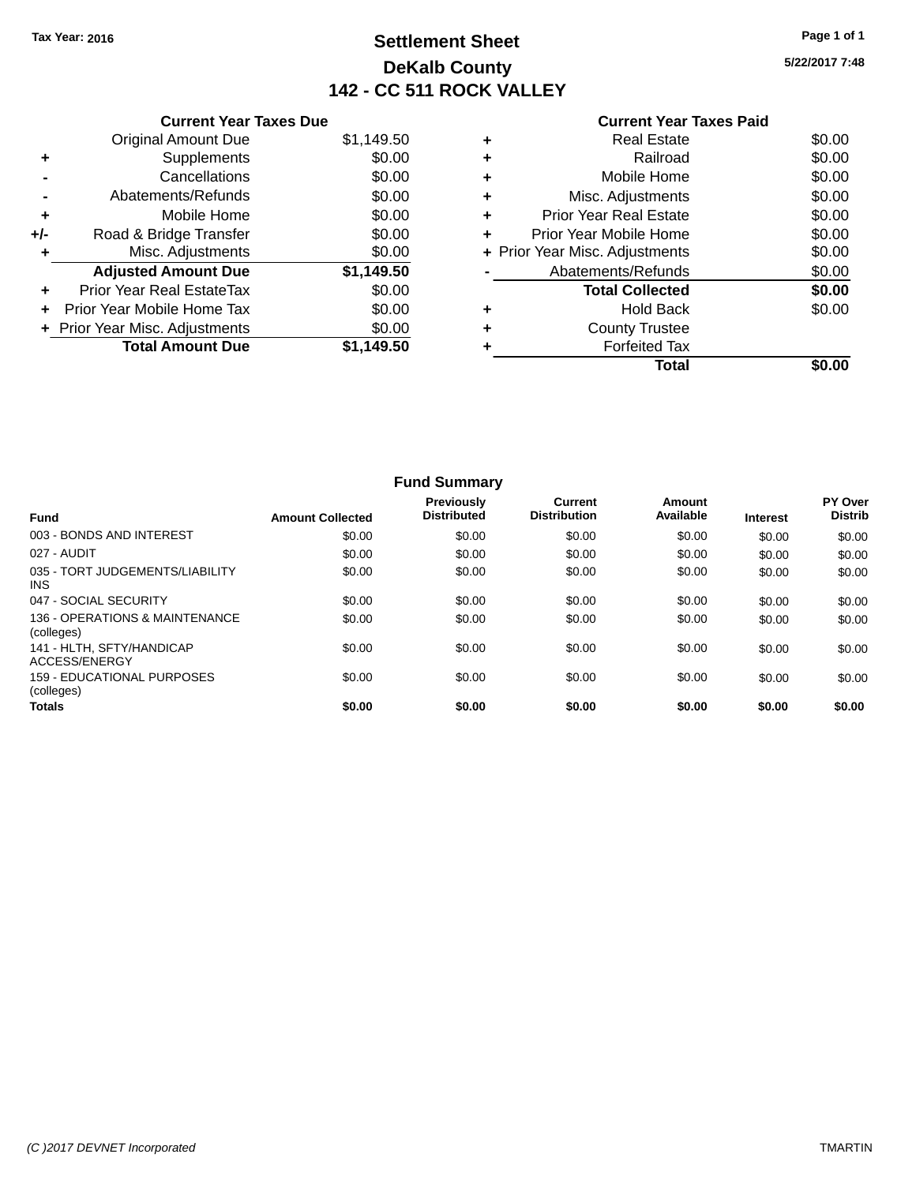Tax Year: 2016

# Settlement Sheet

## DeKalb County

## 142 - CC 511 ROCK VALLEY

5/22/2017 7:48

### Current Year Taxes Due

| | | |
|---|---|---|
| | Original Amount Due | $1,149.50 |
| + | Supplements | $0.00 |
| - | Cancellations | $0.00 |
| - | Abatements/Refunds | $0.00 |
| + | Mobile Home | $0.00 |
| +/- | Road & Bridge Transfer | $0.00 |
| + | Misc. Adjustments | $0.00 |
| | **Adjusted Amount Due** | **$1,149.50** |
| + | Prior Year Real EstateTax | $0.00 |
| + | Prior Year Mobile Home Tax | $0.00 |
| + | Prior Year Misc. Adjustments | $0.00 |
| | **Total Amount Due** | **$1,149.50** |

### Current Year Taxes Paid

| | | |
|---|---|---|
| + | Real Estate | $0.00 |
| + | Railroad | $0.00 |
| + | Mobile Home | $0.00 |
| + | Misc. Adjustments | $0.00 |
| + | Prior Year Real Estate | $0.00 |
| + | Prior Year Mobile Home | $0.00 |
| + | Prior Year Misc. Adjustments | $0.00 |
| - | Abatements/Refunds | $0.00 |
| | **Total Collected** | **$0.00** |
| + | Hold Back | $0.00 |
| + | County Trustee | |
| + | Forfeited Tax | |
| | **Total** | **$0.00** |

### Fund Summary

| Fund | Amount Collected | Previously Distributed | Current Distribution | Amount Available | Interest | PY Over Distrib |
|---|---|---|---|---|---|---|
| 003 - BONDS AND INTEREST | $0.00 | $0.00 | $0.00 | $0.00 | $0.00 | $0.00 |
| 027 - AUDIT | $0.00 | $0.00 | $0.00 | $0.00 | $0.00 | $0.00 |
| 035 - TORT JUDGEMENTS/LIABILITY INS | $0.00 | $0.00 | $0.00 | $0.00 | $0.00 | $0.00 |
| 047 - SOCIAL SECURITY | $0.00 | $0.00 | $0.00 | $0.00 | $0.00 | $0.00 |
| 136 - OPERATIONS & MAINTENANCE (colleges) | $0.00 | $0.00 | $0.00 | $0.00 | $0.00 | $0.00 |
| 141 - HLTH, SFTY/HANDICAP ACCESS/ENERGY | $0.00 | $0.00 | $0.00 | $0.00 | $0.00 | $0.00 |
| 159 - EDUCATIONAL PURPOSES (colleges) | $0.00 | $0.00 | $0.00 | $0.00 | $0.00 | $0.00 |
| **Totals** | **$0.00** | **$0.00** | **$0.00** | **$0.00** | **$0.00** | **$0.00** |

(C )2017 DEVNET Incorporated TMARTIN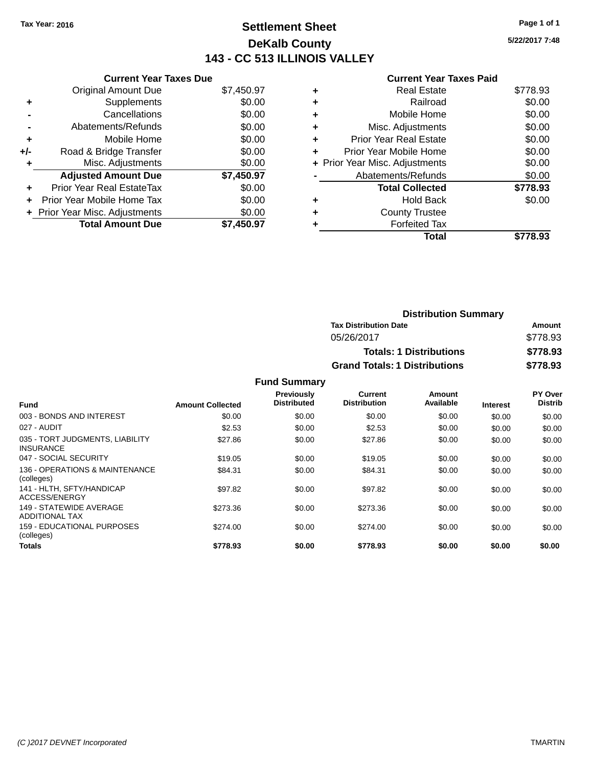Tax Year: 2016

# Settlement Sheet

## DeKalb County

## 143 - CC 513 ILLINOIS VALLEY

5/22/2017 7:48

### Current Year Taxes Due

| | | |
|---|---|---|
| | Original Amount Due | $7,450.97 |
| + | Supplements | $0.00 |
| - | Cancellations | $0.00 |
| - | Abatements/Refunds | $0.00 |
| + | Mobile Home | $0.00 |
| +/- | Road & Bridge Transfer | $0.00 |
| + | Misc. Adjustments | $0.00 |
| | **Adjusted Amount Due** | **$7,450.97** |
| + | Prior Year Real EstateTax | $0.00 |
| + | Prior Year Mobile Home Tax | $0.00 |
| + | Prior Year Misc. Adjustments | $0.00 |
| | **Total Amount Due** | **$7,450.97** |

### Current Year Taxes Paid

| | | |
|---|---|---|
| + | Real Estate | $778.93 |
| + | Railroad | $0.00 |
| + | Mobile Home | $0.00 |
| + | Misc. Adjustments | $0.00 |
| + | Prior Year Real Estate | $0.00 |
| + | Prior Year Mobile Home | $0.00 |
| + | Prior Year Misc. Adjustments | $0.00 |
| - | Abatements/Refunds | $0.00 |
| | **Total Collected** | **$778.93** |
| + | Hold Back | $0.00 |
| + | County Trustee | |
| + | Forfeited Tax | |
| | **Total** | **$778.93** |

### Distribution Summary

| Tax Distribution Date | Amount |
|---|---|
| 05/26/2017 | $778.93 |
| **Totals: 1 Distributions** | **$778.93** |
| **Grand Totals: 1 Distributions** | **$778.93** |

### Fund Summary

| Fund | Amount Collected | Previously Distributed | Current Distribution | Amount Available | Interest | PY Over Distrib |
|---|---|---|---|---|---|---|
| 003 - BONDS AND INTEREST | $0.00 | $0.00 | $0.00 | $0.00 | $0.00 | $0.00 |
| 027 - AUDIT | $2.53 | $0.00 | $2.53 | $0.00 | $0.00 | $0.00 |
| 035 - TORT JUDGMENTS, LIABILITY INSURANCE | $27.86 | $0.00 | $27.86 | $0.00 | $0.00 | $0.00 |
| 047 - SOCIAL SECURITY | $19.05 | $0.00 | $19.05 | $0.00 | $0.00 | $0.00 |
| 136 - OPERATIONS & MAINTENANCE (colleges) | $84.31 | $0.00 | $84.31 | $0.00 | $0.00 | $0.00 |
| 141 - HLTH, SFTY/HANDICAP ACCESS/ENERGY | $97.82 | $0.00 | $97.82 | $0.00 | $0.00 | $0.00 |
| 149 - STATEWIDE AVERAGE ADDITIONAL TAX | $273.36 | $0.00 | $273.36 | $0.00 | $0.00 | $0.00 |
| 159 - EDUCATIONAL PURPOSES (colleges) | $274.00 | $0.00 | $274.00 | $0.00 | $0.00 | $0.00 |
| **Totals** | **$778.93** | **$0.00** | **$778.93** | **$0.00** | **$0.00** | **$0.00** |

(C )2017 DEVNET Incorporated — TMARTIN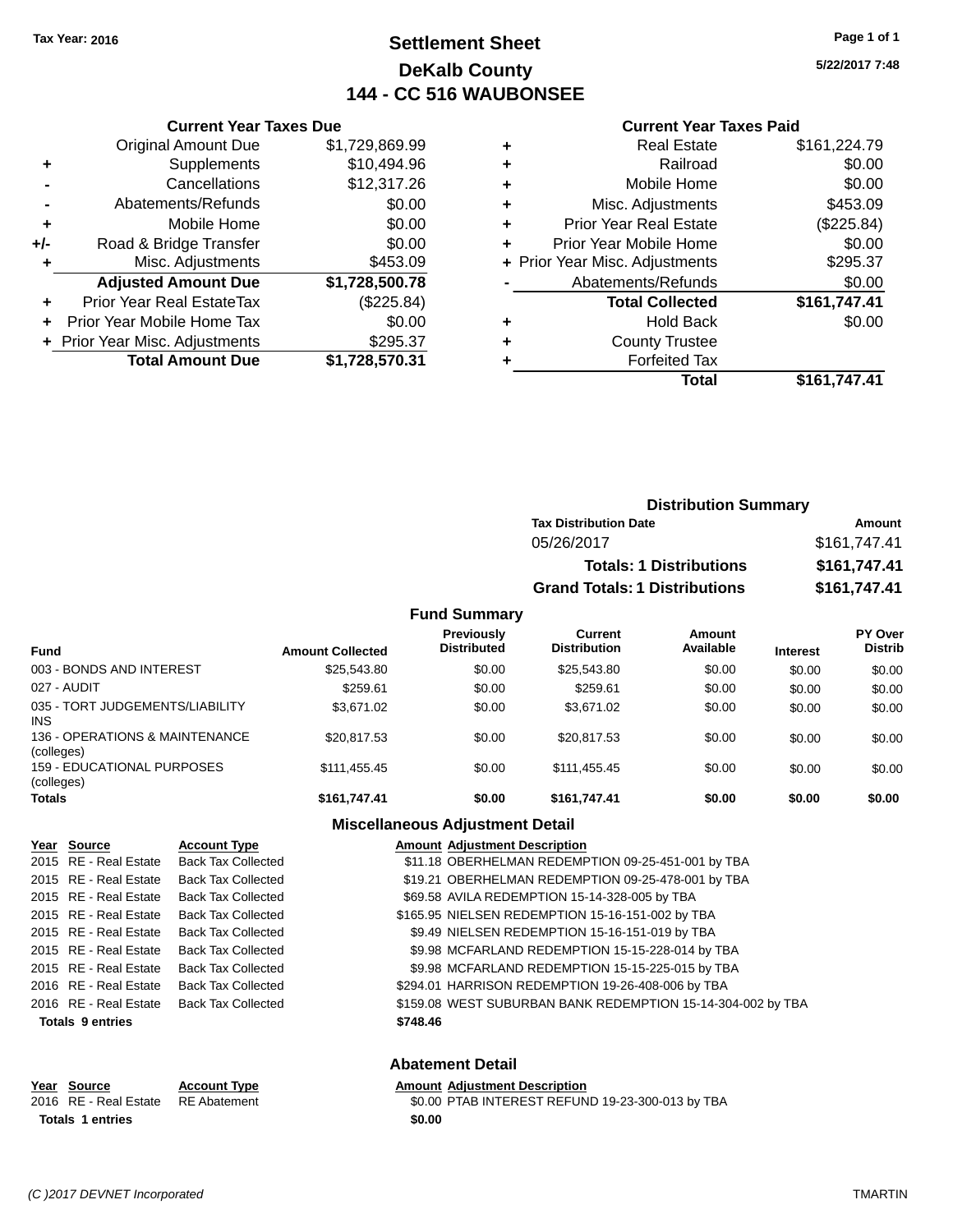Tax Year: 2016

# Settlement Sheet

## DeKalb County

## 144 - CC 516 WAUBONSEE

5/22/2017 7:48

### Current Year Taxes Due

| | | |
|---|---|---|
| | Original Amount Due | $1,729,869.99 |
| + | Supplements | $10,494.96 |
| - | Cancellations | $12,317.26 |
| - | Abatements/Refunds | $0.00 |
| + | Mobile Home | $0.00 |
| +/- | Road & Bridge Transfer | $0.00 |
| + | Misc. Adjustments | $453.09 |
| | **Adjusted Amount Due** | **$1,728,500.78** |
| + | Prior Year Real EstateTax | ($225.84) |
| + | Prior Year Mobile Home Tax | $0.00 |
| + | Prior Year Misc. Adjustments | $295.37 |
| | **Total Amount Due** | **$1,728,570.31** |

### Current Year Taxes Paid

| | | |
|---|---|---|
| + | Real Estate | $161,224.79 |
| + | Railroad | $0.00 |
| + | Mobile Home | $0.00 |
| + | Misc. Adjustments | $453.09 |
| + | Prior Year Real Estate | ($225.84) |
| + | Prior Year Mobile Home | $0.00 |
| + | Prior Year Misc. Adjustments | $295.37 |
| - | Abatements/Refunds | $0.00 |
| | **Total Collected** | **$161,747.41** |
| + | Hold Back | $0.00 |
| + | County Trustee | |
| + | Forfeited Tax | |
| | **Total** | **$161,747.41** |

### Distribution Summary

| Tax Distribution Date | Amount |
|---|---|
| 05/26/2017 | $161,747.41 |
| **Totals: 1 Distributions** | **$161,747.41** |
| **Grand Totals: 1 Distributions** | **$161,747.41** |

### Fund Summary

| Fund | Amount Collected | Previously Distributed | Current Distribution | Amount Available | Interest | PY Over Distrib |
|---|---|---|---|---|---|---|
| 003 - BONDS AND INTEREST | $25,543.80 | $0.00 | $25,543.80 | $0.00 | $0.00 | $0.00 |
| 027 - AUDIT | $259.61 | $0.00 | $259.61 | $0.00 | $0.00 | $0.00 |
| 035 - TORT JUDGEMENTS/LIABILITY INS | $3,671.02 | $0.00 | $3,671.02 | $0.00 | $0.00 | $0.00 |
| 136 - OPERATIONS & MAINTENANCE (colleges) | $20,817.53 | $0.00 | $20,817.53 | $0.00 | $0.00 | $0.00 |
| 159 - EDUCATIONAL PURPOSES (colleges) | $111,455.45 | $0.00 | $111,455.45 | $0.00 | $0.00 | $0.00 |
| **Totals** | **$161,747.41** | **$0.00** | **$161,747.41** | **$0.00** | **$0.00** | **$0.00** |

### Miscellaneous Adjustment Detail

| Year | Source | Account Type | Amount | Adjustment Description |
|---|---|---|---|---|
| 2015 | RE - Real Estate | Back Tax Collected | $11.18 | OBERHELMAN REDEMPTION 09-25-451-001 by TBA |
| 2015 | RE - Real Estate | Back Tax Collected | $19.21 | OBERHELMAN REDEMPTION 09-25-478-001 by TBA |
| 2015 | RE - Real Estate | Back Tax Collected | $69.58 | AVILA REDEMPTION 15-14-328-005 by TBA |
| 2015 | RE - Real Estate | Back Tax Collected | $165.95 | NIELSEN REDEMPTION 15-16-151-002 by TBA |
| 2015 | RE - Real Estate | Back Tax Collected | $9.49 | NIELSEN REDEMPTION 15-16-151-019 by TBA |
| 2015 | RE - Real Estate | Back Tax Collected | $9.98 | MCFARLAND REDEMPTION 15-15-228-014 by TBA |
| 2015 | RE - Real Estate | Back Tax Collected | $9.98 | MCFARLAND REDEMPTION 15-15-225-015 by TBA |
| 2016 | RE - Real Estate | Back Tax Collected | $294.01 | HARRISON REDEMPTION 19-26-408-006 by TBA |
| 2016 | RE - Real Estate | Back Tax Collected | $159.08 | WEST SUBURBAN BANK REDEMPTION 15-14-304-002 by TBA |
| **Totals 9 entries** | | | **$748.46** | |

### Abatement Detail

| Year | Source | Account Type | Amount | Adjustment Description |
|---|---|---|---|---|
| 2016 | RE - Real Estate | RE Abatement | $0.00 | PTAB INTEREST REFUND 19-23-300-013 by TBA |
| **Totals 1 entries** | | | **$0.00** | |

(C )2017 DEVNET Incorporated TMARTIN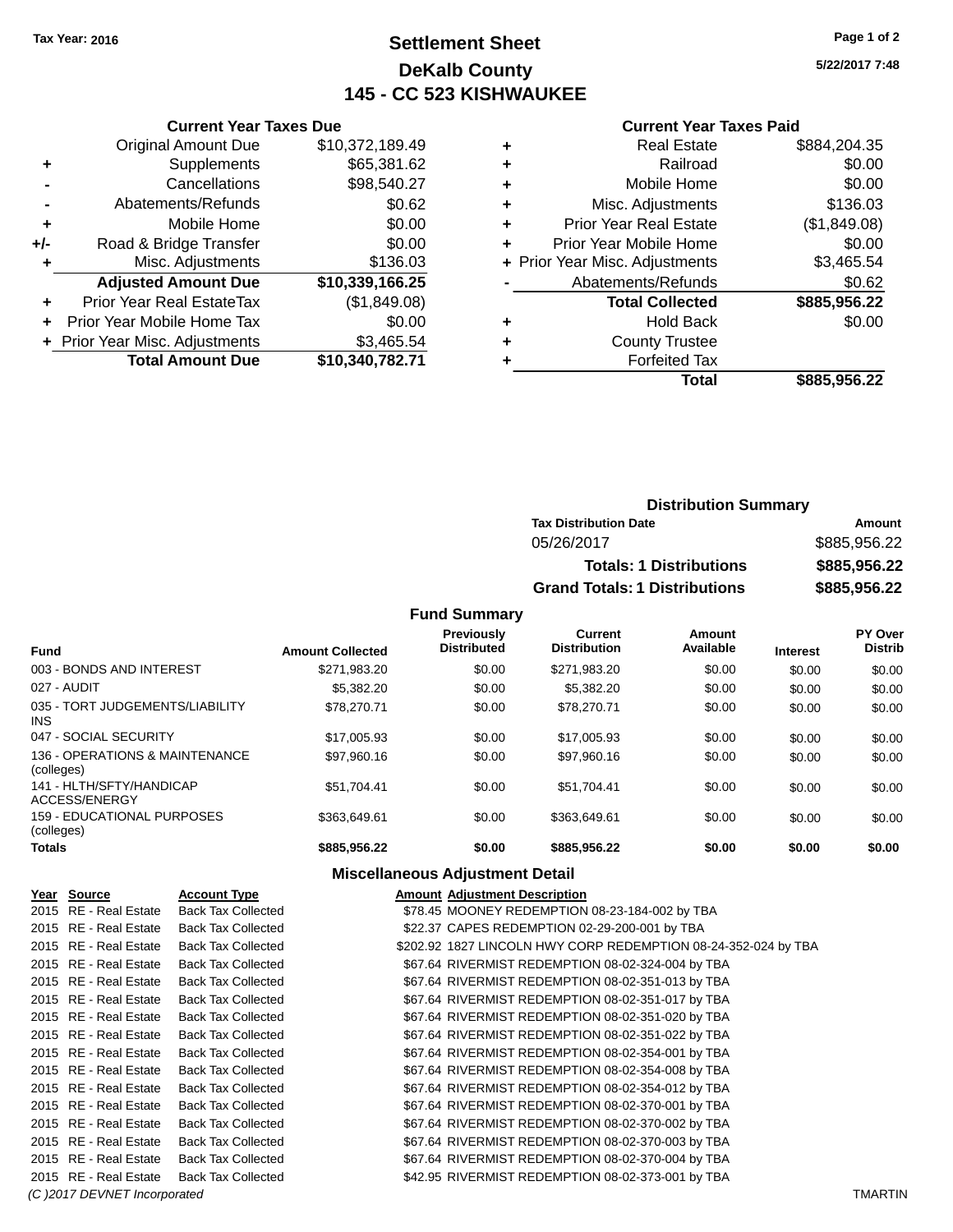**Tax Year: 2016**

# Settlement Sheet
## DeKalb County
## 145 - CC 523 KISHWAUKEE

5/22/2017 7:48

### Current Year Taxes Due

| | | |
|---|---|---|
| | Original Amount Due | $10,372,189.49 |
| + | Supplements | $65,381.62 |
| - | Cancellations | $98,540.27 |
| - | Abatements/Refunds | $0.62 |
| + | Mobile Home | $0.00 |
| +/- | Road & Bridge Transfer | $0.00 |
| + | Misc. Adjustments | $136.03 |
| | **Adjusted Amount Due** | **$10,339,166.25** |
| + | Prior Year Real EstateTax | ($1,849.08) |
| + | Prior Year Mobile Home Tax | $0.00 |
| + | Prior Year Misc. Adjustments | $3,465.54 |
| | **Total Amount Due** | **$10,340,782.71** |

### Current Year Taxes Paid

| | | |
|---|---|---|
| + | Real Estate | $884,204.35 |
| + | Railroad | $0.00 |
| + | Mobile Home | $0.00 |
| + | Misc. Adjustments | $136.03 |
| + | Prior Year Real Estate | ($1,849.08) |
| + | Prior Year Mobile Home | $0.00 |
| + | Prior Year Misc. Adjustments | $3,465.54 |
| - | Abatements/Refunds | $0.62 |
| | **Total Collected** | **$885,956.22** |
| + | Hold Back | $0.00 |
| + | County Trustee | |
| + | Forfeited Tax | |
| | **Total** | **$885,956.22** |

### Distribution Summary

| Tax Distribution Date | Amount |
|---|---|
| 05/26/2017 | $885,956.22 |
| **Totals: 1 Distributions** | **$885,956.22** |
| **Grand Totals: 1 Distributions** | **$885,956.22** |

### Fund Summary

| Fund | Amount Collected | Previously Distributed | Current Distribution | Amount Available | Interest | PY Over Distrib |
|---|---|---|---|---|---|---|
| 003 - BONDS AND INTEREST | $271,983.20 | $0.00 | $271,983.20 | $0.00 | $0.00 | $0.00 |
| 027 - AUDIT | $5,382.20 | $0.00 | $5,382.20 | $0.00 | $0.00 | $0.00 |
| 035 - TORT JUDGEMENTS/LIABILITY INS | $78,270.71 | $0.00 | $78,270.71 | $0.00 | $0.00 | $0.00 |
| 047 - SOCIAL SECURITY | $17,005.93 | $0.00 | $17,005.93 | $0.00 | $0.00 | $0.00 |
| 136 - OPERATIONS & MAINTENANCE (colleges) | $97,960.16 | $0.00 | $97,960.16 | $0.00 | $0.00 | $0.00 |
| 141 - HLTH/SFTY/HANDICAP ACCESS/ENERGY | $51,704.41 | $0.00 | $51,704.41 | $0.00 | $0.00 | $0.00 |
| 159 - EDUCATIONAL PURPOSES (colleges) | $363,649.61 | $0.00 | $363,649.61 | $0.00 | $0.00 | $0.00 |
| **Totals** | **$885,956.22** | **$0.00** | **$885,956.22** | **$0.00** | **$0.00** | **$0.00** |

### Miscellaneous Adjustment Detail

| Year | Source | Account Type | Amount | Adjustment Description |
|---|---|---|---|---|
| 2015 | RE - Real Estate | Back Tax Collected | $78.45 | MOONEY REDEMPTION 08-23-184-002 by TBA |
| 2015 | RE - Real Estate | Back Tax Collected | $22.37 | CAPES REDEMPTION 02-29-200-001 by TBA |
| 2015 | RE - Real Estate | Back Tax Collected | $202.92 | 1827 LINCOLN HWY CORP REDEMPTION 08-24-352-024 by TBA |
| 2015 | RE - Real Estate | Back Tax Collected | $67.64 | RIVERMIST REDEMPTION 08-02-324-004 by TBA |
| 2015 | RE - Real Estate | Back Tax Collected | $67.64 | RIVERMIST REDEMPTION 08-02-351-013 by TBA |
| 2015 | RE - Real Estate | Back Tax Collected | $67.64 | RIVERMIST REDEMPTION 08-02-351-017 by TBA |
| 2015 | RE - Real Estate | Back Tax Collected | $67.64 | RIVERMIST REDEMPTION 08-02-351-020 by TBA |
| 2015 | RE - Real Estate | Back Tax Collected | $67.64 | RIVERMIST REDEMPTION 08-02-351-022 by TBA |
| 2015 | RE - Real Estate | Back Tax Collected | $67.64 | RIVERMIST REDEMPTION 08-02-354-001 by TBA |
| 2015 | RE - Real Estate | Back Tax Collected | $67.64 | RIVERMIST REDEMPTION 08-02-354-008 by TBA |
| 2015 | RE - Real Estate | Back Tax Collected | $67.64 | RIVERMIST REDEMPTION 08-02-354-012 by TBA |
| 2015 | RE - Real Estate | Back Tax Collected | $67.64 | RIVERMIST REDEMPTION 08-02-370-001 by TBA |
| 2015 | RE - Real Estate | Back Tax Collected | $67.64 | RIVERMIST REDEMPTION 08-02-370-002 by TBA |
| 2015 | RE - Real Estate | Back Tax Collected | $67.64 | RIVERMIST REDEMPTION 08-02-370-003 by TBA |
| 2015 | RE - Real Estate | Back Tax Collected | $67.64 | RIVERMIST REDEMPTION 08-02-370-004 by TBA |
| 2015 | RE - Real Estate | Back Tax Collected | $42.95 | RIVERMIST REDEMPTION 08-02-373-001 by TBA |

*(C )2017 DEVNET Incorporated* TMARTIN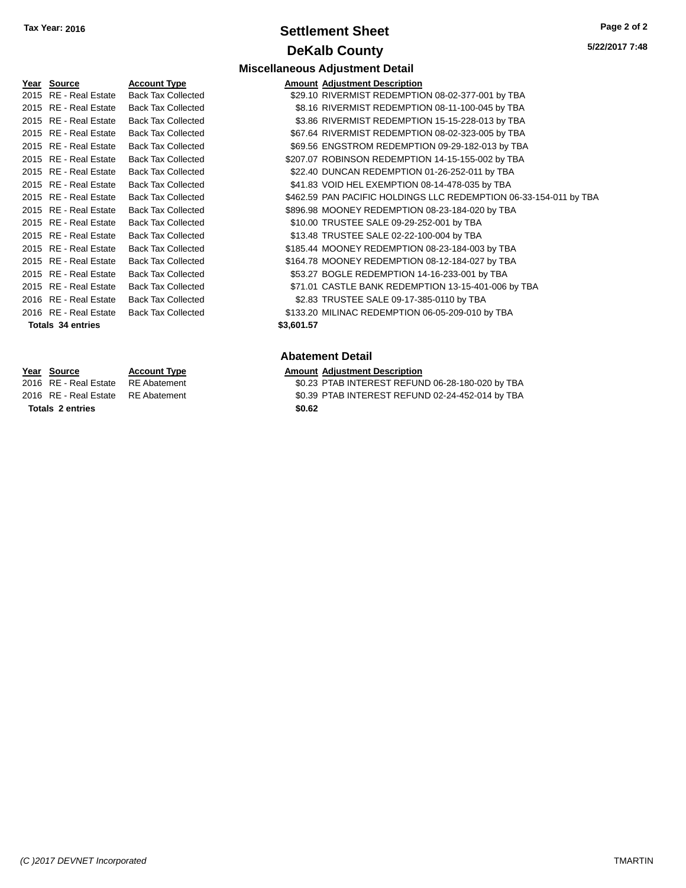**Tax Year: 2016**

# Settlement Sheet

## DeKalb County

5/22/2017 7:48

### Miscellaneous Adjustment Detail

| Year | Source | Account Type | Amount | Adjustment Description |
|---|---|---|---|---|
| 2015 | RE - Real Estate | Back Tax Collected | $29.10 | RIVERMIST REDEMPTION 08-02-377-001 by TBA |
| 2015 | RE - Real Estate | Back Tax Collected | $8.16 | RIVERMIST REDEMPTION 08-11-100-045 by TBA |
| 2015 | RE - Real Estate | Back Tax Collected | $3.86 | RIVERMIST REDEMPTION 15-15-228-013 by TBA |
| 2015 | RE - Real Estate | Back Tax Collected | $67.64 | RIVERMIST REDEMPTION 08-02-323-005 by TBA |
| 2015 | RE - Real Estate | Back Tax Collected | $69.56 | ENGSTROM REDEMPTION 09-29-182-013 by TBA |
| 2015 | RE - Real Estate | Back Tax Collected | $207.07 | ROBINSON REDEMPTION 14-15-155-002 by TBA |
| 2015 | RE - Real Estate | Back Tax Collected | $22.40 | DUNCAN REDEMPTION 01-26-252-011 by TBA |
| 2015 | RE - Real Estate | Back Tax Collected | $41.83 | VOID HEL EXEMPTION 08-14-478-035 by TBA |
| 2015 | RE - Real Estate | Back Tax Collected | $462.59 | PAN PACIFIC HOLDINGS LLC REDEMPTION 06-33-154-011 by TBA |
| 2015 | RE - Real Estate | Back Tax Collected | $896.98 | MOONEY REDEMPTION 08-23-184-020 by TBA |
| 2015 | RE - Real Estate | Back Tax Collected | $10.00 | TRUSTEE SALE 09-29-252-001 by TBA |
| 2015 | RE - Real Estate | Back Tax Collected | $13.48 | TRUSTEE SALE 02-22-100-004 by TBA |
| 2015 | RE - Real Estate | Back Tax Collected | $185.44 | MOONEY REDEMPTION 08-23-184-003 by TBA |
| 2015 | RE - Real Estate | Back Tax Collected | $164.78 | MOONEY REDEMPTION 08-12-184-027 by TBA |
| 2015 | RE - Real Estate | Back Tax Collected | $53.27 | BOGLE REDEMPTION 14-16-233-001 by TBA |
| 2015 | RE - Real Estate | Back Tax Collected | $71.01 | CASTLE BANK REDEMPTION 13-15-401-006 by TBA |
| 2016 | RE - Real Estate | Back Tax Collected | $2.83 | TRUSTEE SALE 09-17-385-0110 by TBA |
| 2016 | RE - Real Estate | Back Tax Collected | $133.20 | MILINAC REDEMPTION 06-05-209-010 by TBA |
| **Totals 34 entries** | | | **$3,601.57** | |

### Abatement Detail

| Year | Source | Account Type | Amount | Adjustment Description |
|---|---|---|---|---|
| 2016 | RE - Real Estate | RE Abatement | $0.23 | PTAB INTEREST REFUND 06-28-180-020 by TBA |
| 2016 | RE - Real Estate | RE Abatement | $0.39 | PTAB INTEREST REFUND 02-24-452-014 by TBA |
| **Totals 2 entries** | | | **$0.62** | |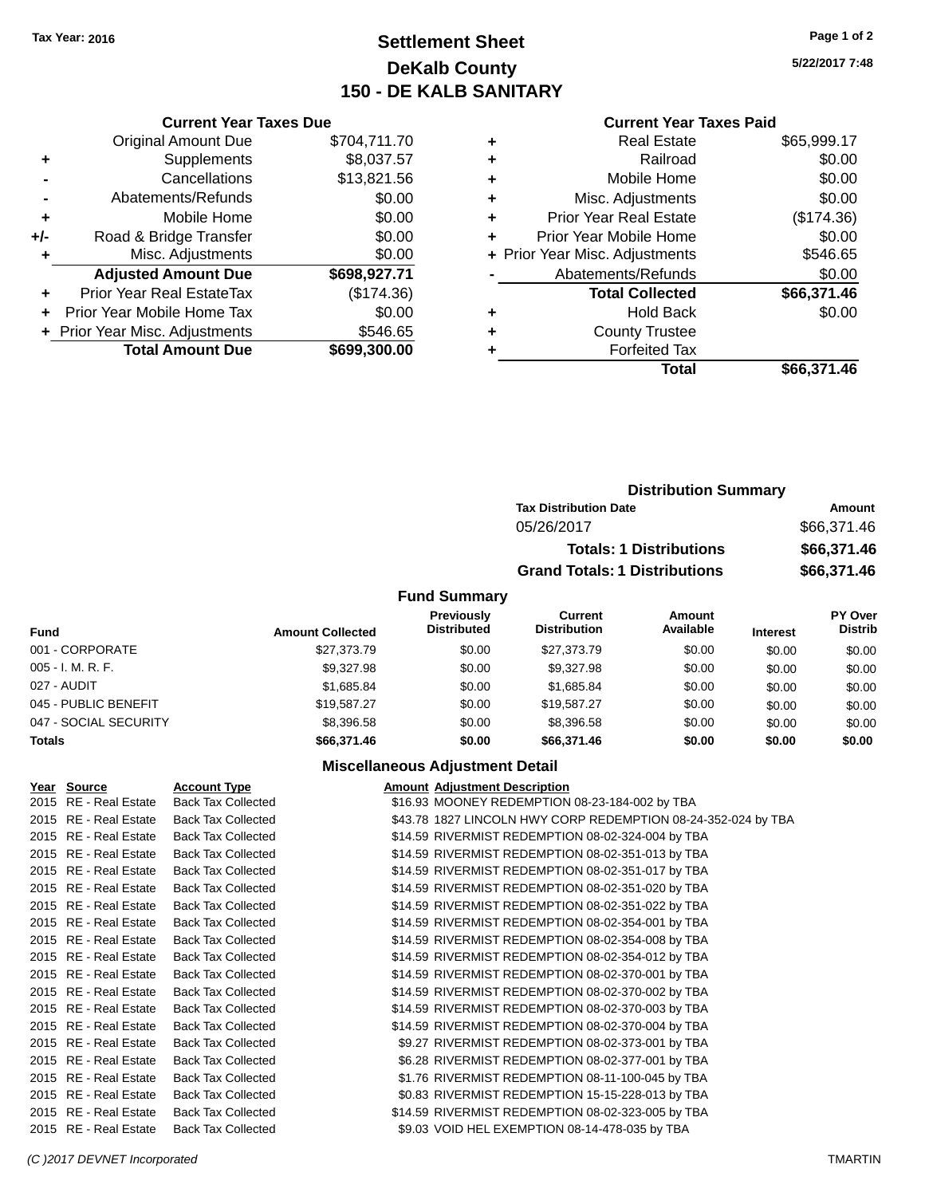**Tax Year: 2016**

# Settlement Sheet
## DeKalb County
## 150 - DE KALB SANITARY

5/22/2017 7:48

### Current Year Taxes Due

| | | |
|---|---|---|
| | Original Amount Due | $704,711.70 |
| + | Supplements | $8,037.57 |
| - | Cancellations | $13,821.56 |
| - | Abatements/Refunds | $0.00 |
| + | Mobile Home | $0.00 |
| +/- | Road & Bridge Transfer | $0.00 |
| + | Misc. Adjustments | $0.00 |
| | **Adjusted Amount Due** | **$698,927.71** |
| + | Prior Year Real EstateTax | ($174.36) |
| + | Prior Year Mobile Home Tax | $0.00 |
| + | Prior Year Misc. Adjustments | $546.65 |
| | **Total Amount Due** | **$699,300.00** |

### Current Year Taxes Paid

| | | |
|---|---|---|
| + | Real Estate | $65,999.17 |
| + | Railroad | $0.00 |
| + | Mobile Home | $0.00 |
| + | Misc. Adjustments | $0.00 |
| + | Prior Year Real Estate | ($174.36) |
| + | Prior Year Mobile Home | $0.00 |
| + | Prior Year Misc. Adjustments | $546.65 |
| - | Abatements/Refunds | $0.00 |
| | **Total Collected** | **$66,371.46** |
| + | Hold Back | $0.00 |
| + | County Trustee | |
| + | Forfeited Tax | |
| | **Total** | **$66,371.46** |

### Distribution Summary

| Tax Distribution Date | Amount |
|---|---|
| 05/26/2017 | $66,371.46 |
| **Totals: 1 Distributions** | **$66,371.46** |
| **Grand Totals: 1 Distributions** | **$66,371.46** |

### Fund Summary

| Fund | Amount Collected | Previously Distributed | Current Distribution | Amount Available | Interest | PY Over Distrib |
|---|---|---|---|---|---|---|
| 001 - CORPORATE | $27,373.79 | $0.00 | $27,373.79 | $0.00 | $0.00 | $0.00 |
| 005 - I. M. R. F. | $9,327.98 | $0.00 | $9,327.98 | $0.00 | $0.00 | $0.00 |
| 027 - AUDIT | $1,685.84 | $0.00 | $1,685.84 | $0.00 | $0.00 | $0.00 |
| 045 - PUBLIC BENEFIT | $19,587.27 | $0.00 | $19,587.27 | $0.00 | $0.00 | $0.00 |
| 047 - SOCIAL SECURITY | $8,396.58 | $0.00 | $8,396.58 | $0.00 | $0.00 | $0.00 |
| **Totals** | **$66,371.46** | **$0.00** | **$66,371.46** | **$0.00** | **$0.00** | **$0.00** |

### Miscellaneous Adjustment Detail

| Year | Source | Account Type | Amount | Adjustment Description |
|---|---|---|---|---|
| 2015 | RE - Real Estate | Back Tax Collected | $16.93 | MOONEY REDEMPTION 08-23-184-002 by TBA |
| 2015 | RE - Real Estate | Back Tax Collected | $43.78 | 1827 LINCOLN HWY CORP REDEMPTION 08-24-352-024 by TBA |
| 2015 | RE - Real Estate | Back Tax Collected | $14.59 | RIVERMIST REDEMPTION 08-02-324-004 by TBA |
| 2015 | RE - Real Estate | Back Tax Collected | $14.59 | RIVERMIST REDEMPTION 08-02-351-013 by TBA |
| 2015 | RE - Real Estate | Back Tax Collected | $14.59 | RIVERMIST REDEMPTION 08-02-351-017 by TBA |
| 2015 | RE - Real Estate | Back Tax Collected | $14.59 | RIVERMIST REDEMPTION 08-02-351-020 by TBA |
| 2015 | RE - Real Estate | Back Tax Collected | $14.59 | RIVERMIST REDEMPTION 08-02-351-022 by TBA |
| 2015 | RE - Real Estate | Back Tax Collected | $14.59 | RIVERMIST REDEMPTION 08-02-354-001 by TBA |
| 2015 | RE - Real Estate | Back Tax Collected | $14.59 | RIVERMIST REDEMPTION 08-02-354-008 by TBA |
| 2015 | RE - Real Estate | Back Tax Collected | $14.59 | RIVERMIST REDEMPTION 08-02-354-012 by TBA |
| 2015 | RE - Real Estate | Back Tax Collected | $14.59 | RIVERMIST REDEMPTION 08-02-370-001 by TBA |
| 2015 | RE - Real Estate | Back Tax Collected | $14.59 | RIVERMIST REDEMPTION 08-02-370-002 by TBA |
| 2015 | RE - Real Estate | Back Tax Collected | $14.59 | RIVERMIST REDEMPTION 08-02-370-003 by TBA |
| 2015 | RE - Real Estate | Back Tax Collected | $14.59 | RIVERMIST REDEMPTION 08-02-370-004 by TBA |
| 2015 | RE - Real Estate | Back Tax Collected | $9.27 | RIVERMIST REDEMPTION 08-02-373-001 by TBA |
| 2015 | RE - Real Estate | Back Tax Collected | $6.28 | RIVERMIST REDEMPTION 08-02-377-001 by TBA |
| 2015 | RE - Real Estate | Back Tax Collected | $1.76 | RIVERMIST REDEMPTION 08-11-100-045 by TBA |
| 2015 | RE - Real Estate | Back Tax Collected | $0.83 | RIVERMIST REDEMPTION 15-15-228-013 by TBA |
| 2015 | RE - Real Estate | Back Tax Collected | $14.59 | RIVERMIST REDEMPTION 08-02-323-005 by TBA |
| 2015 | RE - Real Estate | Back Tax Collected | $9.03 | VOID HEL EXEMPTION 08-14-478-035 by TBA |

(C )2017 DEVNET Incorporated TMARTIN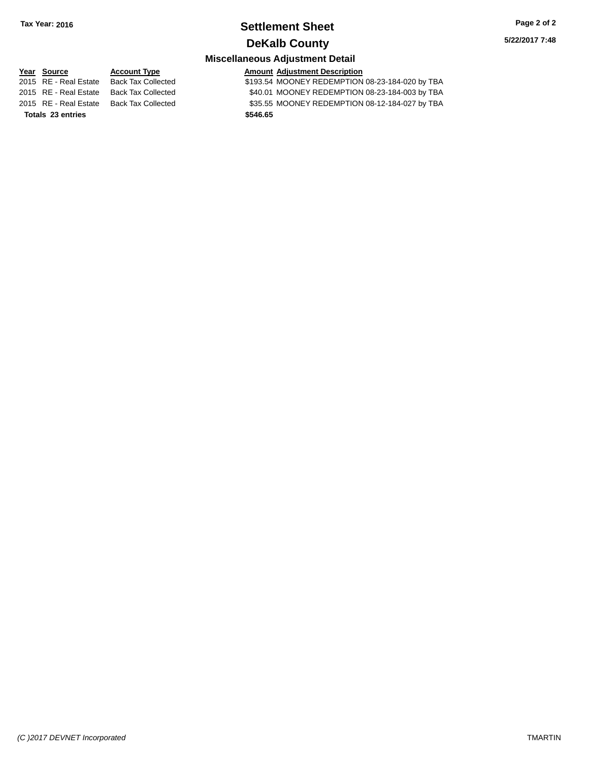Tax Year: 2016

# Settlement Sheet

## DeKalb County

### Miscellaneous Adjustment Detail

| Year | Source | Account Type | Amount | Adjustment Description |
|---|---|---|---|---|
| 2015 | RE - Real Estate | Back Tax Collected | $193.54 | MOONEY REDEMPTION 08-23-184-020 by TBA |
| 2015 | RE - Real Estate | Back Tax Collected | $40.01 | MOONEY REDEMPTION 08-23-184-003 by TBA |
| 2015 | RE - Real Estate | Back Tax Collected | $35.55 | MOONEY REDEMPTION 08-12-184-027 by TBA |
| **Totals** | **23 entries** | | **$546.65** | |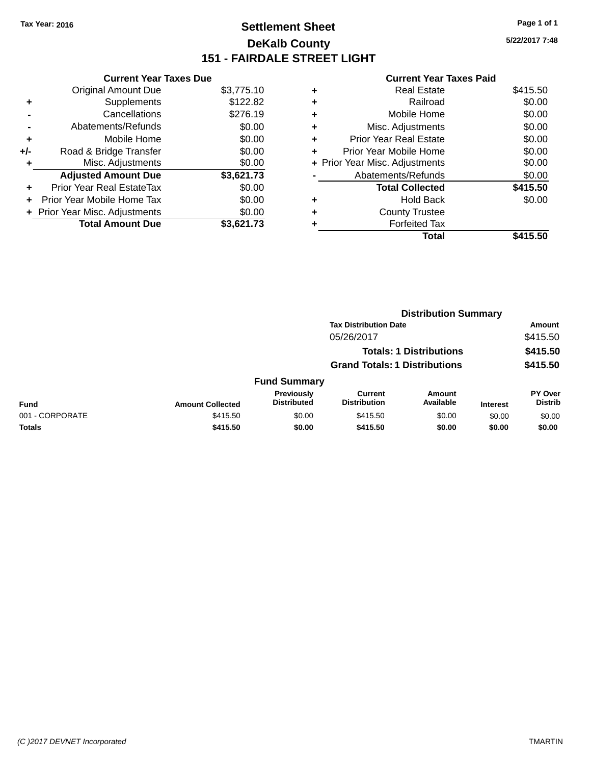Tax Year: 2016

# Settlement Sheet
## DeKalb County
## 151 - FAIRDALE STREET LIGHT

5/22/2017 7:48

### Current Year Taxes Due

| | | Amount |
|---|---|---|
| | Original Amount Due | $3,775.10 |
| + | Supplements | $122.82 |
| - | Cancellations | $276.19 |
| - | Abatements/Refunds | $0.00 |
| + | Mobile Home | $0.00 |
| +/- | Road & Bridge Transfer | $0.00 |
| + | Misc. Adjustments | $0.00 |
| | **Adjusted Amount Due** | **$3,621.73** |
| + | Prior Year Real EstateTax | $0.00 |
| + | Prior Year Mobile Home Tax | $0.00 |
| + | Prior Year Misc. Adjustments | $0.00 |
| | **Total Amount Due** | **$3,621.73** |

### Current Year Taxes Paid

| | | Amount |
|---|---|---|
| + | Real Estate | $415.50 |
| + | Railroad | $0.00 |
| + | Mobile Home | $0.00 |
| + | Misc. Adjustments | $0.00 |
| + | Prior Year Real Estate | $0.00 |
| + | Prior Year Mobile Home | $0.00 |
| + | Prior Year Misc. Adjustments | $0.00 |
| - | Abatements/Refunds | $0.00 |
| | **Total Collected** | **$415.50** |
| + | Hold Back | $0.00 |
| + | County Trustee | |
| + | Forfeited Tax | |
| | **Total** | **$415.50** |

### Distribution Summary

| Tax Distribution Date | Amount |
|---|---|
| 05/26/2017 | $415.50 |
| **Totals: 1 Distributions** | **$415.50** |
| **Grand Totals: 1 Distributions** | **$415.50** |

### Fund Summary

| Fund | Amount Collected | Previously Distributed | Current Distribution | Amount Available | Interest | PY Over Distrib |
|---|---|---|---|---|---|---|
| 001 - CORPORATE | $415.50 | $0.00 | $415.50 | $0.00 | $0.00 | $0.00 |
| **Totals** | **$415.50** | **$0.00** | **$415.50** | **$0.00** | **$0.00** | **$0.00** |

(C )2017 DEVNET Incorporated TMARTIN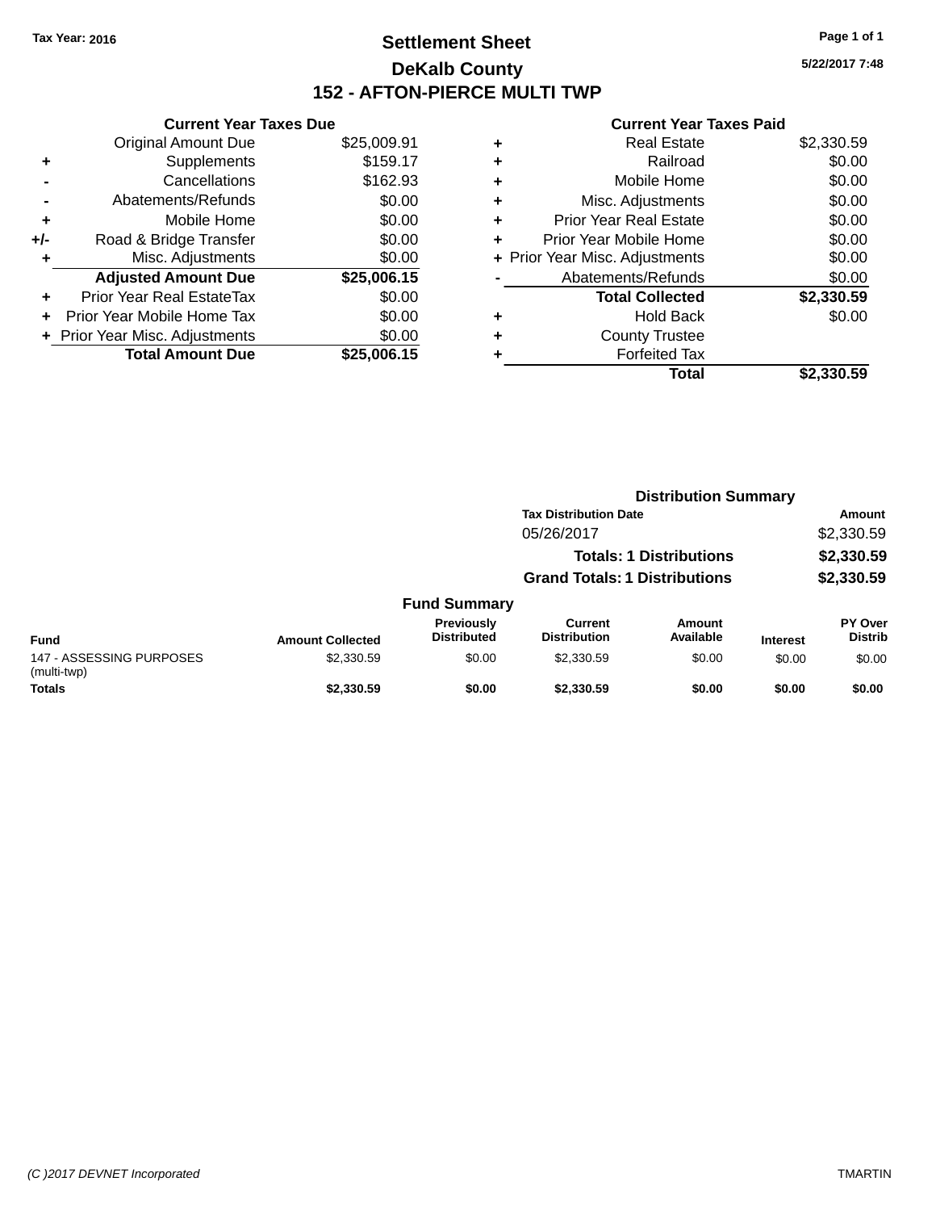Tax Year: 2016

# Settlement Sheet

## DeKalb County

## 152 - AFTON-PIERCE MULTI TWP

5/22/2017 7:48

### Current Year Taxes Due

| | | |
|---|---|---|
| | Original Amount Due | $25,009.91 |
| + | Supplements | $159.17 |
| - | Cancellations | $162.93 |
| - | Abatements/Refunds | $0.00 |
| + | Mobile Home | $0.00 |
| +/- | Road & Bridge Transfer | $0.00 |
| + | Misc. Adjustments | $0.00 |
| | **Adjusted Amount Due** | **$25,006.15** |
| + | Prior Year Real EstateTax | $0.00 |
| + | Prior Year Mobile Home Tax | $0.00 |
| + | Prior Year Misc. Adjustments | $0.00 |
| | **Total Amount Due** | **$25,006.15** |

### Current Year Taxes Paid

| | | |
|---|---|---|
| + | Real Estate | $2,330.59 |
| + | Railroad | $0.00 |
| + | Mobile Home | $0.00 |
| + | Misc. Adjustments | $0.00 |
| + | Prior Year Real Estate | $0.00 |
| + | Prior Year Mobile Home | $0.00 |
| + | Prior Year Misc. Adjustments | $0.00 |
| - | Abatements/Refunds | $0.00 |
| | **Total Collected** | **$2,330.59** |
| + | Hold Back | $0.00 |
| + | County Trustee | |
| + | Forfeited Tax | |
| | **Total** | **$2,330.59** |

### Distribution Summary

| Tax Distribution Date | Amount |
|---|---|
| 05/26/2017 | $2,330.59 |
| **Totals: 1 Distributions** | **$2,330.59** |
| **Grand Totals: 1 Distributions** | **$2,330.59** |

### Fund Summary

| Fund | Amount Collected | Previously Distributed | Current Distribution | Amount Available | Interest | PY Over Distrib |
|---|---|---|---|---|---|---|
| 147 - ASSESSING PURPOSES (multi-twp) | $2,330.59 | $0.00 | $2,330.59 | $0.00 | $0.00 | $0.00 |
| **Totals** | **$2,330.59** | **$0.00** | **$2,330.59** | **$0.00** | **$0.00** | **$0.00** |

(C )2017 DEVNET Incorporated TMARTIN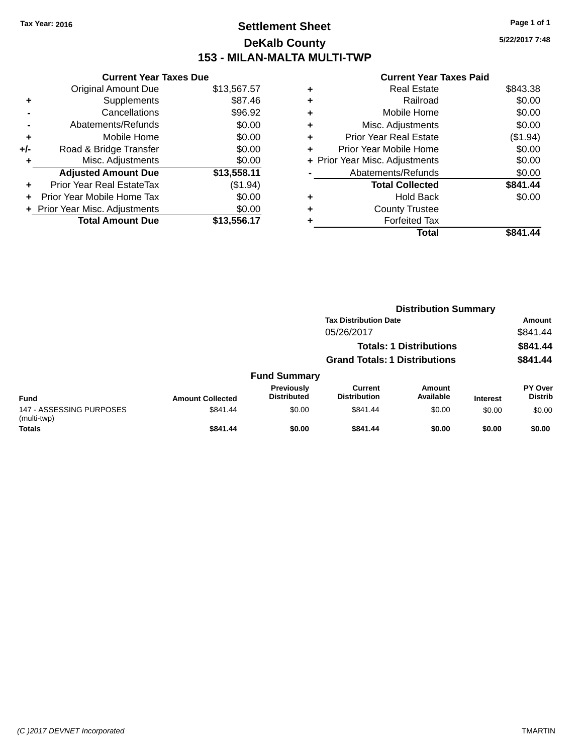Tax Year: 2016

# Settlement Sheet

## DeKalb County

## 153 - MILAN-MALTA MULTI-TWP

5/22/2017 7:48

### Current Year Taxes Due

| | | |
|---|---|---|
| | Original Amount Due | $13,567.57 |
| + | Supplements | $87.46 |
| - | Cancellations | $96.92 |
| - | Abatements/Refunds | $0.00 |
| + | Mobile Home | $0.00 |
| +/- | Road & Bridge Transfer | $0.00 |
| + | Misc. Adjustments | $0.00 |
| | **Adjusted Amount Due** | **$13,558.11** |
| + | Prior Year Real EstateTax | ($1.94) |
| + | Prior Year Mobile Home Tax | $0.00 |
| + | Prior Year Misc. Adjustments | $0.00 |
| | **Total Amount Due** | **$13,556.17** |

### Current Year Taxes Paid

| | | |
|---|---|---|
| + | Real Estate | $843.38 |
| + | Railroad | $0.00 |
| + | Mobile Home | $0.00 |
| + | Misc. Adjustments | $0.00 |
| + | Prior Year Real Estate | ($1.94) |
| + | Prior Year Mobile Home | $0.00 |
| + | Prior Year Misc. Adjustments | $0.00 |
| - | Abatements/Refunds | $0.00 |
| | **Total Collected** | **$841.44** |
| + | Hold Back | $0.00 |
| + | County Trustee | |
| + | Forfeited Tax | |
| | **Total** | **$841.44** |

### Distribution Summary

| Tax Distribution Date | Amount |
|---|---|
| 05/26/2017 | $841.44 |
| **Totals: 1 Distributions** | **$841.44** |
| **Grand Totals: 1 Distributions** | **$841.44** |

### Fund Summary

| Fund | Amount Collected | Previously Distributed | Current Distribution | Amount Available | Interest | PY Over Distrib |
|---|---|---|---|---|---|---|
| 147 - ASSESSING PURPOSES (multi-twp) | $841.44 | $0.00 | $841.44 | $0.00 | $0.00 | $0.00 |
| **Totals** | **$841.44** | **$0.00** | **$841.44** | **$0.00** | **$0.00** | **$0.00** |

(C )2017 DEVNET Incorporated TMARTIN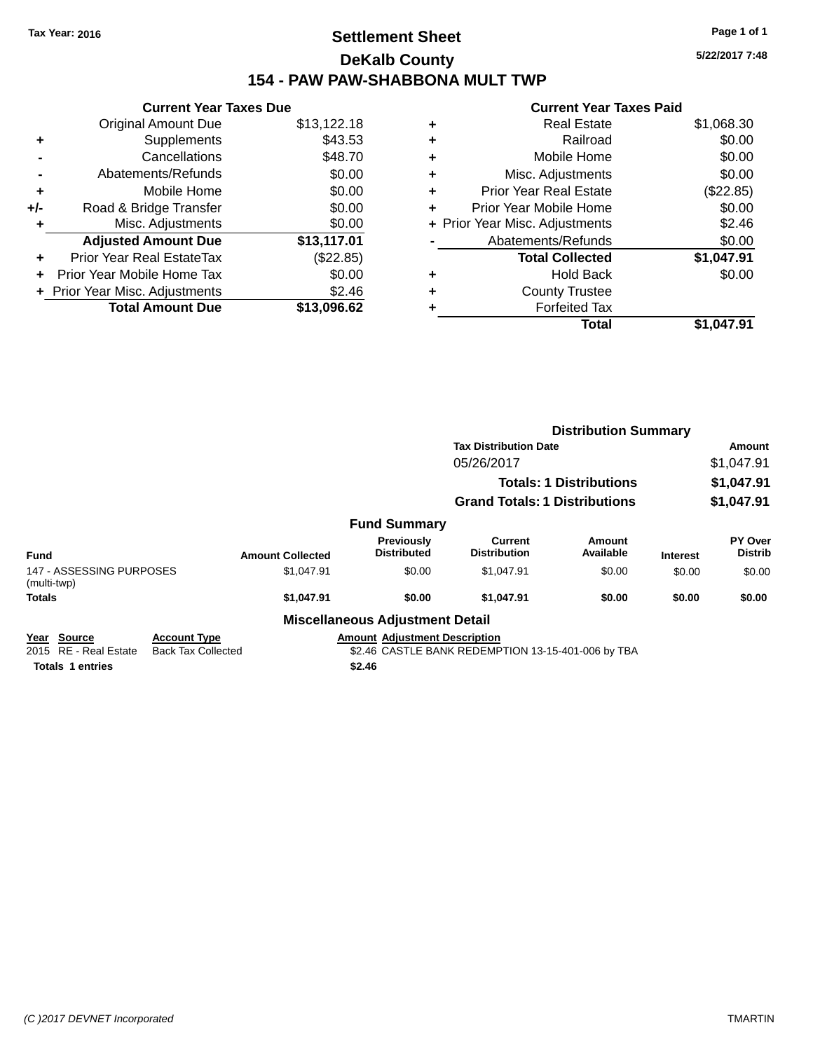Tax Year: 2016

# Settlement Sheet

## DeKalb County

## 154 - PAW PAW-SHABBONA MULT TWP

5/22/2017 7:48

### Current Year Taxes Due

| | | |
|---|---|---|
| | Original Amount Due | $13,122.18 |
| + | Supplements | $43.53 |
| - | Cancellations | $48.70 |
| - | Abatements/Refunds | $0.00 |
| + | Mobile Home | $0.00 |
| +/- | Road & Bridge Transfer | $0.00 |
| + | Misc. Adjustments | $0.00 |
| | **Adjusted Amount Due** | **$13,117.01** |
| + | Prior Year Real EstateTax | ($22.85) |
| + | Prior Year Mobile Home Tax | $0.00 |
| + | Prior Year Misc. Adjustments | $2.46 |
| | **Total Amount Due** | **$13,096.62** |

### Current Year Taxes Paid

| | | |
|---|---|---|
| + | Real Estate | $1,068.30 |
| + | Railroad | $0.00 |
| + | Mobile Home | $0.00 |
| + | Misc. Adjustments | $0.00 |
| + | Prior Year Real Estate | ($22.85) |
| + | Prior Year Mobile Home | $0.00 |
| + | Prior Year Misc. Adjustments | $2.46 |
| - | Abatements/Refunds | $0.00 |
| | **Total Collected** | **$1,047.91** |
| + | Hold Back | $0.00 |
| + | County Trustee | |
| + | Forfeited Tax | |
| | **Total** | **$1,047.91** |

### Distribution Summary

| Tax Distribution Date | Amount |
|---|---|
| 05/26/2017 | $1,047.91 |
| **Totals: 1 Distributions** | **$1,047.91** |
| **Grand Totals: 1 Distributions** | **$1,047.91** |

### Fund Summary

| Fund | Amount Collected | Previously Distributed | Current Distribution | Amount Available | Interest | PY Over Distrib |
|---|---|---|---|---|---|---|
| 147 - ASSESSING PURPOSES (multi-twp) | $1,047.91 | $0.00 | $1,047.91 | $0.00 | $0.00 | $0.00 |
| **Totals** | **$1,047.91** | **$0.00** | **$1,047.91** | **$0.00** | **$0.00** | **$0.00** |

### Miscellaneous Adjustment Detail

| Year | Source | Account Type | Amount | Adjustment Description |
|---|---|---|---|---|
| 2015 | RE - Real Estate | Back Tax Collected | $2.46 | CASTLE BANK REDEMPTION 13-15-401-006 by TBA |
| **Totals 1 entries** | | | **$2.46** | |

(C )2017 DEVNET Incorporated

TMARTIN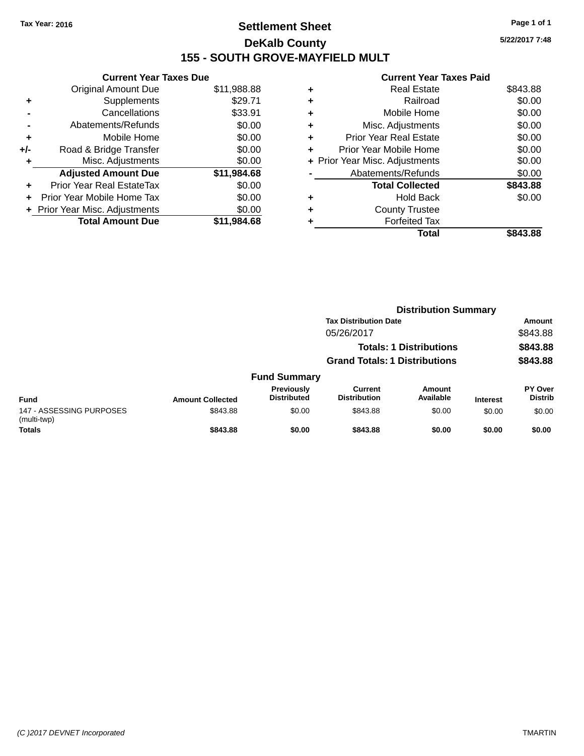Tax Year: 2016

# Settlement Sheet

## DeKalb County

## 155 - SOUTH GROVE-MAYFIELD MULT

5/22/2017 7:48

**Current Year Taxes Due**

| | | |
|---|---|---|
| | Original Amount Due | $11,988.88 |
| + | Supplements | $29.71 |
| - | Cancellations | $33.91 |
| - | Abatements/Refunds | $0.00 |
| + | Mobile Home | $0.00 |
| +/- | Road & Bridge Transfer | $0.00 |
| + | Misc. Adjustments | $0.00 |
| | **Adjusted Amount Due** | **$11,984.68** |
| + | Prior Year Real EstateTax | $0.00 |
| + | Prior Year Mobile Home Tax | $0.00 |
| + | Prior Year Misc. Adjustments | $0.00 |
| | **Total Amount Due** | **$11,984.68** |

**Current Year Taxes Paid**

| | | |
|---|---|---|
| + | Real Estate | $843.88 |
| + | Railroad | $0.00 |
| + | Mobile Home | $0.00 |
| + | Misc. Adjustments | $0.00 |
| + | Prior Year Real Estate | $0.00 |
| + | Prior Year Mobile Home | $0.00 |
| + | Prior Year Misc. Adjustments | $0.00 |
| - | Abatements/Refunds | $0.00 |
| | **Total Collected** | **$843.88** |
| + | Hold Back | $0.00 |
| + | County Trustee | |
| + | Forfeited Tax | |
| | **Total** | **$843.88** |

**Distribution Summary**

| Tax Distribution Date | Amount |
|---|---|
| 05/26/2017 | $843.88 |
| **Totals: 1 Distributions** | **$843.88** |
| **Grand Totals: 1 Distributions** | **$843.88** |

**Fund Summary**

| Fund | Amount Collected | Previously Distributed | Current Distribution | Amount Available | Interest | PY Over Distrib |
|---|---|---|---|---|---|---|
| 147 - ASSESSING PURPOSES (multi-twp) | $843.88 | $0.00 | $843.88 | $0.00 | $0.00 | $0.00 |
| **Totals** | **$843.88** | **$0.00** | **$843.88** | **$0.00** | **$0.00** | **$0.00** |

(C )2017 DEVNET Incorporated TMARTIN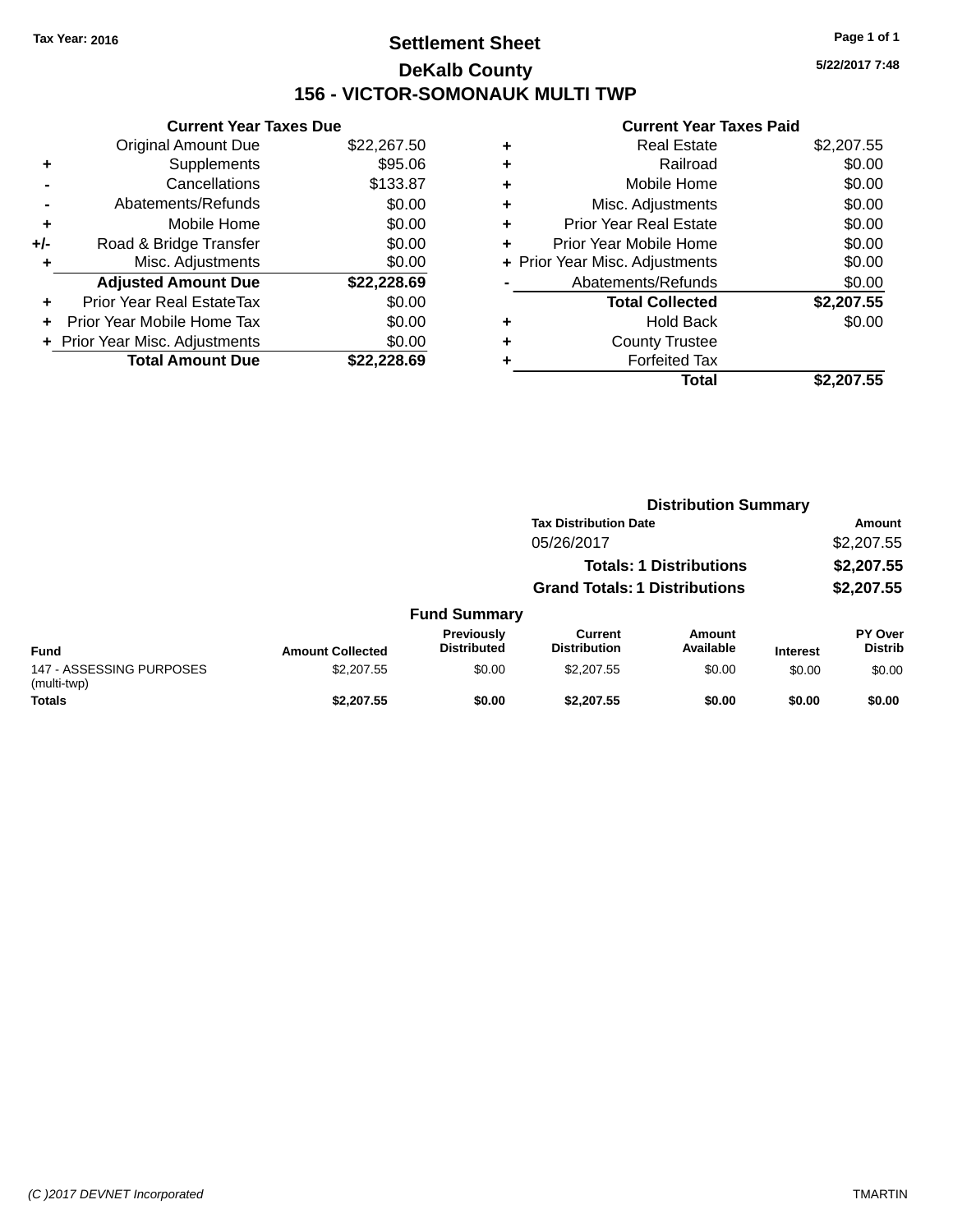Tax Year: 2016

# Settlement Sheet

## DeKalb County

## 156 - VICTOR-SOMONAUK MULTI TWP

5/22/2017 7:48

### Current Year Taxes Due

| | | |
|---|---|---|
| | Original Amount Due | $22,267.50 |
| + | Supplements | $95.06 |
| - | Cancellations | $133.87 |
| - | Abatements/Refunds | $0.00 |
| + | Mobile Home | $0.00 |
| +/- | Road & Bridge Transfer | $0.00 |
| + | Misc. Adjustments | $0.00 |
| | **Adjusted Amount Due** | **$22,228.69** |
| + | Prior Year Real EstateTax | $0.00 |
| + | Prior Year Mobile Home Tax | $0.00 |
| + | Prior Year Misc. Adjustments | $0.00 |
| | **Total Amount Due** | **$22,228.69** |

### Current Year Taxes Paid

| | | |
|---|---|---|
| + | Real Estate | $2,207.55 |
| + | Railroad | $0.00 |
| + | Mobile Home | $0.00 |
| + | Misc. Adjustments | $0.00 |
| + | Prior Year Real Estate | $0.00 |
| + | Prior Year Mobile Home | $0.00 |
| + | Prior Year Misc. Adjustments | $0.00 |
| - | Abatements/Refunds | $0.00 |
| | **Total Collected** | **$2,207.55** |
| + | Hold Back | $0.00 |
| + | County Trustee | |
| + | Forfeited Tax | |
| | **Total** | **$2,207.55** |

### Distribution Summary

| Tax Distribution Date | Amount |
|---|---|
| 05/26/2017 | $2,207.55 |
| **Totals: 1 Distributions** | **$2,207.55** |
| **Grand Totals: 1 Distributions** | **$2,207.55** |

### Fund Summary

| Fund | Amount Collected | Previously Distributed | Current Distribution | Amount Available | Interest | PY Over Distrib |
|---|---|---|---|---|---|---|
| 147 - ASSESSING PURPOSES (multi-twp) | $2,207.55 | $0.00 | $2,207.55 | $0.00 | $0.00 | $0.00 |
| **Totals** | **$2,207.55** | **$0.00** | **$2,207.55** | **$0.00** | **$0.00** | **$0.00** |

(C )2017 DEVNET Incorporated — TMARTIN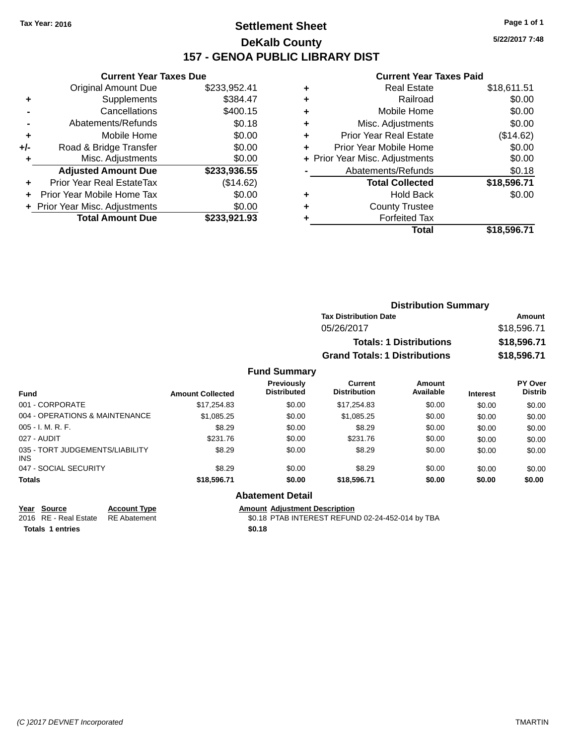Tax Year: 2016

# Settlement Sheet

## DeKalb County

## 157 - GENOA PUBLIC LIBRARY DIST

5/22/2017 7:48

### Current Year Taxes Due

| | | |
|---|---|---|
| | Original Amount Due | $233,952.41 |
| + | Supplements | $384.47 |
| - | Cancellations | $400.15 |
| - | Abatements/Refunds | $0.18 |
| + | Mobile Home | $0.00 |
| +/- | Road & Bridge Transfer | $0.00 |
| + | Misc. Adjustments | $0.00 |
| | **Adjusted Amount Due** | **$233,936.55** |
| + | Prior Year Real EstateTax | ($14.62) |
| + | Prior Year Mobile Home Tax | $0.00 |
| + | Prior Year Misc. Adjustments | $0.00 |
| | **Total Amount Due** | **$233,921.93** |

### Current Year Taxes Paid

| | | |
|---|---|---|
| + | Real Estate | $18,611.51 |
| + | Railroad | $0.00 |
| + | Mobile Home | $0.00 |
| + | Misc. Adjustments | $0.00 |
| + | Prior Year Real Estate | ($14.62) |
| + | Prior Year Mobile Home | $0.00 |
| + | Prior Year Misc. Adjustments | $0.00 |
| - | Abatements/Refunds | $0.18 |
| | **Total Collected** | **$18,596.71** |
| + | Hold Back | $0.00 |
| + | County Trustee | |
| + | Forfeited Tax | |
| | **Total** | **$18,596.71** |

### Distribution Summary

| Tax Distribution Date | Amount |
|---|---|
| 05/26/2017 | $18,596.71 |
| **Totals: 1 Distributions** | **$18,596.71** |
| **Grand Totals: 1 Distributions** | **$18,596.71** |

### Fund Summary

| Fund | Amount Collected | Previously Distributed | Current Distribution | Amount Available | Interest | PY Over Distrib |
|---|---|---|---|---|---|---|
| 001 - CORPORATE | $17,254.83 | $0.00 | $17,254.83 | $0.00 | $0.00 | $0.00 |
| 004 - OPERATIONS & MAINTENANCE | $1,085.25 | $0.00 | $1,085.25 | $0.00 | $0.00 | $0.00 |
| 005 - I. M. R. F. | $8.29 | $0.00 | $8.29 | $0.00 | $0.00 | $0.00 |
| 027 - AUDIT | $231.76 | $0.00 | $231.76 | $0.00 | $0.00 | $0.00 |
| 035 - TORT JUDGEMENTS/LIABILITY INS | $8.29 | $0.00 | $8.29 | $0.00 | $0.00 | $0.00 |
| 047 - SOCIAL SECURITY | $8.29 | $0.00 | $8.29 | $0.00 | $0.00 | $0.00 |
| **Totals** | **$18,596.71** | **$0.00** | **$18,596.71** | **$0.00** | **$0.00** | **$0.00** |

### Abatement Detail

| Year | Source | Account Type | Amount | Adjustment Description |
|---|---|---|---|---|
| 2016 | RE - Real Estate | RE Abatement | $0.18 | PTAB INTEREST REFUND 02-24-452-014 by TBA |
| **Totals** | **1 entries** | | **$0.18** | |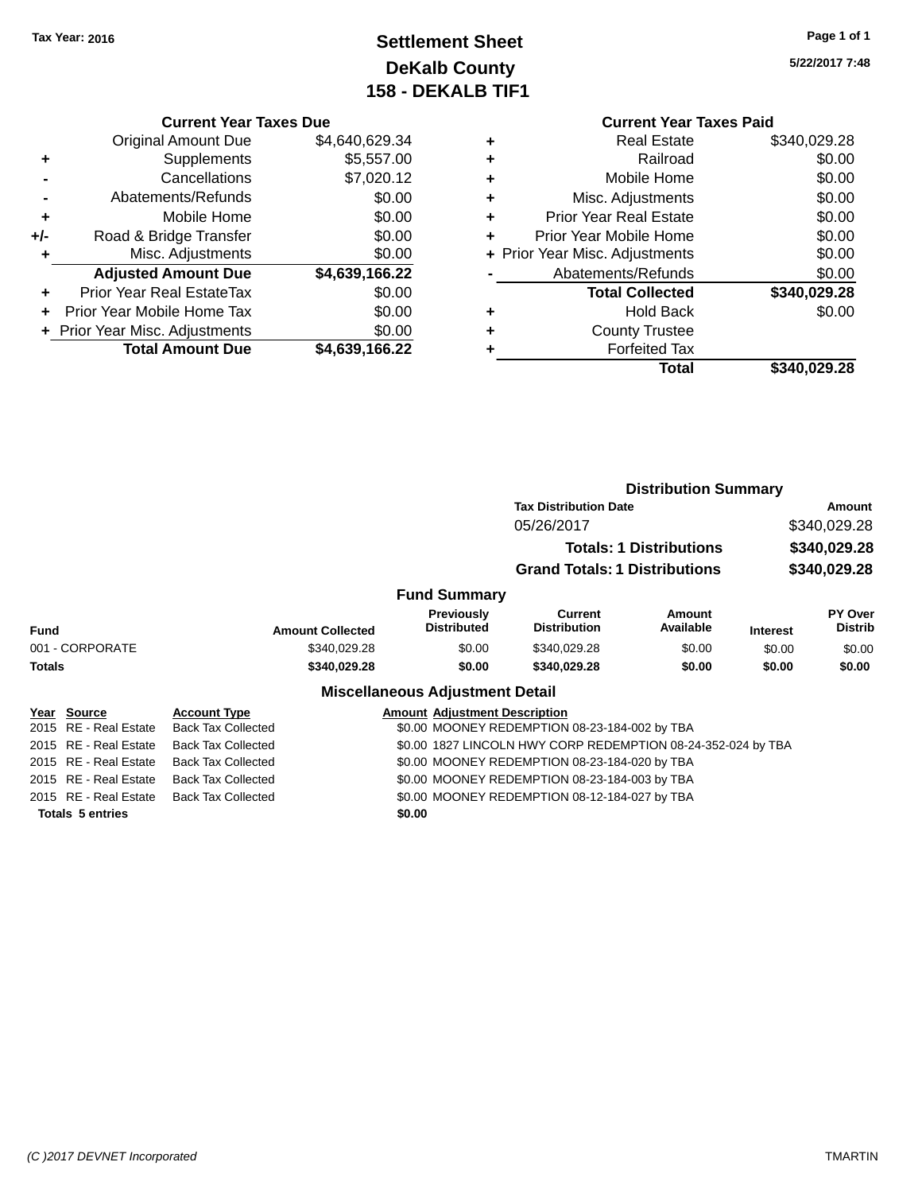Tax Year: 2016

# Settlement Sheet
## DeKalb County
## 158 - DEKALB TIF1

5/22/2017 7:48

**Current Year Taxes Due**

| | | |
|---|---|---|
| | Original Amount Due | $4,640,629.34 |
| + | Supplements | $5,557.00 |
| - | Cancellations | $7,020.12 |
| - | Abatements/Refunds | $0.00 |
| + | Mobile Home | $0.00 |
| +/- | Road & Bridge Transfer | $0.00 |
| + | Misc. Adjustments | $0.00 |
| | **Adjusted Amount Due** | **$4,639,166.22** |
| + | Prior Year Real EstateTax | $0.00 |
| + | Prior Year Mobile Home Tax | $0.00 |
| + | Prior Year Misc. Adjustments | $0.00 |
| | **Total Amount Due** | **$4,639,166.22** |

**Current Year Taxes Paid**

| | | |
|---|---|---|
| + | Real Estate | $340,029.28 |
| + | Railroad | $0.00 |
| + | Mobile Home | $0.00 |
| + | Misc. Adjustments | $0.00 |
| + | Prior Year Real Estate | $0.00 |
| + | Prior Year Mobile Home | $0.00 |
| + | Prior Year Misc. Adjustments | $0.00 |
| - | Abatements/Refunds | $0.00 |
| | **Total Collected** | **$340,029.28** |
| + | Hold Back | $0.00 |
| + | County Trustee | |
| + | Forfeited Tax | |
| | **Total** | **$340,029.28** |

**Distribution Summary**

| Tax Distribution Date | Amount |
|---|---|
| 05/26/2017 | $340,029.28 |
| **Totals: 1 Distributions** | **$340,029.28** |
| **Grand Totals: 1 Distributions** | **$340,029.28** |

**Fund Summary**

| Fund | Amount Collected | Previously Distributed | Current Distribution | Amount Available | Interest | PY Over Distrib |
|---|---|---|---|---|---|---|
| 001 - CORPORATE | $340,029.28 | $0.00 | $340,029.28 | $0.00 | $0.00 | $0.00 |
| **Totals** | **$340,029.28** | **$0.00** | **$340,029.28** | **$0.00** | **$0.00** | **$0.00** |

**Miscellaneous Adjustment Detail**

| Year | Source | Account Type | Amount | Adjustment Description |
|---|---|---|---|---|
| 2015 | RE - Real Estate | Back Tax Collected | $0.00 | MOONEY REDEMPTION 08-23-184-002 by TBA |
| 2015 | RE - Real Estate | Back Tax Collected | $0.00 | 1827 LINCOLN HWY CORP REDEMPTION 08-24-352-024 by TBA |
| 2015 | RE - Real Estate | Back Tax Collected | $0.00 | MOONEY REDEMPTION 08-23-184-020 by TBA |
| 2015 | RE - Real Estate | Back Tax Collected | $0.00 | MOONEY REDEMPTION 08-23-184-003 by TBA |
| 2015 | RE - Real Estate | Back Tax Collected | $0.00 | MOONEY REDEMPTION 08-12-184-027 by TBA |
| **Totals 5 entries** | | | **$0.00** | |

(C )2017 DEVNET Incorporated TMARTIN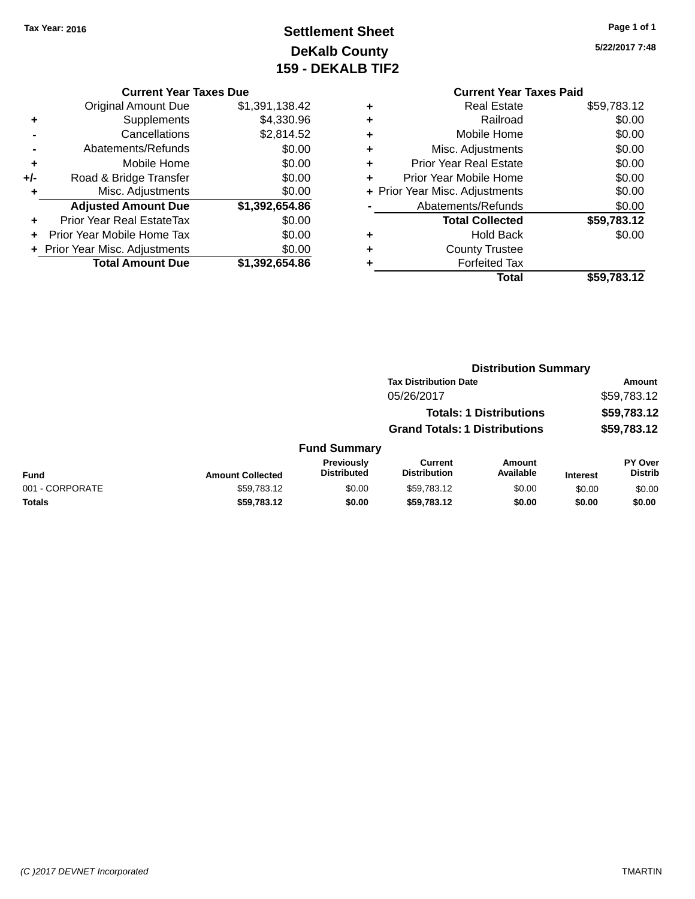Tax Year: 2016

# Settlement Sheet
## DeKalb County
## 159 - DEKALB TIF2

5/22/2017 7:48

**Current Year Taxes Due**

| | | |
|---|---|---|
| | Original Amount Due | $1,391,138.42 |
| + | Supplements | $4,330.96 |
| - | Cancellations | $2,814.52 |
| - | Abatements/Refunds | $0.00 |
| + | Mobile Home | $0.00 |
| +/- | Road & Bridge Transfer | $0.00 |
| + | Misc. Adjustments | $0.00 |
| | **Adjusted Amount Due** | **$1,392,654.86** |
| + | Prior Year Real EstateTax | $0.00 |
| + | Prior Year Mobile Home Tax | $0.00 |
| + | Prior Year Misc. Adjustments | $0.00 |
| | **Total Amount Due** | **$1,392,654.86** |

**Current Year Taxes Paid**

| | | |
|---|---|---|
| + | Real Estate | $59,783.12 |
| + | Railroad | $0.00 |
| + | Mobile Home | $0.00 |
| + | Misc. Adjustments | $0.00 |
| + | Prior Year Real Estate | $0.00 |
| + | Prior Year Mobile Home | $0.00 |
| + | Prior Year Misc. Adjustments | $0.00 |
| - | Abatements/Refunds | $0.00 |
| | **Total Collected** | **$59,783.12** |
| + | Hold Back | $0.00 |
| + | County Trustee | |
| + | Forfeited Tax | |
| | **Total** | **$59,783.12** |

**Distribution Summary**

| Tax Distribution Date | Amount |
|---|---|
| 05/26/2017 | $59,783.12 |
| **Totals: 1 Distributions** | **$59,783.12** |
| **Grand Totals: 1 Distributions** | **$59,783.12** |

**Fund Summary**

| Fund | Amount Collected | Previously Distributed | Current Distribution | Amount Available | Interest | PY Over Distrib |
|---|---|---|---|---|---|---|
| 001 - CORPORATE | $59,783.12 | $0.00 | $59,783.12 | $0.00 | $0.00 | $0.00 |
| **Totals** | **$59,783.12** | **$0.00** | **$59,783.12** | **$0.00** | **$0.00** | **$0.00** |

(C )2017 DEVNET Incorporated TMARTIN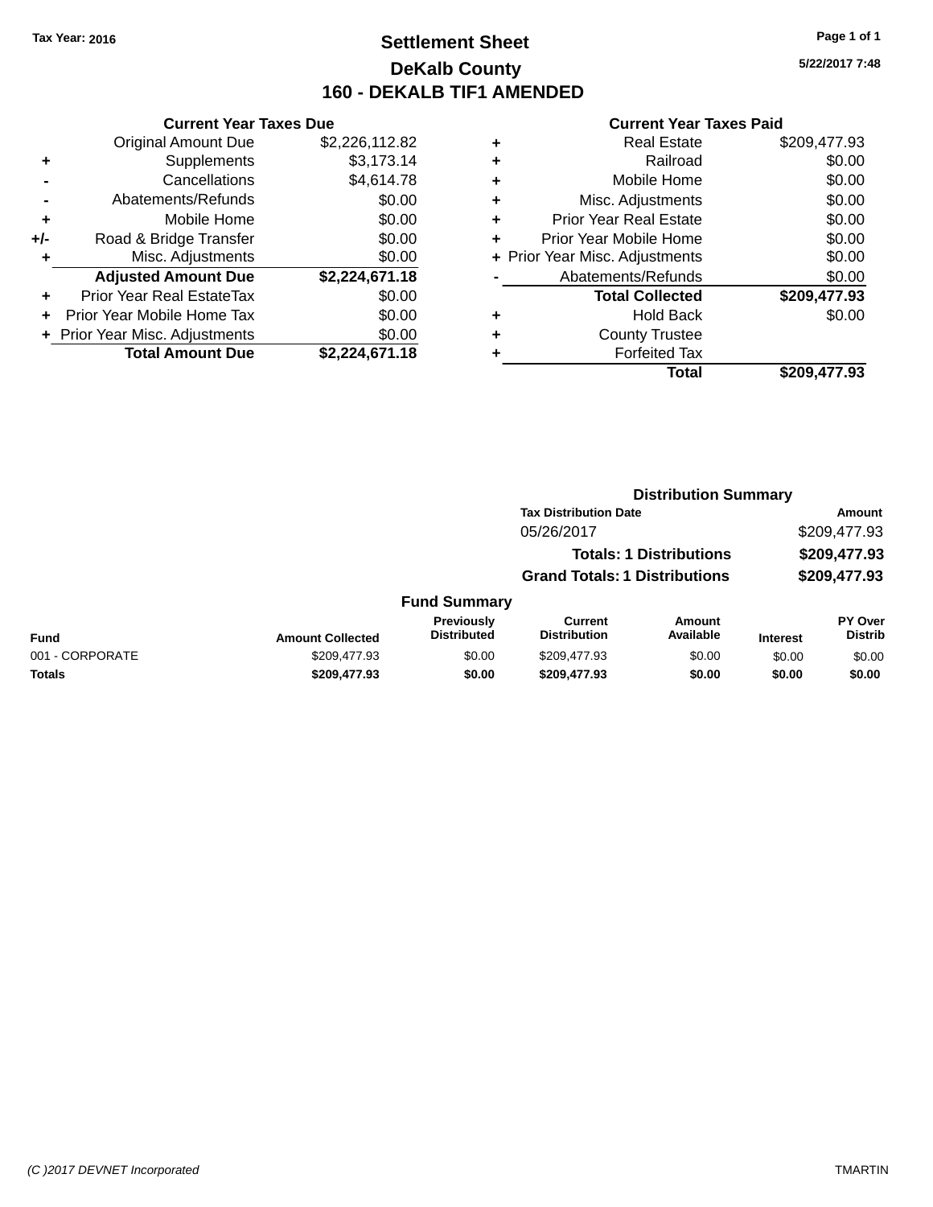Tax Year: 2016

# Settlement Sheet
## DeKalb County
## 160 - DEKALB TIF1 AMENDED

5/22/2017 7:48

### Current Year Taxes Due

| | | |
|---|---|---|
| | Original Amount Due | $2,226,112.82 |
| + | Supplements | $3,173.14 |
| - | Cancellations | $4,614.78 |
| - | Abatements/Refunds | $0.00 |
| + | Mobile Home | $0.00 |
| +/- | Road & Bridge Transfer | $0.00 |
| + | Misc. Adjustments | $0.00 |
| | **Adjusted Amount Due** | **$2,224,671.18** |
| + | Prior Year Real EstateTax | $0.00 |
| + | Prior Year Mobile Home Tax | $0.00 |
| + | Prior Year Misc. Adjustments | $0.00 |
| | **Total Amount Due** | **$2,224,671.18** |

### Current Year Taxes Paid

| | | |
|---|---|---|
| + | Real Estate | $209,477.93 |
| + | Railroad | $0.00 |
| + | Mobile Home | $0.00 |
| + | Misc. Adjustments | $0.00 |
| + | Prior Year Real Estate | $0.00 |
| + | Prior Year Mobile Home | $0.00 |
| + | Prior Year Misc. Adjustments | $0.00 |
| - | Abatements/Refunds | $0.00 |
| | **Total Collected** | **$209,477.93** |
| + | Hold Back | $0.00 |
| + | County Trustee | |
| + | Forfeited Tax | |
| | **Total** | **$209,477.93** |

### Distribution Summary

| Tax Distribution Date | Amount |
|---|---|
| 05/26/2017 | $209,477.93 |
| **Totals: 1 Distributions** | **$209,477.93** |
| **Grand Totals: 1 Distributions** | **$209,477.93** |

### Fund Summary

| Fund | Amount Collected | Previously Distributed | Current Distribution | Amount Available | Interest | PY Over Distrib |
|---|---|---|---|---|---|---|
| 001 - CORPORATE | $209,477.93 | $0.00 | $209,477.93 | $0.00 | $0.00 | $0.00 |
| **Totals** | **$209,477.93** | **$0.00** | **$209,477.93** | **$0.00** | **$0.00** | **$0.00** |

(C )2017 DEVNET Incorporated TMARTIN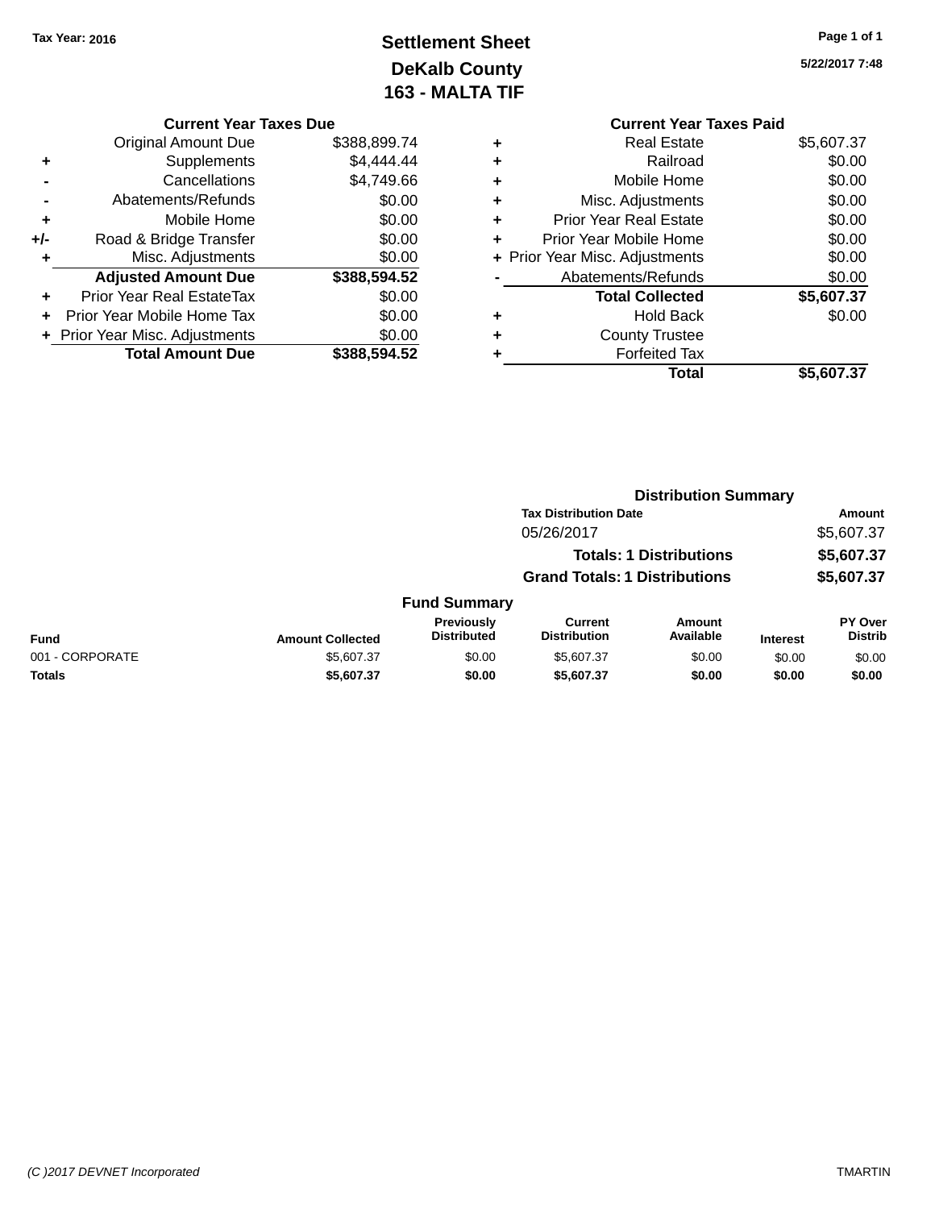Tax Year: 2016

# Settlement Sheet
## DeKalb County
## 163 - MALTA TIF

5/22/2017 7:48

### Current Year Taxes Due

| | | |
|---|---|---|
| | Original Amount Due | $388,899.74 |
| + | Supplements | $4,444.44 |
| - | Cancellations | $4,749.66 |
| - | Abatements/Refunds | $0.00 |
| + | Mobile Home | $0.00 |
| +/- | Road & Bridge Transfer | $0.00 |
| + | Misc. Adjustments | $0.00 |
| | **Adjusted Amount Due** | **$388,594.52** |
| + | Prior Year Real EstateTax | $0.00 |
| + | Prior Year Mobile Home Tax | $0.00 |
| + | Prior Year Misc. Adjustments | $0.00 |
| | **Total Amount Due** | **$388,594.52** |

### Current Year Taxes Paid

| | | |
|---|---|---|
| + | Real Estate | $5,607.37 |
| + | Railroad | $0.00 |
| + | Mobile Home | $0.00 |
| + | Misc. Adjustments | $0.00 |
| + | Prior Year Real Estate | $0.00 |
| + | Prior Year Mobile Home | $0.00 |
| + | Prior Year Misc. Adjustments | $0.00 |
| - | Abatements/Refunds | $0.00 |
| | **Total Collected** | **$5,607.37** |
| + | Hold Back | $0.00 |
| + | County Trustee | |
| + | Forfeited Tax | |
| | **Total** | **$5,607.37** |

### Distribution Summary

| Tax Distribution Date | Amount |
|---|---|
| 05/26/2017 | $5,607.37 |
| **Totals: 1 Distributions** | **$5,607.37** |
| **Grand Totals: 1 Distributions** | **$5,607.37** |

### Fund Summary

| Fund | Amount Collected | Previously Distributed | Current Distribution | Amount Available | Interest | PY Over Distrib |
|---|---|---|---|---|---|---|
| 001 - CORPORATE | $5,607.37 | $0.00 | $5,607.37 | $0.00 | $0.00 | $0.00 |
| **Totals** | **$5,607.37** | **$0.00** | **$5,607.37** | **$0.00** | **$0.00** | **$0.00** |

(C )2017 DEVNET Incorporated

TMARTIN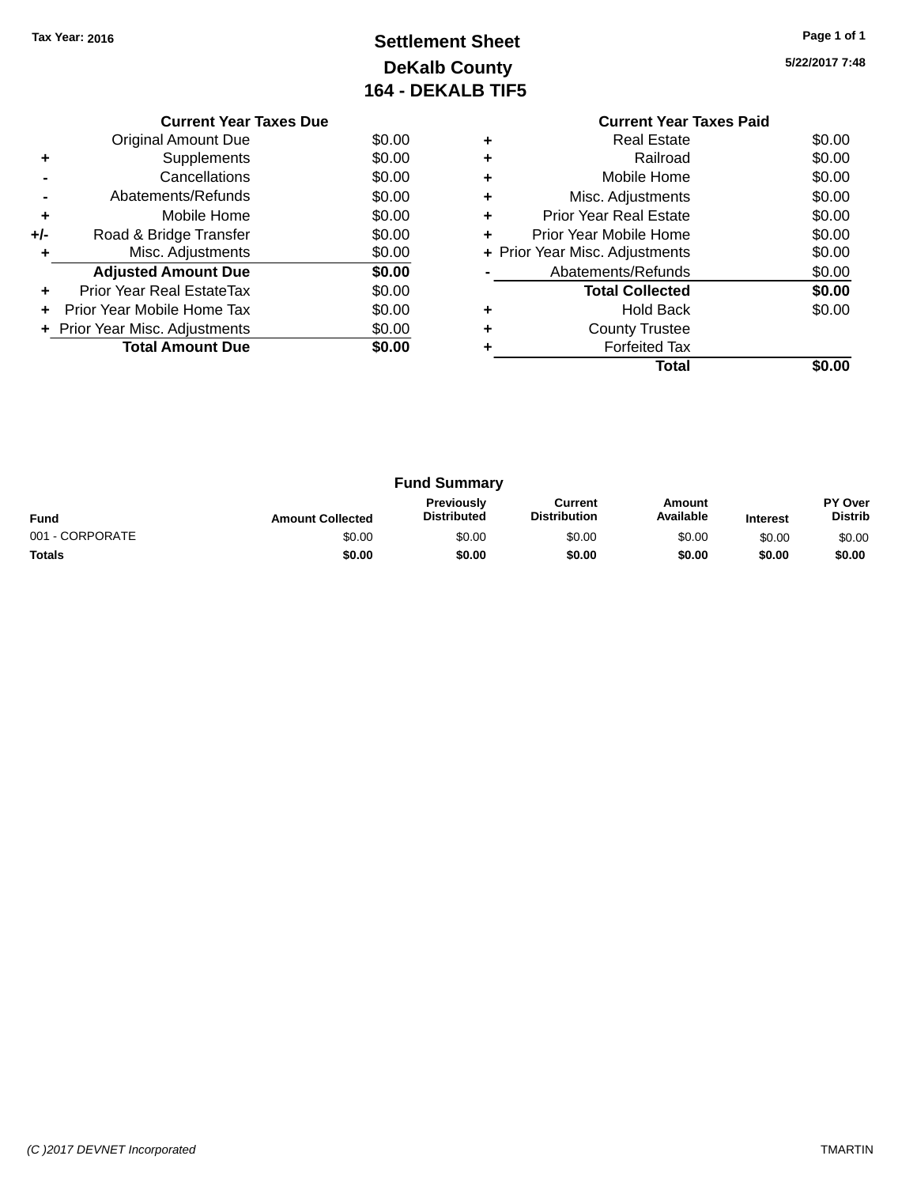Tax Year: 2016

# Settlement Sheet
## DeKalb County
## 164 - DEKALB TIF5

5/22/2017 7:48

### Current Year Taxes Due

| | | |
|---|---|---|
| | Original Amount Due | $0.00 |
| + | Supplements | $0.00 |
| - | Cancellations | $0.00 |
| - | Abatements/Refunds | $0.00 |
| + | Mobile Home | $0.00 |
| +/- | Road & Bridge Transfer | $0.00 |
| + | Misc. Adjustments | $0.00 |
| | **Adjusted Amount Due** | **$0.00** |
| + | Prior Year Real EstateTax | $0.00 |
| + | Prior Year Mobile Home Tax | $0.00 |
| + | Prior Year Misc. Adjustments | $0.00 |
| | **Total Amount Due** | **$0.00** |

### Current Year Taxes Paid

| | | |
|---|---|---|
| + | Real Estate | $0.00 |
| + | Railroad | $0.00 |
| + | Mobile Home | $0.00 |
| + | Misc. Adjustments | $0.00 |
| + | Prior Year Real Estate | $0.00 |
| + | Prior Year Mobile Home | $0.00 |
| + | Prior Year Misc. Adjustments | $0.00 |
| - | Abatements/Refunds | $0.00 |
| | **Total Collected** | **$0.00** |
| + | Hold Back | $0.00 |
| + | County Trustee | |
| + | Forfeited Tax | |
| | **Total** | **$0.00** |

### Fund Summary

| Fund | Amount Collected | Previously Distributed | Current Distribution | Amount Available | Interest | PY Over Distrib |
|---|---|---|---|---|---|---|
| 001 - CORPORATE | $0.00 | $0.00 | $0.00 | $0.00 | $0.00 | $0.00 |
| **Totals** | **$0.00** | **$0.00** | **$0.00** | **$0.00** | **$0.00** | **$0.00** |

(C )2017 DEVNET Incorporated

TMARTIN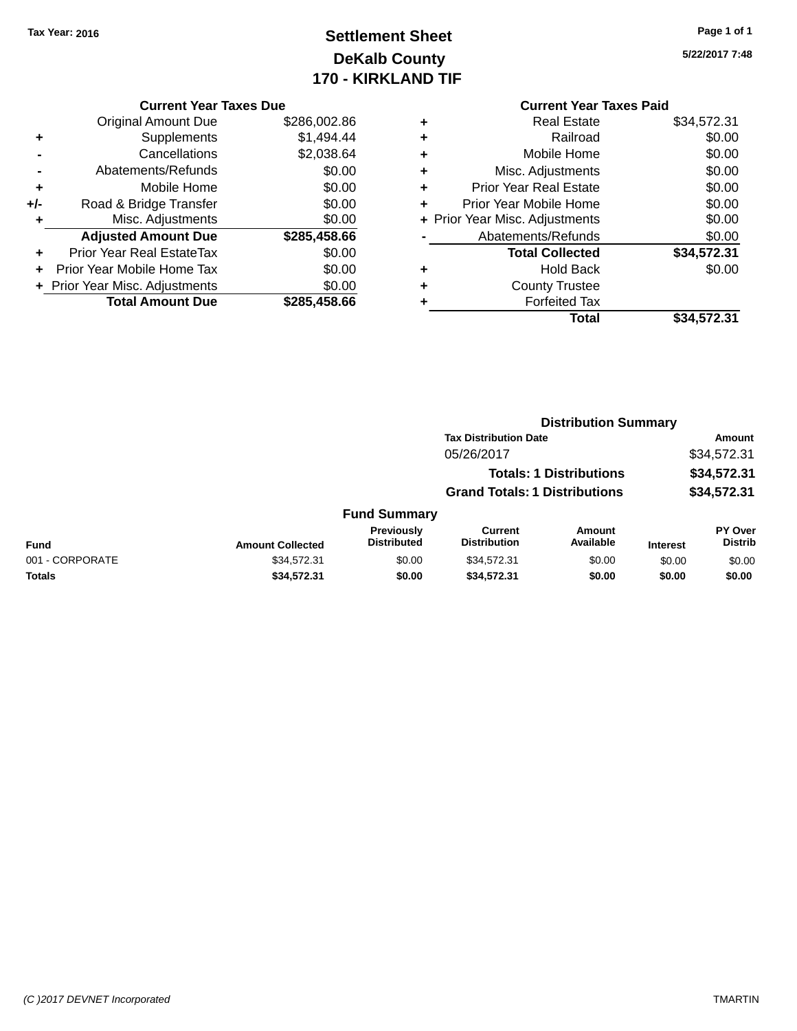Tax Year: 2016

# Settlement Sheet
## DeKalb County
## 170 - KIRKLAND TIF

5/22/2017 7:48

### Current Year Taxes Due

| | | |
|---|---|---|
| | Original Amount Due | $286,002.86 |
| + | Supplements | $1,494.44 |
| - | Cancellations | $2,038.64 |
| - | Abatements/Refunds | $0.00 |
| + | Mobile Home | $0.00 |
| +/- | Road & Bridge Transfer | $0.00 |
| + | Misc. Adjustments | $0.00 |
| | **Adjusted Amount Due** | **$285,458.66** |
| + | Prior Year Real EstateTax | $0.00 |
| + | Prior Year Mobile Home Tax | $0.00 |
| + | Prior Year Misc. Adjustments | $0.00 |
| | **Total Amount Due** | **$285,458.66** |

### Current Year Taxes Paid

| | | |
|---|---|---|
| + | Real Estate | $34,572.31 |
| + | Railroad | $0.00 |
| + | Mobile Home | $0.00 |
| + | Misc. Adjustments | $0.00 |
| + | Prior Year Real Estate | $0.00 |
| + | Prior Year Mobile Home | $0.00 |
| + | Prior Year Misc. Adjustments | $0.00 |
| - | Abatements/Refunds | $0.00 |
| | **Total Collected** | **$34,572.31** |
| + | Hold Back | $0.00 |
| + | County Trustee | |
| + | Forfeited Tax | |
| | **Total** | **$34,572.31** |

### Distribution Summary

| Tax Distribution Date | Amount |
|---|---|
| 05/26/2017 | $34,572.31 |
| **Totals: 1 Distributions** | **$34,572.31** |
| **Grand Totals: 1 Distributions** | **$34,572.31** |

### Fund Summary

| Fund | Amount Collected | Previously Distributed | Current Distribution | Amount Available | Interest | PY Over Distrib |
|---|---|---|---|---|---|---|
| 001 - CORPORATE | $34,572.31 | $0.00 | $34,572.31 | $0.00 | $0.00 | $0.00 |
| **Totals** | **$34,572.31** | **$0.00** | **$34,572.31** | **$0.00** | **$0.00** | **$0.00** |

(C )2017 DEVNET Incorporated

TMARTIN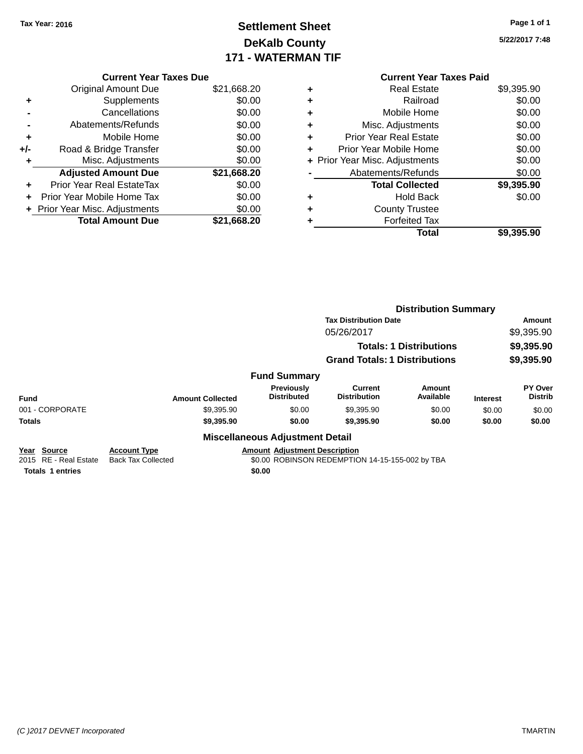Tax Year: 2016

# Settlement Sheet
## DeKalb County
## 171 - WATERMAN TIF

5/22/2017 7:48

### Current Year Taxes Due

| | | |
|---|---|---|
| | Original Amount Due | $21,668.20 |
| + | Supplements | $0.00 |
| - | Cancellations | $0.00 |
| - | Abatements/Refunds | $0.00 |
| + | Mobile Home | $0.00 |
| +/- | Road & Bridge Transfer | $0.00 |
| + | Misc. Adjustments | $0.00 |
| | **Adjusted Amount Due** | **$21,668.20** |
| + | Prior Year Real EstateTax | $0.00 |
| + | Prior Year Mobile Home Tax | $0.00 |
| + | Prior Year Misc. Adjustments | $0.00 |
| | **Total Amount Due** | **$21,668.20** |

### Current Year Taxes Paid

| | | |
|---|---|---|
| + | Real Estate | $9,395.90 |
| + | Railroad | $0.00 |
| + | Mobile Home | $0.00 |
| + | Misc. Adjustments | $0.00 |
| + | Prior Year Real Estate | $0.00 |
| + | Prior Year Mobile Home | $0.00 |
| + | Prior Year Misc. Adjustments | $0.00 |
| - | Abatements/Refunds | $0.00 |
| | **Total Collected** | **$9,395.90** |
| + | Hold Back | $0.00 |
| + | County Trustee | |
| + | Forfeited Tax | |
| | **Total** | **$9,395.90** |

### Distribution Summary

| Tax Distribution Date | Amount |
|---|---|
| 05/26/2017 | $9,395.90 |
| **Totals: 1 Distributions** | **$9,395.90** |
| **Grand Totals: 1 Distributions** | **$9,395.90** |

### Fund Summary

| Fund | Amount Collected | Previously Distributed | Current Distribution | Amount Available | Interest | PY Over Distrib |
|---|---|---|---|---|---|---|
| 001 - CORPORATE | $9,395.90 | $0.00 | $9,395.90 | $0.00 | $0.00 | $0.00 |
| **Totals** | **$9,395.90** | **$0.00** | **$9,395.90** | **$0.00** | **$0.00** | **$0.00** |

### Miscellaneous Adjustment Detail

| Year | Source | Account Type | Amount | Adjustment Description |
|---|---|---|---|---|
| 2015 | RE - Real Estate | Back Tax Collected | $0.00 | ROBINSON REDEMPTION 14-15-155-002 by TBA |
| **Totals** | **1 entries** | | **$0.00** | |

(C )2017 DEVNET Incorporated TMARTIN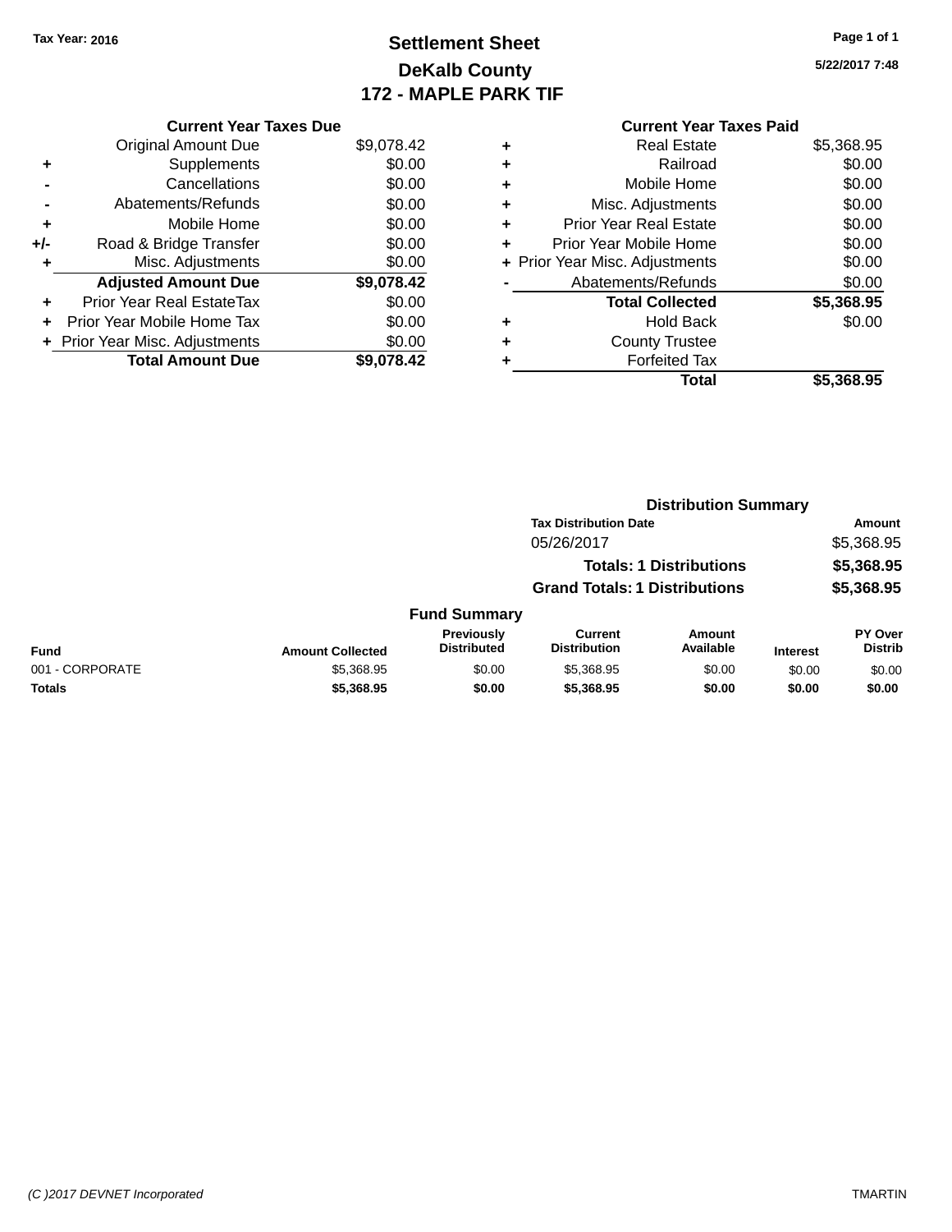Tax Year: 2016

# Settlement Sheet
## DeKalb County
## 172 - MAPLE PARK TIF

5/22/2017 7:48

### Current Year Taxes Due

| | | |
|---|---|---|
| | Original Amount Due | $9,078.42 |
| + | Supplements | $0.00 |
| - | Cancellations | $0.00 |
| - | Abatements/Refunds | $0.00 |
| + | Mobile Home | $0.00 |
| +/- | Road & Bridge Transfer | $0.00 |
| + | Misc. Adjustments | $0.00 |
| | **Adjusted Amount Due** | **$9,078.42** |
| + | Prior Year Real EstateTax | $0.00 |
| + | Prior Year Mobile Home Tax | $0.00 |
| + | Prior Year Misc. Adjustments | $0.00 |
| | **Total Amount Due** | **$9,078.42** |

### Current Year Taxes Paid

| | | |
|---|---|---|
| + | Real Estate | $5,368.95 |
| + | Railroad | $0.00 |
| + | Mobile Home | $0.00 |
| + | Misc. Adjustments | $0.00 |
| + | Prior Year Real Estate | $0.00 |
| + | Prior Year Mobile Home | $0.00 |
| + | Prior Year Misc. Adjustments | $0.00 |
| - | Abatements/Refunds | $0.00 |
| | **Total Collected** | **$5,368.95** |
| + | Hold Back | $0.00 |
| + | County Trustee | |
| + | Forfeited Tax | |
| | **Total** | **$5,368.95** |

### Distribution Summary

| Tax Distribution Date | Amount |
|---|---|
| 05/26/2017 | $5,368.95 |
| **Totals: 1 Distributions** | **$5,368.95** |
| **Grand Totals: 1 Distributions** | **$5,368.95** |

### Fund Summary

| Fund | Amount Collected | Previously Distributed | Current Distribution | Amount Available | Interest | PY Over Distrib |
|---|---|---|---|---|---|---|
| 001 - CORPORATE | $5,368.95 | $0.00 | $5,368.95 | $0.00 | $0.00 | $0.00 |
| **Totals** | **$5,368.95** | **$0.00** | **$5,368.95** | **$0.00** | **$0.00** | **$0.00** |

(C )2017 DEVNET Incorporated TMARTIN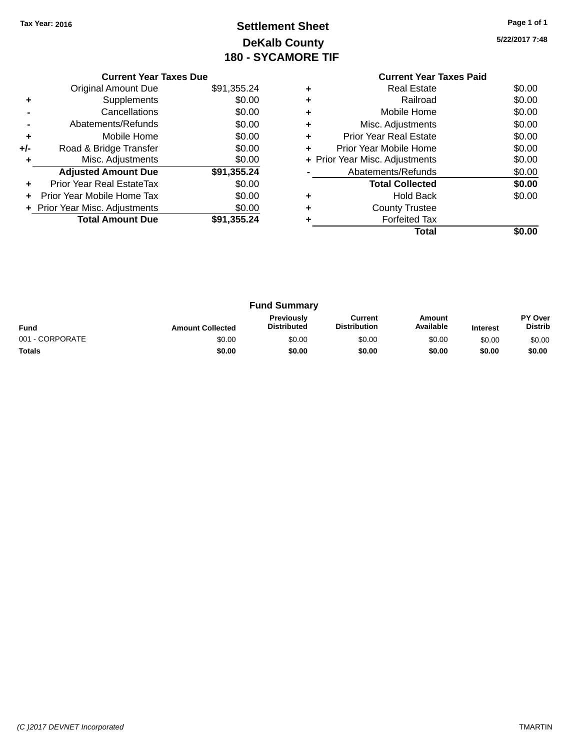Tax Year: 2016

# Settlement Sheet

## DeKalb County

## 180 - SYCAMORE TIF

5/22/2017 7:48

### Current Year Taxes Due

| | | |
|---|---|---|
| | Original Amount Due | $91,355.24 |
| + | Supplements | $0.00 |
| - | Cancellations | $0.00 |
| - | Abatements/Refunds | $0.00 |
| + | Mobile Home | $0.00 |
| +/- | Road & Bridge Transfer | $0.00 |
| + | Misc. Adjustments | $0.00 |
| | **Adjusted Amount Due** | **$91,355.24** |
| + | Prior Year Real EstateTax | $0.00 |
| + | Prior Year Mobile Home Tax | $0.00 |
| + | Prior Year Misc. Adjustments | $0.00 |
| | **Total Amount Due** | **$91,355.24** |

### Current Year Taxes Paid

| | | |
|---|---|---|
| + | Real Estate | $0.00 |
| + | Railroad | $0.00 |
| + | Mobile Home | $0.00 |
| + | Misc. Adjustments | $0.00 |
| + | Prior Year Real Estate | $0.00 |
| + | Prior Year Mobile Home | $0.00 |
| + | Prior Year Misc. Adjustments | $0.00 |
| - | Abatements/Refunds | $0.00 |
| | **Total Collected** | **$0.00** |
| + | Hold Back | $0.00 |
| + | County Trustee | |
| + | Forfeited Tax | |
| | **Total** | **$0.00** |

### Fund Summary

| Fund | Amount Collected | Previously Distributed | Current Distribution | Amount Available | Interest | PY Over Distrib |
|---|---|---|---|---|---|---|
| 001 - CORPORATE | $0.00 | $0.00 | $0.00 | $0.00 | $0.00 | $0.00 |
| **Totals** | **$0.00** | **$0.00** | **$0.00** | **$0.00** | **$0.00** | **$0.00** |

(C )2017 DEVNET Incorporated

TMARTIN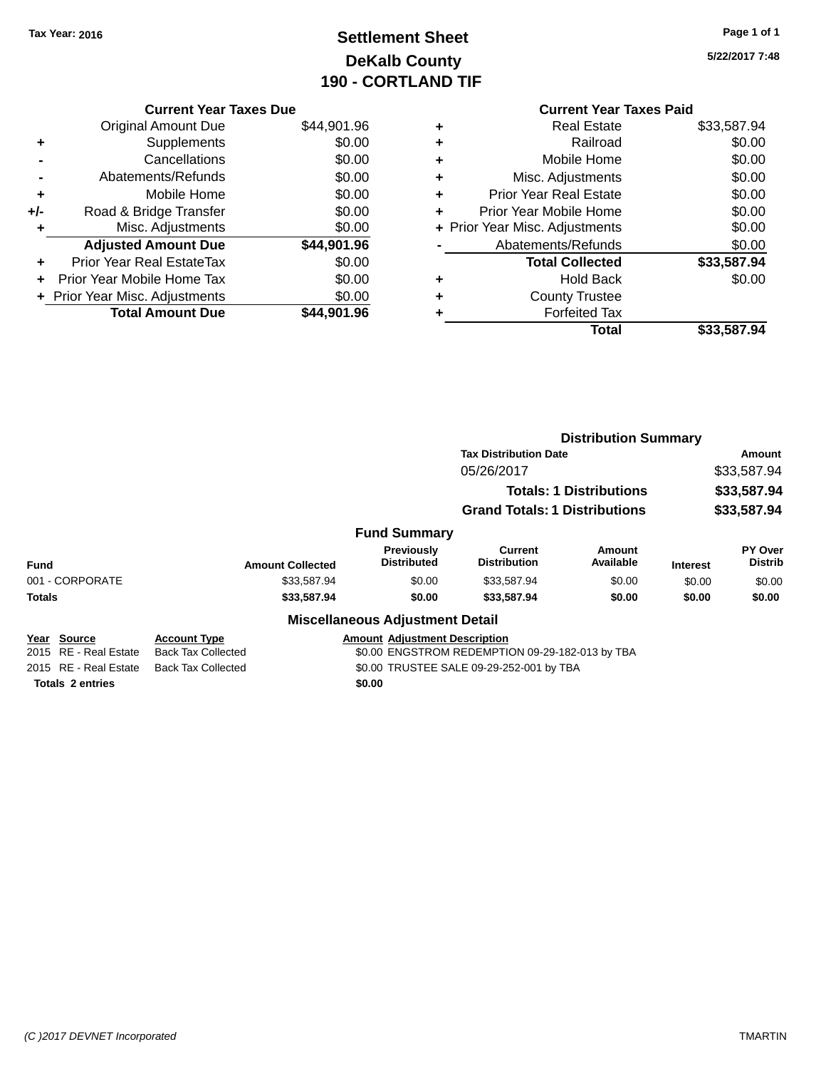Tax Year: 2016

# Settlement Sheet
# DeKalb County
# 190 - CORTLAND TIF

5/22/2017 7:48

### Current Year Taxes Due

| | | |
|---|---|---|
| | Original Amount Due | $44,901.96 |
| + | Supplements | $0.00 |
| - | Cancellations | $0.00 |
| - | Abatements/Refunds | $0.00 |
| + | Mobile Home | $0.00 |
| +/- | Road & Bridge Transfer | $0.00 |
| + | Misc. Adjustments | $0.00 |
| | **Adjusted Amount Due** | **$44,901.96** |
| + | Prior Year Real EstateTax | $0.00 |
| + | Prior Year Mobile Home Tax | $0.00 |
| + | Prior Year Misc. Adjustments | $0.00 |
| | **Total Amount Due** | **$44,901.96** |

### Current Year Taxes Paid

| | | |
|---|---|---|
| + | Real Estate | $33,587.94 |
| + | Railroad | $0.00 |
| + | Mobile Home | $0.00 |
| + | Misc. Adjustments | $0.00 |
| + | Prior Year Real Estate | $0.00 |
| + | Prior Year Mobile Home | $0.00 |
| + | Prior Year Misc. Adjustments | $0.00 |
| - | Abatements/Refunds | $0.00 |
| | **Total Collected** | **$33,587.94** |
| + | Hold Back | $0.00 |
| + | County Trustee | |
| + | Forfeited Tax | |
| | **Total** | **$33,587.94** |

### Distribution Summary

| Tax Distribution Date | Amount |
|---|---|
| 05/26/2017 | $33,587.94 |
| **Totals: 1 Distributions** | **$33,587.94** |
| **Grand Totals: 1 Distributions** | **$33,587.94** |

### Fund Summary

| Fund | Amount Collected | Previously Distributed | Current Distribution | Amount Available | Interest | PY Over Distrib |
|---|---|---|---|---|---|---|
| 001 - CORPORATE | $33,587.94 | $0.00 | $33,587.94 | $0.00 | $0.00 | $0.00 |
| **Totals** | **$33,587.94** | **$0.00** | **$33,587.94** | **$0.00** | **$0.00** | **$0.00** |

### Miscellaneous Adjustment Detail

| Year | Source | Account Type | Amount | Adjustment Description |
|---|---|---|---|---|
| 2015 | RE - Real Estate | Back Tax Collected | $0.00 | ENGSTROM REDEMPTION 09-29-182-013 by TBA |
| 2015 | RE - Real Estate | Back Tax Collected | $0.00 | TRUSTEE SALE 09-29-252-001 by TBA |
| **Totals** | **2 entries** | | **$0.00** | |

(C )2017 DEVNET Incorporated — TMARTIN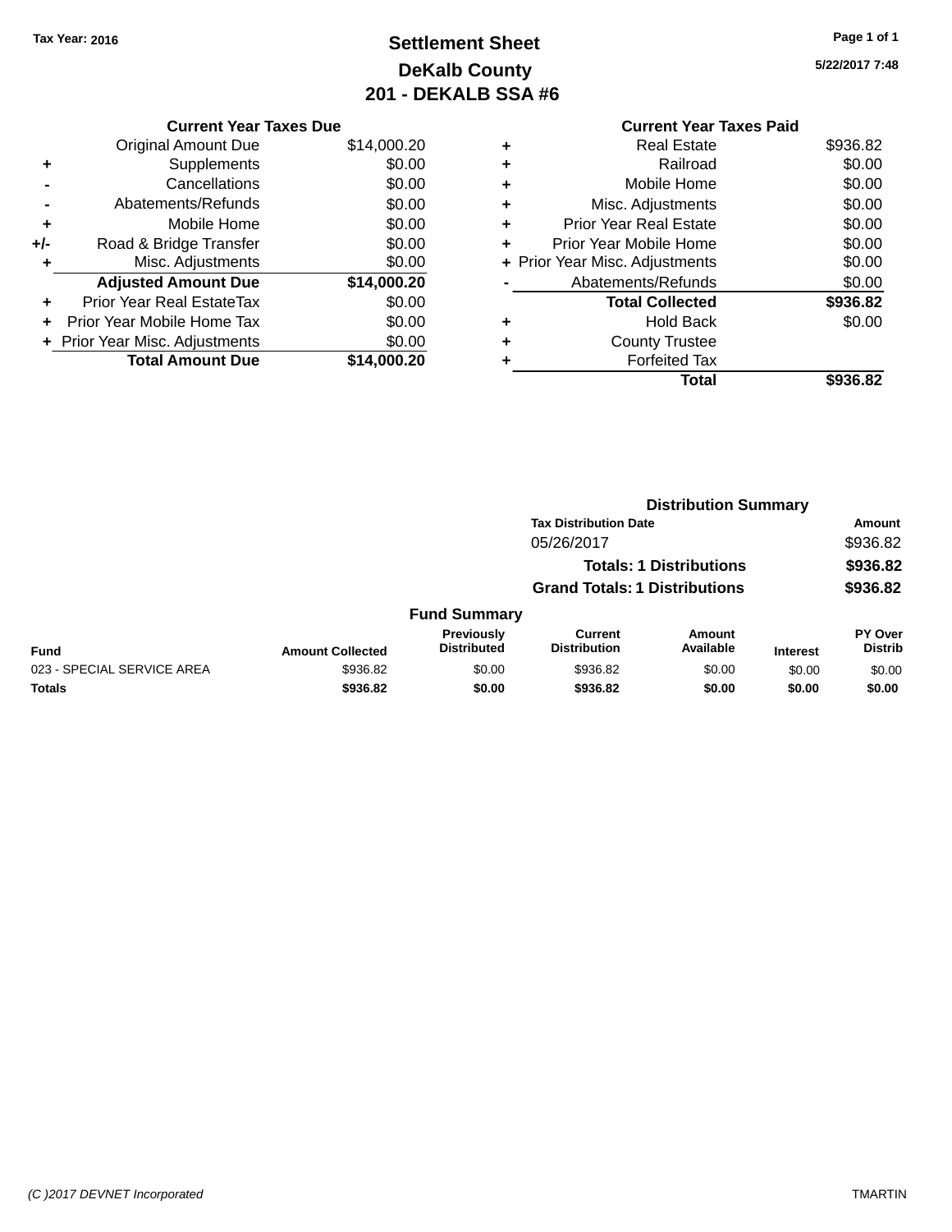Tax Year: 2016

# Settlement Sheet
## DeKalb County
## 201 - DEKALB SSA #6

5/22/2017 7:48

### Current Year Taxes Due

| | | |
|---|---|---|
| | Original Amount Due | $14,000.20 |
| + | Supplements | $0.00 |
| - | Cancellations | $0.00 |
| - | Abatements/Refunds | $0.00 |
| + | Mobile Home | $0.00 |
| +/- | Road & Bridge Transfer | $0.00 |
| + | Misc. Adjustments | $0.00 |
| | **Adjusted Amount Due** | **$14,000.20** |
| + | Prior Year Real EstateTax | $0.00 |
| + | Prior Year Mobile Home Tax | $0.00 |
| + | Prior Year Misc. Adjustments | $0.00 |
| | **Total Amount Due** | **$14,000.20** |

### Current Year Taxes Paid

| | | |
|---|---|---|
| + | Real Estate | $936.82 |
| + | Railroad | $0.00 |
| + | Mobile Home | $0.00 |
| + | Misc. Adjustments | $0.00 |
| + | Prior Year Real Estate | $0.00 |
| + | Prior Year Mobile Home | $0.00 |
| + | Prior Year Misc. Adjustments | $0.00 |
| - | Abatements/Refunds | $0.00 |
| | **Total Collected** | **$936.82** |
| + | Hold Back | $0.00 |
| + | County Trustee | |
| + | Forfeited Tax | |
| | **Total** | **$936.82** |

### Distribution Summary

| Tax Distribution Date | Amount |
|---|---|
| 05/26/2017 | $936.82 |
| **Totals: 1 Distributions** | **$936.82** |
| **Grand Totals: 1 Distributions** | **$936.82** |

### Fund Summary

| Fund | Amount Collected | Previously Distributed | Current Distribution | Amount Available | Interest | PY Over Distrib |
|---|---|---|---|---|---|---|
| 023 - SPECIAL SERVICE AREA | $936.82 | $0.00 | $936.82 | $0.00 | $0.00 | $0.00 |
| **Totals** | **$936.82** | **$0.00** | **$936.82** | **$0.00** | **$0.00** | **$0.00** |

(C )2017 DEVNET Incorporated TMARTIN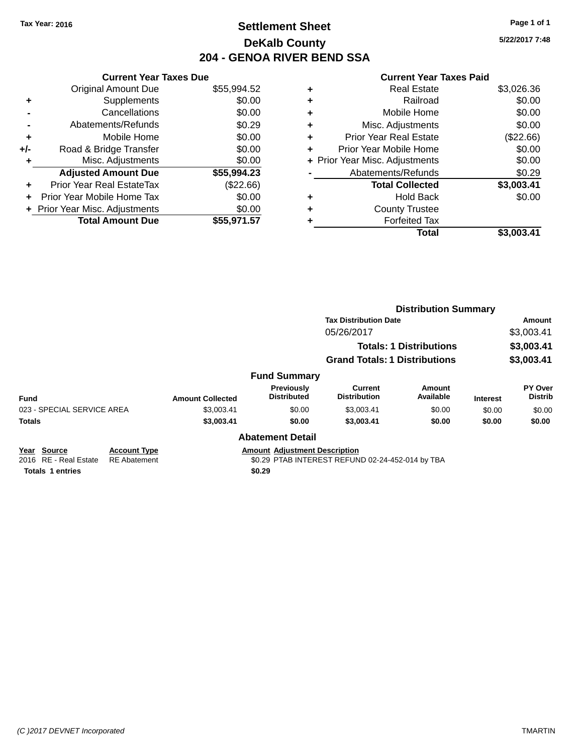Tax Year: 2016

# Settlement Sheet
## DeKalb County
## 204 - GENOA RIVER BEND SSA

5/22/2017 7:48

### Current Year Taxes Due

| | | |
|---|---|---|
| | Original Amount Due | $55,994.52 |
| + | Supplements | $0.00 |
| - | Cancellations | $0.00 |
| - | Abatements/Refunds | $0.29 |
| + | Mobile Home | $0.00 |
| +/- | Road & Bridge Transfer | $0.00 |
| + | Misc. Adjustments | $0.00 |
| | **Adjusted Amount Due** | **$55,994.23** |
| + | Prior Year Real EstateTax | ($22.66) |
| + | Prior Year Mobile Home Tax | $0.00 |
| + | Prior Year Misc. Adjustments | $0.00 |
| | **Total Amount Due** | **$55,971.57** |

### Current Year Taxes Paid

| | | |
|---|---|---|
| + | Real Estate | $3,026.36 |
| + | Railroad | $0.00 |
| + | Mobile Home | $0.00 |
| + | Misc. Adjustments | $0.00 |
| + | Prior Year Real Estate | ($22.66) |
| + | Prior Year Mobile Home | $0.00 |
| + | Prior Year Misc. Adjustments | $0.00 |
| - | Abatements/Refunds | $0.29 |
| | **Total Collected** | **$3,003.41** |
| + | Hold Back | $0.00 |
| + | County Trustee | |
| + | Forfeited Tax | |
| | **Total** | **$3,003.41** |

### Distribution Summary

| Tax Distribution Date | Amount |
|---|---|
| 05/26/2017 | $3,003.41 |
| **Totals: 1 Distributions** | **$3,003.41** |
| **Grand Totals: 1 Distributions** | **$3,003.41** |

### Fund Summary

| Fund | Amount Collected | Previously Distributed | Current Distribution | Amount Available | Interest | PY Over Distrib |
|---|---|---|---|---|---|---|
| 023 - SPECIAL SERVICE AREA | $3,003.41 | $0.00 | $3,003.41 | $0.00 | $0.00 | $0.00 |
| **Totals** | **$3,003.41** | **$0.00** | **$3,003.41** | **$0.00** | **$0.00** | **$0.00** |

### Abatement Detail

| Year | Source | Account Type | Amount | Adjustment Description |
|---|---|---|---|---|
| 2016 | RE - Real Estate | RE Abatement | $0.29 | PTAB INTEREST REFUND 02-24-452-014 by TBA |
| **Totals 1 entries** | | | **$0.29** | |

(C )2017 DEVNET Incorporated TMARTIN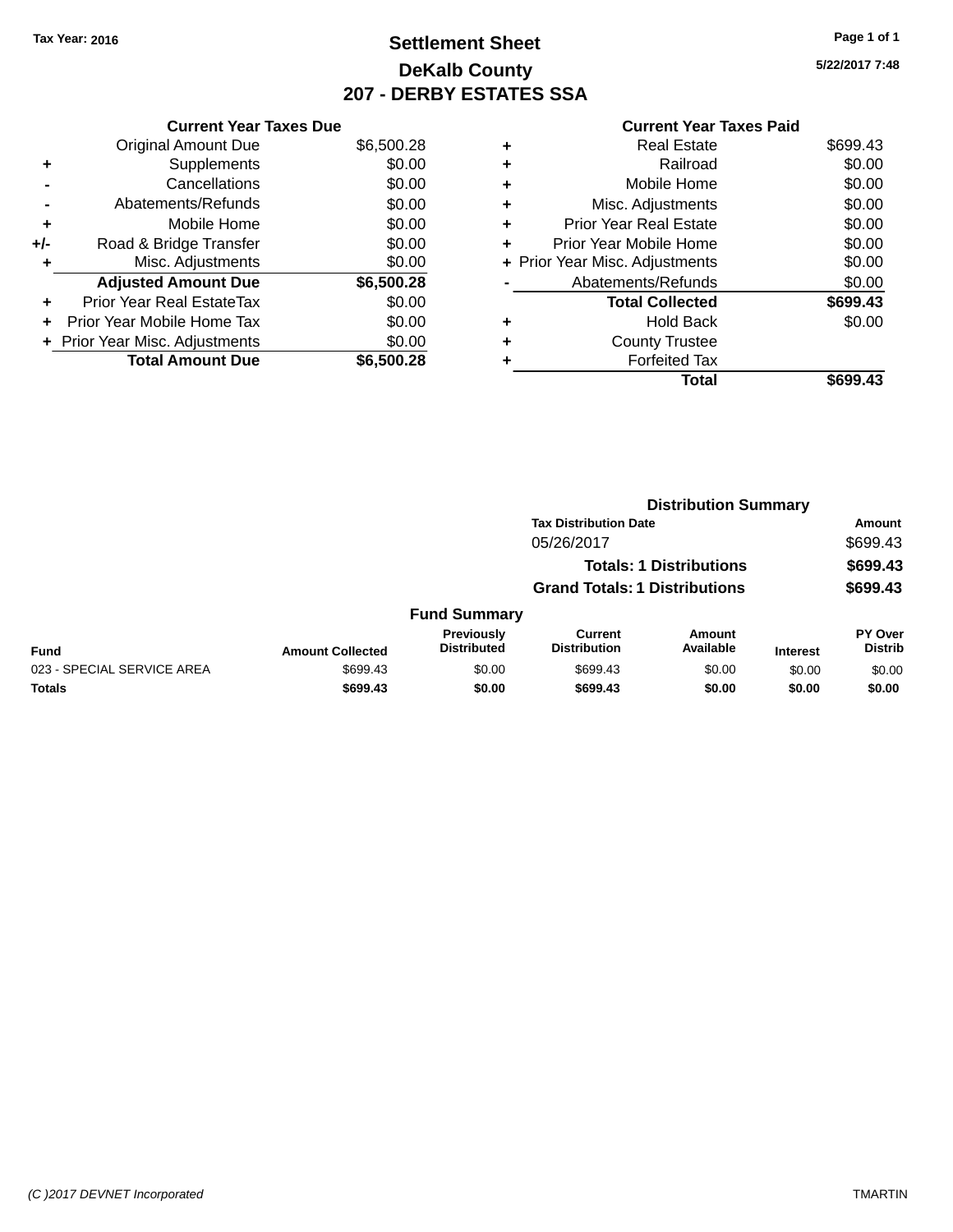Tax Year: 2016

# Settlement Sheet

## DeKalb County

## 207 - DERBY ESTATES SSA

5/22/2017 7:48

### Current Year Taxes Due

| | | |
|---|---|---|
| | Original Amount Due | $6,500.28 |
| + | Supplements | $0.00 |
| - | Cancellations | $0.00 |
| - | Abatements/Refunds | $0.00 |
| + | Mobile Home | $0.00 |
| +/- | Road & Bridge Transfer | $0.00 |
| + | Misc. Adjustments | $0.00 |
| | **Adjusted Amount Due** | **$6,500.28** |
| + | Prior Year Real EstateTax | $0.00 |
| + | Prior Year Mobile Home Tax | $0.00 |
| + | Prior Year Misc. Adjustments | $0.00 |
| | **Total Amount Due** | **$6,500.28** |

### Current Year Taxes Paid

| | | |
|---|---|---|
| + | Real Estate | $699.43 |
| + | Railroad | $0.00 |
| + | Mobile Home | $0.00 |
| + | Misc. Adjustments | $0.00 |
| + | Prior Year Real Estate | $0.00 |
| + | Prior Year Mobile Home | $0.00 |
| + | Prior Year Misc. Adjustments | $0.00 |
| - | Abatements/Refunds | $0.00 |
| | **Total Collected** | **$699.43** |
| + | Hold Back | $0.00 |
| + | County Trustee | |
| + | Forfeited Tax | |
| | **Total** | **$699.43** |

### Distribution Summary

| Tax Distribution Date | Amount |
|---|---|
| 05/26/2017 | $699.43 |
| **Totals: 1 Distributions** | **$699.43** |
| **Grand Totals: 1 Distributions** | **$699.43** |

### Fund Summary

| Fund | Amount Collected | Previously Distributed | Current Distribution | Amount Available | Interest | PY Over Distrib |
|---|---|---|---|---|---|---|
| 023 - SPECIAL SERVICE AREA | $699.43 | $0.00 | $699.43 | $0.00 | $0.00 | $0.00 |
| **Totals** | **$699.43** | **$0.00** | **$699.43** | **$0.00** | **$0.00** | **$0.00** |

(C )2017 DEVNET Incorporated TMARTIN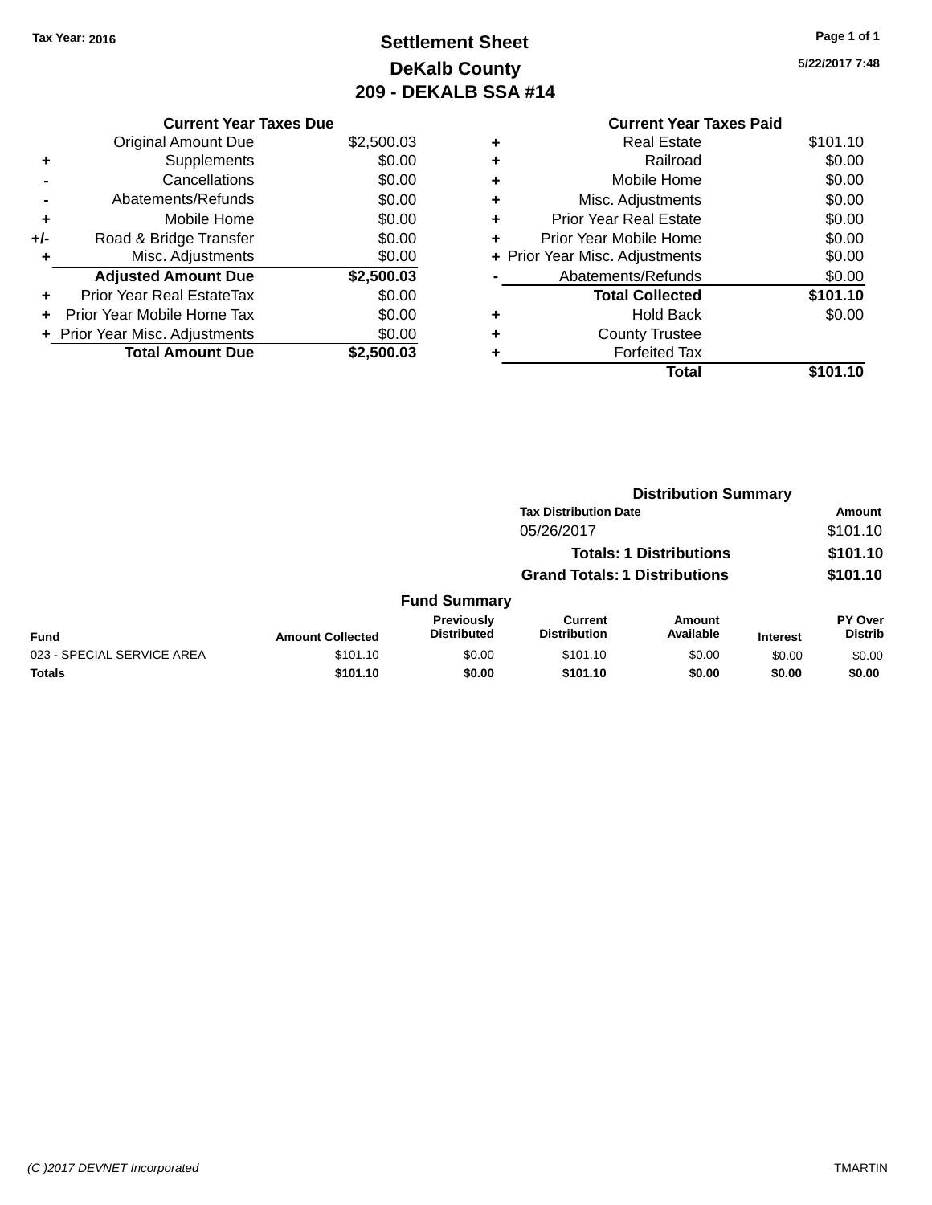Tax Year: 2016

# Settlement Sheet
## DeKalb County
## 209 - DEKALB SSA #14

5/22/2017 7:48

### Current Year Taxes Due

| | | |
|---|---|---|
| | Original Amount Due | $2,500.03 |
| + | Supplements | $0.00 |
| - | Cancellations | $0.00 |
| - | Abatements/Refunds | $0.00 |
| + | Mobile Home | $0.00 |
| +/- | Road & Bridge Transfer | $0.00 |
| + | Misc. Adjustments | $0.00 |
| | **Adjusted Amount Due** | **$2,500.03** |
| + | Prior Year Real EstateTax | $0.00 |
| + | Prior Year Mobile Home Tax | $0.00 |
| + | Prior Year Misc. Adjustments | $0.00 |
| | **Total Amount Due** | **$2,500.03** |

### Current Year Taxes Paid

| | | |
|---|---|---|
| + | Real Estate | $101.10 |
| + | Railroad | $0.00 |
| + | Mobile Home | $0.00 |
| + | Misc. Adjustments | $0.00 |
| + | Prior Year Real Estate | $0.00 |
| + | Prior Year Mobile Home | $0.00 |
| + | Prior Year Misc. Adjustments | $0.00 |
| - | Abatements/Refunds | $0.00 |
| | **Total Collected** | **$101.10** |
| + | Hold Back | $0.00 |
| + | County Trustee | |
| + | Forfeited Tax | |
| | **Total** | **$101.10** |

### Distribution Summary

| Tax Distribution Date | Amount |
|---|---|
| 05/26/2017 | $101.10 |
| **Totals: 1 Distributions** | **$101.10** |
| **Grand Totals: 1 Distributions** | **$101.10** |

### Fund Summary

| Fund | Amount Collected | Previously Distributed | Current Distribution | Amount Available | Interest | PY Over Distrib |
|---|---|---|---|---|---|---|
| 023 - SPECIAL SERVICE AREA | $101.10 | $0.00 | $101.10 | $0.00 | $0.00 | $0.00 |
| **Totals** | **$101.10** | **$0.00** | **$101.10** | **$0.00** | **$0.00** | **$0.00** |

(C )2017 DEVNET Incorporated TMARTIN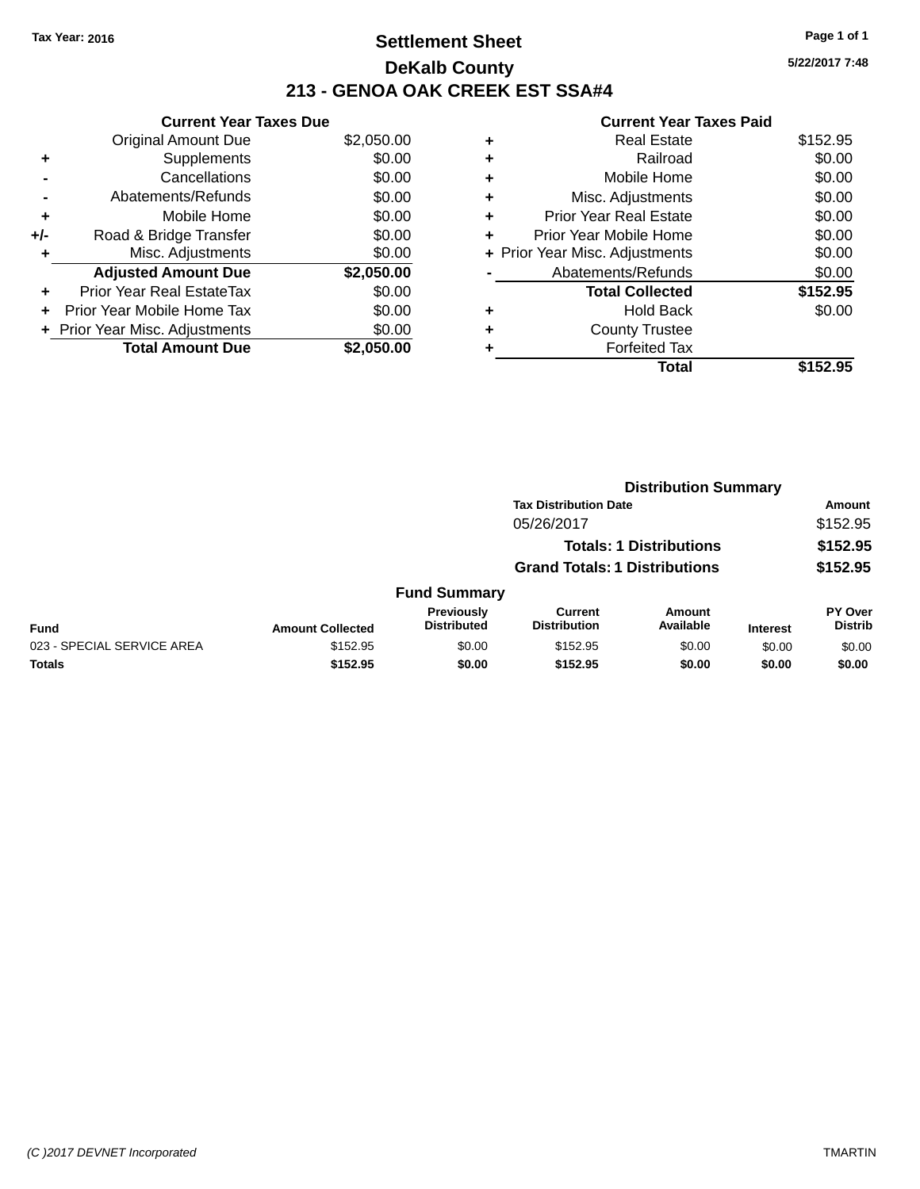Tax Year: 2016

# Settlement Sheet

## DeKalb County

## 213 - GENOA OAK CREEK EST SSA#4

5/22/2017 7:48

### Current Year Taxes Due

| | | |
|---|---|---|
| | Original Amount Due | $2,050.00 |
| + | Supplements | $0.00 |
| - | Cancellations | $0.00 |
| - | Abatements/Refunds | $0.00 |
| + | Mobile Home | $0.00 |
| +/- | Road & Bridge Transfer | $0.00 |
| + | Misc. Adjustments | $0.00 |
| | **Adjusted Amount Due** | **$2,050.00** |
| + | Prior Year Real EstateTax | $0.00 |
| + | Prior Year Mobile Home Tax | $0.00 |
| + | Prior Year Misc. Adjustments | $0.00 |
| | **Total Amount Due** | **$2,050.00** |

### Current Year Taxes Paid

| | | |
|---|---|---|
| + | Real Estate | $152.95 |
| + | Railroad | $0.00 |
| + | Mobile Home | $0.00 |
| + | Misc. Adjustments | $0.00 |
| + | Prior Year Real Estate | $0.00 |
| + | Prior Year Mobile Home | $0.00 |
| + | Prior Year Misc. Adjustments | $0.00 |
| - | Abatements/Refunds | $0.00 |
| | **Total Collected** | **$152.95** |
| + | Hold Back | $0.00 |
| + | County Trustee | |
| + | Forfeited Tax | |
| | **Total** | **$152.95** |

### Distribution Summary

| Tax Distribution Date | Amount |
|---|---|
| 05/26/2017 | $152.95 |
| **Totals: 1 Distributions** | **$152.95** |
| **Grand Totals: 1 Distributions** | **$152.95** |

### Fund Summary

| Fund | Amount Collected | Previously Distributed | Current Distribution | Amount Available | Interest | PY Over Distrib |
|---|---|---|---|---|---|---|
| 023 - SPECIAL SERVICE AREA | $152.95 | $0.00 | $152.95 | $0.00 | $0.00 | $0.00 |
| **Totals** | **$152.95** | **$0.00** | **$152.95** | **$0.00** | **$0.00** | **$0.00** |

(C )2017 DEVNET Incorporated TMARTIN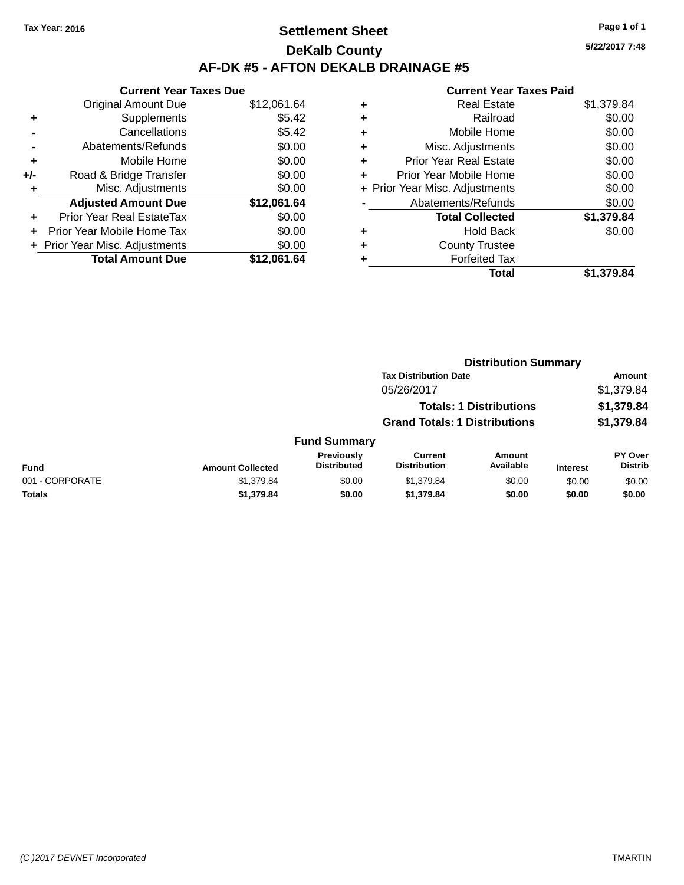Tax Year: 2016

# Settlement Sheet

## DeKalb County

## AF-DK #5 - AFTON DEKALB DRAINAGE #5

5/22/2017 7:48

### Current Year Taxes Due

| | | |
|---|---|---|
| | Original Amount Due | $12,061.64 |
| + | Supplements | $5.42 |
| - | Cancellations | $5.42 |
| - | Abatements/Refunds | $0.00 |
| + | Mobile Home | $0.00 |
| +/- | Road & Bridge Transfer | $0.00 |
| + | Misc. Adjustments | $0.00 |
| | **Adjusted Amount Due** | **$12,061.64** |
| + | Prior Year Real EstateTax | $0.00 |
| + | Prior Year Mobile Home Tax | $0.00 |
| + | Prior Year Misc. Adjustments | $0.00 |
| | **Total Amount Due** | **$12,061.64** |

### Current Year Taxes Paid

| | | |
|---|---|---|
| + | Real Estate | $1,379.84 |
| + | Railroad | $0.00 |
| + | Mobile Home | $0.00 |
| + | Misc. Adjustments | $0.00 |
| + | Prior Year Real Estate | $0.00 |
| + | Prior Year Mobile Home | $0.00 |
| + | Prior Year Misc. Adjustments | $0.00 |
| - | Abatements/Refunds | $0.00 |
| | **Total Collected** | **$1,379.84** |
| + | Hold Back | $0.00 |
| + | County Trustee | |
| + | Forfeited Tax | |
| | **Total** | **$1,379.84** |

### Distribution Summary

| Tax Distribution Date | Amount |
|---|---|
| 05/26/2017 | $1,379.84 |
| **Totals: 1 Distributions** | **$1,379.84** |
| **Grand Totals: 1 Distributions** | **$1,379.84** |

### Fund Summary

| Fund | Amount Collected | Previously Distributed | Current Distribution | Amount Available | Interest | PY Over Distrib |
|---|---|---|---|---|---|---|
| 001 - CORPORATE | $1,379.84 | $0.00 | $1,379.84 | $0.00 | $0.00 | $0.00 |
| **Totals** | **$1,379.84** | **$0.00** | **$1,379.84** | **$0.00** | **$0.00** | **$0.00** |

(C )2017 DEVNET Incorporated TMARTIN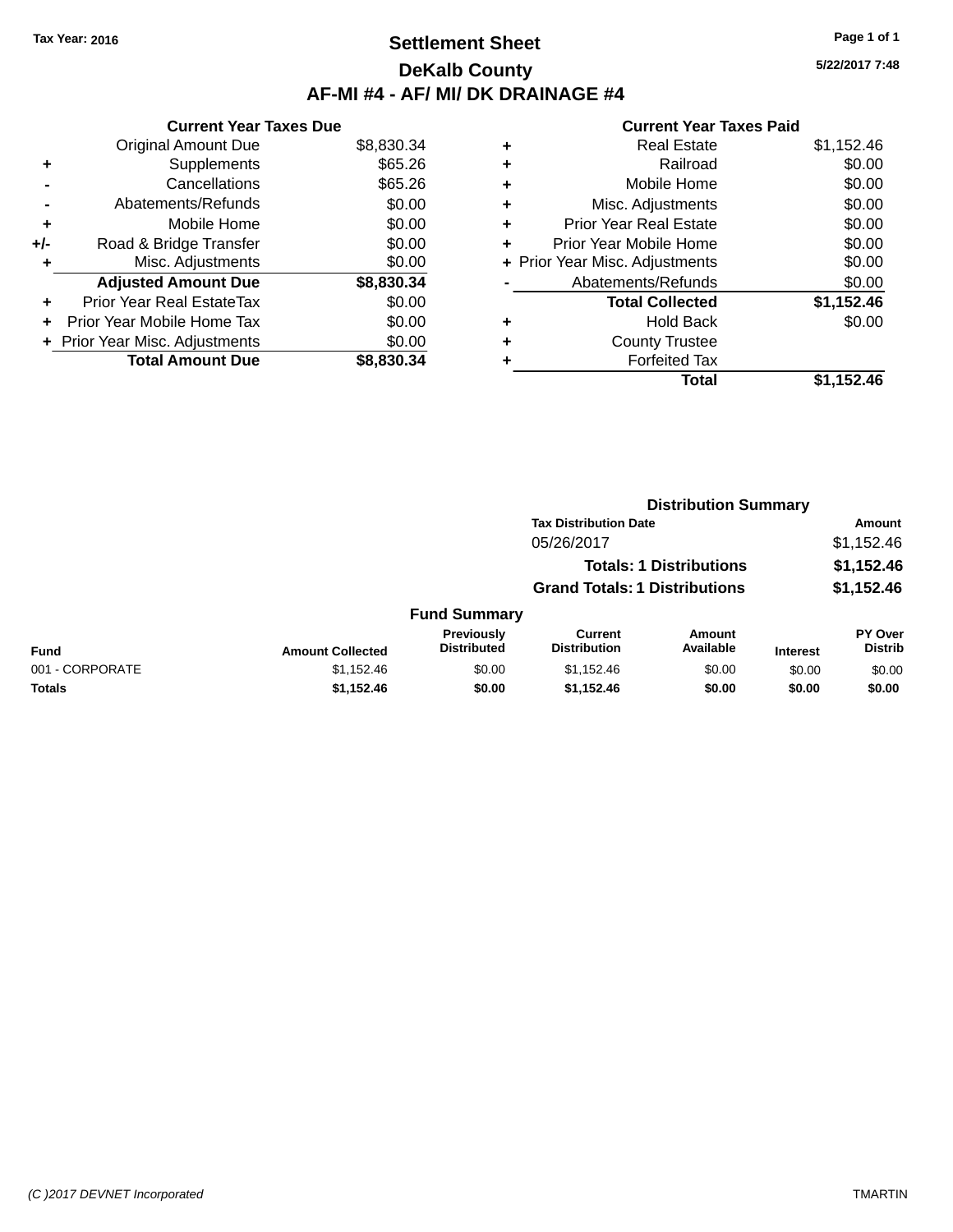Tax Year: 2016

# Settlement Sheet

## DeKalb County

## AF-MI #4 - AF/ MI/ DK DRAINAGE #4

5/22/2017 7:48

### Current Year Taxes Due

| | | |
|---|---|---|
| | Original Amount Due | $8,830.34 |
| + | Supplements | $65.26 |
| - | Cancellations | $65.26 |
| - | Abatements/Refunds | $0.00 |
| + | Mobile Home | $0.00 |
| +/- | Road & Bridge Transfer | $0.00 |
| + | Misc. Adjustments | $0.00 |
| | **Adjusted Amount Due** | **$8,830.34** |
| + | Prior Year Real EstateTax | $0.00 |
| + | Prior Year Mobile Home Tax | $0.00 |
| + | Prior Year Misc. Adjustments | $0.00 |
| | **Total Amount Due** | **$8,830.34** |

### Current Year Taxes Paid

| | | |
|---|---|---|
| + | Real Estate | $1,152.46 |
| + | Railroad | $0.00 |
| + | Mobile Home | $0.00 |
| + | Misc. Adjustments | $0.00 |
| + | Prior Year Real Estate | $0.00 |
| + | Prior Year Mobile Home | $0.00 |
| + | Prior Year Misc. Adjustments | $0.00 |
| - | Abatements/Refunds | $0.00 |
| | **Total Collected** | **$1,152.46** |
| + | Hold Back | $0.00 |
| + | County Trustee | |
| + | Forfeited Tax | |
| | **Total** | **$1,152.46** |

### Distribution Summary

| Tax Distribution Date | Amount |
|---|---|
| 05/26/2017 | $1,152.46 |
| **Totals: 1 Distributions** | **$1,152.46** |
| **Grand Totals: 1 Distributions** | **$1,152.46** |

### Fund Summary

| Fund | Amount Collected | Previously Distributed | Current Distribution | Amount Available | Interest | PY Over Distrib |
|---|---|---|---|---|---|---|
| 001 - CORPORATE | $1,152.46 | $0.00 | $1,152.46 | $0.00 | $0.00 | $0.00 |
| **Totals** | **$1,152.46** | **$0.00** | **$1,152.46** | **$0.00** | **$0.00** | **$0.00** |

(C )2017 DEVNET Incorporated TMARTIN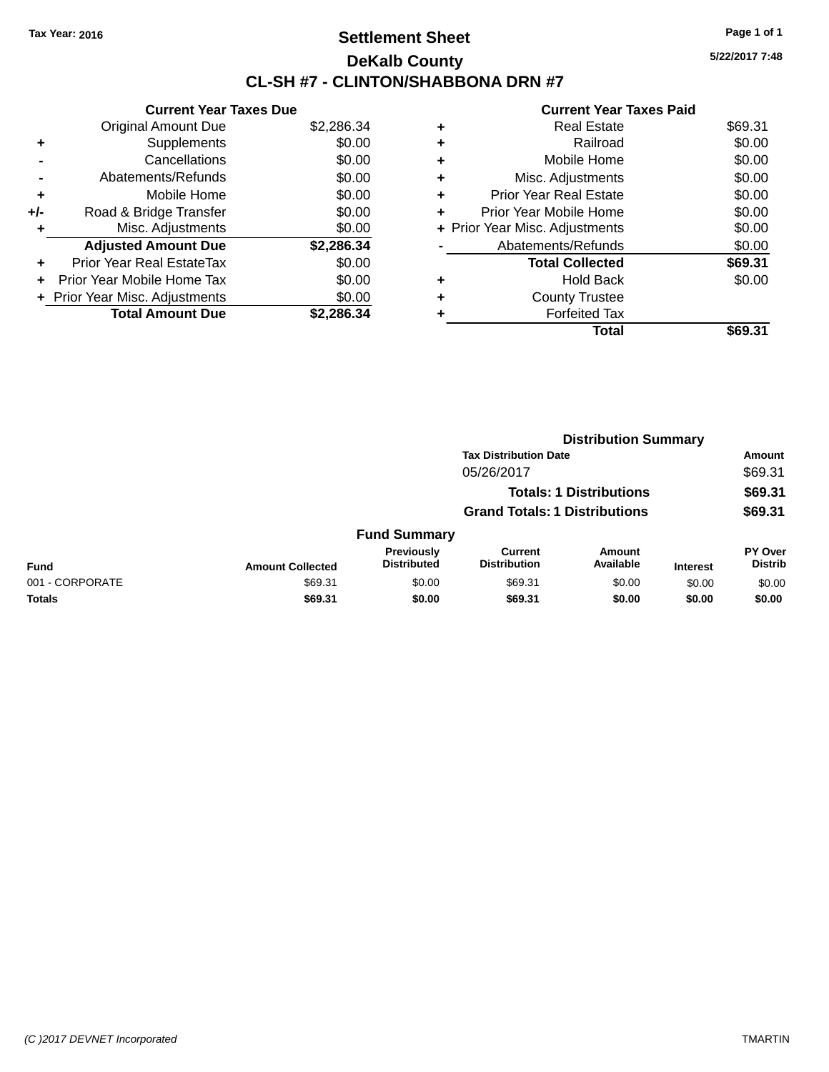**Tax Year: 2016**

# Settlement Sheet

## DeKalb County

## CL-SH #7 - CLINTON/SHABBONA DRN #7

5/22/2017 7:48

### Current Year Taxes Due

| | | |
|---|---|---|
| | Original Amount Due | $2,286.34 |
| + | Supplements | $0.00 |
| - | Cancellations | $0.00 |
| - | Abatements/Refunds | $0.00 |
| + | Mobile Home | $0.00 |
| +/- | Road & Bridge Transfer | $0.00 |
| + | Misc. Adjustments | $0.00 |
| | **Adjusted Amount Due** | **$2,286.34** |
| + | Prior Year Real EstateTax | $0.00 |
| + | Prior Year Mobile Home Tax | $0.00 |
| + | Prior Year Misc. Adjustments | $0.00 |
| | **Total Amount Due** | **$2,286.34** |

### Current Year Taxes Paid

| | | |
|---|---|---|
| + | Real Estate | $69.31 |
| + | Railroad | $0.00 |
| + | Mobile Home | $0.00 |
| + | Misc. Adjustments | $0.00 |
| + | Prior Year Real Estate | $0.00 |
| + | Prior Year Mobile Home | $0.00 |
| + | Prior Year Misc. Adjustments | $0.00 |
| - | Abatements/Refunds | $0.00 |
| | **Total Collected** | **$69.31** |
| + | Hold Back | $0.00 |
| + | County Trustee | |
| + | Forfeited Tax | |
| | **Total** | **$69.31** |

### Distribution Summary

| Tax Distribution Date | Amount |
|---|---|
| 05/26/2017 | $69.31 |
| **Totals: 1 Distributions** | **$69.31** |
| **Grand Totals: 1 Distributions** | **$69.31** |

### Fund Summary

| Fund | Amount Collected | Previously Distributed | Current Distribution | Amount Available | Interest | PY Over Distrib |
|---|---|---|---|---|---|---|
| 001 - CORPORATE | $69.31 | $0.00 | $69.31 | $0.00 | $0.00 | $0.00 |
| **Totals** | **$69.31** | **$0.00** | **$69.31** | **$0.00** | **$0.00** | **$0.00** |

(C )2017 DEVNET Incorporated TMARTIN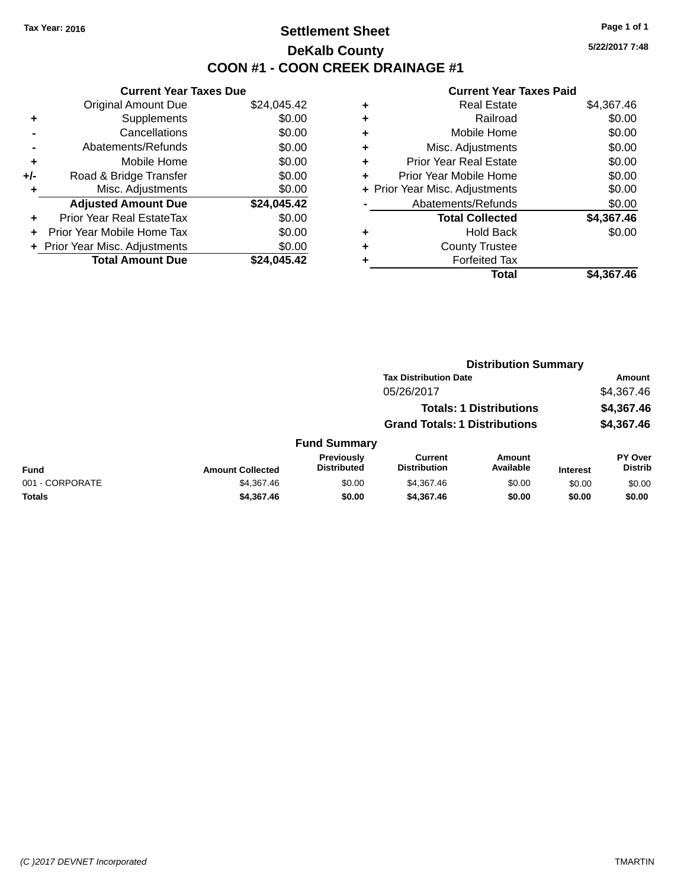Tax Year: 2016

# Settlement Sheet

## DeKalb County

## COON #1 - COON CREEK DRAINAGE #1

5/22/2017 7:48

### Current Year Taxes Due

| | | |
|---|---|---|
| | Original Amount Due | $24,045.42 |
| + | Supplements | $0.00 |
| - | Cancellations | $0.00 |
| - | Abatements/Refunds | $0.00 |
| + | Mobile Home | $0.00 |
| +/- | Road & Bridge Transfer | $0.00 |
| + | Misc. Adjustments | $0.00 |
| | **Adjusted Amount Due** | **$24,045.42** |
| + | Prior Year Real EstateTax | $0.00 |
| + | Prior Year Mobile Home Tax | $0.00 |
| + | Prior Year Misc. Adjustments | $0.00 |
| | **Total Amount Due** | **$24,045.42** |

### Current Year Taxes Paid

| | | |
|---|---|---|
| + | Real Estate | $4,367.46 |
| + | Railroad | $0.00 |
| + | Mobile Home | $0.00 |
| + | Misc. Adjustments | $0.00 |
| + | Prior Year Real Estate | $0.00 |
| + | Prior Year Mobile Home | $0.00 |
| + | Prior Year Misc. Adjustments | $0.00 |
| - | Abatements/Refunds | $0.00 |
| | **Total Collected** | **$4,367.46** |
| + | Hold Back | $0.00 |
| + | County Trustee | |
| + | Forfeited Tax | |
| | **Total** | **$4,367.46** |

### Distribution Summary

| Tax Distribution Date | Amount |
|---|---|
| 05/26/2017 | $4,367.46 |
| **Totals: 1 Distributions** | **$4,367.46** |
| **Grand Totals: 1 Distributions** | **$4,367.46** |

### Fund Summary

| Fund | Amount Collected | Previously Distributed | Current Distribution | Amount Available | Interest | PY Over Distrib |
|---|---|---|---|---|---|---|
| 001 - CORPORATE | $4,367.46 | $0.00 | $4,367.46 | $0.00 | $0.00 | $0.00 |
| **Totals** | **$4,367.46** | **$0.00** | **$4,367.46** | **$0.00** | **$0.00** | **$0.00** |

(C )2017 DEVNET Incorporated

TMARTIN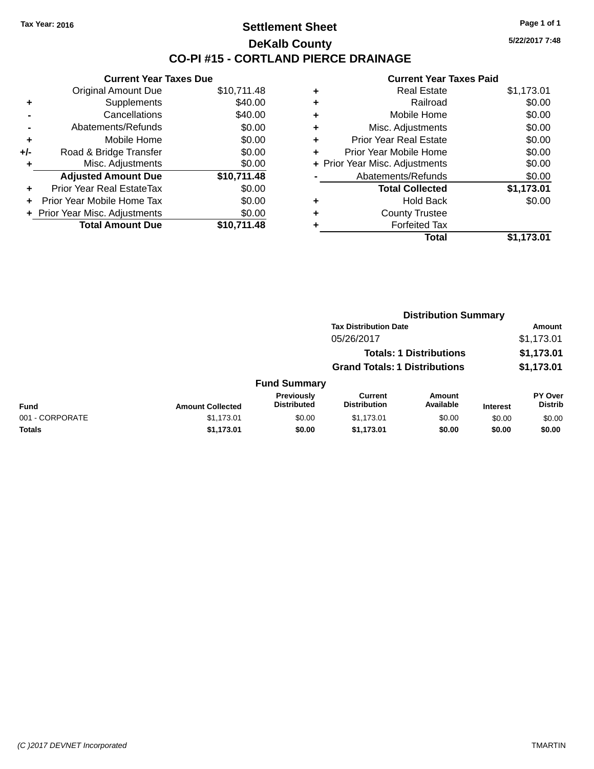Tax Year: 2016

# Settlement Sheet

## DeKalb County

## CO-PI #15 - CORTLAND PIERCE DRAINAGE

5/22/2017 7:48

### Current Year Taxes Due

| | | |
|---|---|---|
| | Original Amount Due | $10,711.48 |
| + | Supplements | $40.00 |
| - | Cancellations | $40.00 |
| - | Abatements/Refunds | $0.00 |
| + | Mobile Home | $0.00 |
| +/- | Road & Bridge Transfer | $0.00 |
| + | Misc. Adjustments | $0.00 |
| | **Adjusted Amount Due** | **$10,711.48** |
| + | Prior Year Real EstateTax | $0.00 |
| + | Prior Year Mobile Home Tax | $0.00 |
| + | Prior Year Misc. Adjustments | $0.00 |
| | **Total Amount Due** | **$10,711.48** |

### Current Year Taxes Paid

| | | |
|---|---|---|
| + | Real Estate | $1,173.01 |
| + | Railroad | $0.00 |
| + | Mobile Home | $0.00 |
| + | Misc. Adjustments | $0.00 |
| + | Prior Year Real Estate | $0.00 |
| + | Prior Year Mobile Home | $0.00 |
| + | Prior Year Misc. Adjustments | $0.00 |
| - | Abatements/Refunds | $0.00 |
| | **Total Collected** | **$1,173.01** |
| + | Hold Back | $0.00 |
| + | County Trustee | |
| + | Forfeited Tax | |
| | **Total** | **$1,173.01** |

### Distribution Summary

| Tax Distribution Date | Amount |
|---|---|
| 05/26/2017 | $1,173.01 |
| **Totals: 1 Distributions** | **$1,173.01** |
| **Grand Totals: 1 Distributions** | **$1,173.01** |

### Fund Summary

| Fund | Amount Collected | Previously Distributed | Current Distribution | Amount Available | Interest | PY Over Distrib |
|---|---|---|---|---|---|---|
| 001 - CORPORATE | $1,173.01 | $0.00 | $1,173.01 | $0.00 | $0.00 | $0.00 |
| **Totals** | **$1,173.01** | **$0.00** | **$1,173.01** | **$0.00** | **$0.00** | **$0.00** |

(C )2017 DEVNET Incorporated TMARTIN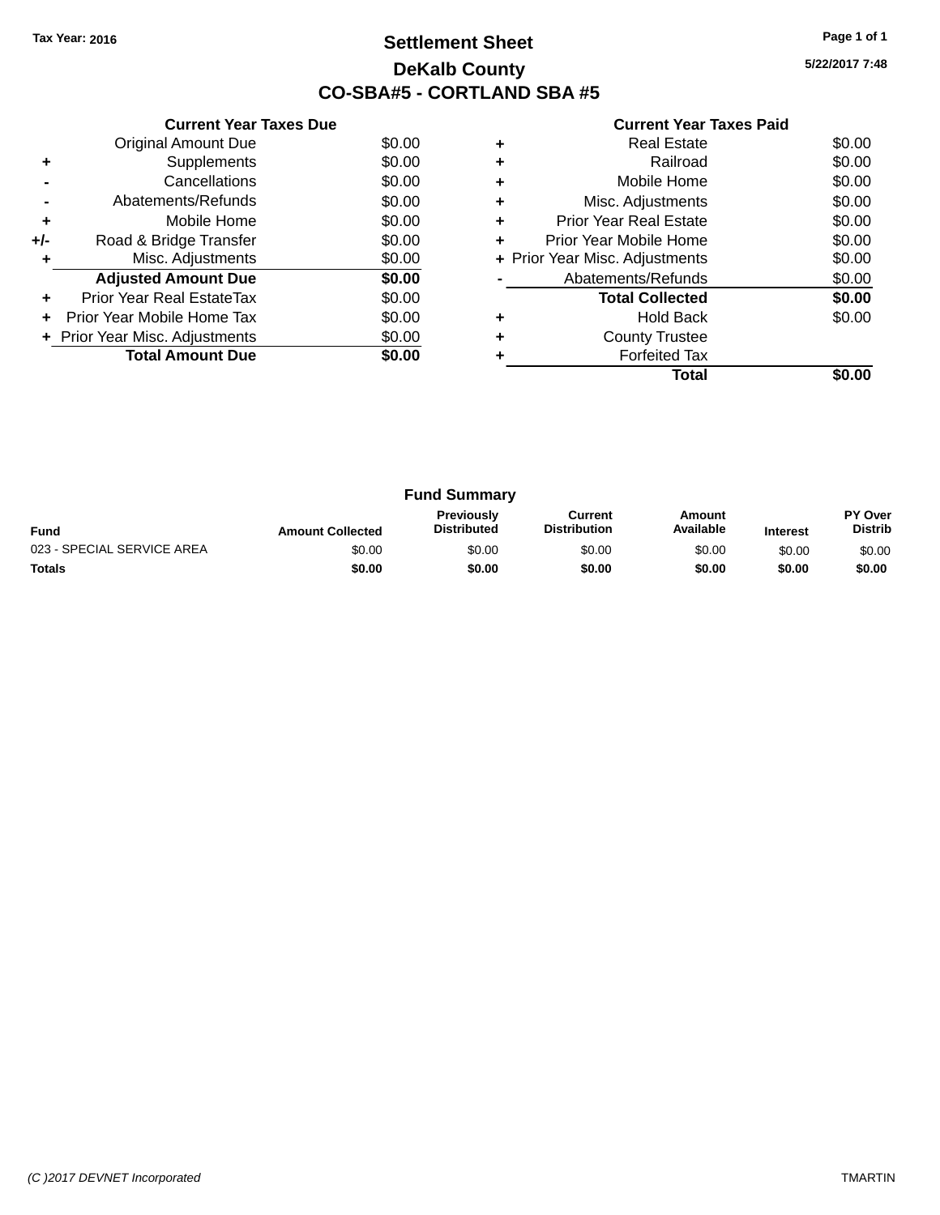Tax Year: 2016

# Settlement Sheet

## DeKalb County

## CO-SBA#5 - CORTLAND SBA #5

5/22/2017 7:48

### Current Year Taxes Due

| | | |
|---|---|---|
| | Original Amount Due | $0.00 |
| + | Supplements | $0.00 |
| - | Cancellations | $0.00 |
| - | Abatements/Refunds | $0.00 |
| + | Mobile Home | $0.00 |
| +/- | Road & Bridge Transfer | $0.00 |
| + | Misc. Adjustments | $0.00 |
| | **Adjusted Amount Due** | **$0.00** |
| + | Prior Year Real EstateTax | $0.00 |
| + | Prior Year Mobile Home Tax | $0.00 |
| + | Prior Year Misc. Adjustments | $0.00 |
| | **Total Amount Due** | **$0.00** |

### Current Year Taxes Paid

| | | |
|---|---|---|
| + | Real Estate | $0.00 |
| + | Railroad | $0.00 |
| + | Mobile Home | $0.00 |
| + | Misc. Adjustments | $0.00 |
| + | Prior Year Real Estate | $0.00 |
| + | Prior Year Mobile Home | $0.00 |
| + | Prior Year Misc. Adjustments | $0.00 |
| - | Abatements/Refunds | $0.00 |
| | **Total Collected** | **$0.00** |
| + | Hold Back | $0.00 |
| + | County Trustee | |
| + | Forfeited Tax | |
| | **Total** | **$0.00** |

### Fund Summary

| Fund | Amount Collected | Previously Distributed | Current Distribution | Amount Available | Interest | PY Over Distrib |
|---|---|---|---|---|---|---|
| 023 - SPECIAL SERVICE AREA | $0.00 | $0.00 | $0.00 | $0.00 | $0.00 | $0.00 |
| **Totals** | **$0.00** | **$0.00** | **$0.00** | **$0.00** | **$0.00** | **$0.00** |

(C )2017 DEVNET Incorporated TMARTIN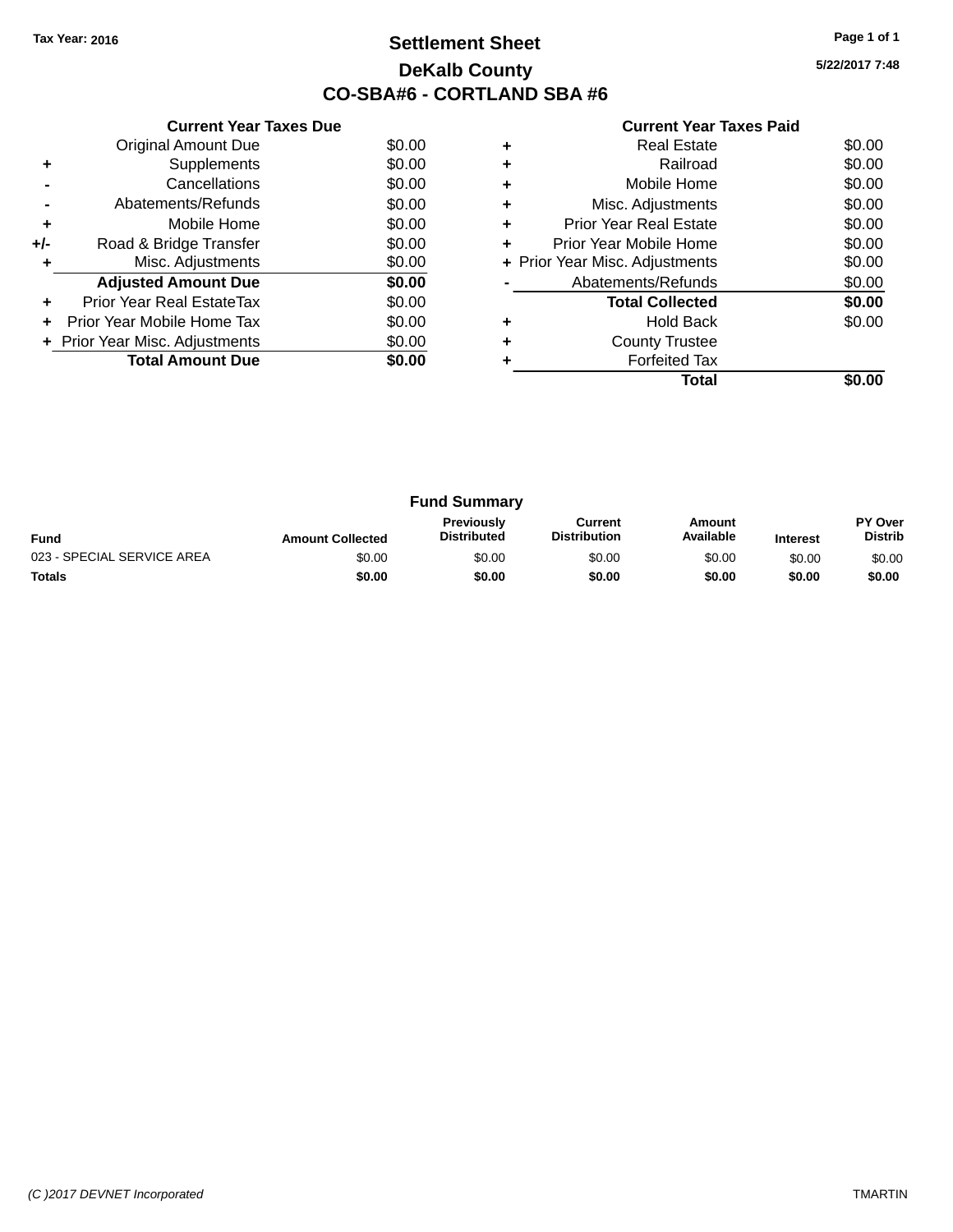Tax Year: 2016

# Settlement Sheet

## DeKalb County

## CO-SBA#6 - CORTLAND SBA #6

5/22/2017 7:48

### Current Year Taxes Due

| | | |
|---|---|---|
| | Original Amount Due | $0.00 |
| + | Supplements | $0.00 |
| - | Cancellations | $0.00 |
| - | Abatements/Refunds | $0.00 |
| + | Mobile Home | $0.00 |
| +/- | Road & Bridge Transfer | $0.00 |
| + | Misc. Adjustments | $0.00 |
| | **Adjusted Amount Due** | **$0.00** |
| + | Prior Year Real EstateTax | $0.00 |
| + | Prior Year Mobile Home Tax | $0.00 |
| + | Prior Year Misc. Adjustments | $0.00 |
| | **Total Amount Due** | **$0.00** |

### Current Year Taxes Paid

| | | |
|---|---|---|
| + | Real Estate | $0.00 |
| + | Railroad | $0.00 |
| + | Mobile Home | $0.00 |
| + | Misc. Adjustments | $0.00 |
| + | Prior Year Real Estate | $0.00 |
| + | Prior Year Mobile Home | $0.00 |
| + | Prior Year Misc. Adjustments | $0.00 |
| - | Abatements/Refunds | $0.00 |
| | **Total Collected** | **$0.00** |
| + | Hold Back | $0.00 |
| + | County Trustee | |
| + | Forfeited Tax | |
| | **Total** | **$0.00** |

### Fund Summary

| Fund | Amount Collected | Previously Distributed | Current Distribution | Amount Available | Interest | PY Over Distrib |
|---|---|---|---|---|---|---|
| 023 - SPECIAL SERVICE AREA | $0.00 | $0.00 | $0.00 | $0.00 | $0.00 | $0.00 |
| **Totals** | **$0.00** | **$0.00** | **$0.00** | **$0.00** | **$0.00** | **$0.00** |

(C )2017 DEVNET Incorporated TMARTIN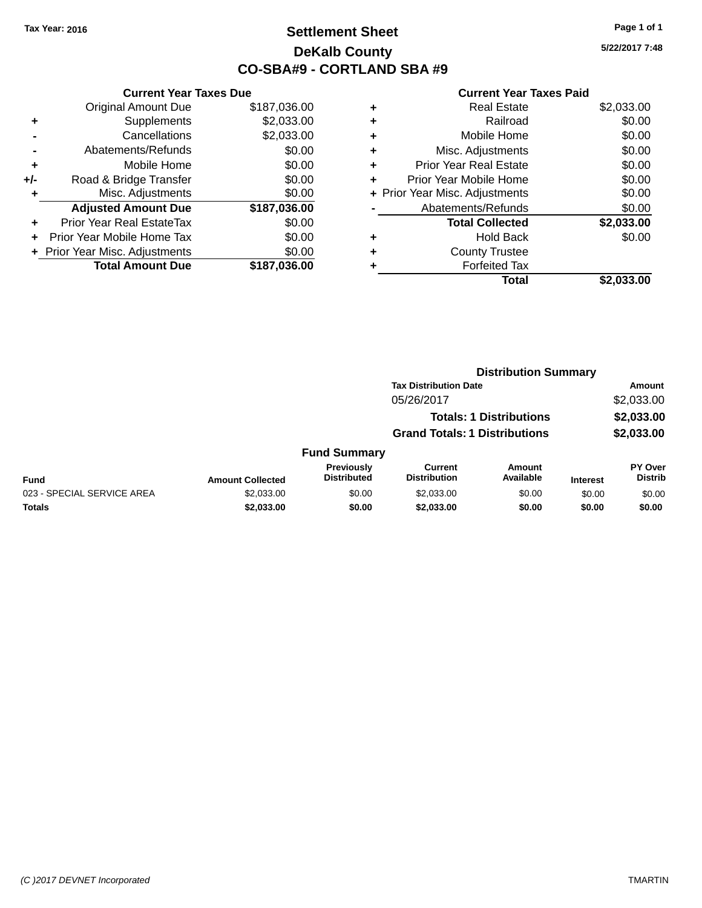Tax Year: 2016

# Settlement Sheet

## DeKalb County

## CO-SBA#9 - CORTLAND SBA #9

5/22/2017 7:48

### Current Year Taxes Due

| | | |
|---|---|---|
| | Original Amount Due | $187,036.00 |
| + | Supplements | $2,033.00 |
| - | Cancellations | $2,033.00 |
| - | Abatements/Refunds | $0.00 |
| + | Mobile Home | $0.00 |
| +/- | Road & Bridge Transfer | $0.00 |
| + | Misc. Adjustments | $0.00 |
| | **Adjusted Amount Due** | **$187,036.00** |
| + | Prior Year Real EstateTax | $0.00 |
| + | Prior Year Mobile Home Tax | $0.00 |
| + | Prior Year Misc. Adjustments | $0.00 |
| | **Total Amount Due** | **$187,036.00** |

### Current Year Taxes Paid

| | | |
|---|---|---|
| + | Real Estate | $2,033.00 |
| + | Railroad | $0.00 |
| + | Mobile Home | $0.00 |
| + | Misc. Adjustments | $0.00 |
| + | Prior Year Real Estate | $0.00 |
| + | Prior Year Mobile Home | $0.00 |
| + | Prior Year Misc. Adjustments | $0.00 |
| - | Abatements/Refunds | $0.00 |
| | **Total Collected** | **$2,033.00** |
| + | Hold Back | $0.00 |
| + | County Trustee | |
| + | Forfeited Tax | |
| | **Total** | **$2,033.00** |

### Distribution Summary

| Tax Distribution Date | Amount |
|---|---|
| 05/26/2017 | $2,033.00 |
| **Totals: 1 Distributions** | **$2,033.00** |
| **Grand Totals: 1 Distributions** | **$2,033.00** |

### Fund Summary

| Fund | Amount Collected | Previously Distributed | Current Distribution | Amount Available | Interest | PY Over Distrib |
|---|---|---|---|---|---|---|
| 023 - SPECIAL SERVICE AREA | $2,033.00 | $0.00 | $2,033.00 | $0.00 | $0.00 | $0.00 |
| **Totals** | **$2,033.00** | **$0.00** | **$2,033.00** | **$0.00** | **$0.00** | **$0.00** |

(C )2017 DEVNET Incorporated TMARTIN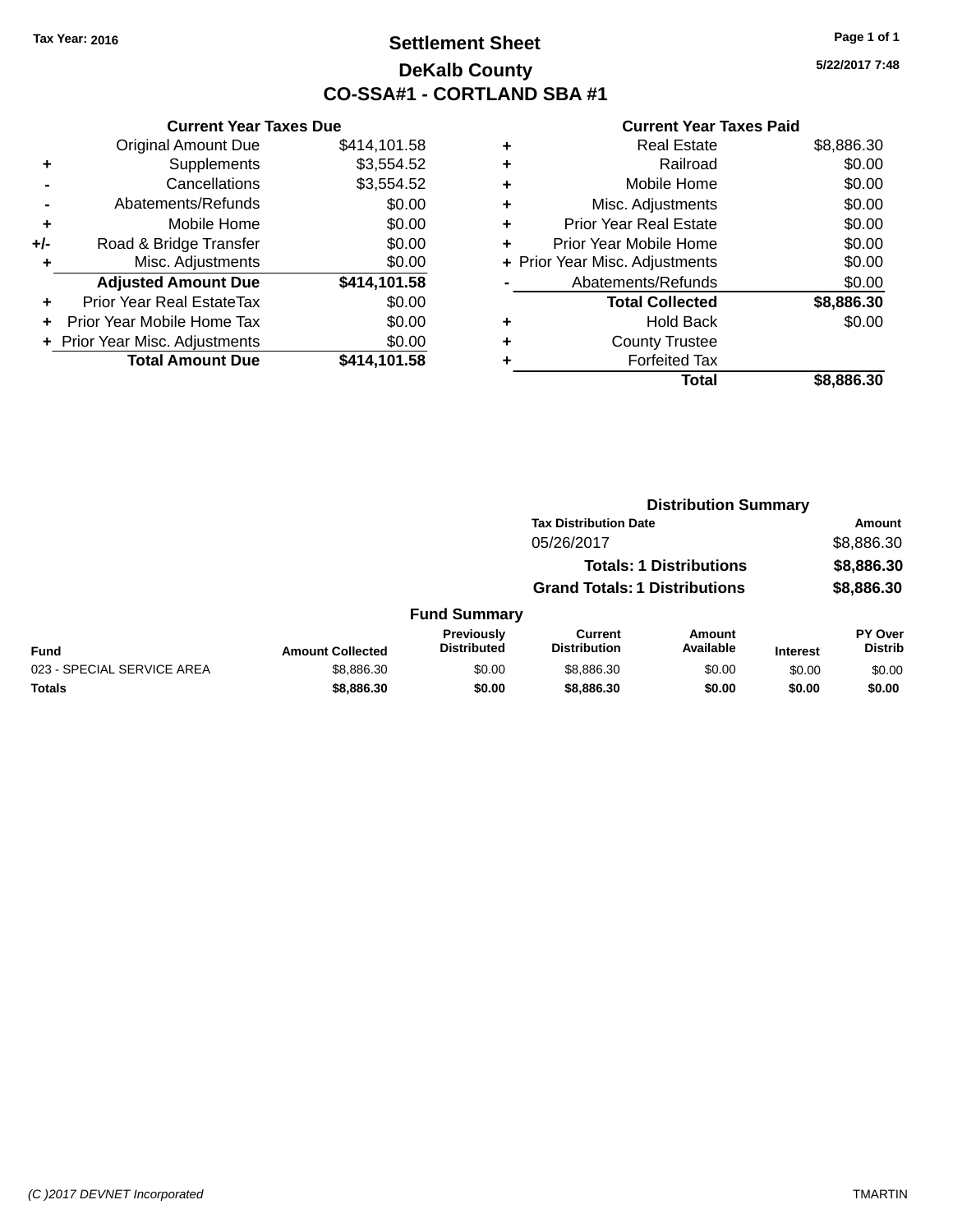Tax Year: 2016

# Settlement Sheet

## DeKalb County

## CO-SSA#1 - CORTLAND SBA #1

5/22/2017 7:48

### Current Year Taxes Due

| | | |
|---|---|---|
| | Original Amount Due | $414,101.58 |
| + | Supplements | $3,554.52 |
| - | Cancellations | $3,554.52 |
| - | Abatements/Refunds | $0.00 |
| + | Mobile Home | $0.00 |
| +/- | Road & Bridge Transfer | $0.00 |
| + | Misc. Adjustments | $0.00 |
| | **Adjusted Amount Due** | **$414,101.58** |
| + | Prior Year Real EstateTax | $0.00 |
| + | Prior Year Mobile Home Tax | $0.00 |
| + | Prior Year Misc. Adjustments | $0.00 |
| | **Total Amount Due** | **$414,101.58** |

### Current Year Taxes Paid

| | | |
|---|---|---|
| + | Real Estate | $8,886.30 |
| + | Railroad | $0.00 |
| + | Mobile Home | $0.00 |
| + | Misc. Adjustments | $0.00 |
| + | Prior Year Real Estate | $0.00 |
| + | Prior Year Mobile Home | $0.00 |
| + | Prior Year Misc. Adjustments | $0.00 |
| - | Abatements/Refunds | $0.00 |
| | **Total Collected** | **$8,886.30** |
| + | Hold Back | $0.00 |
| + | County Trustee | |
| + | Forfeited Tax | |
| | **Total** | **$8,886.30** |

### Distribution Summary

| Tax Distribution Date | Amount |
|---|---|
| 05/26/2017 | $8,886.30 |
| **Totals: 1 Distributions** | **$8,886.30** |
| **Grand Totals: 1 Distributions** | **$8,886.30** |

### Fund Summary

| Fund | Amount Collected | Previously Distributed | Current Distribution | Amount Available | Interest | PY Over Distrib |
|---|---|---|---|---|---|---|
| 023 - SPECIAL SERVICE AREA | $8,886.30 | $0.00 | $8,886.30 | $0.00 | $0.00 | $0.00 |
| **Totals** | **$8,886.30** | **$0.00** | **$8,886.30** | **$0.00** | **$0.00** | **$0.00** |

(C )2017 DEVNET Incorporated TMARTIN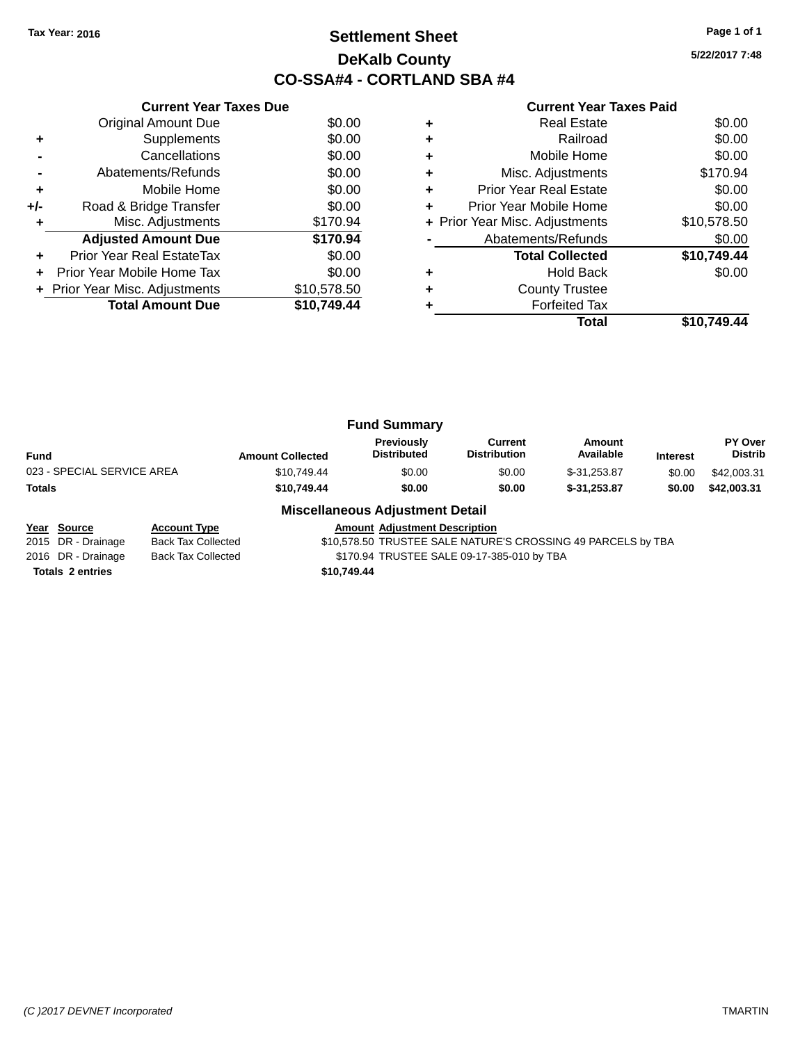Tax Year: 2016

# Settlement Sheet
## DeKalb County
## CO-SSA#4 - CORTLAND SBA #4

5/22/2017 7:48

### Current Year Taxes Due

| | | |
|---|---|---|
| | Original Amount Due | $0.00 |
| + | Supplements | $0.00 |
| - | Cancellations | $0.00 |
| - | Abatements/Refunds | $0.00 |
| + | Mobile Home | $0.00 |
| +/- | Road & Bridge Transfer | $0.00 |
| + | Misc. Adjustments | $170.94 |
| | **Adjusted Amount Due** | **$170.94** |
| + | Prior Year Real EstateTax | $0.00 |
| + | Prior Year Mobile Home Tax | $0.00 |
| + | Prior Year Misc. Adjustments | $10,578.50 |
| | **Total Amount Due** | **$10,749.44** |

### Current Year Taxes Paid

| | | |
|---|---|---|
| + | Real Estate | $0.00 |
| + | Railroad | $0.00 |
| + | Mobile Home | $0.00 |
| + | Misc. Adjustments | $170.94 |
| + | Prior Year Real Estate | $0.00 |
| + | Prior Year Mobile Home | $0.00 |
| + | Prior Year Misc. Adjustments | $10,578.50 |
| - | Abatements/Refunds | $0.00 |
| | **Total Collected** | **$10,749.44** |
| + | Hold Back | $0.00 |
| + | County Trustee | |
| + | Forfeited Tax | |
| | **Total** | **$10,749.44** |

### Fund Summary

| Fund | Amount Collected | Previously Distributed | Current Distribution | Amount Available | Interest | PY Over Distrib |
|---|---|---|---|---|---|---|
| 023 - SPECIAL SERVICE AREA | $10,749.44 | $0.00 | $0.00 | $-31,253.87 | $0.00 | $42,003.31 |
| **Totals** | **$10,749.44** | **$0.00** | **$0.00** | **$-31,253.87** | **$0.00** | **$42,003.31** |

### Miscellaneous Adjustment Detail

| Year | Source | Account Type | Amount | Adjustment Description |
|---|---|---|---|---|
| 2015 | DR - Drainage | Back Tax Collected | $10,578.50 | TRUSTEE SALE NATURE'S CROSSING 49 PARCELS by TBA |
| 2016 | DR - Drainage | Back Tax Collected | $170.94 | TRUSTEE SALE 09-17-385-010 by TBA |
| **Totals 2 entries** | | | **$10,749.44** | |

(C )2017 DEVNET Incorporated — TMARTIN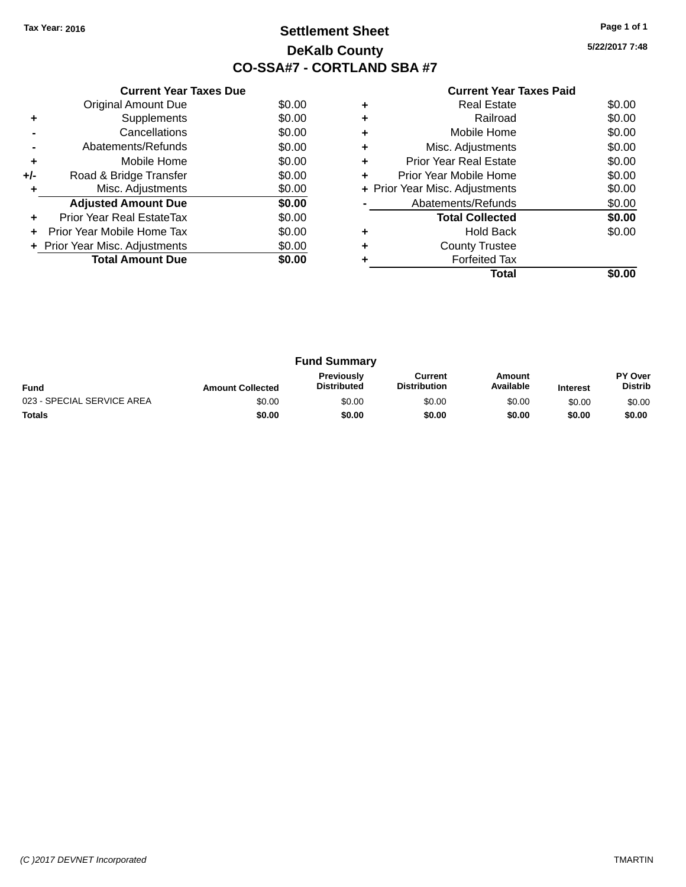Tax Year: 2016

# Settlement Sheet

## DeKalb County

## CO-SSA#7 - CORTLAND SBA #7

5/22/2017 7:48

### Current Year Taxes Due

| | | |
|---|---|---|
| | Original Amount Due | $0.00 |
| + | Supplements | $0.00 |
| - | Cancellations | $0.00 |
| - | Abatements/Refunds | $0.00 |
| + | Mobile Home | $0.00 |
| +/- | Road & Bridge Transfer | $0.00 |
| + | Misc. Adjustments | $0.00 |
| | **Adjusted Amount Due** | **$0.00** |
| + | Prior Year Real EstateTax | $0.00 |
| + | Prior Year Mobile Home Tax | $0.00 |
| + | Prior Year Misc. Adjustments | $0.00 |
| | **Total Amount Due** | **$0.00** |

### Current Year Taxes Paid

| | | |
|---|---|---|
| + | Real Estate | $0.00 |
| + | Railroad | $0.00 |
| + | Mobile Home | $0.00 |
| + | Misc. Adjustments | $0.00 |
| + | Prior Year Real Estate | $0.00 |
| + | Prior Year Mobile Home | $0.00 |
| + | Prior Year Misc. Adjustments | $0.00 |
| - | Abatements/Refunds | $0.00 |
| | **Total Collected** | **$0.00** |
| + | Hold Back | $0.00 |
| + | County Trustee | |
| + | Forfeited Tax | |
| | **Total** | **$0.00** |

### Fund Summary

| Fund | Amount Collected | Previously Distributed | Current Distribution | Amount Available | Interest | PY Over Distrib |
|---|---|---|---|---|---|---|
| 023 - SPECIAL SERVICE AREA | $0.00 | $0.00 | $0.00 | $0.00 | $0.00 | $0.00 |
| **Totals** | **$0.00** | **$0.00** | **$0.00** | **$0.00** | **$0.00** | **$0.00** |

(C )2017 DEVNET Incorporated

TMARTIN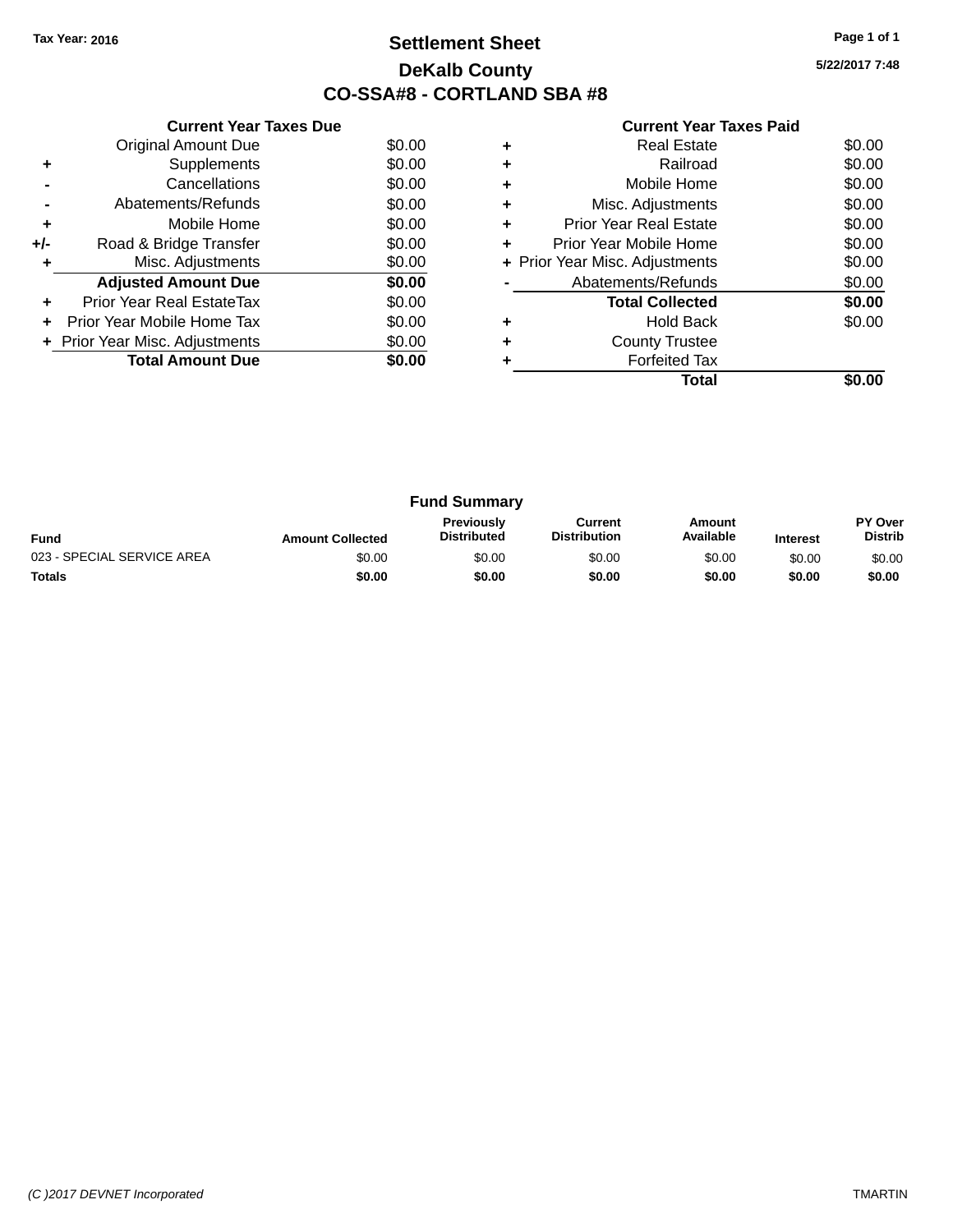Tax Year: 2016

# Settlement Sheet

## DeKalb County

## CO-SSA#8 - CORTLAND SBA #8

5/22/2017 7:48

### Current Year Taxes Due

| | | |
|---|---|---|
| | Original Amount Due | $0.00 |
| + | Supplements | $0.00 |
| - | Cancellations | $0.00 |
| - | Abatements/Refunds | $0.00 |
| + | Mobile Home | $0.00 |
| +/- | Road & Bridge Transfer | $0.00 |
| + | Misc. Adjustments | $0.00 |
| | **Adjusted Amount Due** | **$0.00** |
| + | Prior Year Real EstateTax | $0.00 |
| + | Prior Year Mobile Home Tax | $0.00 |
| + | Prior Year Misc. Adjustments | $0.00 |
| | **Total Amount Due** | **$0.00** |

### Current Year Taxes Paid

| | | |
|---|---|---|
| + | Real Estate | $0.00 |
| + | Railroad | $0.00 |
| + | Mobile Home | $0.00 |
| + | Misc. Adjustments | $0.00 |
| + | Prior Year Real Estate | $0.00 |
| + | Prior Year Mobile Home | $0.00 |
| + | Prior Year Misc. Adjustments | $0.00 |
| - | Abatements/Refunds | $0.00 |
| | **Total Collected** | **$0.00** |
| + | Hold Back | $0.00 |
| + | County Trustee | |
| + | Forfeited Tax | |
| | **Total** | **$0.00** |

### Fund Summary

| Fund | Amount Collected | Previously Distributed | Current Distribution | Amount Available | Interest | PY Over Distrib |
|---|---|---|---|---|---|---|
| 023 - SPECIAL SERVICE AREA | $0.00 | $0.00 | $0.00 | $0.00 | $0.00 | $0.00 |
| **Totals** | **$0.00** | **$0.00** | **$0.00** | **$0.00** | **$0.00** | **$0.00** |

(C )2017 DEVNET Incorporated

TMARTIN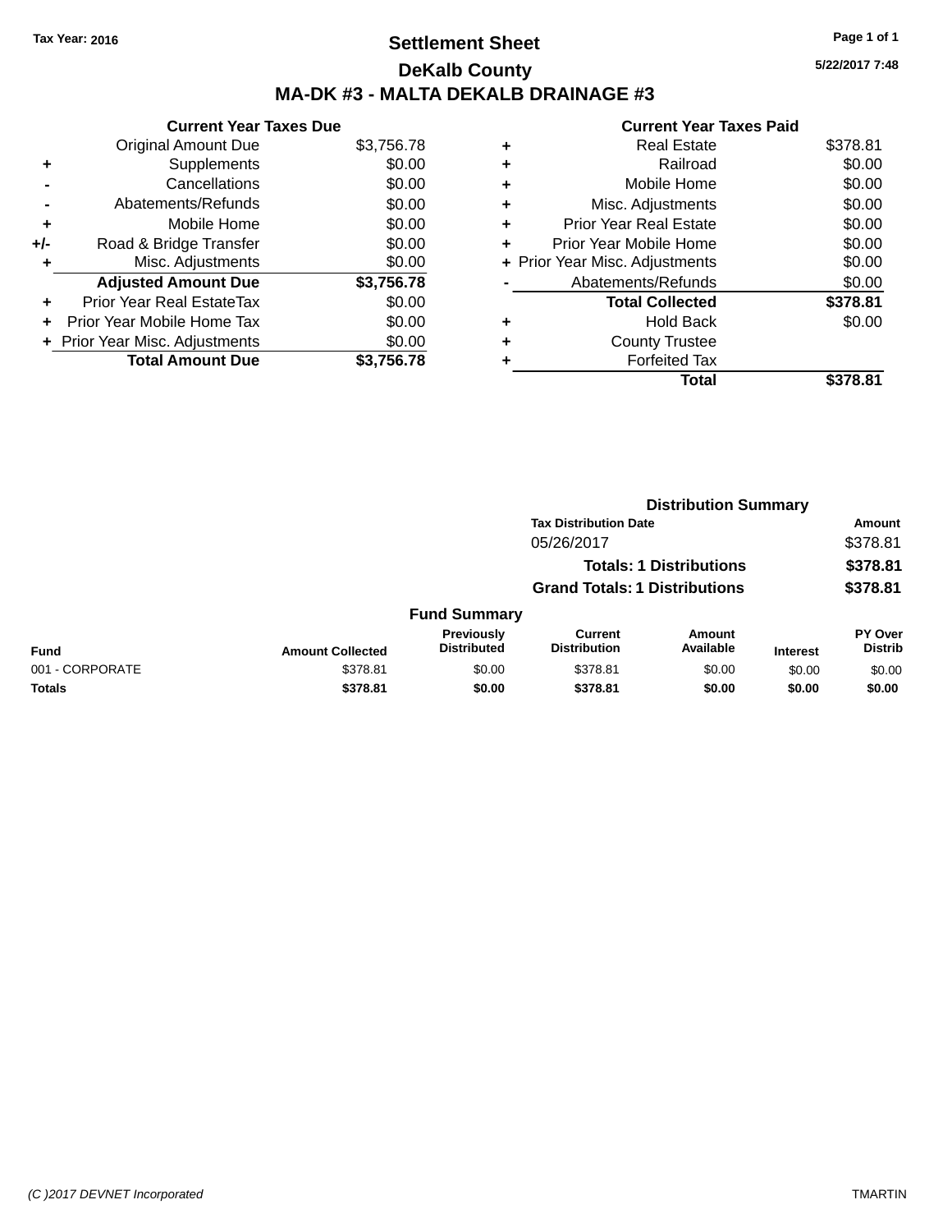Tax Year: 2016

# Settlement Sheet

## DeKalb County

## MA-DK #3 - MALTA DEKALB DRAINAGE #3

5/22/2017 7:48

### Current Year Taxes Due

| | | |
|---|---|---|
| | Original Amount Due | $3,756.78 |
| + | Supplements | $0.00 |
| - | Cancellations | $0.00 |
| - | Abatements/Refunds | $0.00 |
| + | Mobile Home | $0.00 |
| +/- | Road & Bridge Transfer | $0.00 |
| + | Misc. Adjustments | $0.00 |
| | **Adjusted Amount Due** | **$3,756.78** |
| + | Prior Year Real EstateTax | $0.00 |
| + | Prior Year Mobile Home Tax | $0.00 |
| + | Prior Year Misc. Adjustments | $0.00 |
| | **Total Amount Due** | **$3,756.78** |

### Current Year Taxes Paid

| | | |
|---|---|---|
| + | Real Estate | $378.81 |
| + | Railroad | $0.00 |
| + | Mobile Home | $0.00 |
| + | Misc. Adjustments | $0.00 |
| + | Prior Year Real Estate | $0.00 |
| + | Prior Year Mobile Home | $0.00 |
| + | Prior Year Misc. Adjustments | $0.00 |
| - | Abatements/Refunds | $0.00 |
| | **Total Collected** | **$378.81** |
| + | Hold Back | $0.00 |
| + | County Trustee | |
| + | Forfeited Tax | |
| | **Total** | **$378.81** |

### Distribution Summary

| Tax Distribution Date | Amount |
|---|---|
| 05/26/2017 | $378.81 |
| **Totals: 1 Distributions** | **$378.81** |
| **Grand Totals: 1 Distributions** | **$378.81** |

### Fund Summary

| Fund | Amount Collected | Previously Distributed | Current Distribution | Amount Available | Interest | PY Over Distrib |
|---|---|---|---|---|---|---|
| 001 - CORPORATE | $378.81 | $0.00 | $378.81 | $0.00 | $0.00 | $0.00 |
| **Totals** | **$378.81** | **$0.00** | **$378.81** | **$0.00** | **$0.00** | **$0.00** |

(C )2017 DEVNET Incorporated TMARTIN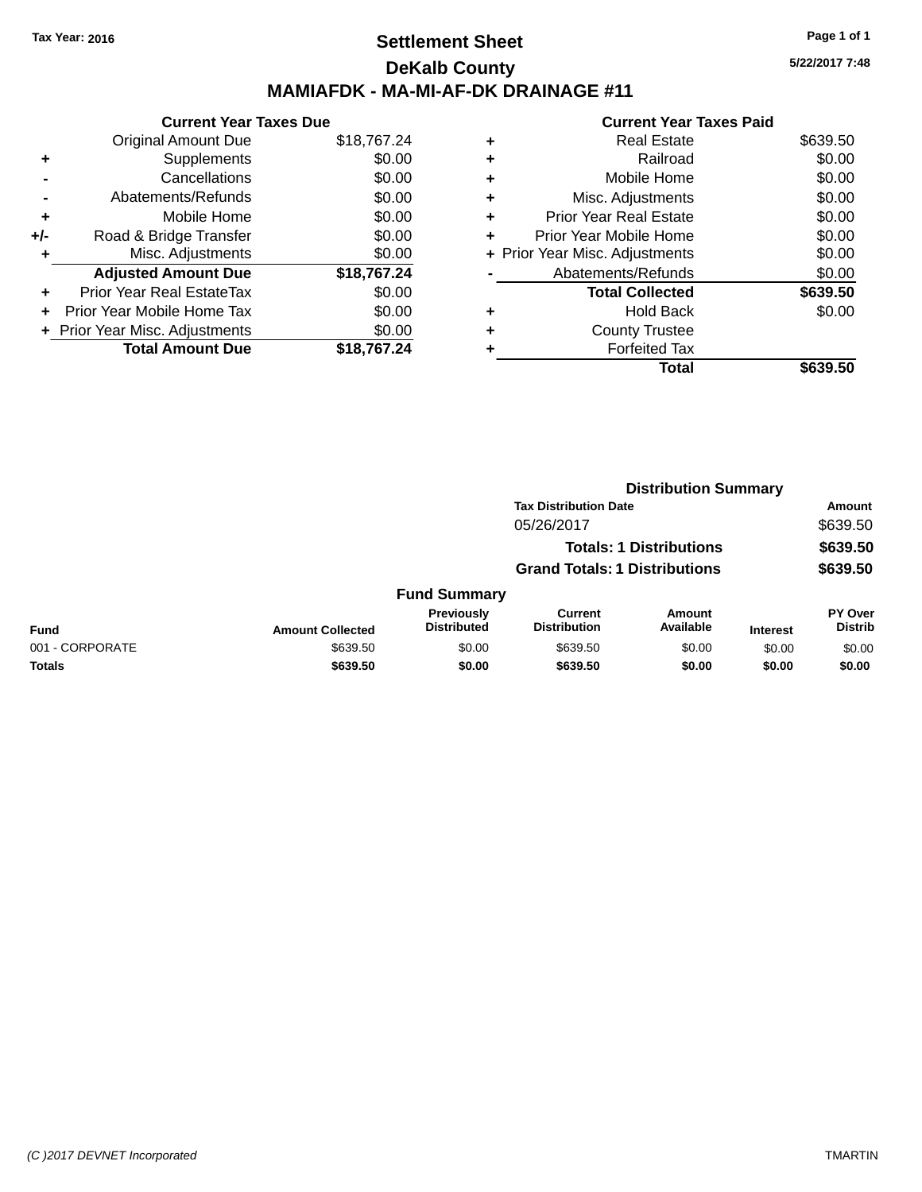Tax Year: 2016

# Settlement Sheet

## DeKalb County

## MAMIAFDK - MA-MI-AF-DK DRAINAGE #11

5/22/2017 7:48

### Current Year Taxes Due

| | | |
|---|---|---|
| | Original Amount Due | $18,767.24 |
| + | Supplements | $0.00 |
| - | Cancellations | $0.00 |
| - | Abatements/Refunds | $0.00 |
| + | Mobile Home | $0.00 |
| +/- | Road & Bridge Transfer | $0.00 |
| + | Misc. Adjustments | $0.00 |
| | **Adjusted Amount Due** | **$18,767.24** |
| + | Prior Year Real EstateTax | $0.00 |
| + | Prior Year Mobile Home Tax | $0.00 |
| + | Prior Year Misc. Adjustments | $0.00 |
| | **Total Amount Due** | **$18,767.24** |

### Current Year Taxes Paid

| | | |
|---|---|---|
| + | Real Estate | $639.50 |
| + | Railroad | $0.00 |
| + | Mobile Home | $0.00 |
| + | Misc. Adjustments | $0.00 |
| + | Prior Year Real Estate | $0.00 |
| + | Prior Year Mobile Home | $0.00 |
| + | Prior Year Misc. Adjustments | $0.00 |
| - | Abatements/Refunds | $0.00 |
| | **Total Collected** | **$639.50** |
| + | Hold Back | $0.00 |
| + | County Trustee | |
| + | Forfeited Tax | |
| | **Total** | **$639.50** |

### Distribution Summary

| Tax Distribution Date | Amount |
|---|---|
| 05/26/2017 | $639.50 |
| **Totals: 1 Distributions** | **$639.50** |
| **Grand Totals: 1 Distributions** | **$639.50** |

### Fund Summary

| Fund | Amount Collected | Previously Distributed | Current Distribution | Amount Available | Interest | PY Over Distrib |
|---|---|---|---|---|---|---|
| 001 - CORPORATE | $639.50 | $0.00 | $639.50 | $0.00 | $0.00 | $0.00 |
| **Totals** | **$639.50** | **$0.00** | **$639.50** | **$0.00** | **$0.00** | **$0.00** |

(C )2017 DEVNET Incorporated TMARTIN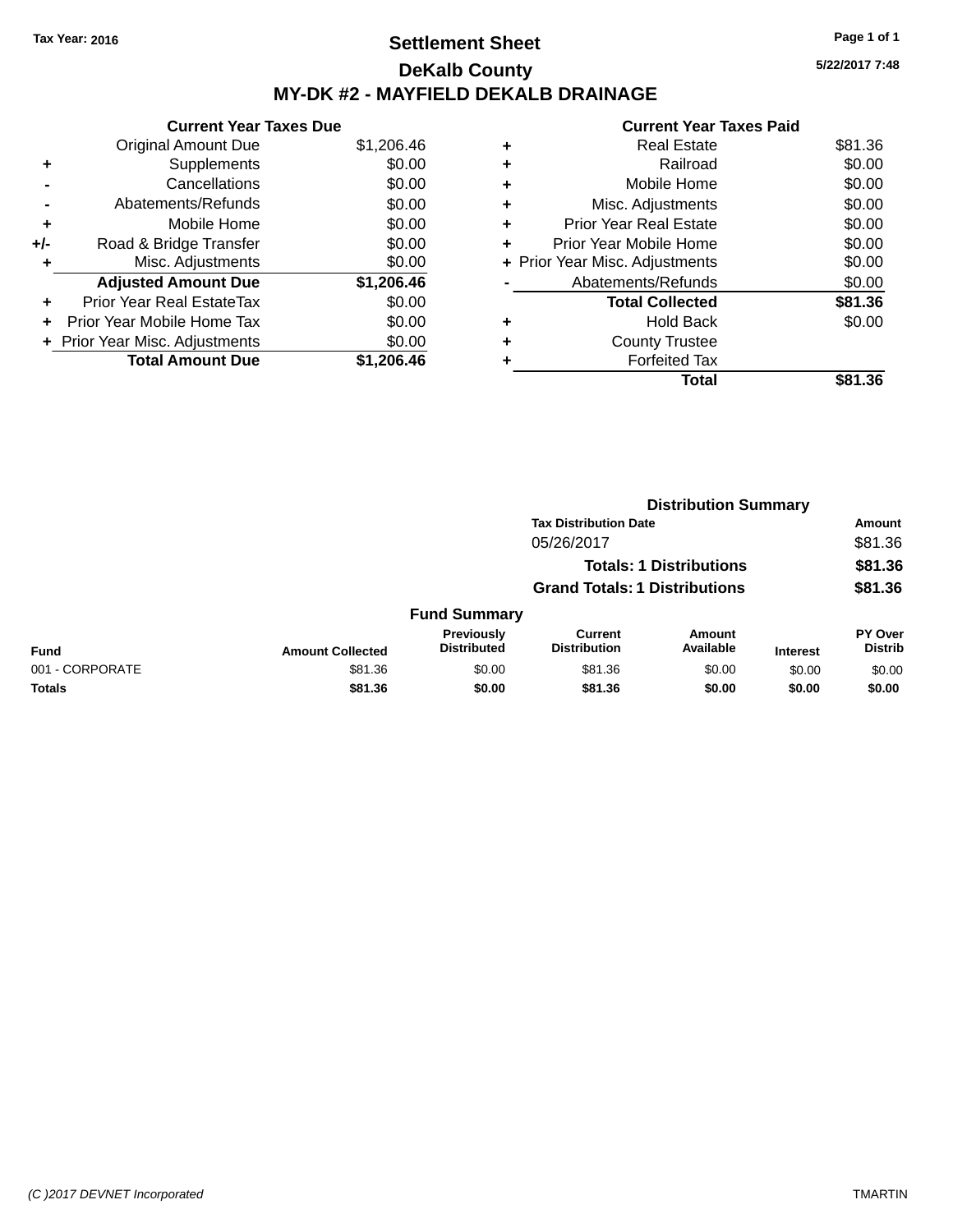Tax Year: 2016

# Settlement Sheet

## DeKalb County

## MY-DK #2 - MAYFIELD DEKALB DRAINAGE

5/22/2017 7:48

| | Current Year Taxes Due | |
|---|---|---|
| | Original Amount Due | $1,206.46 |
| + | Supplements | $0.00 |
| - | Cancellations | $0.00 |
| - | Abatements/Refunds | $0.00 |
| + | Mobile Home | $0.00 |
| +/- | Road & Bridge Transfer | $0.00 |
| + | Misc. Adjustments | $0.00 |
| | **Adjusted Amount Due** | **$1,206.46** |
| + | Prior Year Real EstateTax | $0.00 |
| + | Prior Year Mobile Home Tax | $0.00 |
| + | Prior Year Misc. Adjustments | $0.00 |
| | **Total Amount Due** | **$1,206.46** |

| | Current Year Taxes Paid | |
|---|---|---|
| + | Real Estate | $81.36 |
| + | Railroad | $0.00 |
| + | Mobile Home | $0.00 |
| + | Misc. Adjustments | $0.00 |
| + | Prior Year Real Estate | $0.00 |
| + | Prior Year Mobile Home | $0.00 |
| + | Prior Year Misc. Adjustments | $0.00 |
| - | Abatements/Refunds | $0.00 |
| | **Total Collected** | **$81.36** |
| + | Hold Back | $0.00 |
| + | County Trustee | |
| + | Forfeited Tax | |
| | **Total** | **$81.36** |

### Distribution Summary

| Tax Distribution Date | Amount |
|---|---|
| 05/26/2017 | $81.36 |
| **Totals: 1 Distributions** | **$81.36** |
| **Grand Totals: 1 Distributions** | **$81.36** |

### Fund Summary

| Fund | Amount Collected | Previously Distributed | Current Distribution | Amount Available | Interest | PY Over Distrib |
|---|---|---|---|---|---|---|
| 001 - CORPORATE | $81.36 | $0.00 | $81.36 | $0.00 | $0.00 | $0.00 |
| **Totals** | **$81.36** | **$0.00** | **$81.36** | **$0.00** | **$0.00** | **$0.00** |

(C )2017 DEVNET Incorporated TMARTIN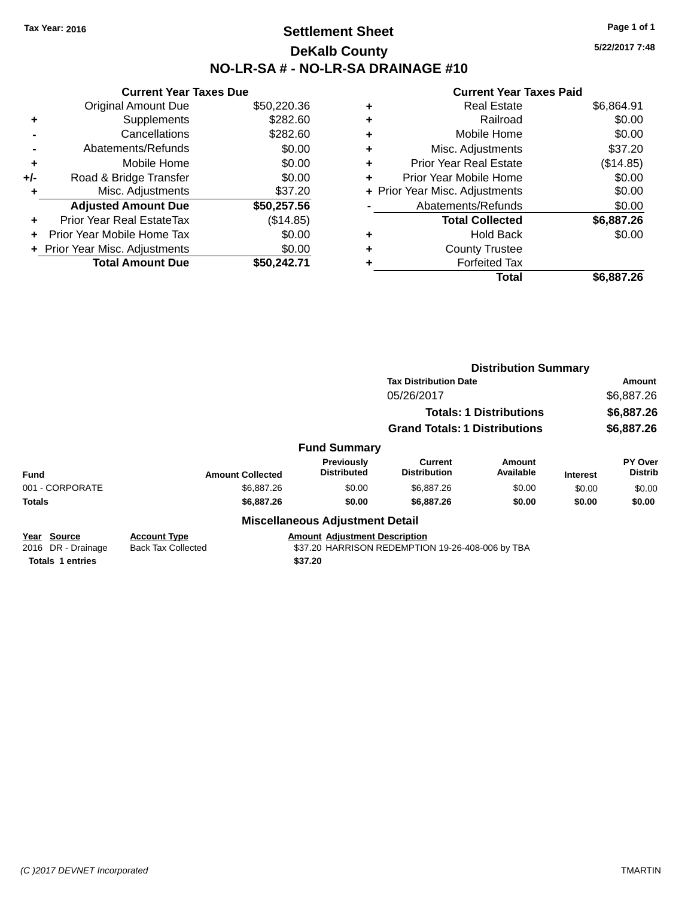**Tax Year: 2016**

# Settlement Sheet

## DeKalb County

## NO-LR-SA # - NO-LR-SA DRAINAGE #10

5/22/2017 7:48

### Current Year Taxes Due

| | | |
|---|---|---|
| | Original Amount Due | $50,220.36 |
| + | Supplements | $282.60 |
| - | Cancellations | $282.60 |
| - | Abatements/Refunds | $0.00 |
| + | Mobile Home | $0.00 |
| +/- | Road & Bridge Transfer | $0.00 |
| + | Misc. Adjustments | $37.20 |
| | **Adjusted Amount Due** | **$50,257.56** |
| + | Prior Year Real EstateTax | ($14.85) |
| + | Prior Year Mobile Home Tax | $0.00 |
| + | Prior Year Misc. Adjustments | $0.00 |
| | **Total Amount Due** | **$50,242.71** |

### Current Year Taxes Paid

| | | |
|---|---|---|
| + | Real Estate | $6,864.91 |
| + | Railroad | $0.00 |
| + | Mobile Home | $0.00 |
| + | Misc. Adjustments | $37.20 |
| + | Prior Year Real Estate | ($14.85) |
| + | Prior Year Mobile Home | $0.00 |
| + | Prior Year Misc. Adjustments | $0.00 |
| - | Abatements/Refunds | $0.00 |
| | **Total Collected** | **$6,887.26** |
| + | Hold Back | $0.00 |
| + | County Trustee | |
| + | Forfeited Tax | |
| | **Total** | **$6,887.26** |

### Distribution Summary

| Tax Distribution Date | Amount |
|---|---|
| 05/26/2017 | $6,887.26 |
| **Totals: 1 Distributions** | **$6,887.26** |
| **Grand Totals: 1 Distributions** | **$6,887.26** |

### Fund Summary

| Fund | Amount Collected | Previously Distributed | Current Distribution | Amount Available | Interest | PY Over Distrib |
|---|---|---|---|---|---|---|
| 001 - CORPORATE | $6,887.26 | $0.00 | $6,887.26 | $0.00 | $0.00 | $0.00 |
| **Totals** | **$6,887.26** | **$0.00** | **$6,887.26** | **$0.00** | **$0.00** | **$0.00** |

### Miscellaneous Adjustment Detail

| Year | Source | Account Type | Amount | Adjustment Description |
|---|---|---|---|---|
| 2016 | DR - Drainage | Back Tax Collected | $37.20 | HARRISON REDEMPTION 19-26-408-006 by TBA |
| **Totals** | **1 entries** | | **$37.20** | |

(C )2017 DEVNET Incorporated TMARTIN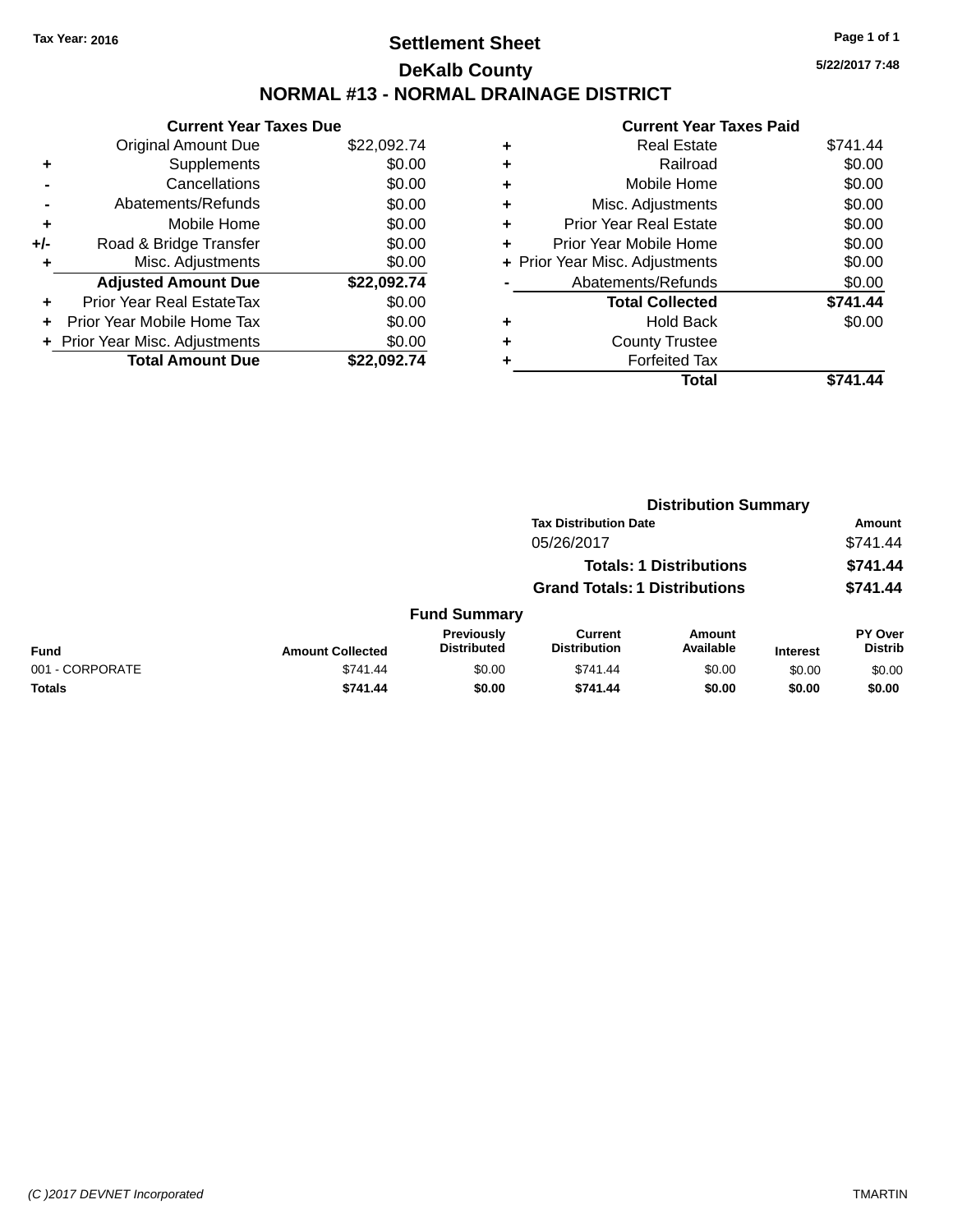Tax Year: 2016

# Settlement Sheet

## DeKalb County

## NORMAL #13 - NORMAL DRAINAGE DISTRICT

5/22/2017 7:48

**Current Year Taxes Due**

| | | |
|---|---|---|
| | Original Amount Due | $22,092.74 |
| + | Supplements | $0.00 |
| - | Cancellations | $0.00 |
| - | Abatements/Refunds | $0.00 |
| + | Mobile Home | $0.00 |
| +/- | Road & Bridge Transfer | $0.00 |
| + | Misc. Adjustments | $0.00 |
| | **Adjusted Amount Due** | **$22,092.74** |
| + | Prior Year Real EstateTax | $0.00 |
| + | Prior Year Mobile Home Tax | $0.00 |
| + | Prior Year Misc. Adjustments | $0.00 |
| | **Total Amount Due** | **$22,092.74** |

**Current Year Taxes Paid**

| | | |
|---|---|---|
| + | Real Estate | $741.44 |
| + | Railroad | $0.00 |
| + | Mobile Home | $0.00 |
| + | Misc. Adjustments | $0.00 |
| + | Prior Year Real Estate | $0.00 |
| + | Prior Year Mobile Home | $0.00 |
| + | Prior Year Misc. Adjustments | $0.00 |
| - | Abatements/Refunds | $0.00 |
| | **Total Collected** | **$741.44** |
| + | Hold Back | $0.00 |
| + | County Trustee | |
| + | Forfeited Tax | |
| | **Total** | **$741.44** |

**Distribution Summary**

| Tax Distribution Date | Amount |
|---|---|
| 05/26/2017 | $741.44 |
| **Totals: 1 Distributions** | **$741.44** |
| **Grand Totals: 1 Distributions** | **$741.44** |

**Fund Summary**

| Fund | Amount Collected | Previously Distributed | Current Distribution | Amount Available | Interest | PY Over Distrib |
|---|---|---|---|---|---|---|
| 001 - CORPORATE | $741.44 | $0.00 | $741.44 | $0.00 | $0.00 | $0.00 |
| **Totals** | **$741.44** | **$0.00** | **$741.44** | **$0.00** | **$0.00** | **$0.00** |

(C )2017 DEVNET Incorporated

TMARTIN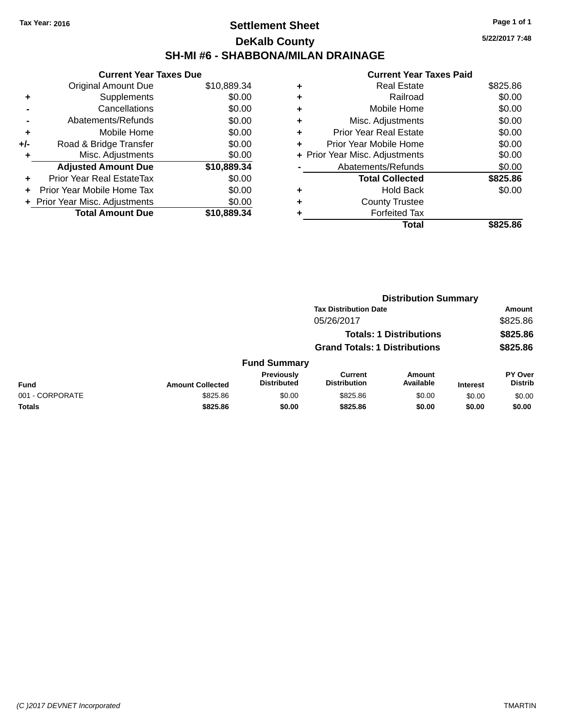Tax Year: 2016

# Settlement Sheet

## DeKalb County

## SH-MI #6 - SHABBONA/MILAN DRAINAGE

5/22/2017 7:48

### Current Year Taxes Due

| | | |
|---|---|---|
| | Original Amount Due | $10,889.34 |
| + | Supplements | $0.00 |
| - | Cancellations | $0.00 |
| - | Abatements/Refunds | $0.00 |
| + | Mobile Home | $0.00 |
| +/- | Road & Bridge Transfer | $0.00 |
| + | Misc. Adjustments | $0.00 |
| | **Adjusted Amount Due** | **$10,889.34** |
| + | Prior Year Real EstateTax | $0.00 |
| + | Prior Year Mobile Home Tax | $0.00 |
| + | Prior Year Misc. Adjustments | $0.00 |
| | **Total Amount Due** | **$10,889.34** |

### Current Year Taxes Paid

| | | |
|---|---|---|
| + | Real Estate | $825.86 |
| + | Railroad | $0.00 |
| + | Mobile Home | $0.00 |
| + | Misc. Adjustments | $0.00 |
| + | Prior Year Real Estate | $0.00 |
| + | Prior Year Mobile Home | $0.00 |
| + | Prior Year Misc. Adjustments | $0.00 |
| - | Abatements/Refunds | $0.00 |
| | **Total Collected** | **$825.86** |
| + | Hold Back | $0.00 |
| + | County Trustee | |
| + | Forfeited Tax | |
| | **Total** | **$825.86** |

### Distribution Summary

| Tax Distribution Date | Amount |
|---|---|
| 05/26/2017 | $825.86 |
| **Totals: 1 Distributions** | **$825.86** |
| **Grand Totals: 1 Distributions** | **$825.86** |

### Fund Summary

| Fund | Amount Collected | Previously Distributed | Current Distribution | Amount Available | Interest | PY Over Distrib |
|---|---|---|---|---|---|---|
| 001 - CORPORATE | $825.86 | $0.00 | $825.86 | $0.00 | $0.00 | $0.00 |
| **Totals** | **$825.86** | **$0.00** | **$825.86** | **$0.00** | **$0.00** | **$0.00** |

(C )2017 DEVNET Incorporated

TMARTIN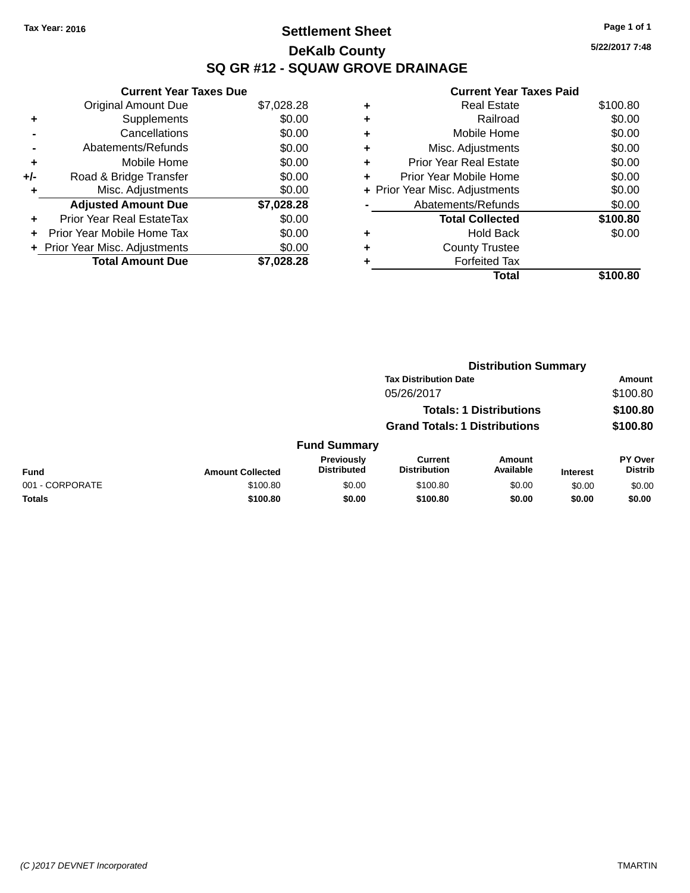Tax Year: 2016

# Settlement Sheet

## DeKalb County

## SQ GR #12 - SQUAW GROVE DRAINAGE

5/22/2017 7:48

### Current Year Taxes Due

| | | |
|---|---|---|
| | Original Amount Due | $7,028.28 |
| + | Supplements | $0.00 |
| - | Cancellations | $0.00 |
| - | Abatements/Refunds | $0.00 |
| + | Mobile Home | $0.00 |
| +/- | Road & Bridge Transfer | $0.00 |
| + | Misc. Adjustments | $0.00 |
| | **Adjusted Amount Due** | **$7,028.28** |
| + | Prior Year Real EstateTax | $0.00 |
| + | Prior Year Mobile Home Tax | $0.00 |
| + | Prior Year Misc. Adjustments | $0.00 |
| | **Total Amount Due** | **$7,028.28** |

### Current Year Taxes Paid

| | | |
|---|---|---|
| + | Real Estate | $100.80 |
| + | Railroad | $0.00 |
| + | Mobile Home | $0.00 |
| + | Misc. Adjustments | $0.00 |
| + | Prior Year Real Estate | $0.00 |
| + | Prior Year Mobile Home | $0.00 |
| + | Prior Year Misc. Adjustments | $0.00 |
| - | Abatements/Refunds | $0.00 |
| | **Total Collected** | **$100.80** |
| + | Hold Back | $0.00 |
| + | County Trustee | |
| + | Forfeited Tax | |
| | **Total** | **$100.80** |

### Distribution Summary

| Tax Distribution Date | Amount |
|---|---|
| 05/26/2017 | $100.80 |
| **Totals: 1 Distributions** | **$100.80** |
| **Grand Totals: 1 Distributions** | **$100.80** |

### Fund Summary

| Fund | Amount Collected | Previously Distributed | Current Distribution | Amount Available | Interest | PY Over Distrib |
|---|---|---|---|---|---|---|
| 001 - CORPORATE | $100.80 | $0.00 | $100.80 | $0.00 | $0.00 | $0.00 |
| **Totals** | **$100.80** | **$0.00** | **$100.80** | **$0.00** | **$0.00** | **$0.00** |

(C )2017 DEVNET Incorporated TMARTIN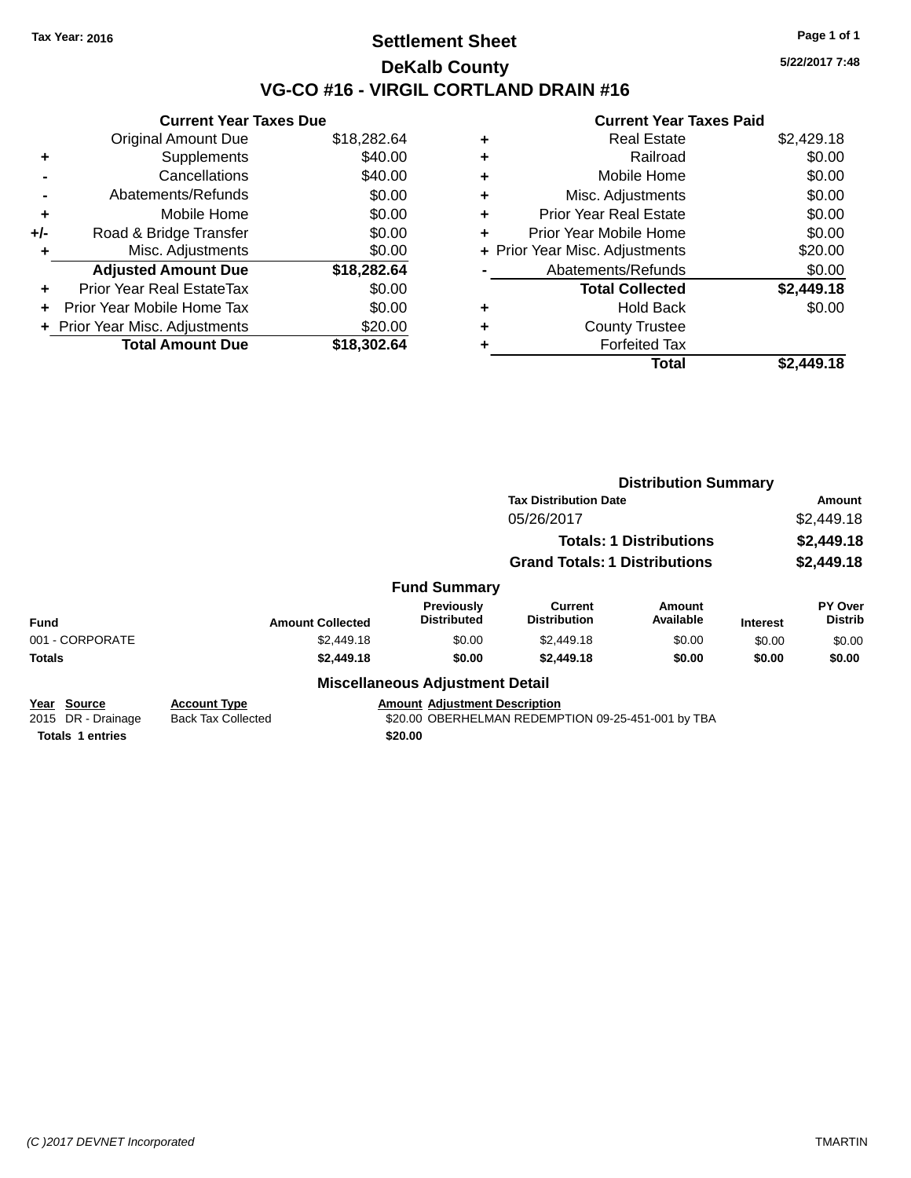Tax Year: 2016

# Settlement Sheet

## DeKalb County

## VG-CO #16 - VIRGIL CORTLAND DRAIN #16

5/22/2017 7:48

| | Current Year Taxes Due | |
|---|---|---|
| | Original Amount Due | $18,282.64 |
| + | Supplements | $40.00 |
| - | Cancellations | $40.00 |
| - | Abatements/Refunds | $0.00 |
| + | Mobile Home | $0.00 |
| +/- | Road & Bridge Transfer | $0.00 |
| + | Misc. Adjustments | $0.00 |
| | **Adjusted Amount Due** | **$18,282.64** |
| + | Prior Year Real EstateTax | $0.00 |
| + | Prior Year Mobile Home Tax | $0.00 |
| + | Prior Year Misc. Adjustments | $20.00 |
| | **Total Amount Due** | **$18,302.64** |

| | Current Year Taxes Paid | |
|---|---|---|
| + | Real Estate | $2,429.18 |
| + | Railroad | $0.00 |
| + | Mobile Home | $0.00 |
| + | Misc. Adjustments | $0.00 |
| + | Prior Year Real Estate | $0.00 |
| + | Prior Year Mobile Home | $0.00 |
| + | Prior Year Misc. Adjustments | $20.00 |
| - | Abatements/Refunds | $0.00 |
| | **Total Collected** | **$2,449.18** |
| + | Hold Back | $0.00 |
| + | County Trustee | |
| + | Forfeited Tax | |
| | **Total** | **$2,449.18** |

### Distribution Summary

| Tax Distribution Date | Amount |
|---|---|
| 05/26/2017 | $2,449.18 |
| **Totals: 1 Distributions** | **$2,449.18** |
| **Grand Totals: 1 Distributions** | **$2,449.18** |

### Fund Summary

| Fund | Amount Collected | Previously Distributed | Current Distribution | Amount Available | Interest | PY Over Distrib |
|---|---|---|---|---|---|---|
| 001 - CORPORATE | $2,449.18 | $0.00 | $2,449.18 | $0.00 | $0.00 | $0.00 |
| **Totals** | **$2,449.18** | **$0.00** | **$2,449.18** | **$0.00** | **$0.00** | **$0.00** |

### Miscellaneous Adjustment Detail

| Year | Source | Account Type | Amount | Adjustment Description |
|---|---|---|---|---|
| 2015 | DR - Drainage | Back Tax Collected | $20.00 | OBERHELMAN REDEMPTION 09-25-451-001 by TBA |
| **Totals** | **1 entries** | | **$20.00** | |

(C )2017 DEVNET Incorporated TMARTIN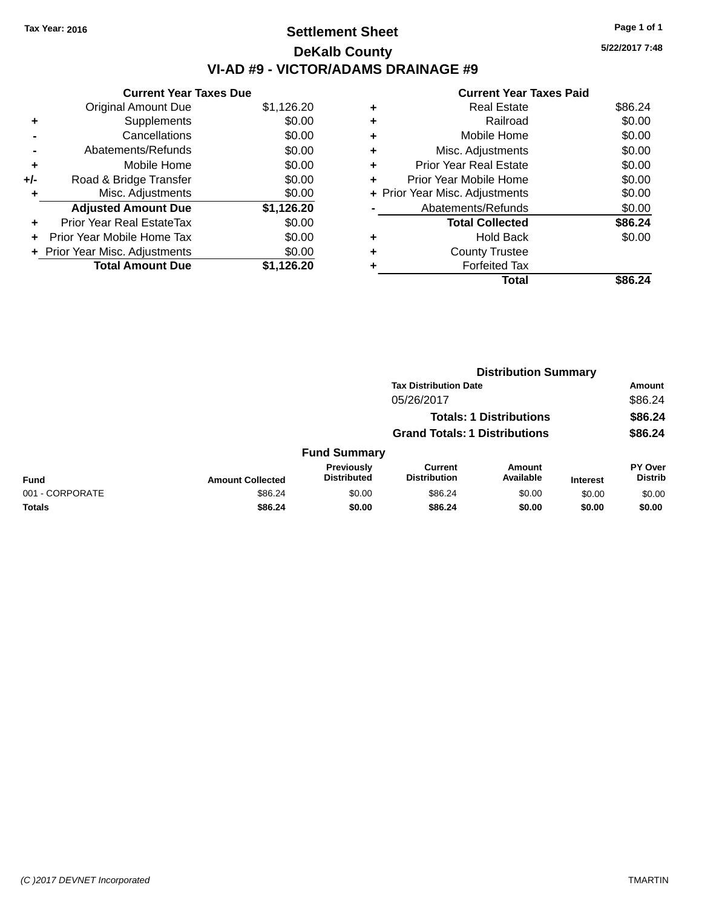Tax Year: 2016

# Settlement Sheet

## DeKalb County

## VI-AD #9 - VICTOR/ADAMS DRAINAGE #9

5/22/2017 7:48

### Current Year Taxes Due

| | | |
|---|---|---|
| | Original Amount Due | $1,126.20 |
| + | Supplements | $0.00 |
| - | Cancellations | $0.00 |
| - | Abatements/Refunds | $0.00 |
| + | Mobile Home | $0.00 |
| +/- | Road & Bridge Transfer | $0.00 |
| + | Misc. Adjustments | $0.00 |
| | **Adjusted Amount Due** | **$1,126.20** |
| + | Prior Year Real EstateTax | $0.00 |
| + | Prior Year Mobile Home Tax | $0.00 |
| + | Prior Year Misc. Adjustments | $0.00 |
| | **Total Amount Due** | **$1,126.20** |

### Current Year Taxes Paid

| | | |
|---|---|---|
| + | Real Estate | $86.24 |
| + | Railroad | $0.00 |
| + | Mobile Home | $0.00 |
| + | Misc. Adjustments | $0.00 |
| + | Prior Year Real Estate | $0.00 |
| + | Prior Year Mobile Home | $0.00 |
| + | Prior Year Misc. Adjustments | $0.00 |
| - | Abatements/Refunds | $0.00 |
| | **Total Collected** | **$86.24** |
| + | Hold Back | $0.00 |
| + | County Trustee | |
| + | Forfeited Tax | |
| | **Total** | **$86.24** |

### Distribution Summary

| Tax Distribution Date | Amount |
|---|---|
| 05/26/2017 | $86.24 |
| **Totals: 1 Distributions** | **$86.24** |
| **Grand Totals: 1 Distributions** | **$86.24** |

### Fund Summary

| Fund | Amount Collected | Previously Distributed | Current Distribution | Amount Available | Interest | PY Over Distrib |
|---|---|---|---|---|---|---|
| 001 - CORPORATE | $86.24 | $0.00 | $86.24 | $0.00 | $0.00 | $0.00 |
| **Totals** | **$86.24** | **$0.00** | **$86.24** | **$0.00** | **$0.00** | **$0.00** |

(C )2017 DEVNET Incorporated TMARTIN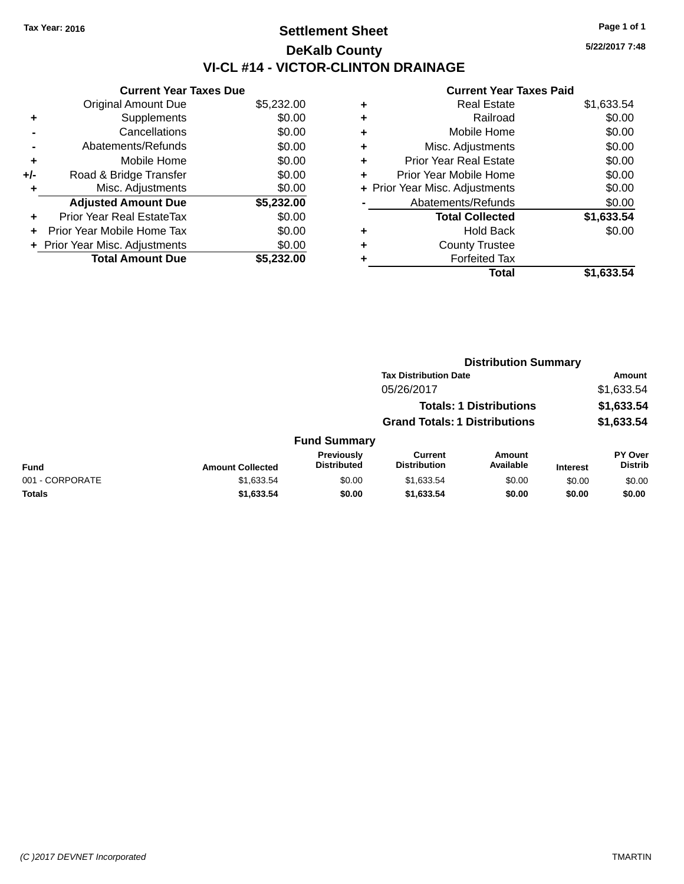Tax Year: 2016

# Settlement Sheet

## DeKalb County

## VI-CL #14 - VICTOR-CLINTON DRAINAGE

5/22/2017 7:48

### Current Year Taxes Due

| | | |
|---|---|---|
| | Original Amount Due | $5,232.00 |
| + | Supplements | $0.00 |
| - | Cancellations | $0.00 |
| - | Abatements/Refunds | $0.00 |
| + | Mobile Home | $0.00 |
| +/- | Road & Bridge Transfer | $0.00 |
| + | Misc. Adjustments | $0.00 |
| | **Adjusted Amount Due** | **$5,232.00** |
| + | Prior Year Real EstateTax | $0.00 |
| + | Prior Year Mobile Home Tax | $0.00 |
| + | Prior Year Misc. Adjustments | $0.00 |
| | **Total Amount Due** | **$5,232.00** |

### Current Year Taxes Paid

| | | |
|---|---|---|
| + | Real Estate | $1,633.54 |
| + | Railroad | $0.00 |
| + | Mobile Home | $0.00 |
| + | Misc. Adjustments | $0.00 |
| + | Prior Year Real Estate | $0.00 |
| + | Prior Year Mobile Home | $0.00 |
| + | Prior Year Misc. Adjustments | $0.00 |
| - | Abatements/Refunds | $0.00 |
| | **Total Collected** | **$1,633.54** |
| + | Hold Back | $0.00 |
| + | County Trustee | |
| + | Forfeited Tax | |
| | **Total** | **$1,633.54** |

### Distribution Summary

| Tax Distribution Date | Amount |
|---|---|
| 05/26/2017 | $1,633.54 |
| **Totals: 1 Distributions** | **$1,633.54** |
| **Grand Totals: 1 Distributions** | **$1,633.54** |

### Fund Summary

| Fund | Amount Collected | Previously Distributed | Current Distribution | Amount Available | Interest | PY Over Distrib |
|---|---|---|---|---|---|---|
| 001 - CORPORATE | $1,633.54 | $0.00 | $1,633.54 | $0.00 | $0.00 | $0.00 |
| **Totals** | **$1,633.54** | **$0.00** | **$1,633.54** | **$0.00** | **$0.00** | **$0.00** |

(C )2017 DEVNET Incorporated — TMARTIN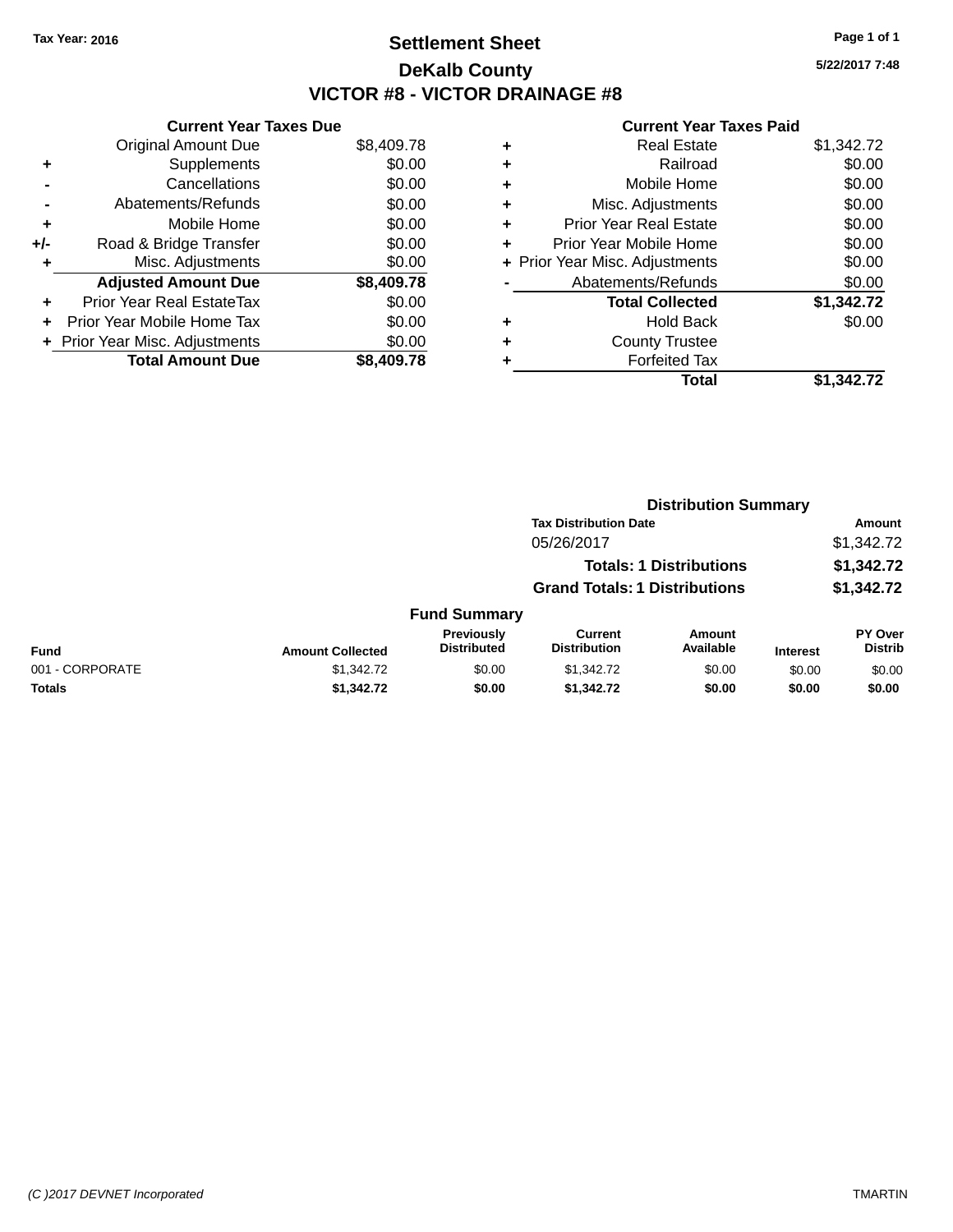Tax Year: 2016

# Settlement Sheet

## DeKalb County

## VICTOR #8 - VICTOR DRAINAGE #8

5/22/2017 7:48

### Current Year Taxes Due

| | | |
|---|---|---|
| | Original Amount Due | $8,409.78 |
| + | Supplements | $0.00 |
| - | Cancellations | $0.00 |
| - | Abatements/Refunds | $0.00 |
| + | Mobile Home | $0.00 |
| +/- | Road & Bridge Transfer | $0.00 |
| + | Misc. Adjustments | $0.00 |
| | **Adjusted Amount Due** | **$8,409.78** |
| + | Prior Year Real EstateTax | $0.00 |
| + | Prior Year Mobile Home Tax | $0.00 |
| + | Prior Year Misc. Adjustments | $0.00 |
| | **Total Amount Due** | **$8,409.78** |

### Current Year Taxes Paid

| | | |
|---|---|---|
| + | Real Estate | $1,342.72 |
| + | Railroad | $0.00 |
| + | Mobile Home | $0.00 |
| + | Misc. Adjustments | $0.00 |
| + | Prior Year Real Estate | $0.00 |
| + | Prior Year Mobile Home | $0.00 |
| + | Prior Year Misc. Adjustments | $0.00 |
| - | Abatements/Refunds | $0.00 |
| | **Total Collected** | **$1,342.72** |
| + | Hold Back | $0.00 |
| + | County Trustee | |
| + | Forfeited Tax | |
| | **Total** | **$1,342.72** |

### Distribution Summary

| Tax Distribution Date | Amount |
|---|---|
| 05/26/2017 | $1,342.72 |
| **Totals: 1 Distributions** | **$1,342.72** |
| **Grand Totals: 1 Distributions** | **$1,342.72** |

### Fund Summary

| Fund | Amount Collected | Previously Distributed | Current Distribution | Amount Available | Interest | PY Over Distrib |
|---|---|---|---|---|---|---|
| 001 - CORPORATE | $1,342.72 | $0.00 | $1,342.72 | $0.00 | $0.00 | $0.00 |
| **Totals** | **$1,342.72** | **$0.00** | **$1,342.72** | **$0.00** | **$0.00** | **$0.00** |

(C )2017 DEVNET Incorporated

TMARTIN